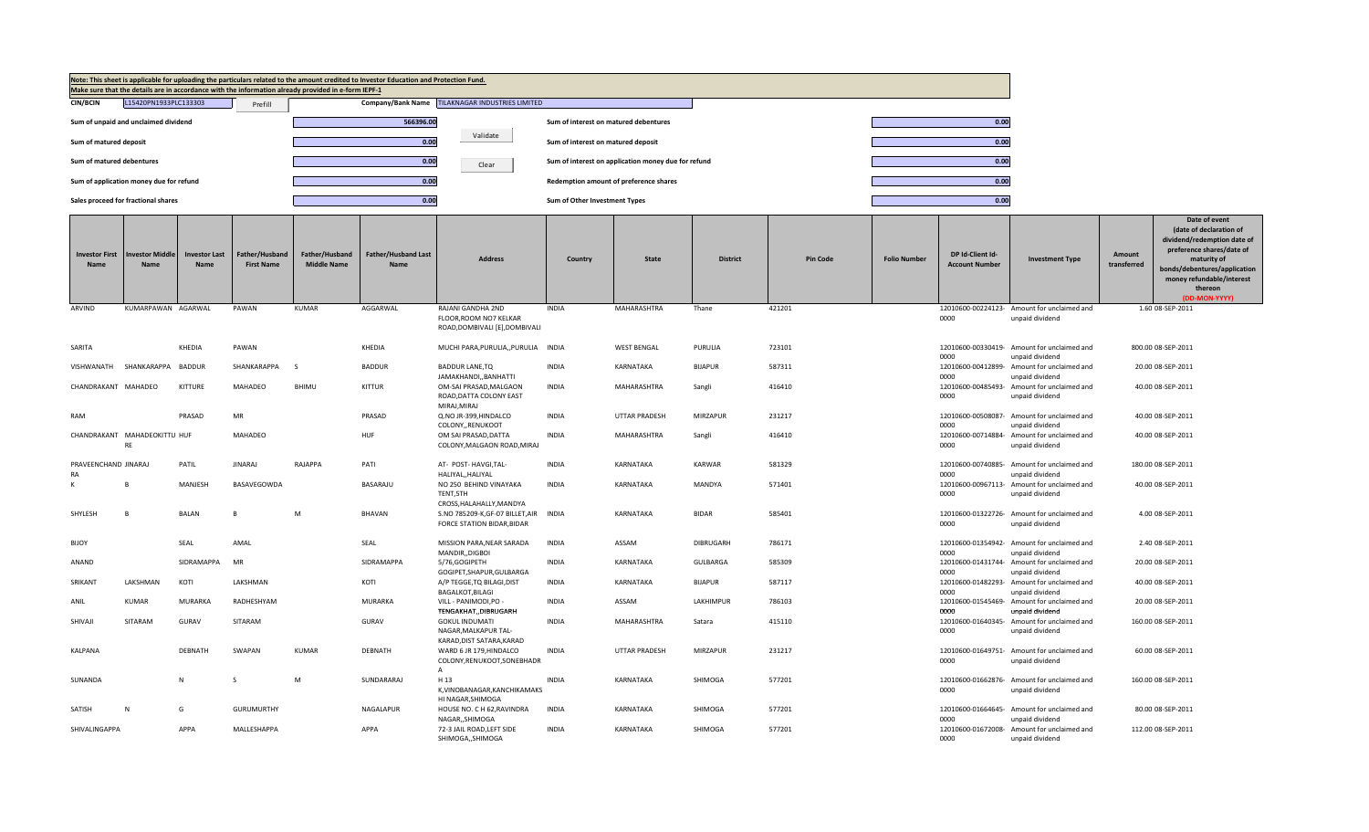**Note: This sheet is applicable for uploading the particulars related to the amount credited to Investor Education and Protection Fund.**
**Make sure that the details are in accordance with the information already provided in e-form IEPF-1**

| | | | |
|---|---|---|---|
| **CIN/BCIN** | L15420PN1933PLC133303 | **Company/Bank Name** | TILAKNAGAR INDUSTRIES LIMITED |
| **Sum of unpaid and unclaimed dividend** | 566396.00 | **Sum of interest on matured debentures** | 0.00 |
| **Sum of matured deposit** | 0.00 | **Sum of interest on matured deposit** | 0.00 |
| **Sum of matured debentures** | 0.00 | **Sum of interest on application money due for refund** | 0.00 |
| **Sum of application money due for refund** | 0.00 | **Redemption amount of preference shares** | 0.00 |
| **Sales proceed for fractional shares** | 0.00 | **Sum of Other Investment Types** | 0.00 |

| Investor First Name | Investor Middle Name | Investor Last Name | Father/Husband First Name | Father/Husband Middle Name | Father/Husband Last Name | Address | Country | State | District | Pin Code | Folio Number | DP Id-Client Id-Account Number | Investment Type | Amount transferred | Date of event (date of declaration of dividend/redemption date of preference shares/date of maturity of bonds/debentures/application money refundable/interest thereon (DD-MON-YYYY) |
|---|---|---|---|---|---|---|---|---|---|---|---|---|---|---|---|
| ARVIND | KUMARPAWAN | AGARWAL | PAWAN | KUMAR | AGGARWAL | RAJANI GANDHA 2ND FLOOR,ROOM NO7 KELKAR ROAD,DOMBIVALI [E],DOMBIVALI | INDIA | MAHARASHTRA | Thane | 421201 | | 12010600-00224123-0000 | Amount for unclaimed and unpaid dividend | 1.60 | 08-SEP-2011 |
| SARITA | | KHEDIA | PAWAN | | KHEDIA | MUCHI PARA,PURULIA,,PURULIA | INDIA | WEST BENGAL | PURULIA | 723101 | | 12010600-00330419-0000 | Amount for unclaimed and unpaid dividend | 800.00 | 08-SEP-2011 |
| VISHWANATH | SHANKARAPPA | BADDUR | SHANKARAPPA | S | BADDUR | BADDUR LANE,TQ JAMAKHANDI,,BANHATTI | INDIA | KARNATAKA | BIJAPUR | 587311 | | 12010600-00412899-0000 | Amount for unclaimed and unpaid dividend | 20.00 | 08-SEP-2011 |
| CHANDRAKANT | MAHADEO | KITTURE | MAHADEO | BHIMU | KITTUR | OM-SAI PRASAD,MALGAON ROAD,DATTA COLONY EAST MIRAJ,MIRAJ | INDIA | MAHARASHTRA | Sangli | 416410 | | 12010600-00485493-0000 | Amount for unclaimed and unpaid dividend | 40.00 | 08-SEP-2011 |
| RAM | | PRASAD | MR | | PRASAD | Q.NO JR-399,HINDALCO COLONY,,RENUKOOT | INDIA | UTTAR PRADESH | MIRZAPUR | 231217 | | 12010600-00508087-0000 | Amount for unclaimed and unpaid dividend | 40.00 | 08-SEP-2011 |
| CHANDRAKANT | MAHADEOKITTURE | HUF | MAHADEO | | HUF | OM SAI PRASAD,DATTA COLONY,MALGAON ROAD,MIRAJ | INDIA | MAHARASHTRA | Sangli | 416410 | | 12010600-00714884-0000 | Amount for unclaimed and unpaid dividend | 40.00 | 08-SEP-2011 |
| PRAVEENCHANDRA | JINARAJ | PATIL | JINARAJ | RAJAPPA | PATI | AT- POST- HAVGI,TAL-HALIYAL,,HALIYAL | INDIA | KARNATAKA | KARWAR | 581329 | | 12010600-00740885-0000 | Amount for unclaimed and unpaid dividend | 180.00 | 08-SEP-2011 |
| K | B | MANJESH | BASAVEGOWDA | | BASARAJU | NO 250 BEHIND VINAYAKA TENT,5TH CROSS,HALAHALLY,MANDYA | INDIA | KARNATAKA | MANDYA | 571401 | | 12010600-00967113-0000 | Amount for unclaimed and unpaid dividend | 40.00 | 08-SEP-2011 |
| SHYLESH | B | BALAN | B | M | BHAVAN | S.NO 785209-K,GF-07 BILLET,AIR FORCE STATION BIDAR,BIDAR | INDIA | KARNATAKA | BIDAR | 585401 | | 12010600-01322726-0000 | Amount for unclaimed and unpaid dividend | 4.00 | 08-SEP-2011 |
| BIJOY | | SEAL | AMAL | | SEAL | MISSION PARA,NEAR SARADA MANDIR,,DIGBOI | INDIA | ASSAM | DIBRUGARH | 786171 | | 12010600-01354942-0000 | Amount for unclaimed and unpaid dividend | 2.40 | 08-SEP-2011 |
| ANAND | | SIDRAMAPPA | MR | | SIDRAMAPPA | 5/76,GOGIPETH GOGIPET,SHAPUR,GULBARGA | INDIA | KARNATAKA | GULBARGA | 585309 | | 12010600-01431744-0000 | Amount for unclaimed and unpaid dividend | 20.00 | 08-SEP-2011 |
| SRIKANT | LAKSHMAN | KOTI | LAKSHMAN | | KOTI | A/P TEGGE,TQ BILAGI,DIST BAGALKOT,BILAGI | INDIA | KARNATAKA | BIJAPUR | 587117 | | 12010600-01482293-0000 | Amount for unclaimed and unpaid dividend | 40.00 | 08-SEP-2011 |
| ANIL | KUMAR | MURARKA | RADHESHYAM | | MURARKA | VILL - PANIMODI,PO - TENGAKHAT,,DIBRUGARH | INDIA | ASSAM | LAKHIMPUR | 786103 | | 12010600-01545469-0000 | Amount for unclaimed and unpaid dividend | 20.00 | 08-SEP-2011 |
| SHIVAJI | SITARAM | GURAV | SITARAM | | GURAV | GOKUL INDUMATI NAGAR,MALKAPUR TAL-KARAD,DIST SATARA,KARAD | INDIA | MAHARASHTRA | Satara | 415110 | | 12010600-01640345-0000 | Amount for unclaimed and unpaid dividend | 160.00 | 08-SEP-2011 |
| KALPANA | | DEBNATH | SWAPAN | KUMAR | DEBNATH | WARD 6 JR 179,HINDALCO COLONY,RENUKOOT,SONEBHADRA | INDIA | UTTAR PRADESH | MIRZAPUR | 231217 | | 12010600-01649751-0000 | Amount for unclaimed and unpaid dividend | 60.00 | 08-SEP-2011 |
| SUNANDA | | N | S | M | SUNDARARAJ | H 13 K,VINOBANAGAR,KANCHIKAMAKSHI NAGAR,SHIMOGA | INDIA | KARNATAKA | SHIMOGA | 577201 | | 12010600-01662876-0000 | Amount for unclaimed and unpaid dividend | 160.00 | 08-SEP-2011 |
| SATISH | N | G | GURUMURTHY | | NAGALAPUR | HOUSE NO. C H 62,RAVINDRA NAGAR,,SHIMOGA | INDIA | KARNATAKA | SHIMOGA | 577201 | | 12010600-01664645-0000 | Amount for unclaimed and unpaid dividend | 80.00 | 08-SEP-2011 |
| SHIVALINGAPPA | | APPA | MALLESHAPPA | | APPA | 72-3 JAIL ROAD,LEFT SIDE SHIMOGA,,SHIMOGA | INDIA | KARNATAKA | SHIMOGA | 577201 | | 12010600-01672008-0000 | Amount for unclaimed and unpaid dividend | 112.00 | 08-SEP-2011 |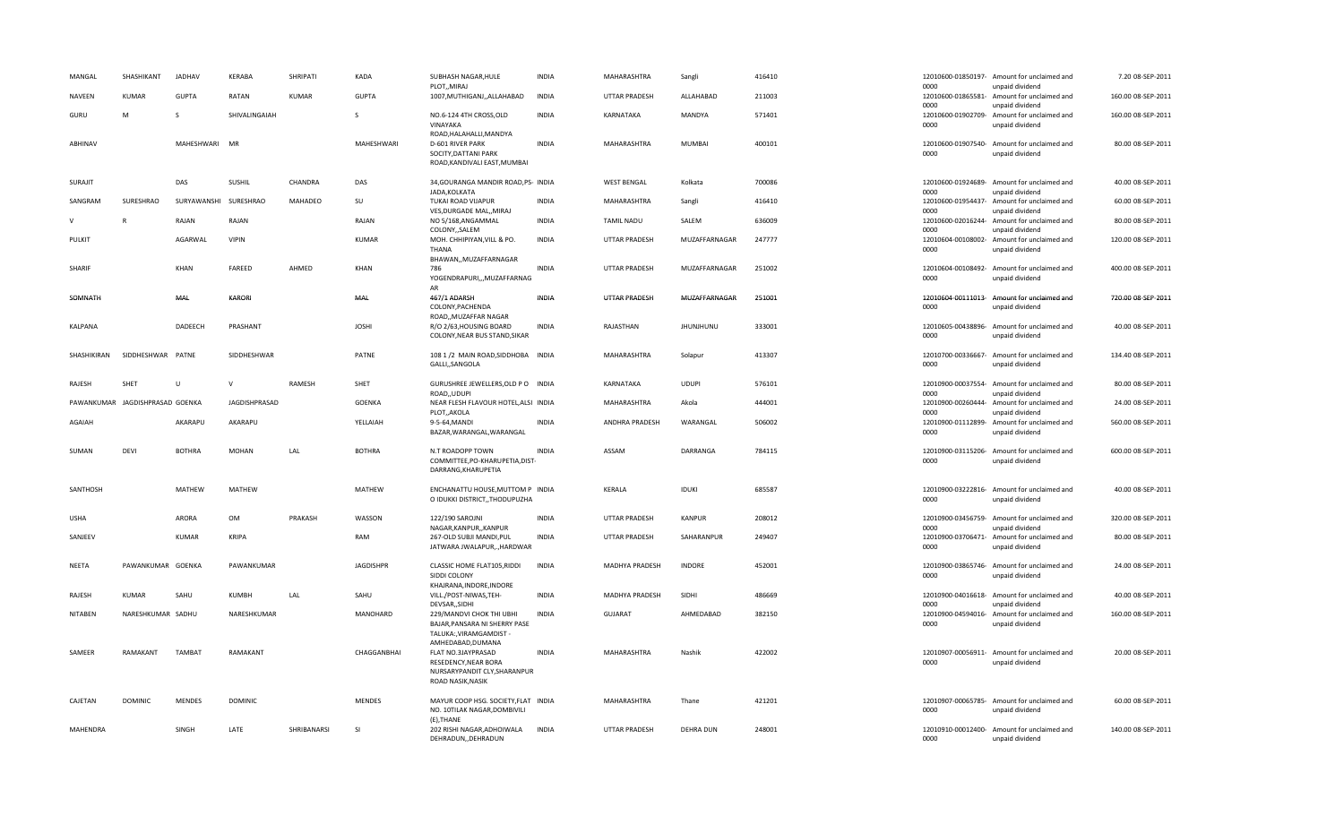| MANGAL | SHASHIKANT | JADHAV | KERABA | SHRIPATI | KADA | SUBHASH NAGAR,HULE PLOT,,MIRAJ | INDIA | MAHARASHTRA | Sangli | 416410 | | | 12010600-01850197-0000 | Amount for unclaimed and unpaid dividend | 7.20 | 08-SEP-2011 |
|---|---|---|---|---|---|---|---|---|---|---|---|---|---|---|---|---|
| NAVEEN | KUMAR | GUPTA | RATAN | KUMAR | GUPTA | 1007,MUTHIGANJ,,ALLAHABAD | INDIA | UTTAR PRADESH | ALLAHABAD | 211003 | | | 12010600-01865581-0000 | Amount for unclaimed and unpaid dividend | 160.00 | 08-SEP-2011 |
| GURU | M | S | SHIVALINGAIAH | | S | NO.6-124 4TH CROSS,OLD VINAYAKA ROAD,HALAHALLI,MANDYA | INDIA | KARNATAKA | MANDYA | 571401 | | | 12010600-01902709-0000 | Amount for unclaimed and unpaid dividend | 160.00 | 08-SEP-2011 |
| ABHINAV | | MAHESHWARI | MR | | MAHESHWARI | D-601 RIVER PARK SOCITY,DATTANI PARK ROAD,KANDIVALI EAST,MUMBAI | INDIA | MAHARASHTRA | MUMBAI | 400101 | | | 12010600-01907540-0000 | Amount for unclaimed and unpaid dividend | 80.00 | 08-SEP-2011 |
| SURAJIT | | DAS | SUSHIL | CHANDRA | DAS | 34,GOURANGA MANDIR ROAD,PS-JADA,KOLKATA | INDIA | WEST BENGAL | Kolkata | 700086 | | | 12010600-01924689-0000 | Amount for unclaimed and unpaid dividend | 40.00 | 08-SEP-2011 |
| SANGRAM | SURESHRAO | SURYAWANSHI | SURESHRAO | MAHADEO | SU | TUKAI ROAD VIJAPUR VES,DURGADE MAL,,MIRAJ | INDIA | MAHARASHTRA | Sangli | 416410 | | | 12010600-01954437-0000 | Amount for unclaimed and unpaid dividend | 60.00 | 08-SEP-2011 |
| V | R | RAJAN | RAJAN | | RAJAN | NO 5/168,ANGAMMAL COLONY,,SALEM | INDIA | TAMIL NADU | SALEM | 636009 | | | 12010600-02016244-0000 | Amount for unclaimed and unpaid dividend | 80.00 | 08-SEP-2011 |
| PULKIT | | AGARWAL | VIPIN | | KUMAR | MOH. CHHIPIYAN,VILL & PO. THANA BHAWAN,,MUZAFFARNAGAR | INDIA | UTTAR PRADESH | MUZAFFARNAGAR | 247777 | | | 12010604-00108002-0000 | Amount for unclaimed and unpaid dividend | 120.00 | 08-SEP-2011 |
| SHARIF | | KHAN | FAREED | AHMED | KHAN | 786 YOGENDRAPURI,,,MUZAFFARNAGAR | INDIA | UTTAR PRADESH | MUZAFFARNAGAR | 251002 | | | 12010604-00108492-0000 | Amount for unclaimed and unpaid dividend | 400.00 | 08-SEP-2011 |
| SOMNATH | | MAL | KARORI | | MAL | 467/1 ADARSH COLONY,PACHENDA ROAD,,MUZAFFAR NAGAR | INDIA | UTTAR PRADESH | MUZAFFARNAGAR | 251001 | | | 12010604-00111013-0000 | Amount for unclaimed and unpaid dividend | 720.00 | 08-SEP-2011 |
| KALPANA | | DADEECH | PRASHANT | | JOSHI | R/O 2/63,HOUSING BOARD COLONY,NEAR BUS STAND,SIKAR | INDIA | RAJASTHAN | JHUNJHUNU | 333001 | | | 12010605-00438896-0000 | Amount for unclaimed and unpaid dividend | 40.00 | 08-SEP-2011 |
| SHASHIKIRAN | SIDDHESHWAR | PATNE | SIDDHESHWAR | | PATNE | 108 1 /2 MAIN ROAD,SIDDHOBA GALLI,,SANGOLA | INDIA | MAHARASHTRA | Solapur | 413307 | | | 12010700-00336667-0000 | Amount for unclaimed and unpaid dividend | 134.40 | 08-SEP-2011 |
| RAJESH | SHET | U | V | RAMESH | SHET | GURUSHREE JEWELLERS,OLD P O ROAD,,UDUPI | INDIA | KARNATAKA | UDUPI | 576101 | | | 12010900-00037554-0000 | Amount for unclaimed and unpaid dividend | 80.00 | 08-SEP-2011 |
| PAWANKUMAR | JAGDISHPRASAD | GOENKA | JAGDISHPRASAD | | GOENKA | NEAR FLESH FLAVOUR HOTEL,ALSI PLOT,,AKOLA | INDIA | MAHARASHTRA | Akola | 444001 | | | 12010900-00260444-0000 | Amount for unclaimed and unpaid dividend | 24.00 | 08-SEP-2011 |
| AGAIAH | | AKARAPU | AKARAPU | | YELLAIAH | 9-5-64,MANDI BAZAR,WARANGAL,WARANGAL | INDIA | ANDHRA PRADESH | WARANGAL | 506002 | | | 12010900-01112899-0000 | Amount for unclaimed and unpaid dividend | 560.00 | 08-SEP-2011 |
| SUMAN | DEVI | BOTHRA | MOHAN | LAL | BOTHRA | N.T ROADOPP TOWN COMMITTEE,PO-KHARUPETIA,DIST-DARRANG,KHARUPETIA | INDIA | ASSAM | DARRANGA | 784115 | | | 12010900-03115206-0000 | Amount for unclaimed and unpaid dividend | 600.00 | 08-SEP-2011 |
| SANTHOSH | | MATHEW | MATHEW | | MATHEW | ENCHANATTU HOUSE,MUTTOM P O IDUKKI DISTRICT,,THODUPUZHA | INDIA | KERALA | IDUKI | 685587 | | | 12010900-03222816-0000 | Amount for unclaimed and unpaid dividend | 40.00 | 08-SEP-2011 |
| USHA | | ARORA | OM | PRAKASH | WASSON | 122/190 SAROJNI NAGAR,KANPUR,,KANPUR | INDIA | UTTAR PRADESH | KANPUR | 208012 | | | 12010900-03456759-0000 | Amount for unclaimed and unpaid dividend | 320.00 | 08-SEP-2011 |
| SANJEEV | | KUMAR | KRIPA | | RAM | 267-OLD SUBJI MANDI,PUL JATWARA JWALAPUR,,,HARDWAR | INDIA | UTTAR PRADESH | SAHARANPUR | 249407 | | | 12010900-03706471-0000 | Amount for unclaimed and unpaid dividend | 80.00 | 08-SEP-2011 |
| NEETA | PAWANKUMAR | GOENKA | PAWANKUMAR | | JAGDISHPR | CLASSIC HOME FLAT105,RIDDI SIDDI COLONY KHAJRANA,INDORE,INDORE | INDIA | MADHYA PRADESH | INDORE | 452001 | | | 12010900-03865746-0000 | Amount for unclaimed and unpaid dividend | 24.00 | 08-SEP-2011 |
| RAJESH | KUMAR | SAHU | KUMBH | LAL | SAHU | VILL./POST-NIWAS,TEH-DEVSAR,,SIDHI | INDIA | MADHYA PRADESH | SIDHI | 486669 | | | 12010900-04016618-0000 | Amount for unclaimed and unpaid dividend | 40.00 | 08-SEP-2011 |
| NITABEN | NARESHKUMAR | SADHU | NARESHKUMAR | | MANOHARD | 229/MANDVI CHOK THI UBHI BAJAR,PANSARA NI SHERRY PASE TALUKA:,VIRAMGAMDIST - AHMEDABAD,DUMANA | INDIA | GUJARAT | AHMEDABAD | 382150 | | | 12010900-04594016-0000 | Amount for unclaimed and unpaid dividend | 160.00 | 08-SEP-2011 |
| SAMEER | RAMAKANT | TAMBAT | RAMAKANT | | CHAGGANBHAI | FLAT NO.3JAYPRASAD RESEDENCY,NEAR BORA NURSARYPANDIT CLY,SHARANPUR ROAD NASIK,NASIK | INDIA | MAHARASHTRA | Nashik | 422002 | | | 12010907-00056911-0000 | Amount for unclaimed and unpaid dividend | 20.00 | 08-SEP-2011 |
| CAJETAN | DOMINIC | MENDES | DOMINIC | | MENDES | MAYUR COOP HSG. SOCIETY,FLAT NO. 10TILAK NAGAR,DOMBIVILI (E),THANE | INDIA | MAHARASHTRA | Thane | 421201 | | | 12010907-00065785-0000 | Amount for unclaimed and unpaid dividend | 60.00 | 08-SEP-2011 |
| MAHENDRA | | SINGH | LATE | SHRIBANARSI | SI | 202 RISHI NAGAR,ADHOIWALA DEHRADUN,,DEHRADUN | INDIA | UTTAR PRADESH | DEHRA DUN | 248001 | | | 12010910-00012400-0000 | Amount for unclaimed and unpaid dividend | 140.00 | 08-SEP-2011 |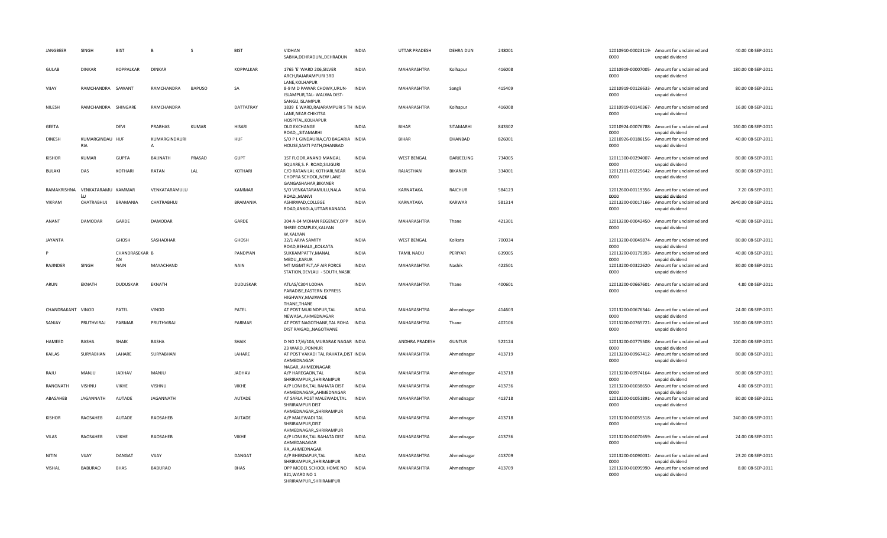| | | | | | | | | | | | | | | |
|---|---|---|---|---|---|---|---|---|---|---|---|---|---|---|
| JANGBEER | SINGH | BIST | B | S | BIST | VIDHAN SABHA,DEHRADUN,,DEHRADUN | INDIA | UTTAR PRADESH | DEHRA DUN | 248001 | 12010910-00023119-0000 | Amount for unclaimed and unpaid dividend | 40.00 | 08-SEP-2011 |
| GULAB | DINKAR | KOPPALKAR | DINKAR | | KOPPALKAR | 1765 'E' WARD 206,SILVER ARCH,RAJARAMPURI 3RD LANE,KOLHAPUR | INDIA | MAHARASHTRA | Kolhapur | 416008 | 12010919-00007005-0000 | Amount for unclaimed and unpaid dividend | 180.00 | 08-SEP-2011 |
| VIJAY | RAMCHANDRA | SAWANT | RAMCHANDRA | BAPUSO | SA | 8-9 M D PAWAR CHOWK,URUN-ISLAMPUR,TAL- WALWA DIST-SANGLI,ISLAMPUR | INDIA | MAHARASHTRA | Sangli | 415409 | 12010919-00126633-0000 | Amount for unclaimed and unpaid dividend | 80.00 | 08-SEP-2011 |
| NILESH | RAMCHANDRA | SHINGARE | RAMCHANDRA | | DATTATRAY | 1839 E WARD,RAJARAMPURI 5 TH LANE,NEAR CHIKITSA HOSPITAL,KOLHAPUR | INDIA | MAHARASHTRA | Kolhapur | 416008 | 12010919-00140367-0000 | Amount for unclaimed and unpaid dividend | 16.00 | 08-SEP-2011 |
| GEETA | | DEVI | PRABHAS | KUMAR | HISARI | OLD EXCHANGE ROAD,,,SITAMARHI | INDIA | BIHAR | SITAMARHI | 843302 | 12010924-00076788-0000 | Amount for unclaimed and unpaid dividend | 160.00 | 08-SEP-2011 |
| DINESH | KUMARGINDAU RIA | HUF | KUMARGINDAURI A | | HUF | S/O P L GINDAURIA,C/O BAGARIA HOUSE,SAKTI PATH,DHANBAD | INDIA | BIHAR | DHANBAD | 826001 | 12010926-00186156-0000 | Amount for unclaimed and unpaid dividend | 40.00 | 08-SEP-2011 |
| KISHOR | KUMAR | GUPTA | BAIJNATH | PRASAD | GUPT | 1ST FLOOR,ANAND MANGAL SQUARE,S. F. ROAD,SILIGURI | INDIA | WEST BENGAL | DARJEELING | 734005 | 12011300-00294007-0000 | Amount for unclaimed and unpaid dividend | 80.00 | 08-SEP-2011 |
| BULAKI | DAS | KOTHARI | RATAN | LAL | KOTHARI | C/O RATAN LAL KOTHARI,NEAR CHOPRA SCHOOL,NEW LANE GANGASHAHAR,BIKANER | INDIA | RAJASTHAN | BIKANER | 334001 | 12012101-00225642-0000 | Amount for unclaimed and unpaid dividend | 80.00 | 08-SEP-2011 |
| RAMAKRISHNA | VENKATARAMU LU | KAMMAR | VENKATARAMULU | | KAMMAR | S/O VENKATARAMULU,NALA ROAD,,MANVI | INDIA | KARNATAKA | RAICHUR | 584123 | 12012600-00119356-0000 | Amount for unclaimed and unpaid dividend | 7.20 | 08-SEP-2011 |
| VIKRAM | CHATRABHUJ | BRAMANIA | CHATRABHUJ | | BRAMANIA | ASHIRWAD,COLLEGE ROAD,ANKOLA,UTTAR KANADA | INDIA | KARNATAKA | KARWAR | 581314 | 12013200-00017166-0000 | Amount for unclaimed and unpaid dividend | 2640.00 | 08-SEP-2011 |
| ANANT | DAMODAR | GARDE | DAMODAR | | GARDE | 304 A-04 MOHAN REGENCY,OPP SHREE COMPLEX,KALYAN W,KALYAN | INDIA | MAHARASHTRA | Thane | 421301 | 12013200-00042450-0000 | Amount for unclaimed and unpaid dividend | 40.00 | 08-SEP-2011 |
| JAYANTA | | GHOSH | SASHADHAR | | GHOSH | 32/1 ARYA SAMITY ROAD,BEHALA,,KOLKATA | INDIA | WEST BENGAL | Kolkata | 700034 | 12013200-00049874-0000 | Amount for unclaimed and unpaid dividend | 80.00 | 08-SEP-2011 |
| P | | CHANDRASEKAR AN | B | | PANDIYAN | SUKKAMPATTY,MANAL MEDU,,KARUR | INDIA | TAMIL NADU | PERIYAR | 639005 | 12013200-00179393-0000 | Amount for unclaimed and unpaid dividend | 40.00 | 08-SEP-2011 |
| RAJINDER | SINGH | NAIN | MAYACHAND | | NAIN | MT MGMT FLT,AF AIR FORCE STATION,DEVLALI - SOUTH,NASIK | INDIA | MAHARASHTRA | Nashik | 422501 | 12013200-00322620-0000 | Amount for unclaimed and unpaid dividend | 80.00 | 08-SEP-2011 |
| ARUN | EKNATH | DUDUSKAR | EKNATH | | DUDUSKAR | ATLAS/C304 LODHA PARADISE,EASTERN EXPRESS HIGHWAY,MAJIWADE THANE,THANE | INDIA | MAHARASHTRA | Thane | 400601 | 12013200-00667601-0000 | Amount for unclaimed and unpaid dividend | 4.80 | 08-SEP-2011 |
| CHANDRAKANT | VINOD | PATEL | VINOD | | PATEL | AT POST MUKINDPUR,TAL NEWASA,,AHMEDNAGAR | INDIA | MAHARASHTRA | Ahmednagar | 414603 | 12013200-00676344-0000 | Amount for unclaimed and unpaid dividend | 24.00 | 08-SEP-2011 |
| SANJAY | PRUTHVIRAJ | PARMAR | PRUTHVIRAJ | | PARMAR | AT POST NAGOTHANE,TAL ROHA DIST RAIGAD,,NAGOTHANE | INDIA | MAHARASHTRA | Thane | 402106 | 12013200-00765721-0000 | Amount for unclaimed and unpaid dividend | 160.00 | 08-SEP-2011 |
| HAMEED | BASHA | SHAIK | BASHA | | SHAIK | D NO 17/6/10A,MUBARAK NAGAR 23 WARD,,PONNUR | INDIA | ANDHRA PRADESH | GUNTUR | 522124 | 12013200-00775508-0000 | Amount for unclaimed and unpaid dividend | 220.00 | 08-SEP-2011 |
| KAILAS | SURYABHAN | LAHARE | SURYABHAN | | LAHARE | AT POST VAKADI TAL RAHATA,DIST AHMEDNAGAR NAGAR,,AHMEDNAGAR | INDIA | MAHARASHTRA | Ahmednagar | 413719 | 12013200-00967412-0000 | Amount for unclaimed and unpaid dividend | 80.00 | 08-SEP-2011 |
| RAJU | MANJU | JADHAV | MANJU | | JADHAV | A/P HAREGAON,TAL SHRIRAMPUR,,SHRIRAMPUR | INDIA | MAHARASHTRA | Ahmednagar | 413718 | 12013200-00974164-0000 | Amount for unclaimed and unpaid dividend | 80.00 | 08-SEP-2011 |
| RANGNATH | VISHNU | VIKHE | VISHNU | | VIKHE | A/P LONI BK,TAL RAHATA DIST AHMEDNAGAR,,AHMEDNAGAR | INDIA | MAHARASHTRA | Ahmednagar | 413736 | 12013200-01038650-0000 | Amount for unclaimed and unpaid dividend | 4.00 | 08-SEP-2011 |
| ABASAHEB | JAGANNATH | AUTADE | JAGANNATH | | AUTADE | AT SARLA POST MALEWADI,TAL SHRIRAMPUR DIST AHMEDNAGAR,,SHRIRAMPUR | INDIA | MAHARASHTRA | Ahmednagar | 413718 | 12013200-01051891-0000 | Amount for unclaimed and unpaid dividend | 80.00 | 08-SEP-2011 |
| KISHOR | RAOSAHEB | AUTADE | RAOSAHEB | | AUTADE | A/P MALEWADI TAL SHRIRAMPUR,DIST AHMEDNAGAR,,SHRIRAMPUR | INDIA | MAHARASHTRA | Ahmednagar | 413718 | 12013200-01055518-0000 | Amount for unclaimed and unpaid dividend | 240.00 | 08-SEP-2011 |
| VILAS | RAOSAHEB | VIKHE | RAOSAHEB | | VIKHE | A/P LONI BK,TAL RAHATA DIST AHMEDANAGAR RA,,AHMEDNAGAR | INDIA | MAHARASHTRA | Ahmednagar | 413736 | 12013200-01070659-0000 | Amount for unclaimed and unpaid dividend | 24.00 | 08-SEP-2011 |
| NITIN | VIJAY | DANGAT | VIJAY | | DANGAT | A/P BHERDAPUR,TAL SHRIRAMPUR,,SHRIRAMPUR | INDIA | MAHARASHTRA | Ahmednagar | 413709 | 12013200-01090031-0000 | Amount for unclaimed and unpaid dividend | 23.20 | 08-SEP-2011 |
| VISHAL | BABURAO | BHAS | BABURAO | | BHAS | OPP MODEL SCHOOL HOME NO 821,WARD NO 1 SHRIRAMPUR,,SHRIRAMPUR | INDIA | MAHARASHTRA | Ahmednagar | 413709 | 12013200-01095990-0000 | Amount for unclaimed and unpaid dividend | 8.00 | 08-SEP-2011 |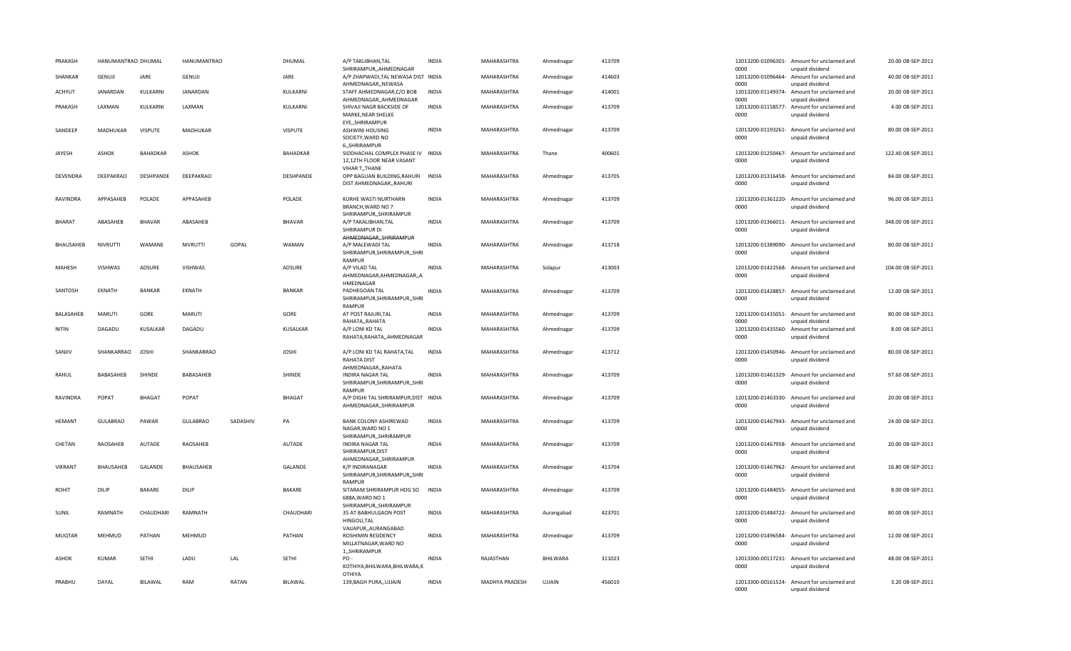| PRAKASH | HANUMANTRAO | DHUMAL | HANUMANTRAO | | DHUMAL | A/P TAKLIBHAN,TAL SHRIRAMPUR,,AHMEDNAGAR | INDIA | MAHARASHTRA | Ahmednagar | 413709 | 12013200-01096301-0000 | Amount for unclaimed and unpaid dividend | 20.00 | 08-SEP-2011 |
|---|---|---|---|---|---|---|---|---|---|---|---|---|---|---|
| SHANKAR | GENUJI | JARE | GENUJI | | JARE | A/P ZHAPWADI,TAL NEWASA DIST AHMEDNAGAR,,NEWASA | INDIA | MAHARASHTRA | Ahmednagar | 414603 | 12013200-01096464-0000 | Amount for unclaimed and unpaid dividend | 40.00 | 08-SEP-2011 |
| ACHYUT | JANARDAN | KULKARNI | JANARDAN | | KULKARNI | STAFF AHMEDNAGAR,C/O BOB AHMEDNAGAR,,AHMEDNAGAR | INDIA | MAHARASHTRA | Ahmednagar | 414001 | 12013200-01149374-0000 | Amount for unclaimed and unpaid dividend | 20.00 | 08-SEP-2011 |
| PRAKASH | LAXMAN | KULKARNI | LAXMAN | | KULKARNI | SHIVAJI NAGR BACKSIDE OF MARKE,NEAR SHELKE EYE,,SHRIRAMPUR | INDIA | MAHARASHTRA | Ahmednagar | 413709 | 12013200-01158577-0000 | Amount for unclaimed and unpaid dividend | 4.00 | 08-SEP-2011 |
| SANDEEP | MADHUKAR | VISPUTE | MADHUKAR | | VISPUTE | ASHWINI HOUSING SOCIETY,WARD NO 6,,SHRIRAMPUR | INDIA | MAHARASHTRA | Ahmednagar | 413709 | 12013200-01193261-0000 | Amount for unclaimed and unpaid dividend | 80.00 | 08-SEP-2011 |
| JAYESH | ASHOK | BAHADKAR | ASHOK | | BAHADKAR | SIDDHACHAL COMPLEX PHASE IV 12,12TH FLOOR NEAR VASANT VIHAR T,,THANE | INDIA | MAHARASHTRA | Thane | 400601 | 12013200-01250467-0000 | Amount for unclaimed and unpaid dividend | 122.40 | 08-SEP-2011 |
| DEVENDRA | DEEPAKRAO | DESHPANDE | DEEPAKRAO | | DESHPANDE | OPP BAGUAN BUILDING,RAHURI DIST AHMEDNAGAR,,RAHURI | INDIA | MAHARASHTRA | Ahmednagar | 413705 | 12013200-01316458-0000 | Amount for unclaimed and unpaid dividend | 84.00 | 08-SEP-2011 |
| RAVINDRA | APPASAHEB | POLADE | APPASAHEB | | POLADE | KURHE WASTI NURTHARN BRANCH,WARD NO 7 SHRIRAMPUR,,SHRIRAMPUR | INDIA | MAHARASHTRA | Ahmednagar | 413709 | 12013200-01361220-0000 | Amount for unclaimed and unpaid dividend | 96.00 | 08-SEP-2011 |
| BHARAT | ABASAHEB | BHAVAR | ABASAHEB | | BHAVAR | A/P TAKALIBHAN,TAL SHRIRAMPUR DI AHMEDNAGAR,,SHRIRAMPUR | INDIA | MAHARASHTRA | Ahmednagar | 413709 | 12013200-01366011-0000 | Amount for unclaimed and unpaid dividend | 348.00 | 08-SEP-2011 |
| BHAUSAHEB | NIVRUTTI | WAMANE | NIVRUTTI | GOPAL | WAMAN | A/P MALEWADI TAL SHRIRAMPUR,SHRIRAMPUR,,SHRIRAMPUR | INDIA | MAHARASHTRA | Ahmednagar | 413718 | 12013200-01389090-0000 | Amount for unclaimed and unpaid dividend | 80.00 | 08-SEP-2011 |
| MAHESH | VISHWAS | ADSURE | VISHWAS | | ADSURE | A/P VILAD TAL AHMEDNAGAR,AHMEDNAGAR,,AHMEDNAGAR | INDIA | MAHARASHTRA | Solapur | 413003 | 12013200-01422568-0000 | Amount for unclaimed and unpaid dividend | 104.00 | 08-SEP-2011 |
| SANTOSH | EKNATH | BANKAR | EKNATH | | BANKAR | PADHEGOAN TAL SHRIRAMPUR,SHRIRAMPUR,,SHRIRAMPUR | INDIA | MAHARASHTRA | Ahmednagar | 413709 | 12013200-01428857-0000 | Amount for unclaimed and unpaid dividend | 12.00 | 08-SEP-2011 |
| BALASAHEB | MARUTI | GORE | MARUTI | | GORE | AT POST RAJURI,TAL RAHATA,,RAHATA | INDIA | MAHARASHTRA | Ahmednagar | 413709 | 12013200-01435051-0000 | Amount for unclaimed and unpaid dividend | 80.00 | 08-SEP-2011 |
| NITIN | DAGADU | KUSALKAR | DAGADU | | KUSALKAR | A/P LONI KD TAL RAHATA,RAHATA,,AHMEDNAGAR | INDIA | MAHARASHTRA | Ahmednagar | 413709 | 12013200-01435560-0000 | Amount for unclaimed and unpaid dividend | 8.00 | 08-SEP-2011 |
| SANJIV | SHANKARRAO | JOSHI | SHANKARRAO | | JOSHI | A/P LONI KD TAL RAHATA,TAL RAHATA DIST AHMEDNAGAR,,RAHATA | INDIA | MAHARASHTRA | Ahmednagar | 413712 | 12013200-01450946-0000 | Amount for unclaimed and unpaid dividend | 80.00 | 08-SEP-2011 |
| RAHUL | BABASAHEB | SHINDE | BABASAHEB | | SHINDE | INDIRA NAGAR TAL SHRIRAMPUR,SHRIRAMPUR,,SHRIRAMPUR | INDIA | MAHARASHTRA | Ahmednagar | 413709 | 12013200-01461329-0000 | Amount for unclaimed and unpaid dividend | 97.60 | 08-SEP-2011 |
| RAVINDRA | POPAT | BHAGAT | POPAT | | BHAGAT | A/P DIGHI TAL SHRIRAMPUR,DIST AHMEDNAGAR,,SHRIRAMPUR | INDIA | MAHARASHTRA | Ahmednagar | 413709 | 12013200-01463330-0000 | Amount for unclaimed and unpaid dividend | 20.00 | 08-SEP-2011 |
| HEMANT | GULABRAO | PAWAR | GULABRAO | SADASHIV | PA | BANK COLONY ASHIREWAD NAGAR,WARD NO 1 SHRIRAMPUR,,SHRIRAMPUR | INDIA | MAHARASHTRA | Ahmednagar | 413709 | 12013200-01467943-0000 | Amount for unclaimed and unpaid dividend | 24.00 | 08-SEP-2011 |
| CHETAN | RAOSAHEB | AUTADE | RAOSAHEB | | AUTADE | INDIRA NAGAR TAL SHRIRAMPUR,DIST AHMEDNAGAR,,SHRIRAMPUR | INDIA | MAHARASHTRA | Ahmednagar | 413709 | 12013200-01467958-0000 | Amount for unclaimed and unpaid dividend | 20.00 | 08-SEP-2011 |
| VIKRANT | BHAUSAHEB | GALANDE | BHAUSAHEB | | GALANDE | K/P INDIRANAGAR SHRIRAMPUR,SHRIRAMPUR,,SHRIRAMPUR | INDIA | MAHARASHTRA | Ahmednagar | 413704 | 12013200-01467962-0000 | Amount for unclaimed and unpaid dividend | 16.80 | 08-SEP-2011 |
| ROHIT | DILIP | BAKARE | DILIP | | BAKARE | SITARAM SHRIRAMPUR HOG SO 688A,WARD NO 1 SHRIRAMPUR,,SHRIRAMPUR | INDIA | MAHARASHTRA | Ahmednagar | 413709 | 12013200-01484055-0000 | Amount for unclaimed and unpaid dividend | 8.00 | 08-SEP-2011 |
| SUNIL | RAMNATH | CHAUDHARI | RAMNATH | | CHAUDHARI | 35 AT BABHULGAON POST HINGOLI,TAL VAIJAPUR,,AURANGABAD | INDIA | MAHARASHTRA | Aurangabad | 423701 | 12013200-01484722-0000 | Amount for unclaimed and unpaid dividend | 80.00 | 08-SEP-2011 |
| MUQTAR | MEHMUD | PATHAN | MEHMUD | | PATHAN | ROSHIMIN RESIDENCY MILLATNAGAR,WARD NO 1,,SHRIRAMPUR | INDIA | MAHARASHTRA | Ahmednagar | 413709 | 12013200-01496584-0000 | Amount for unclaimed and unpaid dividend | 12.00 | 08-SEP-2011 |
| ASHOK | KUMAR | SETHI | LADU | LAL | SETHI | PO - KOTHIYA,BHILWARA,BHILWARA,KOTHIYA | INDIA | RAJASTHAN | BHILWARA | 311023 | 12013300-00117231-0000 | Amount for unclaimed and unpaid dividend | 48.00 | 08-SEP-2011 |
| PRABHU | DAYAL | BILAWAL | RAM | RATAN | BILAWAL | 139,BAGH PURA,,UJJAIN | INDIA | MADHYA PRADESH | UJJAIN | 456010 | 12013300-00161524-0000 | Amount for unclaimed and unpaid dividend | 3.20 | 08-SEP-2011 |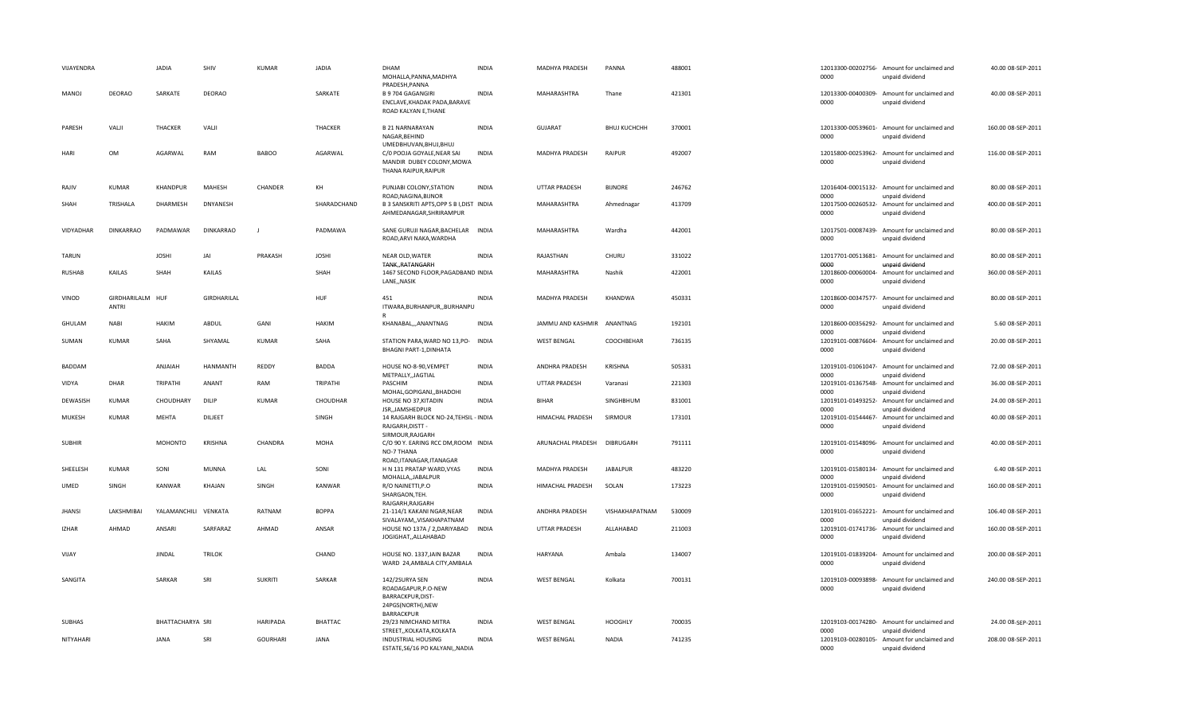| | | | | | | | | | | | | | | | |
|---|---|---|---|---|---|---|---|---|---|---|---|---|---|---|---|
| VIJAYENDRA | | JADIA | SHIV | KUMAR | JADIA | DHAM MOHALLA,PANNA,MADHYA PRADESH,PANNA | INDIA | MADHYA PRADESH | PANNA | 488001 | | 12013300-00202756-0000 | Amount for unclaimed and unpaid dividend | 40.00 | 08-SEP-2011 |
| MANOJ | DEORAO | SARKATE | DEORAO | | SARKATE | B 9 704 GAGANGIRI ENCLAVE,KHADAK PADA,BARAVE ROAD KALYAN E,THANE | INDIA | MAHARASHTRA | Thane | 421301 | | 12013300-00400309-0000 | Amount for unclaimed and unpaid dividend | 40.00 | 08-SEP-2011 |
| PARESH | VALJI | THACKER | VALJI | | THACKER | B 21 NARNARAYAN NAGAR,BEHIND UMEDBHUVAN,BHUJ,BHUJ | INDIA | GUJARAT | BHUJ KUCHCHH | 370001 | | 12013300-00539601-0000 | Amount for unclaimed and unpaid dividend | 160.00 | 08-SEP-2011 |
| HARI | OM | AGARWAL | RAM | BABOO | AGARWAL | C/0 POOJA GOYALE,NEAR SAI MANDIR DUBEY COLONY,MOWA THANA RAIPUR,RAIPUR | INDIA | MADHYA PRADESH | RAIPUR | 492007 | | 12015800-00253962-0000 | Amount for unclaimed and unpaid dividend | 116.00 | 08-SEP-2011 |
| RAJIV | KUMAR | KHANDPUR | MAHESH | CHANDER | KH | PUNJABI COLONY,STATION ROAD,NAGINA,BIJNOR | INDIA | UTTAR PRADESH | BIJNORE | 246762 | | 12016404-00015132-0000 | Amount for unclaimed and unpaid dividend | 80.00 | 08-SEP-2011 |
| SHAH | TRISHALA | DHARMESH | DNYANESH | | SHARADCHAND | B 3 SANSKRITI APTS,OPP S B I,DIST AHMEDANAGAR,SHRIRAMPUR | INDIA | MAHARASHTRA | Ahmednagar | 413709 | | 12017500-00260532-0000 | Amount for unclaimed and unpaid dividend | 400.00 | 08-SEP-2011 |
| VIDYADHAR | DINKARRAO | PADMAWAR | DINKARRAO | J | PADMAWA | SANE GURUJI NAGAR,BACHELAR ROAD,ARVI NAKA,WARDHA | INDIA | MAHARASHTRA | Wardha | 442001 | | 12017501-00087439-0000 | Amount for unclaimed and unpaid dividend | 80.00 | 08-SEP-2011 |
| TARUN | | JOSHI | JAI | PRAKASH | JOSHI | NEAR OLD,WATER TANK,,RATANGARH | INDIA | RAJASTHAN | CHURU | 331022 | | 12017701-00513681-0000 | Amount for unclaimed and unpaid dividend | 80.00 | 08-SEP-2011 |
| RUSHAB | KAILAS | SHAH | KAILAS | | SHAH | 1467 SECOND FLOOR,PAGADBAND LANE,,NASIK | INDIA | MAHARASHTRA | Nashik | 422001 | | 12018600-00060004-0000 | Amount for unclaimed and unpaid dividend | 360.00 | 08-SEP-2011 |
| VINOD | GIRDHARILALM ANTRI | HUF | GIRDHARILAL | | HUF | 451 ITWARA,BURHANPUR,,BURHANPUR | INDIA | MADHYA PRADESH | KHANDWA | 450331 | | 12018600-00347577-0000 | Amount for unclaimed and unpaid dividend | 80.00 | 08-SEP-2011 |
| GHULAM | NABI | HAKIM | ABDUL | GANI | HAKIM | KHANABAL,,,ANANTNAG | INDIA | JAMMU AND KASHMIR | ANANTNAG | 192101 | | 12018600-00356292-0000 | Amount for unclaimed and unpaid dividend | 5.60 | 08-SEP-2011 |
| SUMAN | KUMAR | SAHA | SHYAMAL | KUMAR | SAHA | STATION PARA,WARD NO 13,PO-BHAGNI PART-1,DINHATA | INDIA | WEST BENGAL | COOCHBEHAR | 736135 | | 12019101-00876604-0000 | Amount for unclaimed and unpaid dividend | 20.00 | 08-SEP-2011 |
| BADDAM | | ANJAIAH | HANMANTH | REDDY | BADDA | HOUSE NO-8-90,VEMPET METPALLY,,JAGTIAL | INDIA | ANDHRA PRADESH | KRISHNA | 505331 | | 12019101-01061047-0000 | Amount for unclaimed and unpaid dividend | 72.00 | 08-SEP-2011 |
| VIDYA | DHAR | TRIPATHI | ANANT | RAM | TRIPATHI | PASCHIM MOHAL,GOPIGANJ,,BHADOHI | INDIA | UTTAR PRADESH | Varanasi | 221303 | | 12019101-01367548-0000 | Amount for unclaimed and unpaid dividend | 36.00 | 08-SEP-2011 |
| DEWASISH | KUMAR | CHOUDHARY | DILIP | KUMAR | CHOUDHAR | HOUSE NO 37,KITADIN JSR,,JAMSHEDPUR | INDIA | BIHAR | SINGHBHUM | 831001 | | 12019101-01493252-0000 | Amount for unclaimed and unpaid dividend | 24.00 | 08-SEP-2011 |
| MUKESH | KUMAR | MEHTA | DILJEET | | SINGH | 14 RAJGARH BLOCK NO-24,TEHSIL - RAJGARH,DISTT - SIRMOUR,RAJGARH | INDIA | HIMACHAL PRADESH | SIRMOUR | 173101 | | 12019101-01544467-0000 | Amount for unclaimed and unpaid dividend | 40.00 | 08-SEP-2011 |
| SUBHIR | | MOHONTO | KRISHNA | CHANDRA | MOHA | C/O 90 Y. EARING RCC DM,ROOM NO-7 THANA ROAD,ITANAGAR,ITANAGAR | INDIA | ARUNACHAL PRADESH | DIBRUGARH | 791111 | | 12019101-01548096-0000 | Amount for unclaimed and unpaid dividend | 40.00 | 08-SEP-2011 |
| SHEELESH | KUMAR | SONI | MUNNA | LAL | SONI | H N 131 PRATAP WARD,VYAS MOHALLA,,JABALPUR | INDIA | MADHYA PRADESH | JABALPUR | 483220 | | 12019101-01580134-0000 | Amount for unclaimed and unpaid dividend | 6.40 | 08-SEP-2011 |
| UMED | SINGH | KANWAR | KHAJAN | SINGH | KANWAR | R/O NAINETTI,P.O SHARGAON,TEH. RAJGARH,RAJGARH | INDIA | HIMACHAL PRADESH | SOLAN | 173223 | | 12019101-01590501-0000 | Amount for unclaimed and unpaid dividend | 160.00 | 08-SEP-2011 |
| JHANSI | LAKSHMIBAI | YALAMANCHILI | VENKATA | RATNAM | BOPPA | 21-114/1 KAKANI NGAR,NEAR SIVALAYAM,,VISAKHAPATNAM | INDIA | ANDHRA PRADESH | VISHAKHAPATNAM | 530009 | | 12019101-01652221-0000 | Amount for unclaimed and unpaid dividend | 106.40 | 08-SEP-2011 |
| IZHAR | AHMAD | ANSARI | SARFARAZ | AHMAD | ANSAR | HOUSE NO 137A / 2,DARIYABAD JOGIGHAT,,ALLAHABAD | INDIA | UTTAR PRADESH | ALLAHABAD | 211003 | | 12019101-01741736-0000 | Amount for unclaimed and unpaid dividend | 160.00 | 08-SEP-2011 |
| VIJAY | | JINDAL | TRILOK | | CHAND | HOUSE NO. 1337,JAIN BAZAR WARD 24,AMBALA CITY,AMBALA | INDIA | HARYANA | Ambala | 134007 | | 12019101-01839204-0000 | Amount for unclaimed and unpaid dividend | 200.00 | 08-SEP-2011 |
| SANGITA | | SARKAR | SRI | SUKRITI | SARKAR | 142/2SURYA SEN ROADAGAPUR,P.O-NEW BARRACKPUR,DIST-24PGS(NORTH),NEW BARRACKPUR | INDIA | WEST BENGAL | Kolkata | 700131 | | 12019103-00093898-0000 | Amount for unclaimed and unpaid dividend | 240.00 | 08-SEP-2011 |
| SUBHAS | | BHATTACHARYA | SRI | HARIPADA | BHATTAC | 29/23 NIMCHAND MITRA STREET,,KOLKATA,KOLKATA | INDIA | WEST BENGAL | HOOGHLY | 700035 | | 12019103-00174280-0000 | Amount for unclaimed and unpaid dividend | 24.00 | 08-SEP-2011 |
| NITYAHARI | | JANA | SRI | GOURHARI | JANA | INDUSTRIAL HOUSING ESTATE,56/16 PO KALYANI,,NADIA | INDIA | WEST BENGAL | NADIA | 741235 | | 12019103-00280105-0000 | Amount for unclaimed and unpaid dividend | 208.00 | 08-SEP-2011 |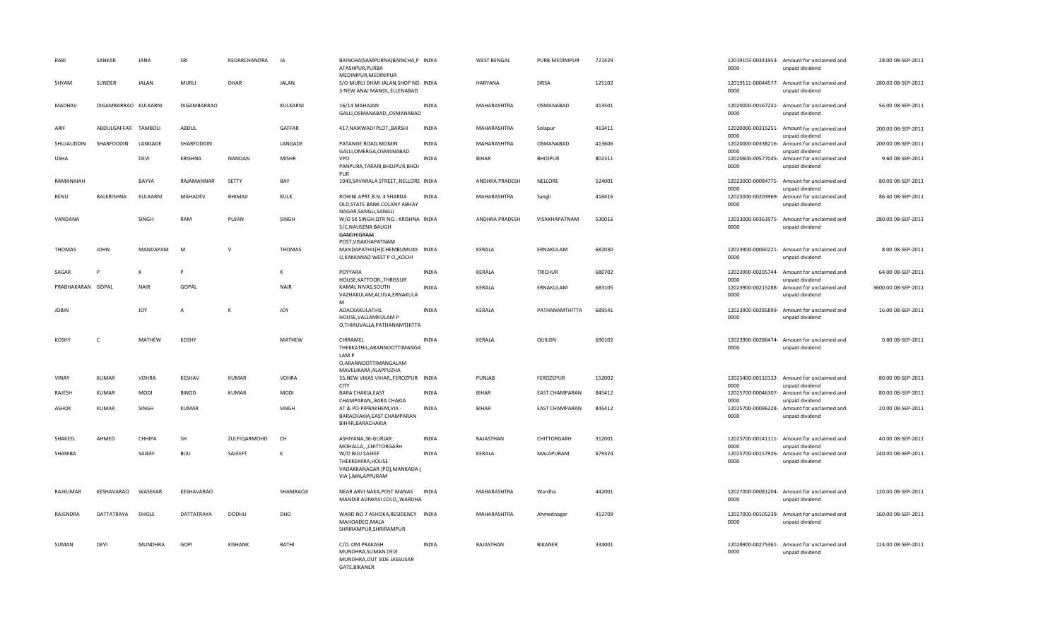| RABI | SANKAR | JANA | SRI | KEDARCHANDRA | JA | BAINCHA(SAMPURNA)BAINCHA,P ATASHPUR,PURBA MEDINIPUR,MEDINIPUR | INDIA | WEST BENGAL | PURB MEDINIPUR | 721429 | 12019103-00341953-0000 | Amount for unclaimed and unpaid dividend | 28.00 | 08-SEP-2011 |
|---|---|---|---|---|---|---|---|---|---|---|---|---|---|---|
| SHYAM | SUNDER | JALAN | MURLI | DHAR | JALAN | S/O MURLI DHAR JALAN,SHOP NO. 3 NEW ANAJ MANDI,,ELLENABAD | INDIA | HARYANA | SIRSA | 125102 | 12019111-00044577-0000 | Amount for unclaimed and unpaid dividend | 280.00 | 08-SEP-2011 |
| MADHAV | DIGAMBARRAO | KULKARNI | DIGAMBARRAO | | KULKARNI | 16/14 MAHAJAN GALLI,OSMANABAD,,OSMANABAD | INDIA | MAHARASHTRA | OSMANABAD | 413501 | 12020000-00167241-0000 | Amount for unclaimed and unpaid dividend | 56.00 | 08-SEP-2011 |
| ARIF | ABDULGAFFAR | TAMBOLI | ABDUL | | GAFFAR | 417,NAIKWADI PLOT,,BARSHI | INDIA | MAHARASHTRA | Solapur | 413411 | 12020000-00315251-0000 | Amount for unclaimed and unpaid dividend | 200.00 | 08-SEP-2011 |
| SHUJAUDDIN | SHARFODDIN | LANGADE | SHARFODDIN | | LANGADE | PATANGE ROAD,MOMIN GALLI,OMERGA,OSMANABAD | INDIA | MAHARASHTRA | OSMANABAD | 413606 | 12020000-00338216-0000 | Amount for unclaimed and unpaid dividend | 200.00 | 08-SEP-2011 |
| USHA | | DEVI | KRISHNA | NANDAN | MISHR | VPO PANPURA,TARARI,BHOJPUR,BHOJPUR | INDIA | BIHAR | BHOJPUR | 802311 | 12020600-00577045-0000 | Amount for unclaimed and unpaid dividend | 9.60 | 08-SEP-2011 |
| RAMANAIAH | | BAYYA | RAJAMANNAR | SETTY | BAY | 1043,SAVARALA STREET,,NELLORE | INDIA | ANDHRA PRADESH | NELLORE | 524001 | 12023000-00084775-0000 | Amount for unclaimed and unpaid dividend | 80.00 | 08-SEP-2011 |
| RENU | BALKRISHNA | KULKARNI | MAHADEV | BHIMAJI | KULK | ROHINI APRT B.N. 3 SHARDA OLD,STATE BANK COLONY ABHAY NAGAR,SANGLI,SANGLI | INDIA | MAHARASHTRA | Sangli | 416416 | 12023000-00203969-0000 | Amount for unclaimed and unpaid dividend | 86.40 | 08-SEP-2011 |
| VANDANA | | SINGH | RAM | PUJAN | SINGH | W/O SK SINGH,QTR NO.: KRISHNA 5/C,NAUSENA BAUGH GANDHIGRAM POST,VISAKHAPATNAM | INDIA | ANDHRA PRADESH | VISAKHAPATNAM | 530016 | 12023000-00363975-0000 | Amount for unclaimed and unpaid dividend | 280.00 | 08-SEP-2011 |
| THOMAS | JOHN | MANDAPAM | M | V | THOMAS | MANDAPATHIL[H]CHEMBUMUKK U,KAKKANAD WEST P O,,KOCHI | INDIA | KERALA | ERNAKULAM | 682030 | 12023900-00060221-0000 | Amount for unclaimed and unpaid dividend | 8.00 | 08-SEP-2011 |
| SAGAR | P | K | P | | K | POYYARA HOUSE,KATTOOR,,THRISSUR | INDIA | KERALA | TRICHUR | 680702 | 12023900-00205744-0000 | Amount for unclaimed and unpaid dividend | 64.00 | 08-SEP-2011 |
| PRABHAKARAN | GOPAL | NAIR | GOPAL | | NAIR | KAMAL NIVAS,SOUTH VAZHAKULAM,ALUVA,ERNAKULAM | INDIA | KERALA | ERNAKULAM | 683105 | 12023900-00215288-0000 | Amount for unclaimed and unpaid dividend | 3600.00 | 08-SEP-2011 |
| JOBIN | | JOY | A | K | JOY | ADACKAKULATHIL HOUSE,VALLAMKULAM P O,THIRUVALLA,PATHANAMTHITTA | INDIA | KERALA | PATHANAMTHITTA | 689541 | 12023900-00285899-0000 | Amount for unclaimed and unpaid dividend | 16.00 | 08-SEP-2011 |
| KOSHY | C | MATHEW | KOSHY | | MATHEW | CHIRAMEL THEKKATHIL,ARANNOOTTIMANGALAM P O,ARANNOOTTIMANGALAM MAVELIKARA,ALAPPUZHA | INDIA | KERALA | QUILON | 690102 | 12023900-00286474-0000 | Amount for unclaimed and unpaid dividend | 0.80 | 08-SEP-2011 |
| VINAY | KUMAR | VOHRA | KESHAV | KUMAR | VOHRA | 35,NEW VIKAS VIHAR,,FEROZPUR CITY | INDIA | PUNJAB | FEROZEPUR | 152002 | 12025400-00110132-0000 | Amount for unclaimed and unpaid dividend | 80.00 | 08-SEP-2011 |
| RAJESH | KUMAR | MODI | BINOD | KUMAR | MODI | BARA CHAKIA,EAST CHAMPARAN,,BARA CHAKIA | INDIA | BIHAR | EAST CHAMPARAN | 845412 | 12025700-00046307-0000 | Amount for unclaimed and unpaid dividend | 80.00 | 08-SEP-2011 |
| ASHOK | KUMAR | SINGH | KUMAR | | SINGH | AT & PO-PIPRAKHEM,VIA - BARACHAKIA,EAST CHAMPARAN BIHAR,BARACHAKIA | INDIA | BIHAR | EAST CHAMPARAN | 845412 | 12025700-00096228-0000 | Amount for unclaimed and unpaid dividend | 20.00 | 08-SEP-2011 |
| SHAKEEL | AHMED | CHHIPA | SH | ZULFIQARMOHD | CH | ASHIYANA,36-GURJAR MOHALLA,.,CHITTORGARH | INDIA | RAJASTHAN | CHITTORGARH | 312001 | 12025700-00141111-0000 | Amount for unclaimed and unpaid dividend | 40.00 | 08-SEP-2011 |
| SHANIBA | | SAJEEF | BIJU | SAJEEFT | K | W/O BIJU SAJEEF THEKKEKKRA,HOUSE VADAKKANAGAR (PO),MANKADA ( VIA ),MALAPPURAM | INDIA | KERALA | MALAPURAM | 679324 | 12025700-00157926-0000 | Amount for unclaimed and unpaid dividend | 240.00 | 08-SEP-2011 |
| RAJKUMAR | KESHAVARAO | WASEKAR | KESHAVARAO | | SHAMRAOJI | NEAR ARVI NAKA,POST MANAS MANDIR ADIWASI COLO,,WARDHA | INDIA | MAHARASHTRA | Wardha | 442001 | 12027000-00081204-0000 | Amount for unclaimed and unpaid dividend | 120.00 | 08-SEP-2011 |
| RAJENDRA | DATTATRAYA | DHOLE | DATTATRAYA | DODHU | DHO | WARD NO 7 ASHOKA,RESIDENCY MAHOADEO,MALA SHRIRAMPUR,SHRIRAMPUR | INDIA | MAHARASHTRA | Ahmednagar | 413709 | 12027000-00105239-0000 | Amount for unclaimed and unpaid dividend | 160.00 | 08-SEP-2011 |
| SUMAN | DEVI | MUNDHRA | GOPI | KISHANK | RATHI | C/O. OM PRAKASH MUNDHRA,SUMAN DEVI MUNDHRA,OUT SIDE JASSUSAR GATE,BIKANER | INDIA | RAJASTHAN | BIKANER | 334001 | 12028900-00275361-0000 | Amount for unclaimed and unpaid dividend | 124.00 | 08-SEP-2011 |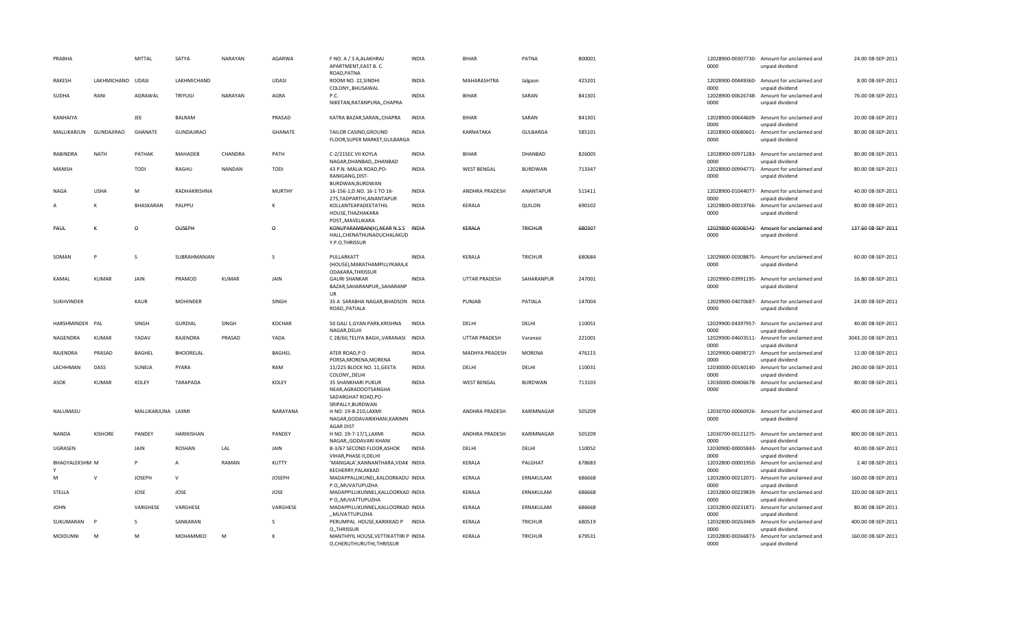| | | | | | | | | | | | | | | | |
|---|---|---|---|---|---|---|---|---|---|---|---|---|---|---|---|
| PRABHA | | MITTAL | SATYA | NARAYAN | AGARWA | F NO. A / 3 A,ALAKHRAJ APARTMENT,EAST B. C. ROAD,PATNA | INDIA | BIHAR | PATNA | 800001 | | 12028900-00307730-0000 | Amount for unclaimed and unpaid dividend | 24.00 | 08-SEP-2011 |
| RAKESH | LAKHMICHAND | UDASI | LAKHMICHAND | | UDASI | ROOM NO. 22,SINDHI COLONY,,BHUSAWAL | INDIA | MAHARASHTRA | Jalgaon | 425201 | | 12028900-00449360-0000 | Amount for unclaimed and unpaid dividend | 8.00 | 08-SEP-2011 |
| SUDHA | RANI | AGRAWAL | TRIYUGI | NARAYAN | AGRA | P.C. NIKETAN,RATANPURA,,CHAPRA | INDIA | BIHAR | SARAN | 841301 | | 12028900-00626748-0000 | Amount for unclaimed and unpaid dividend | 76.00 | 08-SEP-2011 |
| KANHAIYA | | JEE | BALRAM | | PRASAD | KATRA BAZAR,SARAN,,CHAPRA | INDIA | BIHAR | SARAN | 841301 | | 12028900-00644609-0000 | Amount for unclaimed and unpaid dividend | 20.00 | 08-SEP-2011 |
| MALLIKARJUN | GUNDAJIRAO | GHANATE | GUNDAJIRAO | | GHANATE | TAILOR CASINO,GROUND FLOOR,SUPER MARKET,GULBARGA | INDIA | KARNATAKA | GULBARGA | 585101 | | 12028900-00680601-0000 | Amount for unclaimed and unpaid dividend | 80.00 | 08-SEP-2011 |
| RABINDRA | NATH | PATHAK | MAHADEB | CHANDRA | PATH | C-2/21SEC VII KOYLA NAGAR,DHANBAD,,DHANBAD | INDIA | BIHAR | DHANBAD | 826005 | | 12028900-00971283-0000 | Amount for unclaimed and unpaid dividend | 80.00 | 08-SEP-2011 |
| MANISH | | TODI | RAGHU | NANDAN | TODI | 43 P.N. MALIA ROAD,PO-RANIGANG,DIST-BURDWAN,BURDWAN | INDIA | WEST BENGAL | BURDWAN | 713347 | | 12028900-00994771-0000 | Amount for unclaimed and unpaid dividend | 80.00 | 08-SEP-2011 |
| NAGA | USHA | M | RADHAKRISHNA | | MURTHY | 16-156-1,D.NO. 16-1 TO 16-275,TADPARTHI,ANANTAPUR | INDIA | ANDHRA PRADESH | ANANTAPUR | 515411 | | 12028900-01044077-0000 | Amount for unclaimed and unpaid dividend | 40.00 | 08-SEP-2011 |
| A | K | BHASKARAN | PALPPU | | K | KOLLANTEAPADEETATHIL HOUSE,THAZHAKARA POST,,MAVELIKARA | INDIA | KERALA | QUILON | 690102 | | 12029800-00019766-0000 | Amount for unclaimed and unpaid dividend | 80.00 | 08-SEP-2011 |
| PAUL | K | O | OUSEPH | | O | KONUPARAMBAN(H),NEAR N.S.S HALL,CHENATHUNADUCHALAKUD Y.P.O,THRISSUR | INDIA | KERALA | TRICHUR | 680307 | | 12029800-00306542-0000 | Amount for unclaimed and unpaid dividend | 137.60 | 08-SEP-2011 |
| SOMAN | P | S | SUBRAHMANIAN | | S | PULLARKATT (HOUSE),MARATHAMPILLYKARA,K ODAKARA,THRISSUR | INDIA | KERALA | TRICHUR | 680684 | | 12029800-00308875-0000 | Amount for unclaimed and unpaid dividend | 60.00 | 08-SEP-2011 |
| KAMAL | KUMAR | JAIN | PRAMOD | KUMAR | JAIN | GAURI SHANKAR BAZAR,SAHARANPUR,,SAHARANP UR | INDIA | UTTAR PRADESH | SAHARANPUR | 247001 | | 12029900-03991195-0000 | Amount for unclaimed and unpaid dividend | 16.80 | 08-SEP-2011 |
| SUKHVINDER | | KAUR | MOHINDER | | SINGH | 35 A SARABHA NAGAR,BHADSON ROAD,,PATIALA | INDIA | PUNJAB | PATIALA | 147004 | | 12029900-04070687-0000 | Amount for unclaimed and unpaid dividend | 24.00 | 08-SEP-2011 |
| HARSHMINDER | PAL | SINGH | GURDIAL | SINGH | KOCHAR | 50 GALI 1,GYAN PARK,KRISHNA NAGAR,DELHI | INDIA | DELHI | DELHI | 110051 | | 12029900-04397957-0000 | Amount for unclaimed and unpaid dividend | 40.00 | 08-SEP-2011 |
| NAGENDRA | KUMAR | YADAV | RAJENDRA | PRASAD | YADA | C 28/60,TELIYA BAGH,,VARANASI | INDIA | UTTAR PRADESH | Varanasi | 221001 | | 12029900-04603511-0000 | Amount for unclaimed and unpaid dividend | 3043.20 | 08-SEP-2011 |
| RAJENDRA | PRASAD | BAGHEL | BHOORELAL | | BAGHEL | ATER ROAD,P O PORSA,MORENA,MORENA | INDIA | MADHYA PRADESH | MORENA | 476115 | | 12029900-04898727-0000 | Amount for unclaimed and unpaid dividend | 12.00 | 08-SEP-2011 |
| LACHHMAN | DASS | SUNEJA | PYARA | | RAM | 11/225 BLOCK NO. 11,GEETA COLONY,,DELHI | INDIA | DELHI | DELHI | 110031 | | 12030000-00140140-0000 | Amount for unclaimed and unpaid dividend | 240.00 | 08-SEP-2011 |
| ASOK | KUMAR | KOLEY | TARAPADA | | KOLEY | 35 SHANKHARI PUKUR NEAR,AGRADOOTSANGHA SADARGHAT ROAD,PO-SRIPALLY,BURDWAN | INDIA | WEST BENGAL | BURDWAN | 713103 | | 12030000-00406678-0000 | Amount for unclaimed and unpaid dividend | 80.00 | 08-SEP-2011 |
| NALUMASU | | MALLIKARJUNA | LAXMI | | NARAYANA | H NO: 19-8-210,LAXMI NAGAR,GODAVARIKHANI,KARIMN AGAR DIST | INDIA | ANDHRA PRADESH | KARIMNAGAR | 505209 | | 12030700-00060926-0000 | Amount for unclaimed and unpaid dividend | 400.00 | 08-SEP-2011 |
| NANDA | KISHORE | PANDEY | HARIKISHAN | | PANDEY | H NO. 19-7-17/1,LAXMI NAGAR,,GODAVARI KHANI | INDIA | ANDHRA PRADESH | KARIMNAGAR | 505209 | | 12030700-00121275-0000 | Amount for unclaimed and unpaid dividend | 800.00 | 08-SEP-2011 |
| UGRASEN | | JAIN | ROSHAN | LAL | JAIN | B-3/67 SECOND FLOOR,ASHOK VIHAR,PHASE-II,DELHI | INDIA | DELHI | DELHI | 110052 | | 12030900-00005843-0000 | Amount for unclaimed and unpaid dividend | 40.00 | 08-SEP-2011 |
| BHAGYALEKSHM Y | M | P | A | RAMAN | KUTTY | 'MANGALA',KANNANTHARA,VDAK KECHERRY,PALAKKAD | INDIA | KERALA | PALGHAT | 678683 | | 12032800-00001950-0000 | Amount for unclaimed and unpaid dividend | 2.40 | 08-SEP-2011 |
| M | V | JOSEPH | V | | JOSEPH | MADAPPALLIKUNEL,KALOORKADU P O,,MUVATUPUZHA | INDIA | KERALA | ERNAKULAM | 686668 | | 12032800-00212071-0000 | Amount for unclaimed and unpaid dividend | 160.00 | 08-SEP-2011 |
| STELLA | | JOSE | JOSE | | JOSE | MADAPPILLIKUNNEL,KALLOORKAD P O,,MUVATTUPUZHA | INDIA | KERALA | ERNAKULAM | 686668 | | 12032800-00229839-0000 | Amount for unclaimed and unpaid dividend | 320.00 | 08-SEP-2011 |
| JOHN | | VARGHESE | VARGHESE | | VARGHESE | MADAPPILLIKUNNEL,KALLOORKAD ,,MUVATTUPUZHA | INDIA | KERALA | ERNAKULAM | 686668 | | 12032800-00231871-0000 | Amount for unclaimed and unpaid dividend | 80.00 | 08-SEP-2011 |
| SUKUMARAN | P | S | SANKARAN | | S | PERUMPAL HOUSE,KARIKKAD P O,,THRISSUR | INDIA | KERALA | TRICHUR | 680519 | | 12032800-00263469-0000 | Amount for unclaimed and unpaid dividend | 400.00 | 08-SEP-2011 |
| MOIDUNNI | M | M | MOHAMMED | M | K | MANTHIYIL HOUSE,VETTIKATTIRI P O,CHERUTHURUTHI,THRISSUR | INDIA | KERALA | TRICHUR | 679531 | | 12032800-00266873-0000 | Amount for unclaimed and unpaid dividend | 160.00 | 08-SEP-2011 |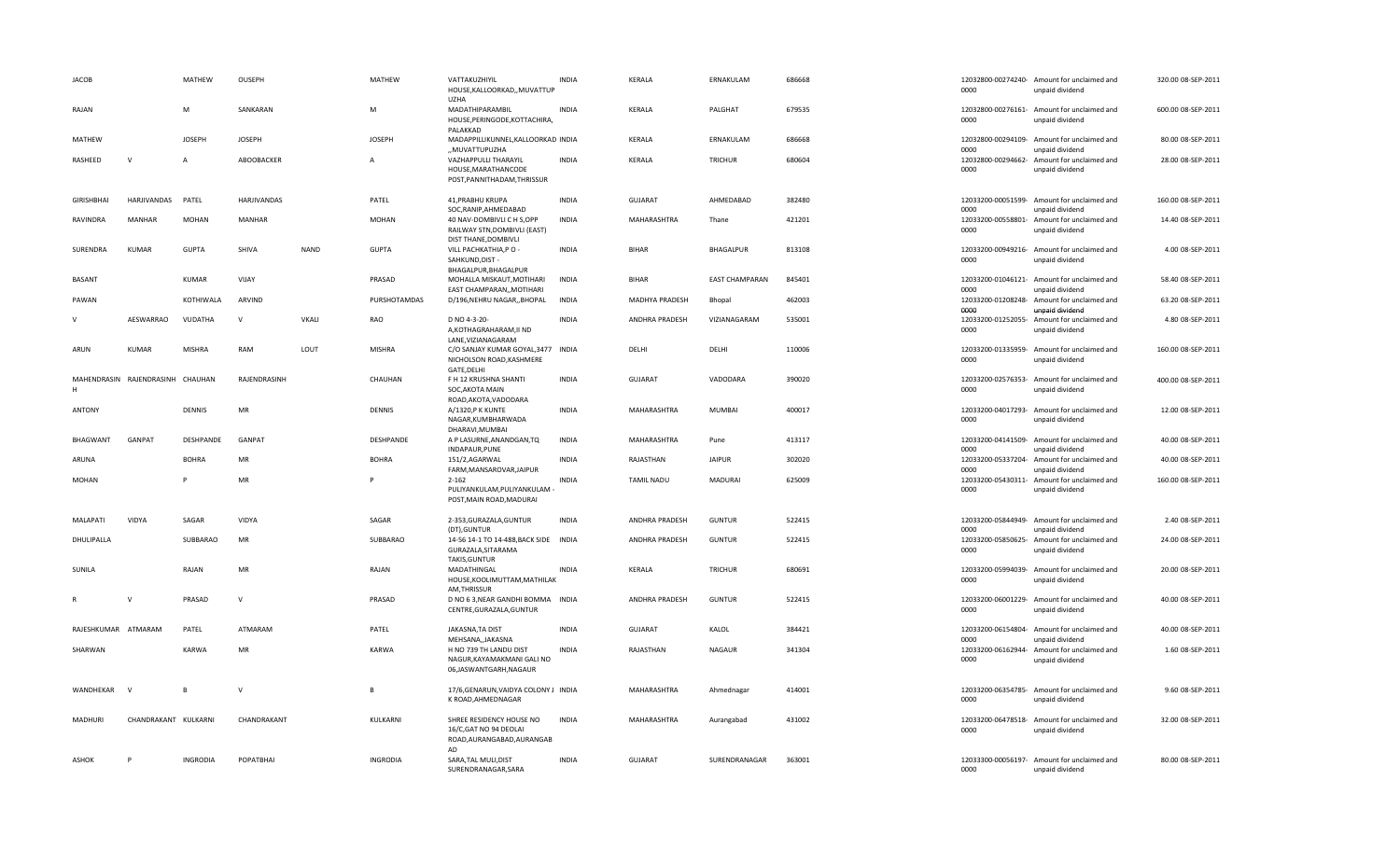| JACOB | | MATHEW | OUSEPH | | MATHEW | VATTAKUZHIYIL HOUSE,KALLOORKAD,,MUVATTUP UZHA | INDIA | KERALA | ERNAKULAM | 686668 | | 12032800-00274240-0000 | Amount for unclaimed and unpaid dividend | 320.00 | 08-SEP-2011 |
|---|---|---|---|---|---|---|---|---|---|---|---|---|---|---|---|
| RAJAN | | M | SANKARAN | | M | MADATHIPARAMBIL HOUSE,PERINGODE,KOTTACHIRA, PALAKKAD | INDIA | KERALA | PALGHAT | 679535 | | 12032800-00276161-0000 | Amount for unclaimed and unpaid dividend | 600.00 | 08-SEP-2011 |
| MATHEW | | JOSEPH | JOSEPH | | JOSEPH | MADAPPILLIKUNNEL,KALLOORKAD ,,MUVATTUPUZHA | INDIA | KERALA | ERNAKULAM | 686668 | | 12032800-00294109-0000 | Amount for unclaimed and unpaid dividend | 80.00 | 08-SEP-2011 |
| RASHEED | V | A | ABOOBACKER | | A | VAZHAPPULLI THARAYIL HOUSE,MARATHANCODE POST,PANNITHADAM,THRISSUR | INDIA | KERALA | TRICHUR | 680604 | | 12032800-00294662-0000 | Amount for unclaimed and unpaid dividend | 28.00 | 08-SEP-2011 |
| GIRISHBHAI | HARJIVANDAS | PATEL | HARJIVANDAS | | PATEL | 41,PRABHU KRUPA SOC,RANIP,AHMEDABAD | INDIA | GUJARAT | AHMEDABAD | 382480 | | 12033000-00051599-0000 | Amount for unclaimed and unpaid dividend | 160.00 | 08-SEP-2011 |
| RAVINDRA | MANHAR | MOHAN | MANHAR | | MOHAN | 40 NAV-DOMBIVLI C H S,OPP RAILWAY STN,DOMBIVLI (EAST) DIST THANE,DOMBIVLI | INDIA | MAHARASHTRA | Thane | 421201 | | 12033200-00558801-0000 | Amount for unclaimed and unpaid dividend | 14.40 | 08-SEP-2011 |
| SURENDRA | KUMAR | GUPTA | SHIVA | NAND | GUPTA | VILL PACHKATHIA,P O - SAHKUND,DIST - BHAGALPUR,BHAGALPUR | INDIA | BIHAR | BHAGALPUR | 813108 | | 12033200-00949216-0000 | Amount for unclaimed and unpaid dividend | 4.00 | 08-SEP-2011 |
| BASANT | | KUMAR | VIJAY | | PRASAD | MOHALLA MISKAUT,MOTIHARI EAST CHAMPARAN,,MOTIHARI | INDIA | BIHAR | EAST CHAMPARAN | 845401 | | 12033200-01046121-0000 | Amount for unclaimed and unpaid dividend | 58.40 | 08-SEP-2011 |
| PAWAN | | KOTHIWALA | ARVIND | | PURSHOTAMDAS | D/196,NEHRU NAGAR,,BHOPAL | INDIA | MADHYA PRADESH | Bhopal | 462003 | | 12033200-01208248-0000 | Amount for unclaimed and unpaid dividend | 63.20 | 08-SEP-2011 |
| V | AESWARRAO | VUDATHA | V | VKALI | RAO | D NO 4-3-20-A,KOTHAGRAHARAM,II ND LANE,VIZIANAGARAM | INDIA | ANDHRA PRADESH | VIZIANAGARAM | 535001 | | 12033200-01252055-0000 | Amount for unclaimed and unpaid dividend | 4.80 | 08-SEP-2011 |
| ARUN | KUMAR | MISHRA | RAM | LOUT | MISHRA | C/O SANJAY KUMAR GOYAL,3477 NICHOLSON ROAD,KASHMERE GATE,DELHI | INDIA | DELHI | DELHI | 110006 | | 12033200-01335959-0000 | Amount for unclaimed and unpaid dividend | 160.00 | 08-SEP-2011 |
| MAHENDRASIN H | RAJENDRASINH | CHAUHAN | RAJENDRASINH | | CHAUHAN | F H 12 KRUSHNA SHANTI SOC,AKOTA MAIN ROAD,AKOTA,VADODARA | INDIA | GUJARAT | VADODARA | 390020 | | 12033200-02576353-0000 | Amount for unclaimed and unpaid dividend | 400.00 | 08-SEP-2011 |
| ANTONY | | DENNIS | MR | | DENNIS | A/1320,P K KUNTE NAGAR,KUMBHARWADA DHARAVI,MUMBAI | INDIA | MAHARASHTRA | MUMBAI | 400017 | | 12033200-04017293-0000 | Amount for unclaimed and unpaid dividend | 12.00 | 08-SEP-2011 |
| BHAGWANT | GANPAT | DESHPANDE | GANPAT | | DESHPANDE | A P LASURNE,ANANDGAN,TQ INDAPAUR,PUNE | INDIA | MAHARASHTRA | Pune | 413117 | | 12033200-04141509-0000 | Amount for unclaimed and unpaid dividend | 40.00 | 08-SEP-2011 |
| ARUNA | | BOHRA | MR | | BOHRA | 151/2,AGARWAL FARM,MANSAROVAR,JAIPUR | INDIA | RAJASTHAN | JAIPUR | 302020 | | 12033200-05337204-0000 | Amount for unclaimed and unpaid dividend | 40.00 | 08-SEP-2011 |
| MOHAN | | P | MR | | P | 2-162 PULIYANKULAM,PULIYANKULAM - POST,MAIN ROAD,MADURAI | INDIA | TAMIL NADU | MADURAI | 625009 | | 12033200-05430311-0000 | Amount for unclaimed and unpaid dividend | 160.00 | 08-SEP-2011 |
| MALAPATI | VIDYA | SAGAR | VIDYA | | SAGAR | 2-353,GURAZALA,GUNTUR (DT),GUNTUR | INDIA | ANDHRA PRADESH | GUNTUR | 522415 | | 12033200-05844949-0000 | Amount for unclaimed and unpaid dividend | 2.40 | 08-SEP-2011 |
| DHULIPALLA | | SUBBARAO | MR | | SUBBARAO | 14-56 14-1 TO 14-488,BACK SIDE GURAZALA,SITARAMA TAKIS,GUNTUR | INDIA | ANDHRA PRADESH | GUNTUR | 522415 | | 12033200-05850625-0000 | Amount for unclaimed and unpaid dividend | 24.00 | 08-SEP-2011 |
| SUNILA | | RAJAN | MR | | RAJAN | MADATHINGAL HOUSE,KOOLIMUTTAM,MATHILAK AM,THRISSUR | INDIA | KERALA | TRICHUR | 680691 | | 12033200-05994039-0000 | Amount for unclaimed and unpaid dividend | 20.00 | 08-SEP-2011 |
| R | V | PRASAD | V | | PRASAD | D NO 6 3,NEAR GANDHI BOMMA CENTRE,GURAZALA,GUNTUR | INDIA | ANDHRA PRADESH | GUNTUR | 522415 | | 12033200-06001229-0000 | Amount for unclaimed and unpaid dividend | 40.00 | 08-SEP-2011 |
| RAJESHKUMAR | ATMARAM | PATEL | ATMARAM | | PATEL | JAKASNA,TA DIST MEHSANA,,JAKASNA | INDIA | GUJARAT | KALOL | 384421 | | 12033200-06154804-0000 | Amount for unclaimed and unpaid dividend | 40.00 | 08-SEP-2011 |
| SHARWAN | | KARWA | MR | | KARWA | H NO 739 TH LANDU DIST NAGUR,KAYAMAKMANI GALI NO 06,JASWANTGARH,NAGAUR | INDIA | RAJASTHAN | NAGAUR | 341304 | | 12033200-06162944-0000 | Amount for unclaimed and unpaid dividend | 1.60 | 08-SEP-2011 |
| WANDHEKAR | V | B | V | | B | 17/6,GENARUN,VAIDYA COLONY J K ROAD,AHMEDNAGAR | INDIA | MAHARASHTRA | Ahmednagar | 414001 | | 12033200-06354785-0000 | Amount for unclaimed and unpaid dividend | 9.60 | 08-SEP-2011 |
| MADHURI | CHANDRAKANT | KULKARNI | CHANDRAKANT | | KULKARNI | SHREE RESIDENCY HOUSE NO 16/C,GAT NO 94 DEOLAI ROAD,AURANGABAD,AURANGAB AD | INDIA | MAHARASHTRA | Aurangabad | 431002 | | 12033200-06478518-0000 | Amount for unclaimed and unpaid dividend | 32.00 | 08-SEP-2011 |
| ASHOK | P | INGRODIA | POPATBHAI | | INGRODIA | SARA,TAL MULI,DIST SURENDRANAGAR,SARA | INDIA | GUJARAT | SURENDRANAGAR | 363001 | | 12033300-00056197-0000 | Amount for unclaimed and unpaid dividend | 80.00 | 08-SEP-2011 |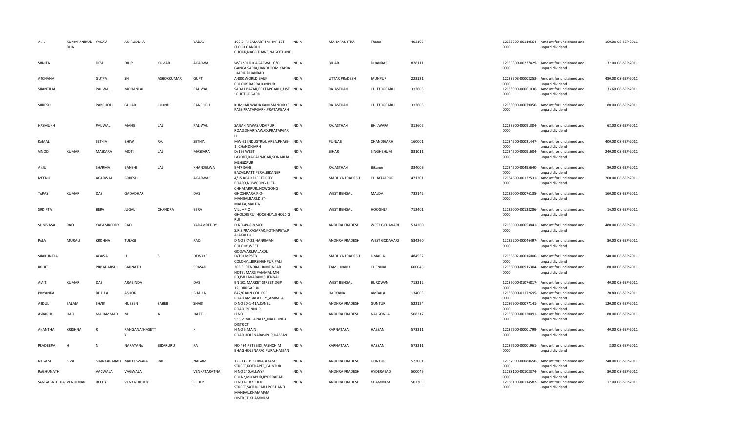| | | | | | | | | | | | | | | | |
|---|---|---|---|---|---|---|---|---|---|---|---|---|---|---|---|
| ANIL | KUMARANIRUD DHA | YADAV | ANIRUDDHA | | YADAV | 103 SHRI SAMARTH VIHAR,1ST FLOOR GANDHI CHOUK,NAGOTHANE,NAGOTHANE | INDIA | MAHARASHTRA | Thane | 402106 | | 12033300-00110564-0000 | Amount for unclaimed and unpaid dividend | 160.00 | 08-SEP-2011 |
| SUNITA | | DEVI | DILIP | KUMAR | AGARWAL | W/O SRI D K AGARWAL,C/O GANGA SARIA,HANDLOOM KAPRA JHARIA,DHANBAD | INDIA | BIHAR | DHANBAD | 828111 | | 12033300-00237429-0000 | Amount for unclaimed and unpaid dividend | 32.00 | 08-SEP-2011 |
| ARCHANA | | GUTPA | SH | ASHOKKUMAR | GUPT | A-800,WORLD BANK COLONY,BARRA,KANPUR | INDIA | UTTAR PRADESH | JAUNPUR | 222131 | | 12033503-00003253-0000 | Amount for unclaimed and unpaid dividend | 480.00 | 08-SEP-2011 |
| SHANTILAL | | PALIWAL | MOHANLAL | | PALIWAL | SADAR BAZAR,PRATAPGARH,,DIST : CHITTORGARH | INDIA | RAJASTHAN | CHITTORGARH | 312605 | | 12033900-00061030-0000 | Amount for unclaimed and unpaid dividend | 33.60 | 08-SEP-2011 |
| SURESH | | PANCHOLI | GULAB | CHAND | PANCHOLI | KUMHAR WADA,RAM MANDIR KE PASS,PRATAPGARH,PRATAPGARH | INDIA | RAJASTHAN | CHITTORGARH | 312605 | | 12033900-00079050-0000 | Amount for unclaimed and unpaid dividend | 80.00 | 08-SEP-2011 |
| HASMUKH | | PALIWAL | MANGI | LAL | PALIWAL | SAJJAN NIWAS,UDAIPUR ROAD,DHARIYAWAD,PRATAPGAR H | INDIA | RAJASTHAN | BHILWARA | 313605 | | 12033900-00091304-0000 | Amount for unclaimed and unpaid dividend | 68.00 | 08-SEP-2011 |
| KAMAL | | SETHIA | BHIW | RAJ | SETHIA | MW-31 INDUSTRIAL AREA,PHASE-1,,CHANDIGARH | INDIA | PUNJAB | CHANDIGARH | 160001 | | 12034500-00031447-0000 | Amount for unclaimed and unpaid dividend | 400.00 | 08-SEP-2011 |
| VINOD | KUMAR | MASKARA | MOTI | LAL | MASKARA | D/199 WEST LAYOUT,KAGALNAGAR,SONARI,JA MSHEDPUR | INDIA | BIHAR | SINGHBHUM | 831011 | | 12034500-00091604-0000 | Amount for unclaimed and unpaid dividend | 240.00 | 08-SEP-2011 |
| ANJU | | SHARMA | BANSHI | LAL | KHANDELWA | B/47 RANI BAZAR,PATTIPERA,,BIKANER | INDIA | RAJASTHAN | Bikaner | 334009 | | 12034500-00495640-0000 | Amount for unclaimed and unpaid dividend | 80.00 | 08-SEP-2011 |
| MEENU | | AGARWAL | BRIJESH | | AGARWAL | 4/15 NEAR ELECTRICITY BOARD,NOWGONG DIST-CHHATARPUR,,NOWGONG | INDIA | MADHYA PRADESH | CHHATARPUR | 471201 | | 12034600-00122531-0000 | Amount for unclaimed and unpaid dividend | 200.00 | 08-SEP-2011 |
| TAPAS | KUMAR | DAS | GADADHAR | | DAS | GHOSHPARA,P.O-MANGALBARI,DIST-MALDA,MALDA | INDIA | WEST BENGAL | MALDA | 732142 | | 12035000-00076135-0000 | Amount for unclaimed and unpaid dividend | 160.00 | 08-SEP-2011 |
| SUDIPTA | | BERA | JUGAL | CHANDRA | BERA | VILL + P.O - GHOLDIGRUI,HOOGHLY,,GHOLDIG RUI | INDIA | WEST BENGAL | HOOGHLY | 712401 | | 12035000-00138286-0000 | Amount for unclaimed and unpaid dividend | 16.00 | 08-SEP-2011 |
| SRINIVASA | RAO | YADAMREDDY | RAO | | YADAMREDDY | D.NO-49-8-8,S/O. S.R.S.PRAKASARAO,KOTHAPETA,P ALAKOLLU | INDIA | ANDHRA PRADESH | WEST GODAVARI | 534260 | | 12035000-00653841-0000 | Amount for unclaimed and unpaid dividend | 480.00 | 08-SEP-2011 |
| PALA | MURALI | KRISHNA | TULASI | | RAO | D NO 3-7-23,HANUMAN COLONY,WEST GODAVARI,PALAKOL | INDIA | ANDHRA PRADESH | WEST GODAVARI | 534260 | | 12035200-00046497-0000 | Amount for unclaimed and unpaid dividend | 80.00 | 08-SEP-2011 |
| SHAKUNTLA | | ALAWA | H | S | DEWAKE | D/194 MPSEB COLONY,,,BIRSINGHPUR PALI | INDIA | MADHYA PRADESH | UMARIA | 484552 | | 12035602-00016000-0000 | Amount for unclaimed and unpaid dividend | 240.00 | 08-SEP-2011 |
| ROHIT | | PRIYADARSHI | BAIJNATH | | PRASAD | 205 SURENDRA HOME,NEAR HOTEL MARS PAMMAL MN RD,PALLAVARAM,CHENNAI | INDIA | TAMIL NADU | CHENNAI | 600043 | | 12036000-00915304-0000 | Amount for unclaimed and unpaid dividend | 80.00 | 08-SEP-2011 |
| AMIT | KUMAR | DAS | ARABINDA | | DAS | BN 101 MARKET STREET,DGP 12,,DURGAPUR | INDIA | WEST BENGAL | BURDWAN | 713212 | | 12036000-01076817-0000 | Amount for unclaimed and unpaid dividend | 40.00 | 08-SEP-2011 |
| PRIYANKA | | BHALLA | ASHOK | | BHALLA | 842/6 JAIN COLLEGE ROAD,AMBALA CITY,,AMBALA | INDIA | HARYANA | AMBALA | 134003 | | 12036000-01172695-0000 | Amount for unclaimed and unpaid dividend | 20.80 | 08-SEP-2011 |
| ABDUL | SALAM | SHAIK | HUSSEN | SAHEB | SHAIK | D NO 20-1-41A,CANEL ROAD,,PONNUR | INDIA | ANDHRA PRADESH | GUNTUR | 522124 | | 12036900-00077141-0000 | Amount for unclaimed and unpaid dividend | 120.00 | 08-SEP-2011 |
| ASRARUL | HAQ | MAHAMMAD | M | A | JALEEL | H NO 533,VEMULAPALLY,,NALGONDA DISTRICT | INDIA | ANDHRA PRADESH | NALGONDA | 508217 | | 12036900-00120091-0000 | Amount for unclaimed and unpaid dividend | 80.00 | 08-SEP-2011 |
| ANANTHA | KRISHNA | R | RANGANATHASETT Y | | K | H NO 5,MAIN ROAD,HOLENARASIPUR,HASSAN | INDIA | KARNATAKA | HASSAN | 573211 | | 12037600-00001799-0000 | Amount for unclaimed and unpaid dividend | 40.00 | 08-SEP-2011 |
| PRADEEPA | H | N | NARAYANA | BIDARURU | RA | NO 484,PETEBIDI,PASHCHIM BHAG HOLENARASIPURA,HASSAN | INDIA | KARNATAKA | HASSAN | 573211 | | 12037600-00001961-0000 | Amount for unclaimed and unpaid dividend | 8.00 | 08-SEP-2011 |
| NAGAM | SIVA | SHANKARARAO | MALLESWARA | RAO | NAGAM | 12 - 14 - 19 SHIVALAYAM STREET,KOTHAPET,,GUNTUR | INDIA | ANDHRA PRADESH | GUNTUR | 522001 | | 12037900-00088650-0000 | Amount for unclaimed and unpaid dividend | 240.00 | 08-SEP-2011 |
| RAGHUNATH | | VAGWALA | VAGWALA | | VENKATARATNA | H NO 240,ALLWYN COLNY,MIYAPUR,HYDERABAD | INDIA | ANDHRA PRADESH | HYDERABAD | 500049 | | 12038100-00102374-0000 | Amount for unclaimed and unpaid dividend | 80.00 | 08-SEP-2011 |
| SANGABATHULA | VENUDHAR | REDDY | VENKATREDDY | | REDDY | H NO 4-187 T R R STREET,SATHUPALLI POST AND MANDAL,KHAMMAM DISTRICT,KHAMMAM | INDIA | ANDHRA PRADESH | KHAMMAM | 507303 | | 12038100-00114582-0000 | Amount for unclaimed and unpaid dividend | 12.00 | 08-SEP-2011 |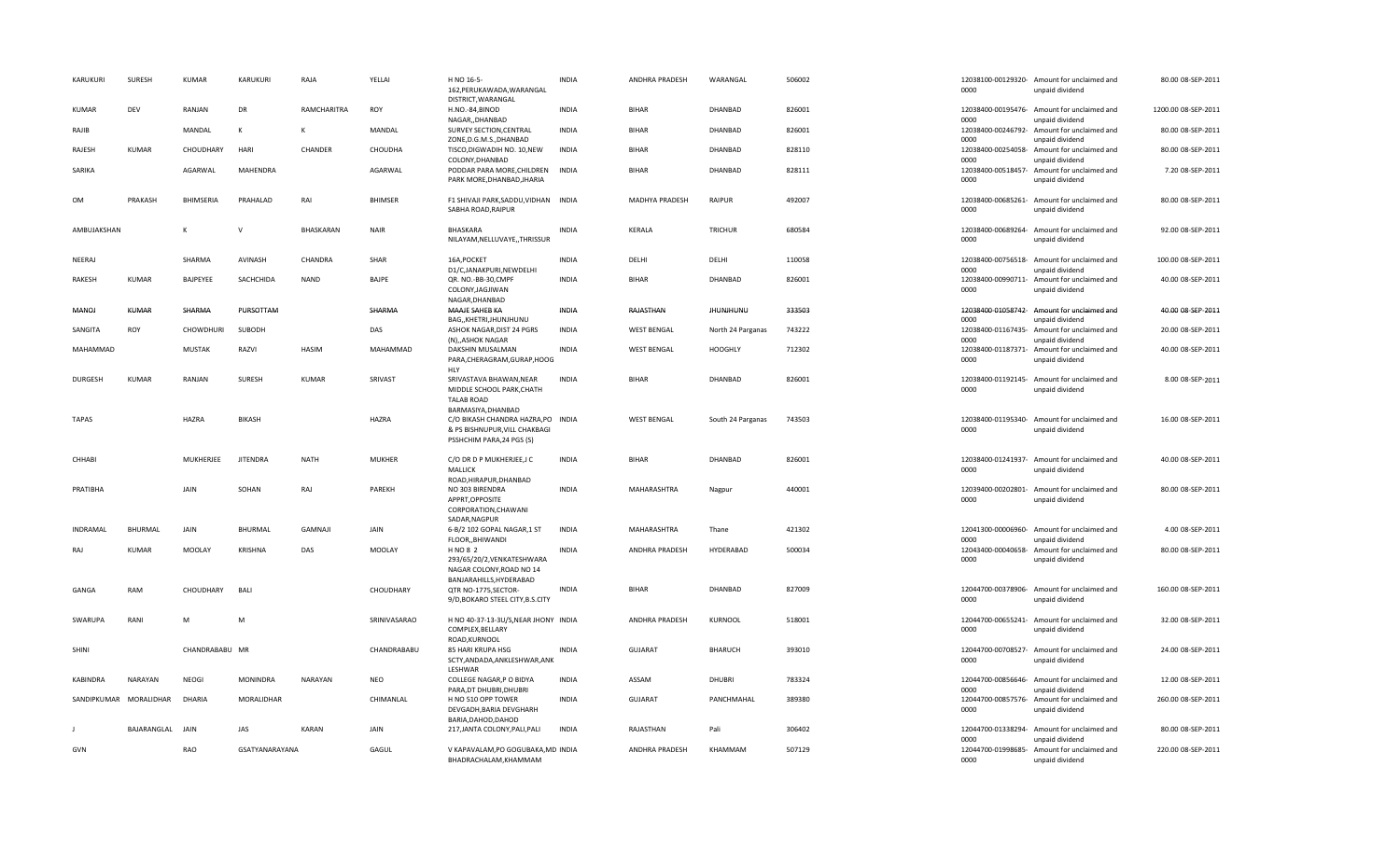| | | | | | | | | | | | | | | |
|---|---|---|---|---|---|---|---|---|---|---|---|---|---|---|
| KARUKURI | SURESH | KUMAR | KARUKURI | RAJA | YELLAI | H NO 16-5-162,PERUKAWADA,WARANGAL DISTRICT,WARANGAL | INDIA | ANDHRA PRADESH | WARANGAL | 506002 | | 12038100-00129320-0000 | Amount for unclaimed and unpaid dividend | 80.00 08-SEP-2011 |
| KUMAR | DEV | RANJAN | DR | RAMCHARITRA | ROY | H.NO.-84,BINOD NAGAR,,DHANBAD | INDIA | BIHAR | DHANBAD | 826001 | | 12038400-00195476-0000 | Amount for unclaimed and unpaid dividend | 1200.00 08-SEP-2011 |
| RAJIB | | MANDAL | K | K | MANDAL | SURVEY SECTION,CENTRAL ZONE,D.G.M.S.,DHANBAD | INDIA | BIHAR | DHANBAD | 826001 | | 12038400-00246792-0000 | Amount for unclaimed and unpaid dividend | 80.00 08-SEP-2011 |
| RAJESH | KUMAR | CHOUDHARY | HARI | CHANDER | CHOUDHA | TISCO,DIGWADIH NO. 10,NEW COLONY,DHANBAD | INDIA | BIHAR | DHANBAD | 828110 | | 12038400-00254058-0000 | Amount for unclaimed and unpaid dividend | 80.00 08-SEP-2011 |
| SARIKA | | AGARWAL | MAHENDRA | | AGARWAL | PODDAR PARA MORE,CHILDREN PARK MORE,DHANBAD,JHARIA | INDIA | BIHAR | DHANBAD | 828111 | | 12038400-00518457-0000 | Amount for unclaimed and unpaid dividend | 7.20 08-SEP-2011 |
| OM | PRAKASH | BHIMSERIA | PRAHALAD | RAI | BHIMSER | F1 SHIVAJI PARK,SADDU,VIDHAN SABHA ROAD,RAIPUR | INDIA | MADHYA PRADESH | RAIPUR | 492007 | | 12038400-00685261-0000 | Amount for unclaimed and unpaid dividend | 80.00 08-SEP-2011 |
| AMBUJAKSHAN | | K | V | BHASKARAN | NAIR | BHASKARA NILAYAM,NELLUVAYE,,THRISSUR | INDIA | KERALA | TRICHUR | 680584 | | 12038400-00689264-0000 | Amount for unclaimed and unpaid dividend | 92.00 08-SEP-2011 |
| NEERAJ | | SHARMA | AVINASH | CHANDRA | SHAR | 16A,POCKET D1/C,JANAKPURI,NEWDELHI | INDIA | DELHI | DELHI | 110058 | | 12038400-00756518-0000 | Amount for unclaimed and unpaid dividend | 100.00 08-SEP-2011 |
| RAKESH | KUMAR | BAJPEYEE | SACHCHIDA | NAND | BAJPE | QR. NO.-BB-30,CMPF COLONY,JAGJIWAN NAGAR,DHANBAD | INDIA | BIHAR | DHANBAD | 826001 | | 12038400-00990711-0000 | Amount for unclaimed and unpaid dividend | 40.00 08-SEP-2011 |
| MANOJ | KUMAR | SHARMA | PURSOTTAM | | SHARMA | MAAJE SAHEB KA BAG,,KHETRI,JHUNJHUNU | INDIA | RAJASTHAN | JHUNJHUNU | 333503 | | 12038400-01058742-0000 | Amount for unclaimed and unpaid dividend | 40.00 08-SEP-2011 |
| SANGITA | ROY | CHOWDHURI | SUBODH | | DAS | ASHOK NAGAR,DIST 24 PGRS (N),,ASHOK NAGAR | INDIA | WEST BENGAL | North 24 Parganas | 743222 | | 12038400-01167435-0000 | Amount for unclaimed and unpaid dividend | 20.00 08-SEP-2011 |
| MAHAMMAD | | MUSTAK | RAZVI | HASIM | MAHAMMAD | DAKSHIN MUSALMAN PARA,CHERAGRAM,GURAP,HOOGHLY | INDIA | WEST BENGAL | HOOGHLY | 712302 | | 12038400-01187371-0000 | Amount for unclaimed and unpaid dividend | 40.00 08-SEP-2011 |
| DURGESH | KUMAR | RANJAN | SURESH | KUMAR | SRIVAST | SRIVASTAVA BHAWAN,NEAR MIDDLE SCHOOL PARK,CHATH TALAB ROAD BARMASIYA,DHANBAD | INDIA | BIHAR | DHANBAD | 826001 | | 12038400-01192145-0000 | Amount for unclaimed and unpaid dividend | 8.00 08-SEP-2011 |
| TAPAS | | HAZRA | BIKASH | | HAZRA | C/O BIKASH CHANDRA HAZRA,PO & PS BISHNUPUR,VILL CHAKBAGI PSSHCHIM PARA,24 PGS (S) | INDIA | WEST BENGAL | South 24 Parganas | 743503 | | 12038400-01195340-0000 | Amount for unclaimed and unpaid dividend | 16.00 08-SEP-2011 |
| CHHABI | | MUKHERJEE | JITENDRA | NATH | MUKHER | C/O DR D P MUKHERJEE,J C MALLICK ROAD,HIRAPUR,DHANBAD | INDIA | BIHAR | DHANBAD | 826001 | | 12038400-01241937-0000 | Amount for unclaimed and unpaid dividend | 40.00 08-SEP-2011 |
| PRATIBHA | | JAIN | SOHAN | RAJ | PAREKH | NO 303 BIRENDRA APPRT,OPPOSITE CORPORATION,CHAWANI SADAR,NAGPUR | INDIA | MAHARASHTRA | Nagpur | 440001 | | 12039400-00202801-0000 | Amount for unclaimed and unpaid dividend | 80.00 08-SEP-2011 |
| INDRAMAL | BHURMAL | JAIN | BHURMAL | GAMNAJI | JAIN | 6-B/2 102 GOPAL NAGAR,1 ST FLOOR,,BHIWANDI | INDIA | MAHARASHTRA | Thane | 421302 | | 12041300-00006960-0000 | Amount for unclaimed and unpaid dividend | 4.00 08-SEP-2011 |
| RAJ | KUMAR | MOOLAY | KRISHNA | DAS | MOOLAY | H NO 8 2 293/65/20/2,VENKATESHWARA NAGAR COLONY,ROAD NO 14 BANJARAHILLS,HYDERABAD | INDIA | ANDHRA PRADESH | HYDERABAD | 500034 | | 12043400-00040658-0000 | Amount for unclaimed and unpaid dividend | 80.00 08-SEP-2011 |
| GANGA | RAM | CHOUDHARY | BALI | | CHOUDHARY | QTR NO-1775,SECTOR-9/D,BOKARO STEEL CITY,B.S.CITY | INDIA | BIHAR | DHANBAD | 827009 | | 12044700-00378906-0000 | Amount for unclaimed and unpaid dividend | 160.00 08-SEP-2011 |
| SWARUPA | RANI | M | M | | SRINIVASARAO | H NO 40-37-13-3U/S,NEAR JHONY COMPLEX,BELLARY ROAD,KURNOOL | INDIA | ANDHRA PRADESH | KURNOOL | 518001 | | 12044700-00655241-0000 | Amount for unclaimed and unpaid dividend | 32.00 08-SEP-2011 |
| SHINI | | CHANDRABABU | MR | | CHANDRABABU | 85 HARI KRUPA HSG SCTY,ANDADA,ANKLESHWAR,ANKLESHWAR | INDIA | GUJARAT | BHARUCH | 393010 | | 12044700-00708527-0000 | Amount for unclaimed and unpaid dividend | 24.00 08-SEP-2011 |
| KABINDRA | NARAYAN | NEOGI | MONINDRA | NARAYAN | NEO | COLLEGE NAGAR,P O BIDYA PARA,DT DHUBRI,DHUBRI | INDIA | ASSAM | DHUBRI | 783324 | | 12044700-00856646-0000 | Amount for unclaimed and unpaid dividend | 12.00 08-SEP-2011 |
| SANDIPKUMAR | MORALIDHAR | DHARIA | MORALIDHAR | | CHIMANLAL | H NO 510 OPP TOWER DEVGADH,BARIA DEVGHARH BARIA,DAHOD,DAHOD | INDIA | GUJARAT | PANCHMAHAL | 389380 | | 12044700-00857576-0000 | Amount for unclaimed and unpaid dividend | 260.00 08-SEP-2011 |
| J | BAJARANGLAL | JAIN | JAS | KARAN | JAIN | 217,JANTA COLONY,PALI,PALI | INDIA | RAJASTHAN | Pali | 306402 | | 12044700-01338294-0000 | Amount for unclaimed and unpaid dividend | 80.00 08-SEP-2011 |
| GVN | | RAO | GSATYANARAYANA | | GAGUL | V KAPAVALAM,PO GOGUBAKA,MD BHADRACHALAM,KHAMMAM | INDIA | ANDHRA PRADESH | KHAMMAM | 507129 | | 12044700-01998685-0000 | Amount for unclaimed and unpaid dividend | 220.00 08-SEP-2011 |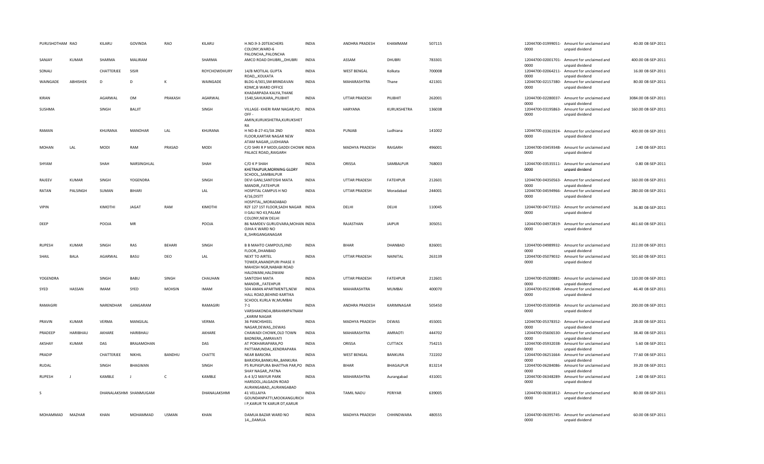| | | | | | | | | | | | | | | | |
|---|---|---|---|---|---|---|---|---|---|---|---|---|---|---|---|
| PURUSHOTHAM | RAO | KILARU | GOVINDA | RAO | KILARU | H.NO.9-3-20TEACHERS COLONY,WARD-6 PALONCHA,,PALONCHA | INDIA | ANDHRA PRADESH | KHAMMAM | 507115 | | 12044700-01999051-0000 | Amount for unclaimed and unpaid dividend | 40.00 | 08-SEP-2011 |
| SANJAY | KUMAR | SHARMA | MALIRAM | | SHARMA | AMCO ROAD DHUBRI,,,DHUBRI | INDIA | ASSAM | DHUBRI | 783301 | | 12044700-02001701-0000 | Amount for unclaimed and unpaid dividend | 400.00 | 08-SEP-2011 |
| SONALI | | CHATTERJEE | SISIR | | ROYCHOWDHURY | 14/B MOTILAL GUPTA ROAD,,,KOLKATA | INDIA | WEST BENGAL | Kolkata | 700008 | | 12044700-02064211-0000 | Amount for unclaimed and unpaid dividend | 16.00 | 08-SEP-2011 |
| WAINGADE | ABHISHEK | D | D | K | WAINGADE | BLDG-4/301,SM BRINDAVAN KDMC,B WARD OFFICE KHADARPADA KALYA,THANE | INDIA | MAHARASHTRA | Thane | 421301 | | 12044700-02157380-0000 | Amount for unclaimed and unpaid dividend | 80.00 | 08-SEP-2011 |
| KIRAN | | AGARWAL | OM | PRAKASH | AGARWAL | 1540,SAHUKARA,,PILIBHIT | INDIA | UTTAR PRADESH | PILIBHIT | 262001 | | 12044700-02280037-0000 | Amount for unclaimed and unpaid dividend | 3084.00 | 08-SEP-2011 |
| SUSHMA | | SINGH | BALJIT | | SINGH | VILLAGE- KHERI RAM NAGAR,PO. OFF - AMIN,KURUKSHETRA,KURUKSHETRA | INDIA | HARYANA | KURUKSHETRA | 136038 | | 12044700-03195863-0000 | Amount for unclaimed and unpaid dividend | 160.00 | 08-SEP-2011 |
| RAMAN | | KHURANA | MANOHAR | LAL | KHURANA | H NO-B-27-41/3A 2ND FLOOR,KARTAR NAGAR NEW ATAM NAGAR,,LUDHIANA | INDIA | PUNJAB | Ludhiana | 141002 | | 12044700-03361924-0000 | Amount for unclaimed and unpaid dividend | 400.00 | 08-SEP-2011 |
| MOHAN | LAL | MODI | RAM | PRASAD | MODI | C/O SHRI R P MODI,GADDI CHOWK PALACE ROAD,,RAIGARH | INDIA | MADHYA PRADESH | RAIGARH | 496001 | | 12044700-03459348-0000 | Amount for unclaimed and unpaid dividend | 2.40 | 08-SEP-2011 |
| SHYAM | | SHAH | NARSINGHLAL | | SHAH | C/O K P SHAH KHETRAJPUR,MORNING GLORY SCHOOL,,SAMBALPUR | INDIA | ORISSA | SAMBALPUR | 768003 | | 12044700-03535511-0000 | Amount for unclaimed and unpaid dividend | 0.80 | 08-SEP-2011 |
| RAJEEV | KUMAR | SINGH | YOGENDRA | | SINGH | DEVI GANJ,SANTOSHI MATA MANDIR,,FATEHPUR | INDIA | UTTAR PRADESH | FATEHPUR | 212601 | | 12044700-04350563-0000 | Amount for unclaimed and unpaid dividend | 160.00 | 08-SEP-2011 |
| RATAN | PALSINGH | SUMAN | BIHARI | | LAL | HOSPITAL CAMPUS H NO 4/16,DISTT HOSPITAL,,MORADABAD | INDIA | UTTAR PRADESH | Moradabad | 244001 | | 12044700-04594966-0000 | Amount for unclaimed and unpaid dividend | 280.00 | 08-SEP-2011 |
| VIPIN | | KIMOTHI | JAGAT | RAM | KIMOTHI | RZF 127 1ST FLOOR,SADH NAGAR II GALI NO 43,PALAM COLONY,NEW DELHI | INDIA | DELHI | DELHI | 110045 | | 12044700-04773352-0000 | Amount for unclaimed and unpaid dividend | 36.80 | 08-SEP-2011 |
| DEEP | | POOJA | MR | | POOJA | 86 NAMDEV GURUDVARA,MOHAN OJHA K WARD NO 8,,SHRIGANGANAGAR | INDIA | RAJASTHAN | JAIPUR | 305051 | | 12044700-04972819-0000 | Amount for unclaimed and unpaid dividend | 461.60 | 08-SEP-2011 |
| RUPESH | KUMAR | SINGH | RAS | BEHARI | SINGH | B B MAHTO CAMPOUS,IIND FLOOR,,DHANBAD | INDIA | BIHAR | DHANBAD | 826001 | | 12044700-04989932-0000 | Amount for unclaimed and unpaid dividend | 212.00 | 08-SEP-2011 |
| SHAIL | BALA | AGARWAL | BASU | DEO | LAL | NEXT TO AIRTEL TOWER,ANANDPURI PHASE II MAHESH NGR,NABABI ROAD HALDWANI,HALDWANI | INDIA | UTTAR PRADESH | NAINITAL | 263139 | | 12044700-05079032-0000 | Amount for unclaimed and unpaid dividend | 501.60 | 08-SEP-2011 |
| YOGENDRA | | SINGH | BABU | SINGH | CHAUHAN | SANTOSHI MATA MANDIR,,,FATEHPUR | INDIA | UTTAR PRADESH | FATEHPUR | 212601 | | 12044700-05200881-0000 | Amount for unclaimed and unpaid dividend | 120.00 | 08-SEP-2011 |
| SYED | HASSAN | IMAM | SYED | MOHSIN | IMAM | 504 AMAN APARTMENTS,NEW HALL ROAD,BEHIND KARTIKA SCHOOL KURLA W,MUMBAI | INDIA | MAHARASHTRA | MUMBAI | 400070 | | 12044700-05219048-0000 | Amount for unclaimed and unpaid dividend | 46.40 | 08-SEP-2011 |
| RAMAGIRI | | NARENDHAR | GANGARAM | | RAMAGIRI | 7-1 VARSHAKONDA,IBRAHIMPATNAM ,,KARIM NAGAR | INDIA | ANDHRA PRADESH | KARIMNAGAR | 505450 | | 12044700-05300458-0000 | Amount for unclaimed and unpaid dividend | 200.00 | 08-SEP-2011 |
| PRAVIN | KUMAR | VERMA | MANGILAL | | VERMA | 36 PANCHSHEEL NAGAR,DEWAS,,DEWAS | INDIA | MADHYA PRADESH | DEWAS | 455001 | | 12044700-05378352-0000 | Amount for unclaimed and unpaid dividend | 28.00 | 08-SEP-2011 |
| PRADEEP | HARIBHAU | AKHARE | HARIBHAU | | AKHARE | CHAWADI CHOWK,OLD TOWN BADNERA,,AMRAVATI | INDIA | MAHARASHTRA | AMRAOTI | 444702 | | 12044700-05606530-0000 | Amount for unclaimed and unpaid dividend | 38.40 | 08-SEP-2011 |
| AKSHAY | KUMAR | DAS | BRAJAMOHAN | | DAS | AT POKHARIAPARA,PO PATTAMUNDAI,,KENDRAPARA | INDIA | ORISSA | CUTTACK | 754215 | | 12044700-05932038-0000 | Amount for unclaimed and unpaid dividend | 5.60 | 08-SEP-2011 |
| PRADIP | | CHATTERJEE | NIKHIL | BANDHU | CHATTE | NEAR BARJORA BARJORA,BANKURA,,BANKURA | INDIA | WEST BENGAL | BANKURA | 722202 | | 12044700-06251664-0000 | Amount for unclaimed and unpaid dividend | 77.60 | 08-SEP-2011 |
| RUDAL | | SINGH | BHAGWAN | | SINGH | P5 RUPASPURA BHATTHA PAR,PO SHAY NAGAR,,PATNA | INDIA | BIHAR | BHAGALPUR | 813214 | | 12044700-06284086-0000 | Amount for unclaimed and unpaid dividend | 39.20 | 08-SEP-2011 |
| RUPESH | J | KAMBLE | J | C | KAMBLE | A-4 3/2 MAYUR PARK HARSOOL,JALGAON ROAD AURANGABAD,,AURANGABAD | INDIA | MAHARASHTRA | Aurangabad | 431001 | | 12044700-06348289-0000 | Amount for unclaimed and unpaid dividend | 2.40 | 08-SEP-2011 |
| S | | DHANALAKSHMI | SHANMUGAM | | DHANALAKSHMI | 41 VELLAIYA GOUNDANPATTI,MOOKANGURICH I P,KARUR TK KARUR DT,KARUR | INDIA | TAMIL NADU | PERIYAR | 639005 | | 12044700-06381812-0000 | Amount for unclaimed and unpaid dividend | 80.00 | 08-SEP-2011 |
| MOHAMMAD | MAZHAR | KHAN | MOHAMMAD | USMAN | KHAN | DAMUA BAZAR WARD NO 14,,,DAMUA | INDIA | MADHYA PRADESH | CHHINDWARA | 480555 | | 12044700-06395745-0000 | Amount for unclaimed and unpaid dividend | 60.00 | 08-SEP-2011 |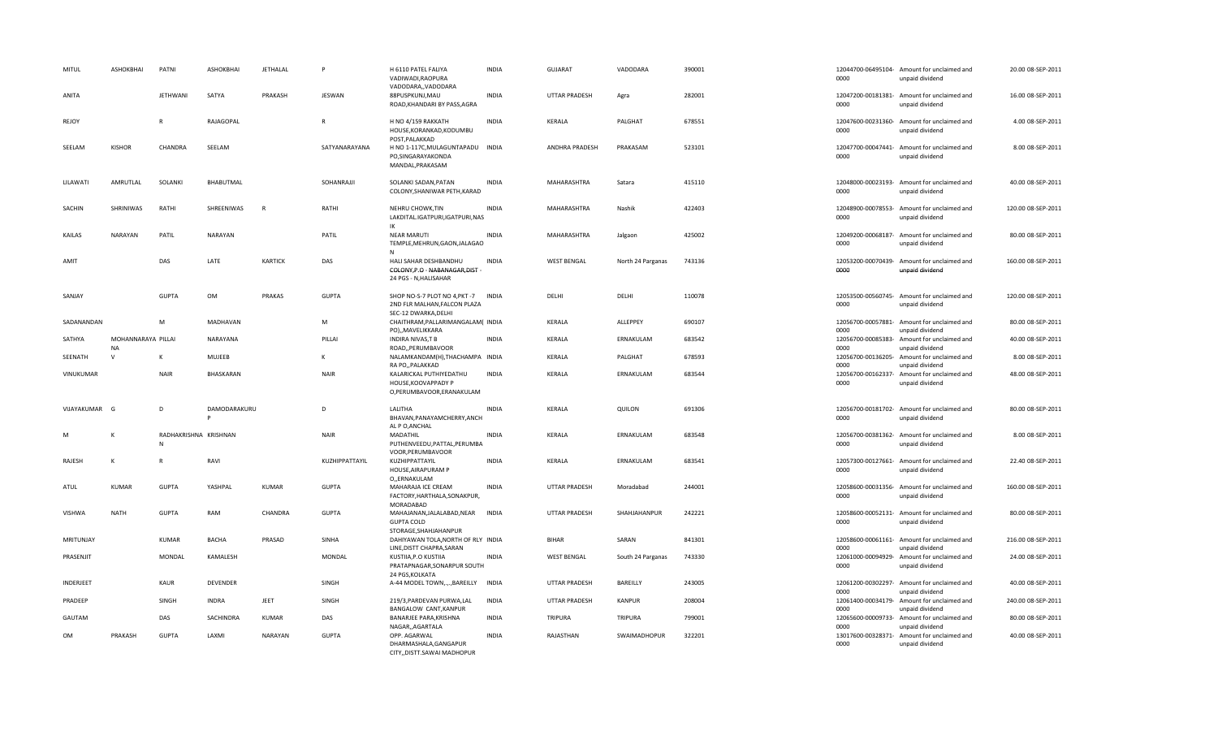| MITUL | ASHOKBHAI | PATNI | ASHOKBHAI | JETHALAL | P | H 6110 PATEL FALIYA VADIWADI,RAOPURA VADODARA,,VADODARA | INDIA | GUJARAT | VADODARA | 390001 | | 12044700-06495104-0000 | Amount for unclaimed and unpaid dividend | 20.00 | 08-SEP-2011 |
|---|---|---|---|---|---|---|---|---|---|---|---|---|---|---|---|
| ANITA | | JETHWANI | SATYA | PRAKASH | JESWAN | 88PUSPKUNJ,MAU ROAD,KHANDARI BY PASS,AGRA | INDIA | UTTAR PRADESH | Agra | 282001 | | 12047200-00181381-0000 | Amount for unclaimed and unpaid dividend | 16.00 | 08-SEP-2011 |
| REJOY | | R | RAJAGOPAL | | R | H NO 4/159 RAKKATH HOUSE,KORANKAD,KODUMBU POST,PALAKKAD | INDIA | KERALA | PALGHAT | 678551 | | 12047600-00231360-0000 | Amount for unclaimed and unpaid dividend | 4.00 | 08-SEP-2011 |
| SEELAM | KISHOR | CHANDRA | SEELAM | | SATYANARAYANA | H NO 1-117C,MULAGUNTAPADU PO,SINGARAYAKONDA MANDAL,PRAKASAM | INDIA | ANDHRA PRADESH | PRAKASAM | 523101 | | 12047700-00047441-0000 | Amount for unclaimed and unpaid dividend | 8.00 | 08-SEP-2011 |
| LILAWATI | AMRUTLAL | SOLANKI | BHABUTMAL | | SOHANRAJJI | SOLANKI SADAN,PATAN COLONY,SHANIWAR PETH,KARAD | INDIA | MAHARASHTRA | Satara | 415110 | | 12048000-00023193-0000 | Amount for unclaimed and unpaid dividend | 40.00 | 08-SEP-2011 |
| SACHIN | SHRINIWAS | RATHI | SHREENIWAS | R | RATHI | NEHRU CHOWK,TIN LAKDITAL.IGATPURI,IGATPURI,NASIK | INDIA | MAHARASHTRA | Nashik | 422403 | | 12048900-00078553-0000 | Amount for unclaimed and unpaid dividend | 120.00 | 08-SEP-2011 |
| KAILAS | NARAYAN | PATIL | NARAYAN | | PATIL | NEAR MARUTI TEMPLE,MEHRUN,GAON,JALAGAON | INDIA | MAHARASHTRA | Jalgaon | 425002 | | 12049200-00068187-0000 | Amount for unclaimed and unpaid dividend | 80.00 | 08-SEP-2011 |
| AMIT | | DAS | LATE | KARTICK | DAS | HALI SAHAR DESHBANDHU COLONY,P.O - NABANAGAR,DIST - 24 PGS - N,HALISAHAR | INDIA | WEST BENGAL | North 24 Parganas | 743136 | | 12053200-00070439-0000 | Amount for unclaimed and unpaid dividend | 160.00 | 08-SEP-2011 |
| SANJAY | | GUPTA | OM | PRAKAS | GUPTA | SHOP NO-S-7 PLOT NO 4,PKT -7 2ND FLR MALHAN,FALCON PLAZA SEC-12 DWARKA,DELHI | INDIA | DELHI | DELHI | 110078 | | 12053500-00560745-0000 | Amount for unclaimed and unpaid dividend | 120.00 | 08-SEP-2011 |
| SADANANDAN | | M | MADHAVAN | | M | CHAITHRAM,PALLARIMANGALAM( PO),,MAVELIKKARA | INDIA | KERALA | ALLEPPEY | 690107 | | 12056700-00057881-0000 | Amount for unclaimed and unpaid dividend | 80.00 | 08-SEP-2011 |
| SATHYA | MOHANNARAYANA | PILLAI | NARAYANA | | PILLAI | INDIRA NIVAS,T B ROAD,,PERUMBAVOOR | INDIA | KERALA | ERNAKULAM | 683542 | | 12056700-00085383-0000 | Amount for unclaimed and unpaid dividend | 40.00 | 08-SEP-2011 |
| SEENATH | V | K | MUJEEB | | K | NALAMKANDAM(H),THACHAMPA RA PO,,PALAKKAD | INDIA | KERALA | PALGHAT | 678593 | | 12056700-00136205-0000 | Amount for unclaimed and unpaid dividend | 8.00 | 08-SEP-2011 |
| VINUKUMAR | | NAIR | BHASKARAN | | NAIR | KALARICKAL PUTHIYEDATHU HOUSE,KOOVAPPADY P O,PERUMBAVOOR,ERANAKULAM | INDIA | KERALA | ERNAKULAM | 683544 | | 12056700-00162337-0000 | Amount for unclaimed and unpaid dividend | 48.00 | 08-SEP-2011 |
| VIJAYAKUMAR | G | D | DAMODARAKURUP | | D | LALITHA BHAVAN,PANAYAMCHERRY,ANCHAL P O,ANCHAL | INDIA | KERALA | QUILON | 691306 | | 12056700-00181702-0000 | Amount for unclaimed and unpaid dividend | 80.00 | 08-SEP-2011 |
| M | K | RADHAKRISHNAN | KRISHNAN | | NAIR | MADATHIL PUTHENVEEDU,PATTAL,PERUMBAVOOR,PERUMBAVOOR | INDIA | KERALA | ERNAKULAM | 683548 | | 12056700-00381362-0000 | Amount for unclaimed and unpaid dividend | 8.00 | 08-SEP-2011 |
| RAJESH | K | R | RAVI | | KUZHIPPATTAYIL | KUZHIPPATTAYIL HOUSE,AIRAPURAM P O,,ERNAKULAM | INDIA | KERALA | ERNAKULAM | 683541 | | 12057300-00127661-0000 | Amount for unclaimed and unpaid dividend | 22.40 | 08-SEP-2011 |
| ATUL | KUMAR | GUPTA | YASHPAL | KUMAR | GUPTA | MAHARAJA ICE CREAM FACTORY,HARTHALA,SONAKPUR,MORADABAD | INDIA | UTTAR PRADESH | Moradabad | 244001 | | 12058600-00031356-0000 | Amount for unclaimed and unpaid dividend | 160.00 | 08-SEP-2011 |
| VISHWA | NATH | GUPTA | RAM | CHANDRA | GUPTA | MAHAJANAN,JALALABAD,NEAR GUPTA COLD STORAGE,SHAHJAHANPUR | INDIA | UTTAR PRADESH | SHAHJAHANPUR | 242221 | | 12058600-00052131-0000 | Amount for unclaimed and unpaid dividend | 80.00 | 08-SEP-2011 |
| MRITUNJAY | | KUMAR | BACHA | PRASAD | SINHA | DAHIYAWAN TOLA,NORTH OF RLY LINE,DISTT CHAPRA,SARAN | INDIA | BIHAR | SARAN | 841301 | | 12058600-00061161-0000 | Amount for unclaimed and unpaid dividend | 216.00 | 08-SEP-2011 |
| PRASENJIT | | MONDAL | KAMALESH | | MONDAL | KUSTIIA,P.O KUSTIIA PRATAPNAGAR,SONARPUR SOUTH 24 PGS,KOLKATA | INDIA | WEST BENGAL | South 24 Parganas | 743330 | | 12061000-00094929-0000 | Amount for unclaimed and unpaid dividend | 24.00 | 08-SEP-2011 |
| INDERJEET | | KAUR | DEVENDER | | SINGH | A-44 MODEL TOWN,,.,.,BAREILLY | INDIA | UTTAR PRADESH | BAREILLY | 243005 | | 12061200-00302297-0000 | Amount for unclaimed and unpaid dividend | 40.00 | 08-SEP-2011 |
| PRADEEP | | SINGH | INDRA | JEET | SINGH | 219/3,PARDEVAN PURWA,LAL BANGALOW CANT,KANPUR | INDIA | UTTAR PRADESH | KANPUR | 208004 | | 12061400-00034179-0000 | Amount for unclaimed and unpaid dividend | 240.00 | 08-SEP-2011 |
| GAUTAM | | DAS | SACHINDRA | KUMAR | DAS | BANARJEE PARA,KRISHNA NAGAR,,AGARTALA | INDIA | TRIPURA | TRIPURA | 799001 | | 12065600-00009733-0000 | Amount for unclaimed and unpaid dividend | 80.00 | 08-SEP-2011 |
| OM | PRAKASH | GUPTA | LAXMI | NARAYAN | GUPTA | OPP. AGARWAL DHARMASHALA,GANGAPUR CITY,,DISTT.SAWAI MADHOPUR | INDIA | RAJASTHAN | SWAIMADHOPUR | 322201 | | 13017600-00328371-0000 | Amount for unclaimed and unpaid dividend | 40.00 | 08-SEP-2011 |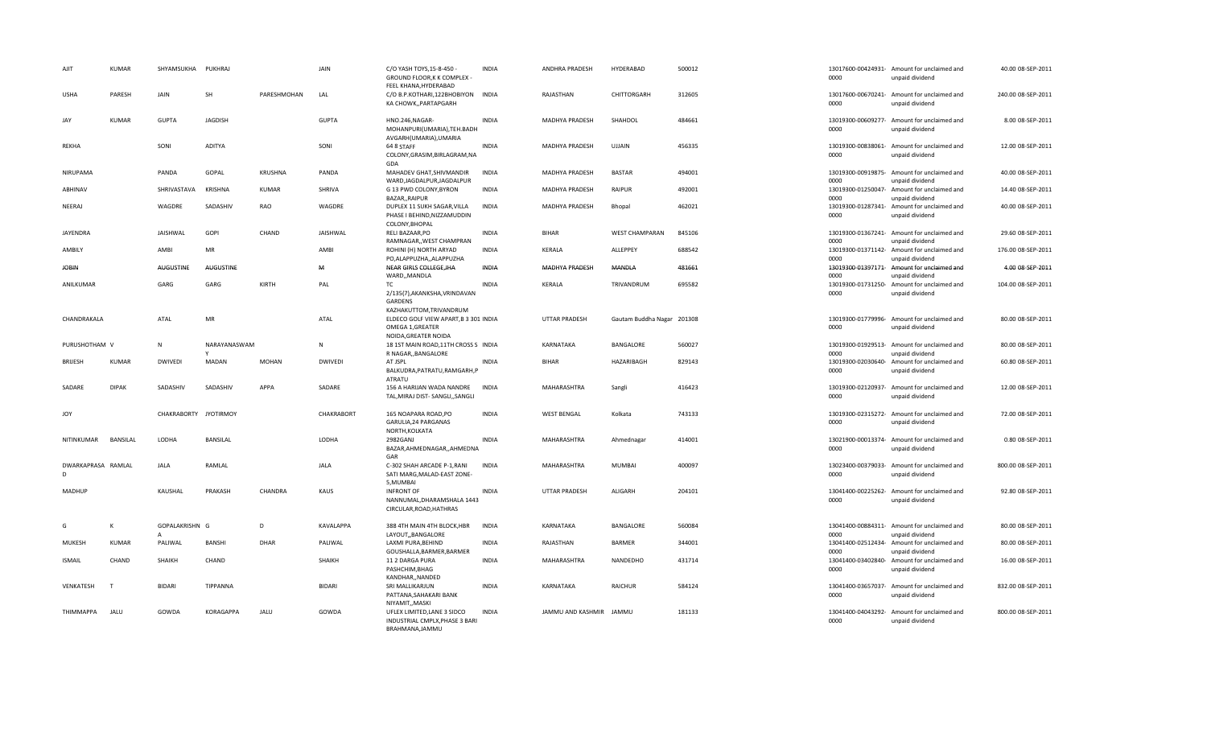| | | | | | | | | | | | | | | |
|---|---|---|---|---|---|---|---|---|---|---|---|---|---|---|
| AJIT | KUMAR | SHYAMSUKHA | PUKHRAJ | | JAIN | C/O YASH TOYS,15-8-450 - GROUND FLOOR,K K COMPLEX - FEEL KHANA,HYDERABAD | INDIA | ANDHRA PRADESH | HYDERABAD | 500012 | 13017600-00424931-0000 | Amount for unclaimed and unpaid dividend | 40.00 | 08-SEP-2011 |
| USHA | PARESH | JAIN | SH | PARESHMOHAN | LAL | C/O B.P.KOTHARI,122BHOBIYON KA CHOWK,,PARTAPGARH | INDIA | RAJASTHAN | CHITTORGARH | 312605 | 13017600-00670241-0000 | Amount for unclaimed and unpaid dividend | 240.00 | 08-SEP-2011 |
| JAY | KUMAR | GUPTA | JAGDISH | | GUPTA | HNO.246,NAGAR-MOHANPURI(UMARIA),TEH.BADHAVGARH(UMARIA),UMARIA | INDIA | MADHYA PRADESH | SHAHDOL | 484661 | 13019300-00609277-0000 | Amount for unclaimed and unpaid dividend | 8.00 | 08-SEP-2011 |
| REKHA | | SONI | ADITYA | | SONI | 64 B STAFF COLONY,GRASIM,BIRLAGRAM,NAGDA | INDIA | MADHYA PRADESH | UJJAIN | 456335 | 13019300-00838061-0000 | Amount for unclaimed and unpaid dividend | 12.00 | 08-SEP-2011 |
| NIRUPAMA | | PANDA | GOPAL | KRUSHNA | PANDA | MAHADEV GHAT,SHIVMANDIR WARD,JAGDALPUR,JAGDALPUR | INDIA | MADHYA PRADESH | BASTAR | 494001 | 13019300-00919875-0000 | Amount for unclaimed and unpaid dividend | 40.00 | 08-SEP-2011 |
| ABHINAV | | SHRIVASTAVA | KRISHNA | KUMAR | SHRIVA | G 13 PWD COLONY,BYRON BAZAR,,RAIPUR | INDIA | MADHYA PRADESH | RAIPUR | 492001 | 13019300-01250047-0000 | Amount for unclaimed and unpaid dividend | 14.40 | 08-SEP-2011 |
| NEERAJ | | WAGDRE | SADASHIV | RAO | WAGDRE | DUPLEX 11 SUKH SAGAR,VILLA PHASE I BEHIND,NIZZAMUDDIN COLONY,BHOPAL | INDIA | MADHYA PRADESH | Bhopal | 462021 | 13019300-01287341-0000 | Amount for unclaimed and unpaid dividend | 40.00 | 08-SEP-2011 |
| JAYENDRA | | JAISHWAL | GOPI | CHAND | JAISHWAL | RELI BAZAAR,PO RAMNAGAR,,WEST CHAMPRAN | INDIA | BIHAR | WEST CHAMPARAN | 845106 | 13019300-01367241-0000 | Amount for unclaimed and unpaid dividend | 29.60 | 08-SEP-2011 |
| AMBILY | | AMBI | MR | | AMBI | ROHINI (H) NORTH ARYAD PO,ALAPPUZHA,,ALAPPUZHA | INDIA | KERALA | ALLEPPEY | 688542 | 13019300-01371142-0000 | Amount for unclaimed and unpaid dividend | 176.00 | 08-SEP-2011 |
| ~~JOBIN~~ | | ~~AUGUSTINE~~ | ~~AUGUSTINE~~ | | ~~M~~ | ~~NEAR GIRLS COLLEGE,JHA WARD,,MANDLA~~ | ~~INDIA~~ | ~~MADHYA PRADESH~~ | ~~MANDLA~~ | ~~481661~~ | ~~13019300-01397171-0000~~ | ~~Amount for unclaimed and unpaid dividend~~ | ~~4.00~~ | ~~08-SEP-2011~~ |
| ANILKUMAR | | GARG | GARG | KIRTH | PAL | TC 2/135(7),AKANKSHA,VRINDAVAN GARDENS KAZHAKUTTOM,TRIVANDRUM | INDIA | KERALA | TRIVANDRUM | 695582 | 13019300-01731250-0000 | Amount for unclaimed and unpaid dividend | 104.00 | 08-SEP-2011 |
| CHANDRAKALA | | ATAL | MR | | ATAL | ELDECO GOLF VIEW APART,B 3 301 OMEGA 1,GREATER NOIDA,GREATER NOIDA | INDIA | UTTAR PRADESH | Gautam Buddha Nagar | 201308 | 13019300-01779996-0000 | Amount for unclaimed and unpaid dividend | 80.00 | 08-SEP-2011 |
| PURUSHOTHAM | V | N | NARAYANASWAMY | | N | 18 1ST MAIN ROAD,11TH CROSS S R NAGAR,,BANGALORE | INDIA | KARNATAKA | BANGALORE | 560027 | 13019300-01929513-0000 | Amount for unclaimed and unpaid dividend | 80.00 | 08-SEP-2011 |
| BRIJESH | KUMAR | DWIVEDI | MADAN | MOHAN | DWIVEDI | AT JSPL BALKUDRA,PATRATU,RAMGARH,PATRATU | INDIA | BIHAR | HAZARIBAGH | 829143 | 13019300-02030640-0000 | Amount for unclaimed and unpaid dividend | 60.80 | 08-SEP-2011 |
| SADARE | DIPAK | SADASHIV | SADASHIV | APPA | SADARE | 156 A HARIJAN WADA NANDRE TAL,MIRAJ DIST- SANGLI,,SANGLI | INDIA | MAHARASHTRA | Sangli | 416423 | 13019300-02120937-0000 | Amount for unclaimed and unpaid dividend | 12.00 | 08-SEP-2011 |
| JOY | | CHAKRABORTY | JYOTIRMOY | | CHAKRABORT | 165 NOAPARA ROAD,PO GARULIA,24 PARGANAS NORTH,KOLKATA | INDIA | WEST BENGAL | Kolkata | 743133 | 13019300-02315272-0000 | Amount for unclaimed and unpaid dividend | 72.00 | 08-SEP-2011 |
| NITINKUMAR | BANSILAL | LODHA | BANSILAL | | LODHA | 2982GANJ BAZAR,AHMEDNAGAR,,AHMEDNAGAR | INDIA | MAHARASHTRA | Ahmednagar | 414001 | 13021900-00013374-0000 | Amount for unclaimed and unpaid dividend | 0.80 | 08-SEP-2011 |
| DWARKAPRASAD | RAMLAL | JALA | RAMLAL | | JALA | C-302 SHAH ARCADE P-1,RANI SATI MARG,MALAD-EAST ZONE-5,MUMBAI | INDIA | MAHARASHTRA | MUMBAI | 400097 | 13023400-00379033-0000 | Amount for unclaimed and unpaid dividend | 800.00 | 08-SEP-2011 |
| MADHUP | | KAUSHAL | PRAKASH | CHANDRA | KAUS | INFRONT OF NANNUMAL,DHARAMSHALA 1443 CIRCULAR,ROAD,HATHRAS | INDIA | UTTAR PRADESH | ALIGARH | 204101 | 13041400-00225262-0000 | Amount for unclaimed and unpaid dividend | 92.80 | 08-SEP-2011 |
| G | K | GOPALAKRISHNA | G | D | KAVALAPPA | 388 4TH MAIN 4TH BLOCK,HBR LAYOUT,,BANGALORE | INDIA | KARNATAKA | BANGALORE | 560084 | 13041400-00884311-0000 | Amount for unclaimed and unpaid dividend | 80.00 | 08-SEP-2011 |
| MUKESH | KUMAR | PALIWAL | BANSHI | DHAR | PALIWAL | LAXMI PURA,BEHIND GOUSHALLA,BARMER,BARMER | INDIA | RAJASTHAN | BARMER | 344001 | 13041400-02512434-0000 | Amount for unclaimed and unpaid dividend | 80.00 | 08-SEP-2011 |
| ISMAIL | CHAND | SHAIKH | CHAND | | SHAIKH | 11 2 DARGA PURA PASHCHIM,BHAG KANDHAR,,NANDED | INDIA | MAHARASHTRA | NANDEDHO | 431714 | 13041400-03402840-0000 | Amount for unclaimed and unpaid dividend | 16.00 | 08-SEP-2011 |
| VENKATESH | T | BIDARI | TIPPANNA | | BIDARI | SRI MALLIKARJUN PATTANA,SAHAKARI BANK NIYAMIT,,MASKI | INDIA | KARNATAKA | RAICHUR | 584124 | 13041400-03657037-0000 | Amount for unclaimed and unpaid dividend | 832.00 | 08-SEP-2011 |
| THIMMAPPA | JALU | GOWDA | KORAGAPPA | JALU | GOWDA | UFLEX LIMITED,LANE 3 SIDCO INDUSTRIAL CMPLX,PHASE 3 BARI BRAHMANA,JAMMU | INDIA | JAMMU AND KASHMIR | JAMMU | 181133 | 13041400-04043292-0000 | Amount for unclaimed and unpaid dividend | 800.00 | 08-SEP-2011 |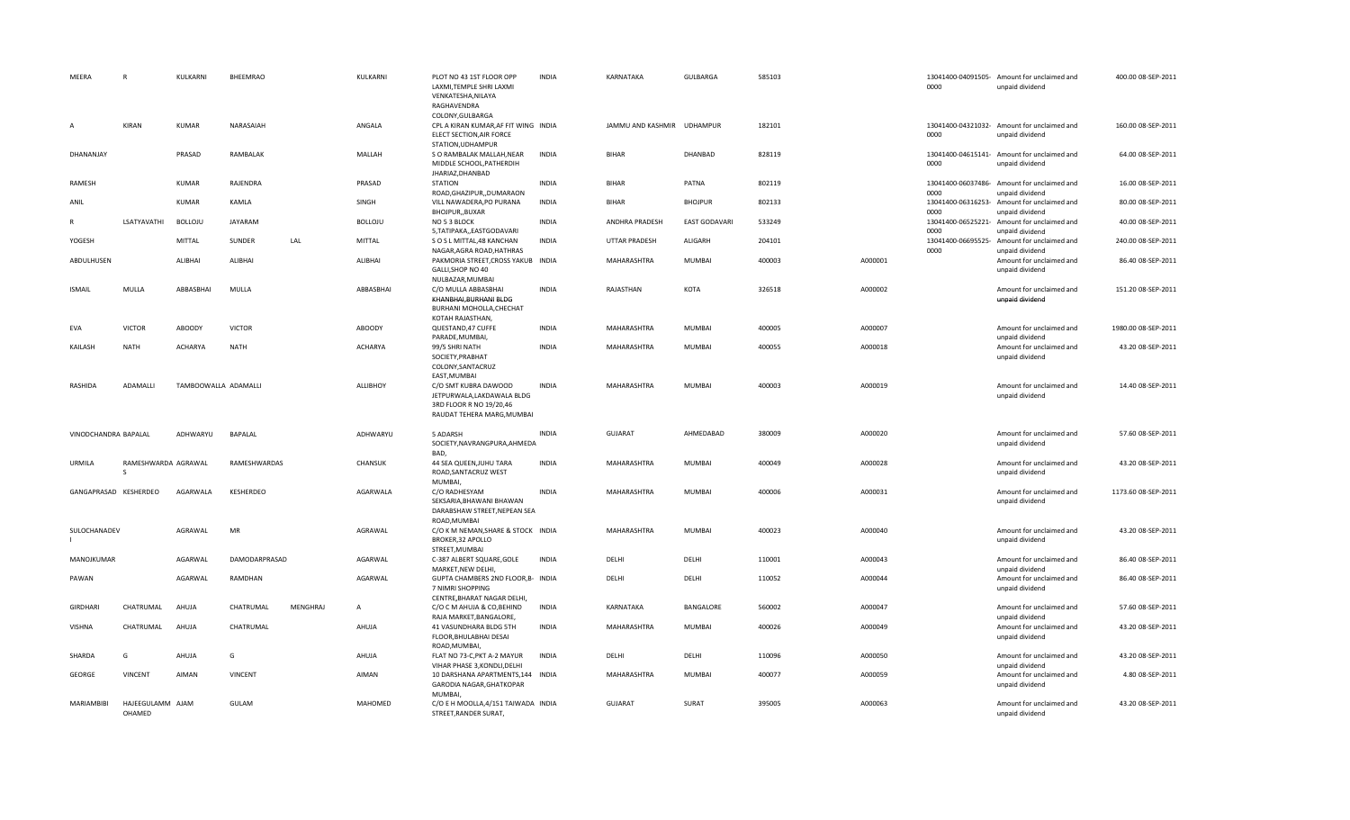| | | | | | | | | | | | | | | | | |
|---|---|---|---|---|---|---|---|---|---|---|---|---|---|---|---|---|
| MEERA | R | KULKARNI | BHEEMRAO | | KULKARNI | PLOT NO 43 1ST FLOOR OPP LAXMI,TEMPLE SHRI LAXMI VENKATESHA,NILAYA RAGHAVENDRA COLONY,GULBARGA | INDIA | KARNATAKA | GULBARGA | 585103 | | 13041400-04091505-0000 | Amount for unclaimed and unpaid dividend | 400.00 | 08-SEP-2011 |
| A | KIRAN | KUMAR | NARASAIAH | | ANGALA | CPL A KIRAN KUMAR,AF FIT WING ELECT SECTION,AIR FORCE STATION,UDHAMPUR | INDIA | JAMMU AND KASHMIR | UDHAMPUR | 182101 | | 13041400-04321032-0000 | Amount for unclaimed and unpaid dividend | 160.00 | 08-SEP-2011 |
| DHANANJAY | | PRASAD | RAMBALAK | | MALLAH | S O RAMBALAK MALLAH,NEAR MIDDLE SCHOOL,PATHERDIH JHARIAZ,DHANBAD | INDIA | BIHAR | DHANBAD | 828119 | | 13041400-04615141-0000 | Amount for unclaimed and unpaid dividend | 64.00 | 08-SEP-2011 |
| RAMESH | | KUMAR | RAJENDRA | | PRASAD | STATION ROAD,GHAZIPUR,,DUMARAON | INDIA | BIHAR | PATNA | 802119 | | 13041400-06037486-0000 | Amount for unclaimed and unpaid dividend | 16.00 | 08-SEP-2011 |
| ANIL | | KUMAR | KAMLA | | SINGH | VILL NAWADERA,PO PURANA BHOJPUR,,BUXAR | INDIA | BIHAR | BHOJPUR | 802133 | | 13041400-06316253-0000 | Amount for unclaimed and unpaid dividend | 80.00 | 08-SEP-2011 |
| R | LSATYAVATHI | BOLLOJU | JAYARAM | | BOLLOJU | NO S 3 BLOCK 5,TATIPAKA,,EASTGODAVARI | INDIA | ANDHRA PRADESH | EAST GODAVARI | 533249 | | 13041400-06525221-0000 | Amount for unclaimed and unpaid dividend | 40.00 | 08-SEP-2011 |
| YOGESH | | MITTAL | SUNDER | LAL | MITTAL | S O S L MITTAL,48 KANCHAN NAGAR,AGRA ROAD,HATHRAS | INDIA | UTTAR PRADESH | ALIGARH | 204101 | | 13041400-06695525-0000 | Amount for unclaimed and unpaid dividend | 240.00 | 08-SEP-2011 |
| ABDULHUSEN | | ALIBHAI | ALIBHAI | | ALIBHAI | PAKMORIA STREET,CROSS YAKUB GALLI,SHOP NO 40 NULBAZAR,MUMBAI | INDIA | MAHARASHTRA | MUMBAI | 400003 | A000001 | | Amount for unclaimed and unpaid dividend | 86.40 | 08-SEP-2011 |
| ISMAIL | MULLA | ABBASBHAI | MULLA | | ABBASBHAI | C/O MULLA ABBASBHAI KHANBHAI,BURHANI BLDG BURHANI MOHOLLA,CHECHAT KOTAH RAJASTHAN, | INDIA | RAJASTHAN | KOTA | 326518 | A000002 | | Amount for unclaimed and unpaid dividend | 151.20 | 08-SEP-2011 |
| EVA | VICTOR | ABOODY | VICTOR | | ABOODY | QUESTAND,47 CUFFE PARADE,MUMBAI, | INDIA | MAHARASHTRA | MUMBAI | 400005 | A000007 | | Amount for unclaimed and unpaid dividend | 1980.00 | 08-SEP-2011 |
| KAILASH | NATH | ACHARYA | NATH | | ACHARYA | 99/5 SHRI NATH SOCIETY,PRABHAT COLONY,SANTACRUZ EAST,MUMBAI | INDIA | MAHARASHTRA | MUMBAI | 400055 | A000018 | | Amount for unclaimed and unpaid dividend | 43.20 | 08-SEP-2011 |
| RASHIDA | ADAMALLI | TAMBOOWALLA | ADAMALLI | | ALLIBHOY | C/O SMT KUBRA DAWOOD JETPURWALA,LAKDAWALA BLDG 3RD FLOOR R NO 19/20,46 RAUDAT TEHERA MARG,MUMBAI | INDIA | MAHARASHTRA | MUMBAI | 400003 | A000019 | | Amount for unclaimed and unpaid dividend | 14.40 | 08-SEP-2011 |
| VINODCHANDRA | BAPALAL | ADHWARYU | BAPALAL | | ADHWARYU | 5 ADARSH SOCIETY,NAVRANGPURA,AHMEDABAD, | INDIA | GUJARAT | AHMEDABAD | 380009 | A000020 | | Amount for unclaimed and unpaid dividend | 57.60 | 08-SEP-2011 |
| URMILA | RAMESHWARDAS | AGRAWAL | RAMESHWARDAS | | CHANSUK | 44 SEA QUEEN,JUHU TARA ROAD,SANTACRUZ WEST MUMBAI, | INDIA | MAHARASHTRA | MUMBAI | 400049 | A000028 | | Amount for unclaimed and unpaid dividend | 43.20 | 08-SEP-2011 |
| GANGAPRASAD | KESHERDEO | AGARWALA | KESHERDEO | | AGARWALA | C/O RADHESYAM SEKSARIA,BHAWANI BHAWAN DARABSHAW STREET,NEPEAN SEA ROAD,MUMBAI | INDIA | MAHARASHTRA | MUMBAI | 400006 | A000031 | | Amount for unclaimed and unpaid dividend | 1173.60 | 08-SEP-2011 |
| SULOCHANADEVI | | AGRAWAL | MR | | AGRAWAL | C/O K M NEMAN,SHARE & STOCK BROKER,32 APOLLO STREET,MUMBAI | INDIA | MAHARASHTRA | MUMBAI | 400023 | A000040 | | Amount for unclaimed and unpaid dividend | 43.20 | 08-SEP-2011 |
| MANOJKUMAR | | AGARWAL | DAMODARPRASAD | | AGARWAL | C-387 ALBERT SQUARE,GOLE MARKET,NEW DELHI, | INDIA | DELHI | DELHI | 110001 | A000043 | | Amount for unclaimed and unpaid dividend | 86.40 | 08-SEP-2011 |
| PAWAN | | AGARWAL | RAMDHAN | | AGARWAL | GUPTA CHAMBERS 2ND FLOOR,B-7 NIMRI SHOPPING CENTRE,BHARAT NAGAR DELHI, | INDIA | DELHI | DELHI | 110052 | A000044 | | Amount for unclaimed and unpaid dividend | 86.40 | 08-SEP-2011 |
| GIRDHARI | CHATRUMAL | AHUJA | CHATRUMAL | MENGHRAJ | A | C/O C M AHUJA & CO,BEHIND RAJA MARKET,BANGALORE, | INDIA | KARNATAKA | BANGALORE | 560002 | A000047 | | Amount for unclaimed and unpaid dividend | 57.60 | 08-SEP-2011 |
| VISHNA | CHATRUMAL | AHUJA | CHATRUMAL | | AHUJA | 41 VASUNDHARA BLDG 5TH FLOOR,BHULABHAI DESAI ROAD,MUMBAI, | INDIA | MAHARASHTRA | MUMBAI | 400026 | A000049 | | Amount for unclaimed and unpaid dividend | 43.20 | 08-SEP-2011 |
| SHARDA | G | AHUJA | G | | AHUJA | FLAT NO 73-C,PKT A-2 MAYUR VIHAR PHASE 3,KONDLI,DELHI | INDIA | DELHI | DELHI | 110096 | A000050 | | Amount for unclaimed and unpaid dividend | 43.20 | 08-SEP-2011 |
| GEORGE | VINCENT | AIMAN | VINCENT | | AIMAN | 10 DARSHANA APARTMENTS,144 GARODIA NAGAR,GHATKOPAR MUMBAI, | INDIA | MAHARASHTRA | MUMBAI | 400077 | A000059 | | Amount for unclaimed and unpaid dividend | 4.80 | 08-SEP-2011 |
| MARIAMBIBI | HAJEEGULAMM OHAMED | AJAM | GULAM | | MAHOMED | C/O E H MOOLLA,4/151 TAIWADA STREET,RANDER SURAT, | INDIA | GUJARAT | SURAT | 395005 | A000063 | | Amount for unclaimed and unpaid dividend | 43.20 | 08-SEP-2011 |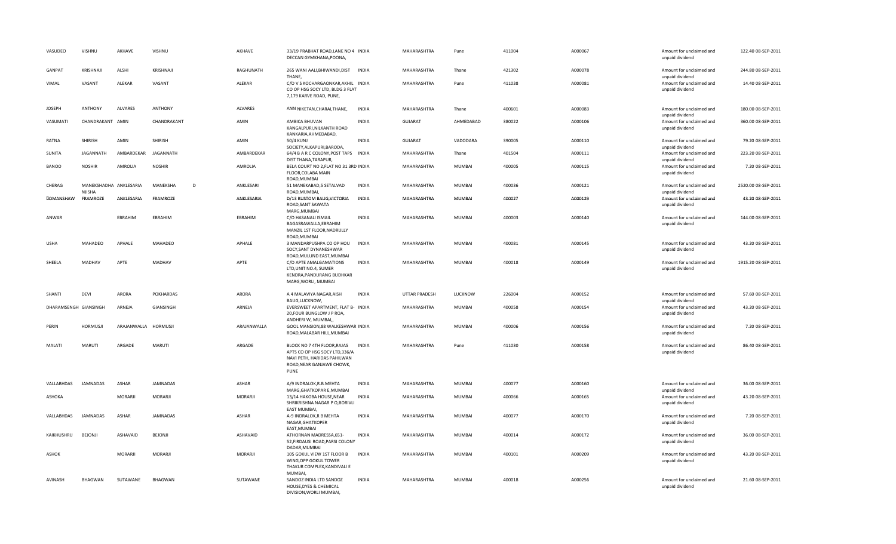| VASUDEO | VISHNU | AKHAVE | VISHNU | | AKHAVE | 33/19 PRABHAT ROAD,LANE NO 4 DECCAN GYMKHANA,POONA, | INDIA | MAHARASHTRA | Pune | 411004 | A000067 | Amount for unclaimed and unpaid dividend | 122.40 | 08-SEP-2011 |
|---|---|---|---|---|---|---|---|---|---|---|---|---|---|---|
| GANPAT | KRISHNAJI | ALSHI | KRISHNAJI | | RAGHUNATH | 265 WANI AALI,BHIWANDI,DIST THANE, | INDIA | MAHARASHTRA | Thane | 421302 | A000078 | Amount for unclaimed and unpaid dividend | 244.80 | 08-SEP-2011 |
| VIMAL | VASANT | ALEKAR | VASANT | | ALEKAR | C/O V S KOCHARGAONKAR,AKHIL CO OP HSG SOCY LTD, BLDG 3 FLAT 7,179 KARVE ROAD, PUNE, | INDIA | MAHARASHTRA | Pune | 411038 | A000081 | Amount for unclaimed and unpaid dividend | 14.40 | 08-SEP-2011 |
| JOSEPH | ANTHONY | ALVARES | ANTHONY | | ALVARES | ANN NIKETAN,CHARAI,THANE, | INDIA | MAHARASHTRA | Thane | 400601 | A000083 | Amount for unclaimed and unpaid dividend | 180.00 | 08-SEP-2011 |
| VASUMATI | CHANDRAKANT | AMIN | CHANDRAKANT | | AMIN | AMBICA BHUVAN KANGALPURI,NILKANTH ROAD KANKARIA,AHMEDABAD, | INDIA | GUJARAT | AHMEDABAD | 380022 | A000106 | Amount for unclaimed and unpaid dividend | 360.00 | 08-SEP-2011 |
| RATNA | SHIRISH | AMIN | SHIRISH | | AMIN | 50/4 KUNJ SOCIETY,ALKAPURI,BARODA, | INDIA | GUJARAT | VADODARA | 390005 | A000110 | Amount for unclaimed and unpaid dividend | 79.20 | 08-SEP-2011 |
| SUNITA | JAGANNATH | AMBARDEKAR | JAGANNATH | | AMBARDEKAR | 64/4 B A R C COLONY,POST TAPS DIST THANA,TARAPUR, | INDIA | MAHARASHTRA | Thane | 401504 | A000111 | Amount for unclaimed and unpaid dividend | 223.20 | 08-SEP-2011 |
| BANOO | NOSHIR | AMROLIA | NOSHIR | | AMROLIA | BELA COURT NO 2,FLAT NO 31 3RD FLOOR,COLABA MAIN ROAD,MUMBAI | INDIA | MAHARASHTRA | MUMBAI | 400005 | A000115 | Amount for unclaimed and unpaid dividend | 7.20 | 08-SEP-2011 |
| CHERAG | MANEKSHADHA NIISHA | ANKLESARIA | MANEKSHA | D | ANKLESARI | 51 MANEKABAD,5 SETALVAD ROAD,MUMBAI, | INDIA | MAHARASHTRA | MUMBAI | 400036 | A000121 | Amount for unclaimed and unpaid dividend | 2520.00 | 08-SEP-2011 |
| BOMANSHAW | FRAMROZE | ANKLESARIA | FRAMROZE | | ANKLESARIA | D/13 RUSTOM BAUG,VICTORIA ROAD,SANT SAWATA MARG,MUMBAI | INDIA | MAHARASHTRA | MUMBAI | 400027 | A000129 | Amount for unclaimed and unpaid dividend | 43.20 | 08-SEP-2011 |
| ANWAR | | EBRAHIM | EBRAHIM | | EBRAHIM | C/O HASANALI ISMAIL BAGASRAWALLA,EBRAHIM MANZIL 1ST FLOOR,NADRULLY ROAD,MUMBAI | INDIA | MAHARASHTRA | MUMBAI | 400003 | A000140 | Amount for unclaimed and unpaid dividend | 144.00 | 08-SEP-2011 |
| USHA | MAHADEO | APHALE | MAHADEO | | APHALE | 3 MANDARPUSHPA CO OP HOU SOCY,SANT DYNANESHWAR ROAD,MULUND EAST,MUMBAI | INDIA | MAHARASHTRA | MUMBAI | 400081 | A000145 | Amount for unclaimed and unpaid dividend | 43.20 | 08-SEP-2011 |
| SHEELA | MADHAV | APTE | MADHAV | | APTE | C/O APTE AMALGAMATIONS LTD,UNIT NO.4, SUMER KENDRA,PANDURANG BUDHKAR MARG,WORLI, MUMBAI | INDIA | MAHARASHTRA | MUMBAI | 400018 | A000149 | Amount for unclaimed and unpaid dividend | 1915.20 | 08-SEP-2011 |
| SHANTI | DEVI | ARORA | POKHARDAS | | ARORA | A 4 MALAVIYA NAGAR,AISH BAUG,LUCKNOW, | INDIA | UTTAR PRADESH | LUCKNOW | 226004 | A000152 | Amount for unclaimed and unpaid dividend | 57.60 | 08-SEP-2011 |
| DHARAMSENGH | GIANSINGH | ARNEJA | GIANSINGH | | ARNEJA | EVERSWEET APARTMENT, FLAT B-20,FOUR BUNGLOW J P ROA, ANDHERI W, MUMBAI,, | INDIA | MAHARASHTRA | MUMBAI | 400058 | A000154 | Amount for unclaimed and unpaid dividend | 43.20 | 08-SEP-2011 |
| PERIN | HORMUSJI | ARAJANWALLA | HORMUSJI | | ARAJANWALLA | GOOL MANSION,88 WALKESHWAR ROAD,MALABAR HILL,MUMBAI | INDIA | MAHARASHTRA | MUMBAI | 400006 | A000156 | Amount for unclaimed and unpaid dividend | 7.20 | 08-SEP-2011 |
| MALATI | MARUTI | ARGADE | MARUTI | | ARGADE | BLOCK NO 7 4TH FLOOR,RAJAS APTS CO OP HSG SOCY LTD,336/A NAVI PETH, HARIDAS PAHILWAN ROAD,NEAR GANJAWE CHOWK, PUNE | INDIA | MAHARASHTRA | Pune | 411030 | A000158 | Amount for unclaimed and unpaid dividend | 86.40 | 08-SEP-2011 |
| VALLABHDAS | JAMNADAS | ASHAR | JAMNADAS | | ASHAR | A/9 INDRALOK,R.B.MEHTA MARG,GHATKOPAR E,MUMBAI | INDIA | MAHARASHTRA | MUMBAI | 400077 | A000160 | Amount for unclaimed and unpaid dividend | 36.00 | 08-SEP-2011 |
| ASHOKA | | MORARJI | MORARJI | | MORARJI | 13/14 HAKOBA HOUSE,NEAR SHRIKRISHNA NAGAR P O,BORIVLI EAST MUMBAI, | INDIA | MAHARASHTRA | MUMBAI | 400066 | A000165 | Amount for unclaimed and unpaid dividend | 43.20 | 08-SEP-2011 |
| VALLABHDAS | JAMNADAS | ASHAR | JAMNADAS | | ASHAR | A-9 INDRALOK,R B MEHTA NAGAR,GHATKOPER EAST,MUMBAI | INDIA | MAHARASHTRA | MUMBAI | 400077 | A000170 | Amount for unclaimed and unpaid dividend | 7.20 | 08-SEP-2011 |
| KAIKHUSHRU | BEJONJI | ASHAVAID | BEJONJI | | ASHAVAID | ATHORNAN MADRESSA,651-52,FIRDAUSI ROAD,PARSI COLONY DADAR,MUMBAI | INDIA | MAHARASHTRA | MUMBAI | 400014 | A000172 | Amount for unclaimed and unpaid dividend | 36.00 | 08-SEP-2011 |
| ASHOK | | MORARJI | MORARJI | | MORARJI | 105 GOKUL VIEW 1ST FLOOR B WING,OPP GOKUL TOWER THAKUR COMPLEX,KANDIVALI E MUMBAI, | INDIA | MAHARASHTRA | MUMBAI | 400101 | A000209 | Amount for unclaimed and unpaid dividend | 43.20 | 08-SEP-2011 |
| AVINASH | BHAGWAN | SUTAWANE | BHAGWAN | | SUTAWANE | SANDOZ INDIA LTD SANDOZ HOUSE,DYES & CHEMICAL DIVISION,WORLI MUMBAI, | INDIA | MAHARASHTRA | MUMBAI | 400018 | A000256 | Amount for unclaimed and unpaid dividend | 21.60 | 08-SEP-2011 |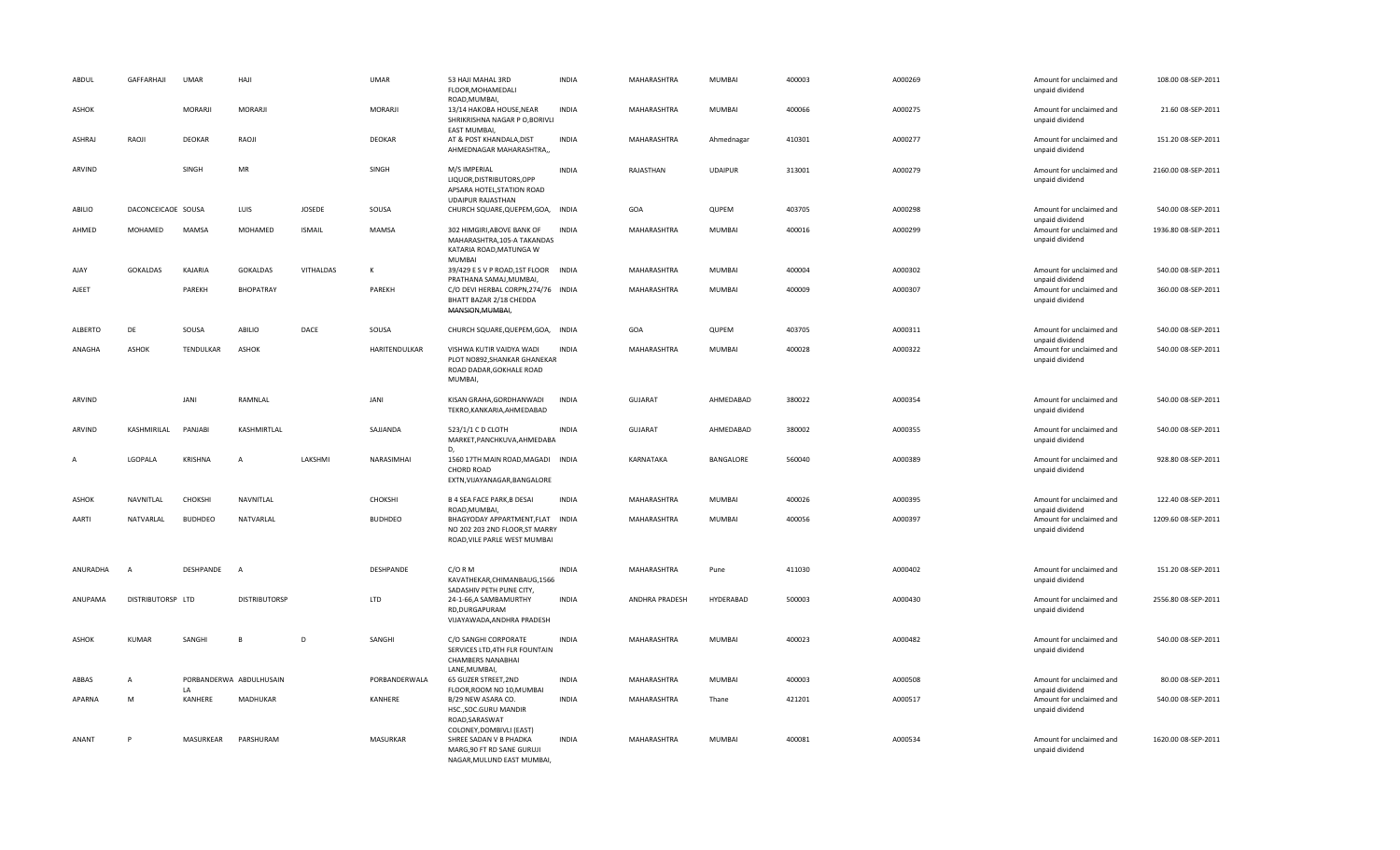| ABDUL | GAFFARHAJI | UMAR | HAJI | | UMAR | 53 HAJI MAHAL 3RD FLOOR,MOHAMEDALI ROAD,MUMBAI, | INDIA | MAHARASHTRA | MUMBAI | 400003 | A000269 | Amount for unclaimed and unpaid dividend | 108.00 08-SEP-2011 |
|---|---|---|---|---|---|---|---|---|---|---|---|---|---|
| ASHOK | | MORARJI | MORARJI | | MORARJI | 13/14 HAKOBA HOUSE,NEAR SHRIKRISHNA NAGAR P O,BORIVLI EAST MUMBAI, | INDIA | MAHARASHTRA | MUMBAI | 400066 | A000275 | Amount for unclaimed and unpaid dividend | 21.60 08-SEP-2011 |
| ASHRAJ | RAOJI | DEOKAR | RAOJI | | DEOKAR | AT & POST KHANDALA,DIST AHMEDNAGAR MAHARASHTRA,, | INDIA | MAHARASHTRA | Ahmednagar | 410301 | A000277 | Amount for unclaimed and unpaid dividend | 151.20 08-SEP-2011 |
| ARVIND | | SINGH | MR | | SINGH | M/S IMPERIAL LIQUOR,DISTRIBUTORS,OPP APSARA HOTEL,STATION ROAD UDAIPUR RAJASTHAN | INDIA | RAJASTHAN | UDAIPUR | 313001 | A000279 | Amount for unclaimed and unpaid dividend | 2160.00 08-SEP-2011 |
| ABILIO | DACONCEICAOE SOUSA | | LUIS | JOSEDE | SOUSA | CHURCH SQUARE,QUEPEM,GOA, | INDIA | GOA | QUPEM | 403705 | A000298 | Amount for unclaimed and unpaid dividend | 540.00 08-SEP-2011 |
| AHMED | MOHAMED | MAMSA | MOHAMED | ISMAIL | MAMSA | 302 HIMGIRI,ABOVE BANK OF MAHARASHTRA,105-A TAKANDAS KATARIA ROAD,MATUNGA W MUMBAI | INDIA | MAHARASHTRA | MUMBAI | 400016 | A000299 | Amount for unclaimed and unpaid dividend | 1936.80 08-SEP-2011 |
| AJAY | GOKALDAS | KAJARIA | GOKALDAS | VITHALDAS | K | 39/429 E S V P ROAD,1ST FLOOR PRATHANA SAMAJ,MUMBAI, | INDIA | MAHARASHTRA | MUMBAI | 400004 | A000302 | Amount for unclaimed and unpaid dividend | 540.00 08-SEP-2011 |
| AJEET | | PAREKH | BHOPATRAY | | PAREKH | C/O DEVI HERBAL CORPN,274/76 BHATT BAZAR 2/18 CHEDDA MANSION,MUMBAI, | INDIA | MAHARASHTRA | MUMBAI | 400009 | A000307 | Amount for unclaimed and unpaid dividend | 360.00 08-SEP-2011 |
| ALBERTO | DE | SOUSA | ABILIO | DACE | SOUSA | CHURCH SQUARE,QUEPEM,GOA, | INDIA | GOA | QUPEM | 403705 | A000311 | Amount for unclaimed and unpaid dividend | 540.00 08-SEP-2011 |
| ANAGHA | ASHOK | TENDULKAR | ASHOK | | HARITENDULKAR | VISHWA KUTIR VAIDYA WADI PLOT NO892,SHANKAR GHANEKAR ROAD DADAR,GOKHALE ROAD MUMBAI, | INDIA | MAHARASHTRA | MUMBAI | 400028 | A000322 | Amount for unclaimed and unpaid dividend | 540.00 08-SEP-2011 |
| ARVIND | | JANI | RAMNLAL | | JANI | KISAN GRAHA,GORDHANWADI TEKRO,KANKARIA,AHMEDABAD | INDIA | GUJARAT | AHMEDABAD | 380022 | A000354 | Amount for unclaimed and unpaid dividend | 540.00 08-SEP-2011 |
| ARVIND | KASHMIRILAL | PANJABI | KASHMIRTLAL | | SAJJANDA | 523/1/1 C D CLOTH MARKET,PANCHKUVA,AHMEDABA D, | INDIA | GUJARAT | AHMEDABAD | 380002 | A000355 | Amount for unclaimed and unpaid dividend | 540.00 08-SEP-2011 |
| A | LGOPALA | KRISHNA | A | LAKSHMI | NARASIMHAI | 1560 17TH MAIN ROAD,MAGADI CHORD ROAD EXTN,VIJAYANAGAR,BANGALORE | INDIA | KARNATAKA | BANGALORE | 560040 | A000389 | Amount for unclaimed and unpaid dividend | 928.80 08-SEP-2011 |
| ASHOK | NAVNITLAL | CHOKSHI | NAVNITLAL | | CHOKSHI | B 4 SEA FACE PARK,B DESAI ROAD,MUMBAI, | INDIA | MAHARASHTRA | MUMBAI | 400026 | A000395 | Amount for unclaimed and unpaid dividend | 122.40 08-SEP-2011 |
| AARTI | NATVARLAL | BUDHDEO | NATVARLAL | | BUDHDEO | BHAGYODAY APPARTMENT,FLAT NO 202 203 2ND FLOOR,ST MARRY ROAD,VILE PARLE WEST MUMBAI | INDIA | MAHARASHTRA | MUMBAI | 400056 | A000397 | Amount for unclaimed and unpaid dividend | 1209.60 08-SEP-2011 |
| ANURADHA | A | DESHPANDE | A | | DESHPANDE | C/O R M KAVATHEKAR,CHIMANBAUG,1566 SADASHIV PETH PUNE CITY, | INDIA | MAHARASHTRA | Pune | 411030 | A000402 | Amount for unclaimed and unpaid dividend | 151.20 08-SEP-2011 |
| ANUPAMA | DISTRIBUTORSP LTD | | DISTRIBUTORSP | | LTD | 24-1-66,A SAMBAMURTHY RD,DURGAPURAM VIJAYAWADA,ANDHRA PRADESH | INDIA | ANDHRA PRADESH | HYDERABAD | 500003 | A000430 | Amount for unclaimed and unpaid dividend | 2556.80 08-SEP-2011 |
| ASHOK | KUMAR | SANGHI | B | D | SANGHI | C/O SANGHI CORPORATE SERVICES LTD,4TH FLR FOUNTAIN CHAMBERS NANABHAI LANE,MUMBAI, | INDIA | MAHARASHTRA | MUMBAI | 400023 | A000482 | Amount for unclaimed and unpaid dividend | 540.00 08-SEP-2011 |
| ABBAS | A | PORBANDERWA LA | ABDULHUSAIN | | PORBANDERWALA | 65 GUZER STREET,2ND FLOOR,ROOM NO 10,MUMBAI | INDIA | MAHARASHTRA | MUMBAI | 400003 | A000508 | Amount for unclaimed and unpaid dividend | 80.00 08-SEP-2011 |
| APARNA | M | KANHERE | MADHUKAR | | KANHERE | B/29 NEW ASARA CO. HSC.,SOC.GURU MANDIR ROAD,SARASWAT COLONEY,DOMBIVLI (EAST) | INDIA | MAHARASHTRA | Thane | 421201 | A000517 | Amount for unclaimed and unpaid dividend | 540.00 08-SEP-2011 |
| ANANT | P | MASURKEAR | PARSHURAM | | MASURKAR | SHREE SADAN V B PHADKA MARG,90 FT RD SANE GURUJI NAGAR,MULUND EAST MUMBAI, | INDIA | MAHARASHTRA | MUMBAI | 400081 | A000534 | Amount for unclaimed and unpaid dividend | 1620.00 08-SEP-2011 |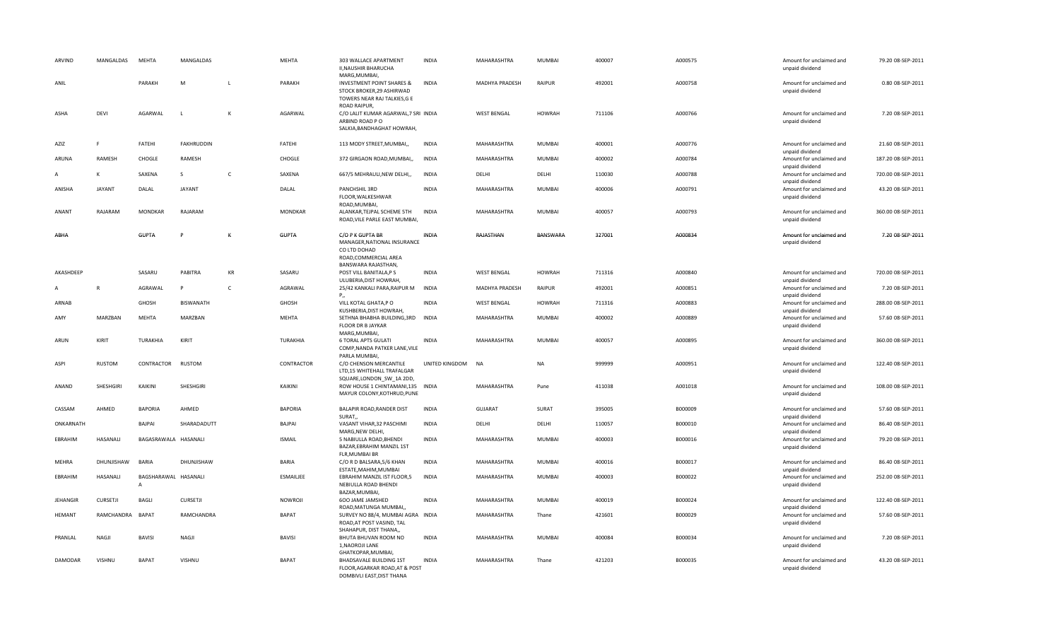| ARVIND | MANGALDAS | MEHTA | MANGALDAS | | MEHTA | 303 WALLACE APARTMENT II,NAUSHIR BHARUCHA MARG,MUMBAI, | INDIA | MAHARASHTRA | MUMBAI | 400007 | A000575 | Amount for unclaimed and unpaid dividend | 79.20 | 08-SEP-2011 |
|---|---|---|---|---|---|---|---|---|---|---|---|---|---|---|
| ANIL | | PARAKH | M | L | PARAKH | INVESTMENT POINT SHARES & STOCK BROKER,29 ASHIRWAD TOWERS NEAR RAJ TALKIES,G E ROAD RAIPUR, | INDIA | MADHYA PRADESH | RAIPUR | 492001 | A000758 | Amount for unclaimed and unpaid dividend | 0.80 | 08-SEP-2011 |
| ASHA | DEVI | AGARWAL | L | K | AGARWAL | C/O LALIT KUMAR AGARWAL,7 SRI ARBIND ROAD P O SALKIA,BANDHAGHAT HOWRAH, | INDIA | WEST BENGAL | HOWRAH | 711106 | A000766 | Amount for unclaimed and unpaid dividend | 7.20 | 08-SEP-2011 |
| AZIZ | F | FATEHI | FAKHRUDDIN | | FATEHI | 113 MODY STREET,MUMBAI,, | INDIA | MAHARASHTRA | MUMBAI | 400001 | A000776 | Amount for unclaimed and unpaid dividend | 21.60 | 08-SEP-2011 |
| ARUNA | RAMESH | CHOGLE | RAMESH | | CHOGLE | 372 GIRGAON ROAD,MUMBAI,, | INDIA | MAHARASHTRA | MUMBAI | 400002 | A000784 | Amount for unclaimed and unpaid dividend | 187.20 | 08-SEP-2011 |
| A | K | SAXENA | S | C | SAXENA | 667/5 MEHRAULI,NEW DELHI,, | INDIA | DELHI | DELHI | 110030 | A000788 | Amount for unclaimed and unpaid dividend | 720.00 | 08-SEP-2011 |
| ANISHA | JAYANT | DALAL | JAYANT | | DALAL | PANCHSHIL 3RD FLOOR,WALKESHWAR ROAD,MUMBAI, | INDIA | MAHARASHTRA | MUMBAI | 400006 | A000791 | Amount for unclaimed and unpaid dividend | 43.20 | 08-SEP-2011 |
| ANANT | RAJARAM | MONDKAR | RAJARAM | | MONDKAR | ALANKAR,TEJPAL SCHEME 5TH ROAD,VILE PARLE EAST MUMBAI, | INDIA | MAHARASHTRA | MUMBAI | 400057 | A000793 | Amount for unclaimed and unpaid dividend | 360.00 | 08-SEP-2011 |
| ABHA | | GUPTA | P | K | GUPTA | C/O P K GUPTA BR MANAGER,NATIONAL INSURANCE CO LTD DOHAD ROAD,COMMERCIAL AREA BANSWARA RAJASTHAN, | INDIA | RAJASTHAN | BANSWARA | 327001 | A000834 | Amount for unclaimed and unpaid dividend | 7.20 | 08-SEP-2011 |
| AKASHDEEP | | SASARU | PABITRA | KR | SASARU | POST VILL BANITALA,P S ULUBERIA,DIST HOWRAH, | INDIA | WEST BENGAL | HOWRAH | 711316 | A000840 | Amount for unclaimed and unpaid dividend | 720.00 | 08-SEP-2011 |
| A | R | AGRAWAL | P | C | AGRAWAL | 25/42 KANKALI PARA,RAIPUR M P,, | INDIA | MADHYA PRADESH | RAIPUR | 492001 | A000851 | Amount for unclaimed and unpaid dividend | 7.20 | 08-SEP-2011 |
| ARNAB | | GHOSH | BISWANATH | | GHOSH | VILL KOTAL GHATA,P O KUSHBERIA,DIST HOWRAH, | INDIA | WEST BENGAL | HOWRAH | 711316 | A000883 | Amount for unclaimed and unpaid dividend | 288.00 | 08-SEP-2011 |
| AMY | MARZBAN | MEHTA | MARZBAN | | MEHTA | SETHNA BHABHA BUILDING,3RD FLOOR DR B JAYKAR MARG,MUMBAI, | INDIA | MAHARASHTRA | MUMBAI | 400002 | A000889 | Amount for unclaimed and unpaid dividend | 57.60 | 08-SEP-2011 |
| ARUN | KIRIT | TURAKHIA | KIRIT | | TURAKHIA | 6 TORAL APTS GULATI COMP,NANDA PATKER LANE,VILE PARLA MUMBAI, | INDIA | MAHARASHTRA | MUMBAI | 400057 | A000895 | Amount for unclaimed and unpaid dividend | 360.00 | 08-SEP-2011 |
| ASPI | RUSTOM | CONTRACTOR | RUSTOM | | CONTRACTOR | C/O CHENSON MERCANTILE LTD,15 WHITEHALL TRAFALGAR SQUARE,LONDON_SW_1A 2DD, | UNITED KINGDOM | NA | NA | 999999 | A000951 | Amount for unclaimed and unpaid dividend | 122.40 | 08-SEP-2011 |
| ANAND | SHESHGIRI | KAIKINI | SHESHGIRI | | KAIKINI | ROW HOUSE 1 CHINTAMANI,135 MAYUR COLONY,KOTHRUD,PUNE | INDIA | MAHARASHTRA | Pune | 411038 | A001018 | Amount for unclaimed and unpaid dividend | 108.00 | 08-SEP-2011 |
| CASSAM | AHMED | BAPORIA | AHMED | | BAPORIA | BALAPIR ROAD,RANDER DIST SURAT,, | INDIA | GUJARAT | SURAT | 395005 | B000009 | Amount for unclaimed and unpaid dividend | 57.60 | 08-SEP-2011 |
| ONKARNATH | | BAJPAI | SHARADADUTT | | BAJPAI | VASANT VIHAR,32 PASCHIMI MARG,NEW DELHI, | INDIA | DELHI | DELHI | 110057 | B000010 | Amount for unclaimed and unpaid dividend | 86.40 | 08-SEP-2011 |
| EBRAHIM | HASANALI | BAGASRAWALA | HASANALI | | ISMAIL | 5 NABIULLA ROAD,BHENDI BAZAR,EBRAHIM MANZIL 1ST FLR,MUMBAI BR | INDIA | MAHARASHTRA | MUMBAI | 400003 | B000016 | Amount for unclaimed and unpaid dividend | 79.20 | 08-SEP-2011 |
| MEHRA | DHUNJISHAW | BARIA | DHUNJISHAW | | BARIA | C/O R D BALSARA,5/6 KHAN ESTATE,MAHIM,MUMBAI | INDIA | MAHARASHTRA | MUMBAI | 400016 | B000017 | Amount for unclaimed and unpaid dividend | 86.40 | 08-SEP-2011 |
| EBRAHIM | HASANALI | BAGSHARAWALA | HASANALI | | ESMAILJEE | EBRAHIM MANZIL IST FLOOR,5 NEBIULLA ROAD BHENDI BAZAR,MUMBAI, | INDIA | MAHARASHTRA | MUMBAI | 400003 | B000022 | Amount for unclaimed and unpaid dividend | 252.00 | 08-SEP-2011 |
| JEHANGIR | CURSETJI | BAGLI | CURSETJI | | NOWROJI | 6OO JAME JAMSHED ROAD,MATUNGA MUMBAI,, | INDIA | MAHARASHTRA | MUMBAI | 400019 | B000024 | Amount for unclaimed and unpaid dividend | 122.40 | 08-SEP-2011 |
| HEMANT | RAMCHANDRA | BAPAT | RAMCHANDRA | | BAPAT | SURVEY NO 88/4, MUMBAI AGRA ROAD,AT POST VASIND, TAL SHAHAPUR, DIST THANA,, | INDIA | MAHARASHTRA | Thane | 421601 | B000029 | Amount for unclaimed and unpaid dividend | 57.60 | 08-SEP-2011 |
| PRANLAL | NAGJI | BAVISI | NAGJI | | BAVISI | BHUTA BHUVAN ROOM NO 1,NAOROJI LANE GHATKOPAR,MUMBAI, | INDIA | MAHARASHTRA | MUMBAI | 400084 | B000034 | Amount for unclaimed and unpaid dividend | 7.20 | 08-SEP-2011 |
| DAMODAR | VISHNU | BAPAT | VISHNU | | BAPAT | BHADSAVALE BUILDING 1ST FLOOR,AGARKAR ROAD,AT & POST DOMBIVLI EAST,DIST THANA | INDIA | MAHARASHTRA | Thane | 421203 | B000035 | Amount for unclaimed and unpaid dividend | 43.20 | 08-SEP-2011 |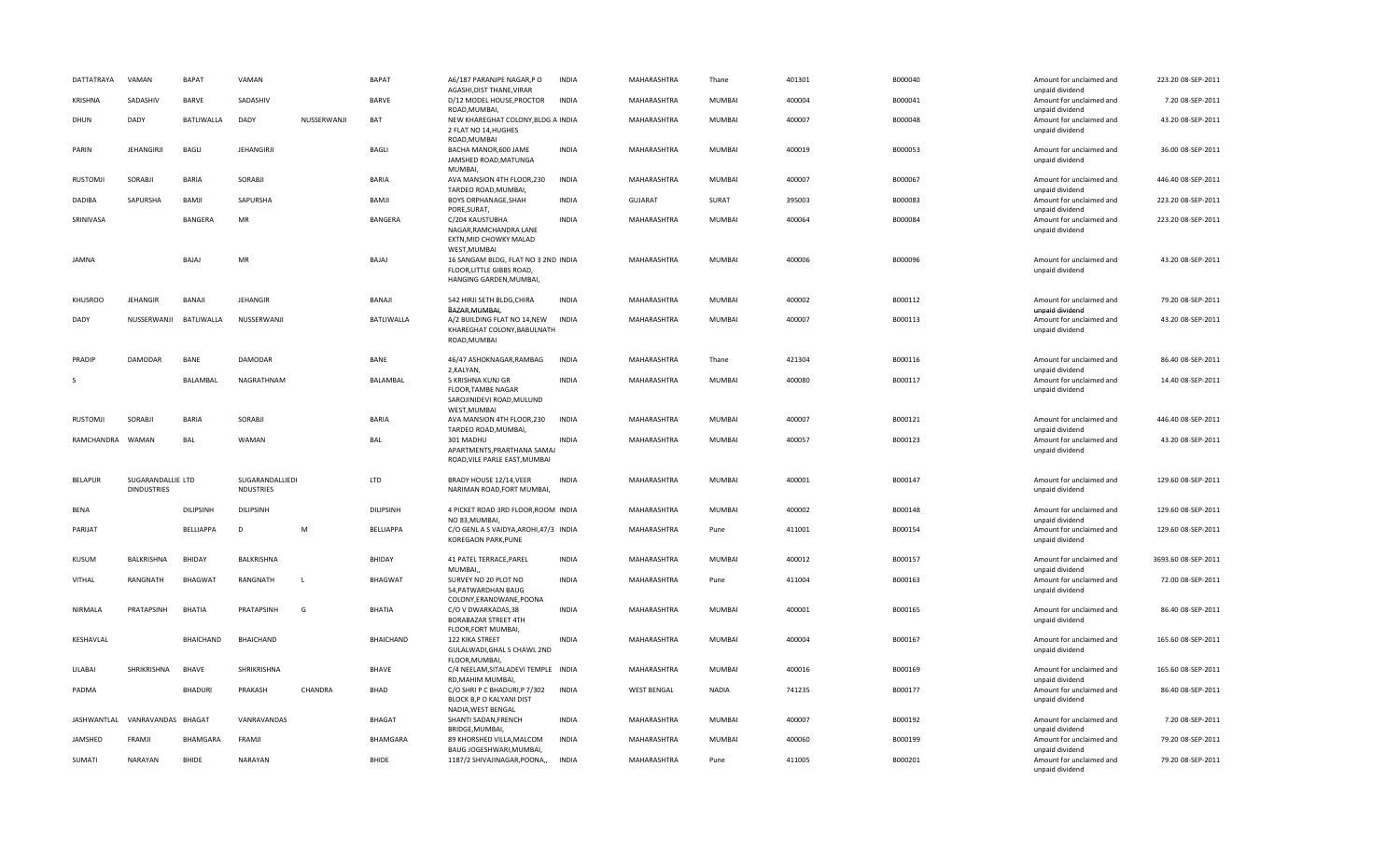| DATTATRAYA | VAMAN | BAPAT | VAMAN | | BAPAT | A6/187 PARANJPE NAGAR,P O AGASHI,DIST THANE,VIRAR | INDIA | MAHARASHTRA | Thane | 401301 | B000040 | Amount for unclaimed and unpaid dividend | 223.20 | 08-SEP-2011 |
|---|---|---|---|---|---|---|---|---|---|---|---|---|---|---|
| KRISHNA | SADASHIV | BARVE | SADASHIV | | BARVE | D/12 MODEL HOUSE,PROCTOR ROAD,MUMBAI, | INDIA | MAHARASHTRA | MUMBAI | 400004 | B000041 | Amount for unclaimed and unpaid dividend | 7.20 | 08-SEP-2011 |
| DHUN | DADY | BATLIWALLA | DADY | NUSSERWANJI | BAT | NEW KHAREGHAT COLONY,BLDG A 2 FLAT NO 14,HUGHES ROAD,MUMBAI | INDIA | MAHARASHTRA | MUMBAI | 400007 | B000048 | Amount for unclaimed and unpaid dividend | 43.20 | 08-SEP-2011 |
| PARIN | JEHANGIRJI | BAGLI | JEHANGIRJI | | BAGLI | BACHA MANOR,600 JAME JAMSHED ROAD,MATUNGA MUMBAI, | INDIA | MAHARASHTRA | MUMBAI | 400019 | B000053 | Amount for unclaimed and unpaid dividend | 36.00 | 08-SEP-2011 |
| RUSTOMJI | SORABJI | BARIA | SORABJI | | BARIA | AVA MANSION 4TH FLOOR,230 TARDEO ROAD,MUMBAI, | INDIA | MAHARASHTRA | MUMBAI | 400007 | B000067 | Amount for unclaimed and unpaid dividend | 446.40 | 08-SEP-2011 |
| DADIBA | SAPURSHA | BAMJI | SAPURSHA | | BAMJI | BOYS ORPHANAGE,SHAH PORE,SURAT, | INDIA | GUJARAT | SURAT | 395003 | B000083 | Amount for unclaimed and unpaid dividend | 223.20 | 08-SEP-2011 |
| SRINIVASA | | BANGERA | MR | | BANGERA | C/204 KAUSTUBHA NAGAR,RAMCHANDRA LANE EXTN,MID CHOWKY MALAD WEST,MUMBAI | INDIA | MAHARASHTRA | MUMBAI | 400064 | B000084 | Amount for unclaimed and unpaid dividend | 223.20 | 08-SEP-2011 |
| JAMNA | | BAJAJ | MR | | BAJAJ | 16 SANGAM BLDG, FLAT NO 3 2ND FLOOR,LITTLE GIBBS ROAD, HANGING GARDEN,MUMBAI, | INDIA | MAHARASHTRA | MUMBAI | 400006 | B000096 | Amount for unclaimed and unpaid dividend | 43.20 | 08-SEP-2011 |
| KHUSROO | JEHANGIR | BANAJI | JEHANGIR | | BANAJI | 542 HIRJI SETH BLDG,CHIRA BAZAR,MUMBAI, | INDIA | MAHARASHTRA | MUMBAI | 400002 | B000112 | Amount for unclaimed and unpaid dividend | 79.20 | 08-SEP-2011 |
| DADY | NUSSERWANJI | BATLIWALLA | NUSSERWANJI | | BATLIWALLA | A/2 BUILDING FLAT NO 14,NEW KHAREGHAT COLONY,BABULNATH ROAD,MUMBAI | INDIA | MAHARASHTRA | MUMBAI | 400007 | B000113 | Amount for unclaimed and unpaid dividend | 43.20 | 08-SEP-2011 |
| PRADIP | DAMODAR | BANE | DAMODAR | | BANE | 46/47 ASHOKNAGAR,RAMBAG 2,KALYAN, | INDIA | MAHARASHTRA | Thane | 421304 | B000116 | Amount for unclaimed and unpaid dividend | 86.40 | 08-SEP-2011 |
| S | | BALAMBAL | NAGRATHNAM | | BALAMBAL | 5 KRISHNA KUNJ GR FLOOR,TAMBE NAGAR SAROJINIDEVI ROAD,MULUND WEST,MUMBAI | INDIA | MAHARASHTRA | MUMBAI | 400080 | B000117 | Amount for unclaimed and unpaid dividend | 14.40 | 08-SEP-2011 |
| RUSTOMJI | SORABJI | BARIA | SORABJI | | BARIA | AVA MANSION 4TH FLOOR,230 TARDEO ROAD,MUMBAI, | INDIA | MAHARASHTRA | MUMBAI | 400007 | B000121 | Amount for unclaimed and unpaid dividend | 446.40 | 08-SEP-2011 |
| RAMCHANDRA | WAMAN | BAL | WAMAN | | BAL | 301 MADHU APARTMENTS,PRARTHANA SAMAJ ROAD,VILE PARLE EAST,MUMBAI | INDIA | MAHARASHTRA | MUMBAI | 400057 | B000123 | Amount for unclaimed and unpaid dividend | 43.20 | 08-SEP-2011 |
| BELAPUR | SUGARANDALLIE LTD DINDUSTRIES | | SUGARANDALLIEDI NDUSTRIES | | LTD | BRADY HOUSE 12/14,VEER NARIMAN ROAD,FORT MUMBAI, | INDIA | MAHARASHTRA | MUMBAI | 400001 | B000147 | Amount for unclaimed and unpaid dividend | 129.60 | 08-SEP-2011 |
| BENA | | DILIPSINH | DILIPSINH | | DILIPSINH | 4 PICKET ROAD 3RD FLOOR,ROOM NO 83,MUMBAI, | INDIA | MAHARASHTRA | MUMBAI | 400002 | B000148 | Amount for unclaimed and unpaid dividend | 129.60 | 08-SEP-2011 |
| PARIJAT | | BELLIAPPA | D | M | BELLIAPPA | C/O GENL A S VAIDYA,AROHI,47/3 KOREGAON PARK,PUNE | INDIA | MAHARASHTRA | Pune | 411001 | B000154 | Amount for unclaimed and unpaid dividend | 129.60 | 08-SEP-2011 |
| KUSUM | BALKRISHNA | BHIDAY | BALKRISHNA | | BHIDAY | 41 PATEL TERRACE,PAREL MUMBAI,, | INDIA | MAHARASHTRA | MUMBAI | 400012 | B000157 | Amount for unclaimed and unpaid dividend | 3693.60 | 08-SEP-2011 |
| VITHAL | RANGNATH | BHAGWAT | RANGNATH | L | BHAGWAT | SURVEY NO 20 PLOT NO 54,PATWARDHAN BAUG COLONY,ERANDWANE,POONA | INDIA | MAHARASHTRA | Pune | 411004 | B000163 | Amount for unclaimed and unpaid dividend | 72.00 | 08-SEP-2011 |
| NIRMALA | PRATAPSINH | BHATIA | PRATAPSINH | G | BHATIA | C/O V DWARKADAS,38 BORABAZAR STREET 4TH FLOOR,FORT MUMBAI, | INDIA | MAHARASHTRA | MUMBAI | 400001 | B000165 | Amount for unclaimed and unpaid dividend | 86.40 | 08-SEP-2011 |
| KESHAVLAL | | BHAICHAND | BHAICHAND | | BHAICHAND | 122 KIKA STREET GULALWADI,GHAL S CHAWL 2ND FLOOR,MUMBAI, | INDIA | MAHARASHTRA | MUMBAI | 400004 | B000167 | Amount for unclaimed and unpaid dividend | 165.60 | 08-SEP-2011 |
| LILABAI | SHRIKRISHNA | BHAVE | SHRIKRISHNA | | BHAVE | C/4 NEELAM,SITALADEVI TEMPLE RD,MAHIM MUMBAI, | INDIA | MAHARASHTRA | MUMBAI | 400016 | B000169 | Amount for unclaimed and unpaid dividend | 165.60 | 08-SEP-2011 |
| PADMA | | BHADURI | PRAKASH | CHANDRA | BHAD | C/O SHRI P C BHADURI,P 7/302 BLOCK B,P O KALYANI DIST NADIA,WEST BENGAL | INDIA | WEST BENGAL | NADIA | 741235 | B000177 | Amount for unclaimed and unpaid dividend | 86.40 | 08-SEP-2011 |
| JASHWANTLAL | VANRAVANDAS | BHAGAT | VANRAVANDAS | | BHAGAT | SHANTI SADAN,FRENCH BRIDGE,MUMBAI, | INDIA | MAHARASHTRA | MUMBAI | 400007 | B000192 | Amount for unclaimed and unpaid dividend | 7.20 | 08-SEP-2011 |
| JAMSHED | FRAMJI | BHAMGARA | FRAMJI | | BHAMGARA | 89 KHORSHED VILLA,MALCOM BAUG JOGESHWARI,MUMBAI, | INDIA | MAHARASHTRA | MUMBAI | 400060 | B000199 | Amount for unclaimed and unpaid dividend | 79.20 | 08-SEP-2011 |
| SUMATI | NARAYAN | BHIDE | NARAYAN | | BHIDE | 1187/2 SHIVAJINAGAR,POONA,, | INDIA | MAHARASHTRA | Pune | 411005 | B000201 | Amount for unclaimed and unpaid dividend | 79.20 | 08-SEP-2011 |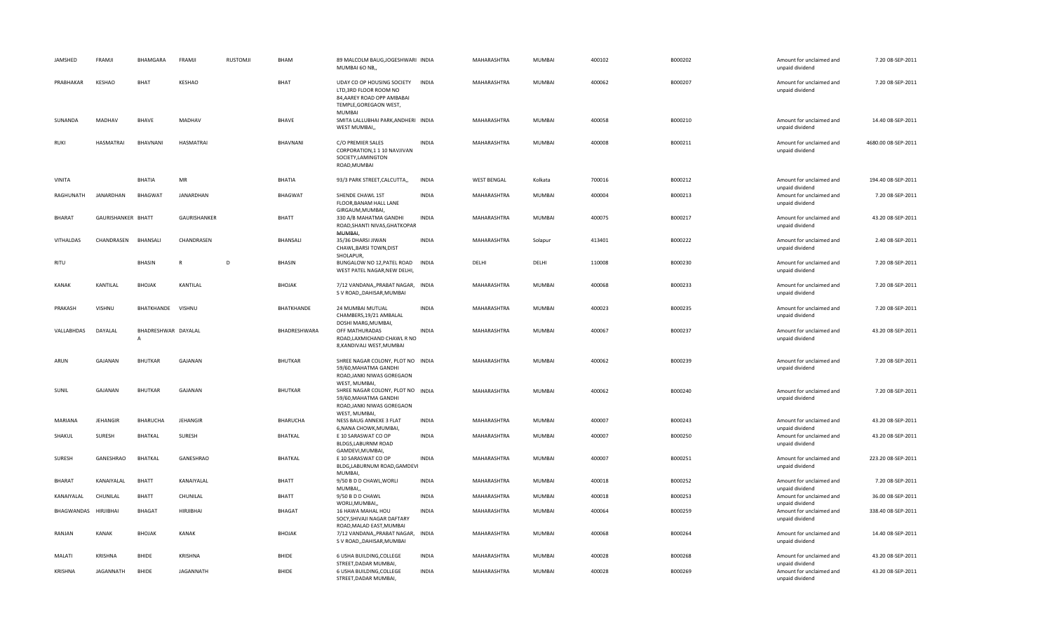| JAMSHED | FRAMJI | BHAMGARA | FRAMJI | RUSTOMJI | BHAM | 89 MALCOLM BAUG,JOGESHWARI MUMBAI 60 NB,, | INDIA | MAHARASHTRA | MUMBAI | 400102 | B000202 | Amount for unclaimed and unpaid dividend | 7.20 | 08-SEP-2011 |
|---|---|---|---|---|---|---|---|---|---|---|---|---|---|---|
| PRABHAKAR | KESHAO | BHAT | KESHAO | | BHAT | UDAY CO OP HOUSING SOCIETY LTD,3RD FLOOR ROOM NO 84,AAREY ROAD OPP AMBABAI TEMPLE,GOREGAON WEST, MUMBAI | INDIA | MAHARASHTRA | MUMBAI | 400062 | B000207 | Amount for unclaimed and unpaid dividend | 7.20 | 08-SEP-2011 |
| SUNANDA | MADHAV | BHAVE | MADHAV | | BHAVE | SMITA LALLUBHAI PARK,ANDHERI WEST MUMBAI,, | INDIA | MAHARASHTRA | MUMBAI | 400058 | B000210 | Amount for unclaimed and unpaid dividend | 14.40 | 08-SEP-2011 |
| RUKI | HASMATRAI | BHAVNANI | HASMATRAI | | BHAVNANI | C/O PREMIER SALES CORPORATION,1 1 10 NAVJIVAN SOCIETY,LAMINGTON ROAD,MUMBAI | INDIA | MAHARASHTRA | MUMBAI | 400008 | B000211 | Amount for unclaimed and unpaid dividend | 4680.00 | 08-SEP-2011 |
| VINITA | | BHATIA | MR | | BHATIA | 93/3 PARK STREET,CALCUTTA,, | INDIA | WEST BENGAL | Kolkata | 700016 | B000212 | Amount for unclaimed and unpaid dividend | 194.40 | 08-SEP-2011 |
| RAGHUNATH | JANARDHAN | BHAGWAT | JANARDHAN | | BHAGWAT | SHENDE CHAWL 1ST FLOOR,BANAM HALL LANE GIRGAUM,MUMBAI, | INDIA | MAHARASHTRA | MUMBAI | 400004 | B000213 | Amount for unclaimed and unpaid dividend | 7.20 | 08-SEP-2011 |
| BHARAT | GAURISHANKER | BHATT | GAURISHANKER | | BHATT | 330 A/B MAHATMA GANDHI ROAD,SHANTI NIVAS,GHATKOPAR MUMBAI, | INDIA | MAHARASHTRA | MUMBAI | 400075 | B000217 | Amount for unclaimed and unpaid dividend | 43.20 | 08-SEP-2011 |
| VITHALDAS | CHANDRASEN | BHANSALI | CHANDRASEN | | BHANSALI | 35/36 DHARSI JIWAN CHAWL,BARSI TOWN,DIST SHOLAPUR, | INDIA | MAHARASHTRA | Solapur | 413401 | B000222 | Amount for unclaimed and unpaid dividend | 2.40 | 08-SEP-2011 |
| RITU | | BHASIN | R | D | BHASIN | BUNGALOW NO 12,PATEL ROAD WEST PATEL NAGAR,NEW DELHI, | INDIA | DELHI | DELHI | 110008 | B000230 | Amount for unclaimed and unpaid dividend | 7.20 | 08-SEP-2011 |
| KANAK | KANTILAL | BHOJAK | KANTILAL | | BHOJAK | 7/12 VANDANA,,PRABAT NAGAR, S V ROAD,,DAHISAR,MUMBAI | INDIA | MAHARASHTRA | MUMBAI | 400068 | B000233 | Amount for unclaimed and unpaid dividend | 7.20 | 08-SEP-2011 |
| PRAKASH | VISHNU | BHATKHANDE | VISHNU | | BHATKHANDE | 24 MUMBAI MUTUAL CHAMBERS,19/21 AMBALAL DOSHI MARG,MUMBAI, | INDIA | MAHARASHTRA | MUMBAI | 400023 | B000235 | Amount for unclaimed and unpaid dividend | 7.20 | 08-SEP-2011 |
| VALLABHDAS | DAYALAL | BHADRESHWAR A | DAYALAL | | BHADRESHWARA | OFF MATHURADAS ROAD,LAXMICHAND CHAWL R NO 8,KANDIVALI WEST,MUMBAI | INDIA | MAHARASHTRA | MUMBAI | 400067 | B000237 | Amount for unclaimed and unpaid dividend | 43.20 | 08-SEP-2011 |
| ARUN | GAJANAN | BHUTKAR | GAJANAN | | BHUTKAR | SHREE NAGAR COLONY, PLOT NO 59/60,MAHATMA GANDHI ROAD,JANKI NIWAS GOREGAON WEST, MUMBAI, | INDIA | MAHARASHTRA | MUMBAI | 400062 | B000239 | Amount for unclaimed and unpaid dividend | 7.20 | 08-SEP-2011 |
| SUNIL | GAJANAN | BHUTKAR | GAJANAN | | BHUTKAR | SHREE NAGAR COLONY, PLOT NO 59/60,MAHATMA GANDHI ROAD,JANKI NIWAS GOREGAON WEST, MUMBAI, | INDIA | MAHARASHTRA | MUMBAI | 400062 | B000240 | Amount for unclaimed and unpaid dividend | 7.20 | 08-SEP-2011 |
| MARIANA | JEHANGIR | BHARUCHA | JEHANGIR | | BHARUCHA | NESS BAUG ANNEXE 3 FLAT 6,NANA CHOWK,MUMBAI, | INDIA | MAHARASHTRA | MUMBAI | 400007 | B000243 | Amount for unclaimed and unpaid dividend | 43.20 | 08-SEP-2011 |
| SHAKUL | SURESH | BHATKAL | SURESH | | BHATKAL | E 10 SARASWAT CO OP BLDGS,LABURNM ROAD GAMDEVI,MUMBAI, | INDIA | MAHARASHTRA | MUMBAI | 400007 | B000250 | Amount for unclaimed and unpaid dividend | 43.20 | 08-SEP-2011 |
| SURESH | GANESHRAO | BHATKAL | GANESHRAO | | BHATKAL | E 10 SARASWAT CO OP BLDG,LABURNUM ROAD,GAMDEVI MUMBAI, | INDIA | MAHARASHTRA | MUMBAI | 400007 | B000251 | Amount for unclaimed and unpaid dividend | 223.20 | 08-SEP-2011 |
| BHARAT | KANAIYALAL | BHATT | KANAIYALAL | | BHATT | 9/50 B D D CHAWL,WORLI MUMBAI,, | INDIA | MAHARASHTRA | MUMBAI | 400018 | B000252 | Amount for unclaimed and unpaid dividend | 7.20 | 08-SEP-2011 |
| KANAIYALAL | CHUNILAL | BHATT | CHUNILAL | | BHATT | 9/50 B D D CHAWL WORLI,MUMBAI,, | INDIA | MAHARASHTRA | MUMBAI | 400018 | B000253 | Amount for unclaimed and unpaid dividend | 36.00 | 08-SEP-2011 |
| BHAGWANDAS | HIRJIBHAI | BHAGAT | HIRJIBHAI | | BHAGAT | 16 HAWA MAHAL HOU SOCY,SHIVAJI NAGAR DAFTARY ROAD,MALAD EAST,MUMBAI | INDIA | MAHARASHTRA | MUMBAI | 400064 | B000259 | Amount for unclaimed and unpaid dividend | 338.40 | 08-SEP-2011 |
| RANJAN | KANAK | BHOJAK | KANAK | | BHOJAK | 7/12 VANDANA,,PRABAT NAGAR, S V ROAD,,DAHISAR,MUMBAI | INDIA | MAHARASHTRA | MUMBAI | 400068 | B000264 | Amount for unclaimed and unpaid dividend | 14.40 | 08-SEP-2011 |
| MALATI | KRISHNA | BHIDE | KRISHNA | | BHIDE | 6 USHA BUILDING,COLLEGE STREET,DADAR MUMBAI, | INDIA | MAHARASHTRA | MUMBAI | 400028 | B000268 | Amount for unclaimed and unpaid dividend | 43.20 | 08-SEP-2011 |
| KRISHNA | JAGANNATH | BHIDE | JAGANNATH | | BHIDE | 6 USHA BUILDING,COLLEGE STREET,DADAR MUMBAI, | INDIA | MAHARASHTRA | MUMBAI | 400028 | B000269 | Amount for unclaimed and unpaid dividend | 43.20 | 08-SEP-2011 |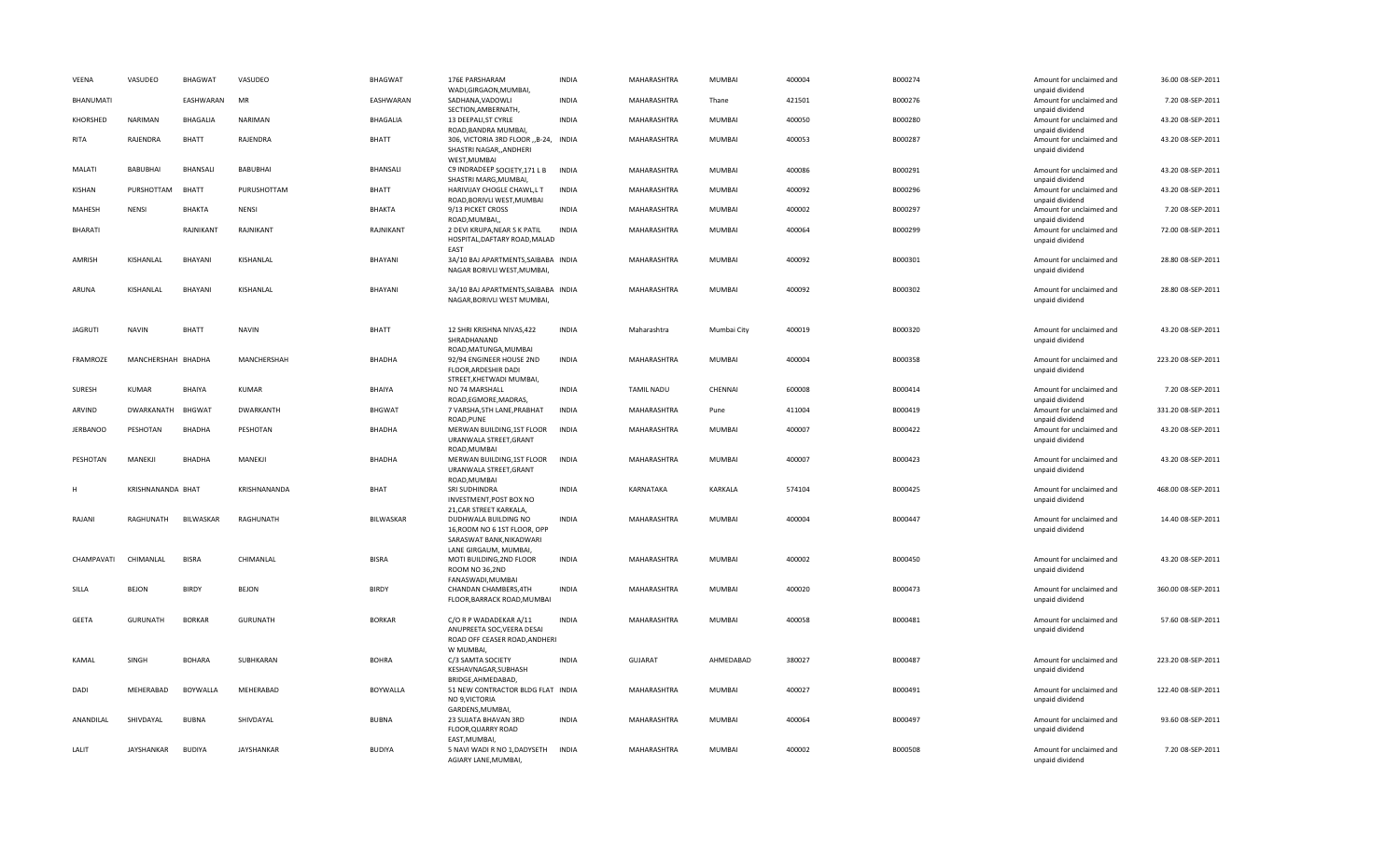| VEENA | VASUDEO | BHAGWAT | VASUDEO | BHAGWAT | 176E PARSHARAM WADI,GIRGAON,MUMBAI, | INDIA | MAHARASHTRA | MUMBAI | 400004 | B000274 | Amount for unclaimed and unpaid dividend | 36.00 | 08-SEP-2011 |
|---|---|---|---|---|---|---|---|---|---|---|---|---|---|
| BHANUMATI | | EASHWARAN | MR | EASHWARAN | SADHANA,VADOWLI SECTION,AMBERNATH, | INDIA | MAHARASHTRA | Thane | 421501 | B000276 | Amount for unclaimed and unpaid dividend | 7.20 | 08-SEP-2011 |
| KHORSHED | NARIMAN | BHAGALIA | NARIMAN | BHAGALIA | 13 DEEPALI,ST CYRLE ROAD,BANDRA MUMBAI, | INDIA | MAHARASHTRA | MUMBAI | 400050 | B000280 | Amount for unclaimed and unpaid dividend | 43.20 | 08-SEP-2011 |
| RITA | RAJENDRA | BHATT | RAJENDRA | BHATT | 306, VICTORIA 3RD FLOOR ,,B-24, SHASTRI NAGAR,,ANDHERI WEST,MUMBAI | INDIA | MAHARASHTRA | MUMBAI | 400053 | B000287 | Amount for unclaimed and unpaid dividend | 43.20 | 08-SEP-2011 |
| MALATI | BABUBHAI | BHANSALI | BABUBHAI | BHANSALI | C9 INDRADEEP SOCIETY,171 L B SHASTRI MARG,MUMBAI, | INDIA | MAHARASHTRA | MUMBAI | 400086 | B000291 | Amount for unclaimed and unpaid dividend | 43.20 | 08-SEP-2011 |
| KISHAN | PURSHOTTAM | BHATT | PURUSHOTTAM | BHATT | HARIVIJAY CHOGLE CHAWL,L T ROAD,BORIVLI WEST,MUMBAI | INDIA | MAHARASHTRA | MUMBAI | 400092 | B000296 | Amount for unclaimed and unpaid dividend | 43.20 | 08-SEP-2011 |
| MAHESH | NENSI | BHAKTA | NENSI | BHAKTA | 9/13 PICKET CROSS ROAD,MUMBAI,, | INDIA | MAHARASHTRA | MUMBAI | 400002 | B000297 | Amount for unclaimed and unpaid dividend | 7.20 | 08-SEP-2011 |
| BHARATI | | RAJNIKANT | RAJNIKANT | RAJNIKANT | 2 DEVI KRUPA,NEAR S K PATIL HOSPITAL,DAFTARY ROAD,MALAD EAST | INDIA | MAHARASHTRA | MUMBAI | 400064 | B000299 | Amount for unclaimed and unpaid dividend | 72.00 | 08-SEP-2011 |
| AMRISH | KISHANLAL | BHAYANI | KISHANLAL | BHAYANI | 3A/10 BAJ APARTMENTS,SAIBABA NAGAR BORIVLI WEST,MUMBAI, | INDIA | MAHARASHTRA | MUMBAI | 400092 | B000301 | Amount for unclaimed and unpaid dividend | 28.80 | 08-SEP-2011 |
| ARUNA | KISHANLAL | BHAYANI | KISHANLAL | BHAYANI | 3A/10 BAJ APARTMENTS,SAIBABA NAGAR,BORIVLI WEST MUMBAI, | INDIA | MAHARASHTRA | MUMBAI | 400092 | B000302 | Amount for unclaimed and unpaid dividend | 28.80 | 08-SEP-2011 |
| JAGRUTI | NAVIN | BHATT | NAVIN | BHATT | 12 SHRI KRISHNA NIVAS,422 SHRADHANAND ROAD,MATUNGA,MUMBAI | INDIA | Maharashtra | Mumbai City | 400019 | B000320 | Amount for unclaimed and unpaid dividend | 43.20 | 08-SEP-2011 |
| FRAMROZE | MANCHERSHAH | BHADHA | MANCHERSHAH | BHADHA | 92/94 ENGINEER HOUSE 2ND FLOOR,ARDESHIR DADI STREET,KHETWADI MUMBAI, | INDIA | MAHARASHTRA | MUMBAI | 400004 | B000358 | Amount for unclaimed and unpaid dividend | 223.20 | 08-SEP-2011 |
| SURESH | KUMAR | BHAIYA | KUMAR | BHAIYA | NO 74 MARSHALL ROAD,EGMORE,MADRAS, | INDIA | TAMIL NADU | CHENNAI | 600008 | B000414 | Amount for unclaimed and unpaid dividend | 7.20 | 08-SEP-2011 |
| ARVIND | DWARKANATH | BHGWAT | DWARKANTH | BHGWAT | 7 VARSHA,5TH LANE,PRABHAT ROAD,PUNE | INDIA | MAHARASHTRA | Pune | 411004 | B000419 | Amount for unclaimed and unpaid dividend | 331.20 | 08-SEP-2011 |
| JERBANOO | PESHOTAN | BHADHA | PESHOTAN | BHADHA | MERWAN BUILDING,1ST FLOOR URANWALA STREET,GRANT ROAD,MUMBAI | INDIA | MAHARASHTRA | MUMBAI | 400007 | B000422 | Amount for unclaimed and unpaid dividend | 43.20 | 08-SEP-2011 |
| PESHOTAN | MANEKJI | BHADHA | MANEKJI | BHADHA | MERWAN BUILDING,1ST FLOOR URANWALA STREET,GRANT ROAD,MUMBAI | INDIA | MAHARASHTRA | MUMBAI | 400007 | B000423 | Amount for unclaimed and unpaid dividend | 43.20 | 08-SEP-2011 |
| H | KRISHNANANDA | BHAT | KRISHNANANDA | BHAT | SRI SUDHINDRA INVESTMENT,POST BOX NO 21,CAR STREET KARKALA, | INDIA | KARNATAKA | KARKALA | 574104 | B000425 | Amount for unclaimed and unpaid dividend | 468.00 | 08-SEP-2011 |
| RAJANI | RAGHUNATH | BILWASKAR | RAGHUNATH | BILWASKAR | DUDHWALA BUILDING NO 16,ROOM NO 6 1ST FLOOR, OPP SARASWAT BANK,NIKADWARI LANE GIRGAUM, MUMBAI, | INDIA | MAHARASHTRA | MUMBAI | 400004 | B000447 | Amount for unclaimed and unpaid dividend | 14.40 | 08-SEP-2011 |
| CHAMPAVATI | CHIMANLAL | BISRA | CHIMANLAL | BISRA | MOTI BUILDING,2ND FLOOR ROOM NO 36,2ND FANASWADI,MUMBAI | INDIA | MAHARASHTRA | MUMBAI | 400002 | B000450 | Amount for unclaimed and unpaid dividend | 43.20 | 08-SEP-2011 |
| SILLA | BEJON | BIRDY | BEJON | BIRDY | CHANDAN CHAMBERS,4TH FLOOR,BARRACK ROAD,MUMBAI | INDIA | MAHARASHTRA | MUMBAI | 400020 | B000473 | Amount for unclaimed and unpaid dividend | 360.00 | 08-SEP-2011 |
| GEETA | GURUNATH | BORKAR | GURUNATH | BORKAR | C/O R P WADADEKAR A/11 ANUPREETA SOC,VEERA DESAI ROAD OFF CEASER ROAD,ANDHERI W MUMBAI, | INDIA | MAHARASHTRA | MUMBAI | 400058 | B000481 | Amount for unclaimed and unpaid dividend | 57.60 | 08-SEP-2011 |
| KAMAL | SINGH | BOHARA | SUBHKARAN | BOHRA | C/3 SAMTA SOCIETY KESHAVNAGAR,SUBHASH BRIDGE,AHMEDABAD, | INDIA | GUJARAT | AHMEDABAD | 380027 | B000487 | Amount for unclaimed and unpaid dividend | 223.20 | 08-SEP-2011 |
| DADI | MEHERABAD | BOYWALLA | MEHERABAD | BOYWALLA | 51 NEW CONTRACTOR BLDG FLAT NO 9,VICTORIA GARDENS,MUMBAI, | INDIA | MAHARASHTRA | MUMBAI | 400027 | B000491 | Amount for unclaimed and unpaid dividend | 122.40 | 08-SEP-2011 |
| ANANDILAL | SHIVDAYAL | BUBNA | SHIVDAYAL | BUBNA | 23 SUJATA BHAVAN 3RD FLOOR,QUARRY ROAD EAST,MUMBAI, | INDIA | MAHARASHTRA | MUMBAI | 400064 | B000497 | Amount for unclaimed and unpaid dividend | 93.60 | 08-SEP-2011 |
| LALIT | JAYSHANKAR | BUDIYA | JAYSHANKAR | BUDIYA | 5 NAVI WADI R NO 1,DADYSETH AGIARY LANE,MUMBAI, | INDIA | MAHARASHTRA | MUMBAI | 400002 | B000508 | Amount for unclaimed and unpaid dividend | 7.20 | 08-SEP-2011 |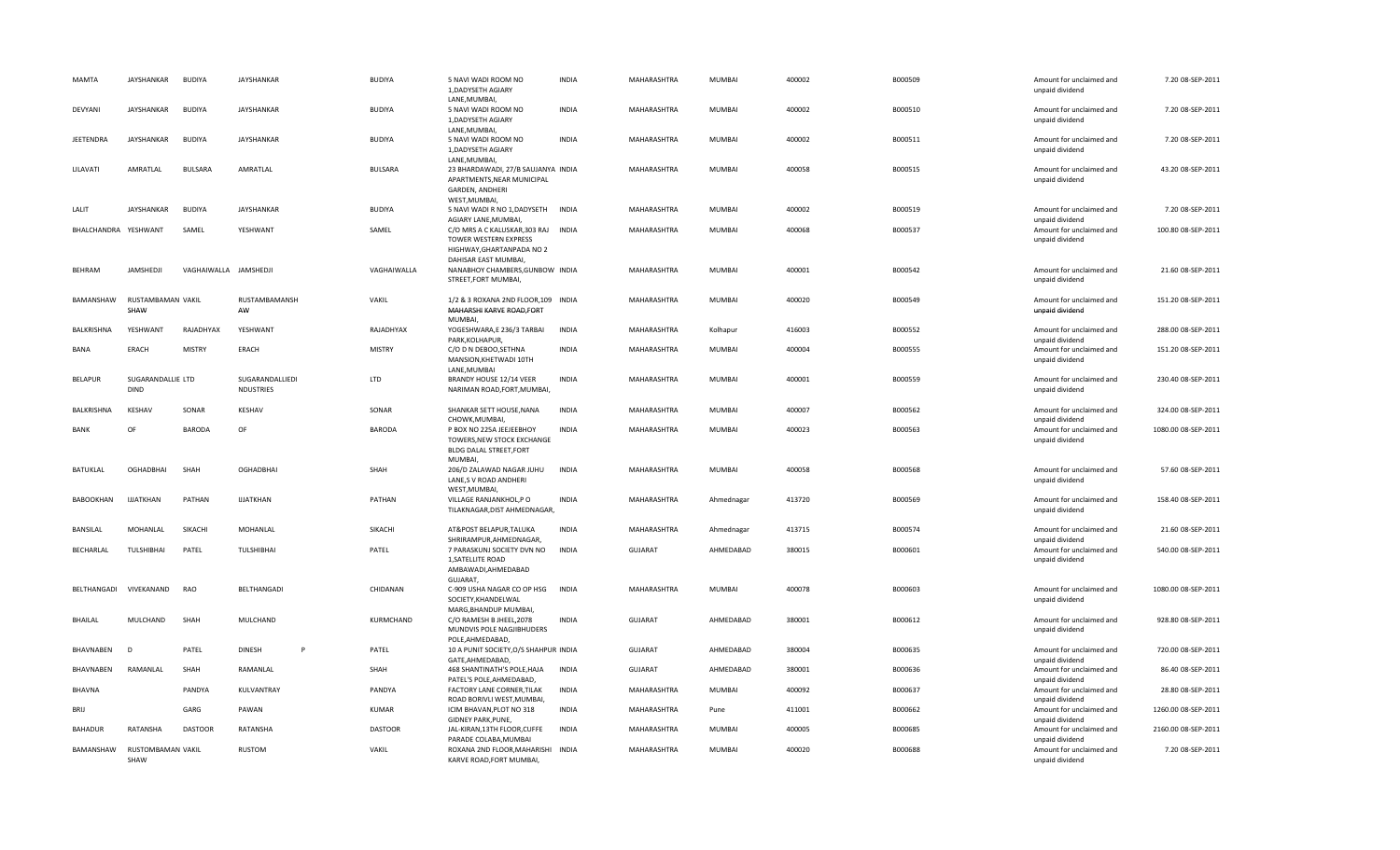| | | | | | | | | | | | | | | |
|---|---|---|---|---|---|---|---|---|---|---|---|---|---|---|
| MAMTA | JAYSHANKAR | BUDIYA | JAYSHANKAR | | BUDIYA | 5 NAVI WADI ROOM NO 1,DADYSETH AGIARY LANE,MUMBAI, | INDIA | MAHARASHTRA | MUMBAI | 400002 | B000509 | Amount for unclaimed and unpaid dividend | 7.20 | 08-SEP-2011 |
| DEVYANI | JAYSHANKAR | BUDIYA | JAYSHANKAR | | BUDIYA | 5 NAVI WADI ROOM NO 1,DADYSETH AGIARY LANE,MUMBAI, | INDIA | MAHARASHTRA | MUMBAI | 400002 | B000510 | Amount for unclaimed and unpaid dividend | 7.20 | 08-SEP-2011 |
| JEETENDRA | JAYSHANKAR | BUDIYA | JAYSHANKAR | | BUDIYA | 5 NAVI WADI ROOM NO 1,DADYSETH AGIARY LANE,MUMBAI, | INDIA | MAHARASHTRA | MUMBAI | 400002 | B000511 | Amount for unclaimed and unpaid dividend | 7.20 | 08-SEP-2011 |
| LILAVATI | AMRATLAL | BULSARA | AMRATLAL | | BULSARA | 23 BHARDAWADI, 27/B SAUJANYA APARTMENTS,NEAR MUNICIPAL GARDEN, ANDHERI WEST,MUMBAI, | INDIA | MAHARASHTRA | MUMBAI | 400058 | B000515 | Amount for unclaimed and unpaid dividend | 43.20 | 08-SEP-2011 |
| LALIT | JAYSHANKAR | BUDIYA | JAYSHANKAR | | BUDIYA | 5 NAVI WADI R NO 1,DADYSETH AGIARY LANE,MUMBAI, | INDIA | MAHARASHTRA | MUMBAI | 400002 | B000519 | Amount for unclaimed and unpaid dividend | 7.20 | 08-SEP-2011 |
| BHALCHANDRA | YESHWANT | SAMEL | YESHWANT | | SAMEL | C/O MRS A C KALUSKAR,303 RAJ TOWER WESTERN EXPRESS HIGHWAY,GHARTANPADA NO 2 DAHISAR EAST MUMBAI, | INDIA | MAHARASHTRA | MUMBAI | 400068 | B000537 | Amount for unclaimed and unpaid dividend | 100.80 | 08-SEP-2011 |
| BEHRAM | JAMSHEDJI | VAGHAIWALLA | JAMSHEDJI | | VAGHAIWALLA | NANABHOY CHAMBERS,GUNBOW STREET,FORT MUMBAI, | INDIA | MAHARASHTRA | MUMBAI | 400001 | B000542 | Amount for unclaimed and unpaid dividend | 21.60 | 08-SEP-2011 |
| BAMANSHAW | RUSTAMBAMAN SHAW | VAKIL | RUSTAMBAMANSH AW | | VAKIL | 1/2 & 3 ROXANA 2ND FLOOR,109 MAHARSHI KARVE ROAD,FORT MUMBAI, | INDIA | MAHARASHTRA | MUMBAI | 400020 | B000549 | Amount for unclaimed and unpaid dividend | 151.20 | 08-SEP-2011 |
| BALKRISHNA | YESHWANT | RAJADHYAX | YESHWANT | | RAJADHYAX | YOGESHWARA,E 236/3 TARBAI PARK,KOLHAPUR, | INDIA | MAHARASHTRA | Kolhapur | 416003 | B000552 | Amount for unclaimed and unpaid dividend | 288.00 | 08-SEP-2011 |
| BANA | ERACH | MISTRY | ERACH | | MISTRY | C/O D N DEBOO,SETHNA MANSION,KHETWADI 10TH LANE,MUMBAI | INDIA | MAHARASHTRA | MUMBAI | 400004 | B000555 | Amount for unclaimed and unpaid dividend | 151.20 | 08-SEP-2011 |
| BELAPUR | SUGARANDALLIE DIND | LTD | SUGARANDALLIEDI NDUSTRIES | | LTD | BRANDY HOUSE 12/14 VEER NARIMAN ROAD,FORT,MUMBAI, | INDIA | MAHARASHTRA | MUMBAI | 400001 | B000559 | Amount for unclaimed and unpaid dividend | 230.40 | 08-SEP-2011 |
| BALKRISHNA | KESHAV | SONAR | KESHAV | | SONAR | SHANKAR SETT HOUSE,NANA CHOWK,MUMBAI, | INDIA | MAHARASHTRA | MUMBAI | 400007 | B000562 | Amount for unclaimed and unpaid dividend | 324.00 | 08-SEP-2011 |
| BANK | OF | BARODA | OF | | BARODA | P BOX NO 225A JEEJEEBHOY TOWERS,NEW STOCK EXCHANGE BLDG DALAL STREET,FORT MUMBAI, | INDIA | MAHARASHTRA | MUMBAI | 400023 | B000563 | Amount for unclaimed and unpaid dividend | 1080.00 | 08-SEP-2011 |
| BATUKLAL | OGHADBHAI | SHAH | OGHADBHAI | | SHAH | 206/D ZALAWAD NAGAR JUHU LANE,S V ROAD ANDHERI WEST,MUMBAI, | INDIA | MAHARASHTRA | MUMBAI | 400058 | B000568 | Amount for unclaimed and unpaid dividend | 57.60 | 08-SEP-2011 |
| BABOOKHAN | IJJATKHAN | PATHAN | IJJATKHAN | | PATHAN | VILLAGE RANJANKHOL,P O TILAKNAGAR,DIST AHMEDNAGAR, | INDIA | MAHARASHTRA | Ahmednagar | 413720 | B000569 | Amount for unclaimed and unpaid dividend | 158.40 | 08-SEP-2011 |
| BANSILAL | MOHANLAL | SIKACHI | MOHANLAL | | SIKACHI | AT&POST BELAPUR,TALUKA SHRIRAMPUR,AHMEDNAGAR, | INDIA | MAHARASHTRA | Ahmednagar | 413715 | B000574 | Amount for unclaimed and unpaid dividend | 21.60 | 08-SEP-2011 |
| BECHARLAL | TULSHIBHAI | PATEL | TULSHIBHAI | | PATEL | 7 PARASKUNJ SOCIETY DVN NO 1,SATELLITE ROAD AMBAWADI,AHMEDABAD GUJARAT, | INDIA | GUJARAT | AHMEDABAD | 380015 | B000601 | Amount for unclaimed and unpaid dividend | 540.00 | 08-SEP-2011 |
| BELTHANGADI | VIVEKANAND | RAO | BELTHANGADI | | CHIDANAN | C-909 USHA NAGAR CO OP HSG SOCIETY,KHANDELWAL MARG,BHANDUP MUMBAI, | INDIA | MAHARASHTRA | MUMBAI | 400078 | B000603 | Amount for unclaimed and unpaid dividend | 1080.00 | 08-SEP-2011 |
| BHAILAL | MULCHAND | SHAH | MULCHAND | | KURMCHAND | C/O RAMESH B JHEEL,2078 MUNDVIS POLE NAGJIBHUDERS POLE,AHMEDABAD, | INDIA | GUJARAT | AHMEDABAD | 380001 | B000612 | Amount for unclaimed and unpaid dividend | 928.80 | 08-SEP-2011 |
| BHAVNABEN | D | PATEL | DINESH | P | PATEL | 10 A PUNIT SOCIETY,O/S SHAHPUR GATE,AHMEDABAD, | INDIA | GUJARAT | AHMEDABAD | 380004 | B000635 | Amount for unclaimed and unpaid dividend | 720.00 | 08-SEP-2011 |
| BHAVNABEN | RAMANLAL | SHAH | RAMANLAL | | SHAH | 468 SHANTINATH'S POLE,HAJA PATEL'S POLE,AHMEDABAD, | INDIA | GUJARAT | AHMEDABAD | 380001 | B000636 | Amount for unclaimed and unpaid dividend | 86.40 | 08-SEP-2011 |
| BHAVNA | | PANDYA | KULVANTRAY | | PANDYA | FACTORY LANE CORNER,TILAK ROAD BORIVLI WEST,MUMBAI, | INDIA | MAHARASHTRA | MUMBAI | 400092 | B000637 | Amount for unclaimed and unpaid dividend | 28.80 | 08-SEP-2011 |
| BRIJ | | GARG | PAWAN | | KUMAR | ICIM BHAVAN,PLOT NO 318 GIDNEY PARK,PUNE, | INDIA | MAHARASHTRA | Pune | 411001 | B000662 | Amount for unclaimed and unpaid dividend | 1260.00 | 08-SEP-2011 |
| BAHADUR | RATANSHA | DASTOOR | RATANSHA | | DASTOOR | JAL-KIRAN,13TH FLOOR,CUFFE PARADE COLABA,MUMBAI | INDIA | MAHARASHTRA | MUMBAI | 400005 | B000685 | Amount for unclaimed and unpaid dividend | 2160.00 | 08-SEP-2011 |
| BAMANSHAW | RUSTOMBAMAN SHAW | VAKIL | RUSTOM | | VAKIL | ROXANA 2ND FLOOR,MAHARISHI KARVE ROAD,FORT MUMBAI, | INDIA | MAHARASHTRA | MUMBAI | 400020 | B000688 | Amount for unclaimed and unpaid dividend | 7.20 | 08-SEP-2011 |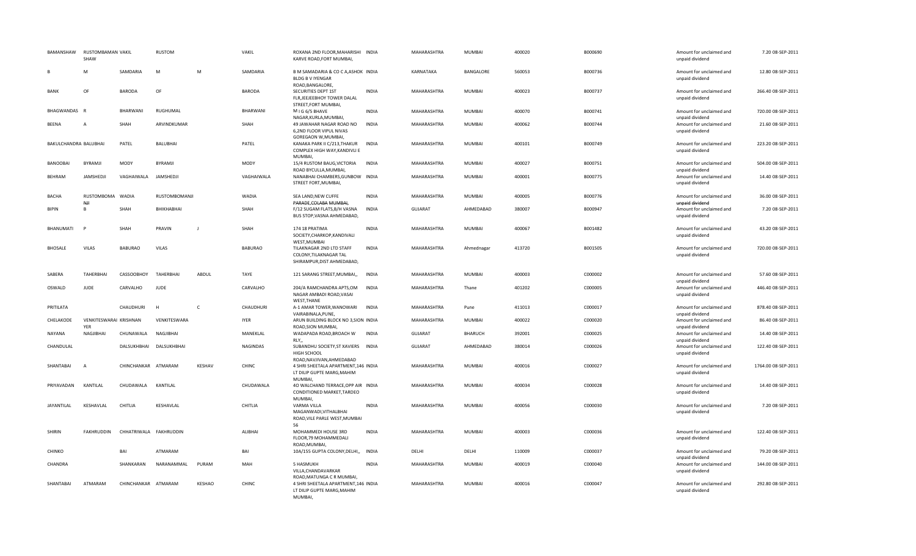| BAMANSHAW | RUSTOMBAMAN SHAW | VAKIL | RUSTOM | | VAKIL | ROXANA 2ND FLOOR,MAHARISHI KARVE ROAD,FORT MUMBAI, | INDIA | MAHARASHTRA | MUMBAI | 400020 | B000690 | Amount for unclaimed and unpaid dividend | 7.20 | 08-SEP-2011 |
|---|---|---|---|---|---|---|---|---|---|---|---|---|---|---|
| B | M | SAMDARIA | M | M | SAMDARIA | B M SAMADARIA & CO C A,ASHOK BLDG B V IYENGAR ROAD,BANGALORE, | INDIA | KARNATAKA | BANGALORE | 560053 | B000736 | Amount for unclaimed and unpaid dividend | 12.80 | 08-SEP-2011 |
| BANK | OF | BARODA | OF | | BARODA | SECURITIES DEPT 1ST FLR,JEEJEEBHOY TOWER DALAL STREET,FORT MUMBAI, | INDIA | MAHARASHTRA | MUMBAI | 400023 | B000737 | Amount for unclaimed and unpaid dividend | 266.40 | 08-SEP-2011 |
| BHAGWANDAS | R | BHARWANI | RUGHUMAL | | BHARWANI | M I G 6/5 BHAVE NAGAR,KURLA,MUMBAI, | INDIA | MAHARASHTRA | MUMBAI | 400070 | B000741 | Amount for unclaimed and unpaid dividend | 720.00 | 08-SEP-2011 |
| BEENA | A | SHAH | ARVINDKUMAR | | SHAH | 49 JAWAHAR NAGAR ROAD NO 6,2ND FLOOR VIPUL NIVAS GOREGAON W,MUMBAI, | INDIA | MAHARASHTRA | MUMBAI | 400062 | B000744 | Amount for unclaimed and unpaid dividend | 21.60 | 08-SEP-2011 |
| BAKULCHANDRA | BALUBHAI | PATEL | BALUBHAI | | PATEL | KANAKA PARK II C/213,THAKUR COMPLEX HIGH WAY,KANDIVLI E MUMBAI, | INDIA | MAHARASHTRA | MUMBAI | 400101 | B000749 | Amount for unclaimed and unpaid dividend | 223.20 | 08-SEP-2011 |
| BANOOBAI | BYRAMJI | MODY | BYRAMJI | | MODY | 15/4 RUSTOM BAUG,VICTORIA ROAD BYCULLA,MUMBAI, | INDIA | MAHARASHTRA | MUMBAI | 400027 | B000751 | Amount for unclaimed and unpaid dividend | 504.00 | 08-SEP-2011 |
| BEHRAM | JAMSHEDJI | VAGHAIWALA | JAMSHEDJI | | VAGHAIWALA | NANABHAI CHAMBERS,GUNBOW STREET FORT,MUMBAI, | INDIA | MAHARASHTRA | MUMBAI | 400001 | B000775 | Amount for unclaimed and unpaid dividend | 14.40 | 08-SEP-2011 |
| BACHA | RUSTOMBOMA NJI | WADIA | RUSTOMBOMANJI | | WADIA | SEA LAND,NEW CUFFE PARADE,COLABA MUMBAI, | INDIA | MAHARASHTRA | MUMBAI | 400005 | B000776 | Amount for unclaimed and unpaid dividend | 36.00 | 08-SEP-2011 |
| BIPIN | B | SHAH | BHIKHABHAI | | SHAH | F/12 SUGAM FLATS,B/H VASNA BUS STOP,VASNA AHMEDABAD, | INDIA | GUJARAT | AHMEDABAD | 380007 | B000947 | Amount for unclaimed and unpaid dividend | 7.20 | 08-SEP-2011 |
| BHANUMATI | P | SHAH | PRAVIN | J | SHAH | 174 18 PRATIMA SOCIETY,CHARKOP,KANDIVALI WEST,MUMBAI | INDIA | MAHARASHTRA | MUMBAI | 400067 | B001482 | Amount for unclaimed and unpaid dividend | 43.20 | 08-SEP-2011 |
| BHOSALE | VILAS | BABURAO | VILAS | | BABURAO | TILAKNAGAR 2ND LTD STAFF COLONY,TILAKNAGAR TAL SHIRAMPUR,DIST AHMEDABAD, | INDIA | MAHARASHTRA | Ahmednagar | 413720 | B001505 | Amount for unclaimed and unpaid dividend | 720.00 | 08-SEP-2011 |
| SABERA | TAHERBHAI | CASSOOBHOY | TAHERBHAI | ABDUL | TAYE | 121 SARANG STREET,MUMBAI,, | INDIA | MAHARASHTRA | MUMBAI | 400003 | C000002 | Amount for unclaimed and unpaid dividend | 57.60 | 08-SEP-2011 |
| OSWALD | JUDE | CARVALHO | JUDE | | CARVALHO | 204/A RAMCHANDRA APTS,OM NAGAR AMBADI ROAD,VASAI WEST,THANE | INDIA | MAHARASHTRA | Thane | 401202 | C000005 | Amount for unclaimed and unpaid dividend | 446.40 | 08-SEP-2011 |
| PRITILATA | | CHAUDHURI | H | C | CHAUDHURI | A-1 AMAR TOWER,WANOWARI VAIRABINALA,PUNE, | INDIA | MAHARASHTRA | Pune | 411013 | C000017 | Amount for unclaimed and unpaid dividend | 878.40 | 08-SEP-2011 |
| CHELAKODE | VENKITESWARAI YER | KRISHNAN | VENKITESWARA | | IYER | ARUN BUILDING BLOCK NO 3,SION ROAD,SION MUMBAI, | INDIA | MAHARASHTRA | MUMBAI | 400022 | C000020 | Amount for unclaimed and unpaid dividend | 86.40 | 08-SEP-2011 |
| NAYANA | NAGJIBHAI | CHUNAWALA | NAGJIBHAI | | MANEKLAL | WADAPADA ROAD,BROACH W RLY,, | INDIA | GUJARAT | BHARUCH | 392001 | C000025 | Amount for unclaimed and unpaid dividend | 14.40 | 08-SEP-2011 |
| CHANDULAL | | DALSUKHBHAI | DALSUKHBHAI | | NAGINDAS | SUBANDHU SOCIETY,ST XAVIERS HIGH SCHOOL ROAD,NAVJIVAN,AHMEDABAD | INDIA | GUJARAT | AHMEDABAD | 380014 | C000026 | Amount for unclaimed and unpaid dividend | 122.40 | 08-SEP-2011 |
| SHANTABAI | A | CHINCHANKAR | ATMARAM | KESHAV | CHINC | 4 SHRI SHEETALA APARTMENT,146 LT DILIP GUPTE MARG,MAHIM MUMBAI, | INDIA | MAHARASHTRA | MUMBAI | 400016 | C000027 | Amount for unclaimed and unpaid dividend | 1764.00 | 08-SEP-2011 |
| PRIYAVADAN | KANTILAL | CHUDAWALA | KANTILAL | | CHUDAWALA | 40 WALCHAND TERRACE,OPP AIR CONDITIONED MARKET,TARDEO MUMBAI, | INDIA | MAHARASHTRA | MUMBAI | 400034 | C000028 | Amount for unclaimed and unpaid dividend | 14.40 | 08-SEP-2011 |
| JAYANTILAL | KESHAVLAL | CHITLIA | KESHAVLAL | | CHITLIA | VARMA VILLA MAGANWADI,VITHALBHAI ROAD,VILE PARLE WEST,MUMBAI 56 | INDIA | MAHARASHTRA | MUMBAI | 400056 | C000030 | Amount for unclaimed and unpaid dividend | 7.20 | 08-SEP-2011 |
| SHIRIN | FAKHRUDDIN | CHHATRIWALA | FAKHRUDDIN | | ALIBHAI | MOHAMMEDI HOUSE 3RD FLOOR,79 MOHAMMEDALI ROAD,MUMBAI, | INDIA | MAHARASHTRA | MUMBAI | 400003 | C000036 | Amount for unclaimed and unpaid dividend | 122.40 | 08-SEP-2011 |
| CHINKO | | BAI | ATMARAM | | BAI | 10A/155 GUPTA COLONY,DELHI,, | INDIA | DELHI | DELHI | 110009 | C000037 | Amount for unclaimed and unpaid dividend | 79.20 | 08-SEP-2011 |
| CHANDRA | | SHANKARAN | NARANAMMAL | PURAM | MAH | 5 HASMUKH VILLA,CHANDAVARKAR ROAD,MATUNGA C R MUMBAI, | INDIA | MAHARASHTRA | MUMBAI | 400019 | C000040 | Amount for unclaimed and unpaid dividend | 144.00 | 08-SEP-2011 |
| SHANTABAI | ATMARAM | CHINCHANKAR | ATMARAM | KESHAO | CHINC | 4 SHRI SHEETALA APARTMENT,146 LT DILIP GUPTE MARG,MAHIM MUMBAI, | INDIA | MAHARASHTRA | MUMBAI | 400016 | C000047 | Amount for unclaimed and unpaid dividend | 292.80 | 08-SEP-2011 |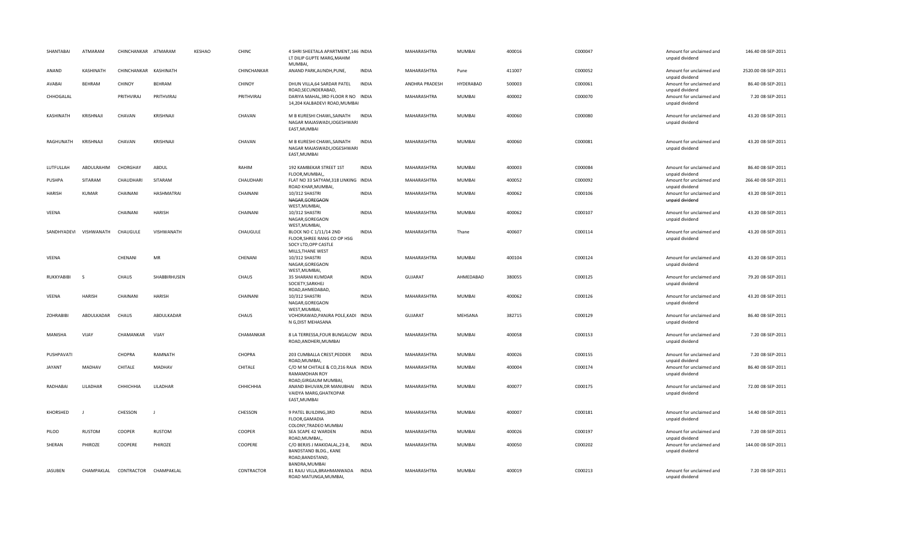| | | | | | | | | | | | | | | |
|---|---|---|---|---|---|---|---|---|---|---|---|---|---|---|
| SHANTABAI | ATMARAM | CHINCHANKAR | ATMARAM | KESHAO | CHINC | 4 SHRI SHEETALA APARTMENT,146 LT DILIP GUPTE MARG,MAHIM MUMBAI, | INDIA | MAHARASHTRA | MUMBAI | 400016 | C000047 | Amount for unclaimed and unpaid dividend | 146.40 | 08-SEP-2011 |
| ANAND | KASHINATH | CHINCHANKAR | KASHINATH | | CHINCHANKAR | ANAND PARK,AUNDH,PUNE, | INDIA | MAHARASHTRA | Pune | 411007 | C000052 | Amount for unclaimed and unpaid dividend | 2520.00 | 08-SEP-2011 |
| AVABAI | BEHRAM | CHINOY | BEHRAM | | CHINOY | DHUN VILLA,64 SARDAR PATEL ROAD,SECUNDERABAD, | INDIA | ANDHRA PRADESH | HYDERABAD | 500003 | C000061 | Amount for unclaimed and unpaid dividend | 86.40 | 08-SEP-2011 |
| CHHOGALAL | | PRITHVIRAJ | PRITHVIRAJ | | PRITHVIRAJ | DARIYA MAHAL,3RD FLOOR R NO 14,204 KALBADEVI ROAD,MUMBAI | INDIA | MAHARASHTRA | MUMBAI | 400002 | C000070 | Amount for unclaimed and unpaid dividend | 7.20 | 08-SEP-2011 |
| KASHINATH | KRISHNAJI | CHAVAN | KRISHNAJI | | CHAVAN | M B KURESHI CHAWL,SAINATH NAGAR MAJASWADI,JOGESHWARI EAST,MUMBAI | INDIA | MAHARASHTRA | MUMBAI | 400060 | C000080 | Amount for unclaimed and unpaid dividend | 43.20 | 08-SEP-2011 |
| RAGHUNATH | KRISHNAJI | CHAVAN | KRISHNAJI | | CHAVAN | M B KURESHI CHAWL,SAINATH NAGAR MAJASWADI,JOGESHWARI EAST,MUMBAI | INDIA | MAHARASHTRA | MUMBAI | 400060 | C000081 | Amount for unclaimed and unpaid dividend | 43.20 | 08-SEP-2011 |
| LUTFULLAH | ABDULRAHIM | CHORGHAY | ABDUL | | RAHIM | 192 KAMBEKAR STREET 1ST FLOOR,MUMBAI,, | INDIA | MAHARASHTRA | MUMBAI | 400003 | C000084 | Amount for unclaimed and unpaid dividend | 86.40 | 08-SEP-2011 |
| PUSHPA | SITARAM | CHAUDHARI | SITARAM | | CHAUDHARI | FLAT NO 33 SATYAM,318 LINKING ROAD KHAR,MUMBAI, | INDIA | MAHARASHTRA | MUMBAI | 400052 | C000092 | Amount for unclaimed and unpaid dividend | 266.40 | 08-SEP-2011 |
| HARISH | KUMAR | CHAINANI | HASHMATRAI | | CHAINANI | 10/312 SHASTRI NAGAR,GOREGAON WEST,MUMBAI, | INDIA | MAHARASHTRA | MUMBAI | 400062 | C000106 | Amount for unclaimed and unpaid dividend | 43.20 | 08-SEP-2011 |
| VEENA | | CHAINANI | HARISH | | CHAINANI | 10/312 SHASTRI NAGAR,GOREGAON WEST,MUMBAI, | INDIA | MAHARASHTRA | MUMBAI | 400062 | C000107 | Amount for unclaimed and unpaid dividend | 43.20 | 08-SEP-2011 |
| SANDHYADEVI | VISHWANATH | CHAUGULE | VISHWANATH | | CHAUGULE | BLOCK NO C 1/11/14 2ND FLOOR,SHREE RANG CO OP HSG SOCY LTD,OPP CASTLE MILLS,THANE WEST | INDIA | MAHARASHTRA | Thane | 400607 | C000114 | Amount for unclaimed and unpaid dividend | 43.20 | 08-SEP-2011 |
| VEENA | | CHENANI | MR | | CHENANI | 10/312 SHASTRI NAGAR,GOREGAON WEST,MUMBAI, | INDIA | MAHARASHTRA | MUMBAI | 400104 | C000124 | Amount for unclaimed and unpaid dividend | 43.20 | 08-SEP-2011 |
| RUKKYABIBI | S | CHAUS | SHABBIRHUSEN | | CHAUS | 35 SHARANI KUMDAR SOCIETY,SARKHEJ ROAD,AHMEDABAD, | INDIA | GUJARAT | AHMEDABAD | 380055 | C000125 | Amount for unclaimed and unpaid dividend | 79.20 | 08-SEP-2011 |
| VEENA | HARISH | CHAINANI | HARISH | | CHAINANI | 10/312 SHASTRI NAGAR,GOREGAON WEST,MUMBAI, | INDIA | MAHARASHTRA | MUMBAI | 400062 | C000126 | Amount for unclaimed and unpaid dividend | 43.20 | 08-SEP-2011 |
| ZOHRABIBI | ABDULKADAR | CHAUS | ABDULKADAR | | CHAUS | VOHORAWAD,PANJRA POLE,KADI N G,DIST MEHASANA | INDIA | GUJARAT | MEHSANA | 382715 | C000129 | Amount for unclaimed and unpaid dividend | 86.40 | 08-SEP-2011 |
| MANISHA | VIJAY | CHAMANKAR | VIJAY | | CHAMANKAR | 8 LA TERRESSA,FOUR BUNGALOW ROAD,ANDHERI,MUMBAI | INDIA | MAHARASHTRA | MUMBAI | 400058 | C000153 | Amount for unclaimed and unpaid dividend | 7.20 | 08-SEP-2011 |
| PUSHPAVATI | | CHOPRA | RAMNATH | | CHOPRA | 203 CUMBALLA CREST,PEDDER ROAD,MUMBAI, | INDIA | MAHARASHTRA | MUMBAI | 400026 | C000155 | Amount for unclaimed and unpaid dividend | 7.20 | 08-SEP-2011 |
| JAYANT | MADHAV | CHITALE | MADHAV | | CHITALE | C/O M M CHITALE & CO,216 RAJA RAMAMOHAN ROY ROAD,GIRGAUM MUMBAI, | INDIA | MAHARASHTRA | MUMBAI | 400004 | C000174 | Amount for unclaimed and unpaid dividend | 86.40 | 08-SEP-2011 |
| RADHABAI | LILADHAR | CHHICHHIA | LILADHAR | | CHHICHHIA | ANAND BHUVAN,DR MANUBHAI VAIDYA MARG,GHATKOPAR EAST,MUMBAI | INDIA | MAHARASHTRA | MUMBAI | 400077 | C000175 | Amount for unclaimed and unpaid dividend | 72.00 | 08-SEP-2011 |
| KHORSHED | J | CHESSON | J | | CHESSON | 9 PATEL BUILDING,3RD FLOOR,GAMADIA COLONY,TRADEO MUMBAI | INDIA | MAHARASHTRA | MUMBAI | 400007 | C000181 | Amount for unclaimed and unpaid dividend | 14.40 | 08-SEP-2011 |
| PILOO | RUSTOM | COOPER | RUSTOM | | COOPER | SEA SCAPE 42 WARDEN ROAD,MUMBAI,, | INDIA | MAHARASHTRA | MUMBAI | 400026 | C000197 | Amount for unclaimed and unpaid dividend | 7.20 | 08-SEP-2011 |
| SHERAN | PHIROZE | COOPERE | PHIROZE | | COOPERE | C/O BERJIS J MAKIDALAL,23-B, BANDSTAND BLDG., KANE ROAD,BANDSTAND, BANDRA,MUMBAI | INDIA | MAHARASHTRA | MUMBAI | 400050 | C000202 | Amount for unclaimed and unpaid dividend | 144.00 | 08-SEP-2011 |
| JASUBEN | CHAMPAKLAL | CONTRACTOR | CHAMPAKLAL | | CONTRACTOR | 81 RAJU VILLA,BRAHMANWADA ROAD MATUNGA,MUMBAI, | INDIA | MAHARASHTRA | MUMBAI | 400019 | C000213 | Amount for unclaimed and unpaid dividend | 7.20 | 08-SEP-2011 |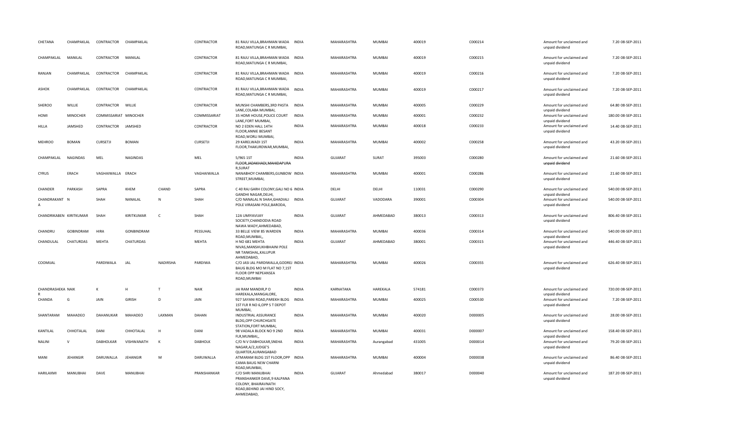| CHETANA | CHAMPAKLAL | CONTRACTOR | CHAMPAKLAL | | CONTRACTOR | 81 RAJU VILLA,BRAHMAN WADA ROAD,MATUNGA C R MUMBAI, | INDIA | MAHARASHTRA | MUMBAI | 400019 | C000214 | Amount for unclaimed and unpaid dividend | 7.20 | 08-SEP-2011 |
|---|---|---|---|---|---|---|---|---|---|---|---|---|---|---|
| CHAMPAKLAL | MANILAL | CONTRACTOR | MANILAL | | CONTRACTOR | 81 RAJU VILLA,BRAHMAN WADA ROAD,MATUNGA C R MUMBAI, | INDIA | MAHARASHTRA | MUMBAI | 400019 | C000215 | Amount for unclaimed and unpaid dividend | 7.20 | 08-SEP-2011 |
| RANJAN | CHAMPAKLAL | CONTRACTOR | CHAMPAKLAL | | CONTRACTOR | 81 RAJU VILLA,BRAHMAN WADA ROAD,MATUNGA C R MUMBAI, | INDIA | MAHARASHTRA | MUMBAI | 400019 | C000216 | Amount for unclaimed and unpaid dividend | 7.20 | 08-SEP-2011 |
| ASHOK | CHAMPAKLAL | CONTRACTOR | CHAMPAKLAL | | CONTRACTOR | 81 RAJU VILLA,BRAHMAN WADA ROAD,MATUNGA C R MUMBAI, | INDIA | MAHARASHTRA | MUMBAI | 400019 | C000217 | Amount for unclaimed and unpaid dividend | 7.20 | 08-SEP-2011 |
| SHEROO | WILLIE | CONTRACTOR | WILLIE | | CONTRACTOR | MUNSHI CHAMBERS,3RD PASTA LANE,COLABA MUMBAI, | INDIA | MAHARASHTRA | MUMBAI | 400005 | C000229 | Amount for unclaimed and unpaid dividend | 64.80 | 08-SEP-2011 |
| HOMI | MINOCHER | COMMISSARIAT | MINOCHER | | COMMISSARIAT | 35 HOMI HOUSE,POLICE COURT LANE,FORT MUMBAI, | INDIA | MAHARASHTRA | MUMBAI | 400001 | C000232 | Amount for unclaimed and unpaid dividend | 180.00 | 08-SEP-2011 |
| HILLA | JAMSHED | CONTRACTOR | JAMSHED | | CONTRACTOR | NO 2 EDEN HALL 14TH FLOOR,ANNIE BESANT ROAD,WORLI MUMBAI, | INDIA | MAHARASHTRA | MUMBAI | 400018 | C000233 | Amount for unclaimed and unpaid dividend | 14.40 | 08-SEP-2011 |
| MEHROO | BOMAN | CURSETJI | BOMAN | | CURSETJI | 29 KARELWADI 1ST FLOOR,THAKURDWAR,MUMBAI, | INDIA | MAHARASHTRA | MUMBAI | 400002 | C000258 | Amount for unclaimed and unpaid dividend | 43.20 | 08-SEP-2011 |
| CHAMPAKLAL | NAGINDAS | MEL | NAGINDAS | | MEL | 5/965 1ST FLOOR,JADAKHADI,MAHIDAPURA R,SURAT | INDIA | GUJARAT | SURAT | 395003 | C000280 | Amount for unclaimed and unpaid dividend | 21.60 | 08-SEP-2011 |
| CYRUS | ERACH | VAGHAIWALLA | ERACH | | VAGHAIWALLA | NANABHOY CHAMBERS,GUNBOW STREET,MUMBAI, | INDIA | MAHARASHTRA | MUMBAI | 400001 | C000286 | Amount for unclaimed and unpaid dividend | 21.60 | 08-SEP-2011 |
| CHANDER | PARKASH | SAPRA | KHEM | CHAND | SAPRA | C 40 RAJ GARH COLONY,GALI NO 6 GANDHI NAGAR,DELHI, | INDIA | DELHI | DELHI | 110031 | C000290 | Amount for unclaimed and unpaid dividend | 540.00 | 08-SEP-2011 |
| CHANDRAKANT N A | | SHAH | NANALAL | N | SHAH | C/O NANALAL N SHAH,GHADIALI POLE VIRASANI POLE,BARODA, | INDIA | GUJARAT | VADODARA | 390001 | C000304 | Amount for unclaimed and unpaid dividend | 540.00 | 08-SEP-2011 |
| CHANDRIKABEN | KIRITKUMAR | SHAH | KIRITKUMAR | C | SHAH | 12A UMIYAVIJAY SOCIETY,CHANDODIA ROAD NAWA WADY,AHMEDABAD, | INDIA | GUJARAT | AHMEDABAD | 380013 | C000313 | Amount for unclaimed and unpaid dividend | 806.40 | 08-SEP-2011 |
| CHANDRU | GOBINDRAM | HIRA | GONBINDRAM | | PESSUHAL | 33 BELLE VIEW 85 WARDEN ROAD,MUMBAI,, | INDIA | MAHARASHTRA | MUMBAI | 400036 | C000314 | Amount for unclaimed and unpaid dividend | 540.00 | 08-SEP-2011 |
| CHANDULAL | CHATURDAS | MEHTA | CHATURDAS | | MEHTA | H NO 681 MEHTA NIVAS,MANSHUKHBHAINI POLE NR TANKSHAL,KALUPUR AHMEDABAD, | INDIA | GUJARAT | AHMEDABAD | 380001 | C000315 | Amount for unclaimed and unpaid dividend | 446.40 | 08-SEP-2011 |
| COOMIJAL | | PARDIWALA | JAL | NADIRSHA | PARDIWA | C/O JASI JAL PARDIWALLA,GODREJ BAUG BLDG MO M FLAT NO 7,1ST FLOOR OPP NEPEANSEA ROAD,MUMBAI | INDIA | MAHARASHTRA | MUMBAI | 400026 | C000355 | Amount for unclaimed and unpaid dividend | 626.40 | 08-SEP-2011 |
| CHANDRASHEKA R | NAIK | K | H | T | NAIK | JAI RAM MANDIR,P O HAREKALA,MANGALORE, | INDIA | KARNATAKA | HAREKALA | 574181 | C000373 | Amount for unclaimed and unpaid dividend | 720.00 | 08-SEP-2011 |
| CHANDA | G | JAIN | GIRISH | D | JAIN | 927 SAYANI ROAD,PAREKH BLDG 1ST FLR R NO 6,OPP S T DEPOT MUMBAI, | INDIA | MAHARASHTRA | MUMBAI | 400025 | C000530 | Amount for unclaimed and unpaid dividend | 7.20 | 08-SEP-2011 |
| SHANTARAM | MAHADEO | DAHANUKAR | MAHADEO | LAXMAN | DAHAN | INDUSTRIAL ASSURANCE BLDG,OPP CHURCHGATE STATION,FORT MUMBAI, | INDIA | MAHARASHTRA | MUMBAI | 400020 | D000005 | Amount for unclaimed and unpaid dividend | 28.00 | 08-SEP-2011 |
| KANTILAL | CHHOTALAL | DANI | CHHOTALAL | H | DANI | 98 VADALA BLOCK NO 9 2ND FLR,MUMBAI,, | INDIA | MAHARASHTRA | MUMBAI | 400031 | D000007 | Amount for unclaimed and unpaid dividend | 158.40 | 08-SEP-2011 |
| NALINI | V | DABHOLKAR | VISHWANATH | K | DABHOLK | C/O N V DABHOLKAR,SNEHA NAGAR,A/2,JUDGE'S QUARTER,AURANGABAD | INDIA | MAHARASHTRA | Aurangabad | 431005 | D000014 | Amount for unclaimed and unpaid dividend | 79.20 | 08-SEP-2011 |
| MANI | JEHANGIR | DARUWALLA | JEHANGIR | M | DARUWALLA | ATMARAM BLDG 1ST FLOOR,OPP CAMA BAUG NEW CHARNI ROAD,MUMBAI, | INDIA | MAHARASHTRA | MUMBAI | 400004 | D000038 | Amount for unclaimed and unpaid dividend | 86.40 | 08-SEP-2011 |
| HARILAXMI | MANUBHAI | DAVE | MANUBHAI | | PRANSHANKAR | C/O SHRI MANUBHAI PRANSHANKER DAVE,9 KALPANA COLONY, BHAIRAVNATH ROAD,BEHIND JAI HIND SOCY, AHMEDABAD, | INDIA | GUJARAT | Ahmedabad | 380017 | D000040 | Amount for unclaimed and unpaid dividend | 187.20 | 08-SEP-2011 |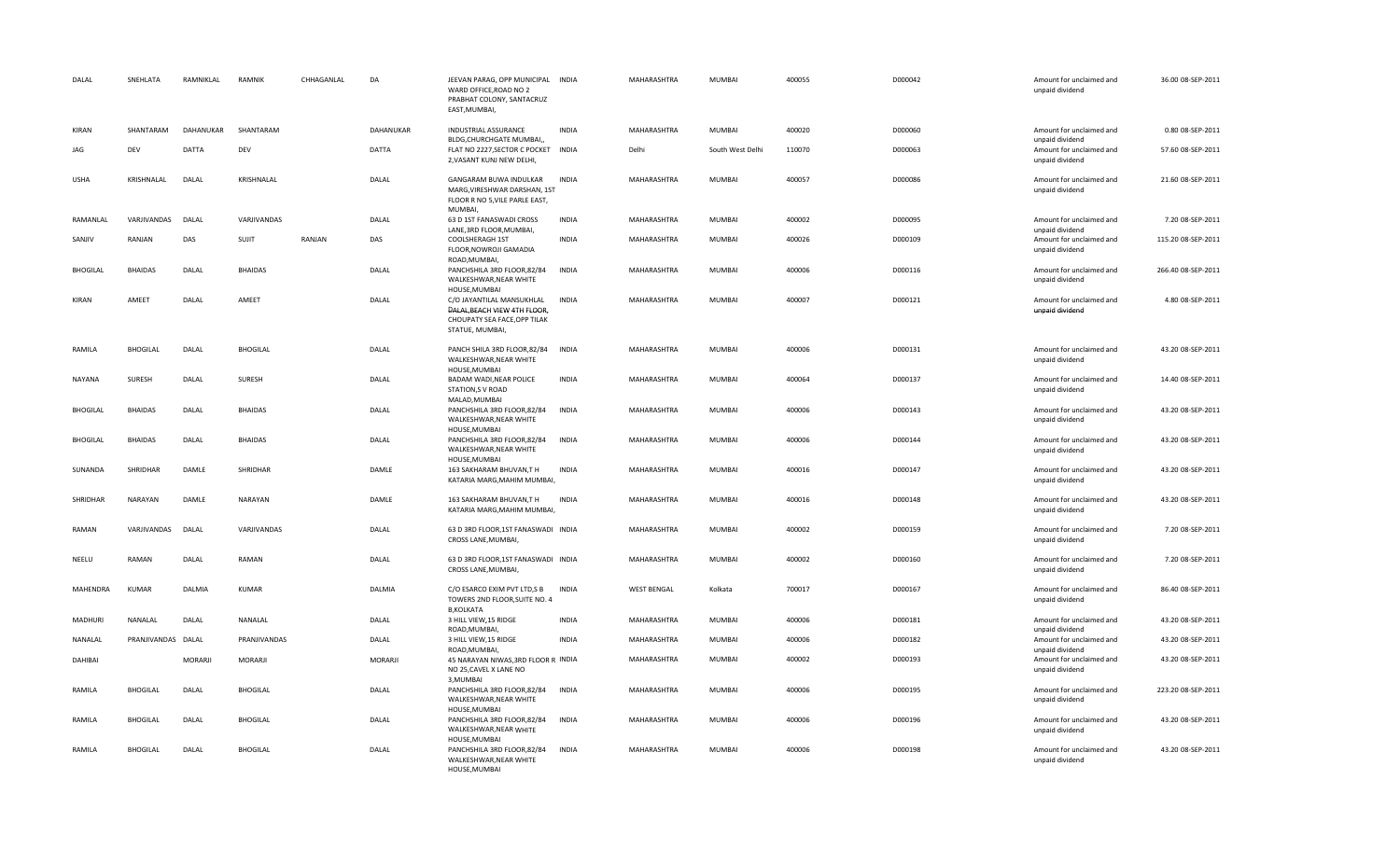| | | | | | | | | | | | | | |
|---|---|---|---|---|---|---|---|---|---|---|---|---|---|
| DALAL | SNEHLATA | RAMNIKLAL | RAMNIK | CHHAGANLAL | DA | JEEVAN PARAG, OPP MUNICIPAL WARD OFFICE,ROAD NO 2 PRABHAT COLONY, SANTACRUZ EAST,MUMBAI, | INDIA | MAHARASHTRA | MUMBAI | 400055 | D000042 | Amount for unclaimed and unpaid dividend | 36.00 08-SEP-2011 |
| KIRAN | SHANTARAM | DAHANUKAR | SHANTARAM | | DAHANUKAR | INDUSTRIAL ASSURANCE BLDG,CHURCHGATE MUMBAI,, | INDIA | MAHARASHTRA | MUMBAI | 400020 | D000060 | Amount for unclaimed and unpaid dividend | 0.80 08-SEP-2011 |
| JAG | DEV | DATTA | DEV | | DATTA | FLAT NO 2227,SECTOR C POCKET 2,VASANT KUNJ NEW DELHI, | INDIA | Delhi | South West Delhi | 110070 | D000063 | Amount for unclaimed and unpaid dividend | 57.60 08-SEP-2011 |
| USHA | KRISHNALAL | DALAL | KRISHNALAL | | DALAL | GANGARAM BUWA INDULKAR MARG,VIRESHWAR DARSHAN, 1ST FLOOR R NO 5,VILE PARLE EAST, MUMBAI, | INDIA | MAHARASHTRA | MUMBAI | 400057 | D000086 | Amount for unclaimed and unpaid dividend | 21.60 08-SEP-2011 |
| RAMANLAL | VARJIVANDAS | DALAL | VARJIVANDAS | | DALAL | 63 D 1ST FANASWADI CROSS LANE,3RD FLOOR,MUMBAI, | INDIA | MAHARASHTRA | MUMBAI | 400002 | D000095 | Amount for unclaimed and unpaid dividend | 7.20 08-SEP-2011 |
| SANJIV | RANJAN | DAS | SUJIT | RANJAN | DAS | COOLSHERAGH 1ST FLOOR,NOWROJI GAMADIA ROAD,MUMBAI, | INDIA | MAHARASHTRA | MUMBAI | 400026 | D000109 | Amount for unclaimed and unpaid dividend | 115.20 08-SEP-2011 |
| BHOGILAL | BHAIDAS | DALAL | BHAIDAS | | DALAL | PANCHSHILA 3RD FLOOR,82/84 WALKESHWAR,NEAR WHITE HOUSE,MUMBAI | INDIA | MAHARASHTRA | MUMBAI | 400006 | D000116 | Amount for unclaimed and unpaid dividend | 266.40 08-SEP-2011 |
| KIRAN | AMEET | DALAL | AMEET | | DALAL | C/O JAYANTILAL MANSUKHLAL DALAL,BEACH VIEW 4TH FLOOR, CHOUPATY SEA FACE,OPP TILAK STATUE, MUMBAI, | INDIA | MAHARASHTRA | MUMBAI | 400007 | D000121 | Amount for unclaimed and unpaid dividend | 4.80 08-SEP-2011 |
| RAMILA | BHOGILAL | DALAL | BHOGILAL | | DALAL | PANCH SHILA 3RD FLOOR,82/84 WALKESHWAR,NEAR WHITE HOUSE,MUMBAI | INDIA | MAHARASHTRA | MUMBAI | 400006 | D000131 | Amount for unclaimed and unpaid dividend | 43.20 08-SEP-2011 |
| NAYANA | SURESH | DALAL | SURESH | | DALAL | BADAM WADI,NEAR POLICE STATION,S V ROAD MALAD,MUMBAI | INDIA | MAHARASHTRA | MUMBAI | 400064 | D000137 | Amount for unclaimed and unpaid dividend | 14.40 08-SEP-2011 |
| BHOGILAL | BHAIDAS | DALAL | BHAIDAS | | DALAL | PANCHSHILA 3RD FLOOR,82/84 WALKESHWAR,NEAR WHITE HOUSE,MUMBAI | INDIA | MAHARASHTRA | MUMBAI | 400006 | D000143 | Amount for unclaimed and unpaid dividend | 43.20 08-SEP-2011 |
| BHOGILAL | BHAIDAS | DALAL | BHAIDAS | | DALAL | PANCHSHILA 3RD FLOOR,82/84 WALKESHWAR,NEAR WHITE HOUSE,MUMBAI | INDIA | MAHARASHTRA | MUMBAI | 400006 | D000144 | Amount for unclaimed and unpaid dividend | 43.20 08-SEP-2011 |
| SUNANDA | SHRIDHAR | DAMLE | SHRIDHAR | | DAMLE | 163 SAKHARAM BHUVAN,T H KATARIA MARG,MAHIM MUMBAI, | INDIA | MAHARASHTRA | MUMBAI | 400016 | D000147 | Amount for unclaimed and unpaid dividend | 43.20 08-SEP-2011 |
| SHRIDHAR | NARAYAN | DAMLE | NARAYAN | | DAMLE | 163 SAKHARAM BHUVAN,T H KATARIA MARG,MAHIM MUMBAI, | INDIA | MAHARASHTRA | MUMBAI | 400016 | D000148 | Amount for unclaimed and unpaid dividend | 43.20 08-SEP-2011 |
| RAMAN | VARJIVANDAS | DALAL | VARJIVANDAS | | DALAL | 63 D 3RD FLOOR,1ST FANASWADI CROSS LANE,MUMBAI, | INDIA | MAHARASHTRA | MUMBAI | 400002 | D000159 | Amount for unclaimed and unpaid dividend | 7.20 08-SEP-2011 |
| NEELU | RAMAN | DALAL | RAMAN | | DALAL | 63 D 3RD FLOOR,1ST FANASWADI CROSS LANE,MUMBAI, | INDIA | MAHARASHTRA | MUMBAI | 400002 | D000160 | Amount for unclaimed and unpaid dividend | 7.20 08-SEP-2011 |
| MAHENDRA | KUMAR | DALMIA | KUMAR | | DALMIA | C/O ESARCO EXIM PVT LTD,S B TOWERS 2ND FLOOR,SUITE NO. 4 B,KOLKATA | INDIA | WEST BENGAL | Kolkata | 700017 | D000167 | Amount for unclaimed and unpaid dividend | 86.40 08-SEP-2011 |
| MADHURI | NANALAL | DALAL | NANALAL | | DALAL | 3 HILL VIEW,15 RIDGE ROAD,MUMBAI, | INDIA | MAHARASHTRA | MUMBAI | 400006 | D000181 | Amount for unclaimed and unpaid dividend | 43.20 08-SEP-2011 |
| NANALAL | PRANJIVANDAS | DALAL | PRANJIVANDAS | | DALAL | 3 HILL VIEW,15 RIDGE ROAD,MUMBAI, | INDIA | MAHARASHTRA | MUMBAI | 400006 | D000182 | Amount for unclaimed and unpaid dividend | 43.20 08-SEP-2011 |
| DAHIBAI | | MORARJI | MORARJI | | MORARJI | 45 NARAYAN NIWAS,3RD FLOOR R NO 25,CAVEL X LANE NO 3,MUMBAI | INDIA | MAHARASHTRA | MUMBAI | 400002 | D000193 | Amount for unclaimed and unpaid dividend | 43.20 08-SEP-2011 |
| RAMILA | BHOGILAL | DALAL | BHOGILAL | | DALAL | PANCHSHILA 3RD FLOOR,82/84 WALKESHWAR,NEAR WHITE HOUSE,MUMBAI | INDIA | MAHARASHTRA | MUMBAI | 400006 | D000195 | Amount for unclaimed and unpaid dividend | 223.20 08-SEP-2011 |
| RAMILA | BHOGILAL | DALAL | BHOGILAL | | DALAL | PANCHSHILA 3RD FLOOR,82/84 WALKESHWAR,NEAR WHITE HOUSE,MUMBAI | INDIA | MAHARASHTRA | MUMBAI | 400006 | D000196 | Amount for unclaimed and unpaid dividend | 43.20 08-SEP-2011 |
| RAMILA | BHOGILAL | DALAL | BHOGILAL | | DALAL | PANCHSHILA 3RD FLOOR,82/84 WALKESHWAR,NEAR WHITE HOUSE,MUMBAI | INDIA | MAHARASHTRA | MUMBAI | 400006 | D000198 | Amount for unclaimed and unpaid dividend | 43.20 08-SEP-2011 |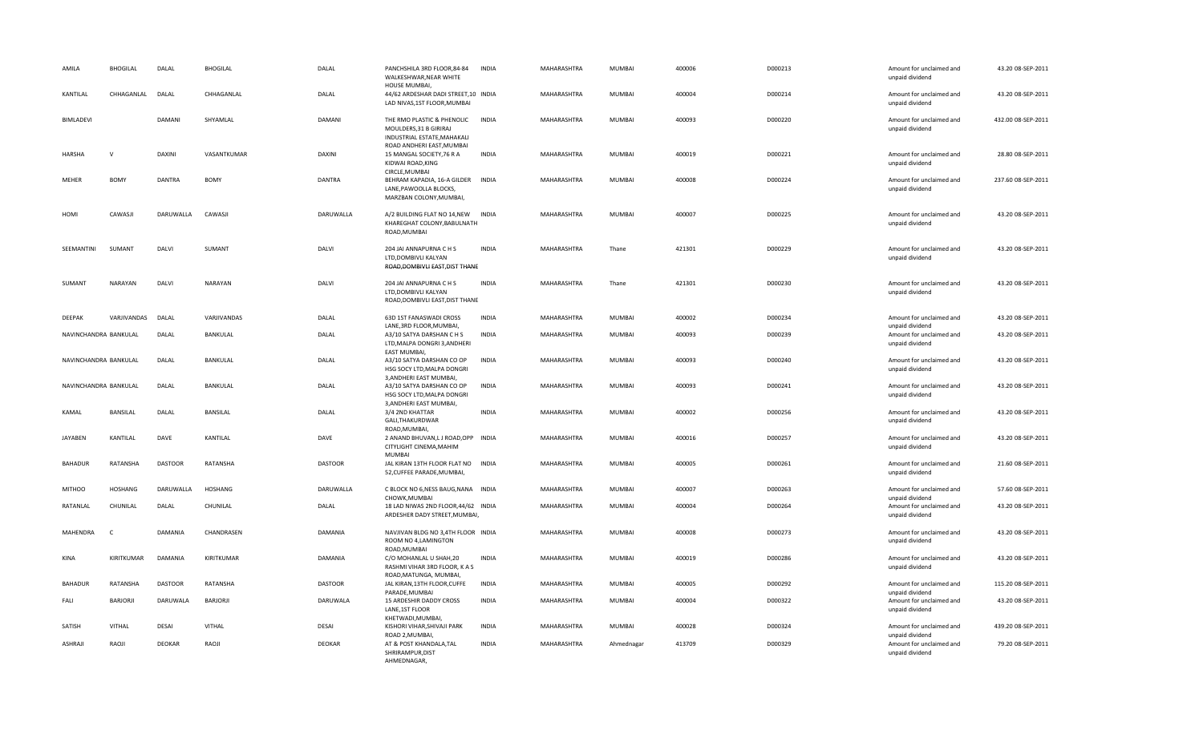| AMILA | BHOGILAL | DALAL | BHOGILAL | DALAL | PANCHSHILA 3RD FLOOR,84-84 WALKESHWAR,NEAR WHITE HOUSE MUMBAI, | INDIA | MAHARASHTRA | MUMBAI | 400006 | D000213 | Amount for unclaimed and unpaid dividend | 43.20 | 08-SEP-2011 |
|---|---|---|---|---|---|---|---|---|---|---|---|---|---|
| KANTILAL | CHHAGANLAL | DALAL | CHHAGANLAL | DALAL | 44/62 ARDESHAR DADI STREET,10 LAD NIVAS,1ST FLOOR,MUMBAI | INDIA | MAHARASHTRA | MUMBAI | 400004 | D000214 | Amount for unclaimed and unpaid dividend | 43.20 | 08-SEP-2011 |
| BIMLADEVI | | DAMANI | SHYAMLAL | DAMANI | THE RMO PLASTIC & PHENOLIC MOULDERS,31 B GIRIRAJ INDUSTRIAL ESTATE,MAHAKALI ROAD ANDHERI EAST,MUMBAI | INDIA | MAHARASHTRA | MUMBAI | 400093 | D000220 | Amount for unclaimed and unpaid dividend | 432.00 | 08-SEP-2011 |
| HARSHA | V | DAXINI | VASANTKUMAR | DAXINI | 15 MANGAL SOCIETY,76 R A KIDWAI ROAD,KING CIRCLE,MUMBAI | INDIA | MAHARASHTRA | MUMBAI | 400019 | D000221 | Amount for unclaimed and unpaid dividend | 28.80 | 08-SEP-2011 |
| MEHER | BOMY | DANTRA | BOMY | DANTRA | BEHRAM KAPADIA, 16-A GILDER LANE,PAWOOLLA BLOCKS, MARZBAN COLONY,MUMBAI, | INDIA | MAHARASHTRA | MUMBAI | 400008 | D000224 | Amount for unclaimed and unpaid dividend | 237.60 | 08-SEP-2011 |
| HOMI | CAWASJI | DARUWALLA | CAWASJI | DARUWALLA | A/2 BUILDING FLAT NO 14,NEW KHAREGHAT COLONY,BABULNATH ROAD,MUMBAI | INDIA | MAHARASHTRA | MUMBAI | 400007 | D000225 | Amount for unclaimed and unpaid dividend | 43.20 | 08-SEP-2011 |
| SEEMANTINI | SUMANT | DALVI | SUMANT | DALVI | 204 JAI ANNAPURNA C H S LTD,DOMBIVLI KALYAN ROAD,DOMBIVLI EAST,DIST THANE | INDIA | MAHARASHTRA | Thane | 421301 | D000229 | Amount for unclaimed and unpaid dividend | 43.20 | 08-SEP-2011 |
| SUMANT | NARAYAN | DALVI | NARAYAN | DALVI | 204 JAI ANNAPURNA C H S LTD,DOMBIVLI KALYAN ROAD,DOMBIVLI EAST,DIST THANE | INDIA | MAHARASHTRA | Thane | 421301 | D000230 | Amount for unclaimed and unpaid dividend | 43.20 | 08-SEP-2011 |
| DEEPAK | VARJIVANDAS | DALAL | VARJIVANDAS | DALAL | 63D 1ST FANASWADI CROSS LANE,3RD FLOOR,MUMBAI, | INDIA | MAHARASHTRA | MUMBAI | 400002 | D000234 | Amount for unclaimed and unpaid dividend | 43.20 | 08-SEP-2011 |
| NAVINCHANDRA | BANKULAL | DALAL | BANKULAL | DALAL | A3/10 SATYA DARSHAN C H S LTD,MALPA DONGRI 3,ANDHERI EAST MUMBAI, | INDIA | MAHARASHTRA | MUMBAI | 400093 | D000239 | Amount for unclaimed and unpaid dividend | 43.20 | 08-SEP-2011 |
| NAVINCHANDRA | BANKULAL | DALAL | BANKULAL | DALAL | A3/10 SATYA DARSHAN CO OP HSG SOCY LTD,MALPA DONGRI 3,ANDHERI EAST MUMBAI, | INDIA | MAHARASHTRA | MUMBAI | 400093 | D000240 | Amount for unclaimed and unpaid dividend | 43.20 | 08-SEP-2011 |
| NAVINCHANDRA | BANKULAL | DALAL | BANKULAL | DALAL | A3/10 SATYA DARSHAN CO OP HSG SOCY LTD,MALPA DONGRI 3,ANDHERI EAST MUMBAI, | INDIA | MAHARASHTRA | MUMBAI | 400093 | D000241 | Amount for unclaimed and unpaid dividend | 43.20 | 08-SEP-2011 |
| KAMAL | BANSILAL | DALAL | BANSILAL | DALAL | 3/4 2ND KHATTAR GALI,THAKURDWAR ROAD,MUMBAI, | INDIA | MAHARASHTRA | MUMBAI | 400002 | D000256 | Amount for unclaimed and unpaid dividend | 43.20 | 08-SEP-2011 |
| JAYABEN | KANTILAL | DAVE | KANTILAL | DAVE | 2 ANAND BHUVAN,L J ROAD,OPP CITYLIGHT CINEMA,MAHIM MUMBAI | INDIA | MAHARASHTRA | MUMBAI | 400016 | D000257 | Amount for unclaimed and unpaid dividend | 43.20 | 08-SEP-2011 |
| BAHADUR | RATANSHA | DASTOOR | RATANSHA | DASTOOR | JAL KIRAN 13TH FLOOR FLAT NO 52,CUFFEE PARADE,MUMBAI, | INDIA | MAHARASHTRA | MUMBAI | 400005 | D000261 | Amount for unclaimed and unpaid dividend | 21.60 | 08-SEP-2011 |
| MITHOO | HOSHANG | DARUWALLA | HOSHANG | DARUWALLA | C BLOCK NO 6,NESS BAUG,NANA CHOWK,MUMBAI | INDIA | MAHARASHTRA | MUMBAI | 400007 | D000263 | Amount for unclaimed and unpaid dividend | 57.60 | 08-SEP-2011 |
| RATANLAL | CHUNILAL | DALAL | CHUNILAL | DALAL | 18 LAD NIWAS 2ND FLOOR,44/62 ARDESHER DADY STREET,MUMBAI, | INDIA | MAHARASHTRA | MUMBAI | 400004 | D000264 | Amount for unclaimed and unpaid dividend | 43.20 | 08-SEP-2011 |
| MAHENDRA | C | DAMANIA | CHANDRASEN | DAMANIA | NAVJIVAN BLDG NO 3,4TH FLOOR ROOM NO 4,LAMINGTON ROAD,MUMBAI | INDIA | MAHARASHTRA | MUMBAI | 400008 | D000273 | Amount for unclaimed and unpaid dividend | 43.20 | 08-SEP-2011 |
| KINA | KIRITKUMAR | DAMANIA | KIRITKUMAR | DAMANIA | C/O MOHANLAL U SHAH,20 RASHMI VIHAR 3RD FLOOR, K A S ROAD,MATUNGA, MUMBAI, | INDIA | MAHARASHTRA | MUMBAI | 400019 | D000286 | Amount for unclaimed and unpaid dividend | 43.20 | 08-SEP-2011 |
| BAHADUR | RATANSHA | DASTOOR | RATANSHA | DASTOOR | JAL KIRAN,13TH FLOOR,CUFFE PARADE,MUMBAI | INDIA | MAHARASHTRA | MUMBAI | 400005 | D000292 | Amount for unclaimed and unpaid dividend | 115.20 | 08-SEP-2011 |
| FALI | BARJORJI | DARUWALA | BARJORJI | DARUWALA | 15 ARDESHIR DADDY CROSS LANE,1ST FLOOR KHETWADI,MUMBAI, | INDIA | MAHARASHTRA | MUMBAI | 400004 | D000322 | Amount for unclaimed and unpaid dividend | 43.20 | 08-SEP-2011 |
| SATISH | VITHAL | DESAI | VITHAL | DESAI | KISHORI VIHAR,SHIVAJI PARK ROAD 2,MUMBAI, | INDIA | MAHARASHTRA | MUMBAI | 400028 | D000324 | Amount for unclaimed and unpaid dividend | 439.20 | 08-SEP-2011 |
| ASHRAJI | RAOJI | DEOKAR | RAOJI | DEOKAR | AT & POST KHANDALA,TAL SHRIRAMPUR,DIST AHMEDNAGAR, | INDIA | MAHARASHTRA | Ahmednagar | 413709 | D000329 | Amount for unclaimed and unpaid dividend | 79.20 | 08-SEP-2011 |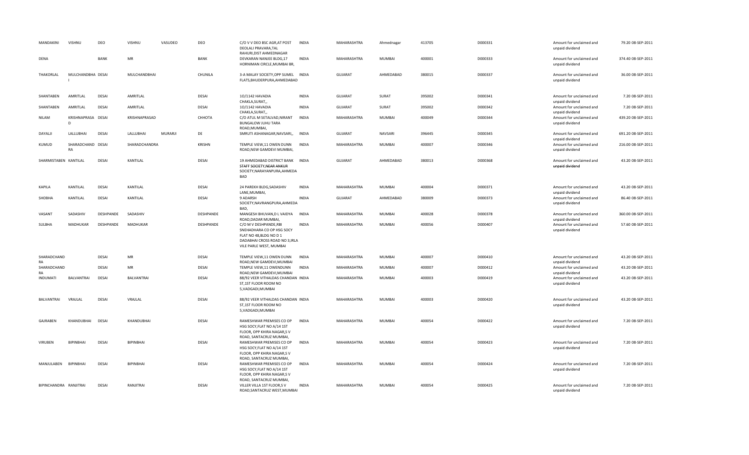| MANDAKINI | VISHNU | DEO | VISHNU | VASUDEO | DEO | C/O V V DEO BSC AGR,AT POST DEOLALI PRAVARA,TAL RAHURI,DIST AHMEDNAGAR | INDIA | MAHARASHTRA | Ahmednagar | 413705 | D000331 | Amount for unclaimed and unpaid dividend | 79.20 | 08-SEP-2011 |
|---|---|---|---|---|---|---|---|---|---|---|---|---|---|---|
| DENA | | BANK | MR | | BANK | DEVKARAN NANJEE BLDG,17 HORNIMAN CIRCLE,MUMBAI BR, | INDIA | MAHARASHTRA | MUMBAI | 400001 | D000333 | Amount for unclaimed and unpaid dividend | 374.40 | 08-SEP-2011 |
| THAKORLAL | MULCHANDBHA I | DESAI | MULCHANDBHAI | | CHUNILA | 3-A MALAY SOCIETY,OPP SUMEL FLATS,BHUDERPURA,AHMEDABAD | INDIA | GUJARAT | AHMEDABAD | 380015 | D000337 | Amount for unclaimed and unpaid dividend | 36.00 | 08-SEP-2011 |
| SHANTABEN | AMRITLAL | DESAI | AMRITLAL | | DESAI | 1O/1142 HAVADIA CHAKLA,SURAT,, | INDIA | GUJARAT | SURAT | 395002 | D000341 | Amount for unclaimed and unpaid dividend | 7.20 | 08-SEP-2011 |
| SHANTABEN | AMRITLAL | DESAI | AMRITLAL | | DESAI | 1O/1142 HAVADIA CHAKLA,SURAT,, | INDIA | GUJARAT | SURAT | 395002 | D000342 | Amount for unclaimed and unpaid dividend | 7.20 | 08-SEP-2011 |
| NILAM | KRISHNAPRASA D | DESAI | KRISHNAPRASAD | | CHHOTA | C/O ATUL M SETALVAD,NIRANT BUNGALOW JUHU TARA ROAD,MUMBAI, | INDIA | MAHARASHTRA | MUMBAI | 400049 | D000344 | Amount for unclaimed and unpaid dividend | 439.20 | 08-SEP-2011 |
| DAYALJI | LALLUBHAI | DESAI | LALLUBHAI | MURARJI | DE | SMRUTI ASHANAGAR,NAVSARI,, | INDIA | GUJARAT | NAVSARI | 396445 | D000345 | Amount for unclaimed and unpaid dividend | 691.20 | 08-SEP-2011 |
| KUMUD | SHARADCHAND RA | DESAI | SHARADCHANDRA | | KRISHN | TEMPLE VIEW,11 OWEN DUNN ROAD,NEW GAMDEVI MUMBAI, | INDIA | MAHARASHTRA | MUMBAI | 400007 | D000346 | Amount for unclaimed and unpaid dividend | 216.00 | 08-SEP-2011 |
| SHARMISTABEN | KANTILAL | DESAI | KANTILAL | | DESAI | 19 AHMEDABAD DISTRICT BANK STAFF SOCIETY,NEAR ANKUR SOCIETY,NARAYANPURA,AHMEDA BAD | INDIA | GUJARAT | AHMEDABAD | 380013 | D000368 | Amount for unclaimed and unpaid dividend | 43.20 | 08-SEP-2011 |
| KAPILA | KANTILAL | DESAI | KANTILAL | | DESAI | 24 PAREKH BLDG,SADASHIV LANE,MUMBAI, | INDIA | MAHARASHTRA | MUMBAI | 400004 | D000371 | Amount for unclaimed and unpaid dividend | 43.20 | 08-SEP-2011 |
| SHOBHA | KANTILAL | DESAI | KANTILAL | | DESAI | 9 ADARSH SOCIETY,NAVRANGPURA,AHMEDA BAD, | INDIA | GUJARAT | AHMEDABAD | 380009 | D000373 | Amount for unclaimed and unpaid dividend | 86.40 | 08-SEP-2011 |
| VASANT | SADASHIV | DESHPANDE | SADASHIV | | DESHPANDE | MANGESH BHUVAN,D L VAIDYA ROAD,DADAR MUMBAI, | INDIA | MAHARASHTRA | MUMBAI | 400028 | D000378 | Amount for unclaimed and unpaid dividend | 360.00 | 08-SEP-2011 |
| SULBHA | MADHUKAR | DESHPANDE | MADHUKAR | | DESHPANDE | C/O M V DESHPANDE,RBI SNEHADHARA CO OP HSG SOCY FLAT NO 48,BLDG NO D 1 DADABHAI CROSS ROAD NO 3,IRLA VILE PARLE WEST, MUMBAI | INDIA | MAHARASHTRA | MUMBAI | 400056 | D000407 | Amount for unclaimed and unpaid dividend | 57.60 | 08-SEP-2011 |
| SHARADCHAND RA | | DESAI | MR | | DESAI | TEMPLE VIEW,11 OWEN DUNN ROAD,NEW GAMDEVI,MUMBAI | INDIA | MAHARASHTRA | MUMBAI | 400007 | D000410 | Amount for unclaimed and unpaid dividend | 43.20 | 08-SEP-2011 |
| SHARADCHAND RA | | DESAI | MR | | DESAI | TEMPLE VIEW,11 OWENDUNN ROAD,NEW GAMDEVI,MUMBAI | INDIA | MAHARASHTRA | MUMBAI | 400007 | D000412 | Amount for unclaimed and unpaid dividend | 43.20 | 08-SEP-2011 |
| INDUMATI | BALVANTRAI | DESAI | BALVANTRAI | | DESAI | 88/92 VEER VITHALDAS CHANDAN ST,1ST FLOOR ROOM NO 5,VADGADI,MUMBAI | INDIA | MAHARASHTRA | MUMBAI | 400003 | D000419 | Amount for unclaimed and unpaid dividend | 43.20 | 08-SEP-2011 |
| BALVANTRAI | VRAJLAL | DESAI | VRAJLAL | | DESAI | 88/92 VEER VITHALDAS CHANDAN ST,1ST FLOOR ROOM NO 5,VADGADI,MUMBAI | INDIA | MAHARASHTRA | MUMBAI | 400003 | D000420 | Amount for unclaimed and unpaid dividend | 43.20 | 08-SEP-2011 |
| GAJRABEN | KHANDUBHAI | DESAI | KHANDUBHAI | | DESAI | RAMESHWAR PREMISES CO OP HSG SOCY,FLAT NO A/14 1ST FLOOR, OPP KHIRA NAGAR,S V ROAD, SANTACRUZ MUMBAI, | INDIA | MAHARASHTRA | MUMBAI | 400054 | D000422 | Amount for unclaimed and unpaid dividend | 7.20 | 08-SEP-2011 |
| VIRUBEN | BIPINBHAI | DESAI | BIPINBHAI | | DESAI | RAMESHWAR PREMISES CO OP HSG SOCY,FLAT NO A/14 1ST FLOOR, OPP KHIRA NAGAR,S V ROAD, SANTACRUZ MUMBAI, | INDIA | MAHARASHTRA | MUMBAI | 400054 | D000423 | Amount for unclaimed and unpaid dividend | 7.20 | 08-SEP-2011 |
| MANJULABEN | BIPINBHAI | DESAI | BIPINBHAI | | DESAI | RAMESHWAR PREMISES CO OP HSG SOCY,FLAT NO A/14 1ST FLOOR, OPP KHIRA NAGAR,S V ROAD, SANTACRUZ MUMBAI, | INDIA | MAHARASHTRA | MUMBAI | 400054 | D000424 | Amount for unclaimed and unpaid dividend | 7.20 | 08-SEP-2011 |
| BIPINCHANDRA | RANJITRAI | DESAI | RANJITRAI | | DESAI | VILLER VILLA 1ST FLOOR,S V ROAD,SANTACRUZ WEST,MUMBAI | INDIA | MAHARASHTRA | MUMBAI | 400054 | D000425 | Amount for unclaimed and unpaid dividend | 7.20 | 08-SEP-2011 |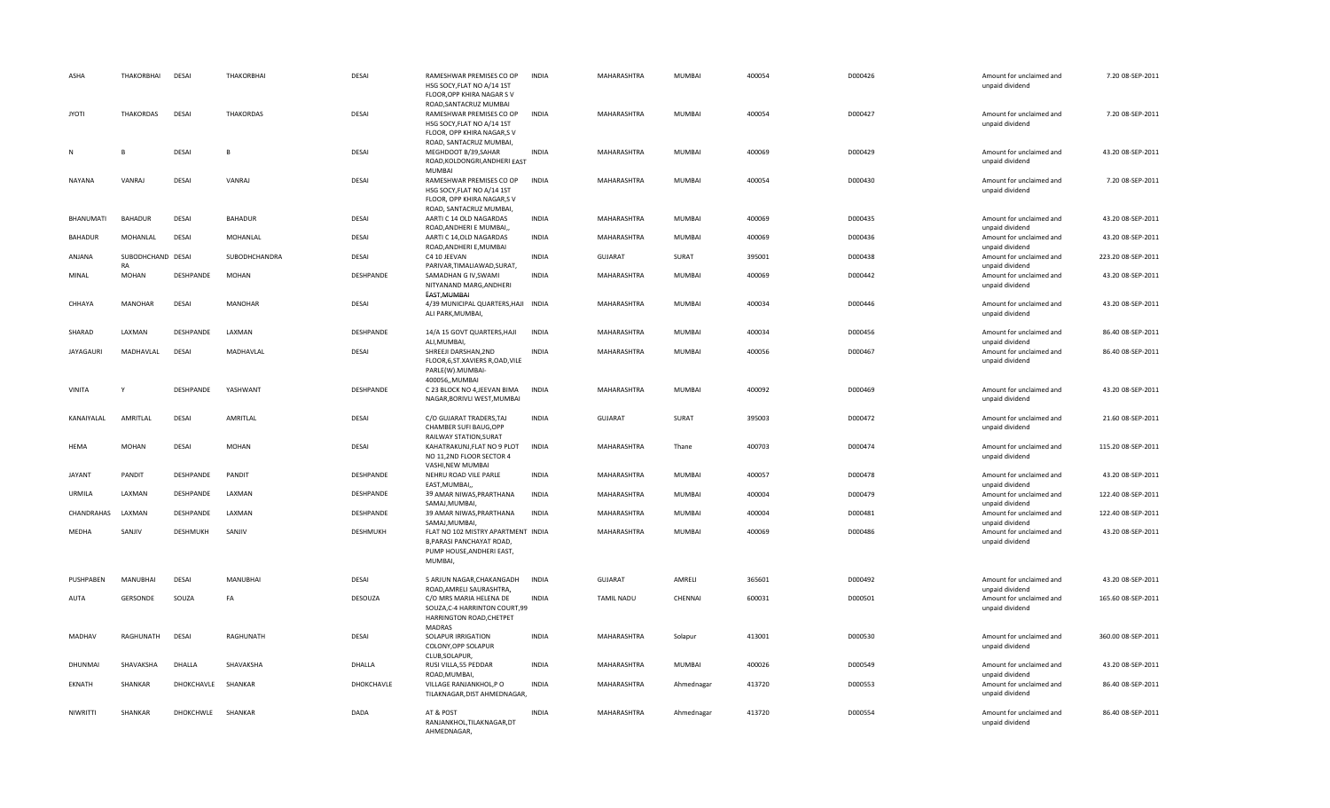| ASHA | THAKORBHAI | DESAI | THAKORBHAI | DESAI | RAMESHWAR PREMISES CO OP HSG SOCY,FLAT NO A/14 1ST FLOOR,OPP KHIRA NAGAR S V ROAD,SANTACRUZ MUMBAI | INDIA | MAHARASHTRA | MUMBAI | 400054 | D000426 | Amount for unclaimed and unpaid dividend | 7.20 | 08-SEP-2011 |
|---|---|---|---|---|---|---|---|---|---|---|---|---|---|
| JYOTI | THAKORDAS | DESAI | THAKORDAS | DESAI | RAMESHWAR PREMISES CO OP HSG SOCY,FLAT NO A/14 1ST FLOOR, OPP KHIRA NAGAR,S V ROAD, SANTACRUZ MUMBAI, | INDIA | MAHARASHTRA | MUMBAI | 400054 | D000427 | Amount for unclaimed and unpaid dividend | 7.20 | 08-SEP-2011 |
| N | B | DESAI | B | DESAI | MEGHDOOT B/39,SAHAR ROAD,KOLDONGRI,ANDHERI EAST MUMBAI | INDIA | MAHARASHTRA | MUMBAI | 400069 | D000429 | Amount for unclaimed and unpaid dividend | 43.20 | 08-SEP-2011 |
| NAYANA | VANRAJ | DESAI | VANRAJ | DESAI | RAMESHWAR PREMISES CO OP HSG SOCY,FLAT NO A/14 1ST FLOOR, OPP KHIRA NAGAR,S V ROAD, SANTACRUZ MUMBAI, | INDIA | MAHARASHTRA | MUMBAI | 400054 | D000430 | Amount for unclaimed and unpaid dividend | 7.20 | 08-SEP-2011 |
| BHANUMATI | BAHADUR | DESAI | BAHADUR | DESAI | AARTI C 14 OLD NAGARDAS ROAD,ANDHERI E MUMBAI,, | INDIA | MAHARASHTRA | MUMBAI | 400069 | D000435 | Amount for unclaimed and unpaid dividend | 43.20 | 08-SEP-2011 |
| BAHADUR | MOHANLAL | DESAI | MOHANLAL | DESAI | AARTI C 14,OLD NAGARDAS ROAD,ANDHERI E,MUMBAI | INDIA | MAHARASHTRA | MUMBAI | 400069 | D000436 | Amount for unclaimed and unpaid dividend | 43.20 | 08-SEP-2011 |
| ANJANA | SUBODHCHAND RA | DESAI | SUBODHCHANDRA | DESAI | C4 10 JEEVAN PARIVAR,TIMALIAWAD,SURAT, | INDIA | GUJARAT | SURAT | 395001 | D000438 | Amount for unclaimed and unpaid dividend | 223.20 | 08-SEP-2011 |
| MINAL | MOHAN | DESHPANDE | MOHAN | DESHPANDE | SAMADHAN G IV,SWAMI NITYANAND MARG,ANDHERI EAST,MUMBAI | INDIA | MAHARASHTRA | MUMBAI | 400069 | D000442 | Amount for unclaimed and unpaid dividend | 43.20 | 08-SEP-2011 |
| CHHAYA | MANOHAR | DESAI | MANOHAR | DESAI | 4/39 MUNICIPAL QUARTERS,HAJI ALI PARK,MUMBAI, | INDIA | MAHARASHTRA | MUMBAI | 400034 | D000446 | Amount for unclaimed and unpaid dividend | 43.20 | 08-SEP-2011 |
| SHARAD | LAXMAN | DESHPANDE | LAXMAN | DESHPANDE | 14/A 15 GOVT QUARTERS,HAJI ALI,MUMBAI, | INDIA | MAHARASHTRA | MUMBAI | 400034 | D000456 | Amount for unclaimed and unpaid dividend | 86.40 | 08-SEP-2011 |
| JAYAGAURI | MADHAVLAL | DESAI | MADHAVLAL | DESAI | SHREEJI DARSHAN,2ND FLOOR,6,ST.XAVIERS R,OAD,VILE PARLE(W).MUMBAI-400056,,MUMBAI | INDIA | MAHARASHTRA | MUMBAI | 400056 | D000467 | Amount for unclaimed and unpaid dividend | 86.40 | 08-SEP-2011 |
| VINITA | Y | DESHPANDE | YASHWANT | DESHPANDE | C 23 BLOCK NO 4,JEEVAN BIMA NAGAR,BORIVLI WEST,MUMBAI | INDIA | MAHARASHTRA | MUMBAI | 400092 | D000469 | Amount for unclaimed and unpaid dividend | 43.20 | 08-SEP-2011 |
| KANAIYALAL | AMRITLAL | DESAI | AMRITLAL | DESAI | C/O GUJARAT TRADERS,TAJ CHAMBER SUFI BAUG,OPP RAILWAY STATION,SURAT | INDIA | GUJARAT | SURAT | 395003 | D000472 | Amount for unclaimed and unpaid dividend | 21.60 | 08-SEP-2011 |
| HEMA | MOHAN | DESAI | MOHAN | DESAI | KAHATRAKUNJ,FLAT NO 9 PLOT NO 11,2ND FLOOR SECTOR 4 VASHI,NEW MUMBAI | INDIA | MAHARASHTRA | Thane | 400703 | D000474 | Amount for unclaimed and unpaid dividend | 115.20 | 08-SEP-2011 |
| JAYANT | PANDIT | DESHPANDE | PANDIT | DESHPANDE | NEHRU ROAD VILE PARLE EAST,MUMBAI,, | INDIA | MAHARASHTRA | MUMBAI | 400057 | D000478 | Amount for unclaimed and unpaid dividend | 43.20 | 08-SEP-2011 |
| URMILA | LAXMAN | DESHPANDE | LAXMAN | DESHPANDE | 39 AMAR NIWAS,PRARTHANA SAMAJ,MUMBAI, | INDIA | MAHARASHTRA | MUMBAI | 400004 | D000479 | Amount for unclaimed and unpaid dividend | 122.40 | 08-SEP-2011 |
| CHANDRAHAS | LAXMAN | DESHPANDE | LAXMAN | DESHPANDE | 39 AMAR NIWAS,PRARTHANA SAMAJ,MUMBAI, | INDIA | MAHARASHTRA | MUMBAI | 400004 | D000481 | Amount for unclaimed and unpaid dividend | 122.40 | 08-SEP-2011 |
| MEDHA | SANJIV | DESHMUKH | SANJIV | DESHMUKH | FLAT NO 102 MISTRY APARTMENT B,PARASI PANCHAYAT ROAD, PUMP HOUSE,ANDHERI EAST, MUMBAI, | INDIA | MAHARASHTRA | MUMBAI | 400069 | D000486 | Amount for unclaimed and unpaid dividend | 43.20 | 08-SEP-2011 |
| PUSHPABEN | MANUBHAI | DESAI | MANUBHAI | DESAI | 5 ARJUN NAGAR,CHAKANGADH ROAD,AMRELI SAURASHTRA, | INDIA | GUJARAT | AMRELI | 365601 | D000492 | Amount for unclaimed and unpaid dividend | 43.20 | 08-SEP-2011 |
| AUTA | GERSONDE | SOUZA | FA | DESOUZA | C/O MRS MARIA HELENA DE SOUZA,C-4 HARRINTON COURT,99 HARRINGTON ROAD,CHETPET MADRAS | INDIA | TAMIL NADU | CHENNAI | 600031 | D000501 | Amount for unclaimed and unpaid dividend | 165.60 | 08-SEP-2011 |
| MADHAV | RAGHUNATH | DESAI | RAGHUNATH | DESAI | SOLAPUR IRRIGATION COLONY,OPP SOLAPUR CLUB,SOLAPUR, | INDIA | MAHARASHTRA | Solapur | 413001 | D000530 | Amount for unclaimed and unpaid dividend | 360.00 | 08-SEP-2011 |
| DHUNMAI | SHAVAKSHA | DHALLA | SHAVAKSHA | DHALLA | RUSI VILLA,55 PEDDAR ROAD,MUMBAI, | INDIA | MAHARASHTRA | MUMBAI | 400026 | D000549 | Amount for unclaimed and unpaid dividend | 43.20 | 08-SEP-2011 |
| EKNATH | SHANKAR | DHOKCHAVLE | SHANKAR | DHOKCHAVLE | VILLAGE RANJANKHOL,P O TILAKNAGAR,DIST AHMEDNAGAR, | INDIA | MAHARASHTRA | Ahmednagar | 413720 | D000553 | Amount for unclaimed and unpaid dividend | 86.40 | 08-SEP-2011 |
| NIWRITTI | SHANKAR | DHOKCHWLE | SHANKAR | DADA | AT & POST RANJANKHOL,TILAKNAGAR,DT AHMEDNAGAR, | INDIA | MAHARASHTRA | Ahmednagar | 413720 | D000554 | Amount for unclaimed and unpaid dividend | 86.40 | 08-SEP-2011 |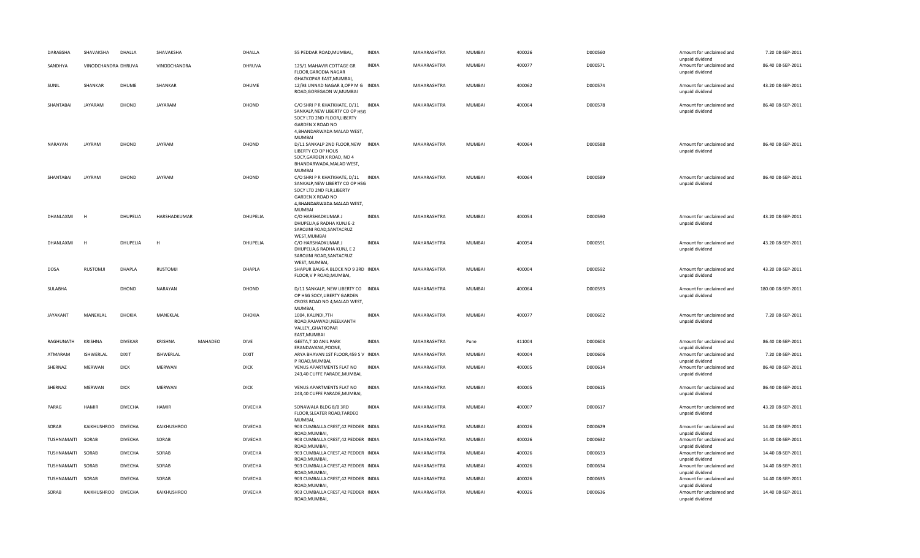| DARABSHA | SHAVAKSHA | DHALLA | SHAVAKSHA | | DHALLA | 55 PEDDAR ROAD,MUMBAI,, | INDIA | MAHARASHTRA | MUMBAI | 400026 | D000560 | Amount for unclaimed and unpaid dividend | 7.20 | 08-SEP-2011 |
|---|---|---|---|---|---|---|---|---|---|---|---|---|---|---|
| SANDHYA | VINODCHANDRA | DHRUVA | VINODCHANDRA | | DHRUVA | 125/1 MAHAVIR COTTAGE GR FLOOR,GARODIA NAGAR GHATKOPAR EAST,MUMBAI, | INDIA | MAHARASHTRA | MUMBAI | 400077 | D000571 | Amount for unclaimed and unpaid dividend | 86.40 | 08-SEP-2011 |
| SUNIL | SHANKAR | DHUME | SHANKAR | | DHUME | 12/93 UNNAD NAGAR 3,OPP M G ROAD,GOREGAON W,MUMBAI | INDIA | MAHARASHTRA | MUMBAI | 400062 | D000574 | Amount for unclaimed and unpaid dividend | 43.20 | 08-SEP-2011 |
| SHANTABAI | JAYARAM | DHOND | JAYARAM | | DHOND | C/O SHRI P R KHATKHATE, D/11 SANKALP,NEW LIBERTY CO OP HSG SOCY LTD 2ND FLOOR,LIBERTY GARDEN X ROAD NO 4,BHANDARWADA MALAD WEST, MUMBAI | INDIA | MAHARASHTRA | MUMBAI | 400064 | D000578 | Amount for unclaimed and unpaid dividend | 86.40 | 08-SEP-2011 |
| NARAYAN | JAYRAM | DHOND | JAYRAM | | DHOND | D/11 SANKALP 2ND FLOOR,NEW LIBERTY CO OP HOUS SOCY,GARDEN X ROAD, NO 4 BHANDARWADA,MALAD WEST, MUMBAI | INDIA | MAHARASHTRA | MUMBAI | 400064 | D000588 | Amount for unclaimed and unpaid dividend | 86.40 | 08-SEP-2011 |
| SHANTABAI | JAYRAM | DHOND | JAYRAM | | DHOND | C/O SHRI P R KHATKHATE, D/11 SANKALP,NEW LIBERTY CO OP HSG SOCY LTD 2ND FLR,LIBERTY GARDEN X ROAD NO 4,BHANDARWADA MALAD WEST, MUMBAI | INDIA | MAHARASHTRA | MUMBAI | 400064 | D000589 | Amount for unclaimed and unpaid dividend | 86.40 | 08-SEP-2011 |
| DHANLAXMI | H | DHUPELIA | HARSHADKUMAR | | DHUPELIA | C/O HARSHADKUMAR J DHUPELIA,6 RADHA KUNJ E-2 SAROJINI ROAD,SANTACRUZ WEST,MUMBAI | INDIA | MAHARASHTRA | MUMBAI | 400054 | D000590 | Amount for unclaimed and unpaid dividend | 43.20 | 08-SEP-2011 |
| DHANLAXMI | H | DHUPELIA | H | | DHUPELIA | C/O HARSHADKUMAR J DHUPELIA,6 RADHA KUNJ, E 2 SAROJINI ROAD,SANTACRUZ WEST, MUMBAI, | INDIA | MAHARASHTRA | MUMBAI | 400054 | D000591 | Amount for unclaimed and unpaid dividend | 43.20 | 08-SEP-2011 |
| DOSA | RUSTOMJI | DHAPLA | RUSTOMJI | | DHAPLA | SHAPUR BAUG A BLOCK NO 9 3RD FLOOR,V P ROAD,MUMBAI, | INDIA | MAHARASHTRA | MUMBAI | 400004 | D000592 | Amount for unclaimed and unpaid dividend | 43.20 | 08-SEP-2011 |
| SULABHA | | DHOND | NARAYAN | | DHOND | D/11 SANKALP, NEW LIBERTY CO OP HSG SOCY,LIBERTY GARDEN CROSS ROAD NO 4,MALAD WEST, MUMBAI, | INDIA | MAHARASHTRA | MUMBAI | 400064 | D000593 | Amount for unclaimed and unpaid dividend | 180.00 | 08-SEP-2011 |
| JAYAKANT | MANEKLAL | DHOKIA | MANEKLAL | | DHOKIA | 1004, KALINDI,7TH ROAD,RAJAWADI,NEELKANTH VALLEY,,GHATKOPAR EAST,MUMBAI | INDIA | MAHARASHTRA | MUMBAI | 400077 | D000602 | Amount for unclaimed and unpaid dividend | 7.20 | 08-SEP-2011 |
| RAGHUNATH | KRISHNA | DIVEKAR | KRISHNA | MAHADEO | DIVE | GEETA,T 10 ANIL PARK ERANDAVANA,POONE, | INDIA | MAHARASHTRA | Pune | 411004 | D000603 | Amount for unclaimed and unpaid dividend | 86.40 | 08-SEP-2011 |
| ATMARAM | ISHWERLAL | DIXIT | ISHWERLAL | | DIXIT | ARYA BHAVAN 1ST FLOOR,459 S V P ROAD,MUMBAI, | INDIA | MAHARASHTRA | MUMBAI | 400004 | D000606 | Amount for unclaimed and unpaid dividend | 7.20 | 08-SEP-2011 |
| SHERNAZ | MERWAN | DICK | MERWAN | | DICK | VENUS APARTMENTS FLAT NO 243,40 CUFFE PARADE,MUMBAI, | INDIA | MAHARASHTRA | MUMBAI | 400005 | D000614 | Amount for unclaimed and unpaid dividend | 86.40 | 08-SEP-2011 |
| SHERNAZ | MERWAN | DICK | MERWAN | | DICK | VENUS APARTMENTS FLAT NO 243,40 CUFFE PARADE,MUMBAI, | INDIA | MAHARASHTRA | MUMBAI | 400005 | D000615 | Amount for unclaimed and unpaid dividend | 86.40 | 08-SEP-2011 |
| PARAG | HAMIR | DIVECHA | HAMIR | | DIVECHA | SONAWALA BLDG 8/B 3RD FLOOR,SLEATER ROAD,TARDEO MUMBAI, | INDIA | MAHARASHTRA | MUMBAI | 400007 | D000617 | Amount for unclaimed and unpaid dividend | 43.20 | 08-SEP-2011 |
| SORAB | KAIKHUSHROO | DIVECHA | KAIKHUSHROO | | DIVECHA | 903 CUMBALLA CREST,42 PEDDER ROAD,MUMBAI, | INDIA | MAHARASHTRA | MUMBAI | 400026 | D000629 | Amount for unclaimed and unpaid dividend | 14.40 | 08-SEP-2011 |
| TUSHNAMAITI | SORAB | DIVECHA | SORAB | | DIVECHA | 903 CUMBALLA CREST,42 PEDDER ROAD,MUMBAI, | INDIA | MAHARASHTRA | MUMBAI | 400026 | D000632 | Amount for unclaimed and unpaid dividend | 14.40 | 08-SEP-2011 |
| TUSHNAMAITI | SORAB | DIVECHA | SORAB | | DIVECHA | 903 CUMBALLA CREST,42 PEDDER ROAD,MUMBAI, | INDIA | MAHARASHTRA | MUMBAI | 400026 | D000633 | Amount for unclaimed and unpaid dividend | 14.40 | 08-SEP-2011 |
| TUSHNAMAITI | SORAB | DIVECHA | SORAB | | DIVECHA | 903 CUMBALLA CREST,42 PEDDER ROAD,MUMBAI, | INDIA | MAHARASHTRA | MUMBAI | 400026 | D000634 | Amount for unclaimed and unpaid dividend | 14.40 | 08-SEP-2011 |
| TUSHNAMAITI | SORAB | DIVECHA | SORAB | | DIVECHA | 903 CUMBALLA CREST,42 PEDDER ROAD,MUMBAI, | INDIA | MAHARASHTRA | MUMBAI | 400026 | D000635 | Amount for unclaimed and unpaid dividend | 14.40 | 08-SEP-2011 |
| SORAB | KAIKHUSHROO | DIVECHA | KAIKHUSHROO | | DIVECHA | 903 CUMBALLA CREST,42 PEDDER ROAD,MUMBAI, | INDIA | MAHARASHTRA | MUMBAI | 400026 | D000636 | Amount for unclaimed and unpaid dividend | 14.40 | 08-SEP-2011 |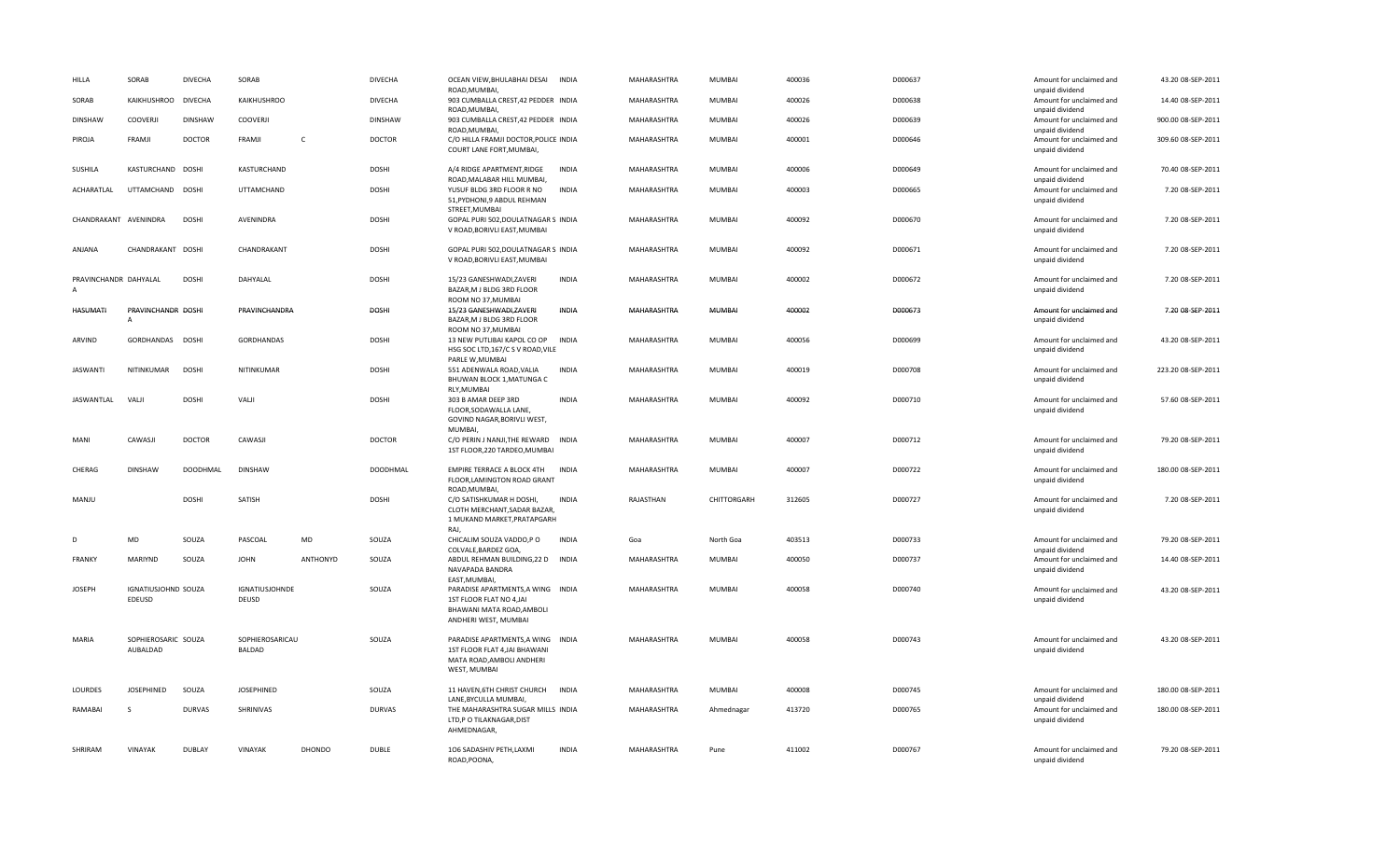| HILLA | SORAB | DIVECHA | SORAB | | DIVECHA | OCEAN VIEW,BHULABHAI DESAI ROAD,MUMBAI, | INDIA | MAHARASHTRA | MUMBAI | 400036 | D000637 | Amount for unclaimed and unpaid dividend | 43.20 | 08-SEP-2011 |
|---|---|---|---|---|---|---|---|---|---|---|---|---|---|---|
| SORAB | KAIKHUSHROO | DIVECHA | KAIKHUSHROO | | DIVECHA | 903 CUMBALLA CREST,42 PEDDER ROAD,MUMBAI, | INDIA | MAHARASHTRA | MUMBAI | 400026 | D000638 | Amount for unclaimed and unpaid dividend | 14.40 | 08-SEP-2011 |
| DINSHAW | COOVERJI | DINSHAW | COOVERJI | | DINSHAW | 903 CUMBALLA CREST,42 PEDDER ROAD,MUMBAI, | INDIA | MAHARASHTRA | MUMBAI | 400026 | D000639 | Amount for unclaimed and unpaid dividend | 900.00 | 08-SEP-2011 |
| PIROJA | FRAMJI | DOCTOR | FRAMJI | C | DOCTOR | C/O HILLA FRAMJI DOCTOR,POLICE COURT LANE FORT,MUMBAI, | INDIA | MAHARASHTRA | MUMBAI | 400001 | D000646 | Amount for unclaimed and unpaid dividend | 309.60 | 08-SEP-2011 |
| SUSHILA | KASTURCHAND | DOSHI | KASTURCHAND | | DOSHI | A/4 RIDGE APARTMENT,RIDGE ROAD,MALABAR HILL MUMBAI, | INDIA | MAHARASHTRA | MUMBAI | 400006 | D000649 | Amount for unclaimed and unpaid dividend | 70.40 | 08-SEP-2011 |
| ACHARATLAL | UTTAMCHAND | DOSHI | UTTAMCHAND | | DOSHI | YUSUF BLDG 3RD FLOOR R NO 51,PYDHONI,9 ABDUL REHMAN STREET,MUMBAI | INDIA | MAHARASHTRA | MUMBAI | 400003 | D000665 | Amount for unclaimed and unpaid dividend | 7.20 | 08-SEP-2011 |
| CHANDRAKANT | AVENINDRA | DOSHI | AVENINDRA | | DOSHI | GOPAL PURI 502,DOULATNAGAR S V ROAD,BORIVLI EAST,MUMBAI | INDIA | MAHARASHTRA | MUMBAI | 400092 | D000670 | Amount for unclaimed and unpaid dividend | 7.20 | 08-SEP-2011 |
| ANJANA | CHANDRAKANT | DOSHI | CHANDRAKANT | | DOSHI | GOPAL PURI 502,DOULATNAGAR S V ROAD,BORIVLI EAST,MUMBAI | INDIA | MAHARASHTRA | MUMBAI | 400092 | D000671 | Amount for unclaimed and unpaid dividend | 7.20 | 08-SEP-2011 |
| PRAVINCHANDR A | DAHYALAL | DOSHI | DAHYALAL | | DOSHI | 15/23 GANESHWADI,ZAVERI BAZAR,M J BLDG 3RD FLOOR ROOM NO 37,MUMBAI | INDIA | MAHARASHTRA | MUMBAI | 400002 | D000672 | Amount for unclaimed and unpaid dividend | 7.20 | 08-SEP-2011 |
| HASUMATI | PRAVINCHANDR A | DOSHI | PRAVINCHANDRA | | DOSHI | 15/23 GANESHWADI,ZAVERI BAZAR,M J BLDG 3RD FLOOR ROOM NO 37,MUMBAI | INDIA | MAHARASHTRA | MUMBAI | 400002 | D000673 | Amount for unclaimed and unpaid dividend | 7.20 | 08-SEP-2011 |
| ARVIND | GORDHANDAS | DOSHI | GORDHANDAS | | DOSHI | 13 NEW PUTLIBAI KAPOL CO OP HSG SOC LTD,167/C S V ROAD,VILE PARLE W,MUMBAI | INDIA | MAHARASHTRA | MUMBAI | 400056 | D000699 | Amount for unclaimed and unpaid dividend | 43.20 | 08-SEP-2011 |
| JASWANTI | NITINKUMAR | DOSHI | NITINKUMAR | | DOSHI | 551 ADENWALA ROAD,VALIA BHUWAN BLOCK 1,MATUNGA C RLY,MUMBAI | INDIA | MAHARASHTRA | MUMBAI | 400019 | D000708 | Amount for unclaimed and unpaid dividend | 223.20 | 08-SEP-2011 |
| JASWANTLAL | VALJI | DOSHI | VALJI | | DOSHI | 303 B AMAR DEEP 3RD FLOOR,SODAWALLA LANE, GOVIND NAGAR,BORIVLI WEST, MUMBAI, | INDIA | MAHARASHTRA | MUMBAI | 400092 | D000710 | Amount for unclaimed and unpaid dividend | 57.60 | 08-SEP-2011 |
| MANI | CAWASJI | DOCTOR | CAWASJI | | DOCTOR | C/O PERIN J NANJI,THE REWARD 1ST FLOOR,220 TARDEO,MUMBAI | INDIA | MAHARASHTRA | MUMBAI | 400007 | D000712 | Amount for unclaimed and unpaid dividend | 79.20 | 08-SEP-2011 |
| CHERAG | DINSHAW | DOODHMAL | DINSHAW | | DOODHMAL | EMPIRE TERRACE A BLOCK 4TH FLOOR,LAMINGTON ROAD GRANT ROAD,MUMBAI, | INDIA | MAHARASHTRA | MUMBAI | 400007 | D000722 | Amount for unclaimed and unpaid dividend | 180.00 | 08-SEP-2011 |
| MANJU | | DOSHI | SATISH | | DOSHI | C/O SATISHKUMAR H DOSHI, CLOTH MERCHANT,SADAR BAZAR, 1 MUKAND MARKET,PRATAPGARH RAJ, | INDIA | RAJASTHAN | CHITTORGARH | 312605 | D000727 | Amount for unclaimed and unpaid dividend | 7.20 | 08-SEP-2011 |
| D | MD | SOUZA | PASCOAL | MD | SOUZA | CHICALIM SOUZA VADDO,P O COLVALE,BARDEZ GOA, | INDIA | Goa | North Goa | 403513 | D000733 | Amount for unclaimed and unpaid dividend | 79.20 | 08-SEP-2011 |
| FRANKY | MARIYND | SOUZA | JOHN | ANTHONYD | SOUZA | ABDUL REHMAN BUILDING,22 D NAVAPADA BANDRA EAST,MUMBAI, | INDIA | MAHARASHTRA | MUMBAI | 400050 | D000737 | Amount for unclaimed and unpaid dividend | 14.40 | 08-SEP-2011 |
| JOSEPH | IGNATIUSJOHND EDEUSD | SOUZA | IGNATIUSJOHNDE DEUSD | | SOUZA | PARADISE APARTMENTS,A WING 1ST FLOOR FLAT NO 4,JAI BHAWANI MATA ROAD,AMBOLI ANDHERI WEST, MUMBAI | INDIA | MAHARASHTRA | MUMBAI | 400058 | D000740 | Amount for unclaimed and unpaid dividend | 43.20 | 08-SEP-2011 |
| MARIA | SOPHIEROSARIC AUBALDAD | SOUZA | SOPHIEROSARICAU BALDAD | | SOUZA | PARADISE APARTMENTS,A WING 1ST FLOOR FLAT 4,JAI BHAWANI MATA ROAD,AMBOLI ANDHERI WEST, MUMBAI | INDIA | MAHARASHTRA | MUMBAI | 400058 | D000743 | Amount for unclaimed and unpaid dividend | 43.20 | 08-SEP-2011 |
| LOURDES | JOSEPHINED | SOUZA | JOSEPHINED | | SOUZA | 11 HAVEN,6TH CHRIST CHURCH LANE,BYCULLA MUMBAI, | INDIA | MAHARASHTRA | MUMBAI | 400008 | D000745 | Amount for unclaimed and unpaid dividend | 180.00 | 08-SEP-2011 |
| RAMABAI | S | DURVAS | SHRINIVAS | | DURVAS | THE MAHARASHTRA SUGAR MILLS LTD,P O TILAKNAGAR,DIST AHMEDNAGAR, | INDIA | MAHARASHTRA | Ahmednagar | 413720 | D000765 | Amount for unclaimed and unpaid dividend | 180.00 | 08-SEP-2011 |
| SHRIRAM | VINAYAK | DUBLAY | VINAYAK | DHONDO | DUBLE | 106 SADASHIV PETH,LAXMI ROAD,POONA, | INDIA | MAHARASHTRA | Pune | 411002 | D000767 | Amount for unclaimed and unpaid dividend | 79.20 | 08-SEP-2011 |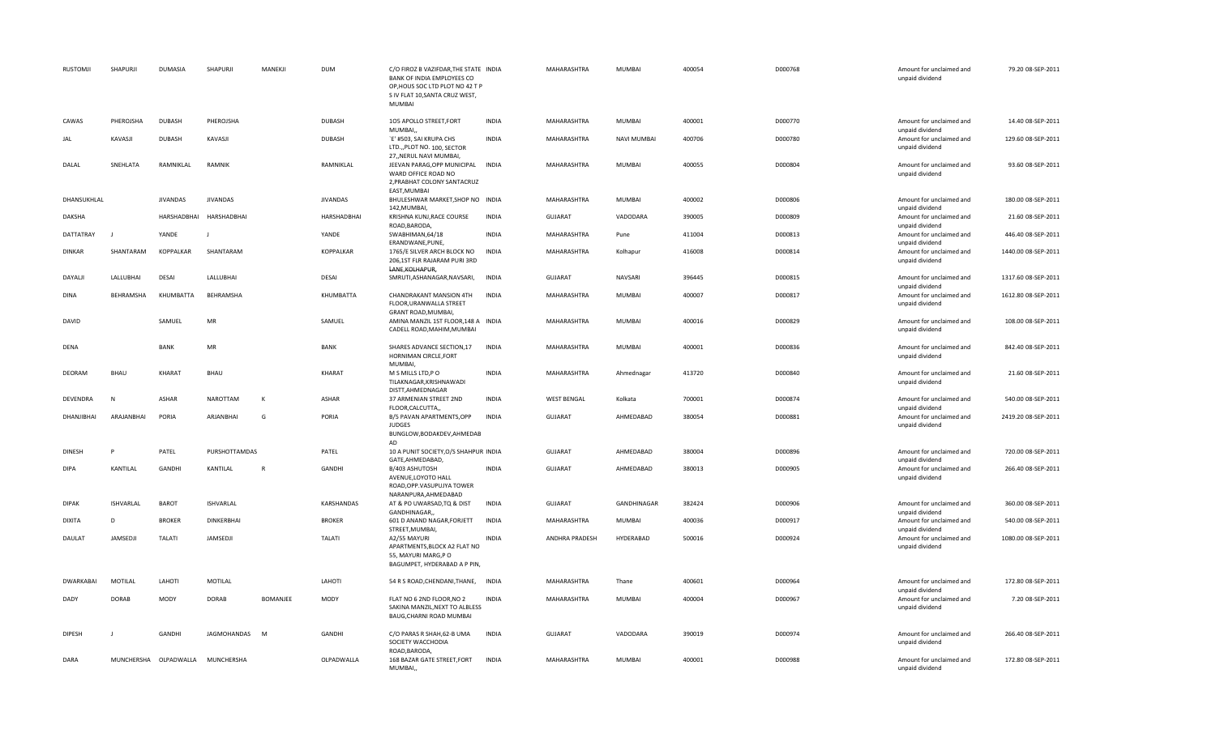| | | | | | | | | | | | | | | | |
|---|---|---|---|---|---|---|---|---|---|---|---|---|---|---|---|
| RUSTOMJI | SHAPURJI | DUMASIA | SHAPURJI | MANEKJI | DUM | C/O FIROZ B VAZIFDAR,THE STATE BANK OF INDIA EMPLOYEES CO OP,HOUS SOC LTD PLOT NO 42 T P S IV FLAT 10,SANTA CRUZ WEST, MUMBAI | INDIA | MAHARASHTRA | MUMBAI | 400054 | D000768 | | Amount for unclaimed and unpaid dividend | 79.20 | 08-SEP-2011 |
| CAWAS | PHEROJSHA | DUBASH | PHEROJSHA | | DUBASH | 105 APOLLO STREET,FORT MUMBAI,, | INDIA | MAHARASHTRA | MUMBAI | 400001 | D000770 | | Amount for unclaimed and unpaid dividend | 14.40 | 08-SEP-2011 |
| JAL | KAVASJI | DUBASH | KAVASJI | | DUBASH | `E' #503, SAI KRUPA CHS LTD.,,PLOT NO. 100, SECTOR 27,,NERUL NAVI MUMBAI, | INDIA | MAHARASHTRA | NAVI MUMBAI | 400706 | D000780 | | Amount for unclaimed and unpaid dividend | 129.60 | 08-SEP-2011 |
| DALAL | SNEHLATA | RAMNIKLAL | RAMNIK | | RAMNIKLAL | JEEVAN PARAG,OPP MUNICIPAL WARD OFFICE ROAD NO 2,PRABHAT COLONY SANTACRUZ EAST,MUMBAI | INDIA | MAHARASHTRA | MUMBAI | 400055 | D000804 | | Amount for unclaimed and unpaid dividend | 93.60 | 08-SEP-2011 |
| DHANSUKHLAL | | JIVANDAS | JIVANDAS | | JIVANDAS | BHULESHWAR MARKET,SHOP NO 142,MUMBAI, | INDIA | MAHARASHTRA | MUMBAI | 400002 | D000806 | | Amount for unclaimed and unpaid dividend | 180.00 | 08-SEP-2011 |
| DAKSHA | | HARSHADBHAI | HARSHADBHAI | | HARSHADBHAI | KRISHNA KUNJ,RACE COURSE ROAD,BARODA, | INDIA | GUJARAT | VADODARA | 390005 | D000809 | | Amount for unclaimed and unpaid dividend | 21.60 | 08-SEP-2011 |
| DATTATRAY | J | YANDE | J | | YANDE | SWABHIMAN,64/18 ERANDWANE,PUNE, | INDIA | MAHARASHTRA | Pune | 411004 | D000813 | | Amount for unclaimed and unpaid dividend | 446.40 | 08-SEP-2011 |
| DINKAR | SHANTARAM | KOPPALKAR | SHANTARAM | | KOPPALKAR | 1765/E SILVER ARCH BLOCK NO 206,1ST FLR RAJARAM PURI 3RD LANE,KOLHAPUR, | INDIA | MAHARASHTRA | Kolhapur | 416008 | D000814 | | Amount for unclaimed and unpaid dividend | 1440.00 | 08-SEP-2011 |
| DAYALJI | LALLUBHAI | DESAI | LALLUBHAI | | DESAI | SMRUTI,ASHANAGAR,NAVSARI, | INDIA | GUJARAT | NAVSARI | 396445 | D000815 | | Amount for unclaimed and unpaid dividend | 1317.60 | 08-SEP-2011 |
| DINA | BEHRAMSHA | KHUMBATTA | BEHRAMSHA | | KHUMBATTA | CHANDRAKANT MANSION 4TH FLOOR,URANWALLA STREET GRANT ROAD,MUMBAI, | INDIA | MAHARASHTRA | MUMBAI | 400007 | D000817 | | Amount for unclaimed and unpaid dividend | 1612.80 | 08-SEP-2011 |
| DAVID | | SAMUEL | MR | | SAMUEL | AMINA MANZIL 1ST FLOOR,148 A CADELL ROAD,MAHIM,MUMBAI | INDIA | MAHARASHTRA | MUMBAI | 400016 | D000829 | | Amount for unclaimed and unpaid dividend | 108.00 | 08-SEP-2011 |
| DENA | | BANK | MR | | BANK | SHARES ADVANCE SECTION,17 HORNIMAN CIRCLE,FORT MUMBAI, | INDIA | MAHARASHTRA | MUMBAI | 400001 | D000836 | | Amount for unclaimed and unpaid dividend | 842.40 | 08-SEP-2011 |
| DEORAM | BHAU | KHARAT | BHAU | | KHARAT | M S MILLS LTD,P O TILAKNAGAR,KRISHNAWADI DISTT,AHMEDNAGAR | INDIA | MAHARASHTRA | Ahmednagar | 413720 | D000840 | | Amount for unclaimed and unpaid dividend | 21.60 | 08-SEP-2011 |
| DEVENDRA | N | ASHAR | NAROTTAM | K | ASHAR | 37 ARMENIAN STREET 2ND FLOOR,CALCUTTA,, | INDIA | WEST BENGAL | Kolkata | 700001 | D000874 | | Amount for unclaimed and unpaid dividend | 540.00 | 08-SEP-2011 |
| DHANJIBHAI | ARAJANBHAI | PORIA | ARJANBHAI | G | PORIA | B/5 PAVAN APARTMENTS,OPP JUDGES BUNGLOW,BODAKDEV,AHMEDAB AD | INDIA | GUJARAT | AHMEDABAD | 380054 | D000881 | | Amount for unclaimed and unpaid dividend | 2419.20 | 08-SEP-2011 |
| DINESH | P | PATEL | PURSHOTTAMDAS | | PATEL | 10 A PUNIT SOCIETY,O/S SHAHPUR GATE,AHMEDABAD, | INDIA | GUJARAT | AHMEDABAD | 380004 | D000896 | | Amount for unclaimed and unpaid dividend | 720.00 | 08-SEP-2011 |
| DIPA | KANTILAL | GANDHI | KANTILAL | R | GANDHI | B/403 ASHUTOSH AVENUE,LOYOTO HALL ROAD,OPP.VASUPUJYA TOWER NARANPURA,AHMEDABAD | INDIA | GUJARAT | AHMEDABAD | 380013 | D000905 | | Amount for unclaimed and unpaid dividend | 266.40 | 08-SEP-2011 |
| DIPAK | ISHVARLAL | BAROT | ISHVARLAL | | KARSHANDAS | AT & PO UWARSAD,TQ & DIST GANDHINAGAR,, | INDIA | GUJARAT | GANDHINAGAR | 382424 | D000906 | | Amount for unclaimed and unpaid dividend | 360.00 | 08-SEP-2011 |
| DIXITA | D | BROKER | DINKERBHAI | | BROKER | 601 D ANAND NAGAR,FORJETT STREET,MUMBAI, | INDIA | MAHARASHTRA | MUMBAI | 400036 | D000917 | | Amount for unclaimed and unpaid dividend | 540.00 | 08-SEP-2011 |
| DAULAT | JAMSEDJI | TALATI | JAMSEDJI | | TALATI | A2/55 MAYURI APARTMENTS,BLOCK A2 FLAT NO 55, MAYURI MARG,P O BAGUMPET, HYDERABAD A P PIN, | INDIA | ANDHRA PRADESH | HYDERABAD | 500016 | D000924 | | Amount for unclaimed and unpaid dividend | 1080.00 | 08-SEP-2011 |
| DWARKABAI | MOTILAL | LAHOTI | MOTILAL | | LAHOTI | 54 R S ROAD,CHENDANI,THANE, | INDIA | MAHARASHTRA | Thane | 400601 | D000964 | | Amount for unclaimed and unpaid dividend | 172.80 | 08-SEP-2011 |
| DADY | DORAB | MODY | DORAB | BOMANJEE | MODY | FLAT NO 6 2ND FLOOR,NO 2 SAKINA MANZIL,NEXT TO ALBLESS BAUG,CHARNI ROAD MUMBAI | INDIA | MAHARASHTRA | MUMBAI | 400004 | D000967 | | Amount for unclaimed and unpaid dividend | 7.20 | 08-SEP-2011 |
| DIPESH | J | GANDHI | JAGMOHANDAS | M | GANDHI | C/O PARAS R SHAH,62-B UMA SOCIETY WACCHODIA ROAD,BARODA, | INDIA | GUJARAT | VADODARA | 390019 | D000974 | | Amount for unclaimed and unpaid dividend | 266.40 | 08-SEP-2011 |
| DARA | MUNCHERSHA | OLPADWALLA | MUNCHERSHA | | OLPADWALLA | 168 BAZAR GATE STREET,FORT MUMBAI,, | INDIA | MAHARASHTRA | MUMBAI | 400001 | D000988 | | Amount for unclaimed and unpaid dividend | 172.80 | 08-SEP-2011 |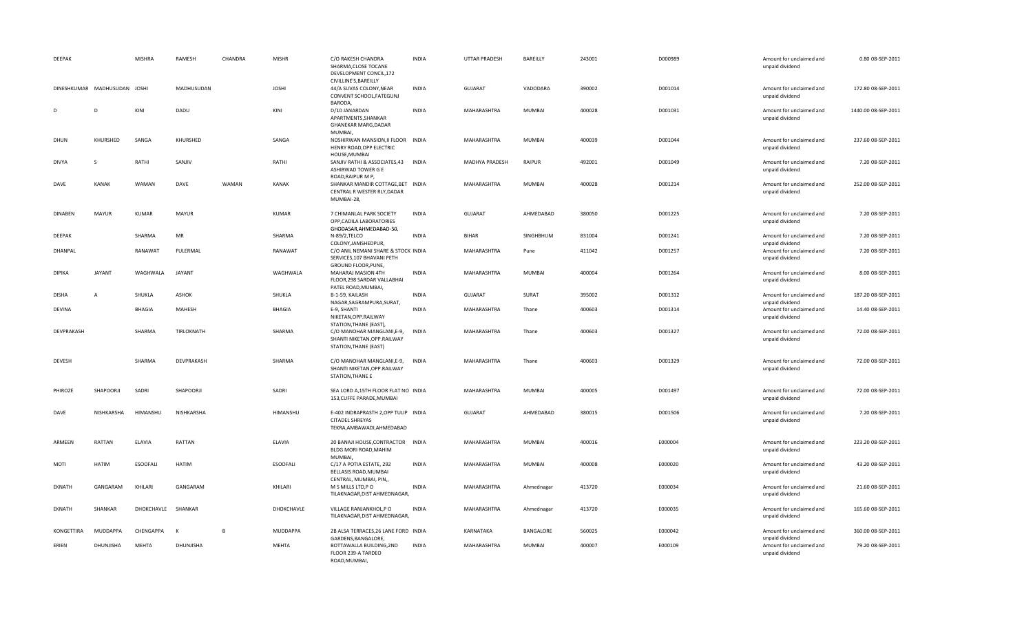| DEEPAK | | MISHRA | RAMESH | CHANDRA | MISHR | C/O RAKESH CHANDRA SHARMA,CLOSE TOCANE DEVELOPMENT CONCIL,172 CIVILLINE'S,BAREILLY | INDIA | UTTAR PRADESH | BAREILLY | 243001 | D000989 | Amount for unclaimed and unpaid dividend | 0.80 | 08-SEP-2011 |
|---|---|---|---|---|---|---|---|---|---|---|---|---|---|---|
| DINESHKUMAR | MADHUSUDAN | JOSHI | MADHUSUDAN | | JOSHI | 44/A SUVAS COLONY,NEAR CONVENT SCHOOL,FATEGUNJ BARODA, | INDIA | GUJARAT | VADODARA | 390002 | D001014 | Amount for unclaimed and unpaid dividend | 172.80 | 08-SEP-2011 |
| D | D | KINI | DADU | | KINI | D/10 JANARDAN APARTMENTS,SHANKAR GHANEKAR MARG,DADAR MUMBAI, | INDIA | MAHARASHTRA | MUMBAI | 400028 | D001031 | Amount for unclaimed and unpaid dividend | 1440.00 | 08-SEP-2011 |
| DHUN | KHURSHED | SANGA | KHURSHED | | SANGA | NOSHIRWAN MANSION,II FLOOR HENRY ROAD,OPP ELECTRIC HOUSE,MUMBAI | INDIA | MAHARASHTRA | MUMBAI | 400039 | D001044 | Amount for unclaimed and unpaid dividend | 237.60 | 08-SEP-2011 |
| DIVYA | S | RATHI | SANJIV | | RATHI | SANJIV RATHI & ASSOCIATES,43 ASHIRWAD TOWER G E ROAD,RAIPUR M P, | INDIA | MADHYA PRADESH | RAIPUR | 492001 | D001049 | Amount for unclaimed and unpaid dividend | 7.20 | 08-SEP-2011 |
| DAVE | KANAK | WAMAN | DAVE | WAMAN | KANAK | SHANKAR MANDIR COTTAGE,BET CENTRAL R WESTER RLY,DADAR MUMBAI-28, | INDIA | MAHARASHTRA | MUMBAI | 400028 | D001214 | Amount for unclaimed and unpaid dividend | 252.00 | 08-SEP-2011 |
| DINABEN | MAYUR | KUMAR | MAYUR | | KUMAR | 7 CHIMANLAL PARK SOCIETY OPP,CADILA LABORATORIES GHODASAR,AHMEDABAD-50, | INDIA | GUJARAT | AHMEDABAD | 380050 | D001225 | Amount for unclaimed and unpaid dividend | 7.20 | 08-SEP-2011 |
| DEEPAK | | SHARMA | MR | | SHARMA | N-89/2,TELCO COLONY,JAMSHEDPUR, | INDIA | BIHAR | SINGHBHUM | 831004 | D001241 | Amount for unclaimed and unpaid dividend | 7.20 | 08-SEP-2011 |
| DHANPAL | | RANAWAT | FULERMAL | | RANAWAT | C/O ANIL NEMANI SHARE & STOCK SERVICES,107 BHAVANI PETH GROUND FLOOR,PUNE, | INDIA | MAHARASHTRA | Pune | 411042 | D001257 | Amount for unclaimed and unpaid dividend | 7.20 | 08-SEP-2011 |
| DIPIKA | JAYANT | WAGHWALA | JAYANT | | WAGHWALA | MAHARAJ MASION 4TH FLOOR,298 SARDAR VALLABHAI PATEL ROAD,MUMBAI, | INDIA | MAHARASHTRA | MUMBAI | 400004 | D001264 | Amount for unclaimed and unpaid dividend | 8.00 | 08-SEP-2011 |
| DISHA | A | SHUKLA | ASHOK | | SHUKLA | B-1-59, KAILASH NAGAR,SAGRAMPURA,SURAT, | INDIA | GUJARAT | SURAT | 395002 | D001312 | Amount for unclaimed and unpaid dividend | 187.20 | 08-SEP-2011 |
| DEVINA | | BHAGIA | MAHESH | | BHAGIA | E-9, SHANTI NIKETAN,OPP.RAILWAY STATION,THANE (EAST), | INDIA | MAHARASHTRA | Thane | 400603 | D001314 | Amount for unclaimed and unpaid dividend | 14.40 | 08-SEP-2011 |
| DEVPRAKASH | | SHARMA | TIRLOKNATH | | SHARMA | C/O MANOHAR MANGLANI,E-9, SHANTI NIKETAN,OPP.RAILWAY STATION,THANE (EAST) | INDIA | MAHARASHTRA | Thane | 400603 | D001327 | Amount for unclaimed and unpaid dividend | 72.00 | 08-SEP-2011 |
| DEVESH | | SHARMA | DEVPRAKASH | | SHARMA | C/O MANOHAR MANGLANI,E-9, SHANTI NIKETAN,OPP.RAILWAY STATION,THANE E | INDIA | MAHARASHTRA | Thane | 400603 | D001329 | Amount for unclaimed and unpaid dividend | 72.00 | 08-SEP-2011 |
| PHIROZE | SHAPOORJI | SADRI | SHAPOORJI | | SADRI | SEA LORD A,15TH FLOOR FLAT NO 153,CUFFE PARADE,MUMBAI | INDIA | MAHARASHTRA | MUMBAI | 400005 | D001497 | Amount for unclaimed and unpaid dividend | 72.00 | 08-SEP-2011 |
| DAVE | NISHKARSHA | HIMANSHU | NISHKARSHA | | HIMANSHU | E-402 INDRAPRASTH 2,OPP TULIP CITADEL SHREYAS TEKRA,AMBAWADI,AHMEDABAD | INDIA | GUJARAT | AHMEDABAD | 380015 | D001506 | Amount for unclaimed and unpaid dividend | 7.20 | 08-SEP-2011 |
| ARMEEN | RATTAN | ELAVIA | RATTAN | | ELAVIA | 20 BANAJI HOUSE,CONTRACTOR BLDG MORI ROAD,MAHIM MUMBAI, | INDIA | MAHARASHTRA | MUMBAI | 400016 | E000004 | Amount for unclaimed and unpaid dividend | 223.20 | 08-SEP-2011 |
| MOTI | HATIM | ESOOFALI | HATIM | | ESOOFALI | C/17 A POTIA ESTATE, 292 BELLASIS ROAD,MUMBAI CENTRAL, MUMBAI, PIN,, | INDIA | MAHARASHTRA | MUMBAI | 400008 | E000020 | Amount for unclaimed and unpaid dividend | 43.20 | 08-SEP-2011 |
| EKNATH | GANGARAM | KHILARI | GANGARAM | | KHILARI | M S MILLS LTD,P O TILAKNAGAR,DIST AHMEDNAGAR, | INDIA | MAHARASHTRA | Ahmednagar | 413720 | E000034 | Amount for unclaimed and unpaid dividend | 21.60 | 08-SEP-2011 |
| EKNATH | SHANKAR | DHOKCHAVLE | SHANKAR | | DHOKCHAVLE | VILLAGE RANJANKHOL,P O TILAKNAGAR,DIST AHMEDNAGAR, | INDIA | MAHARASHTRA | Ahmednagar | 413720 | E000035 | Amount for unclaimed and unpaid dividend | 165.60 | 08-SEP-2011 |
| KONGETTIRA | MUDDAPPA | CHENGAPPA | K | B | MUDDAPPA | 2B ALSA TERRACES,26 LANE FORD GARDENS,BANGALORE, | INDIA | KARNATAKA | BANGALORE | 560025 | E000042 | Amount for unclaimed and unpaid dividend | 360.00 | 08-SEP-2011 |
| ERIEN | DHUNJISHA | MEHTA | DHUNJISHA | | MEHTA | BOTTAWALLA BUILDING,2ND FLOOR 239-A TARDEO ROAD,MUMBAI, | INDIA | MAHARASHTRA | MUMBAI | 400007 | E000109 | Amount for unclaimed and unpaid dividend | 79.20 | 08-SEP-2011 |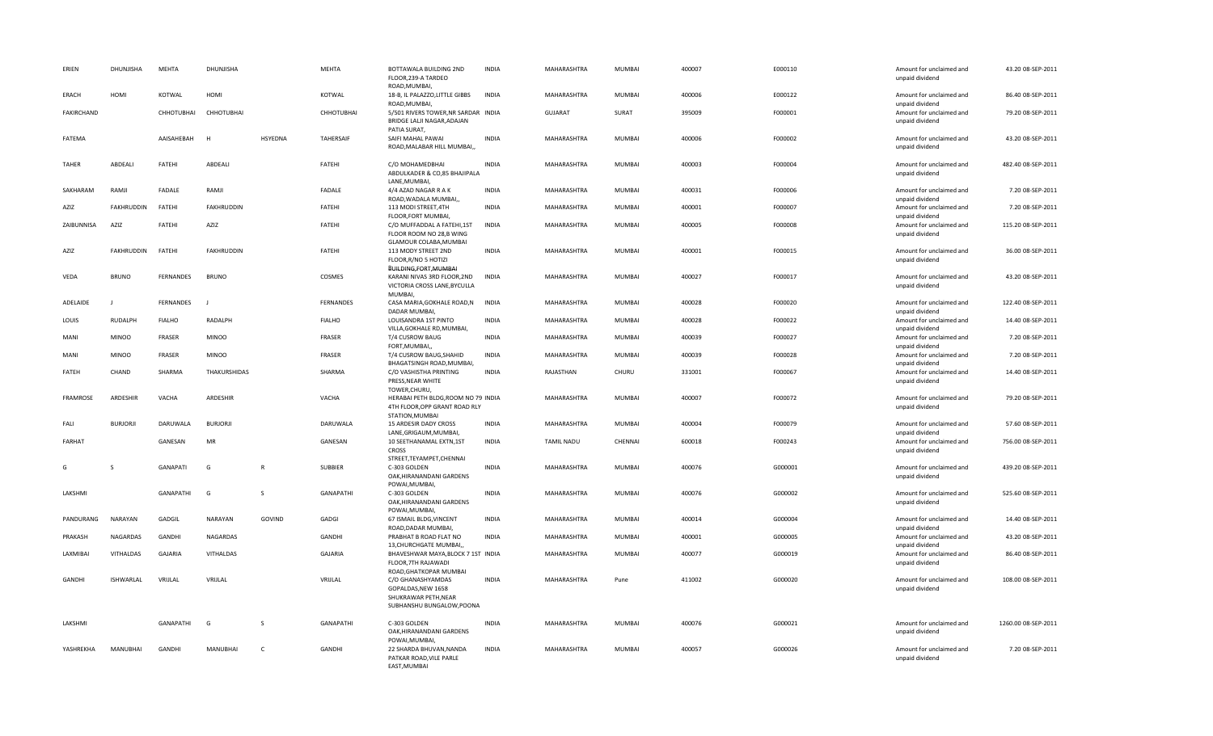| | | | | | | | | | | | | | | |
|---|---|---|---|---|---|---|---|---|---|---|---|---|---|---|
| ERIEN | DHUNJISHA | MEHTA | DHUNJISHA | | MEHTA | BOTTAWALA BUILDING 2ND FLOOR,239-A TARDEO ROAD,MUMBAI, | INDIA | MAHARASHTRA | MUMBAI | 400007 | E000110 | Amount for unclaimed and unpaid dividend | 43.20 | 08-SEP-2011 |
| ERACH | HOMI | KOTWAL | HOMI | | KOTWAL | 18-B, IL PALAZZO,LITTLE GIBBS ROAD,MUMBAI, | INDIA | MAHARASHTRA | MUMBAI | 400006 | E000122 | Amount for unclaimed and unpaid dividend | 86.40 | 08-SEP-2011 |
| FAKIRCHAND | | CHHOTUBHAI | CHHOTUBHAI | | CHHOTUBHAI | 5/501 RIVERS TOWER,NR SARDAR BRIDGE LALJI NAGAR,ADAJAN PATIA SURAT, | INDIA | GUJARAT | SURAT | 395009 | F000001 | Amount for unclaimed and unpaid dividend | 79.20 | 08-SEP-2011 |
| FATEMA | | AAISAHEBAH | H | HSYEDNA | TAHERSAIF | SAIFI MAHAL PAWAI ROAD,MALABAR HILL MUMBAI,, | INDIA | MAHARASHTRA | MUMBAI | 400006 | F000002 | Amount for unclaimed and unpaid dividend | 43.20 | 08-SEP-2011 |
| TAHER | ABDEALI | FATEHI | ABDEALI | | FATEHI | C/O MOHAMEDBHAI ABDULKADER & CO,85 BHAJIPALA LANE,MUMBAI, | INDIA | MAHARASHTRA | MUMBAI | 400003 | F000004 | Amount for unclaimed and unpaid dividend | 482.40 | 08-SEP-2011 |
| SAKHARAM | RAMJI | FADALE | RAMJI | | FADALE | 4/4 AZAD NAGAR R A K ROAD,WADALA MUMBAI,, | INDIA | MAHARASHTRA | MUMBAI | 400031 | F000006 | Amount for unclaimed and unpaid dividend | 7.20 | 08-SEP-2011 |
| AZIZ | FAKHRUDDIN | FATEHI | FAKHRUDDIN | | FATEHI | 113 MODI STREET,4TH FLOOR,FORT MUMBAI, | INDIA | MAHARASHTRA | MUMBAI | 400001 | F000007 | Amount for unclaimed and unpaid dividend | 7.20 | 08-SEP-2011 |
| ZAIBUNNISA | AZIZ | FATEHI | AZIZ | | FATEHI | C/O MUFFADDAL A FATEHI,1ST FLOOR ROOM NO 28,B WING GLAMOUR COLABA,MUMBAI | INDIA | MAHARASHTRA | MUMBAI | 400005 | F000008 | Amount for unclaimed and unpaid dividend | 115.20 | 08-SEP-2011 |
| AZIZ | FAKHRUDDIN | FATEHI | FAKHRUDDIN | | FATEHI | 113 MODY STREET 2ND FLOOR,R/NO 5 HOTIZI BUILDING,FORT,MUMBAI | INDIA | MAHARASHTRA | MUMBAI | 400001 | F000015 | Amount for unclaimed and unpaid dividend | 36.00 | 08-SEP-2011 |
| VEDA | BRUNO | FERNANDES | BRUNO | | COSMES | KARANI NIVAS 3RD FLOOR,2ND VICTORIA CROSS LANE,BYCULLA MUMBAI, | INDIA | MAHARASHTRA | MUMBAI | 400027 | F000017 | Amount for unclaimed and unpaid dividend | 43.20 | 08-SEP-2011 |
| ADELAIDE | J | FERNANDES | J | | FERNANDES | CASA MARIA,GOKHALE ROAD,N DADAR MUMBAI, | INDIA | MAHARASHTRA | MUMBAI | 400028 | F000020 | Amount for unclaimed and unpaid dividend | 122.40 | 08-SEP-2011 |
| LOUIS | RUDALPH | FIALHO | RADALPH | | FIALHO | LOUISANDRA 1ST PINTO VILLA,GOKHALE RD,MUMBAI, | INDIA | MAHARASHTRA | MUMBAI | 400028 | F000022 | Amount for unclaimed and unpaid dividend | 14.40 | 08-SEP-2011 |
| MANI | MINOO | FRASER | MINOO | | FRASER | T/4 CUSROW BAUG FORT,MUMBAI,, | INDIA | MAHARASHTRA | MUMBAI | 400039 | F000027 | Amount for unclaimed and unpaid dividend | 7.20 | 08-SEP-2011 |
| MANI | MINOO | FRASER | MINOO | | FRASER | T/4 CUSROW BAUG,SHAHID BHAGATSINGH ROAD,MUMBAI, | INDIA | MAHARASHTRA | MUMBAI | 400039 | F000028 | Amount for unclaimed and unpaid dividend | 7.20 | 08-SEP-2011 |
| FATEH | CHAND | SHARMA | THAKURSHIDAS | | SHARMA | C/O VASHISTHA PRINTING PRESS,NEAR WHITE TOWER,CHURU, | INDIA | RAJASTHAN | CHURU | 331001 | F000067 | Amount for unclaimed and unpaid dividend | 14.40 | 08-SEP-2011 |
| FRAMROSE | ARDESHIR | VACHA | ARDESHIR | | VACHA | HERABAI PETH BLDG,ROOM NO 79 4TH FLOOR,OPP GRANT ROAD RLY STATION,MUMBAI | INDIA | MAHARASHTRA | MUMBAI | 400007 | F000072 | Amount for unclaimed and unpaid dividend | 79.20 | 08-SEP-2011 |
| FALI | BURJORJI | DARUWALA | BURJORJI | | DARUWALA | 15 ARDESIR DADY CROSS LANE,GRIGAUM,MUMBAI, | INDIA | MAHARASHTRA | MUMBAI | 400004 | F000079 | Amount for unclaimed and unpaid dividend | 57.60 | 08-SEP-2011 |
| FARHAT | | GANESAN | MR | | GANESAN | 10 SEETHANAMAL EXTN,1ST CROSS STREET,TEYAMPET,CHENNAI | INDIA | TAMIL NADU | CHENNAI | 600018 | F000243 | Amount for unclaimed and unpaid dividend | 756.00 | 08-SEP-2011 |
| G | S | GANAPATI | G | R | SUBBIER | C-303 GOLDEN OAK,HIRANANDANI GARDENS POWAI,MUMBAI, | INDIA | MAHARASHTRA | MUMBAI | 400076 | G000001 | Amount for unclaimed and unpaid dividend | 439.20 | 08-SEP-2011 |
| LAKSHMI | | GANAPATHI | G | S | GANAPATHI | C-303 GOLDEN OAK,HIRANANDANI GARDENS POWAI,MUMBAI, | INDIA | MAHARASHTRA | MUMBAI | 400076 | G000002 | Amount for unclaimed and unpaid dividend | 525.60 | 08-SEP-2011 |
| PANDURANG | NARAYAN | GADGIL | NARAYAN | GOVIND | GADGI | 67 ISMAIL BLDG,VINCENT ROAD,DADAR MUMBAI, | INDIA | MAHARASHTRA | MUMBAI | 400014 | G000004 | Amount for unclaimed and unpaid dividend | 14.40 | 08-SEP-2011 |
| PRAKASH | NAGARDAS | GANDHI | NAGARDAS | | GANDHI | PRABHAT B ROAD FLAT NO 13,CHURCHGATE MUMBAI,, | INDIA | MAHARASHTRA | MUMBAI | 400001 | G000005 | Amount for unclaimed and unpaid dividend | 43.20 | 08-SEP-2011 |
| LAXMIBAI | VITHALDAS | GAJARIA | VITHALDAS | | GAJARIA | BHAVESHWAR MAYA,BLOCK 7 1ST FLOOR,7TH RAJAWADI ROAD,GHATKOPAR MUMBAI | INDIA | MAHARASHTRA | MUMBAI | 400077 | G000019 | Amount for unclaimed and unpaid dividend | 86.40 | 08-SEP-2011 |
| GANDHI | ISHWARLAL | VRIJLAL | VRIJLAL | | VRIJLAL | C/O GHANASHYAMDAS GOPALDAS,NEW 1658 SHUKRAWAR PETH,NEAR SUBHANSHU BUNGALOW,POONA | INDIA | MAHARASHTRA | Pune | 411002 | G000020 | Amount for unclaimed and unpaid dividend | 108.00 | 08-SEP-2011 |
| LAKSHMI | | GANAPATHI | G | S | GANAPATHI | C-303 GOLDEN OAK,HIRANANDANI GARDENS POWAI,MUMBAI, | INDIA | MAHARASHTRA | MUMBAI | 400076 | G000021 | Amount for unclaimed and unpaid dividend | 1260.00 | 08-SEP-2011 |
| YASHREKHA | MANUBHAI | GANDHI | MANUBHAI | C | GANDHI | 22 SHARDA BHUVAN,NANDA PATKAR ROAD,VILE PARLE EAST,MUMBAI | INDIA | MAHARASHTRA | MUMBAI | 400057 | G000026 | Amount for unclaimed and unpaid dividend | 7.20 | 08-SEP-2011 |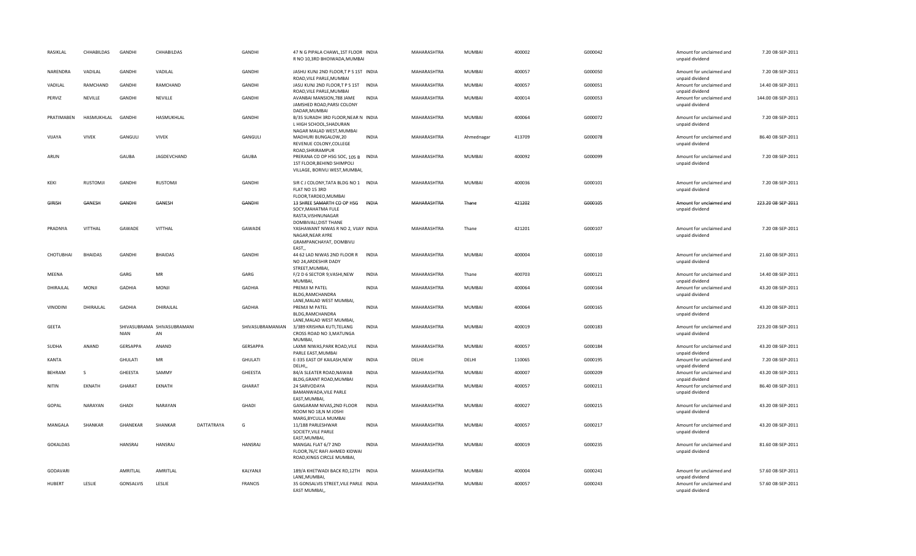| | | | | | | | | | | | | | | | |
|---|---|---|---|---|---|---|---|---|---|---|---|---|---|---|---|
| RASIKLAL | CHHABILDAS | GANDHI | CHHABILDAS | | GANDHI | 47 N G PIPALA CHAWL,1ST FLOOR R NO 10,3RD BHOIWADA,MUMBAI | INDIA | MAHARASHTRA | MUMBAI | 400002 | G000042 | | Amount for unclaimed and unpaid dividend | 7.20 | 08-SEP-2011 |
| NARENDRA | VADILAL | GANDHI | VADILAL | | GANDHI | JASHU KUNJ 2ND FLOOR,T P S 1ST ROAD,VILE PARLE,MUMBAI | INDIA | MAHARASHTRA | MUMBAI | 400057 | G000050 | | Amount for unclaimed and unpaid dividend | 7.20 | 08-SEP-2011 |
| VADILAL | RAMCHAND | GANDHI | RAMCHAND | | GANDHI | JASU KUNJ 2ND FLOOR,T P S 1ST ROAD,VILE PARLE,MUMBAI | INDIA | MAHARASHTRA | MUMBAI | 400057 | G000051 | | Amount for unclaimed and unpaid dividend | 14.40 | 08-SEP-2011 |
| PERVIZ | NEVILLE | GANDHI | NEVILLE | | GANDHI | AVANBAI MANSION,788 JAME JAMSHED ROAD,PARSI COLONY DADAR,MUMBAI | INDIA | MAHARASHTRA | MUMBAI | 400014 | G000053 | | Amount for unclaimed and unpaid dividend | 144.00 | 08-SEP-2011 |
| PRATIMABEN | HASMUKHLAL | GANDHI | HASMUKHLAL | | GANDHI | B/35 SURADH 3RD FLOOR,NEAR N L HIGH SCHOOL,SHADURAN NAGAR MALAD WEST,MUMBAI | INDIA | MAHARASHTRA | MUMBAI | 400064 | G000072 | | Amount for unclaimed and unpaid dividend | 7.20 | 08-SEP-2011 |
| VIJAYA | VIVEK | GANGULI | VIVEK | | GANGULI | MADHURI BUNGALOW,20 REVENUE COLONY,COLLEGE ROAD,SHRIRAMPUR | INDIA | MAHARASHTRA | Ahmednagar | 413709 | G000078 | | Amount for unclaimed and unpaid dividend | 86.40 | 08-SEP-2011 |
| ARUN | | GAUBA | JAGDEVCHAND | | GAUBA | PRERANA CO OP HSG SOC, 105 B 1ST FLOOR,BEHIND SHIMPOLI VILLAGE, BORIVLI WEST,MUMBAI, | INDIA | MAHARASHTRA | MUMBAI | 400092 | G000099 | | Amount for unclaimed and unpaid dividend | 7.20 | 08-SEP-2011 |
| KEKI | RUSTOMJI | GANDHI | RUSTOMJI | | GANDHI | SIR C J COLONY,TATA BLDG NO 1 FLAT NO 15 3RD FLOOR,TARDEO,MUMBAI | INDIA | MAHARASHTRA | MUMBAI | 400036 | G000101 | | Amount for unclaimed and unpaid dividend | 7.20 | 08-SEP-2011 |
| GIRISH | GANESH | GANDHI | GANESH | | GANDHI | 13 SHREE SAMARTH CO OP HSG SOCY,MAHATMA FULE RASTA,VISHNUNAGAR DOMBIVALI,DIST THANE | INDIA | MAHARASHTRA | Thane | 421202 | G000105 | | Amount for unclaimed and unpaid dividend | 223.20 | 08-SEP-2011 |
| PRADNYA | VITTHAL | GAWADE | VITTHAL | | GAWADE | YASHAWANT NIWAS R NO 2, VIJAY NAGAR,NEAR AYRE GRAMPANCHAYAT, DOMBIVLI EAST,, | INDIA | MAHARASHTRA | Thane | 421201 | G000107 | | Amount for unclaimed and unpaid dividend | 7.20 | 08-SEP-2011 |
| CHOTUBHAI | BHAIDAS | GANDHI | BHAIDAS | | GANDHI | 44 62 LAD NIWAS 2ND FLOOR R NO 24,ARDESHIR DADY STREET,MUMBAI, | INDIA | MAHARASHTRA | MUMBAI | 400004 | G000110 | | Amount for unclaimed and unpaid dividend | 21.60 | 08-SEP-2011 |
| MEENA | | GARG | MR | | GARG | F/2 D 6 SECTOR 9,VASHI,NEW MUMBAI, | INDIA | MAHARASHTRA | Thane | 400703 | G000121 | | Amount for unclaimed and unpaid dividend | 14.40 | 08-SEP-2011 |
| DHIRAJLAL | MONJI | GADHIA | MONJI | | GADHIA | PREMJI M PATEL BLDG,RAMCHANDRA LANE,MALAD WEST MUMBAI, | INDIA | MAHARASHTRA | MUMBAI | 400064 | G000164 | | Amount for unclaimed and unpaid dividend | 43.20 | 08-SEP-2011 |
| VINODINI | DHIRAJLAL | GADHIA | DHIRAJLAL | | GADHIA | PREMJI M PATEL BLDG,RAMCHANDRA LANE,MALAD WEST MUMBAI, | INDIA | MAHARASHTRA | MUMBAI | 400064 | G000165 | | Amount for unclaimed and unpaid dividend | 43.20 | 08-SEP-2011 |
| GEETA | | SHIVASUBRAMA NIAN | SHIVASUBRAMANI AN | | SHIVASUBRAMANIAN | 3/389 KRISHNA KUTI,TELANG CROSS ROAD NO 3,MATUNGA MUMBAI, | INDIA | MAHARASHTRA | MUMBAI | 400019 | G000183 | | Amount for unclaimed and unpaid dividend | 223.20 | 08-SEP-2011 |
| SUDHA | ANAND | GERSAPPA | ANAND | | GERSAPPA | LAXMI NIWAS,PARK ROAD,VILE PARLE EAST,MUMBAI | INDIA | MAHARASHTRA | MUMBAI | 400057 | G000184 | | Amount for unclaimed and unpaid dividend | 43.20 | 08-SEP-2011 |
| KANTA | | GHULATI | MR | | GHULATI | E-335 EAST OF KAILASH,NEW DELHI,, | INDIA | DELHI | DELHI | 110065 | G000195 | | Amount for unclaimed and unpaid dividend | 7.20 | 08-SEP-2011 |
| BEHRAM | S | GHEESTA | SAMMY | | GHEESTA | 84/A SLEATER ROAD,NAWAB BLDG,GRANT ROAD,MUMBAI | INDIA | MAHARASHTRA | MUMBAI | 400007 | G000209 | | Amount for unclaimed and unpaid dividend | 43.20 | 08-SEP-2011 |
| NITIN | EKNATH | GHARAT | EKNATH | | GHARAT | 24 SARVODAYA BAMANWADA,VILE PARLE EAST,MUMBAI, | INDIA | MAHARASHTRA | MUMBAI | 400057 | G000211 | | Amount for unclaimed and unpaid dividend | 86.40 | 08-SEP-2011 |
| GOPAL | NARAYAN | GHADI | NARAYAN | | GHADI | GANGARAM NIVAS,2ND FLOOR ROOM NO 18,N M JOSHI MARG,BYCULLA MUMBAI | INDIA | MAHARASHTRA | MUMBAI | 400027 | G000215 | | Amount for unclaimed and unpaid dividend | 43.20 | 08-SEP-2011 |
| MANGALA | SHANKAR | GHANEKAR | SHANKAR | DATTATRAYA | G | 11/188 PARLESHWAR SOCIETY,VILE PARLE EAST,MUMBAI, | INDIA | MAHARASHTRA | MUMBAI | 400057 | G000217 | | Amount for unclaimed and unpaid dividend | 43.20 | 08-SEP-2011 |
| GOKALDAS | | HANSRAJ | HANSRAJ | | HANSRAJ | MANGAL FLAT 6/7 2ND FLOOR,76/C RAFI AHMED KIDWAI ROAD,KINGS CIRCLE MUMBAI, | INDIA | MAHARASHTRA | MUMBAI | 400019 | G000235 | | Amount for unclaimed and unpaid dividend | 81.60 | 08-SEP-2011 |
| GODAVARI | | AMRITLAL | AMRITLAL | | KALYANJI | 189/A KHETWADI BACK RD,12TH LANE,MUMBAI, | INDIA | MAHARASHTRA | MUMBAI | 400004 | G000241 | | Amount for unclaimed and unpaid dividend | 57.60 | 08-SEP-2011 |
| HUBERT | LESLIE | GONSALVIS | LESLIE | | FRANCIS | 35 GONSALVIS STREET,VILE PARLE EAST MUMBAI,, | INDIA | MAHARASHTRA | MUMBAI | 400057 | G000243 | | Amount for unclaimed and unpaid dividend | 57.60 | 08-SEP-2011 |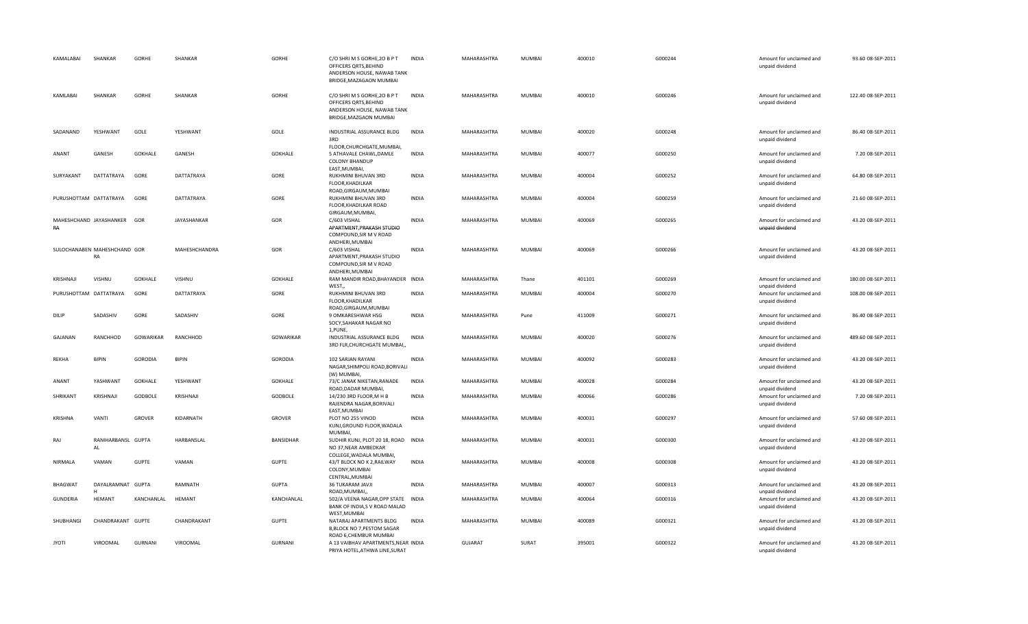| | | | | | | | | | | | | | | |
|---|---|---|---|---|---|---|---|---|---|---|---|---|---|---|
| KAMALABAI | SHANKAR | GORHE | SHANKAR | | GORHE | C/O SHRI M S GORHE,2O B P T OFFICERS QRTS,BEHIND ANDERSON HOUSE, NAWAB TANK BRIDGE,MAZAGAON MUMBAI | INDIA | MAHARASHTRA | MUMBAI | 400010 | G000244 | Amount for unclaimed and unpaid dividend | 93.60 | 08-SEP-2011 |
| KAMLABAI | SHANKAR | GORHE | SHANKAR | | GORHE | C/O SHRI M S GORHE,2O B P T OFFICERS QRTS,BEHIND ANDERSON HOUSE, NAWAB TANK BRIDGE,MAZGAON MUMBAI | INDIA | MAHARASHTRA | MUMBAI | 400010 | G000246 | Amount for unclaimed and unpaid dividend | 122.40 | 08-SEP-2011 |
| SADANAND | YESHWANT | GOLE | YESHWANT | | GOLE | INDUSTRIAL ASSURANCE BLDG 3RD FLOOR,CHURCHGATE,MUMBAI, | INDIA | MAHARASHTRA | MUMBAI | 400020 | G000248 | Amount for unclaimed and unpaid dividend | 86.40 | 08-SEP-2011 |
| ANANT | GANESH | GOKHALE | GANESH | | GOKHALE | 5 ATHAVALE CHAWL,DAMLE COLONY BHANDUP EAST,MUMBAI, | INDIA | MAHARASHTRA | MUMBAI | 400077 | G000250 | Amount for unclaimed and unpaid dividend | 7.20 | 08-SEP-2011 |
| SURYAKANT | DATTATRAYA | GORE | DATTATRAYA | | GORE | RUKHMINI BHUVAN 3RD FLOOR,KHADILKAR ROAD,GIRGAUM,MUMBAI | INDIA | MAHARASHTRA | MUMBAI | 400004 | G000252 | Amount for unclaimed and unpaid dividend | 64.80 | 08-SEP-2011 |
| PURUSHOTTAM | DATTATRAYA | GORE | DATTATRAYA | | GORE | RUKHMINI BHUVAN 3RD FLOOR,KHADILKAR ROAD GIRGAUM,MUMBAI, | INDIA | MAHARASHTRA | MUMBAI | 400004 | G000259 | Amount for unclaimed and unpaid dividend | 21.60 | 08-SEP-2011 |
| MAHESHCHAND RA | JAYASHANKER | GOR | JAYASHANKAR | | GOR | C/603 VISHAL APARTMENT,PRAKASH STUDIO COMPOUND,SIR M V ROAD ANDHERI,MUMBAI | INDIA | MAHARASHTRA | MUMBAI | 400069 | G000265 | Amount for unclaimed and unpaid dividend | 43.20 | 08-SEP-2011 |
| SULOCHANABEN | MAHESHCHAND RA | GOR | MAHESHCHANDRA | | GOR | C/603 VISHAL APARTMENT,PRAKASH STUDIO COMPOUND,SIR M V ROAD ANDHERI,MUMBAI | INDIA | MAHARASHTRA | MUMBAI | 400069 | G000266 | Amount for unclaimed and unpaid dividend | 43.20 | 08-SEP-2011 |
| KRISHNAJI | VISHNU | GOKHALE | VISHNU | | GOKHALE | RAM MANDIR ROAD,BHAYANDER WEST,, | INDIA | MAHARASHTRA | Thane | 401101 | G000269 | Amount for unclaimed and unpaid dividend | 180.00 | 08-SEP-2011 |
| PURUSHOTTAM | DATTATRAYA | GORE | DATTATRAYA | | GORE | RUKHMINI BHUVAN 3RD FLOOR,KHADILKAR ROAD,GIRGAUM,MUMBAI | INDIA | MAHARASHTRA | MUMBAI | 400004 | G000270 | Amount for unclaimed and unpaid dividend | 108.00 | 08-SEP-2011 |
| DILIP | SADASHIV | GORE | SADASHIV | | GORE | 9 OMKARESHWAR HSG SOCY,SAHAKAR NAGAR NO 1,PUNE, | INDIA | MAHARASHTRA | Pune | 411009 | G000271 | Amount for unclaimed and unpaid dividend | 86.40 | 08-SEP-2011 |
| GAJANAN | RANCHHOD | GOWARIKAR | RANCHHOD | | GOWARIKAR | INDUSTRIAL ASSURANCE BLDG 3RD FLR,CHURCHGATE MUMBAI,, | INDIA | MAHARASHTRA | MUMBAI | 400020 | G000276 | Amount for unclaimed and unpaid dividend | 489.60 | 08-SEP-2011 |
| REKHA | BIPIN | GORODIA | BIPIN | | GORODIA | 102 SARJAN RAYANI NAGAR,SHIMPOLI ROAD,BORIVALI (W) MUMBAI, | INDIA | MAHARASHTRA | MUMBAI | 400092 | G000283 | Amount for unclaimed and unpaid dividend | 43.20 | 08-SEP-2011 |
| ANANT | YASHWANT | GOKHALE | YESHWANT | | GOKHALE | 73/C JANAK NIKETAN,RANADE ROAD,DADAR MUMBAI, | INDIA | MAHARASHTRA | MUMBAI | 400028 | G000284 | Amount for unclaimed and unpaid dividend | 43.20 | 08-SEP-2011 |
| SHRIKANT | KRISHNAJI | GODBOLE | KRISHNAJI | | GODBOLE | 14/230 3RD FLOOR,M H B RAJENDRA NAGAR,BORIVALI EAST,MUMBAI | INDIA | MAHARASHTRA | MUMBAI | 400066 | G000286 | Amount for unclaimed and unpaid dividend | 7.20 | 08-SEP-2011 |
| KRISHNA | VANTI | GROVER | KIDARNATH | | GROVER | PLOT NO 255 VINOD KUNJ,GROUND FLOOR,WADALA MUMBAI, | INDIA | MAHARASHTRA | MUMBAI | 400031 | G000297 | Amount for unclaimed and unpaid dividend | 57.60 | 08-SEP-2011 |
| RAJ | RANIHARBANSL AL | GUPTA | HARBANSLAL | | BANSIDHAR | SUDHIR KUNJ, PLOT 20 18, ROAD NO 37,NEAR AMBEDKAR COLLEGE,WADALA MUMBAI, | INDIA | MAHARASHTRA | MUMBAI | 400031 | G000300 | Amount for unclaimed and unpaid dividend | 43.20 | 08-SEP-2011 |
| NIRMALA | VAMAN | GUPTE | VAMAN | | GUPTE | 43/T BLOCK NO K 2,RAILWAY COLONY,MUMBAI CENTRAL,MUMBAI | INDIA | MAHARASHTRA | MUMBAI | 400008 | G000308 | Amount for unclaimed and unpaid dividend | 43.20 | 08-SEP-2011 |
| BHAGWAT | DAYALRAMNAT H | GUPTA | RAMNATH | | GUPTA | 36 TUKARAM JAVJI ROAD,MUMBAI,, | INDIA | MAHARASHTRA | MUMBAI | 400007 | G000313 | Amount for unclaimed and unpaid dividend | 43.20 | 08-SEP-2011 |
| GUNDERIA | HEMANT | KANCHANLAL | HEMANT | | KANCHANLAL | 502/A VEENA NAGAR,OPP STATE BANK OF INDIA,S V ROAD MALAD WEST,MUMBAI | INDIA | MAHARASHTRA | MUMBAI | 400064 | G000316 | Amount for unclaimed and unpaid dividend | 43.20 | 08-SEP-2011 |
| SHUBHANGI | CHANDRAKANT | GUPTE | CHANDRAKANT | | GUPTE | NATARAJ APARTMENTS BLDG B,BLOCK NO 7,PESTOM SAGAR ROAD 6,CHEMBUR MUMBAI | INDIA | MAHARASHTRA | MUMBAI | 400089 | G000321 | Amount for unclaimed and unpaid dividend | 43.20 | 08-SEP-2011 |
| JYOTI | VIROOMAL | GURNANI | VIROOMAL | | GURNANI | A 13 VAIBHAV APARTMENTS,NEAR PRIYA HOTEL,ATHWA LINE,SURAT | INDIA | GUJARAT | SURAT | 395001 | G000322 | Amount for unclaimed and unpaid dividend | 43.20 | 08-SEP-2011 |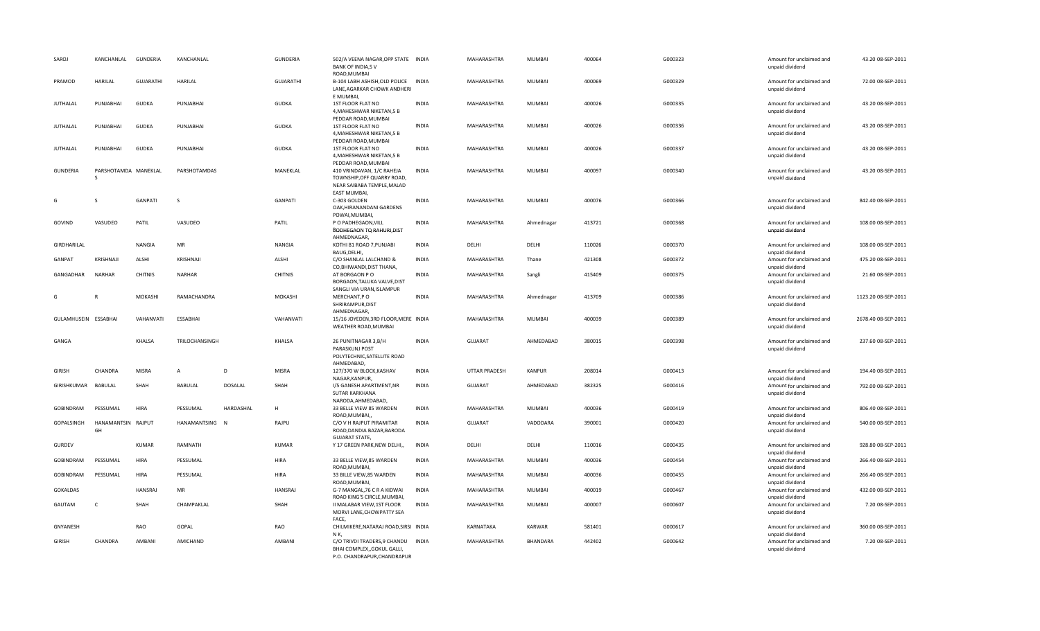| | | | | | | | | | | | | | | |
|---|---|---|---|---|---|---|---|---|---|---|---|---|---|---|
| SAROJ | KANCHANLAL | GUNDERIA | KANCHANLAL | | GUNDERIA | 502/A VEENA NAGAR,OPP STATE BANK OF INDIA,S V ROAD,MUMBAI | INDIA | MAHARASHTRA | MUMBAI | 400064 | G000323 | Amount for unclaimed and unpaid dividend | 43.20 | 08-SEP-2011 |
| PRAMOD | HARILAL | GUJARATHI | HARILAL | | GUJARATHI | B-104 LABH ASHISH,OLD POLICE LANE,AGARKAR CHOWK ANDHERI E MUMBAI, | INDIA | MAHARASHTRA | MUMBAI | 400069 | G000329 | Amount for unclaimed and unpaid dividend | 72.00 | 08-SEP-2011 |
| JUTHALAL | PUNJABHAI | GUDKA | PUNJABHAI | | GUDKA | 1ST FLOOR FLAT NO 4,MAHESHWAR NIKETAN,5 B PEDDAR ROAD,MUMBAI | INDIA | MAHARASHTRA | MUMBAI | 400026 | G000335 | Amount for unclaimed and unpaid dividend | 43.20 | 08-SEP-2011 |
| JUTHALAL | PUNJABHAI | GUDKA | PUNJABHAI | | GUDKA | 1ST FLOOR FLAT NO 4,MAHESHWAR NIKETAN,5 B PEDDAR ROAD,MUMBAI | INDIA | MAHARASHTRA | MUMBAI | 400026 | G000336 | Amount for unclaimed and unpaid dividend | 43.20 | 08-SEP-2011 |
| JUTHALAL | PUNJABHAI | GUDKA | PUNJABHAI | | GUDKA | 1ST FLOOR FLAT NO 4,MAHESHWAR NIKETAN,5 B PEDDAR ROAD,MUMBAI | INDIA | MAHARASHTRA | MUMBAI | 400026 | G000337 | Amount for unclaimed and unpaid dividend | 43.20 | 08-SEP-2011 |
| GUNDERIA | PARSHOTAMDA S | MANEKLAL | PARSHOTAMDAS | | MANEKLAL | 410 VRINDAVAN, 1/C RAHEJA TOWNSHIP,OFF QUARRY ROAD, NEAR SAIBABA TEMPLE,MALAD EAST MUMBAI, | INDIA | MAHARASHTRA | MUMBAI | 400097 | G000340 | Amount for unclaimed and unpaid dividend | 43.20 | 08-SEP-2011 |
| G | S | GANPATI | S | | GANPATI | C-303 GOLDEN OAK,HIRANANDANI GARDENS POWAI,MUMBAI, | INDIA | MAHARASHTRA | MUMBAI | 400076 | G000366 | Amount for unclaimed and unpaid dividend | 842.40 | 08-SEP-2011 |
| GOVIND | VASUDEO | PATIL | VASUDEO | | PATIL | P O PADHEGAON,VILL BODHEGAON TQ RAHURI,DIST AHMEDNAGAR, | INDIA | MAHARASHTRA | Ahmednagar | 413721 | G000368 | Amount for unclaimed and unpaid dividend | 108.00 | 08-SEP-2011 |
| GIRDHARILAL | | NANGIA | MR | | NANGIA | KOTHI 81 ROAD 7,PUNJABI BAUG,DELHI, | INDIA | DELHI | DELHI | 110026 | G000370 | Amount for unclaimed and unpaid dividend | 108.00 | 08-SEP-2011 |
| GANPAT | KRISHNAJI | ALSHI | KRISHNAJI | | ALSHI | C/O SHANLAL LALCHAND & CO,BHIWANDI,DIST THANA, | INDIA | MAHARASHTRA | Thane | 421308 | G000372 | Amount for unclaimed and unpaid dividend | 475.20 | 08-SEP-2011 |
| GANGADHAR | NARHAR | CHITNIS | NARHAR | | CHITNIS | AT BORGAON P O BORGAON,TALUKA VALVE,DIST SANGLI VIA URAN,ISLAMPUR | INDIA | MAHARASHTRA | Sangli | 415409 | G000375 | Amount for unclaimed and unpaid dividend | 21.60 | 08-SEP-2011 |
| G | R | MOKASHI | RAMACHANDRA | | MOKASHI | MERCHANT,P O SHRIRAMPUR,DIST AHMEDNAGAR, | INDIA | MAHARASHTRA | Ahmednagar | 413709 | G000386 | Amount for unclaimed and unpaid dividend | 1123.20 | 08-SEP-2011 |
| GULAMHUSEIN | ESSABHAI | VAHANVATI | ESSABHAI | | VAHANVATI | 15/16 JOYEDEN,3RD FLOOR,MERE WEATHER ROAD,MUMBAI | INDIA | MAHARASHTRA | MUMBAI | 400039 | G000389 | Amount for unclaimed and unpaid dividend | 2678.40 | 08-SEP-2011 |
| GANGA | | KHALSA | TRILOCHANSINGH | | KHALSA | 26 PUNITNAGAR 3,B/H PARASKUNJ POST POLYTECHNIC,SATELLITE ROAD AHMEDABAD, | INDIA | GUJARAT | AHMEDABAD | 380015 | G000398 | Amount for unclaimed and unpaid dividend | 237.60 | 08-SEP-2011 |
| GIRISH | CHANDRA | MISRA | A | D | MISRA | 127/370 W BLOCK,KASHAV NAGAR,KANPUR, | INDIA | UTTAR PRADESH | KANPUR | 208014 | G000413 | Amount for unclaimed and unpaid dividend | 194.40 | 08-SEP-2011 |
| GIRISHKUMAR | BABULAL | SHAH | BABULAL | DOSALAL | SHAH | I/5 GANESH APARTMENT,NR SUTAR KARKHANA NARODA,AHMEDABAD, | INDIA | GUJARAT | AHMEDABAD | 382325 | G000416 | Amount for unclaimed and unpaid dividend | 792.00 | 08-SEP-2011 |
| GOBINDRAM | PESSUMAL | HIRA | PESSUMAL | HARDASHAL | H | 33 BELLE VIEW 85 WARDEN ROAD,MUMBAI,, | INDIA | MAHARASHTRA | MUMBAI | 400036 | G000419 | Amount for unclaimed and unpaid dividend | 806.40 | 08-SEP-2011 |
| GOPALSINGH | HANAMANTSIN GH | RAJPUT | HANAMANTSING | N | RAJPU | C/O V H RAJPUT PIRAMITAR ROAD,DANDIA BAZAR,BARODA GUJARAT STATE, | INDIA | GUJARAT | VADODARA | 390001 | G000420 | Amount for unclaimed and unpaid dividend | 540.00 | 08-SEP-2011 |
| GURDEV | | KUMAR | RAMNATH | | KUMAR | Y 17 GREEN PARK,NEW DELHI,, | INDIA | DELHI | DELHI | 110016 | G000435 | Amount for unclaimed and unpaid dividend | 928.80 | 08-SEP-2011 |
| GOBINDRAM | PESSUMAL | HIRA | PESSUMAL | | HIRA | 33 BELLE VIEW,85 WARDEN ROAD,MUMBAI, | INDIA | MAHARASHTRA | MUMBAI | 400036 | G000454 | Amount for unclaimed and unpaid dividend | 266.40 | 08-SEP-2011 |
| GOBINDRAM | PESSUMAL | HIRA | PESSUMAL | | HIRA | 33 BILLE VIEW,85 WARDEN ROAD,MUMBAI, | INDIA | MAHARASHTRA | MUMBAI | 400036 | G000455 | Amount for unclaimed and unpaid dividend | 266.40 | 08-SEP-2011 |
| GOKALDAS | | HANSRAJ | MR | | HANSRAJ | G-7 MANGAL,76 C R A KIDWAI ROAD KING'S CIRCLE,MUMBAI, | INDIA | MAHARASHTRA | MUMBAI | 400019 | G000467 | Amount for unclaimed and unpaid dividend | 432.00 | 08-SEP-2011 |
| GAUTAM | C | SHAH | CHAMPAKLAL | | SHAH | II MALABAR VIEW,1ST FLOOR MORVI LANE,CHOWPATTY SEA FACE, | INDIA | MAHARASHTRA | MUMBAI | 400007 | G000607 | Amount for unclaimed and unpaid dividend | 7.20 | 08-SEP-2011 |
| GNYANESH | | RAO | GOPAL | | RAO | CHILMIKERE,NATARAJ ROAD,SIRSI N K, | INDIA | KARNATAKA | KARWAR | 581401 | G000617 | Amount for unclaimed and unpaid dividend | 360.00 | 08-SEP-2011 |
| GIRISH | CHANDRA | AMBANI | AMICHAND | | AMBANI | C/O TRIVDI TRADERS,9 CHANDU BHAI COMPLEX,,GOKUL GALLI, P.O. CHANDRAPUR,CHANDRAPUR | INDIA | MAHARASHTRA | BHANDARA | 442402 | G000642 | Amount for unclaimed and unpaid dividend | 7.20 | 08-SEP-2011 |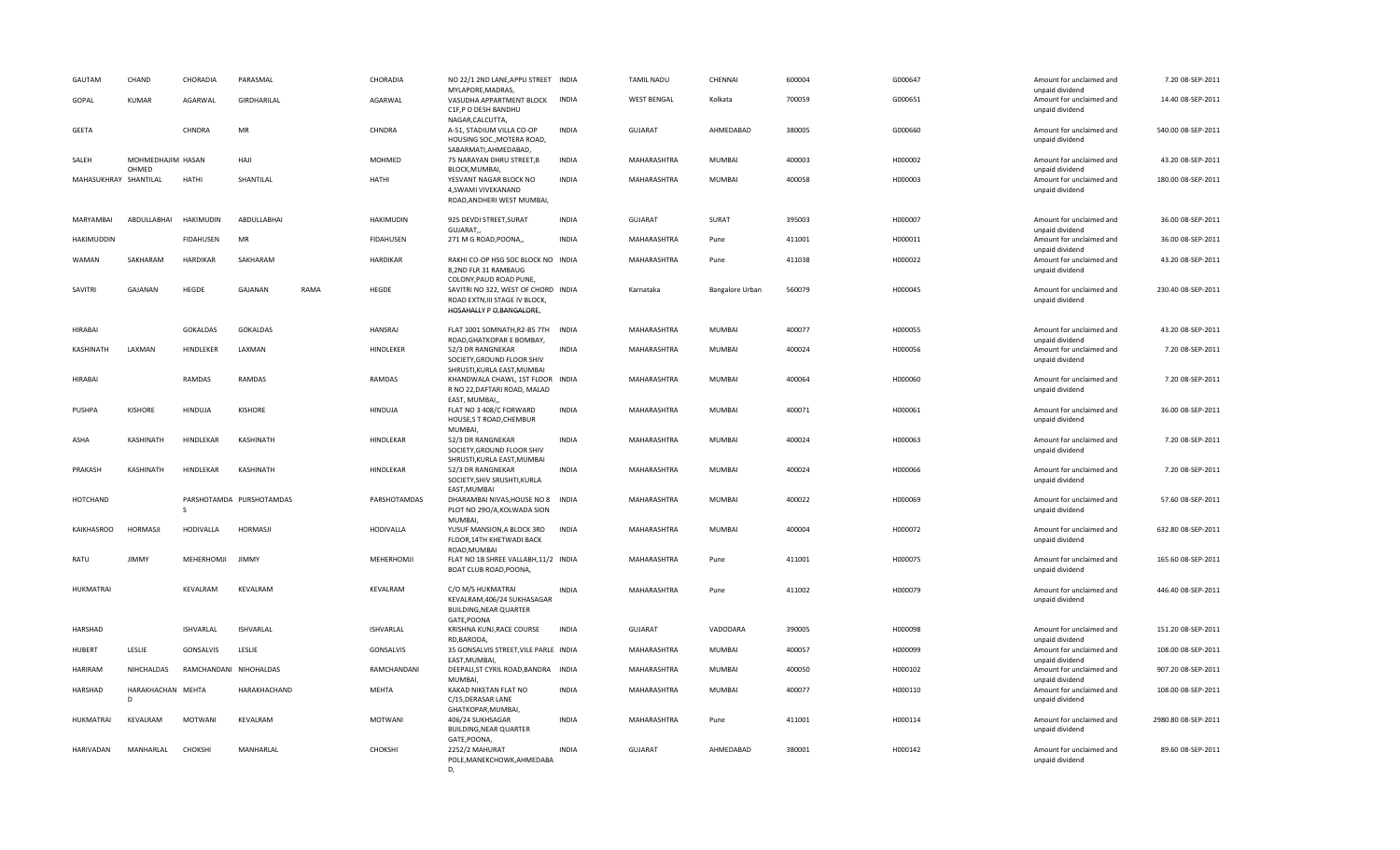| | | | | | | | | | | | | | | | |
|---|---|---|---|---|---|---|---|---|---|---|---|---|---|---|---|
| GAUTAM | CHAND | CHORADIA | PARASMAL | | CHORADIA | NO 22/1 2ND LANE,APPU STREET MYLAPORE,MADRAS, | INDIA | TAMIL NADU | CHENNAI | 600004 | G000647 | | Amount for unclaimed and unpaid dividend | 7.20 | 08-SEP-2011 |
| GOPAL | KUMAR | AGARWAL | GIRDHARILAL | | AGARWAL | VASUDHA APPARTMENT BLOCK C1F,P O DESH BANDHU NAGAR,CALCUTTA, | INDIA | WEST BENGAL | Kolkata | 700059 | G000651 | | Amount for unclaimed and unpaid dividend | 14.40 | 08-SEP-2011 |
| GEETA | | CHNDRA | MR | | CHNDRA | A-51, STADIUM VILLA CO-OP HOUSING SOC.,MOTERA ROAD, SABARMATI,AHMEDABAD, | INDIA | GUJARAT | AHMEDABAD | 380005 | G000660 | | Amount for unclaimed and unpaid dividend | 540.00 | 08-SEP-2011 |
| SALEH | MOHMEDHAJIM OHMED | HASAN | HAJI | | MOHMED | 75 NARAYAN DHRU STREET,B BLOCK,MUMBAI, | INDIA | MAHARASHTRA | MUMBAI | 400003 | H000002 | | Amount for unclaimed and unpaid dividend | 43.20 | 08-SEP-2011 |
| MAHASUKHRAY | SHANTILAL | HATHI | SHANTILAL | | HATHI | YESVANT NAGAR BLOCK NO 4,SWAMI VIVEKANAND ROAD,ANDHERI WEST MUMBAI, | INDIA | MAHARASHTRA | MUMBAI | 400058 | H000003 | | Amount for unclaimed and unpaid dividend | 180.00 | 08-SEP-2011 |
| MARYAMBAI | ABDULLABHAI | HAKIMUDIN | ABDULLABHAI | | HAKIMUDIN | 925 DEVDI STREET,SURAT GUJARAT,, | INDIA | GUJARAT | SURAT | 395003 | H000007 | | Amount for unclaimed and unpaid dividend | 36.00 | 08-SEP-2011 |
| HAKIMUDDIN | | FIDAHUSEN | MR | | FIDAHUSEN | 271 M G ROAD,POONA,, | INDIA | MAHARASHTRA | Pune | 411001 | H000011 | | Amount for unclaimed and unpaid dividend | 36.00 | 08-SEP-2011 |
| WAMAN | SAKHARAM | HARDIKAR | SAKHARAM | | HARDIKAR | RAKHI CO-OP HSG SOC BLOCK NO 8,2ND FLR 31 RAMBAUG COLONY,PAUD ROAD PUNE, | INDIA | MAHARASHTRA | Pune | 411038 | H000022 | | Amount for unclaimed and unpaid dividend | 43.20 | 08-SEP-2011 |
| SAVITRI | GAJANAN | HEGDE | GAJANAN | RAMA | HEGDE | SAVITRI NO 322, WEST OF CHORD ROAD EXTN,III STAGE IV BLOCK, HOSAHALLY P O,BANGALORE, | INDIA | Karnataka | Bangalore Urban | 560079 | H000045 | | Amount for unclaimed and unpaid dividend | 230.40 | 08-SEP-2011 |
| HIRABAI | | GOKALDAS | GOKALDAS | | HANSRAJ | FLAT 1001 SOMNATH,R2-B5 7TH ROAD,GHATKOPAR E BOMBAY, | INDIA | MAHARASHTRA | MUMBAI | 400077 | H000055 | | Amount for unclaimed and unpaid dividend | 43.20 | 08-SEP-2011 |
| KASHINATH | LAXMAN | HINDLEKER | LAXMAN | | HINDLEKER | 52/3 DR RANGNEKAR SOCIETY,GROUND FLOOR SHIV SHRUSTI,KURLA EAST,MUMBAI | INDIA | MAHARASHTRA | MUMBAI | 400024 | H000056 | | Amount for unclaimed and unpaid dividend | 7.20 | 08-SEP-2011 |
| HIRABAI | | RAMDAS | RAMDAS | | RAMDAS | KHANDWALA CHAWL, 1ST FLOOR R NO 22,DAFTARI ROAD, MALAD EAST, MUMBAI,, | INDIA | MAHARASHTRA | MUMBAI | 400064 | H000060 | | Amount for unclaimed and unpaid dividend | 7.20 | 08-SEP-2011 |
| PUSHPA | KISHORE | HINDUJA | KISHORE | | HINDUJA | FLAT NO 3 408/C FORWARD HOUSE,S T ROAD,CHEMBUR MUMBAI, | INDIA | MAHARASHTRA | MUMBAI | 400071 | H000061 | | Amount for unclaimed and unpaid dividend | 36.00 | 08-SEP-2011 |
| ASHA | KASHINATH | HINDLEKAR | KASHINATH | | HINDLEKAR | 52/3 DR RANGNEKAR SOCIETY,GROUND FLOOR SHIV SHRUSTI,KURLA EAST,MUMBAI | INDIA | MAHARASHTRA | MUMBAI | 400024 | H000063 | | Amount for unclaimed and unpaid dividend | 7.20 | 08-SEP-2011 |
| PRAKASH | KASHINATH | HINDLEKAR | KASHINATH | | HINDLEKAR | 52/3 DR RANGNEKAR SOCIETY,SHIV SRUSHTI,KURLA EAST,MUMBAI | INDIA | MAHARASHTRA | MUMBAI | 400024 | H000066 | | Amount for unclaimed and unpaid dividend | 7.20 | 08-SEP-2011 |
| HOTCHAND | | PARSHOTAMDA S | PURSHOTAMDAS | | PARSHOTAMDAS | DHARAMBAI NIVAS,HOUSE NO 8 PLOT NO 29O/A,KOLWADA SION MUMBAI, | INDIA | MAHARASHTRA | MUMBAI | 400022 | H000069 | | Amount for unclaimed and unpaid dividend | 57.60 | 08-SEP-2011 |
| KAIKHASROO | HORMASJI | HODIVALLA | HORMASJI | | HODIVALLA | YUSUF MANSION,A BLOCK 3RD FLOOR,14TH KHETWADI BACK ROAD,MUMBAI | INDIA | MAHARASHTRA | MUMBAI | 400004 | H000072 | | Amount for unclaimed and unpaid dividend | 632.80 | 08-SEP-2011 |
| RATU | JIMMY | MEHERHOMJI | JIMMY | | MEHERHOMJI | FLAT NO 1B SHREE VALLABH,11/2 BOAT CLUB ROAD,POONA, | INDIA | MAHARASHTRA | Pune | 411001 | H000075 | | Amount for unclaimed and unpaid dividend | 165.60 | 08-SEP-2011 |
| HUKMATRAI | | KEVALRAM | KEVALRAM | | KEVALRAM | C/O M/S HUKMATRAI KEVALRAM,406/24 SUKHASAGAR BUILDING,NEAR QUARTER GATE,POONA | INDIA | MAHARASHTRA | Pune | 411002 | H000079 | | Amount for unclaimed and unpaid dividend | 446.40 | 08-SEP-2011 |
| HARSHAD | | ISHVARLAL | ISHVARLAL | | ISHVARLAL | KRISHNA KUNJ,RACE COURSE RD,BARODA, | INDIA | GUJARAT | VADODARA | 390005 | H000098 | | Amount for unclaimed and unpaid dividend | 151.20 | 08-SEP-2011 |
| HUBERT | LESLIE | GONSALVIS | LESLIE | | GONSALVIS | 35 GONSALVIS STREET,VILE PARLE EAST,MUMBAI, | INDIA | MAHARASHTRA | MUMBAI | 400057 | H000099 | | Amount for unclaimed and unpaid dividend | 108.00 | 08-SEP-2011 |
| HARIRAM | NIHCHALDAS | RAMCHANDANI | NIHOHALDAS | | RAMCHANDANI | DEEPALI,ST CYRIL ROAD,BANDRA MUMBAI, | INDIA | MAHARASHTRA | MUMBAI | 400050 | H000102 | | Amount for unclaimed and unpaid dividend | 907.20 | 08-SEP-2011 |
| HARSHAD | HARAKHACHAN D | MEHTA | HARAKHACHAND | | MEHTA | KAKAD NIKETAN FLAT NO C/15,DERASAR LANE GHATKOPAR,MUMBAI, | INDIA | MAHARASHTRA | MUMBAI | 400077 | H000110 | | Amount for unclaimed and unpaid dividend | 108.00 | 08-SEP-2011 |
| HUKMATRAI | KEVALRAM | MOTWANI | KEVALRAM | | MOTWANI | 406/24 SUKHSAGAR BUILDING,NEAR QUARTER GATE,POONA, | INDIA | MAHARASHTRA | Pune | 411001 | H000114 | | Amount for unclaimed and unpaid dividend | 2980.80 | 08-SEP-2011 |
| HARIVADAN | MANHARLAL | CHOKSHI | MANHARLAL | | CHOKSHI | 2252/2 MAHURAT POLE,MANEKCHOWK,AHMEDABA D, | INDIA | GUJARAT | AHMEDABAD | 380001 | H000142 | | Amount for unclaimed and unpaid dividend | 89.60 | 08-SEP-2011 |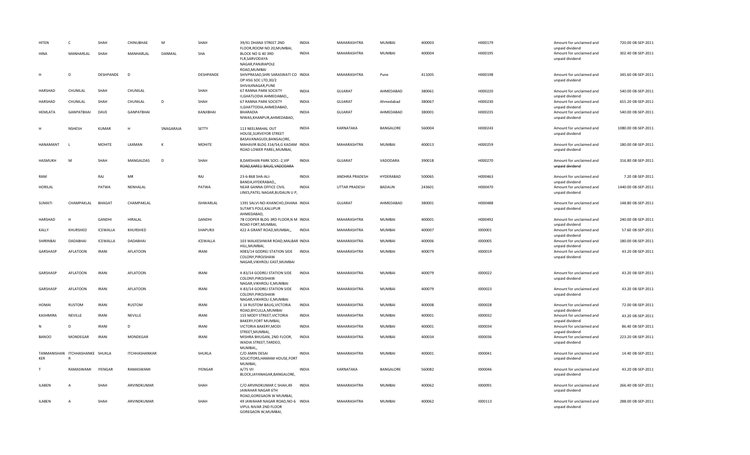| | | | | | | | | | | | | | | |
|---|---|---|---|---|---|---|---|---|---|---|---|---|---|---|
| HITEN | C | SHAH | CHINUBHAE | M | SHAH | 39/41 DHANJI STREET 2ND FLOOR,ROOM NO 20,MUMBAI, | INDIA | MAHARASHTRA | MUMBAI | 400003 | H000179 | Amount for unclaimed and unpaid dividend | 720.00 | 08-SEP-2011 |
| HINA | MANHARLAL | SHAH | MANHARLAL | DANMAL | SHA | BLOCK NO G 40 3RD FLR,SARVODAYA NAGAR,PANJRAPOLE ROAD,MUMBAI | INDIA | MAHARASHTRA | MUMBAI | 400004 | H000195 | Amount for unclaimed and unpaid dividend | 302.40 | 08-SEP-2011 |
| H | D | DESHPANDE | D | | DESHPANDE | SHIVPRASAD,SHRI SARASWATI CO OP HSG SOC LTD,30/2 SHIVAJINAGAR,PUNE | INDIA | MAHARASHTRA | Pune | 411005 | H000198 | Amount for unclaimed and unpaid dividend | 345.60 | 08-SEP-2011 |
| HARSHAD | CHUNILAL | SHAH | CHUNILAL | | SHAH | 67 RANNA PARK SOCIETY II,GHATLODIA AHMEDABAD,, | INDIA | GUJARAT | AHMEDABAD | 380061 | H000220 | Amount for unclaimed and unpaid dividend | 540.00 | 08-SEP-2011 |
| HARSHAD | CHUNILAL | SHAH | CHUNILAL | D | SHAH | 67 RANNA PARK SOCIETY II,GHATTODIA,AHMEDABAD, | INDIA | GUJARAT | Ahmedabad | 380067 | H000230 | Amount for unclaimed and unpaid dividend | 655.20 | 08-SEP-2011 |
| HEMLATA | GANPATBHAI | DAVE | GANPATBHAI | | KANJIBHAI | BHARADIA NIWAS,KHANPUR,AHMEDABAD, | INDIA | GUJARAT | AHMEDABAD | 380001 | H000235 | Amount for unclaimed and unpaid dividend | 540.00 | 08-SEP-2011 |
| H | NSHESH | KUMAR | H | SNAGARAJA | SETTY | 113 NEELMAHAL OUT HOUSE,SURVEYOR STREET BASAVANAGUDI,BANGALORE, | INDIA | KARNATAKA | BANGALORE | 560004 | H000243 | Amount for unclaimed and unpaid dividend | 1080.00 | 08-SEP-2011 |
| HANAMANT | L | MOHITE | LAXMAN | K | MOHITE | MAHAVIR BLDG 314/54,G KADAM ROAD LOWER PAREL,MUMBAI, | INDIA | MAHARASHTRA | MUMBAI | 400013 | H000259 | Amount for unclaimed and unpaid dividend | 180.00 | 08-SEP-2011 |
| HASMUKH | M | SHAH | MANGALDAS | D | SHAH | 8,DARSHAN PARK SOCI.-2,VIP ROAD,KARELI BAUG,VADODARA | INDIA | GUJARAT | VADODARA | 390018 | H000270 | Amount for unclaimed and unpaid dividend | 316.80 | 08-SEP-2011 |
| RAM | | RAJ | MR | | RAJ | 23-6-868 SHA-ALI-BANDA,HYDERABAD,, | INDIA | ANDHRA PRADESH | HYDERABAD | 500065 | H000463 | Amount for unclaimed and unpaid dividend | 7.20 | 08-SEP-2011 |
| HORILAL | | PATWA | NENHALAL | | PATWA | NEAR GANNA OFFICE CIVIL LINES,PATEL NAGAR,BUDAUN U P, | INDIA | UTTAR PRADESH | BADAUN | 243601 | H000470 | Amount for unclaimed and unpaid dividend | 1440.00 | 08-SEP-2011 |
| SUMATI | CHAMPAKLAL | BHAGAT | CHAMPAKLAL | | ISHWARLAL | 1391 SALVI-NO-KHANCHO,DHANA SUTAR'S POLE,KALUPUR AHMEDABAD, | INDIA | GUJARAT | AHMEDABAD | 380001 | H000488 | Amount for unclaimed and unpaid dividend | 148.80 | 08-SEP-2011 |
| HARSHAD | H | GANDHI | HIRALAL | | GANDHI | 7B COOPER BLDG 3RD FLOOR,N M ROAD FORT,MUMBAI, | INDIA | MAHARASHTRA | MUMBAI | 400001 | H000492 | Amount for unclaimed and unpaid dividend | 240.00 | 08-SEP-2011 |
| KALLY | KHURSHED | ICEWALLA | KHURSHED | | SHAPURJI | 422 A GRANT ROAD,MUMBAI,, | INDIA | MAHARASHTRA | MUMBAI | 400007 | I000001 | Amount for unclaimed and unpaid dividend | 57.60 | 08-SEP-2011 |
| SHIRINBAI | DADABHAI | ICEWALLA | DADABHAI | | ICEWALLA | 103 WALKESHWAR ROAD,MALBAR HILL,MUMBAI, | INDIA | MAHARASHTRA | MUMBAI | 400006 | I000005 | Amount for unclaimed and unpaid dividend | 180.00 | 08-SEP-2011 |
| GARSHASP | AFLATOON | IRANI | AFLATOON | | IRANI | X083/14 GODREJ STATION SIDE COLONY,PIROJSHAW NAGAR,VIKHROLI EAST,MUMBAI | INDIA | MAHARASHTRA | MUMBAI | 400079 | I000019 | Amount for unclaimed and unpaid dividend | 43.20 | 08-SEP-2011 |
| GARSHASP | AFLATOON | IRANI | AFLATOON | | IRANI | X-83/14 GODREJ STATION SIDE COLONY,PIROJSHAW NAGAR,VIKHROLI E,MUMBAI | INDIA | MAHARASHTRA | MUMBAI | 400079 | I000022 | Amount for unclaimed and unpaid dividend | 43.20 | 08-SEP-2011 |
| GARSHASP | AFLATOON | IRANI | AFLATOON | | IRANI | X-83/14 GODREJ STATION SIDE COLONY,PIROJSHAW NAGAR,VIKHROLI E,MUMBAI | INDIA | MAHARASHTRA | MUMBAI | 400079 | I000023 | Amount for unclaimed and unpaid dividend | 43.20 | 08-SEP-2011 |
| HOMAI | RUSTOM | IRANI | RUSTOM | | IRANI | E 14 RUSTOM BAUG,VICTORIA ROAD,BYCULLA,MUMBAI | INDIA | MAHARASHTRA | MUMBAI | 400008 | I000028 | Amount for unclaimed and unpaid dividend | 72.00 | 08-SEP-2011 |
| KASHMIRA | NEVILLE | IRANI | NEVILLE | | IRANI | 155 MODY STREET,VICTORIA BAKERY,FORT MUMBAI, | INDIA | MAHARASHTRA | MUMBAI | 400001 | I000032 | Amount for unclaimed and unpaid dividend | 43.20 | 08-SEP-2011 |
| N | D | IRANI | D | | IRANI | VICTORIA BAKERY,MODI STREET,MUMBAI, | INDIA | MAHARASHTRA | MUMBAI | 400001 | I000034 | Amount for unclaimed and unpaid dividend | 86.40 | 08-SEP-2011 |
| BANOO | MONDEGAR | IRANI | MONDEGAR | | IRANI | MISHRA BHUGAN, 2ND FLOOR, WADIA STREET,TARDEO, MUMBAI,, | INDIA | MAHARASHTRA | MUMBAI | 400034 | I000036 | Amount for unclaimed and unpaid dividend | 223.20 | 08-SEP-2011 |
| TANMANISHANKER | ITCHHASHANKER | SHUKLA | ITCHHASHANKAR | | SHUKLA | C/O AMIN DESAI SOLICITORS,HAMAM HOUSE,FORT MUMBAI, | INDIA | MAHARASHTRA | MUMBAI | 400001 | I000041 | Amount for unclaimed and unpaid dividend | 14.40 | 08-SEP-2011 |
| T | RAMASWAMI | IYENGAR | RAMASWAMI | | IYENGAR | A/75 VII BLOCK,JAYANAGAR,BANGALORE, | INDIA | KARNATAKA | BANGALORE | 560082 | I000046 | Amount for unclaimed and unpaid dividend | 43.20 | 08-SEP-2011 |
| ILABEN | A | SHAH | ARVINDKUMAR | | SHAH | C/O ARVINDKUMAR C SHAH,49 JAWAHAR NAGAR 6TH ROAD,GOREGAON W MUMBAI, | INDIA | MAHARASHTRA | MUMBAI | 400062 | I000091 | Amount for unclaimed and unpaid dividend | 266.40 | 08-SEP-2011 |
| ILABEN | A | SHAH | ARVINDKUMAR | | SHAH | 49 JAWAHAR NAGAR ROAD,NO-6 VIPUL NIVAR 2ND FLOOR GOREGAON W,MUMBAI, | INDIA | MAHARASHTRA | MUMBAI | 400062 | I000113 | Amount for unclaimed and unpaid dividend | 288.00 | 08-SEP-2011 |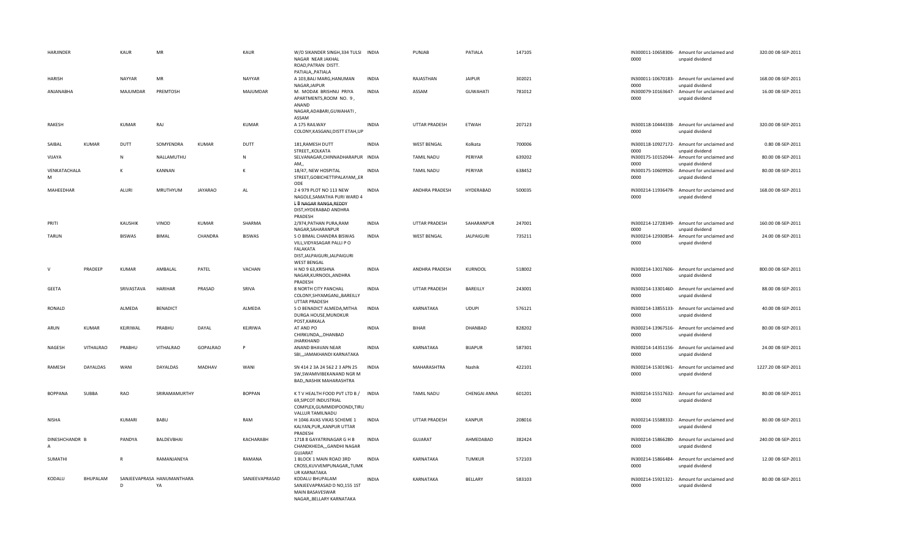| | | | | | | | | | | | | | | | | |
|---|---|---|---|---|---|---|---|---|---|---|---|---|---|---|---|---|
| HARJINDER | | KAUR | MR | | KAUR | W/O SIKANDER SINGH,334 TULSI NAGAR NEAR JAKHAL ROAD,PATRAN DISTT. PATIALA,,PATIALA | INDIA | PUNJAB | PATIALA | 147105 | | IN300011-10658306-0000 | Amount for unclaimed and unpaid dividend | 320.00 | 08-SEP-2011 |
| HARISH | | NAYYAR | MR | | NAYYAR | A 103,BALI MARG,HANUMAN NAGAR,JAIPUR | INDIA | RAJASTHAN | JAIPUR | 302021 | | IN300011-10670183-0000 | Amount for unclaimed and unpaid dividend | 168.00 | 08-SEP-2011 |
| ANJANABHA | | MAJUMDAR | PREMTOSH | | MAJUMDAR | M. MODAK BRISHNU PRIYA APARTMENTS,ROOM NO. 9 , ANAND NAGAR,ADABARI,GUWAHATI , ASSAM | INDIA | ASSAM | GUWAHATI | 781012 | | IN300079-10163647-0000 | Amount for unclaimed and unpaid dividend | 16.00 | 08-SEP-2011 |
| RAKESH | | KUMAR | RAJ | | KUMAR | A 175 RAILWAY COLONY,KASGANJ,DISTT ETAH,UP | INDIA | UTTAR PRADESH | ETWAH | 207123 | | IN300118-10444338-0000 | Amount for unclaimed and unpaid dividend | 320.00 | 08-SEP-2011 |
| SAIBAL | KUMAR | DUTT | SOMYENDRA | KUMAR | DUTT | 181,RAMESH DUTT STREET,,KOLKATA | INDIA | WEST BENGAL | Kolkata | 700006 | | IN300118-10927172-0000 | Amount for unclaimed and unpaid dividend | 0.80 | 08-SEP-2011 |
| VIJAYA | | N | NALLAMUTHU | | N | SELVANAGAR,CHINNADHARAPUR AM,, | INDIA | TAMIL NADU | PERIYAR | 639202 | | IN300175-10152044-0000 | Amount for unclaimed and unpaid dividend | 80.00 | 08-SEP-2011 |
| VENKATACHALA M | | K | KANNAN | | K | 18/47, NEW HOSPITAL STREET,GOBICHETTIPALAYAM,,ER ODE | INDIA | TAMIL NADU | PERIYAR | 638452 | | IN300175-10609926-0000 | Amount for unclaimed and unpaid dividend | 80.00 | 08-SEP-2011 |
| MAHEEDHAR | | ALURI | MRUTHYUM | JAYARAO | AL | 2 4 979 PLOT NO 113 NEW NAGOLE,SAMATHA PURI WARD 4 L B NAGAR RANGA,REDDY DIST,HYDERABAD ANDHRA PRADESH | INDIA | ANDHRA PRADESH | HYDERABAD | 500035 | | IN300214-11936478-0000 | Amount for unclaimed and unpaid dividend | 168.00 | 08-SEP-2011 |
| PRITI | | KAUSHIK | VINOD | KUMAR | SHARMA | 2/974,PATHAN PURA,RAM NAGAR,SAHARANPUR | INDIA | UTTAR PRADESH | SAHARANPUR | 247001 | | IN300214-12728349-0000 | Amount for unclaimed and unpaid dividend | 160.00 | 08-SEP-2011 |
| TARUN | | BISWAS | BIMAL | CHANDRA | BISWAS | S O BIMAL CHANDRA BISWAS VILL,VIDYASAGAR PALLI P O FALAKATA DIST,JALPAIGURI,JALPAIGURI WEST BENGAL | INDIA | WEST BENGAL | JALPAIGURI | 735211 | | IN300214-12930854-0000 | Amount for unclaimed and unpaid dividend | 24.00 | 08-SEP-2011 |
| V | PRADEEP | KUMAR | AMBALAL | PATEL | VACHAN | H NO 9 63,KRISHNA NAGAR,KURNOOL,ANDHRA PRADESH | INDIA | ANDHRA PRADESH | KURNOOL | 518002 | | IN300214-13017606-0000 | Amount for unclaimed and unpaid dividend | 800.00 | 08-SEP-2011 |
| GEETA | | SRIVASTAVA | HARIHAR | PRASAD | SRIVA | 8 NORTH CITY PANCHAL COLONY,SHYAMGANJ,,BAREILLY UTTAR PRADESH | INDIA | UTTAR PRADESH | BAREILLY | 243001 | | IN300214-13301460-0000 | Amount for unclaimed and unpaid dividend | 88.00 | 08-SEP-2011 |
| RONALD | | ALMEDA | BENADICT | | ALMEDA | S O BENADICT ALMEDA,MITHA DURGA HOUSE,MUNDKUR POST,KARKALA | INDIA | KARNATAKA | UDUPI | 576121 | | IN300214-13855133-0000 | Amount for unclaimed and unpaid dividend | 40.00 | 08-SEP-2011 |
| ARUN | KUMAR | KEJRIWAL | PRABHU | DAYAL | KEJRIWA | AT AND PO CHIRKUNDA,,,DHANBAD JHARKHAND | INDIA | BIHAR | DHANBAD | 828202 | | IN300214-13967516-0000 | Amount for unclaimed and unpaid dividend | 80.00 | 08-SEP-2011 |
| NAGESH | VITHALRAO | PRABHU | VITHALRAO | GOPALRAO | P | ANAND BHAVAN NEAR SBI,,,JAMAKHANDI KARNATAKA | INDIA | KARNATAKA | BIJAPUR | 587301 | | IN300214-14351156-0000 | Amount for unclaimed and unpaid dividend | 24.00 | 08-SEP-2011 |
| RAMESH | DAYALDAS | WANI | DAYALDAS | MADHAV | WANI | SN 414 2 3A 24 562 2 3 APN 25 SW,SWAMIVIBEKANAND NGR M BAD,,NASHIK MAHARASHTRA | INDIA | MAHARASHTRA | Nashik | 422101 | | IN300214-15301961-0000 | Amount for unclaimed and unpaid dividend | 1227.20 | 08-SEP-2011 |
| BOPPANA | SUBBA | RAO | SRIRAMAMURTHY | | BOPPAN | K T V HEALTH FOOD PVT LTD B / 69,SIPCOT INDUSTRIAL COMPLEX,GUMMIDIPOONDI,TIRU VALLUR TAMILNADU | INDIA | TAMIL NADU | CHENGAI ANNA | 601201 | | IN300214-15517632-0000 | Amount for unclaimed and unpaid dividend | 80.00 | 08-SEP-2011 |
| NISHA | | KUMARI | BABU | | RAM | H 1046 AVAS VIKAS SCHEME 1 KALYAN,PUR,,KANPUR UTTAR PRADESH | INDIA | UTTAR PRADESH | KANPUR | 208016 | | IN300214-15588332-0000 | Amount for unclaimed and unpaid dividend | 80.00 | 08-SEP-2011 |
| DINESHCHANDR B A | | PANDYA | BALDEVBHAI | | KACHARABH | 1718 8 GAYATRINAGAR G H B CHANDKHEDA,,,GANDHI NAGAR GUJARAT | INDIA | GUJARAT | AHMEDABAD | 382424 | | IN300214-15866280-0000 | Amount for unclaimed and unpaid dividend | 240.00 | 08-SEP-2011 |
| SUMATHI | | R | RAMANJANEYA | | RAMANA | 1 BLOCK 1 MAIN ROAD 3RD CROSS,KUVVEMPUNAGAR,,TUMK UR KARNATAKA | INDIA | KARNATAKA | TUMKUR | 572103 | | IN300214-15866484-0000 | Amount for unclaimed and unpaid dividend | 12.00 | 08-SEP-2011 |
| KODALU | BHUPALAM | SANJEEVAPRASA D | HANUMANTHARA YA | | SANJEEVAPRASAD | KODALU BHUPALAM SANJEEVAPRASAD D NO,155 1ST MAIN BASAVESWAR NAGAR,,BELLARY KARNATAKA | INDIA | KARNATAKA | BELLARY | 583103 | | IN300214-15921321-0000 | Amount for unclaimed and unpaid dividend | 80.00 | 08-SEP-2011 |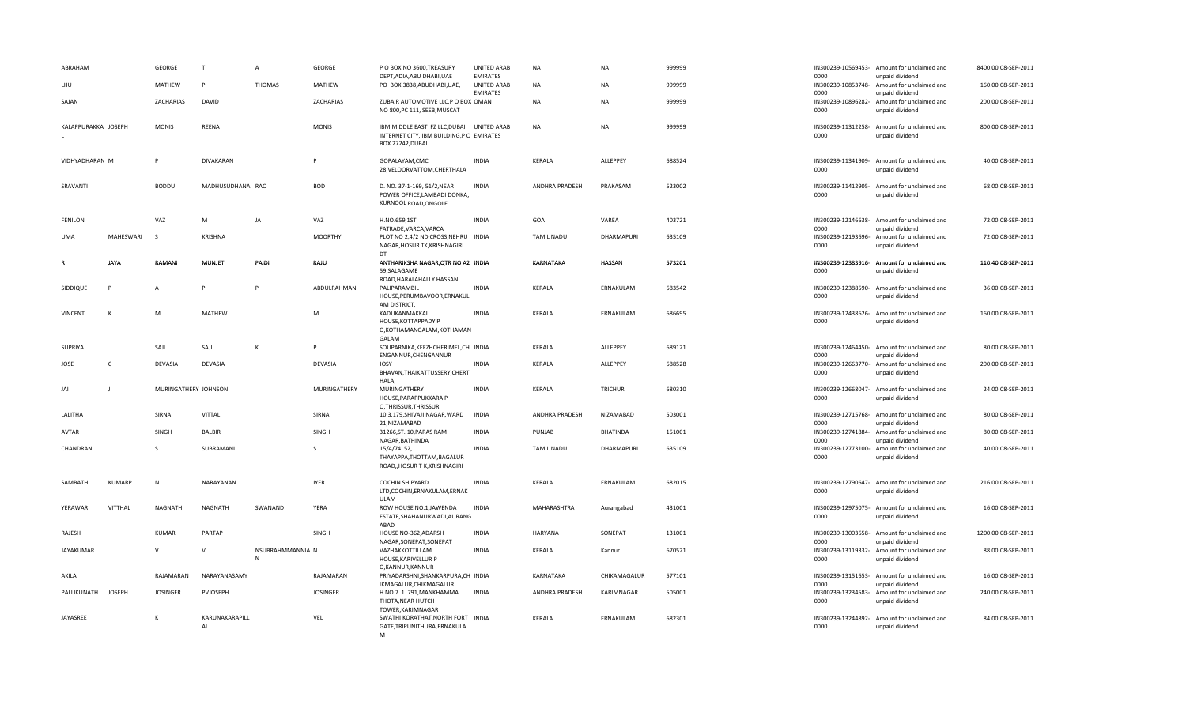| ABRAHAM | | GEORGE | T | A | GEORGE | P O BOX NO 3600,TREASURY DEPT,ADIA,ABU DHABI,UAE | UNITED ARAB EMIRATES | NA | NA | 999999 | | IN300239-10569453-0000 | Amount for unclaimed and unpaid dividend | 8400.00 | 08-SEP-2011 |
|---|---|---|---|---|---|---|---|---|---|---|---|---|---|---|---|
| IJJU | | MATHEW | P | THOMAS | MATHEW | PO BOX 3838,ABUDHABI,UAE, | UNITED ARAB EMIRATES | NA | NA | 999999 | | IN300239-10853748-0000 | Amount for unclaimed and unpaid dividend | 160.00 | 08-SEP-2011 |
| SAJAN | | ZACHARIAS | DAVID | | ZACHARIAS | ZUBAIR AUTOMOTIVE LLC,P O BOX NO 800,PC 111, SEEB,MUSCAT | OMAN | NA | NA | 999999 | | IN300239-10896282-0000 | Amount for unclaimed and unpaid dividend | 200.00 | 08-SEP-2011 |
| KALAPPURAKKA L | JOSEPH | MONIS | REENA | | MONIS | IBM MIDDLE EAST FZ LLC,DUBAI INTERNET CITY, IBM BUILDING,P O BOX 27242,DUBAI | UNITED ARAB EMIRATES | NA | NA | 999999 | | IN300239-11312258-0000 | Amount for unclaimed and unpaid dividend | 800.00 | 08-SEP-2011 |
| VIDHYADHARAN | M | P | DIVAKARAN | | P | GOPALAYAM,CMC 28,VELOORVATTOM,CHERTHALA | INDIA | KERALA | ALLEPPEY | 688524 | | IN300239-11341909-0000 | Amount for unclaimed and unpaid dividend | 40.00 | 08-SEP-2011 |
| SRAVANTI | | BODDU | MADHUSUDHANA | RAO | BOD | D. NO. 37-1-169, 51/2,NEAR POWER OFFICE,LAMBADI DONKA, KURNOOL ROAD,ONGOLE | INDIA | ANDHRA PRADESH | PRAKASAM | 523002 | | IN300239-11412905-0000 | Amount for unclaimed and unpaid dividend | 68.00 | 08-SEP-2011 |
| FENILON | | VAZ | M | JA | VAZ | H.NO.659,1ST FATRADE,VARCA,VARCA | INDIA | GOA | VAREA | 403721 | | IN300239-12146638-0000 | Amount for unclaimed and unpaid dividend | 72.00 | 08-SEP-2011 |
| UMA | MAHESWARI | S | KRISHNA | | MOORTHY | PLOT NO 2,4/2 ND CROSS,NEHRU NAGAR,HOSUR TK,KRISHNAGIRI DT | INDIA | TAMIL NADU | DHARMAPURI | 635109 | | IN300239-12193696-0000 | Amount for unclaimed and unpaid dividend | 72.00 | 08-SEP-2011 |
| R | JAYA | RAMANI | MUNJETI | PAIDI | RAJU | ANTHARIKSHA NAGAR,QTR NO A2 59,SALAGAME ROAD,HARALAHALLY HASSAN | INDIA | KARNATAKA | HASSAN | 573201 | | IN300239-12383916-0000 | Amount for unclaimed and unpaid dividend | 110.40 | 08-SEP-2011 |
| SIDDIQUE | P | A | P | P | ABDULRAHMAN | PALIPARAMBIL HOUSE,PERUMBAVOOR,ERNAKUL AM DISTRICT, | INDIA | KERALA | ERNAKULAM | 683542 | | IN300239-12388590-0000 | Amount for unclaimed and unpaid dividend | 36.00 | 08-SEP-2011 |
| VINCENT | K | M | MATHEW | | M | KADUKANMAKKAL HOUSE,KOTTAPPADY P O,KOTHAMANGALAM,KOTHAMAN GALAM | INDIA | KERALA | ERNAKULAM | 686695 | | IN300239-12438626-0000 | Amount for unclaimed and unpaid dividend | 160.00 | 08-SEP-2011 |
| SUPRIYA | | SAJI | SAJI | K | P | SOUPARNIKA,KEEZHCHERIMEL,CH ENGANNUR,CHENGANNUR | INDIA | KERALA | ALLEPPEY | 689121 | | IN300239-12464450-0000 | Amount for unclaimed and unpaid dividend | 80.00 | 08-SEP-2011 |
| JOSE | C | DEVASIA | DEVASIA | | DEVASIA | JOSY BHAVAN,THAIKATTUSSERY,CHERT HALA, | INDIA | KERALA | ALLEPPEY | 688528 | | IN300239-12663770-0000 | Amount for unclaimed and unpaid dividend | 200.00 | 08-SEP-2011 |
| JAI | J | MURINGATHERY | JOHNSON | | MURINGATHERY | MURINGATHERY HOUSE,PARAPPUKKARA P O,THRISSUR,THRISSUR | INDIA | KERALA | TRICHUR | 680310 | | IN300239-12668047-0000 | Amount for unclaimed and unpaid dividend | 24.00 | 08-SEP-2011 |
| LALITHA | | SIRNA | VITTAL | | SIRNA | 10.3.179,SHIVAJI NAGAR,WARD 21,NIZAMABAD | INDIA | ANDHRA PRADESH | NIZAMABAD | 503001 | | IN300239-12715768-0000 | Amount for unclaimed and unpaid dividend | 80.00 | 08-SEP-2011 |
| AVTAR | | SINGH | BALBIR | | SINGH | 31266,ST. 10,PARAS RAM NAGAR,BATHINDA | INDIA | PUNJAB | BHATINDA | 151001 | | IN300239-12741884-0000 | Amount for unclaimed and unpaid dividend | 80.00 | 08-SEP-2011 |
| CHANDRAN | | S | SUBRAMANI | | S | 15/4/74 52, THAYAPPA,THOTTAM,BAGALUR ROAD,,HOSUR T K,KRISHNAGIRI | INDIA | TAMIL NADU | DHARMAPURI | 635109 | | IN300239-12773100-0000 | Amount for unclaimed and unpaid dividend | 40.00 | 08-SEP-2011 |
| SAMBATH | KUMARP | N | NARAYANAN | | IYER | COCHIN SHIPYARD LTD,COCHIN,ERNAKULAM,ERNAK ULAM | INDIA | KERALA | ERNAKULAM | 682015 | | IN300239-12790647-0000 | Amount for unclaimed and unpaid dividend | 216.00 | 08-SEP-2011 |
| YERAWAR | VITTHAL | NAGNATH | NAGNATH | SWANAND | YERA | ROW HOUSE NO.1,JAWENDA ESTATE,SHAHANURWADI,AURANG ABAD | INDIA | MAHARASHTRA | Aurangabad | 431001 | | IN300239-12975075-0000 | Amount for unclaimed and unpaid dividend | 16.00 | 08-SEP-2011 |
| RAJESH | | KUMAR | PARTAP | | SINGH | HOUSE NO-362,ADARSH NAGAR,SONEPAT,SONEPAT | INDIA | HARYANA | SONEPAT | 131001 | | IN300239-13003658-0000 | Amount for unclaimed and unpaid dividend | 1200.00 | 08-SEP-2011 |
| JAYAKUMAR | | V | V | NSUBRAHMMANNIA N | N | VAZHAKKOTTILLAM HOUSE,KARIVELLUR P O,KANNUR,KANNUR | INDIA | KERALA | Kannur | 670521 | | IN300239-13119332-0000 | Amount for unclaimed and unpaid dividend | 88.00 | 08-SEP-2011 |
| AKILA | | RAJAMARAN | NARAYANASAMY | | RAJAMARAN | PRIYADARSHNI,SHANKARPURA,CH IKMAGALUR,CHIKMAGALUR | INDIA | KARNATAKA | CHIKAMAGALUR | 577101 | | IN300239-13151653-0000 | Amount for unclaimed and unpaid dividend | 16.00 | 08-SEP-2011 |
| PALLIKUNATH | JOSEPH | JOSINGER | PVJOSEPH | | JOSINGER | H NO 7 1 791,MANKHAMMA THOTA,NEAR HUTCH TOWER,KARIMNAGAR | INDIA | ANDHRA PRADESH | KARIMNAGAR | 505001 | | IN300239-13234583-0000 | Amount for unclaimed and unpaid dividend | 240.00 | 08-SEP-2011 |
| JAYASREE | | K | KARUNAKARAPILL AI | | VEL | SWATHI KORATHAT,NORTH FORT GATE,TRIPUNITHURA,ERNAKULA M | INDIA | KERALA | ERNAKULAM | 682301 | | IN300239-13244892-0000 | Amount for unclaimed and unpaid dividend | 84.00 | 08-SEP-2011 |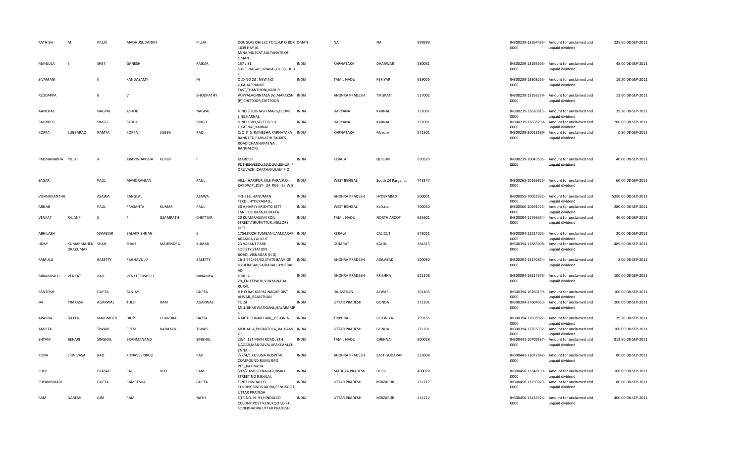| | | | | | | | | | | | | | | | |
|---|---|---|---|---|---|---|---|---|---|---|---|---|---|---|---|
| RATHISH | M | PILLAI | MADHUSUDANAN | | PILLAI | DOUGLAS OHI LLC PC 114,P O BOX 1639 HAY AL MINA,MUSCAT,SULTANATE OF OMAN | OMAN | NA | NA | 999999 | IN300239-13264435-0000 | Amount for unclaimed and unpaid dividend | 225.60 | 08-SEP-2011 |
| MANJULA | S | SHET | GANESH | | RAIKAR | 157 / 81 , SHREENAGAR,UNAKAL,HUBLI,HUB LI | INDIA | KARNATAKA | DHARWAR | 580031 | IN300239-13295503-0000 | Amount for unclaimed and unpaid dividend | 48.00 | 08-SEP-2011 |
| SIVAMANI | | K | KANDASAMY | | M | OLD NO 23 , NEW NO 2,KALIAPPANUR EAST,THANTHONI,KARUR | INDIA | TAMIL NADU | PERIYAR | 639005 | IN300239-13308255-0000 | Amount for unclaimed and unpaid dividend | 19.20 | 08-SEP-2011 |
| REDDAPPA | | B | V | | BHOOPATHY | VUYYALACHINTALA (V),MAPAKSHI (P),CHITTOOR,CHITTOOR | INDIA | ANDHRA PRADESH | TIRUPATI | 517002 | IN300239-13356279-0000 | Amount for unclaimed and unpaid dividend | 13.60 | 08-SEP-2011 |
| AANCHAL | | NAGPAL | ASHOK | | NAGPAL | H.NO 3,SUBHASH MARG,D,CIVIL LINE,KARNAL | INDIA | HARYANA | KARNAL | 132001 | IN300239-13620015-0000 | Amount for unclaimed and unpaid dividend | 39.20 | 08-SEP-2011 |
| RAJINDER | | SINGH | SADHU | | SINGH | H.NO 1389,SECTOR 9 U E,KARNAL,KARNAL | INDIA | HARYANA | KARNAL | 132001 | IN300239-13658290-0000 | Amount for unclaimed and unpaid dividend | 200.00 | 08-SEP-2011 |
| KOPPA | SUBBARAO | RAMYA | KOPPA | SUBBA | RAO | C/O K S RAMESHA,KARNATAKA BANK LTD,PARVATHI TALKIES ROAD,CHANNAPATNA , BANGALORE | INDIA | KARNATAKA | Mysore | 571501 | IN300239-30013189-0000 | Amount for unclaimed and unpaid dividend | 0.80 | 08-SEP-2011 |
| PADMANABHA | PILLAI | A | ARAVINDAKSHA | KURUP | P | MAROOR PUTHENVEEDU,NADUVILEMURI,P ORUVAZHI,CHATHAKULAM P O | INDIA | KERALA | QUILON | 690520 | IN300239-30043595-0000 | Amount for unclaimed and unpaid dividend | 40.00 | 08-SEP-2011 |
| SAGAR | | PAUL | MANORANJAN | | PAUL | VILL- HARIPUR JALE PARA,P.O.- KAKDWIP,,DIST- 24 PGS (S) W.B. | INDIA | WEST BENGAL | South 24 Parganas | 743347 | IN300263-10169825-0000 | Amount for unclaimed and unpaid dividend | 60.00 | 08-SEP-2011 |
| VISHNUKANTHA | | ASAWA | RANGLAL | | ASAWA | 4-3-518, HANUMAN TEKDI,,HYDERABAD,, | INDIA | ANDHRA PRADESH | HYDERABAD | 500001 | IN300351-70022932-0000 | Amount for unclaimed and unpaid dividend | 5280.00 | 08-SEP-2011 |
| ARNAB | | PAUL | PRASANTA | KUMAR | PAUL | 30 A,HAREY KRISHTO SETT LANE,KOLKATA,KOLKATA | INDIA | WEST BENGAL | Kolkata | 700050 | IN300360-10591725-0000 | Amount for unclaimed and unpaid dividend | 280.00 | 08-SEP-2011 |
| VENKAT | RAJANP | S | P | GSAMPATH | CHETTIAR | 20 KUMARASAMI KOIL STREET,TIRUPATTUR,,VELLORE DIST | INDIA | TAMIL NADU | NORTH ARCOT | 635601 | IN300394-11766354-0000 | Amount for unclaimed and unpaid dividend | 40.00 | 08-SEP-2011 |
| ABHILASH | | NAMBIAR | BALAKRISHNAN | | E | 1754,KOZHITUMBANILAM,KARAP ARAMBA,CALICUT | INDIA | KERALA | CALICUT | 673021 | IN300394-12214025-0000 | Amount for unclaimed and unpaid dividend | 20.00 | 08-SEP-2011 |
| UDAY | KUMARMAHEN DRAKUMAR | SHAH | SHAH | MAHENDRA | KUMAR | 23 VASANT PARK SOCIETY,STATION ROAD,,VISNAGAR (N G) | INDIA | GUJARAT | KALOL | 384315 | IN300394-12883008-0000 | Amount for unclaimed and unpaid dividend | 489.60 | 08-SEP-2011 |
| RAMULU | | BASETTY | RAGHAVULU | | BASETTY | 16-2-751/55/52,STATE BANK OF HYDERABAD,SAIDABAD,HYDERAB AD | INDIA | ANDHRA PRADESH | ADILABAD | 500060 | IN300394-13270854-0000 | Amount for unclaimed and unpaid dividend | 8.00 | 08-SEP-2011 |
| MIRAMPALLI | VENKAT | RAO | VENKTESWARLU | | MIRAMPA | D NO 7-29,,ENIKEPADU,VIJAYAWADA RURAL | INDIA | ANDHRA PRADESH | KRISHNA | 521108 | IN300394-16217375-0000 | Amount for unclaimed and unpaid dividend | 100.00 | 08-SEP-2011 |
| SANTOSH | | GUPTA | SANJAY | | GUPTA | V P O BAS KIRPAL NAGAR,DIST ALWAR,,RAJASTHAN | INDIA | RAJASTHAN | ALWAR | 301405 | IN300394-16260139-0000 | Amount for unclaimed and unpaid dividend | 160.00 | 08-SEP-2011 |
| JAI | PRAKASH | AGARWAL | TULSI | RAM | AGARWAL | TULSI MILL,BHAGWATIGANJ,,BALARAMP UR | INDIA | UTTAR PRADESH | GONDA | 271201 | IN300394-17604053-0000 | Amount for unclaimed and unpaid dividend | 200.00 | 08-SEP-2011 |
| APARNA | DATTA | MAJUMDER | DILIP | CHANDRA | DATTA | NARTH SONAICHARI,,,BELONIA | INDIA | TRIPURA | BELONIYA | 799155 | IN300394-17698922-0000 | Amount for unclaimed and unpaid dividend | 39.20 | 08-SEP-2011 |
| AMRITA | | TIWARI | PREM | NARAYAN | TIWARI | MOHALLA,PURABTOLA,,BALRAMP UR | INDIA | UTTAR PRADESH | GONDA | 271201 | IN300394-17765332-0000 | Amount for unclaimed and unpaid dividend | 160.00 | 08-SEP-2011 |
| SHYAM | BEHARI | SINGHAL | BRAHMANAND | | SINGHAL | 23/4 1ST MAIN ROAD,JETH NAGAR,MANDAVALLIPAKKAM,CH ENNAI | INDIA | TAMIL NADU | CHENNAI | 600028 | IN300441-10709687-0000 | Amount for unclaimed and unpaid dividend | 812.80 | 08-SEP-2011 |
| KONA | SRINIVASA | RAO | KONAVEERRAJU | | RAO | 7/7/4/1 KUSUNA HOSPITAL COMPOUND,RAMA RAO PET,,KAKINADA | INDIA | ANDHRA PRADESH | EAST GODAVARI | 533004 | IN300441-11072842-0000 | Amount for unclaimed and unpaid dividend | 80.00 | 08-SEP-2011 |
| SHEO | | PRASAD | RAJ | DEO | RAM | 597/2 ASHISH NAGAR,RISALI STREET NO 9,BHILAI, | INDIA | MADHYA PRADESH | DURG | 490020 | IN300450-11348139-0000 | Amount for unclaimed and unpaid dividend | 160.00 | 08-SEP-2011 |
| SHYAMBIHARI | | GUPTA | RAMRKSHA | | GUPTA | T-262 HINDALCO COLONY,SINEBHADRA,RENUKOOT, UTTAR PRADESH | INDIA | UTTAR PRADESH | MIRZAPUR | 231217 | IN300450-13239073-0000 | Amount for unclaimed and unpaid dividend | 80.00 | 08-SEP-2011 |
| RAM | NARESH | GIRI | RAM | | NATH | QTR NO- N- 93,HINDALCO COLONY,POST RENUKOOT,DIST SONEBHADRA UTTAR PRADESH | INDIA | UTTAR PRADESH | MIRZAPUR | 231217 | IN300450-13434324-0000 | Amount for unclaimed and unpaid dividend | 400.00 | 08-SEP-2011 |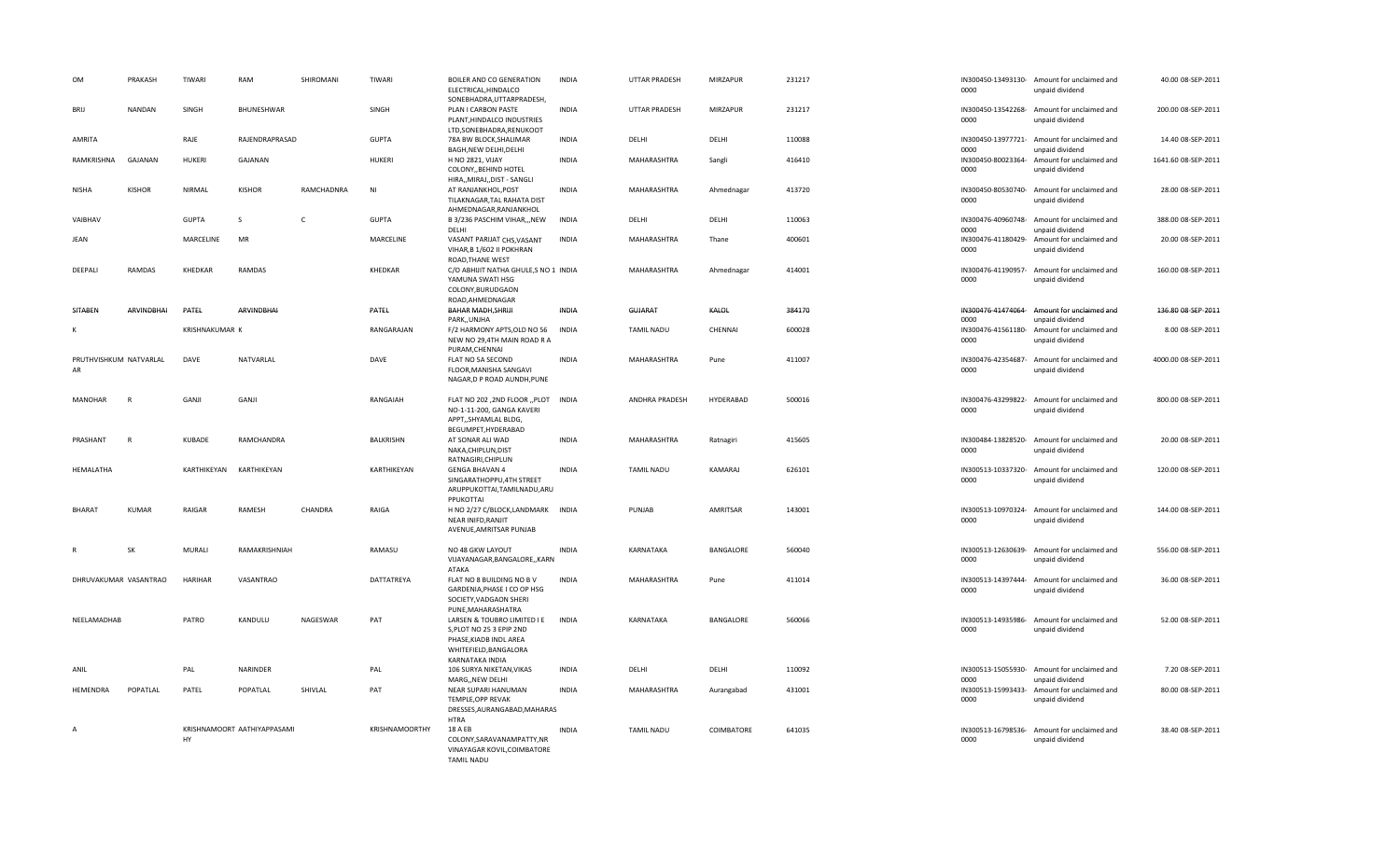| | | | | | | | | | | | | | | | |
|---|---|---|---|---|---|---|---|---|---|---|---|---|---|---|---|
| OM | PRAKASH | TIWARI | RAM | SHIROMANI | TIWARI | BOILER AND CO GENERATION ELECTRICAL,HINDALCO SONEBHADRA,UTTARPRADESH, | INDIA | UTTAR PRADESH | MIRZAPUR | 231217 | | IN300450-13493130-0000 | Amount for unclaimed and unpaid dividend | 40.00 | 08-SEP-2011 |
| BRIJ | NANDAN | SINGH | BHUNESHWAR | | SINGH | PLAN I CARBON PASTE PLANT,HINDALCO INDUSTRIES LTD,SONEBHADRA,RENUKOOT | INDIA | UTTAR PRADESH | MIRZAPUR | 231217 | | IN300450-13542268-0000 | Amount for unclaimed and unpaid dividend | 200.00 | 08-SEP-2011 |
| AMRITA | | RAJE | RAJENDRAPRASAD | | GUPTA | 78A BW BLOCK,SHALIMAR BAGH,NEW DELHI,DELHI | INDIA | DELHI | DELHI | 110088 | | IN300450-13977721-0000 | Amount for unclaimed and unpaid dividend | 14.40 | 08-SEP-2011 |
| RAMKRISHNA | GAJANAN | HUKERI | GAJANAN | | HUKERI | H NO 2821, VIJAY COLONY,,BEHIND HOTEL HIRA,,MIRAJ,,DIST - SANGLI | INDIA | MAHARASHTRA | Sangli | 416410 | | IN300450-80023364-0000 | Amount for unclaimed and unpaid dividend | 1641.60 | 08-SEP-2011 |
| NISHA | KISHOR | NIRMAL | KISHOR | RAMCHADNRA | NI | AT RANJANKHOL,POST TILAKNAGAR,TAL RAHATA DIST AHMEDNAGAR,RANJANKHOL | INDIA | MAHARASHTRA | Ahmednagar | 413720 | | IN300450-80530740-0000 | Amount for unclaimed and unpaid dividend | 28.00 | 08-SEP-2011 |
| VAIBHAV | | GUPTA | S | C | GUPTA | B 3/236 PASCHIM VIHAR,,,NEW DELHI | INDIA | DELHI | DELHI | 110063 | | IN300476-40960748-0000 | Amount for unclaimed and unpaid dividend | 388.00 | 08-SEP-2011 |
| JEAN | | MARCELINE | MR | | MARCELINE | VASANT PARIJAT CHS,VASANT VIHAR,B 1/602 II POKHRAN ROAD,THANE WEST | INDIA | MAHARASHTRA | Thane | 400601 | | IN300476-41180429-0000 | Amount for unclaimed and unpaid dividend | 20.00 | 08-SEP-2011 |
| DEEPALI | RAMDAS | KHEDKAR | RAMDAS | | KHEDKAR | C/O ABHIJIT NATHA GHULE,S NO 1 YAMUNA SWATI HSG COLONY,BURUDGAON ROAD,AHMEDNAGAR | INDIA | MAHARASHTRA | Ahmednagar | 414001 | | IN300476-41190957-0000 | Amount for unclaimed and unpaid dividend | 160.00 | 08-SEP-2011 |
| ~~SITABEN~~ | ~~ARVINDBHAI~~ | ~~PATEL~~ | ~~ARVINDBHAI~~ | | ~~PATEL~~ | ~~BAHAR MADH,SHRIJI PARK,,UNJHA~~ | ~~INDIA~~ | ~~GUJARAT~~ | ~~KALOL~~ | ~~384170~~ | | ~~IN300476-41474064-0000~~ | ~~Amount for unclaimed and unpaid dividend~~ | ~~136.80~~ | ~~08-SEP-2011~~ |
| K | | KRISHNAKUMAR | K | | RANGARAJAN | F/2 HARMONY APTS,OLD NO 56 NEW NO 29,4TH MAIN ROAD R A PURAM,CHENNAI | INDIA | TAMIL NADU | CHENNAI | 600028 | | IN300476-41561180-0000 | Amount for unclaimed and unpaid dividend | 8.00 | 08-SEP-2011 |
| PRUTHVISHKUM AR | NATVARLAL | DAVE | NATVARLAL | | DAVE | FLAT NO 5A SECOND FLOOR,MANISHA SANGAVI NAGAR,D P ROAD AUNDH,PUNE | INDIA | MAHARASHTRA | Pune | 411007 | | IN300476-42354687-0000 | Amount for unclaimed and unpaid dividend | 4000.00 | 08-SEP-2011 |
| MANOHAR | R | GANJI | GANJI | | RANGAIAH | FLAT NO 202 ,2ND FLOOR ,,PLOT NO-1-11-200, GANGA KAVERI APPT,,SHYAMLAL BLDG, BEGUMPET,HYDERABAD | INDIA | ANDHRA PRADESH | HYDERABAD | 500016 | | IN300476-43299822-0000 | Amount for unclaimed and unpaid dividend | 800.00 | 08-SEP-2011 |
| PRASHANT | R | KUBADE | RAMCHANDRA | | BALKRISHN | AT SONAR ALI WAD NAKA,CHIPLUN,DIST RATNAGIRI,CHIPLUN | INDIA | MAHARASHTRA | Ratnagiri | 415605 | | IN300484-13828520-0000 | Amount for unclaimed and unpaid dividend | 20.00 | 08-SEP-2011 |
| HEMALATHA | | KARTHIKEYAN | KARTHIKEYAN | | KARTHIKEYAN | GENGA BHAVAN 4 SINGARATHOPPU,4TH STREET ARUPPUKOTTAI,TAMILNADU,ARU PPUKOTTAI | INDIA | TAMIL NADU | KAMARAJ | 626101 | | IN300513-10337320-0000 | Amount for unclaimed and unpaid dividend | 120.00 | 08-SEP-2011 |
| BHARAT | KUMAR | RAIGAR | RAMESH | CHANDRA | RAIGA | H NO 2/27 C/BLOCK,LANDMARK NEAR INIFD,RANJIT AVENUE,AMRITSAR PUNJAB | INDIA | PUNJAB | AMRITSAR | 143001 | | IN300513-10970324-0000 | Amount for unclaimed and unpaid dividend | 144.00 | 08-SEP-2011 |
| R | SK | MURALI | RAMAKRISHNIAH | | RAMASU | NO 48 GKW LAYOUT VIJAYANAGAR,BANGALORE,,KARN ATAKA | INDIA | KARNATAKA | BANGALORE | 560040 | | IN300513-12630639-0000 | Amount for unclaimed and unpaid dividend | 556.00 | 08-SEP-2011 |
| DHRUVAKUMAR | VASANTRAO | HARIHAR | VASANTRAO | | DATTATREYA | FLAT NO 8 BUILDING NO B V GARDENIA,PHASE I CO OP HSG SOCIETY,VADGAON SHERI PUNE,MAHARASHATRA | INDIA | MAHARASHTRA | Pune | 411014 | | IN300513-14397444-0000 | Amount for unclaimed and unpaid dividend | 36.00 | 08-SEP-2011 |
| NEELAMADHAB | | PATRO | KANDULU | NAGESWAR | PAT | LARSEN & TOUBRO LIMITED I E S,PLOT NO 25 3 EPIP 2ND PHASE,KIADB INDL AREA WHITEFIELD,BANGALORA KARNATAKA INDIA | INDIA | KARNATAKA | BANGALORE | 560066 | | IN300513-14935986-0000 | Amount for unclaimed and unpaid dividend | 52.00 | 08-SEP-2011 |
| ANIL | | PAL | NARINDER | | PAL | 106 SURYA NIKETAN,VIKAS MARG,,NEW DELHI | INDIA | DELHI | DELHI | 110092 | | IN300513-15055930-0000 | Amount for unclaimed and unpaid dividend | 7.20 | 08-SEP-2011 |
| HEMENDRA | POPATLAL | PATEL | POPATLAL | SHIVLAL | PAT | NEAR SUPARI HANUMAN TEMPLE,OPP REVAK DRESSES,AURANGABAD,MAHARAS HTRA | INDIA | MAHARASHTRA | Aurangabad | 431001 | | IN300513-15993433-0000 | Amount for unclaimed and unpaid dividend | 80.00 | 08-SEP-2011 |
| A | | KRISHNAMOORT HY | AATHIYAPPASAMI | | KRISHNAMOORTHY | 18 A EB COLONY,SARAVANAMPATTY,NR VINAYAGAR KOVIL,COIMBATORE TAMIL NADU | INDIA | TAMIL NADU | COIMBATORE | 641035 | | IN300513-16798536-0000 | Amount for unclaimed and unpaid dividend | 38.40 | 08-SEP-2011 |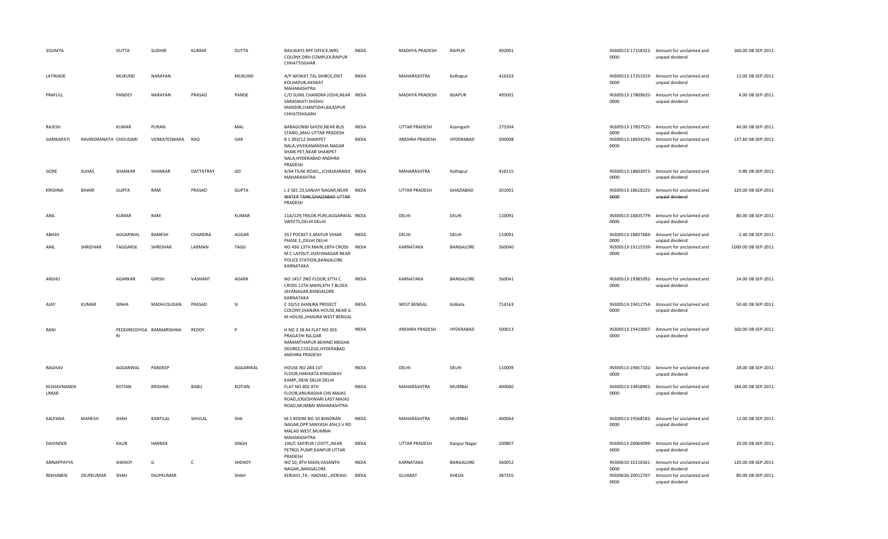| | | | | | | | | | | | | | | | |
|---|---|---|---|---|---|---|---|---|---|---|---|---|---|---|---|
| SOUMYA | | DUTTA | SUDHIR | KUMAR | DUTTA | RAILWAYS RPF OFFICE,WRS COLONY,DRH COMPLEX,RAIPUR CHHATTISGHAR | INDIA | MADHYA PRADESH | RAIPUR | 492001 | | IN300513-17118322-0000 | Amount for unclaimed and unpaid dividend | 160.00 | 08-SEP-2011 |
| LATWADE | | MUKUND | NARAYAN | | MUKUND | A/P AKIWAT,TAL SHIROL,DIST KOLHAPUR,AKIWAT MAHARASHTRA | INDIA | MAHARASHTRA | Kolhapur | 416103 | | IN300513-17253319-0000 | Amount for unclaimed and unpaid dividend | 12.00 | 08-SEP-2011 |
| PRAFULL | | PANDEY | NARAYAN | PRASAD | PANDE | C/O SUNIL CHANDRA JOSHI,NEAR SARASWATI SHISHU MANDIR,CHANTIDIH,BILASPUR CHHATISHGARH | INDIA | MADHYA PRADESH | BIJAPUR | 495001 | | IN300513-17809625-0000 | Amount for unclaimed and unpaid dividend | 4.00 | 08-SEP-2011 |
| RAJESH | | KUMAR | PURAN | | MAL | BARAGONW GHOSI,NEAR BUS STAND,,MAU UTTAR PRADESH | INDIA | UTTAR PRADESH | Azamgarh | 275304 | | IN300513-17837525-0000 | Amount for unclaimed and unpaid dividend | 40.00 | 08-SEP-2011 |
| GARIKAPATI | RAVINDRANATH | CHOUDARI | VENKATESWARA | RAO | GAR | 8 1 303/12 SHAIKPET NALA,VIVEKANANDHA NAGAR SHAIK PET,NEAR SHAIKPET NALA,HYDERABAD ANDHRA PRADESH | INDIA | ANDHRA PRADESH | HYDERABAD | 500008 | | IN300513-18434193-0000 | Amount for unclaimed and unpaid dividend | 137.60 | 08-SEP-2011 |
| GORE | SUHAS | SHANKAR | SHANKAR | DATTATRAY | GO | 4/64 TILAK ROAD,,,ICHALKARANJI MAHARASHTRA | INDIA | MAHARASHTRA | Kolhapur | 416115 | | IN300513-18603073-0000 | Amount for unclaimed and unpaid dividend | 0.80 | 08-SEP-2011 |
| KRISHNA | BIHARI | GUPTA | RAM | PRASAD | GUPTA | L 2 SEC 23,SANJAY NAGAR,NEAR WATER TANK,GHAZIABAD UTTAR PRADESH | INDIA | UTTAR PRADESH | GHAZIABAD | 201001 | | IN300513-18618225-0000 | Amount for unclaimed and unpaid dividend | 320.00 | 08-SEP-2011 |
| ANIL | | KUMAR | RAM | | KUMAR | 11A/129,TRILOK PURI,AGGARWAL SWEETS,DELHI DELHI | INDIA | DELHI | DELHI | 110091 | | IN300513-18835779-0000 | Amount for unclaimed and unpaid dividend | 80.00 | 08-SEP-2011 |
| ABHAY | | AGGARWAL | RAMESH | CHANDRA | AGGAR | 357 POCKET E,MAYUR VIHAR PHASE 2,,DELHI DELHI | INDIA | DELHI | DELHI | 110091 | | IN300513-18837684-0000 | Amount for unclaimed and unpaid dividend | 2.40 | 08-SEP-2011 |
| ANIL | SHRIDHAR | TAGGARSE | SHRIDHAR | LAXMAN | TAGG | NO 436 13TH MAIN,18TH CROSS M C LAYOUT,VIJAYANAGAR NEAR POLICE STATION,BANGALORE KARNATAKA | INDIA | KARNATAKA | BANGALORE | 560040 | | IN300513-19115539-0000 | Amount for unclaimed and unpaid dividend | 1000.00 | 08-SEP-2011 |
| ANSHU | | AGARKAR | GIRISH | VASHANT | AGARK | NO 1457 2ND FLOOR,37TH C CROSS 11TH MAIN,4TH T BLOCK JAYANAGAR,BANGALORE KARNATAKA | INDIA | KARNATAKA | BANGALORE | 560041 | | IN300513-19385092-0000 | Amount for unclaimed and unpaid dividend | 24.00 | 08-SEP-2011 |
| AJAY | KUMAR | SINHA | MADHUSUDAN | PRASAD | SI | C 10/53 JHANJRA PROJECT COLONY,JHANJRA HOUSE,NEAR G M HOUSE,JHANJRA WEST BENGAL | INDIA | WEST BENGAL | Kolkata | 714163 | | IN300513-19412754-0000 | Amount for unclaimed and unpaid dividend | 50.40 | 08-SEP-2011 |
| RANI | | PEDDIREDDYGARI | RAMAKRISHNA | REDDY | P | H NO 3 18 44 FLAT NO 203 PRAGATHI NA,GAR RAMANTHAPUR BEHIND MEGHA DEGREE,COLLEGE,HYDERABAD ANDHRA PRADESH | INDIA | ANDHRA PRADESH | HYDERABAD | 500013 | | IN300513-19423007-0000 | Amount for unclaimed and unpaid dividend | 160.00 | 08-SEP-2011 |
| RAGHAV | | AGGARWAL | PARDEEP | | AGGARWAL | HOUSE NO 284 1ST FLOOR,HAKIKATA KINGSWAY KAMP,,NEW DELHI DELHI | INDIA | DELHI | DELHI | 110009 | | IN300513-19457102-0000 | Amount for unclaimed and unpaid dividend | 28.00 | 08-SEP-2011 |
| KESHAVNANDK UMAR | | KOTIAN | KRISHNA | BABU | KOTIAN | FLAT NO 402 4TH FLOOR,ANURADHA CHS MAJAS ROAD,JOGESHWARI EAST MAJAS ROAD,MUMBAI MAHARASHTRA | INDIA | MAHARASHTRA | MUMBAI | 400060 | | IN300513-19458902-0000 | Amount for unclaimed and unpaid dividend | 184.00 | 08-SEP-2011 |
| KALPANA | MAHESH | SHAH | KANTILAL | SHIVLAL | SHA | M S ROOM NO 10 BHADRAN NAGAR,OPP SANYASH ASH,S V RD MALAD WEST,MUMBAI MAHARASHTRA | INDIA | MAHARASHTRA | MUMBAI | 400064 | | IN300513-19568182-0000 | Amount for unclaimed and unpaid dividend | 12.00 | 08-SEP-2011 |
| DAVINDER | | KAUR | HARNEK | | SINGH | 106/C SAFIPUR I DISTT,,NEAR PETROL PUMP,KANPUR UTTAR PRADESH | INDIA | UTTAR PRADESH | Kanpur Nagar | 200807 | | IN300513-20064099-0000 | Amount for unclaimed and unpaid dividend | 20.00 | 08-SEP-2011 |
| ANNAPPAYYA | | SHENOY | G | C | SHENOY | NO 10, 8TH MAIN,VASANTH NAGAR,,BANGALORE | INDIA | KARNATAKA | BANGALORE | 560052 | | IN300610-10116561-0000 | Amount for unclaimed and unpaid dividend | 120.00 | 08-SEP-2011 |
| REKHABEN | DILIPKUMAR | SHAH | DILIPKUMAR | | SHAH | KERIAVI.,TA.- NADIAD.,,KERIAVI. | INDIA | GUJARAT | KHEDA | 387355 | | IN300636-20012707-0000 | Amount for unclaimed and unpaid dividend | 80.00 | 08-SEP-2011 |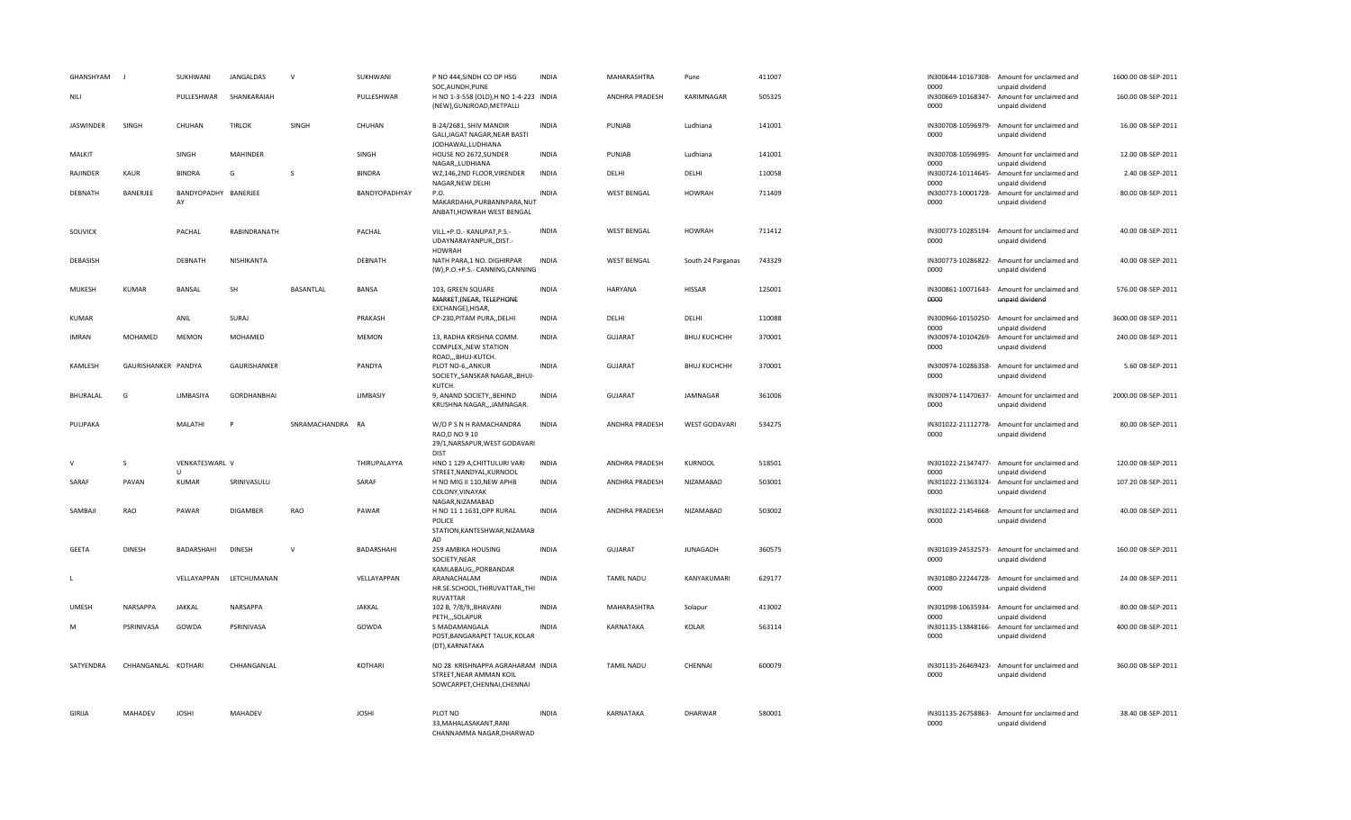| | | | | | | | | | | | | | | |
|---|---|---|---|---|---|---|---|---|---|---|---|---|---|---|
| GHANSHYAM | J | SUKHWANI | JANGALDAS | V | SUKHWANI | P NO 444,SINDH CO OP HSG SOC,AUNDH,PUNE | INDIA | MAHARASHTRA | Pune | 411007 | | IN300644-10167308-0000 | Amount for unclaimed and unpaid dividend | 1600.00 08-SEP-2011 |
| NILI | | PULLESHWAR | SHANKARAIAH | | PULLESHWAR | H NO 1-3-558 (OLD),H NO 1-4-223 (NEW),GUNJROAD,METPALLI | INDIA | ANDHRA PRADESH | KARIMNAGAR | 505325 | | IN300669-10168347-0000 | Amount for unclaimed and unpaid dividend | 160.00 08-SEP-2011 |
| JASWINDER | SINGH | CHUHAN | TIRLOK | SINGH | CHUHAN | B-24/2681, SHIV MANDIR GALI,JAGAT NAGAR,NEAR BASTI JODHAWAL,LUDHIANA | INDIA | PUNJAB | Ludhiana | 141001 | | IN300708-10596979-0000 | Amount for unclaimed and unpaid dividend | 16.00 08-SEP-2011 |
| MALKIT | | SINGH | MAHINDER | | SINGH | HOUSE NO 2672,SUNDER NAGAR,,LUDHIANA | INDIA | PUNJAB | Ludhiana | 141001 | | IN300708-10596995-0000 | Amount for unclaimed and unpaid dividend | 12.00 08-SEP-2011 |
| RAJINDER | KAUR | BINDRA | G | S | BINDRA | WZ,146,2ND FLOOR,VIRENDER NAGAR,NEW DELHI | INDIA | DELHI | DELHI | 110058 | | IN300724-10114645-0000 | Amount for unclaimed and unpaid dividend | 2.40 08-SEP-2011 |
| DEBNATH | BANERJEE | BANDYOPADHYAY | BANERJEE | | BANDYOPADHYAY | P.O. MAKARDAHA,PURBANNPARA,NUT ANBATI,HOWRAH WEST BENGAL | INDIA | WEST BENGAL | HOWRAH | 711409 | | IN300773-10001728-0000 | Amount for unclaimed and unpaid dividend | 80.00 08-SEP-2011 |
| SOUVICK | | PACHAL | RABINDRANATH | | PACHAL | VILL.+P.O.- KANUPAT,P.S.- UDAYNARAYANPUR,,DIST.- HOWRAH | INDIA | WEST BENGAL | HOWRAH | 711412 | | IN300773-10285194-0000 | Amount for unclaimed and unpaid dividend | 40.00 08-SEP-2011 |
| DEBASISH | | DEBNATH | NISHIKANTA | | DEBNATH | NATH PARA,1 NO. DIGHIRPAR (W),P.O.+P.S.- CANNING,CANNING | INDIA | WEST BENGAL | South 24 Parganas | 743329 | | IN300773-10286822-0000 | Amount for unclaimed and unpaid dividend | 40.00 08-SEP-2011 |
| MUKESH | KUMAR | BANSAL | SH | BASANTLAL | BANSA | 103, GREEN SQUARE MARKET,(NEAR, TELEPHONE EXCHANGE),HISAR, | INDIA | HARYANA | HISSAR | 125001 | | IN300861-10071643-0000 | Amount for unclaimed and unpaid dividend | 576.00 08-SEP-2011 |
| KUMAR | | ANIL | SURAJ | | PRAKASH | CP-230,PITAM PURA,,DELHI | INDIA | DELHI | DELHI | 110088 | | IN300966-10150250-0000 | Amount for unclaimed and unpaid dividend | 3600.00 08-SEP-2011 |
| IMRAN | MOHAMED | MEMON | MOHAMED | | MEMON | 13, RADHA KRISHNA COMM. COMPLEX,,NEW STATION ROAD,,,BHUJ-KUTCH. | INDIA | GUJARAT | BHUJ KUCHCHH | 370001 | | IN300974-10104269-0000 | Amount for unclaimed and unpaid dividend | 240.00 08-SEP-2011 |
| KAMLESH | GAURISHANKER | PANDYA | GAURISHANKER | | PANDYA | PLOT NO-6,,ANKUR SOCIETY,,SANSKAR NAGAR,,BHUJ-KUTCH. | INDIA | GUJARAT | BHUJ KUCHCHH | 370001 | | IN300974-10286358-0000 | Amount for unclaimed and unpaid dividend | 5.60 08-SEP-2011 |
| BHURALAL | G | LIMBASIYA | GORDHANBHAI | | LIMBASIY | 9, ANAND SOCIETY,,BEHIND KRUSHNA NAGAR,,,JAMNAGAR. | INDIA | GUJARAT | JAMNAGAR | 361006 | | IN300974-11470637-0000 | Amount for unclaimed and unpaid dividend | 2000.00 08-SEP-2011 |
| PULIPAKA | | MALATHI | P | SNRAMACHANDRA | RA | W/O P S N H RAMACHANDRA RAO,D NO 9 10 29/1,NARSAPUR,WEST GODAVARI DIST | INDIA | ANDHRA PRADESH | WEST GODAVARI | 534275 | | IN301022-21112778-0000 | Amount for unclaimed and unpaid dividend | 80.00 08-SEP-2011 |
| V | S | VENKATESWARLU | V | | THIRUPALAYYA | HNO 1 129 A,CHITTULURI VARI STREET,NANDYAL,KURNOOL | INDIA | ANDHRA PRADESH | KURNOOL | 518501 | | IN301022-21347477-0000 | Amount for unclaimed and unpaid dividend | 120.00 08-SEP-2011 |
| SARAF | PAVAN | KUMAR | SRINIVASULU | | SARAF | H NO MIG II 110,NEW APHB COLONY,VINAYAK NAGAR,NIZAMABAD | INDIA | ANDHRA PRADESH | NIZAMABAD | 503001 | | IN301022-21363324-0000 | Amount for unclaimed and unpaid dividend | 107.20 08-SEP-2011 |
| SAMBAJI | RAO | PAWAR | DIGAMBER | RAO | PAWAR | H NO 11 1 1631,OPP RURAL POLICE STATION,KANTESHWAR,NIZAMAB AD | INDIA | ANDHRA PRADESH | NIZAMABAD | 503002 | | IN301022-21454668-0000 | Amount for unclaimed and unpaid dividend | 40.00 08-SEP-2011 |
| GEETA | DINESH | BADARSHAHI | DINESH | V | BADARSHAHI | 259 AMBIKA HOUSING SOCIETY,NEAR KAMLABAUG,,PORBANDAR | INDIA | GUJARAT | JUNAGADH | 360575 | | IN301039-24532573-0000 | Amount for unclaimed and unpaid dividend | 160.00 08-SEP-2011 |
| L | | VELLAYAPPAN | LETCHUMANAN | | VELLAYAPPAN | ARANACHALAM HR.SE.SCHOOL,THIRUVATTAR,,THI RUVATTAR | INDIA | TAMIL NADU | KANYAKUMARI | 629177 | | IN301080-22244728-0000 | Amount for unclaimed and unpaid dividend | 24.00 08-SEP-2011 |
| UMESH | NARSAPPA | JAKKAL | NARSAPPA | | JAKKAL | 102 B, 7/8/9,,BHAVANI PETH,,,SOLAPUR | INDIA | MAHARASHTRA | Solapur | 413002 | | IN301098-10635934-0000 | Amount for unclaimed and unpaid dividend | 80.00 08-SEP-2011 |
| M | PSRINIVASA | GOWDA | PSRINIVASA | | GOWDA | S MADAMANGALA POST,BANGARAPET TALUK,KOLAR (DT),KARNATAKA | INDIA | KARNATAKA | KOLAR | 563114 | | IN301135-13848166-0000 | Amount for unclaimed and unpaid dividend | 400.00 08-SEP-2011 |
| SATYENDRA | CHHANGANLAL | KOTHARI | CHHANGANLAL | | KOTHARI | NO 28 KRISHNAPPA AGRAHARAM STREET,NEAR AMMAN KOIL SOWCARPET,CHENNAI,CHENNAI | INDIA | TAMIL NADU | CHENNAI | 600079 | | IN301135-26469423-0000 | Amount for unclaimed and unpaid dividend | 360.00 08-SEP-2011 |
| GIRIJA | MAHADEV | JOSHI | MAHADEV | | JOSHI | PLOT NO 33,MAHALASAKANT,RANI CHANNAMMA NAGAR,DHARWAD | INDIA | KARNATAKA | DHARWAR | 580001 | | IN301135-26758863-0000 | Amount for unclaimed and unpaid dividend | 38.40 08-SEP-2011 |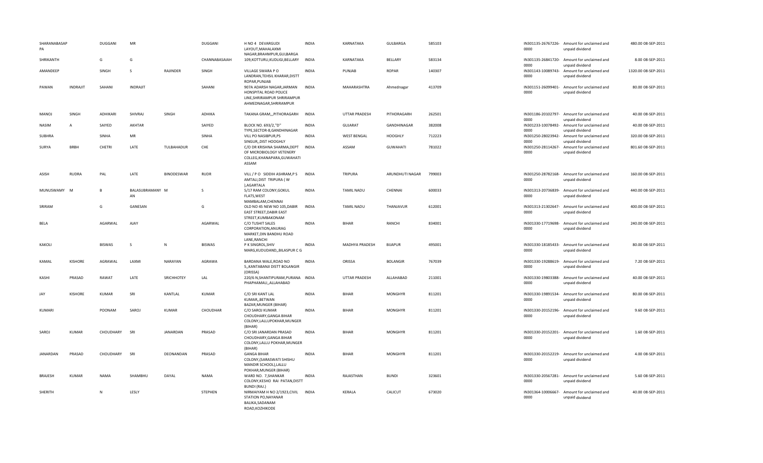| | | | | | | | | | | | | | | | |
|---|---|---|---|---|---|---|---|---|---|---|---|---|---|---|---|
| SHARANABASAP PA | | DUGGANI | MR | | DUGGANI | H NO 4 DEVARGUDI LAYOUT,MAHALAXMI NAGAR,BRAHMPUR,GULBARGA | INDIA | KARNATAKA | GULBARGA | 585103 | | IN301135-26767226-0000 | Amount for unclaimed and unpaid dividend | 480.00 | 08-SEP-2011 |
| SHRIKANTH | | G | G | | CHANNABASAIAH | 109,KOTTURU,KUDLIGI,BELLARY | INDIA | KARNATAKA | BELLARY | 583134 | | IN301135-26841720-0000 | Amount for unclaimed and unpaid dividend | 8.00 | 08-SEP-2011 |
| AMANDEEP | | SINGH | S | RAJINDER | SINGH | VILLAGE SWARA P O LANDRAN,TEHSIL KHARAR,DISTT ROPAR,PUNJAB | INDIA | PUNJAB | ROPAR | 140307 | | IN301143-10089743-0000 | Amount for unclaimed and unpaid dividend | 1320.00 | 08-SEP-2011 |
| PAWAN | INDRAJIT | SAHANI | INDRAJIT | | SAHANI | 907A ADARSH NAGAR,JARMAN HONSPITAL ROAD POLICE LINE,SHRIRAMPUR SHRIRAMPUR AHMEDNAGAR,SHRIRAMPUR | INDIA | MAHARASHTRA | Ahmednagar | 413709 | | IN301151-26099401-0000 | Amount for unclaimed and unpaid dividend | 80.00 | 08-SEP-2011 |
| MANOJ | SINGH | ADHIKARI | SHIVRAJ | SINGH | ADHIKA | TAKANA GRAM,,,PITHORAGARH | INDIA | UTTAR PRADESH | PITHORAGARH | 262501 | | IN301186-20102797-0000 | Amount for unclaimed and unpaid dividend | 40.00 | 08-SEP-2011 |
| NASIM | A | SAIYED | AKHTAR | | SAIYED | BLOCK NO. 693/2,"D" TYPE,SECTOR-8,GANDHINAGAR | INDIA | GUJARAT | GANDHINAGAR | 382008 | | IN301233-10078492-0000 | Amount for unclaimed and unpaid dividend | 40.00 | 08-SEP-2011 |
| SUBHRA | | SINHA | MR | | SINHA | VILL PO NASIBPUR,PS SINGUR,,DIST HOOGHLY | INDIA | WEST BENGAL | HOOGHLY | 712223 | | IN301250-28023942-0000 | Amount for unclaimed and unpaid dividend | 320.00 | 08-SEP-2011 |
| SURYA | BRBH | CHETRI | LATE | TULBAHADUR | CHE | C/O DR KRISHNA SHARMA,DEPT OF MICROBIOLOGY VETENERY COLLEG,KHANAPARA,GUWAHATI ASSAM | INDIA | ASSAM | GUWAHATI | 781022 | | IN301250-28114267-0000 | Amount for unclaimed and unpaid dividend | 801.60 | 08-SEP-2011 |
| ASISH | RUDRA | PAL | LATE | BINODESWAR | RUDR | VILL / P O SIDDIH ASHRAM,P S AMTALI,DIST TRIPURA ( W ),AGARTALA | INDIA | TRIPURA | ARUNDHUTI NAGAR | 799003 | | IN301250-28782168-0000 | Amount for unclaimed and unpaid dividend | 160.00 | 08-SEP-2011 |
| MUNUSWAMY | M | B | BALASUBRAMANY AN | M | S | 5/17 RAM COLONY,GOKUL FLATS,WEST MAMBALAM,CHENNAI | INDIA | TAMIL NADU | CHENNAI | 600033 | | IN301313-20736839-0000 | Amount for unclaimed and unpaid dividend | 440.00 | 08-SEP-2011 |
| SRIRAM | | G | GANESAN | | G | OLD NO 45 NEW NO 105,DABIR EAST STREET,DABIR EAST STREET,KUMBAKONAM | INDIA | TAMIL NADU | THANJAVUR | 612001 | | IN301313-21302647-0000 | Amount for unclaimed and unpaid dividend | 400.00 | 08-SEP-2011 |
| BELA | | AGARWAL | AJAY | | AGARWAL | C/O TUSHIT SALES CORPORATION,ANURAG MARKET,DIN BANDHU ROAD LANE,RANCHI | INDIA | BIHAR | RANCHI | 834001 | | IN301330-17719698-0000 | Amount for unclaimed and unpaid dividend | 240.00 | 08-SEP-2011 |
| KAKOLI | | BISWAS | S | N | BISWAS | P K SINGROL,SHIV MARG,KUDUDAND,,BILASPUR C G | INDIA | MADHYA PRADESH | BIJAPUR | 495001 | | IN301330-18185433-0000 | Amount for unclaimed and unpaid dividend | 80.00 | 08-SEP-2011 |
| KAMAL | KISHORE | AGRAWAL | LAXMI | NARAYAN | AGRAWA | BARDANA WALE,ROAD NO 5,,KANTABANJI DISTT BOLANGIR (ORISSA) | INDIA | ORISSA | BOLANGIR | 767039 | | IN301330-19288619-0000 | Amount for unclaimed and unpaid dividend | 7.20 | 08-SEP-2011 |
| KASHI | PRASAD | RAWAT | LATE | SRICHHOTEY | LAL | 220/6 N,SHANTIPURAM,PURANA PHAPHAMAU,,ALLAHABAD | INDIA | UTTAR PRADESH | ALLAHABAD | 211001 | | IN301330-19803388-0000 | Amount for unclaimed and unpaid dividend | 40.00 | 08-SEP-2011 |
| JAY | KISHORE | KUMAR | SRI | KANTLAL | KUMAR | C/O SRI KANT LAL KUMAR,,BETWAN BAZAR,MUNGER (BIHAR) | INDIA | BIHAR | MONGHYR | 811201 | | IN301330-19891534-0000 | Amount for unclaimed and unpaid dividend | 80.00 | 08-SEP-2011 |
| KUMARI | | POONAM | SAROJ | KUMAR | CHOUDHAR | C/O SAROJ KUMAR CHOUDHARY,GANGA BIHAR COLONY,LALLUPOKHAR,MUNGER (BIHAR) | INDIA | BIHAR | MONGHYR | 811201 | | IN301330-20152196-0000 | Amount for unclaimed and unpaid dividend | 9.60 | 08-SEP-2011 |
| SAROJ | KUMAR | CHOUDHARY | SRI | JANARDAN | PRASAD | C/O SRI JANARDAN PRASAD CHOUDHARY,GANGA BIHAR COLONY,LALLU POKHAR,MUNGER (BIHAR) | INDIA | BIHAR | MONGHYR | 811201 | | IN301330-20152201-0000 | Amount for unclaimed and unpaid dividend | 1.60 | 08-SEP-2011 |
| JANARDAN | PRASAD | CHOUDHARY | SRI | DEONANDAN | PRASAD | GANGA BIHAR COLONY,(SARASWATI SHISHU MANDIR SCHOOL),LALLU POKHAR,MUNGER (BIHAR) | INDIA | BIHAR | MONGHYR | 811201 | | IN301330-20152219-0000 | Amount for unclaimed and unpaid dividend | 4.00 | 08-SEP-2011 |
| BRAJESH | KUMAR | NAMA | SHAMBHU | DAYAL | NAMA | WARD NO. 7,SHANKAR COLONY,KESHO RAI PATAN,DISTT BUNDI (RAJ.) | INDIA | RAJASTHAN | BUNDI | 323601 | | IN301330-20567281-0000 | Amount for unclaimed and unpaid dividend | 5.60 | 08-SEP-2011 |
| SHERITH | | N | LESLY | | STEPHEN | NIRMAIYAM H NO 2/1923,CIVIL STATION PO,NAYANAR BALIKA,SADANAM ROAD,KOZHIKODE | INDIA | KERALA | CALICUT | 673020 | | IN301364-10006667-0000 | Amount for unclaimed and unpaid dividend | 40.00 | 08-SEP-2011 |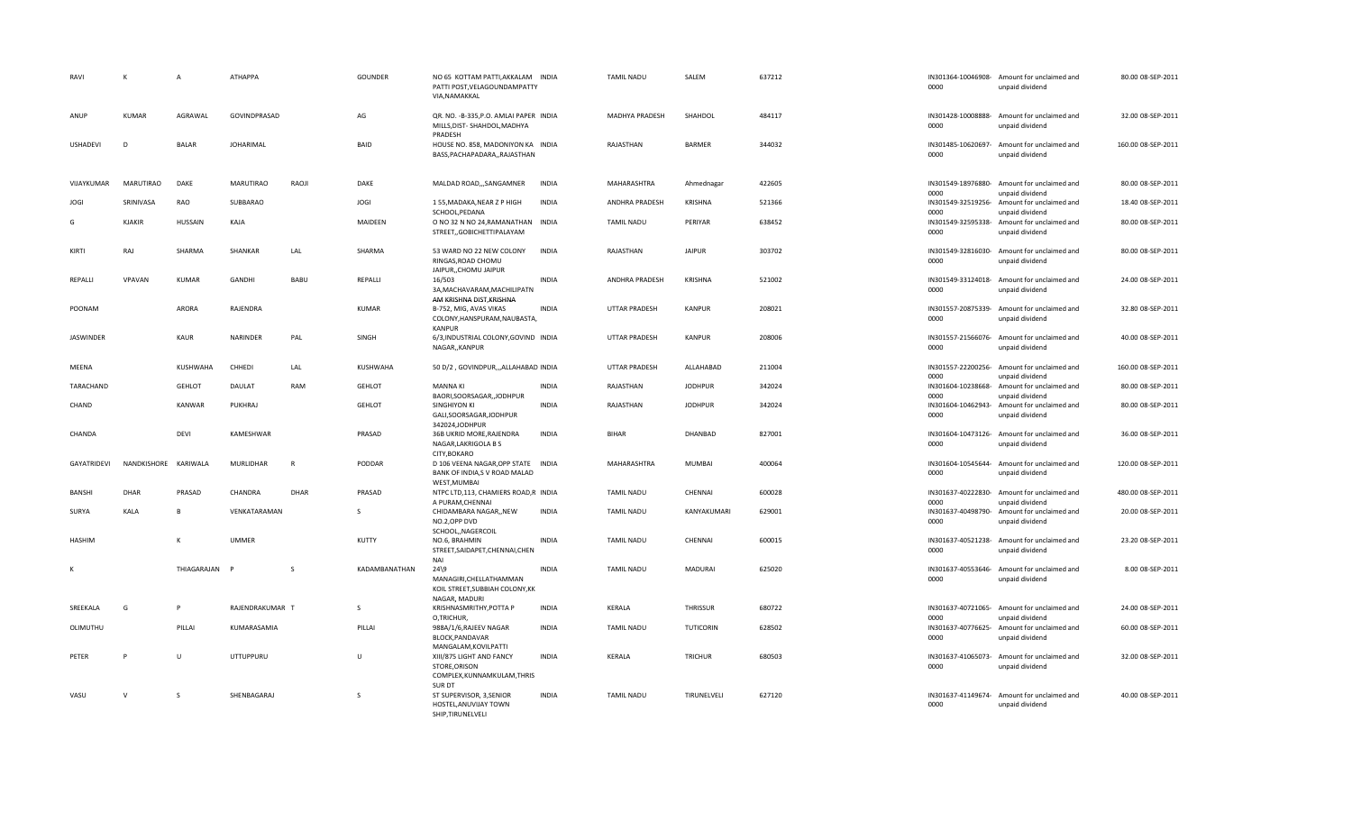| | | | | | | | | | | | | | | | |
|---|---|---|---|---|---|---|---|---|---|---|---|---|---|---|---|
| RAVI | K | A | ATHAPPA | | GOUNDER | NO 65 KOTTAM PATTI,AKKALAM PATTI POST,VELAGOUNDAMPATTY VIA,NAMAKKAL | INDIA | TAMIL NADU | SALEM | 637212 | | IN301364-10046908-0000 | Amount for unclaimed and unpaid dividend | 80.00 | 08-SEP-2011 |
| ANUP | KUMAR | AGRAWAL | GOVINDPRASAD | | AG | QR. NO. -B-335,P.O. AMLAI PAPER MILLS,DIST- SHAHDOL,MADHYA PRADESH | INDIA | MADHYA PRADESH | SHAHDOL | 484117 | | IN301428-10008888-0000 | Amount for unclaimed and unpaid dividend | 32.00 | 08-SEP-2011 |
| USHADEVI | D | BALAR | JOHARIMAL | | BAID | HOUSE NO. 858, MADONIYON KA BASS,PACHAPADARA,,RAJASTHAN | INDIA | RAJASTHAN | BARMER | 344032 | | IN301485-10620697-0000 | Amount for unclaimed and unpaid dividend | 160.00 | 08-SEP-2011 |
| VIJAYKUMAR | MARUTIRAO | DAKE | MARUTIRAO | RAOJI | DAKE | MALDAD ROAD,,,SANGAMNER | INDIA | MAHARASHTRA | Ahmednagar | 422605 | | IN301549-18976880-0000 | Amount for unclaimed and unpaid dividend | 80.00 | 08-SEP-2011 |
| JOGI | SRINIVASA | RAO | SUBBARAO | | JOGI | 1 55,MADAKA,NEAR Z P HIGH SCHOOL,PEDANA | INDIA | ANDHRA PRADESH | KRISHNA | 521366 | | IN301549-32519256-0000 | Amount for unclaimed and unpaid dividend | 18.40 | 08-SEP-2011 |
| G | KJAKIR | HUSSAIN | KAJA | | MAIDEEN | O NO 32 N NO 24,RAMANATHAN STREET,,GOBICHETTIPALAYAM | INDIA | TAMIL NADU | PERIYAR | 638452 | | IN301549-32595338-0000 | Amount for unclaimed and unpaid dividend | 80.00 | 08-SEP-2011 |
| KIRTI | RAJ | SHARMA | SHANKAR | LAL | SHARMA | 53 WARD NO 22 NEW COLONY RINGAS,ROAD CHOMU JAIPUR,,CHOMU JAIPUR | INDIA | RAJASTHAN | JAIPUR | 303702 | | IN301549-32816030-0000 | Amount for unclaimed and unpaid dividend | 80.00 | 08-SEP-2011 |
| REPALLI | VPAVAN | KUMAR | GANDHI | BABU | REPALLI | 16/503 3A,MACHAVARAM,MACHILIPATN AM KRISHNA DIST,KRISHNA | INDIA | ANDHRA PRADESH | KRISHNA | 521002 | | IN301549-33124018-0000 | Amount for unclaimed and unpaid dividend | 24.00 | 08-SEP-2011 |
| POONAM | | ARORA | RAJENDRA | | KUMAR | B-752, MIG, AVAS VIKAS COLONY,HANSPURAM,NAUBASTA, KANPUR | INDIA | UTTAR PRADESH | KANPUR | 208021 | | IN301557-20875339-0000 | Amount for unclaimed and unpaid dividend | 32.80 | 08-SEP-2011 |
| JASWINDER | | KAUR | NARINDER | PAL | SINGH | 6/3,INDUSTRIAL COLONY,GOVIND NAGAR,,KANPUR | INDIA | UTTAR PRADESH | KANPUR | 208006 | | IN301557-21566076-0000 | Amount for unclaimed and unpaid dividend | 40.00 | 08-SEP-2011 |
| MEENA | | KUSHWAHA | CHHEDI | LAL | KUSHWAHA | 50 D/2 , GOVINDPUR,,,ALLAHABAD | INDIA | UTTAR PRADESH | ALLAHABAD | 211004 | | IN301557-22200256-0000 | Amount for unclaimed and unpaid dividend | 160.00 | 08-SEP-2011 |
| TARACHAND | | GEHLOT | DAULAT | RAM | GEHLOT | MANNA KI BAORI,SOORSAGAR,,JODHPUR | INDIA | RAJASTHAN | JODHPUR | 342024 | | IN301604-10238668-0000 | Amount for unclaimed and unpaid dividend | 80.00 | 08-SEP-2011 |
| CHAND | | KANWAR | PUKHRAJ | | GEHLOT | SINGHIYON KI GALI,SOORSAGAR,JODHPUR 342024,JODHPUR | INDIA | RAJASTHAN | JODHPUR | 342024 | | IN301604-10462943-0000 | Amount for unclaimed and unpaid dividend | 80.00 | 08-SEP-2011 |
| CHANDA | | DEVI | KAMESHWAR | | PRASAD | 36B UKRID MORE,RAJENDRA NAGAR,LAKRIGOLA B S CITY,BOKARO | INDIA | BIHAR | DHANBAD | 827001 | | IN301604-10473126-0000 | Amount for unclaimed and unpaid dividend | 36.00 | 08-SEP-2011 |
| GAYATRIDEVI | NANDKISHORE | KARIWALA | MURLIDHAR | R | PODDAR | D 106 VEENA NAGAR,OPP STATE BANK OF INDIA,S V ROAD MALAD WEST,MUMBAI | INDIA | MAHARASHTRA | MUMBAI | 400064 | | IN301604-10545644-0000 | Amount for unclaimed and unpaid dividend | 120.00 | 08-SEP-2011 |
| BANSHI | DHAR | PRASAD | CHANDRA | DHAR | PRASAD | NTPC LTD,113, CHAMIERS ROAD,R A PURAM,CHENNAI | INDIA | TAMIL NADU | CHENNAI | 600028 | | IN301637-40222830-0000 | Amount for unclaimed and unpaid dividend | 480.00 | 08-SEP-2011 |
| SURYA | KALA | B | VENKATARAMAN | | S | CHIDAMBARA NAGAR,,NEW NO.2,OPP DVD SCHOOL,,NAGERCOIL | INDIA | TAMIL NADU | KANYAKUMARI | 629001 | | IN301637-40498790-0000 | Amount for unclaimed and unpaid dividend | 20.00 | 08-SEP-2011 |
| HASHIM | | K | UMMER | | KUTTY | NO.6, BRAHMIN STREET,SAIDAPET,CHENNAI,CHEN NAI | INDIA | TAMIL NADU | CHENNAI | 600015 | | IN301637-40521238-0000 | Amount for unclaimed and unpaid dividend | 23.20 | 08-SEP-2011 |
| K | | THIAGARAJAN | P | S | KADAMBANATHAN | 24\9 MANAGIRI,CHELLATHAMMAN KOIL STREET,SUBBIAH COLONY,KK NAGAR, MADURI | INDIA | TAMIL NADU | MADURAI | 625020 | | IN301637-40553646-0000 | Amount for unclaimed and unpaid dividend | 8.00 | 08-SEP-2011 |
| SREEKALA | G | P | RAJENDRAKUMAR | T | S | KRISHNASMRITHY,POTTA P O,TRICHUR, | INDIA | KERALA | THRISSUR | 680722 | | IN301637-40721065-0000 | Amount for unclaimed and unpaid dividend | 24.00 | 08-SEP-2011 |
| OLIMUTHU | | PILLAI | KUMARASAMIA | | PILLAI | 988A/1/6,RAJEEV NAGAR BLOCK,PANDAVAR MANGALAM,KOVILPATTI | INDIA | TAMIL NADU | TUTICORIN | 628502 | | IN301637-40776625-0000 | Amount for unclaimed and unpaid dividend | 60.00 | 08-SEP-2011 |
| PETER | P | U | UTTUPPURU | | U | XIII/875 LIGHT AND FANCY STORE,ORISON COMPLEX,KUNNAMKULAM,THRIS SUR DT | INDIA | KERALA | TRICHUR | 680503 | | IN301637-41065073-0000 | Amount for unclaimed and unpaid dividend | 32.00 | 08-SEP-2011 |
| VASU | V | S | SHENBAGARAJ | | S | ST SUPERVISOR, 3,SENIOR HOSTEL,ANUVIJAY TOWN SHIP,TIRUNELVELI | INDIA | TAMIL NADU | TIRUNELVELI | 627120 | | IN301637-41149674-0000 | Amount for unclaimed and unpaid dividend | 40.00 | 08-SEP-2011 |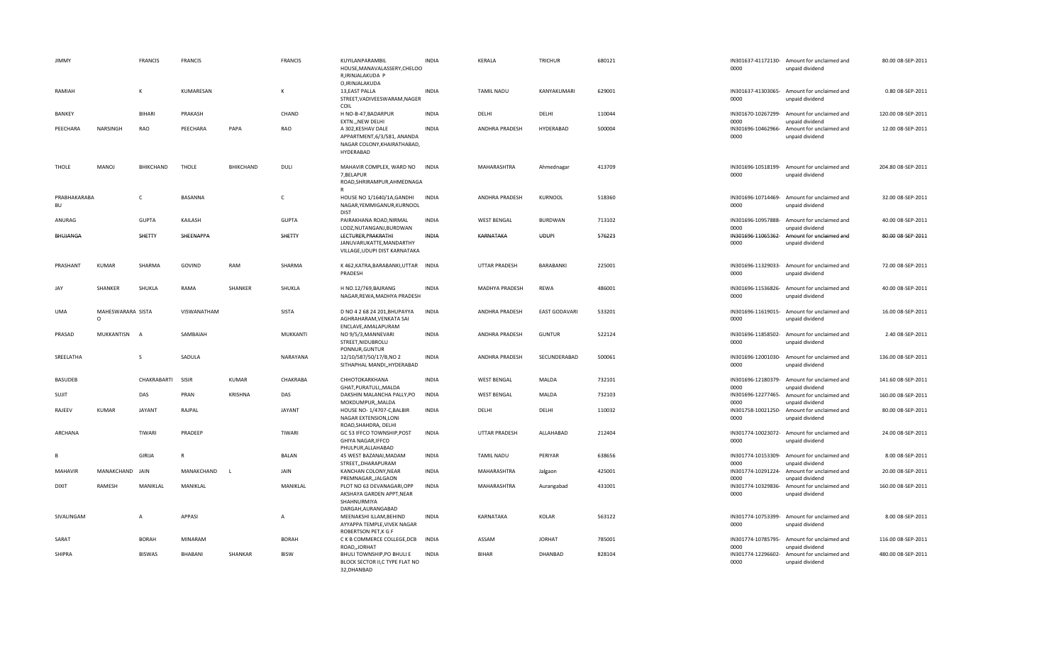| | | | | | | | | | | | | | | | |
|---|---|---|---|---|---|---|---|---|---|---|---|---|---|---|---|
| JIMMY | | FRANCIS | FRANCIS | | FRANCIS | KUYILANPARAMBIL HOUSE,MANAVALASSERY,CHELOO R,IRINJALAKUDA P O,IRINJALAKUDA | INDIA | KERALA | TRICHUR | 680121 | | IN301637-41172130-0000 | Amount for unclaimed and unpaid dividend | 80.00 | 08-SEP-2011 |
| RAMIAH | | K | KUMARESAN | | K | 13,EAST PALLA STREET,VADIVEESWARAM,NAGER COIL | INDIA | TAMIL NADU | KANYAKUMARI | 629001 | | IN301637-41303065-0000 | Amount for unclaimed and unpaid dividend | 0.80 | 08-SEP-2011 |
| BANKEY | | BIHARI | PRAKASH | | CHAND | H NO-B-47,BADARPUR EXTN.,,NEW DELHI | INDIA | DELHI | DELHI | 110044 | | IN301670-10267299-0000 | Amount for unclaimed and unpaid dividend | 120.00 | 08-SEP-2011 |
| PEECHARA | NARSINGH | RAO | PEECHARA | PAPA | RAO | A 302,KESHAV DALE APPARTMENT,6/3/581, ANANDA NAGAR COLONY,KHAIRATHABAD, HYDERABAD | INDIA | ANDHRA PRADESH | HYDERABAD | 500004 | | IN301696-10462966-0000 | Amount for unclaimed and unpaid dividend | 12.00 | 08-SEP-2011 |
| THOLE | MANOJ | BHIKCHAND | THOLE | BHIKCHAND | DULI | MAHAVIR COMPLEX, WARD NO 7,BELAPUR ROAD,SHRIRAMPUR,AHMEDNAGA R | INDIA | MAHARASHTRA | Ahmednagar | 413709 | | IN301696-10518199-0000 | Amount for unclaimed and unpaid dividend | 204.80 | 08-SEP-2011 |
| PRABHAKARABA BU | | C | BASANNA | | C | HOUSE NO 1/1640/1A,GANDHI NAGAR,YEMMIGANUR,KURNOOL DIST | INDIA | ANDHRA PRADESH | KURNOOL | 518360 | | IN301696-10714469-0000 | Amount for unclaimed and unpaid dividend | 32.00 | 08-SEP-2011 |
| ANURAG | | GUPTA | KAILASH | | GUPTA | PAIRAKHANA ROAD,NIRMAL LODZ,NUTANGANJ,BURDWAN | INDIA | WEST BENGAL | BURDWAN | 713102 | | IN301696-10957888-0000 | Amount for unclaimed and unpaid dividend | 40.00 | 08-SEP-2011 |
| BHUJANGA | | SHETTY | SHEENAPPA | | SHETTY | LECTURER,PRAKRATHI JANUVARUKATTE,MANDARTHY VILLAGE,UDUPI DIST KARNATAKA | INDIA | KARNATAKA | UDUPI | 576223 | | IN301696-11065362-0000 | Amount for unclaimed and unpaid dividend | 80.00 | 08-SEP-2011 |
| PRASHANT | KUMAR | SHARMA | GOVIND | RAM | SHARMA | K 462,KATRA,BARABANKI,UTTAR PRADESH | INDIA | UTTAR PRADESH | BARABANKI | 225001 | | IN301696-11329033-0000 | Amount for unclaimed and unpaid dividend | 72.00 | 08-SEP-2011 |
| JAY | SHANKER | SHUKLA | RAMA | SHANKER | SHUKLA | H NO.12/769,BAJRANG NAGAR,REWA,MADHYA PRADESH | INDIA | MADHYA PRADESH | REWA | 486001 | | IN301696-11536826-0000 | Amount for unclaimed and unpaid dividend | 40.00 | 08-SEP-2011 |
| UMA | MAHESWARARA O | SISTA | VISWANATHAM | | SISTA | D NO 4 2 68 24 201,BHUPAYYA AGHRAHARAM,VENKATA SAI ENCLAVE,AMALAPURAM | INDIA | ANDHRA PRADESH | EAST GODAVARI | 533201 | | IN301696-11619015-0000 | Amount for unclaimed and unpaid dividend | 16.00 | 08-SEP-2011 |
| PRASAD | MUKKANTISN | A | SAMBAIAH | | MUKKANTI | NO 9/5/3,MANNEVARI STREET,NIDUBROLU PONNUR,GUNTUR | INDIA | ANDHRA PRADESH | GUNTUR | 522124 | | IN301696-11858502-0000 | Amount for unclaimed and unpaid dividend | 2.40 | 08-SEP-2011 |
| SREELATHA | | S | SADULA | | NARAYANA | 12/10/587/50/17/8,NO 2 SITHAPHAL MANDI,,HYDERABAD | INDIA | ANDHRA PRADESH | SECUNDERABAD | 500061 | | IN301696-12001030-0000 | Amount for unclaimed and unpaid dividend | 136.00 | 08-SEP-2011 |
| BASUDEB | | CHAKRABARTI | SISIR | KUMAR | CHAKRABA | CHHOTOKARKHANA GHAT,PURATULI,,MALDA | INDIA | WEST BENGAL | MALDA | 732101 | | IN301696-12180379-0000 | Amount for unclaimed and unpaid dividend | 141.60 | 08-SEP-2011 |
| SUJIT | | DAS | PRAN | KRISHNA | DAS | DAKSHIN MALANCHA PALLY,PO MOKDUMPUR,,MALDA | INDIA | WEST BENGAL | MALDA | 732103 | | IN301696-12277465-0000 | Amount for unclaimed and unpaid dividend | 160.00 | 08-SEP-2011 |
| RAJEEV | KUMAR | JAYANT | RAJPAL | | JAYANT | HOUSE NO- 1/4707-C,BALBIR NAGAR EXTENSION,LONI ROAD,SHAHDRA, DELHI | INDIA | DELHI | DELHI | 110032 | | IN301758-10021250-0000 | Amount for unclaimed and unpaid dividend | 80.00 | 08-SEP-2011 |
| ARCHANA | | TIWARI | PRADEEP | | TIWARI | GC 53 IFFCO TOWNSHIP,POST GHIYA NAGAR,IFFCO PHULPUR,ALLAHABAD | INDIA | UTTAR PRADESH | ALLAHABAD | 212404 | | IN301774-10023072-0000 | Amount for unclaimed and unpaid dividend | 24.00 | 08-SEP-2011 |
| B | | GIRIJA | R | | BALAN | 45 WEST BAZANAI,MADAM STREET,,DHARAPURAM | INDIA | TAMIL NADU | PERIYAR | 638656 | | IN301774-10153309-0000 | Amount for unclaimed and unpaid dividend | 8.00 | 08-SEP-2011 |
| MAHAVIR | MANAKCHAND | JAIN | MANAKCHAND | L | JAIN | KANCHAN COLONY,NEAR PREMNAGAR,,JALGAON | INDIA | MAHARASHTRA | Jalgaon | 425001 | | IN301774-10291224-0000 | Amount for unclaimed and unpaid dividend | 20.00 | 08-SEP-2011 |
| DIXIT | RAMESH | MANIKLAL | MANIKLAL | | MANIKLAL | PLOT NO 63 DEVANAGARI,OPP AKSHAYA GARDEN APPT,NEAR SHAHNURMIYA DARGAH,AURANGABAD | INDIA | MAHARASHTRA | Aurangabad | 431001 | | IN301774-10329836-0000 | Amount for unclaimed and unpaid dividend | 160.00 | 08-SEP-2011 |
| SIVALINGAM | | A | APPASI | | A | MEENAKSHI ILLAM,BEHIND AYYAPPA TEMPLE,VIVEK NAGAR ROBERTSON PET,K G F | INDIA | KARNATAKA | KOLAR | 563122 | | IN301774-10753399-0000 | Amount for unclaimed and unpaid dividend | 8.00 | 08-SEP-2011 |
| SARAT | | BORAH | MINARAM | | BORAH | C K B COMMERCE COLLEGE,DCB ROAD,,JORHAT | INDIA | ASSAM | JORHAT | 785001 | | IN301774-10785795-0000 | Amount for unclaimed and unpaid dividend | 116.00 | 08-SEP-2011 |
| SHIPRA | | BISWAS | BHABANI | SHANKAR | BISW | BHULI TOWNSHIP,PO BHULI E BLOCK SECTOR II,C TYPE FLAT NO 32,DHANBAD | INDIA | BIHAR | DHANBAD | 828104 | | IN301774-12296602-0000 | Amount for unclaimed and unpaid dividend | 480.00 | 08-SEP-2011 |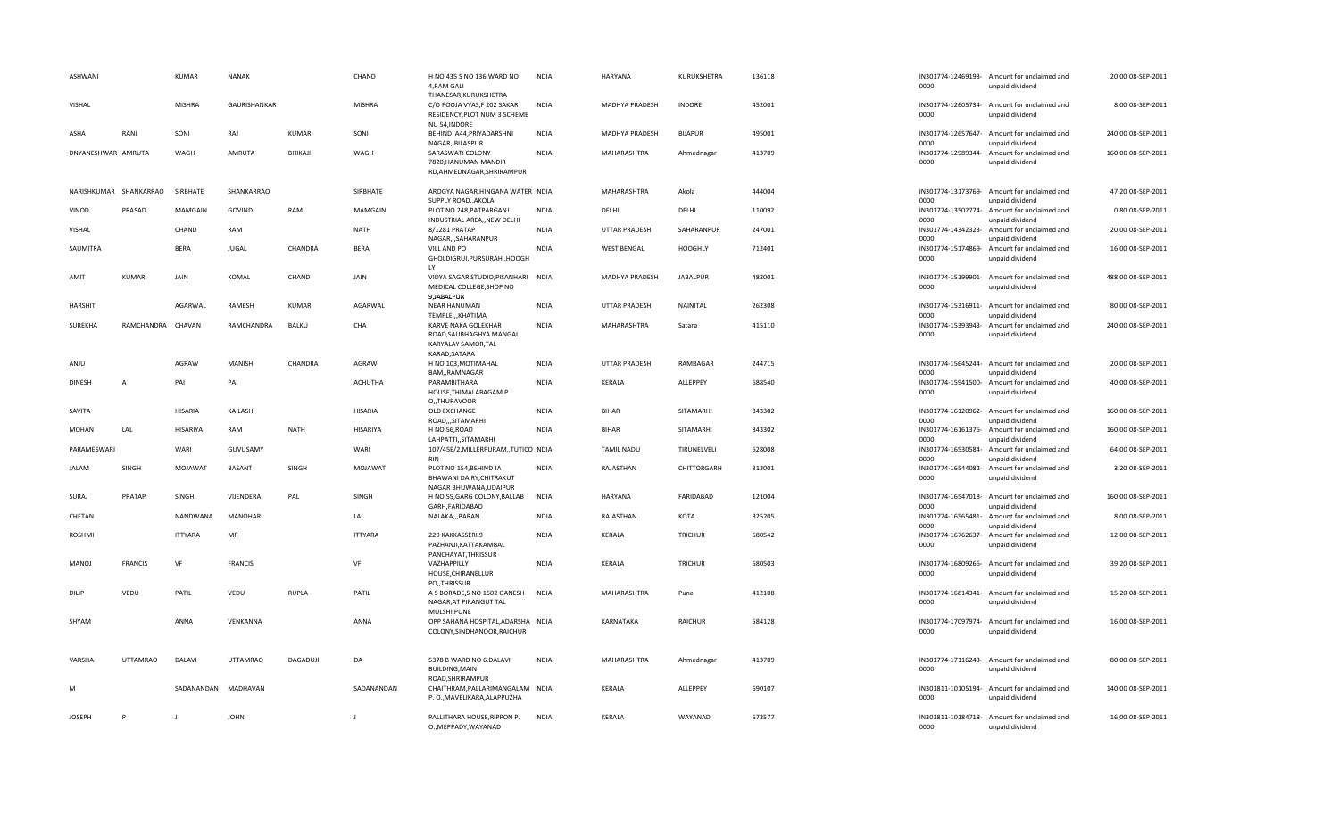| ASHWANI | | KUMAR | NANAK | | CHAND | H NO 435 S NO 136,WARD NO 4,RAM GALI THANESAR,KURUKSHETRA | INDIA | HARYANA | KURUKSHETRA | 136118 | | IN301774-12469193-0000 | Amount for unclaimed and unpaid dividend | 20.00 | 08-SEP-2011 |
|---|---|---|---|---|---|---|---|---|---|---|---|---|---|---|---|
| VISHAL | | MISHRA | GAURISHANKAR | | MISHRA | C/O POOJA VYAS,F 202 SAKAR RESIDENCY,PLOT NUM 3 SCHEME NU 54,INDORE | INDIA | MADHYA PRADESH | INDORE | 452001 | | IN301774-12605734-0000 | Amount for unclaimed and unpaid dividend | 8.00 | 08-SEP-2011 |
| ASHA | RANI | SONI | RAJ | KUMAR | SONI | BEHIND A44,PRIYADARSHNI NAGAR,,BILASPUR | INDIA | MADHYA PRADESH | BIJAPUR | 495001 | | IN301774-12657647-0000 | Amount for unclaimed and unpaid dividend | 240.00 | 08-SEP-2011 |
| DNYANESHWAR | AMRUTA | WAGH | AMRUTA | BHIKAJI | WAGH | SARASWATI COLONY 7820,HANUMAN MANDIR RD,AHMEDNAGAR,SHRIRAMPUR | INDIA | MAHARASHTRA | Ahmednagar | 413709 | | IN301774-12989344-0000 | Amount for unclaimed and unpaid dividend | 160.00 | 08-SEP-2011 |
| NARISHKUMAR | SHANKARRAO | SIRBHATE | SHANKARRAO | | SIRBHATE | AROGYA NAGAR,HINGANA WATER SUPPLY ROAD,,AKOLA | INDIA | MAHARASHTRA | Akola | 444004 | | IN301774-13173769-0000 | Amount for unclaimed and unpaid dividend | 47.20 | 08-SEP-2011 |
| VINOD | PRASAD | MAMGAIN | GOVIND | RAM | MAMGAIN | PLOT NO 248,PATPARGANJ INDUSTRIAL AREA,,NEW DELHI | INDIA | DELHI | DELHI | 110092 | | IN301774-13502774-0000 | Amount for unclaimed and unpaid dividend | 0.80 | 08-SEP-2011 |
| VISHAL | | CHAND | RAM | | NATH | 8/1281 PRATAP NAGAR,,,SAHARANPUR | INDIA | UTTAR PRADESH | SAHARANPUR | 247001 | | IN301774-14342323-0000 | Amount for unclaimed and unpaid dividend | 20.00 | 08-SEP-2011 |
| SAUMITRA | | BERA | JUGAL | CHANDRA | BERA | VILL AND PO GHOLDIGRUI,PURSURAH,,HOOGHLY | INDIA | WEST BENGAL | HOOGHLY | 712401 | | IN301774-15174869-0000 | Amount for unclaimed and unpaid dividend | 16.00 | 08-SEP-2011 |
| AMIT | KUMAR | JAIN | KOMAL | CHAND | JAIN | VIDYA SAGAR STUDIO,PISANHARI MEDICAL COLLEGE,SHOP NO 9,JABALPUR | INDIA | MADHYA PRADESH | JABALPUR | 482001 | | IN301774-15199901-0000 | Amount for unclaimed and unpaid dividend | 488.00 | 08-SEP-2011 |
| HARSHIT | | AGARWAL | RAMESH | KUMAR | AGARWAL | NEAR HANUMAN TEMPLE,,,KHATIMA | INDIA | UTTAR PRADESH | NAINITAL | 262308 | | IN301774-15316911-0000 | Amount for unclaimed and unpaid dividend | 80.00 | 08-SEP-2011 |
| SUREKHA | RAMCHANDRA | CHAVAN | RAMCHANDRA | BALKU | CHA | KARVE NAKA GOLEKHAR ROAD,SAUBHAGHYA MANGAL KARYALAY SAMOR,TAL KARAD,SATARA | INDIA | MAHARASHTRA | Satara | 415110 | | IN301774-15393943-0000 | Amount for unclaimed and unpaid dividend | 240.00 | 08-SEP-2011 |
| ANJU | | AGRAW | MANISH | CHANDRA | AGRAW | H NO 103,MOTIMAHAL BAM,,RAMNAGAR | INDIA | UTTAR PRADESH | RAMBAGAR | 244715 | | IN301774-15645244-0000 | Amount for unclaimed and unpaid dividend | 20.00 | 08-SEP-2011 |
| DINESH | A | PAI | PAI | | ACHUTHA | PARAMBITHARA HOUSE,THIMALABAGAM P O,,THURAVOOR | INDIA | KERALA | ALLEPPEY | 688540 | | IN301774-15941500-0000 | Amount for unclaimed and unpaid dividend | 40.00 | 08-SEP-2011 |
| SAVITA | | HISARIA | KAILASH | | HISARIA | OLD EXCHANGE ROAD,,,SITAMARHI | INDIA | BIHAR | SITAMARHI | 843302 | | IN301774-16120962-0000 | Amount for unclaimed and unpaid dividend | 160.00 | 08-SEP-2011 |
| MOHAN | LAL | HISARIYA | RAM | NATH | HISARIYA | H NO 56,ROAD LAHPATTI,,SITAMARHI | INDIA | BIHAR | SITAMARHI | 843302 | | IN301774-16161375-0000 | Amount for unclaimed and unpaid dividend | 160.00 | 08-SEP-2011 |
| PARAMESWARI | | WARI | GUVUSAMY | | WARI | 107/45E/2,MILLERPURAM,,TUTICORIN | INDIA | TAMIL NADU | TIRUNELVELI | 628008 | | IN301774-16530584-0000 | Amount for unclaimed and unpaid dividend | 64.00 | 08-SEP-2011 |
| JALAM | SINGH | MOJAWAT | BASANT | SINGH | MOJAWAT | PLOT NO 154,BEHIND JA BHAWANI DAIRY,CHITRAKUT NAGAR BHUWANA,UDAIPUR | INDIA | RAJASTHAN | CHITTORGARH | 313001 | | IN301774-16544082-0000 | Amount for unclaimed and unpaid dividend | 3.20 | 08-SEP-2011 |
| SURAJ | PRATAP | SINGH | VIJENDERA | PAL | SINGH | H NO 55,GARG COLONY,BALLABGARH,FARIDABAD | INDIA | HARYANA | FARIDABAD | 121004 | | IN301774-16547018-0000 | Amount for unclaimed and unpaid dividend | 160.00 | 08-SEP-2011 |
| CHETAN | | NANDWANA | MANOHAR | | LAL | NALAKA,,,BARAN | INDIA | RAJASTHAN | KOTA | 325205 | | IN301774-16565481-0000 | Amount for unclaimed and unpaid dividend | 8.00 | 08-SEP-2011 |
| ROSHMI | | ITTYARA | MR | | ITTYARA | 229 KAKKASSERI,9 PAZHANJI,KATTAKAMBAL PANCHAYAT,THRISSUR | INDIA | KERALA | TRICHUR | 680542 | | IN301774-16762637-0000 | Amount for unclaimed and unpaid dividend | 12.00 | 08-SEP-2011 |
| MANOJ | FRANCIS | VF | FRANCIS | | VF | VAZHAPPILLY HOUSE,CHIRANELLUR PO,,THRISSUR | INDIA | KERALA | TRICHUR | 680503 | | IN301774-16809266-0000 | Amount for unclaimed and unpaid dividend | 39.20 | 08-SEP-2011 |
| DILIP | VEDU | PATIL | VEDU | RUPLA | PATIL | A S BORADE,S NO 1502 GANESH NAGAR,AT PIRANGUT TAL MULSHI,PUNE | INDIA | MAHARASHTRA | Pune | 412108 | | IN301774-16814341-0000 | Amount for unclaimed and unpaid dividend | 15.20 | 08-SEP-2011 |
| SHYAM | | ANNA | VENKANNA | | ANNA | OPP SAHANA HOSPITAL,ADARSHA COLONY,SINDHANOOR,RAICHUR | INDIA | KARNATAKA | RAICHUR | 584128 | | IN301774-17097974-0000 | Amount for unclaimed and unpaid dividend | 16.00 | 08-SEP-2011 |
| VARSHA | UTTAMRAO | DALAVI | UTTAMRAO | DAGADUJI | DA | 5378 B WARD NO 6,DALAVI BUILDING,MAIN ROAD,SHRIRAMPUR | INDIA | MAHARASHTRA | Ahmednagar | 413709 | | IN301774-17116243-0000 | Amount for unclaimed and unpaid dividend | 80.00 | 08-SEP-2011 |
| M | | SADANANDAN | MADHAVAN | | SADANANDAN | CHAITHRAM,PALLARIMANGALAM P. O.,MAVELIKARA,ALAPPUZHA | INDIA | KERALA | ALLEPPEY | 690107 | | IN301811-10105194-0000 | Amount for unclaimed and unpaid dividend | 140.00 | 08-SEP-2011 |
| JOSEPH | P | J | JOHN | | J | PALLITHARA HOUSE,RIPPON P. O.,MEPPADY,WAYANAD | INDIA | KERALA | WAYANAD | 673577 | | IN301811-10184718-0000 | Amount for unclaimed and unpaid dividend | 16.00 | 08-SEP-2011 |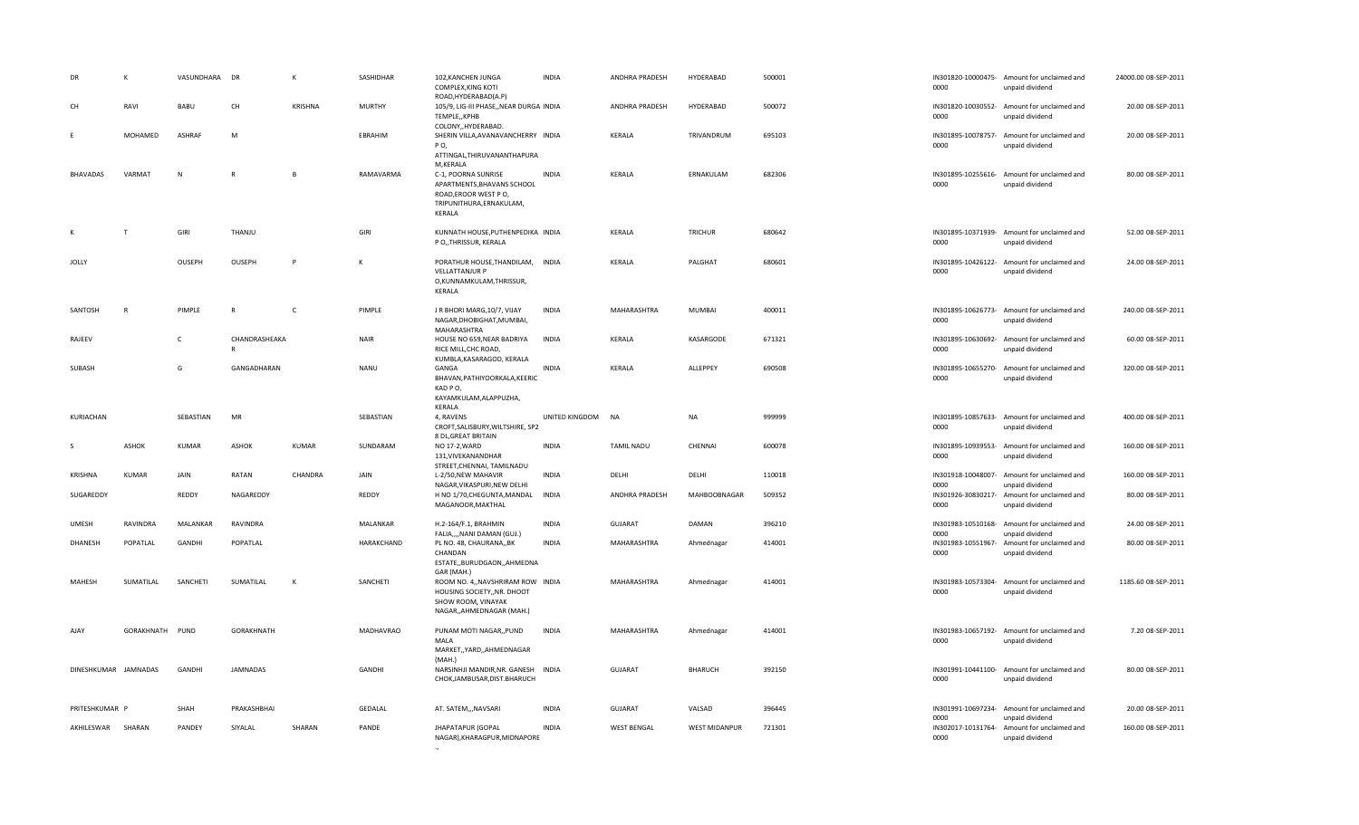| DR | K | VASUNDHARA | DR | K | SASHIDHAR | 102,KANCHEN JUNGA COMPLEX,KING KOTI ROAD,HYDERABAD(A.P) | INDIA | ANDHRA PRADESH | HYDERABAD | 500001 | | IN301820-10000475-0000 | Amount for unclaimed and unpaid dividend | 24000.00 | 08-SEP-2011 |
|---|---|---|---|---|---|---|---|---|---|---|---|---|---|---|---|
| CH | RAVI | BABU | CH | KRISHNA | MURTHY | 105/9, LIG-III PHASE,,NEAR DURGA TEMPLE,,KPHB COLONY,,HYDERABAD. | INDIA | ANDHRA PRADESH | HYDERABAD | 500072 | | IN301820-10030552-0000 | Amount for unclaimed and unpaid dividend | 20.00 | 08-SEP-2011 |
| E | MOHAMED | ASHRAF | M | | EBRAHIM | SHERIN VILLA,AVANAVANCHERRY P O, ATTINGAL,THIRUVANANTHAPURAM,KERALA | INDIA | KERALA | TRIVANDRUM | 695103 | | IN301895-10078757-0000 | Amount for unclaimed and unpaid dividend | 20.00 | 08-SEP-2011 |
| BHAVADAS | VARMAT | N | R | B | RAMAVARMA | C-1, POORNA SUNRISE APARTMENTS,BHAVANS SCHOOL ROAD,EROOR WEST P O, TRIPUNITHURA,ERNAKULAM, KERALA | INDIA | KERALA | ERNAKULAM | 682306 | | IN301895-10255616-0000 | Amount for unclaimed and unpaid dividend | 80.00 | 08-SEP-2011 |
| K | T | GIRI | THANJU | | GIRI | KUNNATH HOUSE,PUTHENPEDIKA P O,,THRISSUR, KERALA | INDIA | KERALA | TRICHUR | 680642 | | IN301895-10371939-0000 | Amount for unclaimed and unpaid dividend | 52.00 | 08-SEP-2011 |
| JOLLY | | OUSEPH | OUSEPH | P | K | PORATHUR HOUSE,THANDILAM, VELLATTANJUR P O,KUNNAMKULAM,THRISSUR, KERALA | INDIA | KERALA | PALGHAT | 680601 | | IN301895-10426122-0000 | Amount for unclaimed and unpaid dividend | 24.00 | 08-SEP-2011 |
| SANTOSH | R | PIMPLE | R | C | PIMPLE | J R BHORI MARG,10/7, VIJAY NAGAR,DHOBIGHAT,MUMBAI, MAHARASHTRA | INDIA | MAHARASHTRA | MUMBAI | 400011 | | IN301895-10626773-0000 | Amount for unclaimed and unpaid dividend | 240.00 | 08-SEP-2011 |
| RAJEEV | | C | CHANDRASHEAKA R | | NAIR | HOUSE NO 659,NEAR BADRIYA RICE MILL,CHC ROAD, KUMBLA,KASARAGOD, KERALA | INDIA | KERALA | KASARGODE | 671321 | | IN301895-10630692-0000 | Amount for unclaimed and unpaid dividend | 60.00 | 08-SEP-2011 |
| SUBASH | | G | GANGADHARAN | | NANU | GANGA BHAVAN,PATHIYOORKALA,KEERIC KAD P O, KAYAMKULAM,ALAPPUZHA, KERALA | INDIA | KERALA | ALLEPPEY | 690508 | | IN301895-10655270-0000 | Amount for unclaimed and unpaid dividend | 320.00 | 08-SEP-2011 |
| KURIACHAN | | SEBASTIAN | MR | | SEBASTIAN | 4, RAVENS CROFT,SALISBURY,WILTSHIRE, SP2 8 DL,GREAT BRITAIN | UNITED KINGDOM | NA | NA | 999999 | | IN301895-10857633-0000 | Amount for unclaimed and unpaid dividend | 400.00 | 08-SEP-2011 |
| S | ASHOK | KUMAR | ASHOK | KUMAR | SUNDARAM | NO 17-2,WARD 131,VIVEKANANDHAR STREET,CHENNAI, TAMILNADU | INDIA | TAMIL NADU | CHENNAI | 600078 | | IN301895-10939553-0000 | Amount for unclaimed and unpaid dividend | 160.00 | 08-SEP-2011 |
| KRISHNA | KUMAR | JAIN | RATAN | CHANDRA | JAIN | L-2/50,NEW MAHAVIR NAGAR,VIKASPURI,NEW DELHI | INDIA | DELHI | DELHI | 110018 | | IN301918-10048007-0000 | Amount for unclaimed and unpaid dividend | 160.00 | 08-SEP-2011 |
| SUGAREDDY | | REDDY | NAGAREDDY | | REDDY | H NO 1/70,CHEGUNTA,MANDAL MAGANOOR,MAKTHAL | INDIA | ANDHRA PRADESH | MAHBOOBNAGAR | 509352 | | IN301926-30830217-0000 | Amount for unclaimed and unpaid dividend | 80.00 | 08-SEP-2011 |
| UMESH | RAVINDRA | MALANKAR | RAVINDRA | | MALANKAR | H.2-164/F.1, BRAHMIN FALIA,,,,NANI DAMAN (GUJ.) | INDIA | GUJARAT | DAMAN | 396210 | | IN301983-10510168-0000 | Amount for unclaimed and unpaid dividend | 24.00 | 08-SEP-2011 |
| DHANESH | POPATLAL | GANDHI | POPATLAL | | HARAKCHAND | PL NO. 48, CHAURANA,,BK CHANDAN ESTATE,,BURUDGAON,,AHMEDNAGAR (MAH.) | INDIA | MAHARASHTRA | Ahmednagar | 414001 | | IN301983-10551967-0000 | Amount for unclaimed and unpaid dividend | 80.00 | 08-SEP-2011 |
| MAHESH | SUMATILAL | SANCHETI | SUMATILAL | K | SANCHETI | ROOM NO. 4,,NAVSHRIRAM ROW HOUSING SOCIETY,,NR. DHOOT SHOW ROOM, VINAYAK NAGAR,,AHMEDNAGAR (MAH.) | INDIA | MAHARASHTRA | Ahmednagar | 414001 | | IN301983-10573304-0000 | Amount for unclaimed and unpaid dividend | 1185.60 | 08-SEP-2011 |
| AJAY | GORAKHNATH | PUND | GORAKHNATH | | MADHAVRAO | PUNAM MOTI NAGAR,,PUND MALA MARKET,,YARD,,AHMEDNAGAR (MAH.) | INDIA | MAHARASHTRA | Ahmednagar | 414001 | | IN301983-10657192-0000 | Amount for unclaimed and unpaid dividend | 7.20 | 08-SEP-2011 |
| DINESHKUMAR | JAMNADAS | GANDHI | JAMNADAS | | GANDHI | NARSINHJI MANDIR,NR. GANESH CHOK,JAMBUSAR,DIST.BHARUCH | INDIA | GUJARAT | BHARUCH | 392150 | | IN301991-10441100-0000 | Amount for unclaimed and unpaid dividend | 80.00 | 08-SEP-2011 |
| PRITESHKUMAR | P | SHAH | PRAKASHBHAI | | GEDALAL | AT. SATEM,,,NAVSARI | INDIA | GUJARAT | VALSAD | 396445 | | IN301991-10697234-0000 | Amount for unclaimed and unpaid dividend | 20.00 | 08-SEP-2011 |
| AKHILESWAR | SHARAN | PANDEY | SIYALAL | SHARAN | PANDE | JHAPATAPUR (GOPAL NAGAR),KHARAGPUR,MIDNAPORE ,, | INDIA | WEST BENGAL | WEST MIDNAPUR | 721301 | | IN302017-10131764-0000 | Amount for unclaimed and unpaid dividend | 160.00 | 08-SEP-2011 |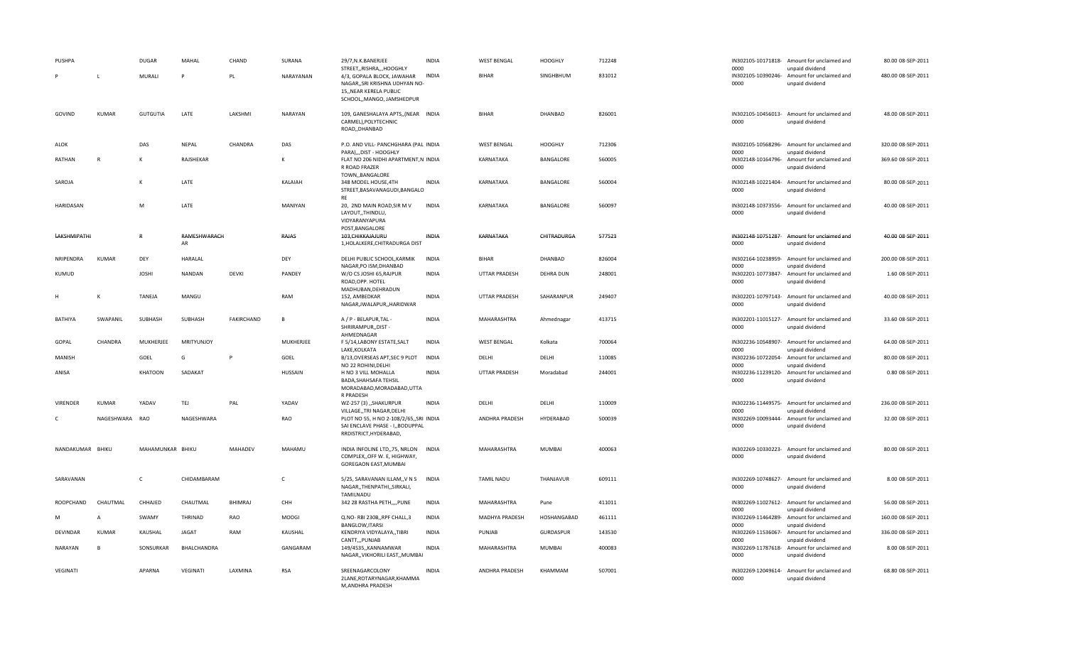| PUSHPA | | DUGAR | MAHAL | CHAND | SURANA | 29/7,N.K.BANERJEE STREET,,RISHRA,,,HOOGHLY | INDIA | WEST BENGAL | HOOGHLY | 712248 | | IN302105-10171818-0000 | Amount for unclaimed and unpaid dividend | 80.00 | 08-SEP-2011 |
|---|---|---|---|---|---|---|---|---|---|---|---|---|---|---|---|
| P | L | MURALI | P | PL | NARAYANAN | 4/3, GOPALA BLOCK, JAWAHAR NAGAR,,SRI KRISHNA UDHYAN NO-15,,NEAR KERELA PUBLIC SCHOOL,,MANGO, JAMSHEDPUR | INDIA | BIHAR | SINGHBHUM | 831012 | | IN302105-10390246-0000 | Amount for unclaimed and unpaid dividend | 480.00 | 08-SEP-2011 |
| GOVIND | KUMAR | GUTGUTIA | LATE | LAKSHMI | NARAYAN | 109, GANESHALAYA APTS,,(NEAR CARMEL),POLYTECHNIC ROAD,,DHANBAD | INDIA | BIHAR | DHANBAD | 826001 | | IN302105-10456013-0000 | Amount for unclaimed and unpaid dividend | 48.00 | 08-SEP-2011 |
| ALOK | | DAS | NEPAL | CHANDRA | DAS | P.O. AND VILL- PANCHGHARA (PAL PARA),,,DIST - HOOGHLY | INDIA | WEST BENGAL | HOOGHLY | 712306 | | IN302105-10568296-0000 | Amount for unclaimed and unpaid dividend | 320.00 | 08-SEP-2011 |
| RATHAN | R | K | RAJSHEKAR | | K | FLAT NO 206 NIDHI APARTMENT,N R ROAD FRAZER TOWN,,BANGALORE | INDIA | KARNATAKA | BANGALORE | 560005 | | IN302148-10164796-0000 | Amount for unclaimed and unpaid dividend | 369.60 | 08-SEP-2011 |
| SAROJA | | K | LATE | | KALAIAH | 348 MODEL HOUSE,4TH STREET,BASAVANAGUDI,BANGALORE | INDIA | KARNATAKA | BANGALORE | 560004 | | IN302148-10221404-0000 | Amount for unclaimed and unpaid dividend | 80.00 | 08-SEP-2011 |
| HARIDASAN | | M | LATE | | MANIYAN | 20, 2ND MAIN ROAD,SIR M V LAYOUT,,THINDLU, VIDYARANYAPURA POST,BANGALORE | INDIA | KARNATAKA | BANGALORE | 560097 | | IN302148-10373556-0000 | Amount for unclaimed and unpaid dividend | 40.00 | 08-SEP-2011 |
| LAKSHMIPATHI | | R | RAMESHWARACHAR | | RAJAS | 103,CHIKKAJAJURU 1,HOLALKERE,CHITRADURGA DIST | INDIA | KARNATAKA | CHITRADURGA | 577523 | | IN302148-10751287-0000 | Amount for unclaimed and unpaid dividend | 40.00 | 08-SEP-2011 |
| NRIPENDRA | KUMAR | DEY | HARALAL | | DEY | DELHI PUBLIC SCHOOL,KARMIK NAGAR,PO ISM,DHANBAD | INDIA | BIHAR | DHANBAD | 826004 | | IN302164-10238959-0000 | Amount for unclaimed and unpaid dividend | 200.00 | 08-SEP-2011 |
| KUMUD | | JOSHI | NANDAN | DEVKI | PANDEY | W/O CS JOSHI 65,RAJPUR ROAD,OPP. HOTEL MADHUBAN,DEHRADUN | INDIA | UTTAR PRADESH | DEHRA DUN | 248001 | | IN302201-10773847-0000 | Amount for unclaimed and unpaid dividend | 1.60 | 08-SEP-2011 |
| H | K | TANEJA | MANGU | | RAM | 152, AMBEDKAR NAGAR,JWALAPUR,,HARIDWAR | INDIA | UTTAR PRADESH | SAHARANPUR | 249407 | | IN302201-10797143-0000 | Amount for unclaimed and unpaid dividend | 40.00 | 08-SEP-2011 |
| BATHIYA | SWAPANIL | SUBHASH | SUBHASH | FAKIRCHAND | B | A / P - BELAPUR,TAL - SHRIRAMPUR,,DIST - AHMEDNAGAR | INDIA | MAHARASHTRA | Ahmednagar | 413715 | | IN302201-11015127-0000 | Amount for unclaimed and unpaid dividend | 33.60 | 08-SEP-2011 |
| GOPAL | CHANDRA | MUKHERJEE | MRITYUNJOY | | MUKHERJEE | F 5/14,LABONY ESTATE,SALT LAKE,KOLKATA | INDIA | WEST BENGAL | Kolkata | 700064 | | IN302236-10548907-0000 | Amount for unclaimed and unpaid dividend | 64.00 | 08-SEP-2011 |
| MANISH | | GOEL | G | P | GOEL | B/13,OVERSEAS APT,SEC 9 PLOT NO 22 ROHINI,DELHI | INDIA | DELHI | DELHI | 110085 | | IN302236-10722054-0000 | Amount for unclaimed and unpaid dividend | 80.00 | 08-SEP-2011 |
| ANISA | | KHATOON | SADAKAT | | HUSSAIN | H NO 3 VILL MOHALLA BADA,SHAHSAFA TEHSIL MORADABAD,MORADABAD,UTTAR PRADESH | INDIA | UTTAR PRADESH | Moradabad | 244001 | | IN302236-11239120-0000 | Amount for unclaimed and unpaid dividend | 0.80 | 08-SEP-2011 |
| VIRENDER | KUMAR | YADAV | TEJ | PAL | YADAV | WZ-257 (3) ,,SHAKURPUR VILLAGE,,TRI NAGAR,DELHI | INDIA | DELHI | DELHI | 110009 | | IN302236-11449575-0000 | Amount for unclaimed and unpaid dividend | 236.00 | 08-SEP-2011 |
| C | NAGESHWARA | RAO | NAGESHWARA | | RAO | PLOT NO 55, H NO 2-108/2/65,,SRI SAI ENCLAVE PHASE - I,,BODUPPAL RRDISTRICT,HYDERABAD, | INDIA | ANDHRA PRADESH | HYDERABAD | 500039 | | IN302269-10093444-0000 | Amount for unclaimed and unpaid dividend | 32.00 | 08-SEP-2011 |
| NANDAKUMAR | BHIKU | MAHAMUNKAR | BHIKU | MAHADEV | MAHAMU | INDIA INFOLINE LTD,,75, NRLON COMPLEX,,OFF W. E, HIGHWAY, GOREGAON EAST,MUMBAI | INDIA | MAHARASHTRA | MUMBAI | 400063 | | IN302269-10330223-0000 | Amount for unclaimed and unpaid dividend | 80.00 | 08-SEP-2011 |
| SARAVANAN | | C | CHIDAMBARAM | | C | 5/25, SARAVANAN ILLAM,,V N S NAGAR,,THENPATHI,,SIRKALI, TAMILNADU | INDIA | TAMIL NADU | THANJAVUR | 609111 | | IN302269-10748627-0000 | Amount for unclaimed and unpaid dividend | 8.00 | 08-SEP-2011 |
| ROOPCHAND | CHAUTMAL | CHHAJED | CHAUTMAL | BHIMRAJ | CHH | 342 28 RASTHA PETH,,,,PUNE | INDIA | MAHARASHTRA | Pune | 411011 | | IN302269-11027612-0000 | Amount for unclaimed and unpaid dividend | 56.00 | 08-SEP-2011 |
| M | A | SWAMY | THRINAD | RAO | MOOGI | Q.NO- RBI 230B,,RPF CHALL,3 BANGLOW,ITARSI | INDIA | MADHYA PRADESH | HOSHANGABAD | 461111 | | IN302269-11464289-0000 | Amount for unclaimed and unpaid dividend | 160.00 | 08-SEP-2011 |
| DEVINDAR | KUMAR | KAUSHAL | JAGAT | RAM | KAUSHAL | KENDRIYA VIDYALAYA,,TIBRI CANTT,,,PUNJAB | INDIA | PUNJAB | GURDASPUR | 143530 | | IN302269-11536067-0000 | Amount for unclaimed and unpaid dividend | 336.00 | 08-SEP-2011 |
| NARAYAN | B | SONSURKAR | BHALCHANDRA | | GANGARAM | 149/4535,,KANNAMWAR NAGAR,,VIKHORILI EAST,,MUMBAI | INDIA | MAHARASHTRA | MUMBAI | 400083 | | IN302269-11787618-0000 | Amount for unclaimed and unpaid dividend | 8.00 | 08-SEP-2011 |
| VEGINATI | | APARNA | VEGINATI | LAXMINA | RSA | SREENAGARCOLONY 2LANE,ROTARYNAGAR,KHAMMAM,ANDHRA PRADESH | INDIA | ANDHRA PRADESH | KHAMMAM | 507001 | | IN302269-12049614-0000 | Amount for unclaimed and unpaid dividend | 68.80 | 08-SEP-2011 |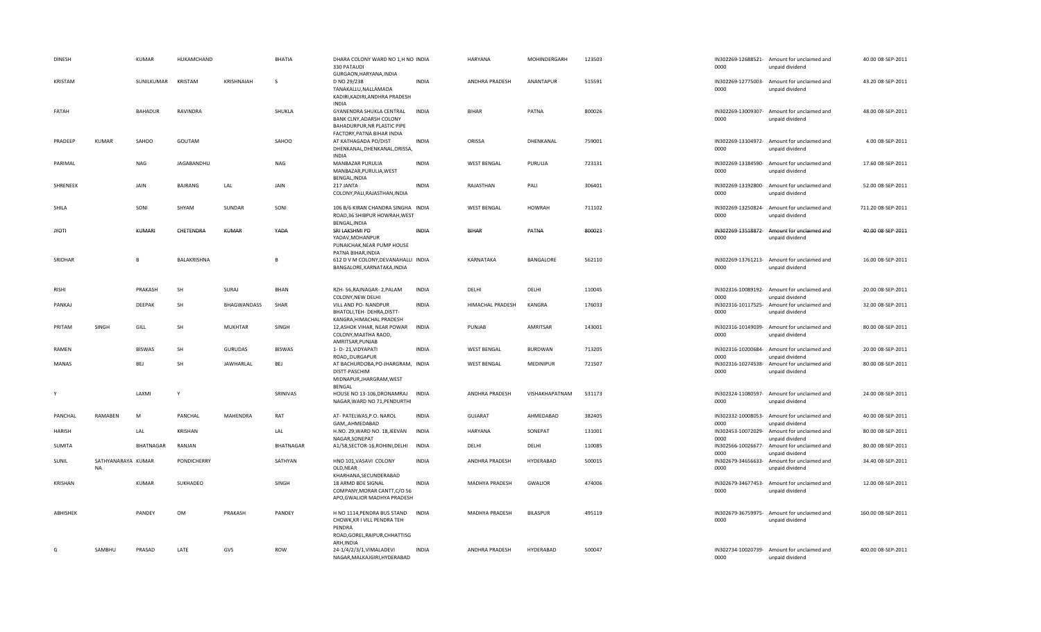| | | | | | | | | | | | | | | |
|---|---|---|---|---|---|---|---|---|---|---|---|---|---|---|
| DINESH | | KUMAR | HUKAMCHAND | | BHATIA | DHARA COLONY WARD NO 1,H NO 330 PATAUDI GURGAON,HARYANA,INDIA | INDIA | HARYANA | MOHINDERGARH | 123503 | IN302269-12688521-0000 | Amount for unclaimed and unpaid dividend | 40.00 | 08-SEP-2011 |
| KRISTAM | | SUNILKUMAR | KRISTAM | KRISHNAIAH | S | D NO 29/238 TANAKALLU,NALLAMADA KADIRI,KADIRI,ANDHRA PRADESH INDIA | INDIA | ANDHRA PRADESH | ANANTAPUR | 515591 | IN302269-12775003-0000 | Amount for unclaimed and unpaid dividend | 43.20 | 08-SEP-2011 |
| FATAH | | BAHADUR | RAVINDRA | | SHUKLA | GYANENDRA SHUKLA CENTRAL BANK CLNY,ADARSH COLONY BAHADURPUR,NR PLASTIC PIPE FACTORY,PATNA BIHAR INDIA | INDIA | BIHAR | PATNA | 800026 | IN302269-13009307-0000 | Amount for unclaimed and unpaid dividend | 48.00 | 08-SEP-2011 |
| PRADEEP | KUMAR | SAHOO | GOUTAM | | SAHOO | AT KATHAGADA PO/DIST DHENKANAL,DHENKANAL,ORISSA, INDIA | INDIA | ORISSA | DHENKANAL | 759001 | IN302269-13104972-0000 | Amount for unclaimed and unpaid dividend | 4.00 | 08-SEP-2011 |
| PARIMAL | | NAG | JAGABANDHU | | NAG | MANBAZAR PURULIA MANBAZAR,PURULIA,WEST BENGAL,INDIA | INDIA | WEST BENGAL | PURULIA | 723131 | IN302269-13184590-0000 | Amount for unclaimed and unpaid dividend | 17.60 | 08-SEP-2011 |
| SHRENEEK | | JAIN | BAJRANG | LAL | JAIN | 217 JANTA COLONY,PALI,RAJASTHAN,INDIA | INDIA | RAJASTHAN | PALI | 306401 | IN302269-13192800-0000 | Amount for unclaimed and unpaid dividend | 52.00 | 08-SEP-2011 |
| SHILA | | SONI | SHYAM | SUNDAR | SONI | 106 B/6 KIRAN CHANDRA SINGHA ROAD,36 SHIBPUR HOWRAH,WEST BENGAL,INDIA | INDIA | WEST BENGAL | HOWRAH | 711102 | IN302269-13250824-0000 | Amount for unclaimed and unpaid dividend | 711.20 | 08-SEP-2011 |
| ~~JYOTI~~ | | ~~KUMARI~~ | ~~CHETENDRA~~ | ~~KUMAR~~ | ~~YADA~~ | ~~SRI LAKSHMI PD~~ YADAV,MOHANPUR PUNAICHAK,NEAR PUMP HOUSE PATNA BIHAR,INDIA | ~~INDIA~~ | ~~BIHAR~~ | ~~PATNA~~ | ~~800023~~ | ~~IN302269-13518872-~~0000 | ~~Amount for unclaimed and~~ unpaid dividend | ~~40.00~~ | ~~08-SEP-2011~~ |
| SRIDHAR | | B | BALAKRISHNA | | B | 612 D V M COLONY,DEVANAHALLI BANGALORE,KARNATAKA,INDIA | INDIA | KARNATAKA | BANGALORE | 562110 | IN302269-13761213-0000 | Amount for unclaimed and unpaid dividend | 16.00 | 08-SEP-2011 |
| RISHI | | PRAKASH | SH | SURAJ | BHAN | RZH- 56,RAJNAGAR- 2,PALAM COLONY,NEW DELHI | INDIA | DELHI | DELHI | 110045 | IN302316-10089192-0000 | Amount for unclaimed and unpaid dividend | 20.00 | 08-SEP-2011 |
| PANKAJ | | DEEPAK | SH | BHAGWANDASS | SHAR | VILL AND PO- NANDPUR BHATOLI,TEH- DEHRA,DISTT- KANGRA,HIMACHAL PRADESH | INDIA | HIMACHAL PRADESH | KANGRA | 176033 | IN302316-10117525-0000 | Amount for unclaimed and unpaid dividend | 32.00 | 08-SEP-2011 |
| PRITAM | SINGH | GILL | SH | MUKHTAR | SINGH | 12,ASHOK VIHAR, NEAR POWAR COLONY,MAJITHA RAOD, AMRITSAR,PUNJAB | INDIA | PUNJAB | AMRITSAR | 143001 | IN302316-10149039-0000 | Amount for unclaimed and unpaid dividend | 80.00 | 08-SEP-2011 |
| RAMEN | | BISWAS | SH | GURUDAS | BISWAS | 1- D- 21,VIDYAPATI ROAD,,DURGAPUR | INDIA | WEST BENGAL | BURDWAN | 713205 | IN302316-10200684-0000 | Amount for unclaimed and unpaid dividend | 20.00 | 08-SEP-2011 |
| MANAS | | BEJ | SH | JAWHARLAL | BEJ | AT BACHURDOBA,PO-JHARGRAM, DISTT-PASCHIM MIDNAPUR,JHARGRAM,WEST BENGAL | INDIA | WEST BENGAL | MEDINIPUR | 721507 | IN302316-10274538-0000 | Amount for unclaimed and unpaid dividend | 80.00 | 08-SEP-2011 |
| Y | | LAXMI | Y | | SRINIVAS | HOUSE NO 13-106,DRONAMRAJ NAGAR,WARD NO 71,PENDURTHI | INDIA | ANDHRA PRADESH | VISHAKHAPATNAM | 531173 | IN302324-11080597-0000 | Amount for unclaimed and unpaid dividend | 24.00 | 08-SEP-2011 |
| PANCHAL | RAMABEN | M | PANCHAL | MAHENDRA | RAT | AT- PATELWAS,P.O. NAROL GAM,,AHMEDABAD | INDIA | GUJARAT | AHMEDABAD | 382405 | IN302332-10008053-0000 | Amount for unclaimed and unpaid dividend | 40.00 | 08-SEP-2011 |
| HARISH | | LAL | KRISHAN | | LAL | H.NO. 29,WARD NO. 18,JEEVAN NAGAR,SONEPAT | INDIA | HARYANA | SONEPAT | 131001 | IN302453-10072029-0000 | Amount for unclaimed and unpaid dividend | 80.00 | 08-SEP-2011 |
| SUMITA | | BHATNAGAR | RANJAN | | BHATNAGAR | A1/58,SECTOR-16,ROHINI,DELHI | INDIA | DELHI | DELHI | 110085 | IN302566-10026677-0000 | Amount for unclaimed and unpaid dividend | 80.00 | 08-SEP-2011 |
| SUNIL | SATHYANARAYA NA | KUMAR | PONDICHERRY | | SATHYAN | HNO 101,VASAVI COLONY OLD,NEAR KHARHANA,SECUNDERABAD | INDIA | ANDHRA PRADESH | HYDERABAD | 500015 | IN302679-34656633-0000 | Amount for unclaimed and unpaid dividend | 34.40 | 08-SEP-2011 |
| KRISHAN | | KUMAR | SUKHADEO | | SINGH | 18 ARMD BDE SIGNAL COMPANY,MORAR CANTT,C/O 56 APO,GWALIOR MADHYA PRADESH | INDIA | MADHYA PRADESH | GWALIOR | 474006 | IN302679-34677453-0000 | Amount for unclaimed and unpaid dividend | 12.00 | 08-SEP-2011 |
| ABHISHEK | | PANDEY | OM | PRAKASH | PANDEY | H NO 1114,PENDRA BUS STAND CHOWK,KR I VILL PENDRA TEH PENDRA ROAD,GOREL,RAIPUR,CHHATTISG ARH,INDIA | INDIA | MADHYA PRADESH | BILASPUR | 495119 | IN302679-36759975-0000 | Amount for unclaimed and unpaid dividend | 160.00 | 08-SEP-2011 |
| G | SAMBHU | PRASAD | LATE | GVS | ROW | 24-1/4/2/3/1,VIMALADEVI NAGAR,MALKAJGIRI,HYDERABAD | INDIA | ANDHRA PRADESH | HYDERABAD | 500047 | IN302734-10020739-0000 | Amount for unclaimed and unpaid dividend | 400.00 | 08-SEP-2011 |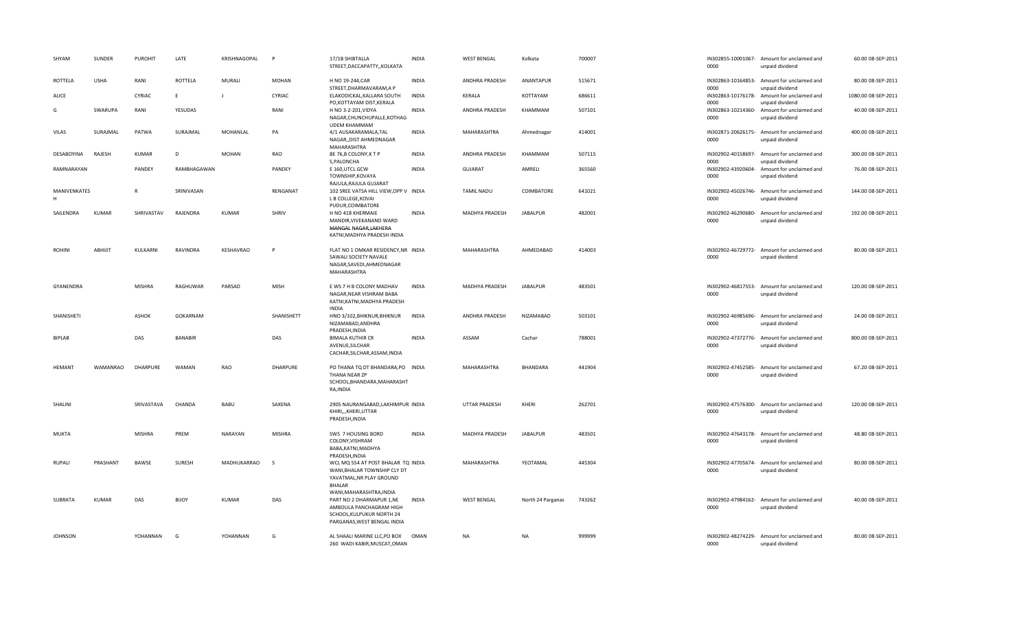| SHYAM | SUNDER | PUROHIT | LATE | KRISHNAGOPAL | P | 17/1B SHIBTALLA STREET,DACCAPATTY,,KOLKATA | INDIA | WEST BENGAL | Kolkata | 700007 | | | IN302855-10001067-0000 | Amount for unclaimed and unpaid dividend | 60.00 | 08-SEP-2011 |
|---|---|---|---|---|---|---|---|---|---|---|---|---|---|---|---|---|
| ROTTELA | USHA | RANI | ROTTELA | MURALI | MOHAN | H NO 19-244,CAR STREET,DHARMAVARAM,A P | INDIA | ANDHRA PRADESH | ANANTAPUR | 515671 | | | IN302863-10164853-0000 | Amount for unclaimed and unpaid dividend | 80.00 | 08-SEP-2011 |
| ALICE | | CYRIAC | E | J | CYRIAC | ELAKODICKAL,KALLARA SOUTH PO,KOTTAYAM DIST,KERALA | INDIA | KERALA | KOTTAYAM | 686611 | | | IN302863-10176178-0000 | Amount for unclaimed and unpaid dividend | 1080.00 | 08-SEP-2011 |
| G | SWARUPA | RANI | YESUDAS | | RANI | H NO 3-2-201,VIDYA NAGAR,CHUNCHUPALLE,KOTHAG UDEM KHAMMAM | INDIA | ANDHRA PRADESH | KHAMMAM | 507101 | | | IN302863-10214360-0000 | Amount for unclaimed and unpaid dividend | 40.00 | 08-SEP-2011 |
| VILAS | SURAJMAL | PATWA | SURAJMAL | MOHANLAL | PA | 4/1 AUSAKARAMALA,TAL NAGAR,,DIST AHMEDNAGAR MAHARASHTRA | INDIA | MAHARASHTRA | Ahmednagar | 414001 | | | IN302871-20626175-0000 | Amount for unclaimed and unpaid dividend | 400.00 | 08-SEP-2011 |
| DESABOYINA | RAJESH | KUMAR | D | MOHAN | RAO | BE 76,B COLONY,K T P S,PALONCHA | INDIA | ANDHRA PRADESH | KHAMMAM | 507115 | | | IN302902-40158697-0000 | Amount for unclaimed and unpaid dividend | 300.00 | 08-SEP-2011 |
| RAMNARAYAN | | PANDEY | RAMBHAGAWAN | | PANDEY | E 160,UTCL GCW TOWNSHIP,KOVAYA RAJULA,RAJULA GUJARAT | INDIA | GUJARAT | AMRELI | 365560 | | | IN302902-43920604-0000 | Amount for unclaimed and unpaid dividend | 76.00 | 08-SEP-2011 |
| MANIVENKATES H | | R | SRINIVASAN | | RENGANAT | 102 SREE VATSA HILL VIEW,OPP V L B COLLEGE,KOVAI PUDUR,COIMBATORE | INDIA | TAMIL NADU | COIMBATORE | 641021 | | | IN302902-45026746-0000 | Amount for unclaimed and unpaid dividend | 144.00 | 08-SEP-2011 |
| SAILENDRA | KUMAR | SHRIVASTAV | RAJENDRA | KUMAR | SHRIV | H NO 418 KHERMAIE MANDIR,VIVEKANAND WARD MANGAL NAGAR,LAKHERA KATNI,MADHYA PRADESH INDIA | INDIA | MADHYA PRADESH | JABALPUR | 482001 | | | IN302902-46290680-0000 | Amount for unclaimed and unpaid dividend | 192.00 | 08-SEP-2011 |
| ROHINI | ABHIJIT | KULKARNI | RAVINDRA | KESHAVRAO | P | FLAT NO 1 OMKAR RESIDENCY,NR SAWALI SOCIETY NAVALE NAGAR,SAVEDI,AHMEDNAGAR MAHARASHTRA | INDIA | MAHARASHTRA | AHMEDABAD | 414003 | | | IN302902-46729772-0000 | Amount for unclaimed and unpaid dividend | 80.00 | 08-SEP-2011 |
| GYANENDRA | | MISHRA | RAGHUWAR | PARSAD | MISH | E WS 7 H B COLONY MADHAV NAGAR,NEAR VISHRAM BABA KATNI,KATNI,MADHYA PRADESH INDIA | INDIA | MADHYA PRADESH | JABALPUR | 483501 | | | IN302902-46817553-0000 | Amount for unclaimed and unpaid dividend | 120.00 | 08-SEP-2011 |
| SHANISHETI | | ASHOK | GOKARNAM | | SHANISHETT | HNO 3/102,BHIKNUR,BHIKNUR NIZAMABAD,ANDHRA PRADESH,INDIA | INDIA | ANDHRA PRADESH | NIZAMABAD | 503101 | | | IN302902-46985696-0000 | Amount for unclaimed and unpaid dividend | 24.00 | 08-SEP-2011 |
| BIPLAB | | DAS | BANABIR | | DAS | BIMALA KUTHIR CR AVENUE,SILCHAR CACHAR,SILCHAR,ASSAM,INDIA | INDIA | ASSAM | Cachar | 788001 | | | IN302902-47372776-0000 | Amount for unclaimed and unpaid dividend | 800.00 | 08-SEP-2011 |
| HEMANT | WAMANRAO | DHARPURE | WAMAN | RAO | DHARPURE | PO THANA TQ DT BHANDARA,PO THANA NEAR ZP SCHOOL,BHANDARA,MAHARASHT RA,INDIA | INDIA | MAHARASHTRA | BHANDARA | 441904 | | | IN302902-47452585-0000 | Amount for unclaimed and unpaid dividend | 67.20 | 08-SEP-2011 |
| SHALINI | | SRIVASTAVA | CHANDA | BABU | SAXENA | 2905 NAURANGABAD,LAKHIMPUR KHIRI,,,KHERI,UTTAR PRADESH,INDIA | INDIA | UTTAR PRADESH | KHERI | 262701 | | | IN302902-47576300-0000 | Amount for unclaimed and unpaid dividend | 120.00 | 08-SEP-2011 |
| MUKTA | | MISHRA | PREM | NARAYAN | MISHRA | SWS 7 HOUSING BORD COLONY,VISHRAM BABA,KATNI,MADHYA PRADESH,INDIA | INDIA | MADHYA PRADESH | JABALPUR | 483501 | | | IN302902-47643178-0000 | Amount for unclaimed and unpaid dividend | 48.80 | 08-SEP-2011 |
| RUPALI | PRASHANT | BAWSE | SURESH | MADHUKARRAO | S | WCL MQ 554 AT POST BHALAR TQ WANI,BHALAR TOWNSHIP CLY DT YAVATMAL,NR PLAY GROUND BHALAR WANI,MAHARASHTRA,INDIA | INDIA | MAHARASHTRA | YEOTAMAL | 445304 | | | IN302902-47705674-0000 | Amount for unclaimed and unpaid dividend | 80.00 | 08-SEP-2011 |
| SUBRATA | KUMAR | DAS | BIJOY | KUMAR | DAS | PART NO 2 DHARMAPUR 1,NE AMBOULA PANCHAGRAM HIGH SCHOOL,KULPUKUR NORTH 24 PARGANAS,WEST BENGAL INDIA | INDIA | WEST BENGAL | North 24 Parganas | 743262 | | | IN302902-47984162-0000 | Amount for unclaimed and unpaid dividend | 40.00 | 08-SEP-2011 |
| JOHNSON | | YOHANNAN | G | YOHANNAN | G | AL SHAALI MARINE LLC,PO BOX 260 WADI KABIR,MUSCAT,OMAN | OMAN | NA | NA | 999999 | | | IN302902-48274229-0000 | Amount for unclaimed and unpaid dividend | 80.00 | 08-SEP-2011 |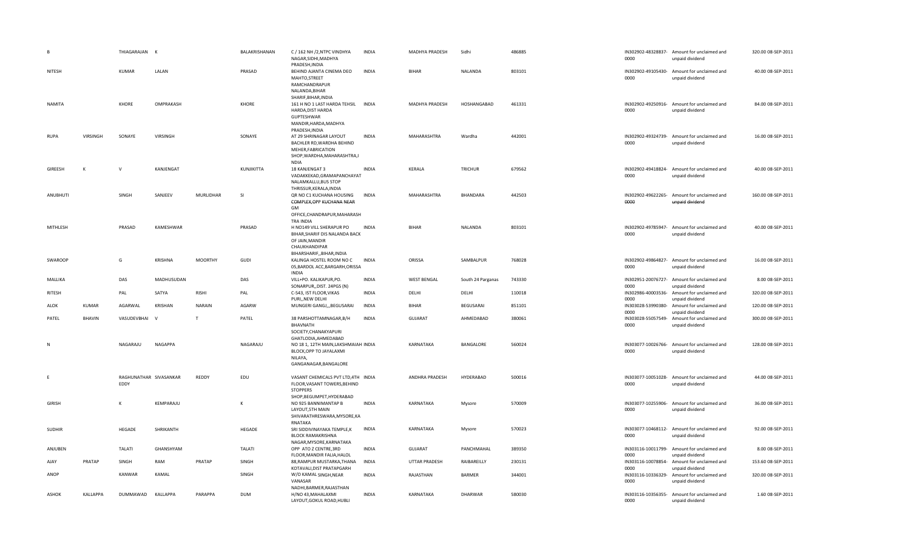| | | | | | | | | | | | | | | | |
|---|---|---|---|---|---|---|---|---|---|---|---|---|---|---|---|
| B | | THIAGARAJAN | K | | BALAKRISHANAN | C / 162 NH /2,NTPC VINDHYA NAGAR,SIDHI,MADHYA PRADESH,INDIA | INDIA | MADHYA PRADESH | Sidhi | 486885 | | IN302902-48328837-0000 | Amount for unclaimed and unpaid dividend | 320.00 | 08-SEP-2011 |
| NITESH | | KUMAR | LALAN | | PRASAD | BEHIND AJANTA CINEMA DEO MAHTO,STREET RAMCHANDRAPUR NALANDA,BIHAR SHARIF,BIHAR,INDIA | INDIA | BIHAR | NALANDA | 803101 | | IN302902-49105430-0000 | Amount for unclaimed and unpaid dividend | 40.00 | 08-SEP-2011 |
| NAMITA | | KHORE | OMPRAKASH | | KHORE | 161 H NO 1 LAST HARDA TEHSIL HARDA,DIST HARDA GUPTESHWAR MANDIR,HARDA,MADHYA PRADESH,INDIA | INDIA | MADHYA PRADESH | HOSHANGABAD | 461331 | | IN302902-49250916-0000 | Amount for unclaimed and unpaid dividend | 84.00 | 08-SEP-2011 |
| RUPA | VIRSINGH | SONAYE | VIRSINGH | | SONAYE | AT 29 SHRINAGAR LAYOUT BACHLER RD,WARDHA BEHIND MEHER,FABRICATION SHOP,WARDHA,MAHARASHTRA,INDIA | INDIA | MAHARASHTRA | Wardha | 442001 | | IN302902-49324739-0000 | Amount for unclaimed and unpaid dividend | 16.00 | 08-SEP-2011 |
| GIREESH | K | V | KANJENGAT | | KUNJIKITTA | 18 KANJENGAT 3 VADAKKEKAD,GRAMAPANCHAYAT NALAMKALLU,BUS STOP THRISSUR,KERALA,INDIA | INDIA | KERALA | TRICHUR | 679562 | | IN302902-49418824-0000 | Amount for unclaimed and unpaid dividend | 40.00 | 08-SEP-2011 |
| ANUBHUTI | | SINGH | SANJEEV | MURLIDHAR | SI | QR NO C1 KUCHANA HOUSING COMPLEX,OPP KUCHANA NEAR GM OFFICE,CHANDRAPUR,MAHARASHTRA INDIA | INDIA | MAHARASHTRA | BHANDARA | 442503 | | IN302902-49622265-0000 | Amount for unclaimed and unpaid dividend | 160.00 | 08-SEP-2011 |
| MITHLESH | | PRASAD | KAMESHWAR | | PRASAD | H NO149 VILL SHERAPUR PO BIHAR,SHARIF DIS NALANDA BACK OF JAIN,MANDIR CHAUKHANDIPAR BIHARSHARIF,,BIHAR,INDIA | INDIA | BIHAR | NALANDA | 803101 | | IN302902-49785947-0000 | Amount for unclaimed and unpaid dividend | 40.00 | 08-SEP-2011 |
| SWAROOP | | G | KRISHNA | MOORTHY | GUDI | KALINGA HOSTEL ROOM NO C 05,BARDOL ACC,BARGARH,ORISSA INDIA | INDIA | ORISSA | SAMBALPUR | 768028 | | IN302902-49864827-0000 | Amount for unclaimed and unpaid dividend | 16.00 | 08-SEP-2011 |
| MALLIKA | | DAS | MADHUSUDAN | | DAS | VILL+PO. KALIKAPUR,PO. SONARPUR,,DIST. 24PGS (N) | INDIA | WEST BENGAL | South 24 Parganas | 743330 | | IN302951-20076727-0000 | Amount for unclaimed and unpaid dividend | 8.00 | 08-SEP-2011 |
| RITESH | | PAL | SATYA | RISHI | PAL | C-543, IST FLOOR,VIKAS PURI,,NEW DELHI | INDIA | DELHI | DELHI | 110018 | | IN302986-40003536-0000 | Amount for unclaimed and unpaid dividend | 320.00 | 08-SEP-2011 |
| ALOK | KUMAR | AGARWAL | KRISHAN | NARAIN | AGARW | MUNGERI GANGJ,,,BEGUSARAI | INDIA | BIHAR | BEGUSARAI | 851101 | | IN303028-53990380-0000 | Amount for unclaimed and unpaid dividend | 120.00 | 08-SEP-2011 |
| PATEL | BHAVIN | VASUDEVBHAI | V | T | PATEL | 38 PARSHOTTAMNAGAR,B/H BHAVNATH SOCIETY,CHANAKYAPURI GHATLODIA,AHMEDABAD | INDIA | GUJARAT | AHMEDABAD | 380061 | | IN303028-55057549-0000 | Amount for unclaimed and unpaid dividend | 300.00 | 08-SEP-2011 |
| N | | NAGARAJU | NAGAPPA | | NAGARAJU | NO 18 1, 12TH MAIN,LAKSHMAIAH BLOCK,OPP TO JAYALAXMI NILAYA, GANGANAGAR,BANGALORE | INDIA | KARNATAKA | BANGALORE | 560024 | | IN303077-10026766-0000 | Amount for unclaimed and unpaid dividend | 128.00 | 08-SEP-2011 |
| E | | RAGHUNATHAR EDDY | SIVASANKAR | REDDY | EDU | VASANT CHEMICALS PVT LTD,4TH FLOOR,VASANT TOWERS,BEHIND STOPPERS SHOP,BEGUMPET,HYDERABAD | INDIA | ANDHRA PRADESH | HYDERABAD | 500016 | | IN303077-10051028-0000 | Amount for unclaimed and unpaid dividend | 44.00 | 08-SEP-2011 |
| GIRISH | | K | KEMPARAJU | | K | NO 925 BANNIMANTAP B LAYOUT,5TH MAIN SHIVARATHRESWARA,MYSORE,KARNATAKA | INDIA | KARNATAKA | Mysore | 570009 | | IN303077-10255906-0000 | Amount for unclaimed and unpaid dividend | 36.00 | 08-SEP-2011 |
| SUDHIR | | HEGADE | SHRIKANTH | | HEGADE | SRI SIDDIVINAYAKA TEMPLE,K BLOCK RAMAKRISHNA NAGAR,MYSORE,KARNATAKA | INDIA | KARNATAKA | Mysore | 570023 | | IN303077-10468112-0000 | Amount for unclaimed and unpaid dividend | 92.00 | 08-SEP-2011 |
| ANJUBEN | | TALATI | GHANSHYAM | | TALATI | OPP ATO Z CENTRE,3RD FLOOR,MANDIR FALIA,HALOL | INDIA | GUJARAT | PANCHMAHAL | 389350 | | IN303116-10011799-0000 | Amount for unclaimed and unpaid dividend | 8.00 | 08-SEP-2011 |
| AJAY | PRATAP | SINGH | RAM | PRATAP | SINGH | 88,RAMPUR MUSTARKA,THANA KOTAVALI,DIST PRATAPGARH | INDIA | UTTAR PRADESH | RAIBAREILLY | 230131 | | IN303116-10078854-0000 | Amount for unclaimed and unpaid dividend | 153.60 | 08-SEP-2011 |
| ANOP | | KANWAR | KAMAL | | SINGH | W/O KAMAL SINGH,NEAR VANASAR NADHI,BARMER,RAJASTHAN | INDIA | RAJASTHAN | BARMER | 344001 | | IN303116-10336329-0000 | Amount for unclaimed and unpaid dividend | 320.00 | 08-SEP-2011 |
| ASHOK | KALLAPPA | DUMMAWAD | KALLAPPA | PARAPPA | DUM | H/NO 43,MAHALAXMI LAYOUT,GOKUL ROAD,HUBLI | INDIA | KARNATAKA | DHARWAR | 580030 | | IN303116-10356355-0000 | Amount for unclaimed and unpaid dividend | 1.60 | 08-SEP-2011 |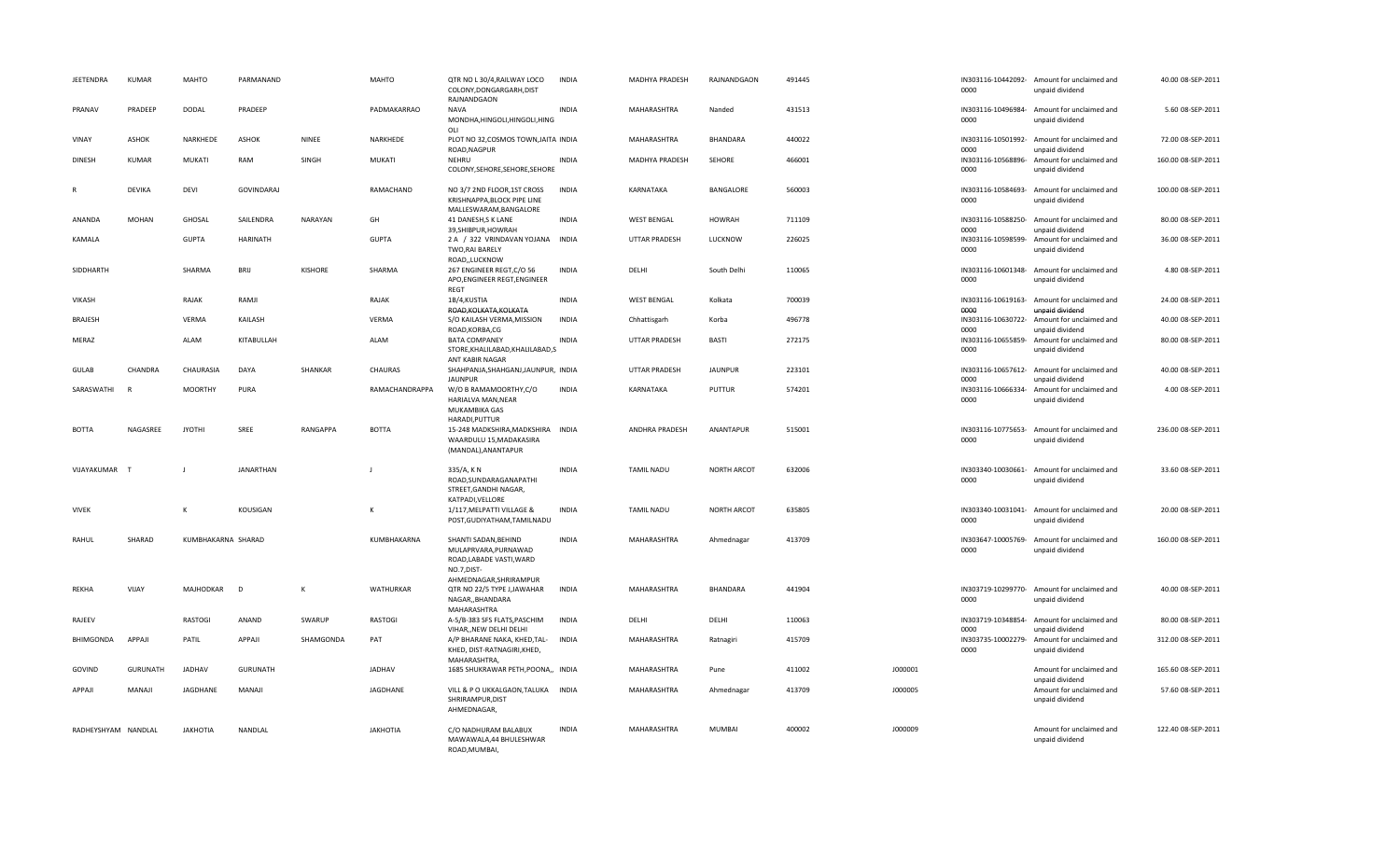| JEETENDRA | KUMAR | MAHTO | PARMANAND | | MAHTO | QTR NO L 30/4,RAILWAY LOCO COLONY,DONGARGARH,DIST RAJNANDGAON | INDIA | MADHYA PRADESH | RAJNANDGAON | 491445 | | IN303116-10442092-0000 | Amount for unclaimed and unpaid dividend | 40.00 | 08-SEP-2011 |
|---|---|---|---|---|---|---|---|---|---|---|---|---|---|---|---|
| PRANAV | PRADEEP | DODAL | PRADEEP | | PADMAKARRAO | NAVA MONDHA,HINGOLI,HINGOLI,HINGOLI | INDIA | MAHARASHTRA | Nanded | 431513 | | IN303116-10496984-0000 | Amount for unclaimed and unpaid dividend | 5.60 | 08-SEP-2011 |
| VINAY | ASHOK | NARKHEDE | ASHOK | NINEE | NARKHEDE | PLOT NO 32,COSMOS TOWN,JAITA ROAD,NAGPUR | INDIA | MAHARASHTRA | BHANDARA | 440022 | | IN303116-10501992-0000 | Amount for unclaimed and unpaid dividend | 72.00 | 08-SEP-2011 |
| DINESH | KUMAR | MUKATI | RAM | SINGH | MUKATI | NEHRU COLONY,SEHORE,SEHORE,SEHORE | INDIA | MADHYA PRADESH | SEHORE | 466001 | | IN303116-10568896-0000 | Amount for unclaimed and unpaid dividend | 160.00 | 08-SEP-2011 |
| R | DEVIKA | DEVI | GOVINDARAJ | | RAMACHAND | NO 3/7 2ND FLOOR,1ST CROSS KRISHNAPPA,BLOCK PIPE LINE MALLESWARAM,BANGALORE | INDIA | KARNATAKA | BANGALORE | 560003 | | IN303116-10584693-0000 | Amount for unclaimed and unpaid dividend | 100.00 | 08-SEP-2011 |
| ANANDA | MOHAN | GHOSAL | SAILENDRA | NARAYAN | GH | 41 DANESH,S K LANE 39,SHIBPUR,HOWRAH | INDIA | WEST BENGAL | HOWRAH | 711109 | | IN303116-10588250-0000 | Amount for unclaimed and unpaid dividend | 80.00 | 08-SEP-2011 |
| KAMALA | | GUPTA | HARINATH | | GUPTA | 2 A / 322 VRINDAVAN YOJANA TWO,RAI BARELY ROAD,,LUCKNOW | INDIA | UTTAR PRADESH | LUCKNOW | 226025 | | IN303116-10598599-0000 | Amount for unclaimed and unpaid dividend | 36.00 | 08-SEP-2011 |
| SIDDHARTH | | SHARMA | BRIJ | KISHORE | SHARMA | 267 ENGINEER REGT,C/O 56 APO,ENGINEER REGT,ENGINEER REGT | INDIA | DELHI | South Delhi | 110065 | | IN303116-10601348-0000 | Amount for unclaimed and unpaid dividend | 4.80 | 08-SEP-2011 |
| VIKASH | | RAJAK | RAMJI | | RAJAK | 1B/4,KUSTIA ROAD,KOLKATA,KOLKATA | INDIA | WEST BENGAL | Kolkata | 700039 | | IN303116-10619163-0000 | Amount for unclaimed and unpaid dividend | 24.00 | 08-SEP-2011 |
| BRAJESH | | VERMA | KAILASH | | VERMA | S/O KAILASH VERMA,MISSION ROAD,KORBA,CG | INDIA | Chhattisgarh | Korba | 496778 | | IN303116-10630722-0000 | Amount for unclaimed and unpaid dividend | 40.00 | 08-SEP-2011 |
| MERAZ | | ALAM | KITABULLAH | | ALAM | BATA COMPANEY STORE,KHALILABAD,KHALILABAD,SANT KABIR NAGAR | INDIA | UTTAR PRADESH | BASTI | 272175 | | IN303116-10655859-0000 | Amount for unclaimed and unpaid dividend | 80.00 | 08-SEP-2011 |
| GULAB | CHANDRA | CHAURASIA | DAYA | SHANKAR | CHAURAS | SHAHPANJA,SHAHGANJ,JAUNPUR,JAUNPUR | INDIA | UTTAR PRADESH | JAUNPUR | 223101 | | IN303116-10657612-0000 | Amount for unclaimed and unpaid dividend | 40.00 | 08-SEP-2011 |
| SARASWATHI | R | MOORTHY | PURA | | RAMACHANDRAPPA | W/O B RAMAMOORTHY,C/O HARIALVA MAN,NEAR MUKAMBIKA GAS HARADI,PUTTUR | INDIA | KARNATAKA | PUTTUR | 574201 | | IN303116-10666334-0000 | Amount for unclaimed and unpaid dividend | 4.00 | 08-SEP-2011 |
| BOTTA | NAGASREE | JYOTHI | SREE | RANGAPPA | BOTTA | 15-248 MADKSHIRA,MADKSHIRA WAARDULU 15,MADAKASIRA (MANDAL),ANANTAPUR | INDIA | ANDHRA PRADESH | ANANTAPUR | 515001 | | IN303116-10775653-0000 | Amount for unclaimed and unpaid dividend | 236.00 | 08-SEP-2011 |
| VIJAYAKUMAR | T | J | JANARTHAN | | J | 335/A, K N ROAD,SUNDARAGANAPATHI STREET,GANDHI NAGAR, KATPADI,VELLORE | INDIA | TAMIL NADU | NORTH ARCOT | 632006 | | IN303340-10030661-0000 | Amount for unclaimed and unpaid dividend | 33.60 | 08-SEP-2011 |
| VIVEK | | K | KOUSIGAN | | K | 1/117,MELPATTI VILLAGE & POST,GUDIYATHAM,TAMILNADU | INDIA | TAMIL NADU | NORTH ARCOT | 635805 | | IN303340-10031041-0000 | Amount for unclaimed and unpaid dividend | 20.00 | 08-SEP-2011 |
| RAHUL | SHARAD | KUMBHAKARNA | SHARAD | | KUMBHAKARNA | SHANTI SADAN,BEHIND MULAPRVARA,PURNAWAD ROAD,LABADE VASTI,WARD NO.7,DIST-AHMEDNAGAR,SHRIRAMPUR | INDIA | MAHARASHTRA | Ahmednagar | 413709 | | IN303647-10005769-0000 | Amount for unclaimed and unpaid dividend | 160.00 | 08-SEP-2011 |
| REKHA | VIJAY | MAJHODKAR | D | K | WATHURKAR | QTR NO 22/5 TYPE J,JAWAHAR NAGAR,,BHANDARA MAHARASHTRA | INDIA | MAHARASHTRA | BHANDARA | 441904 | | IN303719-10299770-0000 | Amount for unclaimed and unpaid dividend | 40.00 | 08-SEP-2011 |
| RAJEEV | | RASTOGI | ANAND | SWARUP | RASTOGI | A-5/B-383 SFS FLATS,PASCHIM VIHAR,,NEW DELHI DELHI | INDIA | DELHI | DELHI | 110063 | | IN303719-10348854-0000 | Amount for unclaimed and unpaid dividend | 80.00 | 08-SEP-2011 |
| BHIMGONDA | APPAJI | PATIL | APPAJI | SHAMGONDA | PAT | A/P BHARANE NAKA, KHED,TAL-KHED, DIST-RATNAGIRI,KHED, MAHARASHTRA, | INDIA | MAHARASHTRA | Ratnagiri | 415709 | | IN303735-10002279-0000 | Amount for unclaimed and unpaid dividend | 312.00 | 08-SEP-2011 |
| GOVIND | GURUNATH | JADHAV | GURUNATH | | JADHAV | 1685 SHUKRAWAR PETH,POONA,, | INDIA | MAHARASHTRA | Pune | 411002 | J000001 | | Amount for unclaimed and unpaid dividend | 165.60 | 08-SEP-2011 |
| APPAJI | MANAJI | JAGDHANE | MANAJI | | JAGDHANE | VILL & P O UKKALGAON,TALUKA SHRIRAMPUR,DIST AHMEDNAGAR, | INDIA | MAHARASHTRA | Ahmednagar | 413709 | J000005 | | Amount for unclaimed and unpaid dividend | 57.60 | 08-SEP-2011 |
| RADHEYSHYAM | NANDLAL | JAKHOTIA | NANDLAL | | JAKHOTIA | C/O NADHURAM BALABUX MAWAWALA,44 BHULESHWAR ROAD,MUMBAI, | INDIA | MAHARASHTRA | MUMBAI | 400002 | J000009 | | Amount for unclaimed and unpaid dividend | 122.40 | 08-SEP-2011 |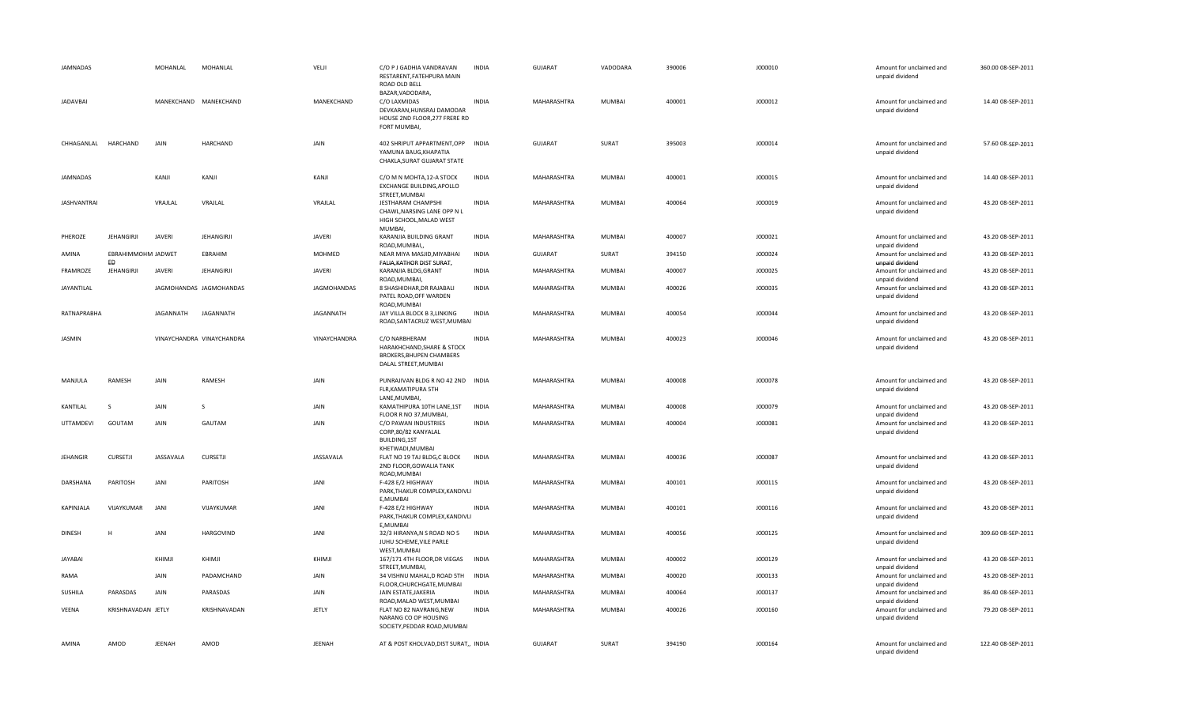| | | | | | | | | | | | | |
|---|---|---|---|---|---|---|---|---|---|---|---|---|
| JAMNADAS | | MOHANLAL | MOHANLAL | VELJI | C/O P J GADHIA VANDRAVAN RESTARENT,FATEHPURA MAIN ROAD OLD BELL BAZAR,VADODARA, | INDIA | GUJARAT | VADODARA | 390006 | J000010 | Amount for unclaimed and unpaid dividend | 360.00 08-SEP-2011 |
| JADAVBAI | | MANEKCHAND | MANEKCHAND | MANEKCHAND | C/O LAXMIDAS DEVKARAN,HUNSRAJ DAMODAR HOUSE 2ND FLOOR,277 FRERE RD FORT MUMBAI, | INDIA | MAHARASHTRA | MUMBAI | 400001 | J000012 | Amount for unclaimed and unpaid dividend | 14.40 08-SEP-2011 |
| CHHAGANLAL | HARCHAND | JAIN | HARCHAND | JAIN | 402 SHRIPUT APPARTMENT,OPP YAMUNA BAUG,KHAPATIA CHAKLA,SURAT GUJARAT STATE | INDIA | GUJARAT | SURAT | 395003 | J000014 | Amount for unclaimed and unpaid dividend | 57.60 08-SEP-2011 |
| JAMNADAS | | KANJI | KANJI | KANJI | C/O M N MOHTA,12-A STOCK EXCHANGE BUILDING,APOLLO STREET,MUMBAI | INDIA | MAHARASHTRA | MUMBAI | 400001 | J000015 | Amount for unclaimed and unpaid dividend | 14.40 08-SEP-2011 |
| JASHVANTRAI | | VRAJLAL | VRAJLAL | VRAJLAL | JESTHARAM CHAMPSHI CHAWL,NARSING LANE OPP N L HIGH SCHOOL,MALAD WEST MUMBAI, | INDIA | MAHARASHTRA | MUMBAI | 400064 | J000019 | Amount for unclaimed and unpaid dividend | 43.20 08-SEP-2011 |
| PHEROZE | JEHANGIRJI | JAVERI | JEHANGIRJI | JAVERI | KARANJIA BUILDING GRANT ROAD,MUMBAI,, | INDIA | MAHARASHTRA | MUMBAI | 400007 | J000021 | Amount for unclaimed and unpaid dividend | 43.20 08-SEP-2011 |
| AMINA | EBRAHIMMOHM ED | JADWET | EBRAHIM | MOHMED | NEAR MIYA MASJID,MIYABHAI FALIA,KATHOR DIST SURAT, | INDIA | GUJARAT | SURAT | 394150 | J000024 | Amount for unclaimed and unpaid dividend | 43.20 08-SEP-2011 |
| FRAMROZE | JEHANGIRJI | JAVERI | JEHANGIRJI | JAVERI | KARANJIA BLDG,GRANT ROAD,MUMBAI, | INDIA | MAHARASHTRA | MUMBAI | 400007 | J000025 | Amount for unclaimed and unpaid dividend | 43.20 08-SEP-2011 |
| JAYANTILAL | | JAGMOHANDAS | JAGMOHANDAS | JAGMOHANDAS | 8 SHASHIDHAR,DR RAJABALI PATEL ROAD,OFF WARDEN ROAD,MUMBAI | INDIA | MAHARASHTRA | MUMBAI | 400026 | J000035 | Amount for unclaimed and unpaid dividend | 43.20 08-SEP-2011 |
| RATNAPRABHA | | JAGANNATH | JAGANNATH | JAGANNATH | JAY VILLA BLOCK B 3,LINKING ROAD,SANTACRUZ WEST,MUMBAI | INDIA | MAHARASHTRA | MUMBAI | 400054 | J000044 | Amount for unclaimed and unpaid dividend | 43.20 08-SEP-2011 |
| JASMIN | | VINAYCHANDRA | VINAYCHANDRA | VINAYCHANDRA | C/O NARBHERAM HARAKHCHAND,SHARE & STOCK BROKERS,BHUPEN CHAMBERS DALAL STREET,MUMBAI | INDIA | MAHARASHTRA | MUMBAI | 400023 | J000046 | Amount for unclaimed and unpaid dividend | 43.20 08-SEP-2011 |
| MANJULA | RAMESH | JAIN | RAMESH | JAIN | PUNRAJIVAN BLDG R NO 42 2ND FLR,KAMATIPURA 5TH LANE,MUMBAI, | INDIA | MAHARASHTRA | MUMBAI | 400008 | J000078 | Amount for unclaimed and unpaid dividend | 43.20 08-SEP-2011 |
| KANTILAL | S | JAIN | S | JAIN | KAMATHIPURA 10TH LANE,1ST FLOOR R NO 37,MUMBAI, | INDIA | MAHARASHTRA | MUMBAI | 400008 | J000079 | Amount for unclaimed and unpaid dividend | 43.20 08-SEP-2011 |
| UTTAMDEVI | GOUTAM | JAIN | GAUTAM | JAIN | C/O PAWAN INDUSTRIES CORP,80/82 KANYALAL BUILDING,1ST KHETWADI,MUMBAI | INDIA | MAHARASHTRA | MUMBAI | 400004 | J000081 | Amount for unclaimed and unpaid dividend | 43.20 08-SEP-2011 |
| JEHANGIR | CURSETJI | JASSAVALA | CURSETJI | JASSAVALA | FLAT NO 19 TAJ BLDG,C BLOCK 2ND FLOOR,GOWALIA TANK ROAD,MUMBAI | INDIA | MAHARASHTRA | MUMBAI | 400036 | J000087 | Amount for unclaimed and unpaid dividend | 43.20 08-SEP-2011 |
| DARSHANA | PARITOSH | JANI | PARITOSH | JANI | F-428 E/2 HIGHWAY PARK,THAKUR COMPLEX,KANDIVLI E,MUMBAI | INDIA | MAHARASHTRA | MUMBAI | 400101 | J000115 | Amount for unclaimed and unpaid dividend | 43.20 08-SEP-2011 |
| KAPINJALA | VIJAYKUMAR | JANI | VIJAYKUMAR | JANI | F-428 E/2 HIGHWAY PARK,THAKUR COMPLEX,KANDIVLI E,MUMBAI | INDIA | MAHARASHTRA | MUMBAI | 400101 | J000116 | Amount for unclaimed and unpaid dividend | 43.20 08-SEP-2011 |
| DINESH | H | JANI | HARGOVIND | JANI | 32/3 HIRANYA,N S ROAD NO 5 JUHU SCHEME,VILE PARLE WEST,MUMBAI | INDIA | MAHARASHTRA | MUMBAI | 400056 | J000125 | Amount for unclaimed and unpaid dividend | 309.60 08-SEP-2011 |
| JAYABAI | | KHIMJI | KHIMJI | KHIMJI | 167/171 4TH FLOOR,DR VIEGAS STREET,MUMBAI, | INDIA | MAHARASHTRA | MUMBAI | 400002 | J000129 | Amount for unclaimed and unpaid dividend | 43.20 08-SEP-2011 |
| RAMA | | JAIN | PADAMCHAND | JAIN | 34 VISHNU MAHAL,D ROAD 5TH FLOOR,CHURCHGATE,MUMBAI | INDIA | MAHARASHTRA | MUMBAI | 400020 | J000133 | Amount for unclaimed and unpaid dividend | 43.20 08-SEP-2011 |
| SUSHILA | PARASDAS | JAIN | PARASDAS | JAIN | JAIN ESTATE,JAKERIA ROAD,MALAD WEST,MUMBAI | INDIA | MAHARASHTRA | MUMBAI | 400064 | J000137 | Amount for unclaimed and unpaid dividend | 86.40 08-SEP-2011 |
| VEENA | KRISHNAVADAN | JETLY | KRISHNAVADAN | JETLY | FLAT NO 82 NAVRANG,NEW NARANG CO OP HOUSING SOCIETY,PEDDAR ROAD,MUMBAI | INDIA | MAHARASHTRA | MUMBAI | 400026 | J000160 | Amount for unclaimed and unpaid dividend | 79.20 08-SEP-2011 |
| AMINA | AMOD | JEENAH | AMOD | JEENAH | AT & POST KHOLVAD,DIST SURAT,, | INDIA | GUJARAT | SURAT | 394190 | J000164 | Amount for unclaimed and unpaid dividend | 122.40 08-SEP-2011 |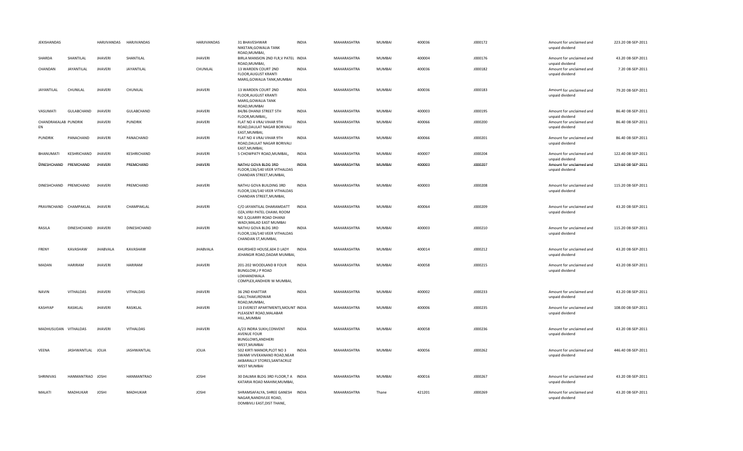| JEKISHANDAS | | HARJIVANDAS | HARJIVANDAS | HARJIVANDAS | 31 BHAVESHWAR NIKETAN,GOWALIA TANK ROAD,MUMBAI, | INDIA | MAHARASHTRA | MUMBAI | 400036 | J000172 | Amount for unclaimed and unpaid dividend | 223.20 | 08-SEP-2011 |
|---|---|---|---|---|---|---|---|---|---|---|---|---|---|
| SHARDA | SHANTILAL | JHAVERI | SHANTILAL | JHAVERI | BIRLA MANSION 2ND FLR,V PATEL ROAD,MUMBAI, | INDIA | MAHARASHTRA | MUMBAI | 400004 | J000176 | Amount for unclaimed and unpaid dividend | 43.20 | 08-SEP-2011 |
| CHANDAN | JAYANTILAL | JHAVERI | JAYANTILAL | CHUNILAL | 13 WARDEN COURT 2ND FLOOR,AUGUST KRANTI MARG,GOWALIA TANK,MUMBAI | INDIA | MAHARASHTRA | MUMBAI | 400036 | J000182 | Amount for unclaimed and unpaid dividend | 7.20 | 08-SEP-2011 |
| JAYANTILAL | CHUNILAL | JHAVERI | CHUNILAL | JHAVERI | 13 WARDEN COURT 2ND FLOOR,AUGUST KRANTI MARG,GOWALIA TANK ROAD,MUMBAI | INDIA | MAHARASHTRA | MUMBAI | 400036 | J000183 | Amount for unclaimed and unpaid dividend | 79.20 | 08-SEP-2011 |
| VASUMATI | GULABCHAND | JHAVERI | GULABCHAND | JHAVERI | 84/86 DHANJI STREET 5TH FLOOR,MUMBAI,, | INDIA | MAHARASHTRA | MUMBAI | 400003 | J000195 | Amount for unclaimed and unpaid dividend | 86.40 | 08-SEP-2011 |
| CHANDRAKALAB EN | PUNDRIK | JHAVERI | PUNDRIK | JHAVERI | FLAT NO 4 VRAJ VIHAR 9TH ROAD,DAULAT NAGAR BORIVALI EAST,MUMBAI, | INDIA | MAHARASHTRA | MUMBAI | 400066 | J000200 | Amount for unclaimed and unpaid dividend | 86.40 | 08-SEP-2011 |
| PUNDRIK | PANACHAND | JHAVERI | PANACHAND | JHAVERI | FLAT NO 4 VRAJ VIHAR 9TH ROAD,DAULAT NAGAR BORIVALI EAST,MUMBAI, | INDIA | MAHARASHTRA | MUMBAI | 400066 | J000201 | Amount for unclaimed and unpaid dividend | 86.40 | 08-SEP-2011 |
| BHANUMATI | KESHRICHAND | JHAVERI | KESHRICHAND | JHAVERI | 5 CHOWPATY ROAD,MUMBAI,, | INDIA | MAHARASHTRA | MUMBAI | 400007 | J000204 | Amount for unclaimed and unpaid dividend | 122.40 | 08-SEP-2011 |
| DINESHCHAND | PREMCHAND | JHAVERI | PREMCHAND | JHAVERI | NATHU GOVA BLDG 3RD FLOOR,136/140 VEER VITHALDAS CHANDAN STREET,MUMBAI, | INDIA | MAHARASHTRA | MUMBAI | 400003 | J000207 | Amount for unclaimed and unpaid dividend | 129.60 | 08-SEP-2011 |
| DINESHCHAND | PREMCHAND | JHAVERI | PREMCHAND | JHAVERI | NATHU GOVA BUILDING 3RD FLOOR,136/140 VEER VITHALDAS CHANDAN STREET,MUMBAI, | INDIA | MAHARASHTRA | MUMBAI | 400003 | J000208 | Amount for unclaimed and unpaid dividend | 115.20 | 08-SEP-2011 |
| PRAVINCHAND | CHAMPAKLAL | JHAVERI | CHAMPAKLAL | JHAVERI | C/O JAYANTILAL DHARAMDATT OZA,VIRJI PATEL CHAWL ROOM NO 3,QUARRY ROAD DHANJI WADI,MALAD EAST MUMBAI | INDIA | MAHARASHTRA | MUMBAI | 400064 | J000209 | Amount for unclaimed and unpaid dividend | 43.20 | 08-SEP-2011 |
| RASILA | DINESHCHAND | JHAVERI | DINESHCHAND | JHAVERI | NATHU GOVA BLDG 3RD FLOOR,136/140 VEER VITHALDAS CHANDAN ST,MUMBAI, | INDIA | MAHARASHTRA | MUMBAI | 400003 | J000210 | Amount for unclaimed and unpaid dividend | 115.20 | 08-SEP-2011 |
| FRENY | KAVASHAW | JHABVALA | KAVASHAW | JHABVALA | KHURSHED HOUSE,604 D LADY JEHANGIR ROAD,DADAR MUMBAI, | INDIA | MAHARASHTRA | MUMBAI | 400014 | J000212 | Amount for unclaimed and unpaid dividend | 43.20 | 08-SEP-2011 |
| MADAN | HARIRAM | JHAVERI | HARIRAM | JHAVERI | 201-202 WOODLAND B FOUR BUNGLOW,J P ROAD LOKHANDWALA COMPLEX,ANDHERI W MUMBAI, | INDIA | MAHARASHTRA | MUMBAI | 400058 | J000215 | Amount for unclaimed and unpaid dividend | 43.20 | 08-SEP-2011 |
| NAVIN | VITHALDAS | JHAVERI | VITHALDAS | JHAVERI | 36 2ND KHATTAR GALI,THAKURDWAR ROAD,MUMBAI, | INDIA | MAHARASHTRA | MUMBAI | 400002 | J000233 | Amount for unclaimed and unpaid dividend | 43.20 | 08-SEP-2011 |
| KASHYAP | RASIKLAL | JHAVERI | RASIKLAL | JHAVERI | 13 EVEREST APARTMENTS,MOUNT PLEASENT ROAD,MALABAR HILL,MUMBAI | INDIA | MAHARASHTRA | MUMBAI | 400006 | J000235 | Amount for unclaimed and unpaid dividend | 108.00 | 08-SEP-2011 |
| MADHUSUDAN | VITHALDAS | JHAVERI | VITHALDAS | JHAVERI | A/23 INDRA SUKH,CONVENT AVENUE FOUR BUNGLOWS,ANDHERI WEST,MUMBAI | INDIA | MAHARASHTRA | MUMBAI | 400058 | J000236 | Amount for unclaimed and unpaid dividend | 43.20 | 08-SEP-2011 |
| VEENA | JASHWANTLAL | JOLIA | JASHWANTLAL | JOLIA | 502 KIRTI MANOR,PLOT NO 3 SWAMI VIVEKANAND ROAD,NEAR AKBARALLY STORES,SANTACRUZ WEST MUMBAI | INDIA | MAHARASHTRA | MUMBAI | 400056 | J000262 | Amount for unclaimed and unpaid dividend | 446.40 | 08-SEP-2011 |
| SHRINIVAS | HANMANTRAO | JOSHI | HANMANTRAO | JOSHI | 30 DALMIA BLDG 3RD FLOOR,T A KATARIA ROAD MAHIM,MUMBAI, | INDIA | MAHARASHTRA | MUMBAI | 400016 | J000267 | Amount for unclaimed and unpaid dividend | 43.20 | 08-SEP-2011 |
| MALATI | MADHUKAR | JOSHI | MADHUKAR | JOSHI | SHRAMSAFALYA, SHREE GANESH NAGAR,NANDIVLEE ROAD, DOMBIVLI EAST,DIST THANE, | INDIA | MAHARASHTRA | Thane | 421201 | J000269 | Amount for unclaimed and unpaid dividend | 43.20 | 08-SEP-2011 |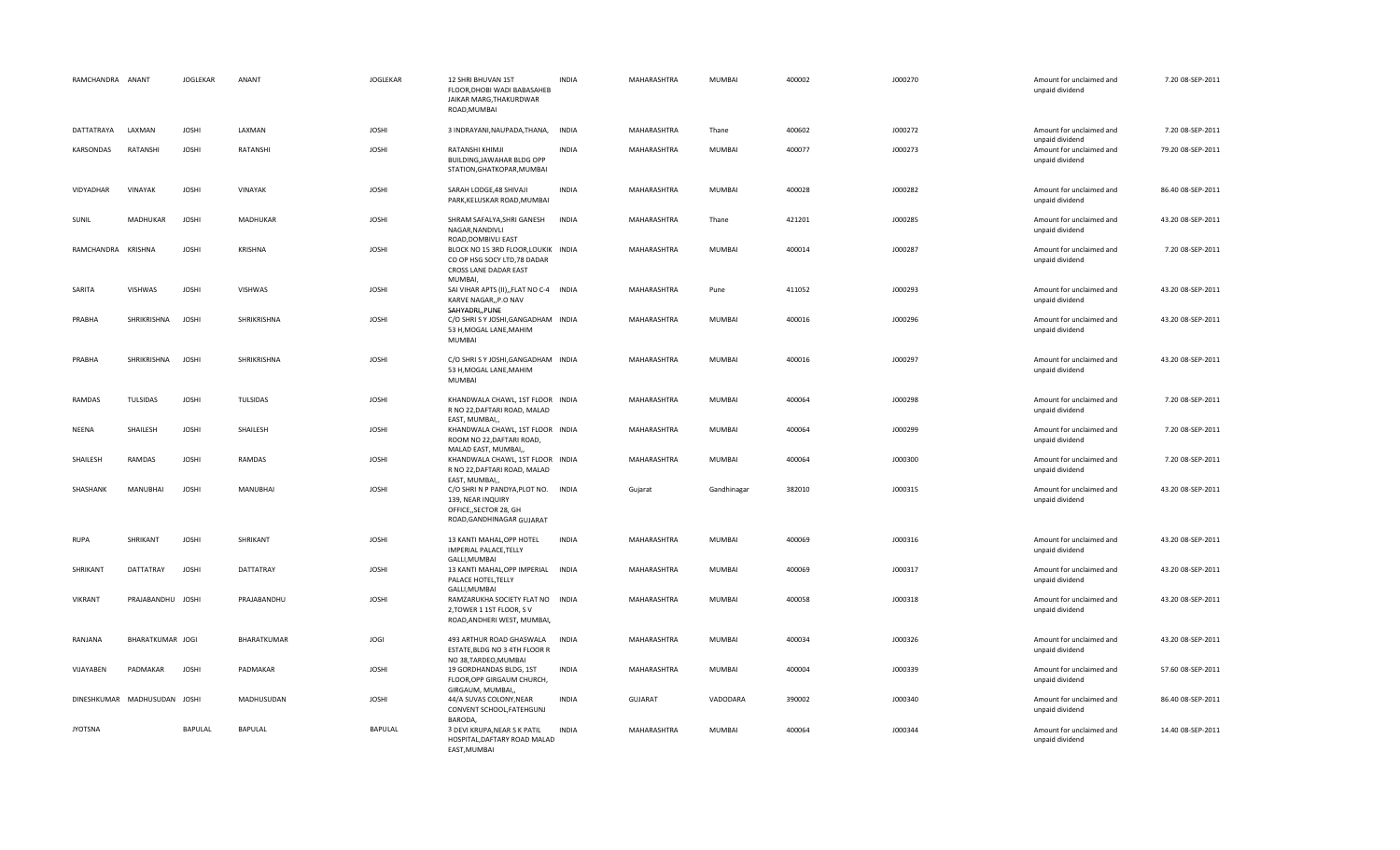| | | | | | | | | | | | | | | |
|---|---|---|---|---|---|---|---|---|---|---|---|---|---|---|
| RAMCHANDRA | ANANT | JOGLEKAR | ANANT | JOGLEKAR | 12 SHRI BHUVAN 1ST FLOOR,DHOBI WADI BABASAHEB JAIKAR MARG,THAKURDWAR ROAD,MUMBAI | INDIA | MAHARASHTRA | MUMBAI | 400002 | J000270 | | Amount for unclaimed and unpaid dividend | 7.20 | 08-SEP-2011 |
| DATTATRAYA | LAXMAN | JOSHI | LAXMAN | JOSHI | 3 INDRAYANI,NAUPADA,THANA, | INDIA | MAHARASHTRA | Thane | 400602 | J000272 | | Amount for unclaimed and unpaid dividend | 7.20 | 08-SEP-2011 |
| KARSONDAS | RATANSHI | JOSHI | RATANSHI | JOSHI | RATANSHI KHIMJI BUILDING,JAWAHAR BLDG OPP STATION,GHATKOPAR,MUMBAI | INDIA | MAHARASHTRA | MUMBAI | 400077 | J000273 | | Amount for unclaimed and unpaid dividend | 79.20 | 08-SEP-2011 |
| VIDYADHAR | VINAYAK | JOSHI | VINAYAK | JOSHI | SARAH LODGE,48 SHIVAJI PARK,KELUSKAR ROAD,MUMBAI | INDIA | MAHARASHTRA | MUMBAI | 400028 | J000282 | | Amount for unclaimed and unpaid dividend | 86.40 | 08-SEP-2011 |
| SUNIL | MADHUKAR | JOSHI | MADHUKAR | JOSHI | SHRAM SAFALYA,SHRI GANESH NAGAR,NANDIVLI ROAD,DOMBIVLI EAST | INDIA | MAHARASHTRA | Thane | 421201 | J000285 | | Amount for unclaimed and unpaid dividend | 43.20 | 08-SEP-2011 |
| RAMCHANDRA | KRISHNA | JOSHI | KRISHNA | JOSHI | BLOCK NO 15 3RD FLOOR,LOUKIK CO OP HSG SOCY LTD,78 DADAR CROSS LANE DADAR EAST MUMBAI, | INDIA | MAHARASHTRA | MUMBAI | 400014 | J000287 | | Amount for unclaimed and unpaid dividend | 7.20 | 08-SEP-2011 |
| SARITA | VISHWAS | JOSHI | VISHWAS | JOSHI | SAI VIHAR APTS (II),,FLAT NO C-4 KARVE NAGAR,,P.O NAV SAHYADRI,,PUNE | INDIA | MAHARASHTRA | Pune | 411052 | J000293 | | Amount for unclaimed and unpaid dividend | 43.20 | 08-SEP-2011 |
| PRABHA | SHRIKRISHNA | JOSHI | SHRIKRISHNA | JOSHI | C/O SHRI S Y JOSHI,GANGADHAM 53 H,MOGAL LANE,MAHIM MUMBAI | INDIA | MAHARASHTRA | MUMBAI | 400016 | J000296 | | Amount for unclaimed and unpaid dividend | 43.20 | 08-SEP-2011 |
| PRABHA | SHRIKRISHNA | JOSHI | SHRIKRISHNA | JOSHI | C/O SHRI S Y JOSHI,GANGADHAM 53 H,MOGAL LANE,MAHIM MUMBAI | INDIA | MAHARASHTRA | MUMBAI | 400016 | J000297 | | Amount for unclaimed and unpaid dividend | 43.20 | 08-SEP-2011 |
| RAMDAS | TULSIDAS | JOSHI | TULSIDAS | JOSHI | KHANDWALA CHAWL, 1ST FLOOR R NO 22,DAFTARI ROAD, MALAD EAST, MUMBAI,, | INDIA | MAHARASHTRA | MUMBAI | 400064 | J000298 | | Amount for unclaimed and unpaid dividend | 7.20 | 08-SEP-2011 |
| NEENA | SHAILESH | JOSHI | SHAILESH | JOSHI | KHANDWALA CHAWL, 1ST FLOOR ROOM NO 22,DAFTARI ROAD, MALAD EAST, MUMBAI,, | INDIA | MAHARASHTRA | MUMBAI | 400064 | J000299 | | Amount for unclaimed and unpaid dividend | 7.20 | 08-SEP-2011 |
| SHAILESH | RAMDAS | JOSHI | RAMDAS | JOSHI | KHANDWALA CHAWL, 1ST FLOOR R NO 22,DAFTARI ROAD, MALAD EAST, MUMBAI,, | INDIA | MAHARASHTRA | MUMBAI | 400064 | J000300 | | Amount for unclaimed and unpaid dividend | 7.20 | 08-SEP-2011 |
| SHASHANK | MANUBHAI | JOSHI | MANUBHAI | JOSHI | C/O SHRI N P PANDYA,PLOT NO. 139, NEAR INQUIRY OFFICE,,SECTOR 28, GH ROAD,GANDHINAGAR GUJARAT | INDIA | Gujarat | Gandhinagar | 382010 | J000315 | | Amount for unclaimed and unpaid dividend | 43.20 | 08-SEP-2011 |
| RUPA | SHRIKANT | JOSHI | SHRIKANT | JOSHI | 13 KANTI MAHAL,OPP HOTEL IMPERIAL PALACE,TELLY GALLI,MUMBAI | INDIA | MAHARASHTRA | MUMBAI | 400069 | J000316 | | Amount for unclaimed and unpaid dividend | 43.20 | 08-SEP-2011 |
| SHRIKANT | DATTATRAY | JOSHI | DATTATRAY | JOSHI | 13 KANTI MAHAL,OPP IMPERIAL PALACE HOTEL,TELLY GALLI,MUMBAI | INDIA | MAHARASHTRA | MUMBAI | 400069 | J000317 | | Amount for unclaimed and unpaid dividend | 43.20 | 08-SEP-2011 |
| VIKRANT | PRAJABANDHU | JOSHI | PRAJABANDHU | JOSHI | RAMZARUKHA SOCIETY FLAT NO 2,TOWER 1 1ST FLOOR, S V ROAD,ANDHERI WEST, MUMBAI, | INDIA | MAHARASHTRA | MUMBAI | 400058 | J000318 | | Amount for unclaimed and unpaid dividend | 43.20 | 08-SEP-2011 |
| RANJANA | BHARATKUMAR | JOGI | BHARATKUMAR | JOGI | 493 ARTHUR ROAD GHASWALA ESTATE,BLDG NO 3 4TH FLOOR R NO 38,TARDEO,MUMBAI | INDIA | MAHARASHTRA | MUMBAI | 400034 | J000326 | | Amount for unclaimed and unpaid dividend | 43.20 | 08-SEP-2011 |
| VIJAYABEN | PADMAKAR | JOSHI | PADMAKAR | JOSHI | 19 GORDHANDAS BLDG, 1ST FLOOR,OPP GIRGAUM CHURCH, GIRGAUM, MUMBAI,, | INDIA | MAHARASHTRA | MUMBAI | 400004 | J000339 | | Amount for unclaimed and unpaid dividend | 57.60 | 08-SEP-2011 |
| DINESHKUMAR | MADHUSUDAN | JOSHI | MADHUSUDAN | JOSHI | 44/A SUVAS COLONY,NEAR CONVENT SCHOOL,FATEHGUNJ BARODA, | INDIA | GUJARAT | VADODARA | 390002 | J000340 | | Amount for unclaimed and unpaid dividend | 86.40 | 08-SEP-2011 |
| JYOTSNA | | BAPULAL | BAPULAL | BAPULAL | 3 DEVI KRUPA,NEAR S K PATIL HOSPITAL,DAFTARY ROAD MALAD EAST,MUMBAI | INDIA | MAHARASHTRA | MUMBAI | 400064 | J000344 | | Amount for unclaimed and unpaid dividend | 14.40 | 08-SEP-2011 |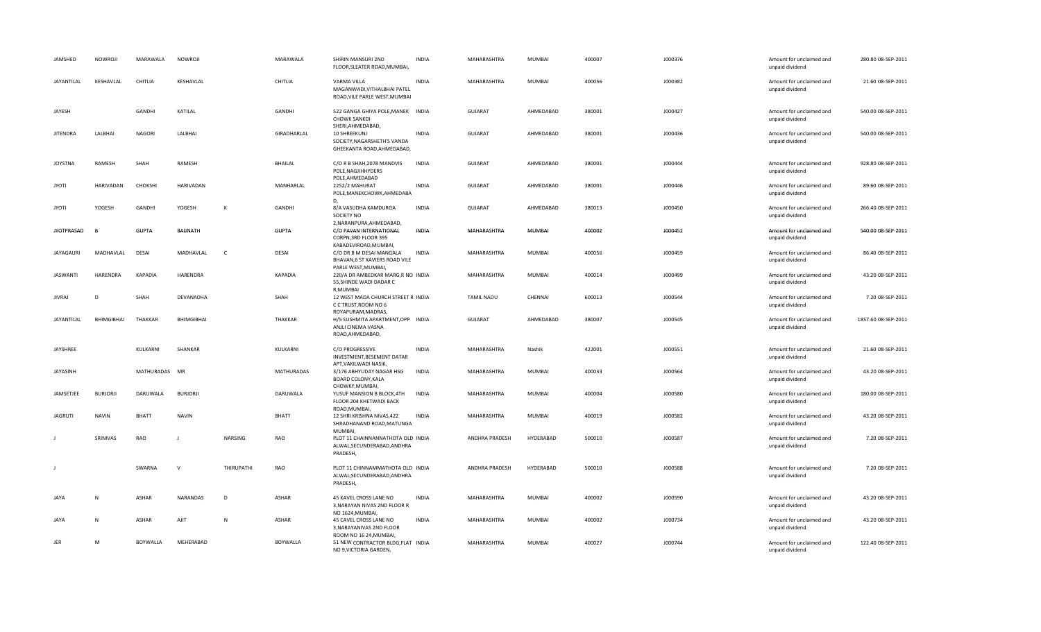| | | | | | | | | | | | | | | | |
|---|---|---|---|---|---|---|---|---|---|---|---|---|---|---|---|
| JAMSHED | NOWROJI | MARAWALA | NOWROJI | | MARAWALA | SHIRIN MANSURI 2ND FLOOR,SLEATER ROAD,MUMBAI, | INDIA | MAHARASHTRA | MUMBAI | 400007 | J000376 | | Amount for unclaimed and unpaid dividend | 280.80 | 08-SEP-2011 |
| JAYANTILAL | KESHAVLAL | CHITLIA | KESHAVLAL | | CHITLIA | VARMA VILLA MAGANWADI,VITHALBHAI PATEL ROAD,VILE PARLE WEST,MUMBAI | INDIA | MAHARASHTRA | MUMBAI | 400056 | J000382 | | Amount for unclaimed and unpaid dividend | 21.60 | 08-SEP-2011 |
| JAYESH | | GANDHI | KATILAL | | GANDHI | 522 GANGA GHIYA POLE,MANEK CHOWK SANKDI SHERI,AHMEDABAD, | INDIA | GUJARAT | AHMEDABAD | 380001 | J000427 | | Amount for unclaimed and unpaid dividend | 540.00 | 08-SEP-2011 |
| JITENDRA | LALBHAI | NAGORI | LALBHAI | | GIRADHARLAL | 10 SHREEKUNJ SOCIETY,NAGARSHETH'S VANDA GHEEKANTA ROAD,AHMEDABAD, | INDIA | GUJARAT | AHMEDABAD | 380001 | J000436 | | Amount for unclaimed and unpaid dividend | 540.00 | 08-SEP-2011 |
| JOYSTNA | RAMESH | SHAH | RAMESH | | BHAILAL | C/O R B SHAH,2078 MANDVIS POLE,NAGJIHHYDERS POLE,AHMEDABAD | INDIA | GUJARAT | AHMEDABAD | 380001 | J000444 | | Amount for unclaimed and unpaid dividend | 928.80 | 08-SEP-2011 |
| JYOTI | HARIVADAN | CHOKSHI | HARIVADAN | | MANHARLAL | 2252/2 MAHURAT POLE,MANEKCHOWK,AHMEDABA D, | INDIA | GUJARAT | AHMEDABAD | 380001 | J000446 | | Amount for unclaimed and unpaid dividend | 89.60 | 08-SEP-2011 |
| JYOTI | YOGESH | GANDHI | YOGESH | K | GANDHI | 8/A VASUDHA KAMDURGA SOCIETY NO 2,NARANPURA,AHMEDABAD, | INDIA | GUJARAT | AHMEDABAD | 380013 | J000450 | | Amount for unclaimed and unpaid dividend | 266.40 | 08-SEP-2011 |
| JYOTPRASAD | B | GUPTA | BAIJNATH | | GUPTA | C/O PAVAN INTERNATIONAL CORPN,3RD FLOOR 395 KABADEVIROAD,MUMBAI, | INDIA | MAHARASHTRA | MUMBAI | 400002 | J000452 | | Amount for unclaimed and unpaid dividend | 540.00 | 08-SEP-2011 |
| JAYAGAURI | MADHAVLAL | DESAI | MADHAVLAL | C | DESAI | C/O DR B M DESAI MANGALA BHAVAN,6 ST XAVIERS ROAD VILE PARLE WEST,MUMBAI, | INDIA | MAHARASHTRA | MUMBAI | 400056 | J000459 | | Amount for unclaimed and unpaid dividend | 86.40 | 08-SEP-2011 |
| JASWANTI | HARENDRA | KAPADIA | HARENDRA | | KAPADIA | 220/A DR AMBEDKAR MARG,R NO 55,SHINDE WADI DADAR C R,MUMBAI | INDIA | MAHARASHTRA | MUMBAI | 400014 | J000499 | | Amount for unclaimed and unpaid dividend | 43.20 | 08-SEP-2011 |
| JIVRAJ | D | SHAH | DEVANADHA | | SHAH | 12 WEST MADA CHURCH STREET R C C TRUST,ROOM NO 6 ROYAPURAM,MADRAS, | INDIA | TAMIL NADU | CHENNAI | 600013 | J000544 | | Amount for unclaimed and unpaid dividend | 7.20 | 08-SEP-2011 |
| JAYANTILAL | BHIMGIBHAI | THAKKAR | BHIMGIBHAI | | THAKKAR | H/5 SUSHMITA APARTMENT,OPP ANJLI CINEMA VASNA ROAD,AHMEDABAD, | INDIA | GUJARAT | AHMEDABAD | 380007 | J000545 | | Amount for unclaimed and unpaid dividend | 1857.60 | 08-SEP-2011 |
| JAYSHREE | | KULKARNI | SHANKAR | | KULKARNI | C/O PROGRESSIVE INVESTMENT,BESEMENT DATAR APT,VAKILWADI NASIK, | INDIA | MAHARASHTRA | Nashik | 422001 | J000551 | | Amount for unclaimed and unpaid dividend | 21.60 | 08-SEP-2011 |
| JAYASINH | | MATHURADAS | MR | | MATHURADAS | 3/176 ABHYUDAY NAGAR HSG BOARD COLONY,KALA CHOWKY,MUMBAI, | INDIA | MAHARASHTRA | MUMBAI | 400033 | J000564 | | Amount for unclaimed and unpaid dividend | 43.20 | 08-SEP-2011 |
| JAMSETJEE | BURJORJI | DARUWALA | BURJORJI | | DARUWALA | YUSUF MANSION B BLOCK,4TH FLOOR 204 KHETWADI BACK ROAD,MUMBAI, | INDIA | MAHARASHTRA | MUMBAI | 400004 | J000580 | | Amount for unclaimed and unpaid dividend | 180.00 | 08-SEP-2011 |
| JAGRUTI | NAVIN | BHATT | NAVIN | | BHATT | 12 SHRI KRISHNA NIVAS,422 SHRADHANAND ROAD,MATUNGA MUMBAI, | INDIA | MAHARASHTRA | MUMBAI | 400019 | J000582 | | Amount for unclaimed and unpaid dividend | 43.20 | 08-SEP-2011 |
| J | SRINIVAS | RAO | J | NARSING | RAO | PLOT 11 CHAINNANNATHOTA OLD ALWAL,SECUNDERABAD,ANDHRA PRADESH, | INDIA | ANDHRA PRADESH | HYDERABAD | 500010 | J000587 | | Amount for unclaimed and unpaid dividend | 7.20 | 08-SEP-2011 |
| J | | SWARNA | V | THIRUPATHI | RAO | PLOT 11 CHINNAMMATHOTA OLD ALWAL,SECUNDERABAD,ANDHRA PRADESH, | INDIA | ANDHRA PRADESH | HYDERABAD | 500010 | J000588 | | Amount for unclaimed and unpaid dividend | 7.20 | 08-SEP-2011 |
| JAYA | N | ASHAR | NARANDAS | D | ASHAR | 45 KAVEL CROSS LANE NO 3,NARAYAN NIVAS 2ND FLOOR R NO 1624,MUMBAI, | INDIA | MAHARASHTRA | MUMBAI | 400002 | J000590 | | Amount for unclaimed and unpaid dividend | 43.20 | 08-SEP-2011 |
| JAYA | N | ASHAR | AJIT | N | ASHAR | 45 CAVEL CROSS LANE NO 3,NARAYANIVAS 2ND FLOOR ROOM NO 16 24,MUMBAI, | INDIA | MAHARASHTRA | MUMBAI | 400002 | J000734 | | Amount for unclaimed and unpaid dividend | 43.20 | 08-SEP-2011 |
| JER | M | BOYWALLA | MEHERABAD | | BOYWALLA | 51 NEW CONTRACTOR BLDG,FLAT NO 9,VICTORIA GARDEN, | INDIA | MAHARASHTRA | MUMBAI | 400027 | J000744 | | Amount for unclaimed and unpaid dividend | 122.40 | 08-SEP-2011 |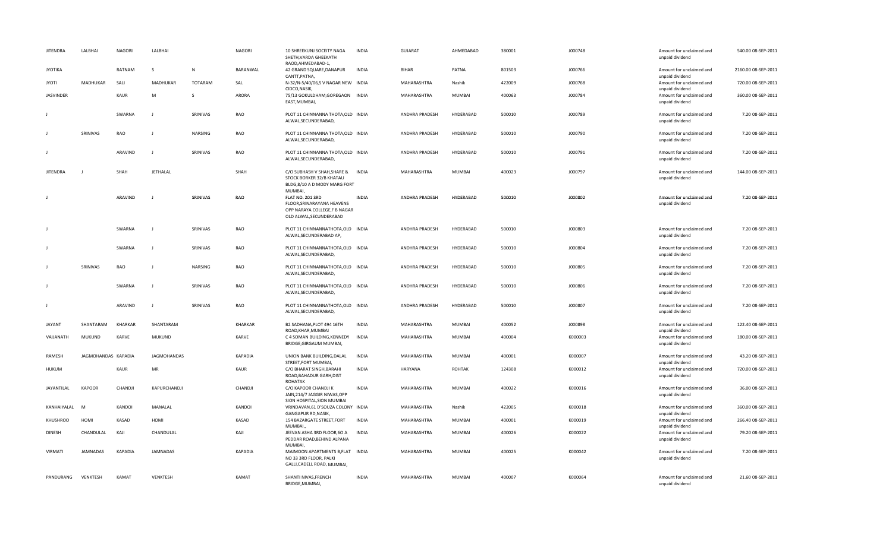| JITENDRA | LALBHAI | NAGORI | LALBHAI | | NAGORI | 10 SHREEKUNJ SOCEITY NAGA SHETH,VARDA GHEEKATH RAOD,AHMEDABAD-1, | INDIA | GUJARAT | AHMEDABAD | 380001 | J000748 | Amount for unclaimed and unpaid dividend | 540.00 | 08-SEP-2011 |
|---|---|---|---|---|---|---|---|---|---|---|---|---|---|---|
| JYOTIKA | | RATNAM | S | N | BARANWAL | 42 GRAND SQUARE,DANAPUR CANTT,PATNA, | INDIA | BIHAR | PATNA | 801503 | J000766 | Amount for unclaimed and unpaid dividend | 2160.00 | 08-SEP-2011 |
| JYOTI | MADHUKAR | SALI | MADHUKAR | TOTARAM | SAL | N-32/N-5/40/06,S V NAGAR NEW CIDCO,NASIK, | INDIA | MAHARASHTRA | Nashik | 422009 | J000768 | Amount for unclaimed and unpaid dividend | 720.00 | 08-SEP-2011 |
| JASVINDER | | KAUR | M | S | ARORA | 75/13 GOKULDHAM,GOREGAON EAST,MUMBAI, | INDIA | MAHARASHTRA | MUMBAI | 400063 | J000784 | Amount for unclaimed and unpaid dividend | 360.00 | 08-SEP-2011 |
| J | | SWARNA | J | SRINIVAS | RAO | PLOT 11 CHINNANNA THOTA,OLD ALWAL,SECUNDERABAD, | INDIA | ANDHRA PRADESH | HYDERABAD | 500010 | J000789 | Amount for unclaimed and unpaid dividend | 7.20 | 08-SEP-2011 |
| J | SRINIVAS | RAO | J | NARSING | RAO | PLOT 11 CHINNANNA THOTA,OLD ALWAL,SECUNDERABAD, | INDIA | ANDHRA PRADESH | HYDERABAD | 500010 | J000790 | Amount for unclaimed and unpaid dividend | 7.20 | 08-SEP-2011 |
| J | | ARAVIND | J | SRINIVAS | RAO | PLOT 11 CHINNANNA THOTA,OLD ALWAL,SECUNDERABAD, | INDIA | ANDHRA PRADESH | HYDERABAD | 500010 | J000791 | Amount for unclaimed and unpaid dividend | 7.20 | 08-SEP-2011 |
| JITENDRA | J | SHAH | JETHALAL | | SHAH | C/O SUBHASH V SHAH,SHARE & STOCK BORKER 32/B KHATAU BLDG,8/10 A D MODY MARG FORT MUMBAI, | INDIA | MAHARASHTRA | MUMBAI | 400023 | J000797 | Amount for unclaimed and unpaid dividend | 144.00 | 08-SEP-2011 |
| J | | ARAVIND | J | SRINIVAS | RAO | FLAT NO. 201 3RD FLOOR,SRINARAYANA HEAVENS OPP NARAYA COLLEGE,F B NAGAR OLD ALWAL,SECUNDERABAD | INDIA | ANDHRA PRADESH | HYDERABAD | 500010 | J000802 | Amount for unclaimed and unpaid dividend | 7.20 | 08-SEP-2011 |
| J | | SWARNA | J | SRINIVAS | RAO | PLOT 11 CHINNANNATHOTA,OLD ALWAL,SECUNDERABAD AP, | INDIA | ANDHRA PRADESH | HYDERABAD | 500010 | J000803 | Amount for unclaimed and unpaid dividend | 7.20 | 08-SEP-2011 |
| J | | SWARNA | J | SRINIVAS | RAO | PLOT 11 CHINNANNATHOTA,OLD ALWAL,SECUNDERABAD, | INDIA | ANDHRA PRADESH | HYDERABAD | 500010 | J000804 | Amount for unclaimed and unpaid dividend | 7.20 | 08-SEP-2011 |
| J | SRINIVAS | RAO | J | NARSING | RAO | PLOT 11 CHINNANNATHOTA,OLD ALWAL,SECUNDERABAD, | INDIA | ANDHRA PRADESH | HYDERABAD | 500010 | J000805 | Amount for unclaimed and unpaid dividend | 7.20 | 08-SEP-2011 |
| J | | SWARNA | J | SRINIVAS | RAO | PLOT 11 CHINNANNATHOTA,OLD ALWAL,SECUNDERABAD, | INDIA | ANDHRA PRADESH | HYDERABAD | 500010 | J000806 | Amount for unclaimed and unpaid dividend | 7.20 | 08-SEP-2011 |
| J | | ARAVIND | J | SRINIVAS | RAO | PLOT 11 CHINNANNATHOTA,OLD ALWAL,SECUNDERABAD, | INDIA | ANDHRA PRADESH | HYDERABAD | 500010 | J000807 | Amount for unclaimed and unpaid dividend | 7.20 | 08-SEP-2011 |
| JAYANT | SHANTARAM | KHARKAR | SHANTARAM | | KHARKAR | B2 SADHANA,PLOT 494 16TH ROAD,KHAR,MUMBAI | INDIA | MAHARASHTRA | MUMBAI | 400052 | J000898 | Amount for unclaimed and unpaid dividend | 122.40 | 08-SEP-2011 |
| VAIJANATH | MUKUND | KARVE | MUKUND | | KARVE | C 4 SOMAN BUILDING,KENNEDY BRIDGE,GIRGAUM MUMBAI, | INDIA | MAHARASHTRA | MUMBAI | 400004 | K000003 | Amount for unclaimed and unpaid dividend | 180.00 | 08-SEP-2011 |
| RAMESH | JAGMOHANDAS | KAPADIA | JAGMOHANDAS | | KAPADIA | UNION BANK BUILDING,DALAL STREET,FORT MUMBAI, | INDIA | MAHARASHTRA | MUMBAI | 400001 | K000007 | Amount for unclaimed and unpaid dividend | 43.20 | 08-SEP-2011 |
| HUKUM | | KAUR | MR | | KAUR | C/O BHARAT SINGH,BARAHI ROAD,BAHADUR GARH,DIST ROHATAK | INDIA | HARYANA | ROHTAK | 124308 | K000012 | Amount for unclaimed and unpaid dividend | 720.00 | 08-SEP-2011 |
| JAYANTILAL | KAPOOR | CHANDJI | KAPURCHANDJI | | CHANDJI | C/O KAPOOR CHANDJI K JAIN,214/7 JAGGIR NIWAS,OPP SION HOSPITAL,SION MUMBAI | INDIA | MAHARASHTRA | MUMBAI | 400022 | K000016 | Amount for unclaimed and unpaid dividend | 36.00 | 08-SEP-2011 |
| KANHAIYALAL | M | KANDOI | MANALAL | | KANDOI | VRINDAVAN,61 D'SOUZA COLONY GANGAPUR RD,NASIK, | INDIA | MAHARASHTRA | Nashik | 422005 | K000018 | Amount for unclaimed and unpaid dividend | 360.00 | 08-SEP-2011 |
| KHUSHROO | HOMI | KASAD | HOMI | | KASAD | 154 BAZARGATE STREET,FORT MUMBAI,, | INDIA | MAHARASHTRA | MUMBAI | 400001 | K000019 | Amount for unclaimed and unpaid dividend | 266.40 | 08-SEP-2011 |
| DINESH | CHANDULAL | KAJI | CHANDULAL | | KAJI | JEEVAN ASHA 3RD FLOOR,6O A PEDDAR ROAD,BEHIND ALPANA MUMBAI, | INDIA | MAHARASHTRA | MUMBAI | 400026 | K000022 | Amount for unclaimed and unpaid dividend | 79.20 | 08-SEP-2011 |
| VIRMATI | JAMNADAS | KAPADIA | JAMNADAS | | KAPADIA | MAIMOON APARTMENTS B,FLAT NO 33 3RD FLOOR, PALKI GALLI,CADELL ROAD, MUMBAI, | INDIA | MAHARASHTRA | MUMBAI | 400025 | K000042 | Amount for unclaimed and unpaid dividend | 7.20 | 08-SEP-2011 |
| PANDURANG | VENKTESH | KAMAT | VENKTESH | | KAMAT | SHANTI NIVAS,FRENCH BRIDGE,MUMBAI, | INDIA | MAHARASHTRA | MUMBAI | 400007 | K000064 | Amount for unclaimed and unpaid dividend | 21.60 | 08-SEP-2011 |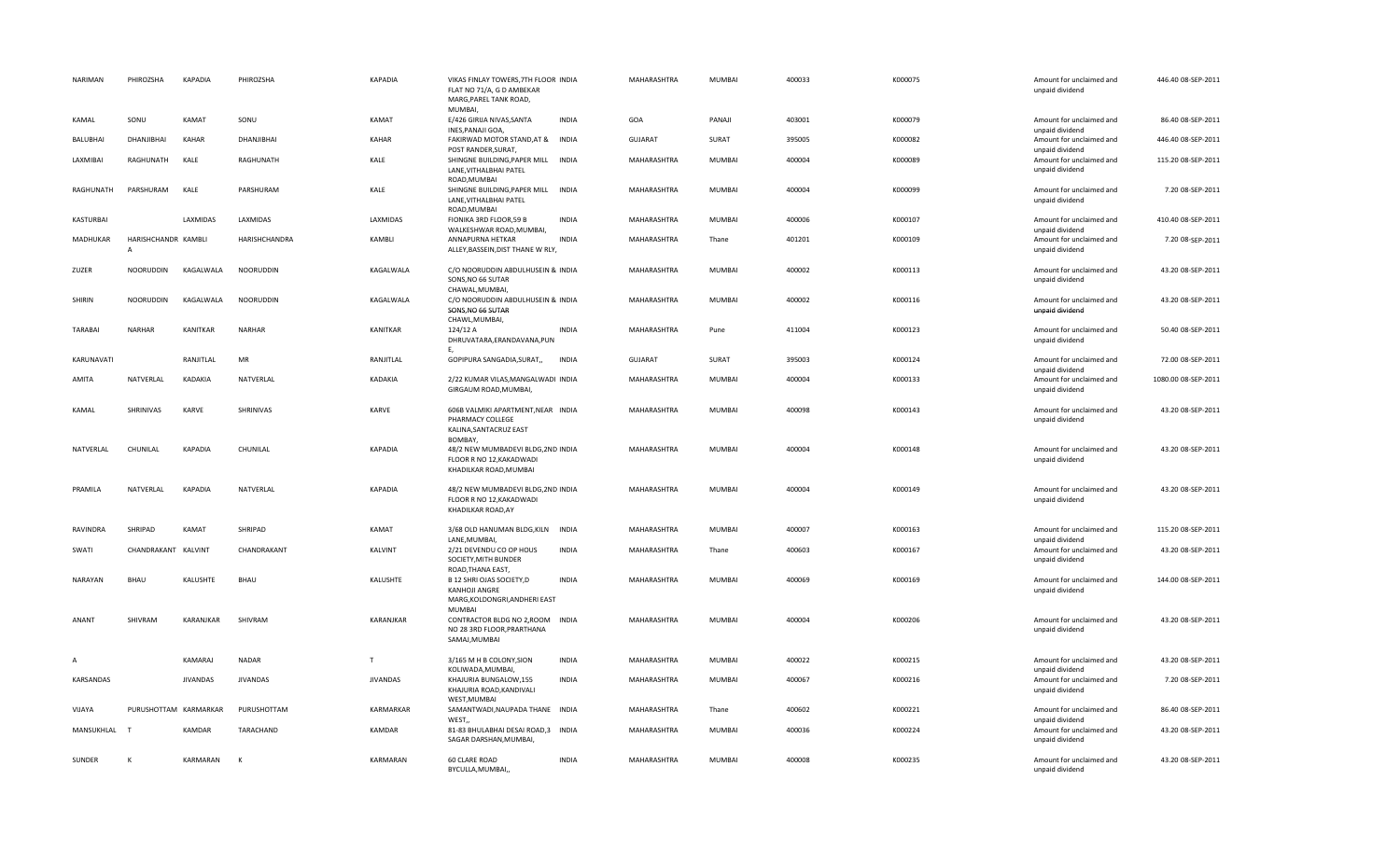| NARIMAN | PHIROZSHA | KAPADIA | PHIROZSHA | KAPADIA | VIKAS FINLAY TOWERS,7TH FLOOR FLAT NO 71/A, G D AMBEKAR MARG,PAREL TANK ROAD, MUMBAI, | INDIA | MAHARASHTRA | MUMBAI | 400033 | K000075 | Amount for unclaimed and unpaid dividend | 446.40 | 08-SEP-2011 |
|---|---|---|---|---|---|---|---|---|---|---|---|---|---|
| KAMAL | SONU | KAMAT | SONU | KAMAT | E/426 GIRIJA NIVAS,SANTA INES,PANAJI GOA, | INDIA | GOA | PANAJI | 403001 | K000079 | Amount for unclaimed and unpaid dividend | 86.40 | 08-SEP-2011 |
| BALUBHAI | DHANJIBHAI | KAHAR | DHANJIBHAI | KAHAR | FAKIRWAD MOTOR STAND,AT & POST RANDER,SURAT, | INDIA | GUJARAT | SURAT | 395005 | K000082 | Amount for unclaimed and unpaid dividend | 446.40 | 08-SEP-2011 |
| LAXMIBAI | RAGHUNATH | KALE | RAGHUNATH | KALE | SHINGNE BUILDING,PAPER MILL LANE,VITHALBHAI PATEL ROAD,MUMBAI | INDIA | MAHARASHTRA | MUMBAI | 400004 | K000089 | Amount for unclaimed and unpaid dividend | 115.20 | 08-SEP-2011 |
| RAGHUNATH | PARSHURAM | KALE | PARSHURAM | KALE | SHINGNE BUILDING,PAPER MILL LANE,VITHALBHAI PATEL ROAD,MUMBAI | INDIA | MAHARASHTRA | MUMBAI | 400004 | K000099 | Amount for unclaimed and unpaid dividend | 7.20 | 08-SEP-2011 |
| KASTURBAI | | LAXMIDAS | LAXMIDAS | LAXMIDAS | FIONIKA 3RD FLOOR,59 B WALKESHWAR ROAD,MUMBAI, | INDIA | MAHARASHTRA | MUMBAI | 400006 | K000107 | Amount for unclaimed and unpaid dividend | 410.40 | 08-SEP-2011 |
| MADHUKAR | HARISHCHANDR A | KAMBLI | HARISHCHANDRA | KAMBLI | ANNAPURNA HETKAR ALLEY,BASSEIN,DIST THANE W RLY, | INDIA | MAHARASHTRA | Thane | 401201 | K000109 | Amount for unclaimed and unpaid dividend | 7.20 | 08-SEP-2011 |
| ZUZER | NOORUDDIN | KAGALWALA | NOORUDDIN | KAGALWALA | C/O NOORUDDIN ABDULHUSEIN & SONS,NO 66 SUTAR CHAWAL,MUMBAI, | INDIA | MAHARASHTRA | MUMBAI | 400002 | K000113 | Amount for unclaimed and unpaid dividend | 43.20 | 08-SEP-2011 |
| SHIRIN | NOORUDDIN | KAGALWALA | NOORUDDIN | KAGALWALA | C/O NOORUDDIN ABDULHUSEIN & SONS,NO 66 SUTAR CHAWL,MUMBAI, | INDIA | MAHARASHTRA | MUMBAI | 400002 | K000116 | Amount for unclaimed and unpaid dividend | 43.20 | 08-SEP-2011 |
| TARABAI | NARHAR | KANITKAR | NARHAR | KANITKAR | 124/12 A DHRUVATARA,ERANDAVANA,PUN E, | INDIA | MAHARASHTRA | Pune | 411004 | K000123 | Amount for unclaimed and unpaid dividend | 50.40 | 08-SEP-2011 |
| KARUNAVATI | | RANJITLAL | MR | RANJITLAL | GOPIPURA SANGADIA,SURAT,, | INDIA | GUJARAT | SURAT | 395003 | K000124 | Amount for unclaimed and unpaid dividend | 72.00 | 08-SEP-2011 |
| AMITA | NATVERLAL | KADAKIA | NATVERLAL | KADAKIA | 2/22 KUMAR VILAS,MANGALWADI GIRGAUM ROAD,MUMBAI, | INDIA | MAHARASHTRA | MUMBAI | 400004 | K000133 | Amount for unclaimed and unpaid dividend | 1080.00 | 08-SEP-2011 |
| KAMAL | SHRINIVAS | KARVE | SHRINIVAS | KARVE | 606B VALMIKI APARTMENT,NEAR PHARMACY COLLEGE KALINA,SANTACRUZ EAST BOMBAY, | INDIA | MAHARASHTRA | MUMBAI | 400098 | K000143 | Amount for unclaimed and unpaid dividend | 43.20 | 08-SEP-2011 |
| NATVERLAL | CHUNILAL | KAPADIA | CHUNILAL | KAPADIA | 48/2 NEW MUMBADEVI BLDG,2ND FLOOR R NO 12,KAKADWADI KHADILKAR ROAD,MUMBAI | INDIA | MAHARASHTRA | MUMBAI | 400004 | K000148 | Amount for unclaimed and unpaid dividend | 43.20 | 08-SEP-2011 |
| PRAMILA | NATVERLAL | KAPADIA | NATVERLAL | KAPADIA | 48/2 NEW MUMBADEVI BLDG,2ND FLOOR R NO 12,KAKADWADI KHADILKAR ROAD,AY | INDIA | MAHARASHTRA | MUMBAI | 400004 | K000149 | Amount for unclaimed and unpaid dividend | 43.20 | 08-SEP-2011 |
| RAVINDRA | SHRIPAD | KAMAT | SHRIPAD | KAMAT | 3/68 OLD HANUMAN BLDG,KILN LANE,MUMBAI, | INDIA | MAHARASHTRA | MUMBAI | 400007 | K000163 | Amount for unclaimed and unpaid dividend | 115.20 | 08-SEP-2011 |
| SWATI | CHANDRAKANT | KALVINT | CHANDRAKANT | KALVINT | 2/21 DEVENDU CO OP HOUS SOCIETY,MITH BUNDER ROAD,THANA EAST, | INDIA | MAHARASHTRA | Thane | 400603 | K000167 | Amount for unclaimed and unpaid dividend | 43.20 | 08-SEP-2011 |
| NARAYAN | BHAU | KALUSHTE | BHAU | KALUSHTE | B 12 SHRI OJAS SOCIETY,D KANHOJI ANGRE MARG,KOLDONGRI,ANDHERI EAST MUMBAI | INDIA | MAHARASHTRA | MUMBAI | 400069 | K000169 | Amount for unclaimed and unpaid dividend | 144.00 | 08-SEP-2011 |
| ANANT | SHIVRAM | KARANJKAR | SHIVRAM | KARANJKAR | CONTRACTOR BLDG NO 2,ROOM NO 28 3RD FLOOR,PRARTHANA SAMAJ,MUMBAI | INDIA | MAHARASHTRA | MUMBAI | 400004 | K000206 | Amount for unclaimed and unpaid dividend | 43.20 | 08-SEP-2011 |
| A | | KAMARAJ | NADAR | T | 3/165 M H B COLONY,SION KOLIWADA,MUMBAI, | INDIA | MAHARASHTRA | MUMBAI | 400022 | K000215 | Amount for unclaimed and unpaid dividend | 43.20 | 08-SEP-2011 |
| KARSANDAS | | JIVANDAS | JIVANDAS | JIVANDAS | KHAJURIA BUNGALOW,155 KHAJURIA ROAD,KANDIVALI WEST,MUMBAI | INDIA | MAHARASHTRA | MUMBAI | 400067 | K000216 | Amount for unclaimed and unpaid dividend | 7.20 | 08-SEP-2011 |
| VIJAYA | PURUSHOTTAM | KARMARKAR | PURUSHOTTAM | KARMARKAR | SAMANTWADI,NAUPADA THANE WEST,, | INDIA | MAHARASHTRA | Thane | 400602 | K000221 | Amount for unclaimed and unpaid dividend | 86.40 | 08-SEP-2011 |
| MANSUKHLAL | T | KAMDAR | TARACHAND | KAMDAR | 81-83 BHULABHAI DESAI ROAD,3 SAGAR DARSHAN,MUMBAI, | INDIA | MAHARASHTRA | MUMBAI | 400036 | K000224 | Amount for unclaimed and unpaid dividend | 43.20 | 08-SEP-2011 |
| SUNDER | K | KARMARAN | K | KARMARAN | 60 CLARE ROAD BYCULLA,MUMBAI,, | INDIA | MAHARASHTRA | MUMBAI | 400008 | K000235 | Amount for unclaimed and unpaid dividend | 43.20 | 08-SEP-2011 |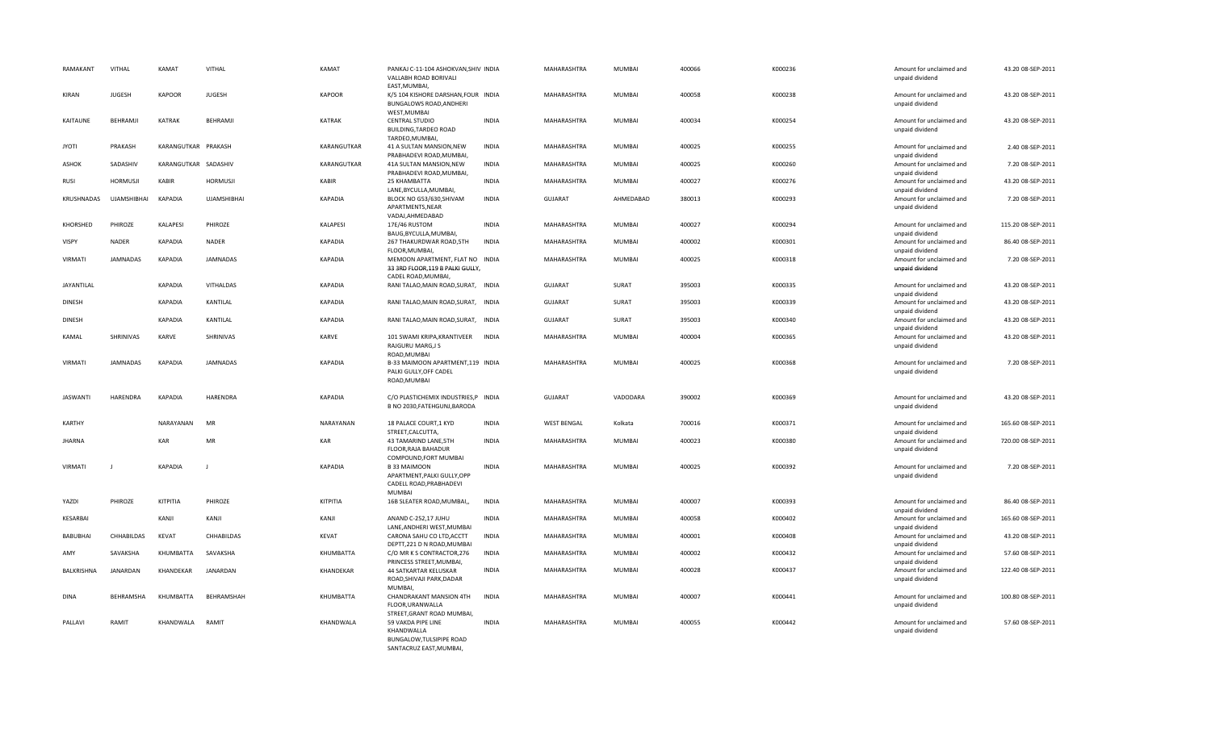| RAMAKANT | VITHAL | KAMAT | VITHAL | KAMAT | PANKAJ C-11-104 ASHOKVAN,SHIV VALLABH ROAD BORIVALI EAST,MUMBAI, | INDIA | MAHARASHTRA | MUMBAI | 400066 | K000236 | Amount for unclaimed and unpaid dividend | 43.20 | 08-SEP-2011 |
|---|---|---|---|---|---|---|---|---|---|---|---|---|---|
| KIRAN | JUGESH | KAPOOR | JUGESH | KAPOOR | K/5 104 KISHORE DARSHAN,FOUR BUNGALOWS ROAD,ANDHERI WEST,MUMBAI | INDIA | MAHARASHTRA | MUMBAI | 400058 | K000238 | Amount for unclaimed and unpaid dividend | 43.20 | 08-SEP-2011 |
| KAITAUNE | BEHRAMJI | KATRAK | BEHRAMJI | KATRAK | CENTRAL STUDIO BUILDING,TARDEO ROAD TARDEO,MUMBAI, | INDIA | MAHARASHTRA | MUMBAI | 400034 | K000254 | Amount for unclaimed and unpaid dividend | 43.20 | 08-SEP-2011 |
| JYOTI | PRAKASH | KARANGUTKAR | PRAKASH | KARANGUTKAR | 41 A SULTAN MANSION,NEW PRABHADEVI ROAD,MUMBAI, | INDIA | MAHARASHTRA | MUMBAI | 400025 | K000255 | Amount for unclaimed and unpaid dividend | 2.40 | 08-SEP-2011 |
| ASHOK | SADASHIV | KARANGUTKAR | SADASHIV | KARANGUTKAR | 41A SULTAN MANSION,NEW PRABHADEVI ROAD,MUMBAI, | INDIA | MAHARASHTRA | MUMBAI | 400025 | K000260 | Amount for unclaimed and unpaid dividend | 7.20 | 08-SEP-2011 |
| RUSI | HORMUSJI | KABIR | HORMUSJI | KABIR | 25 KHAMBATTA LANE,BYCULLA,MUMBAI, | INDIA | MAHARASHTRA | MUMBAI | 400027 | K000276 | Amount for unclaimed and unpaid dividend | 43.20 | 08-SEP-2011 |
| KRUSHNADAS | UJAMSHIBHAI | KAPADIA | UJAMSHIBHAI | KAPADIA | BLOCK NO G53/630,SHIVAM APARTMENTS,NEAR VADAJ,AHMEDABAD | INDIA | GUJARAT | AHMEDABAD | 380013 | K000293 | Amount for unclaimed and unpaid dividend | 7.20 | 08-SEP-2011 |
| KHORSHED | PHIROZE | KALAPESI | PHIROZE | KALAPESI | 17E/46 RUSTOM BAUG,BYCULLA,MUMBAI, | INDIA | MAHARASHTRA | MUMBAI | 400027 | K000294 | Amount for unclaimed and unpaid dividend | 115.20 | 08-SEP-2011 |
| VISPY | NADER | KAPADIA | NADER | KAPADIA | 267 THAKURDWAR ROAD,5TH FLOOR,MUMBAI, | INDIA | MAHARASHTRA | MUMBAI | 400002 | K000301 | Amount for unclaimed and unpaid dividend | 86.40 | 08-SEP-2011 |
| VIRMATI | JAMNADAS | KAPADIA | JAMNADAS | KAPADIA | MEMOON APARTMENT, FLAT NO 33 3RD FLOOR,119 B PALKI GULLY, CADEL ROAD,MUMBAI, | INDIA | MAHARASHTRA | MUMBAI | 400025 | K000318 | Amount for unclaimed and unpaid dividend | 7.20 | 08-SEP-2011 |
| JAYANTILAL | | KAPADIA | VITHALDAS | KAPADIA | RANI TALAO,MAIN ROAD,SURAT, | INDIA | GUJARAT | SURAT | 395003 | K000335 | Amount for unclaimed and unpaid dividend | 43.20 | 08-SEP-2011 |
| DINESH | | KAPADIA | KANTILAL | KAPADIA | RANI TALAO,MAIN ROAD,SURAT, | INDIA | GUJARAT | SURAT | 395003 | K000339 | Amount for unclaimed and unpaid dividend | 43.20 | 08-SEP-2011 |
| DINESH | | KAPADIA | KANTILAL | KAPADIA | RANI TALAO,MAIN ROAD,SURAT, | INDIA | GUJARAT | SURAT | 395003 | K000340 | Amount for unclaimed and unpaid dividend | 43.20 | 08-SEP-2011 |
| KAMAL | SHRINIVAS | KARVE | SHRINIVAS | KARVE | 101 SWAMI KRIPA,KRANTIVEER RAJGURU MARG,J S ROAD,MUMBAI | INDIA | MAHARASHTRA | MUMBAI | 400004 | K000365 | Amount for unclaimed and unpaid dividend | 43.20 | 08-SEP-2011 |
| VIRMATI | JAMNADAS | KAPADIA | JAMNADAS | KAPADIA | B-33 MAIMOON APARTMENT,119 PALKI GULLY,OFF CADEL ROAD,MUMBAI | INDIA | MAHARASHTRA | MUMBAI | 400025 | K000368 | Amount for unclaimed and unpaid dividend | 7.20 | 08-SEP-2011 |
| JASWANTI | HARENDRA | KAPADIA | HARENDRA | KAPADIA | C/O PLASTICHEMIX INDUSTRIES,P B NO 2030,FATEHGUNJ,BARODA | INDIA | GUJARAT | VADODARA | 390002 | K000369 | Amount for unclaimed and unpaid dividend | 43.20 | 08-SEP-2011 |
| KARTHY | | NARAYANAN | MR | NARAYANAN | 18 PALACE COURT,1 KYD STREET,CALCUTTA, | INDIA | WEST BENGAL | Kolkata | 700016 | K000371 | Amount for unclaimed and unpaid dividend | 165.60 | 08-SEP-2011 |
| JHARNA | | KAR | MR | KAR | 43 TAMARIND LANE,5TH FLOOR,RAJA BAHADUR COMPOUND,FORT MUMBAI | INDIA | MAHARASHTRA | MUMBAI | 400023 | K000380 | Amount for unclaimed and unpaid dividend | 720.00 | 08-SEP-2011 |
| VIRMATI | J | KAPADIA | J | KAPADIA | B 33 MAIMOON APARTMENT,PALKI GULLY,OPP CADELL ROAD,PRABHADEVI MUMBAI | INDIA | MAHARASHTRA | MUMBAI | 400025 | K000392 | Amount for unclaimed and unpaid dividend | 7.20 | 08-SEP-2011 |
| YAZDI | PHIROZE | KITPITIA | PHIROZE | KITPITIA | 16B SLEATER ROAD,MUMBAI,, | INDIA | MAHARASHTRA | MUMBAI | 400007 | K000393 | Amount for unclaimed and unpaid dividend | 86.40 | 08-SEP-2011 |
| KESARBAI | | KANJI | KANJI | KANJI | ANAND C-252,17 JUHU LANE,ANDHERI WEST,MUMBAI | INDIA | MAHARASHTRA | MUMBAI | 400058 | K000402 | Amount for unclaimed and unpaid dividend | 165.60 | 08-SEP-2011 |
| BABUBHAI | CHHABILDAS | KEVAT | CHHABILDAS | KEVAT | CARONA SAHU CO LTD,ACCTT DEPTT,221 D N ROAD,MUMBAI | INDIA | MAHARASHTRA | MUMBAI | 400001 | K000408 | Amount for unclaimed and unpaid dividend | 43.20 | 08-SEP-2011 |
| AMY | SAVAKSHA | KHUMBATTA | SAVAKSHA | KHUMBATTA | C/O MR K S CONTRACTOR,276 PRINCESS STREET,MUMBAI, | INDIA | MAHARASHTRA | MUMBAI | 400002 | K000432 | Amount for unclaimed and unpaid dividend | 57.60 | 08-SEP-2011 |
| BALKRISHNA | JANARDAN | KHANDEKAR | JANARDAN | KHANDEKAR | 44 SATKARTAR KELUSKAR ROAD,SHIVAJI PARK,DADAR MUMBAI, | INDIA | MAHARASHTRA | MUMBAI | 400028 | K000437 | Amount for unclaimed and unpaid dividend | 122.40 | 08-SEP-2011 |
| DINA | BEHRAMSHA | KHUMBATTA | BEHRAMSHAH | KHUMBATTA | CHANDRAKANT MANSION 4TH FLOOR,URANWALLA STREET,GRANT ROAD MUMBAI, | INDIA | MAHARASHTRA | MUMBAI | 400007 | K000441 | Amount for unclaimed and unpaid dividend | 100.80 | 08-SEP-2011 |
| PALLAVI | RAMIT | KHANDWALA | RAMIT | KHANDWALA | 59 VAKOA PIPE LINE KHANDWALLA BUNGALOW,TULSIPIPE ROAD SANTACRUZ EAST,MUMBAI, | INDIA | MAHARASHTRA | MUMBAI | 400055 | K000442 | Amount for unclaimed and unpaid dividend | 57.60 | 08-SEP-2011 |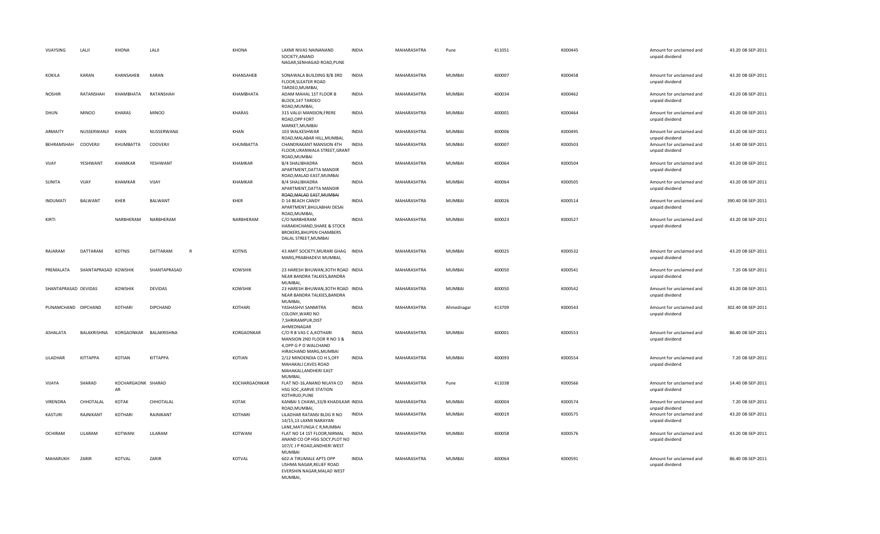| VIJAYSING | LALJI | KHONA | LALJI | | KHONA | LAXMI NIVAS NAINANAND SOCIETY,ANAND NAGAR,SENHAGAD ROAD,PUNE | INDIA | MAHARASHTRA | Pune | 411051 | K000445 | Amount for unclaimed and unpaid dividend | 43.20 | 08-SEP-2011 |
|---|---|---|---|---|---|---|---|---|---|---|---|---|---|---|
| KOKILA | KARAN | KHANSAHEB | KARAN | | KHANSAHEB | SONAWALA BUILDING 8/B 3RD FLOOR,SLEATER ROAD TARDEO,MUMBAI, | INDIA | MAHARASHTRA | MUMBAI | 400007 | K000458 | Amount for unclaimed and unpaid dividend | 43.20 | 08-SEP-2011 |
| NOSHIR | RATANSHAH | KHAMBHATA | RATANSHAH | | KHAMBHATA | ADAM MAHAL 1ST FLOOR B BLOCK,147 TARDEO ROAD,MUMBAI, | INDIA | MAHARASHTRA | MUMBAI | 400034 | K000462 | Amount for unclaimed and unpaid dividend | 43.20 | 08-SEP-2011 |
| DHUN | MINOO | KHARAS | MINOO | | KHARAS | 315 VALJI MANSION,FRERE ROAD,OPP FORT MARKET,MUMBAI | INDIA | MAHARASHTRA | MUMBAI | 400001 | K000464 | Amount for unclaimed and unpaid dividend | 43.20 | 08-SEP-2011 |
| ARMAITY | NUSSERWANJI | KHAN | NUSSERWANJI | | KHAN | 103 WALKESHWAR ROAD,MALABAR HILL,MUMBAI, | INDIA | MAHARASHTRA | MUMBAI | 400006 | K000495 | Amount for unclaimed and unpaid dividend | 43.20 | 08-SEP-2011 |
| BEHRAMSHAH | COOVERJI | KHUMBATTA | COOVERJI | | KHUMBATTA | CHANDRAKANT MANSION 4TH FLOOR,URANWALA STREET,GRANT ROAD,MUMBAI | INDIA | MAHARASHTRA | MUMBAI | 400007 | K000503 | Amount for unclaimed and unpaid dividend | 14.40 | 08-SEP-2011 |
| VIJAY | YESHWANT | KHAMKAR | YESHWANT | | KHAMKAR | B/4 SHALIBHADRA APARTMENT,DATTA MANDIR ROAD,MALAD EAST,MUMBAI | INDIA | MAHARASHTRA | MUMBAI | 400064 | K000504 | Amount for unclaimed and unpaid dividend | 43.20 | 08-SEP-2011 |
| SUNITA | VIJAY | KHAMKAR | VIJAY | | KHAMKAR | B/4 SHALIBHADRA APARTMENT,DATTA MANDIR ROAD,MALAD EAST,MUMBAI | INDIA | MAHARASHTRA | MUMBAI | 400064 | K000505 | Amount for unclaimed and unpaid dividend | 43.20 | 08-SEP-2011 |
| INDUMATI | BALWANT | KHER | BALWANT | | KHER | D 14 BEACH CANDY APARTMENT,BHULABHAI DESAI ROAD,MUMBAI, | INDIA | MAHARASHTRA | MUMBAI | 400026 | K000514 | Amount for unclaimed and unpaid dividend | 390.40 | 08-SEP-2011 |
| KIRTI | | NARBHERAM | NARBHERAM | | NARBHERAM | C/O NARBHERAM HARAKHCHAND,SHARE & STOCK BROKERS,BHUPEN CHAMBERS DALAL STREET,MUMBAI | INDIA | MAHARASHTRA | MUMBAI | 400023 | K000527 | Amount for unclaimed and unpaid dividend | 43.20 | 08-SEP-2011 |
| RAJARAM | DATTARAM | KOTNIS | DATTARAM | R | KOTNIS | 43 AMIT SOCIETY,MURARI GHAG MARG,PRABHADEVI MUMBAI, | INDIA | MAHARASHTRA | MUMBAI | 400025 | K000532 | Amount for unclaimed and unpaid dividend | 43.20 | 08-SEP-2011 |
| PREMALATA | SHANTAPRASAD | KOWSHIK | SHANTAPRASAD | | KOWSHIK | 23 HARESH BHUWAN,3OTH ROAD NEAR BANDRA TALKIES,BANDRA MUMBAI, | INDIA | MAHARASHTRA | MUMBAI | 400050 | K000541 | Amount for unclaimed and unpaid dividend | 7.20 | 08-SEP-2011 |
| SHANTAPRASAD | DEVIDAS | KOWSHIK | DEVIDAS | | KOWSHIK | 23 HARESH BHUWAN,3OTH ROAD NEAR BANDRA TALKIES,BANDRA MUMBAI, | INDIA | MAHARASHTRA | MUMBAI | 400050 | K000542 | Amount for unclaimed and unpaid dividend | 43.20 | 08-SEP-2011 |
| PUNAMCHAND | DIPCHAND | KOTHARI | DIPCHAND | | KOTHARI | YASHASHVI SANMITRA COLONY,WARD NO 7,SHRIRAMPUR,DIST AHMEDNAGAR | INDIA | MAHARASHTRA | Ahmednagar | 413709 | K000543 | Amount for unclaimed and unpaid dividend | 302.40 | 08-SEP-2011 |
| ASHALATA | BALAKRISHNA | KORGAONKAR | BALAKRISHNA | | KORGAONKAR | C/O R B VAS C A,KOTHARI MANSION 2ND FLOOR R NO 3 & 4,OPP G P O WALCHAND HIRACHAND MARG,MUMBAI | INDIA | MAHARASHTRA | MUMBAI | 400001 | K000553 | Amount for unclaimed and unpaid dividend | 86.40 | 08-SEP-2011 |
| LILADHAR | KITTAPPA | KOTIAN | KITTAPPA | | KOTIAN | 2/12 MINOENDIA CO H S,OFF MAHAKALI CAVES ROAD MAHAKALI,ANDHERI EAST MUMBAI, | INDIA | MAHARASHTRA | MUMBAI | 400093 | K000554 | Amount for unclaimed and unpaid dividend | 7.20 | 08-SEP-2011 |
| VIJAYA | SHARAD | KOCHARGAONK AR | SHARAD | | KOCHARGAONKAR | FLAT NO-16,ANAND NILAYA CO HSG SOC.,KARVE STATION KOTHRUD,PUNE | INDIA | MAHARASHTRA | Pune | 411038 | K000566 | Amount for unclaimed and unpaid dividend | 14.40 | 08-SEP-2011 |
| VIRENDRA | CHHOTALAL | KOTAK | CHHOTALAL | | KOTAK | KANBAI S CHAWL,33/B KHADILKAR ROAD,MUMBAI, | INDIA | MAHARASHTRA | MUMBAI | 400004 | K000574 | Amount for unclaimed and unpaid dividend | 7.20 | 08-SEP-2011 |
| KASTURI | RAJNIKANT | KOTHARI | RAJNIKANT | | KOTHARI | LILADHAR RATANSI BLDG R NO 14/15,13 LAXMI NARAYAN LANE,MATUNGA C R,MUMBAI | INDIA | MAHARASHTRA | MUMBAI | 400019 | K000575 | Amount for unclaimed and unpaid dividend | 43.20 | 08-SEP-2011 |
| OCHIRAM | LILARAM | KOTWANI | LILARAM | | KOTWANI | FLAT NO 14 1ST FLOOR,NIRMAL ANAND CO OP HSG SOCY,PLOT NO 107/C J P ROAD,ANDHERI WEST MUMBAI | INDIA | MAHARASHTRA | MUMBAI | 400058 | K000576 | Amount for unclaimed and unpaid dividend | 43.20 | 08-SEP-2011 |
| MAHARUKH | ZARIR | KOTVAL | ZARIR | | KOTVAL | 602-A TIRUMALE APTS OPP USHMA NAGAR,RELIEF ROAD EVERSHIN NAGAR,MALAD WEST MUMBAI, | INDIA | MAHARASHTRA | MUMBAI | 400064 | K000591 | Amount for unclaimed and unpaid dividend | 86.40 | 08-SEP-2011 |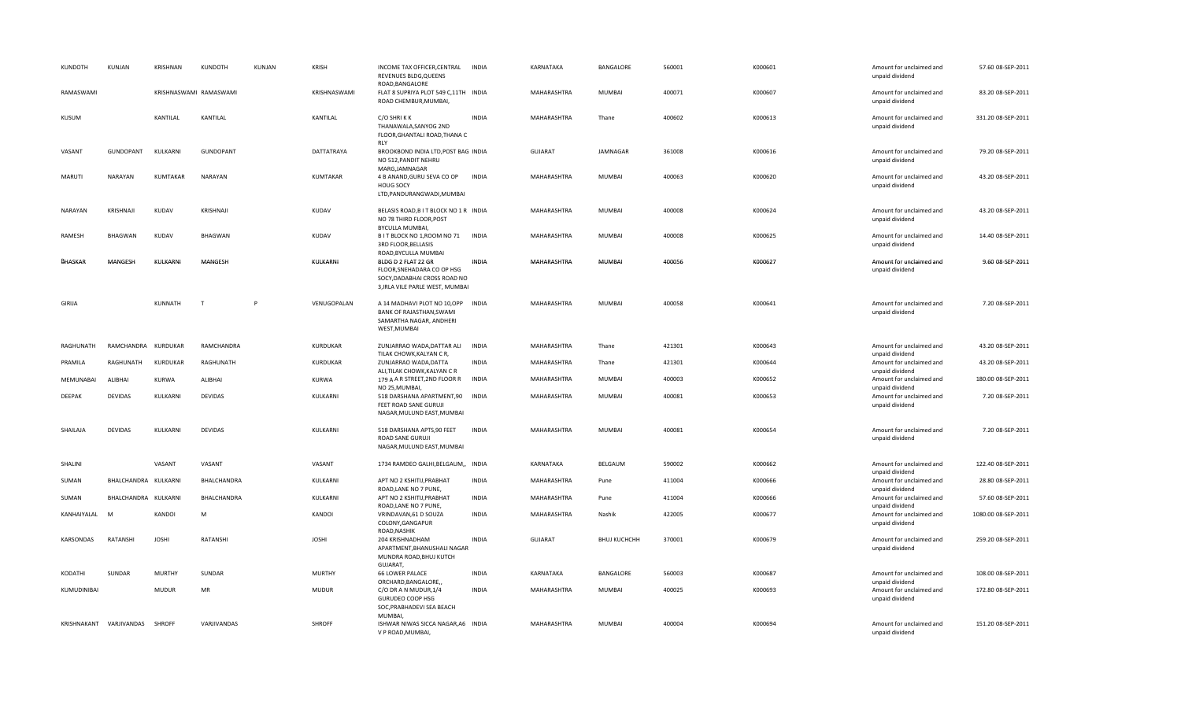| | | | | | | | | | | | | | | |
|---|---|---|---|---|---|---|---|---|---|---|---|---|---|---|
| KUNDOTH | KUNJAN | KRISHNAN | KUNDOTH | KUNJAN | KRISH | INCOME TAX OFFICER,CENTRAL REVENUES BLDG,QUEENS ROAD,BANGALORE | INDIA | KARNATAKA | BANGALORE | 560001 | K000601 | Amount for unclaimed and unpaid dividend | 57.60 | 08-SEP-2011 |
| RAMASWAMI | | KRISHNASWAMI | RAMASWAMI | | KRISHNASWAMI | FLAT 8 SUPRIYA PLOT 549 C,11TH ROAD CHEMBUR,MUMBAI, | INDIA | MAHARASHTRA | MUMBAI | 400071 | K000607 | Amount for unclaimed and unpaid dividend | 83.20 | 08-SEP-2011 |
| KUSUM | | KANTILAL | KANTILAL | | KANTILAL | C/O SHRI K K THANAWALA,SANYOG 2ND FLOOR,GHANTALI ROAD,THANA C RLY | INDIA | MAHARASHTRA | Thane | 400602 | K000613 | Amount for unclaimed and unpaid dividend | 331.20 | 08-SEP-2011 |
| VASANT | GUNDOPANT | KULKARNI | GUNDOPANT | | DATTATRAYA | BROOKBOND INDIA LTD,POST BAG NO 512,PANDIT NEHRU MARG,JAMNAGAR | INDIA | GUJARAT | JAMNAGAR | 361008 | K000616 | Amount for unclaimed and unpaid dividend | 79.20 | 08-SEP-2011 |
| MARUTI | NARAYAN | KUMTAKAR | NARAYAN | | KUMTAKAR | 4 B ANAND,GURU SEVA CO OP HOUG SOCY LTD,PANDURANGWADI,MUMBAI | INDIA | MAHARASHTRA | MUMBAI | 400063 | K000620 | Amount for unclaimed and unpaid dividend | 43.20 | 08-SEP-2011 |
| NARAYAN | KRISHNAJI | KUDAV | KRISHNAJI | | KUDAV | BELASIS ROAD,B I T BLOCK NO 1 R NO 78 THIRD FLOOR,POST BYCULLA MUMBAI, | INDIA | MAHARASHTRA | MUMBAI | 400008 | K000624 | Amount for unclaimed and unpaid dividend | 43.20 | 08-SEP-2011 |
| RAMESH | BHAGWAN | KUDAV | BHAGWAN | | KUDAV | B I T BLOCK NO 1,ROOM NO 71 3RD FLOOR,BELLASIS ROAD,BYCULLA MUMBAI | INDIA | MAHARASHTRA | MUMBAI | 400008 | K000625 | Amount for unclaimed and unpaid dividend | 14.40 | 08-SEP-2011 |
| BHASKAR | MANGESH | KULKARNI | MANGESH | | KULKARNI | BLDG D 2 FLAT 22 GR FLOOR,SNEHADARA CO OP HSG SOCY,DADABHAI CROSS ROAD NO 3,IRLA VILE PARLE WEST, MUMBAI | INDIA | MAHARASHTRA | MUMBAI | 400056 | K000627 | Amount for unclaimed and unpaid dividend | 9.60 | 08-SEP-2011 |
| GIRIJA | | KUNNATH | T | P | VENUGOPALAN | A 14 MADHAVI PLOT NO 10,OPP BANK OF RAJASTHAN,SWAMI SAMARTHA NAGAR, ANDHERI WEST,MUMBAI | INDIA | MAHARASHTRA | MUMBAI | 400058 | K000641 | Amount for unclaimed and unpaid dividend | 7.20 | 08-SEP-2011 |
| RAGHUNATH | RAMCHANDRA | KURDUKAR | RAMCHANDRA | | KURDUKAR | ZUNJARRAO WADA,DATTAR ALI TILAK CHOWK,KALYAN C R, | INDIA | MAHARASHTRA | Thane | 421301 | K000643 | Amount for unclaimed and unpaid dividend | 43.20 | 08-SEP-2011 |
| PRAMILA | RAGHUNATH | KURDUKAR | RAGHUNATH | | KURDUKAR | ZUNJARRAO WADA,DATTA ALI,TILAK CHOWK,KALYAN C R | INDIA | MAHARASHTRA | Thane | 421301 | K000644 | Amount for unclaimed and unpaid dividend | 43.20 | 08-SEP-2011 |
| MEMUNABAI | ALIBHAI | KURWA | ALIBHAI | | KURWA | 179 A A R STREET,2ND FLOOR R NO 25,MUMBAI, | INDIA | MAHARASHTRA | MUMBAI | 400003 | K000652 | Amount for unclaimed and unpaid dividend | 180.00 | 08-SEP-2011 |
| DEEPAK | DEVIDAS | KULKARNI | DEVIDAS | | KULKARNI | 518 DARSHANA APARTMENT,90 FEET ROAD SANE GURUJI NAGAR,MULUND EAST,MUMBAI | INDIA | MAHARASHTRA | MUMBAI | 400081 | K000653 | Amount for unclaimed and unpaid dividend | 7.20 | 08-SEP-2011 |
| SHAILAJA | DEVIDAS | KULKARNI | DEVIDAS | | KULKARNI | 518 DARSHANA APTS,90 FEET ROAD SANE GURUJI NAGAR,MULUND EAST,MUMBAI | INDIA | MAHARASHTRA | MUMBAI | 400081 | K000654 | Amount for unclaimed and unpaid dividend | 7.20 | 08-SEP-2011 |
| SHALINI | | VASANT | VASANT | | VASANT | 1734 RAMDEO GALHI,BELGAUM,, | INDIA | KARNATAKA | BELGAUM | 590002 | K000662 | Amount for unclaimed and unpaid dividend | 122.40 | 08-SEP-2011 |
| SUMAN | BHALCHANDRA | KULKARNI | BHALCHANDRA | | KULKARNI | APT NO 2 KSHITIJ,PRABHAT ROAD,LANE NO 7 PUNE, | INDIA | MAHARASHTRA | Pune | 411004 | K000666 | Amount for unclaimed and unpaid dividend | 28.80 | 08-SEP-2011 |
| SUMAN | BHALCHANDRA | KULKARNI | BHALCHANDRA | | KULKARNI | APT NO 2 KSHITIJ,PRABHAT ROAD,LANE NO 7 PUNE, | INDIA | MAHARASHTRA | Pune | 411004 | K000666 | Amount for unclaimed and unpaid dividend | 57.60 | 08-SEP-2011 |
| KANHAIYALAL | M | KANDOI | M | | KANDOI | VRINDAVAN,61 D SOUZA COLONY,GANGAPUR ROAD,NASHIK | INDIA | MAHARASHTRA | Nashik | 422005 | K000677 | Amount for unclaimed and unpaid dividend | 1080.00 | 08-SEP-2011 |
| KARSONDAS | RATANSHI | JOSHI | RATANSHI | | JOSHI | 204 KRISHNADHAM APARTMENT,BHANUSHALI NAGAR MUNDRA ROAD,BHUJ KUTCH GUJARAT, | INDIA | GUJARAT | BHUJ KUCHCHH | 370001 | K000679 | Amount for unclaimed and unpaid dividend | 259.20 | 08-SEP-2011 |
| KODATHI | SUNDAR | MURTHY | SUNDAR | | MURTHY | 66 LOWER PALACE ORCHARD,BANGALORE,, | INDIA | KARNATAKA | BANGALORE | 560003 | K000687 | Amount for unclaimed and unpaid dividend | 108.00 | 08-SEP-2011 |
| KUMUDINIBAI | | MUDUR | MR | | MUDUR | C/O DR A N MUDUR,1/4 GURUDEO COOP HSG SOC,PRABHADEVI SEA BEACH MUMBAI, | INDIA | MAHARASHTRA | MUMBAI | 400025 | K000693 | Amount for unclaimed and unpaid dividend | 172.80 | 08-SEP-2011 |
| KRISHNAKANT | VARJIVANDAS | SHROFF | VARJIVANDAS | | SHROFF | ISHWAR NIWAS SICCA NAGAR,A6 V P ROAD,MUMBAI, | INDIA | MAHARASHTRA | MUMBAI | 400004 | K000694 | Amount for unclaimed and unpaid dividend | 151.20 | 08-SEP-2011 |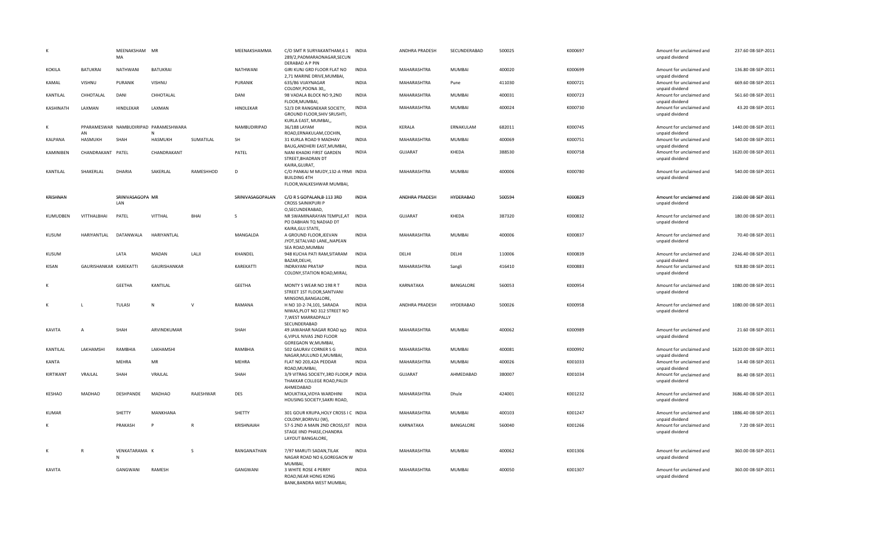| K | | MEENAKSHAMMA | MR | | MEENAKSHAMMA | C/O SMT R SURYAKANTHAM,6 1 289/2,PADMARAONAGAR,SECUN DERABAD A P PIN | INDIA | ANDHRA PRADESH | SECUNDERABAD | 500025 | K000697 | Amount for unclaimed and unpaid dividend | 237.60 | 08-SEP-2011 |
|---|---|---|---|---|---|---|---|---|---|---|---|---|---|---|
| KOKILA | BATUKRAI | NATHWANI | BATUKRAI | | NATHWANI | GIRI KUNJ GRD FLOOR FLAT NO 2,71 MARINE DRIVE,MUMBAI, | INDIA | MAHARASHTRA | MUMBAI | 400020 | K000699 | Amount for unclaimed and unpaid dividend | 136.80 | 08-SEP-2011 |
| KAMAL | VISHNU | PURANIK | VISHNU | | PURANIK | 635/86 VIJAYNAGAR COLONY,POONA 30,, | INDIA | MAHARASHTRA | Pune | 411030 | K000721 | Amount for unclaimed and unpaid dividend | 669.60 | 08-SEP-2011 |
| KANTILAL | CHHOTALAL | DANI | CHHOTALAL | | DANI | 98 VADALA BLOCK NO 9,2ND FLOOR,MUMBAI, | INDIA | MAHARASHTRA | MUMBAI | 400031 | K000723 | Amount for unclaimed and unpaid dividend | 561.60 | 08-SEP-2011 |
| KASHINATH | LAXMAN | HINDLEKAR | LAXMAN | | HINDLEKAR | 52/3 DR RANGNEKAR SOCIETY, GROUND FLOOR,SHIV SRUSHTI, KURLA EAST, MUMBAI,, | INDIA | MAHARASHTRA | MUMBAI | 400024 | K000730 | Amount for unclaimed and unpaid dividend | 43.20 | 08-SEP-2011 |
| K | PPARAMESWAR AN | NAMBUDIRIPAD | PARAMESHWARA N | | NAMBUDIRIPAD | 36/188 LAYAM ROAD,ERNAKULAM,COCHIN, | INDIA | KERALA | ERNAKULAM | 682011 | K000745 | Amount for unclaimed and unpaid dividend | 1440.00 | 08-SEP-2011 |
| KALPANA | HASMUKH | SHAH | HASMUKH | SUMATILAL | SH | 31 KURLA ROAD 9 MADHAV BAUG,ANDHERI EAST,MUMBAI, | INDIA | MAHARASHTRA | MUMBAI | 400069 | K000751 | Amount for unclaimed and unpaid dividend | 540.00 | 08-SEP-2011 |
| KAMINIBEN | CHANDRAKANT | PATEL | CHANDRAKANT | | PATEL | NANI KHADKI FIRST GARDEN STREET,BHADRAN DT KAIRA,GUJRAT, | INDIA | GUJARAT | KHEDA | 388530 | K000758 | Amount for unclaimed and unpaid dividend | 1620.00 | 08-SEP-2011 |
| KANTILAL | SHAKERLAL | DHARIA | SAKERLAL | RAMESHHOD | D | C/O PANKAJ M MUDY,132-A YRMI BUILDING 4TH FLOOR,WALKESHWAR MUMBAI, | INDIA | MAHARASHTRA | MUMBAI | 400006 | K000780 | Amount for unclaimed and unpaid dividend | 540.00 | 08-SEP-2011 |
| KRISHNAN | | SRINIVASAGOPA LAN | MR | | SRINIVASAGOPALAN | C/O R S GOPALAN,B-113 3RD CROSS SAINIKPURI P O,SECUNDERABAD, | INDIA | ANDHRA PRADESH | HYDERABAD | 500594 | K000829 | Amount for unclaimed and unpaid dividend | 2160.00 | 08-SEP-2011 |
| KUMUDBEN | VITTHALBHAI | PATEL | VITTHAL | BHAI | S | NR SWAMINARAYAN TEMPLE,AT PO DABHAN TQ NADIAD DT KAIRA,GUJ STATE, | INDIA | GUJARAT | KHEDA | 387320 | K000832 | Amount for unclaimed and unpaid dividend | 180.00 | 08-SEP-2011 |
| KUSUM | HARIYANTLAL | DATANWALA | HARIYANTLAL | | MANGALDA | A GROUND FLOOR,JEEVAN JYOT,SETALVAD LANE,,NAPEAN SEA ROAD,MUMBAI | INDIA | MAHARASHTRA | MUMBAI | 400006 | K000837 | Amount for unclaimed and unpaid dividend | 70.40 | 08-SEP-2011 |
| KUSUM | | LATA | MADAN | LALJI | KHANDEL | 948 KUCHA PATI RAM,SITARAM BAZAR,DELHI, | INDIA | DELHI | DELHI | 110006 | K000839 | Amount for unclaimed and unpaid dividend | 2246.40 | 08-SEP-2011 |
| KISAN | GAURISHANKAR | KAREKATTI | GAURISHANKAR | | KAREKATTI | INDRAYANI PRATAP COLONY,STATION ROAD,MIRAJ, | INDIA | MAHARASHTRA | Sangli | 416410 | K000883 | Amount for unclaimed and unpaid dividend | 928.80 | 08-SEP-2011 |
| K | | GEETHA | KANTILAL | | GEETHA | MONTY S WEAR NO 198 R T STREET 1ST FLOOR,SANTVANI MINSONS,BANGALORE, | INDIA | KARNATAKA | BANGALORE | 560053 | K000954 | Amount for unclaimed and unpaid dividend | 1080.00 | 08-SEP-2011 |
| K | L | TULASI | N | V | RAMANA | H NO 10-2-74,101, SARADA NIWAS,PLOT NO 312 STREET NO 7,WEST MARRADPALLY SECUNDERABAD | INDIA | ANDHRA PRADESH | HYDERABAD | 500026 | K000958 | Amount for unclaimed and unpaid dividend | 1080.00 | 08-SEP-2011 |
| KAVITA | A | SHAH | ARVINDKUMAR | | SHAH | 49 JAWAHAR NAGAR ROAD NO 6,VIPUL NIVAS 2ND FLOOR GOREGAON W,MUMBAI, | INDIA | MAHARASHTRA | MUMBAI | 400062 | K000989 | Amount for unclaimed and unpaid dividend | 21.60 | 08-SEP-2011 |
| KANTILAL | LAKHAMSHI | RAMBHIA | LAKHAMSHI | | RAMBHIA | 502 GAURAV CORNER S G NAGAR,MULUND E,MUMBAI, | INDIA | MAHARASHTRA | MUMBAI | 400081 | K000992 | Amount for unclaimed and unpaid dividend | 1620.00 | 08-SEP-2011 |
| KANTA | | MEHRA | MR | | MEHRA | FLAT NO 203,42A PEDDAR ROAD,MUMBAI, | INDIA | MAHARASHTRA | MUMBAI | 400026 | K001033 | Amount for unclaimed and unpaid dividend | 14.40 | 08-SEP-2011 |
| KIRTIKANT | VRAJLAL | SHAH | VRAJLAL | | SHAH | 3/9 VITRAG SOCIETY,3RD FLOOR,P THAKKAR COLLEGE ROAD,PALDI AHMEDABAD | INDIA | GUJARAT | AHMEDABAD | 380007 | K001034 | Amount for unclaimed and unpaid dividend | 86.40 | 08-SEP-2011 |
| KESHAO | MADHAO | DESHPANDE | MADHAO | RAJESHWAR | DES | MOUKTIKA,VIDYA WARDHINI HOUSING SOCIETY,SAKRI ROAD, | INDIA | MAHARASHTRA | Dhule | 424001 | K001232 | Amount for unclaimed and unpaid dividend | 3686.40 | 08-SEP-2011 |
| KUMAR | | SHETTY | MANKHANA | | SHETTY | 301 GOUR KRUPA,HOLY CROSS I C COLONY,BORIVILI (W), | INDIA | MAHARASHTRA | MUMBAI | 400103 | K001247 | Amount for unclaimed and unpaid dividend | 1886.40 | 08-SEP-2011 |
| K | | PRAKASH | P | R | KRISHNAIAH | 57-S 2ND A MAIN 2ND CROSS,IST STAGE IIND PHASE,CHANDRA LAYOUT BANGALORE, | INDIA | KARNATAKA | BANGALORE | 560040 | K001266 | Amount for unclaimed and unpaid dividend | 7.20 | 08-SEP-2011 |
| K | R | VENKATARAMA N | K | S | RANGANATHAN | 7/97 MARUTI SADAN,TILAK NAGAR ROAD NO 6,GOREGAON W MUMBAI, | INDIA | MAHARASHTRA | MUMBAI | 400062 | K001306 | Amount for unclaimed and unpaid dividend | 360.00 | 08-SEP-2011 |
| KAVITA | | GANGWANI | RAMESH | | GANGWANI | 3 WHITE ROSE 4 PERRY ROAD,NEAR HONG KONG BANK,BANDRA WEST MUMBAI, | INDIA | MAHARASHTRA | MUMBAI | 400050 | K001307 | Amount for unclaimed and unpaid dividend | 360.00 | 08-SEP-2011 |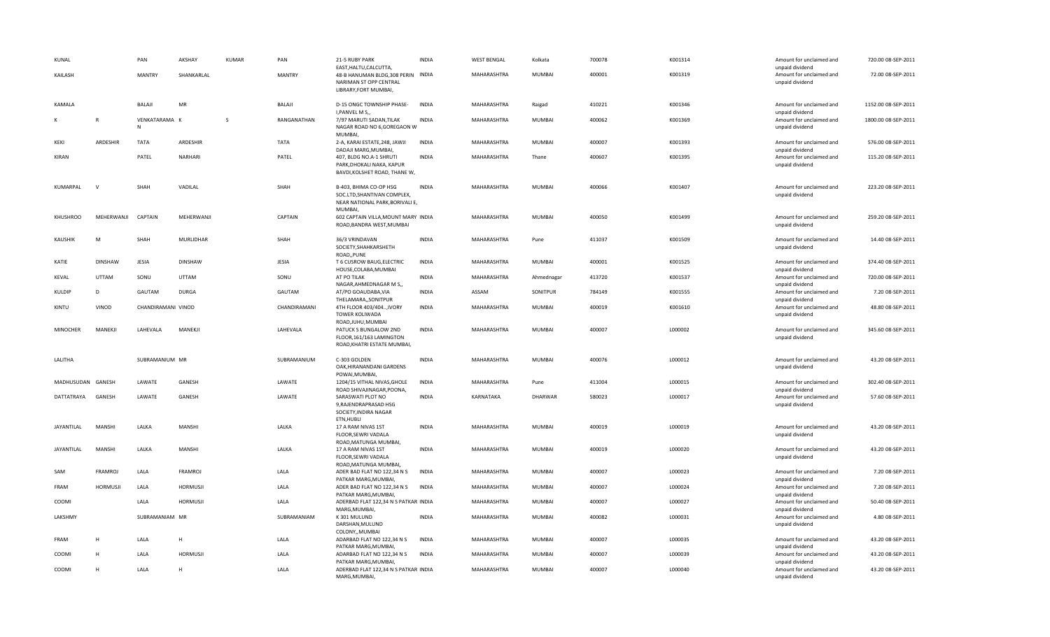| KUNAL | | PAN | AKSHAY | KUMAR | PAN | 21-S RUBY PARK EAST,HALTU,CALCUTTA, | INDIA | WEST BENGAL | Kolkata | 700078 | K001314 | Amount for unclaimed and unpaid dividend | 720.00 | 08-SEP-2011 |
|---|---|---|---|---|---|---|---|---|---|---|---|---|---|---|
| KAILASH | | MANTRY | SHANKARLAL | | MANTRY | 48-B HANUMAN BLDG,308 PERIN NARIMAN ST OPP CENTRAL LIBRARY,FORT MUMBAI, | INDIA | MAHARASHTRA | MUMBAI | 400001 | K001319 | Amount for unclaimed and unpaid dividend | 72.00 | 08-SEP-2011 |
| KAMALA | | BALAJI | MR | | BALAJI | D-15 ONGC TOWNSHIP PHASE-I,PANVEL M S,, | INDIA | MAHARASHTRA | Raigad | 410221 | K001346 | Amount for unclaimed and unpaid dividend | 1152.00 | 08-SEP-2011 |
| K | R | VENKATARAMA N | K | S | RANGANATHAN | 7/97 MARUTI SADAN,TILAK NAGAR ROAD NO 6,GOREGAON W MUMBAI, | INDIA | MAHARASHTRA | MUMBAI | 400062 | K001369 | Amount for unclaimed and unpaid dividend | 1800.00 | 08-SEP-2011 |
| KEKI | ARDESHIR | TATA | ARDESHIR | | TATA | 2-A, KARAI ESTATE,248, JAWJI DADAJI MARG,MUMBAI, | INDIA | MAHARASHTRA | MUMBAI | 400007 | K001393 | Amount for unclaimed and unpaid dividend | 576.00 | 08-SEP-2011 |
| KIRAN | | PATEL | NARHARI | | PATEL | 407, BLDG NO.A-1 SHRUTI PARK,DHOKALI NAKA, KAPUR BAVDI,KOLSHET ROAD, THANE W, | INDIA | MAHARASHTRA | Thane | 400607 | K001395 | Amount for unclaimed and unpaid dividend | 115.20 | 08-SEP-2011 |
| KUMARPAL | V | SHAH | VADILAL | | SHAH | B-403, BHIMA CO-OP HSG SOC.LTD,SHANTIVAN COMPLEX, NEAR NATIONAL PARK,BORIVALI E, MUMBAI, | INDIA | MAHARASHTRA | MUMBAI | 400066 | K001407 | Amount for unclaimed and unpaid dividend | 223.20 | 08-SEP-2011 |
| KHUSHROO | MEHERWANJI | CAPTAIN | MEHERWANJI | | CAPTAIN | 602 CAPTAIN VILLA,MOUNT MARY ROAD,BANDRA WEST,MUMBAI | INDIA | MAHARASHTRA | MUMBAI | 400050 | K001499 | Amount for unclaimed and unpaid dividend | 259.20 | 08-SEP-2011 |
| KAUSHIK | M | SHAH | MURLIDHAR | | SHAH | 36/3 VRINDAVAN SOCIETY,SHAHKARSHETH ROAD,,PUNE | INDIA | MAHARASHTRA | Pune | 411037 | K001509 | Amount for unclaimed and unpaid dividend | 14.40 | 08-SEP-2011 |
| KATIE | DINSHAW | JESIA | DINSHAW | | JESIA | T 6 CUSROW BAUG,ELECTRIC HOUSE,COLABA,MUMBAI | INDIA | MAHARASHTRA | MUMBAI | 400001 | K001525 | Amount for unclaimed and unpaid dividend | 374.40 | 08-SEP-2011 |
| KEVAL | UTTAM | SONU | UTTAM | | SONU | AT PO TILAK NAGAR,AHMEDNAGAR M S,, | INDIA | MAHARASHTRA | Ahmednagar | 413720 | K001537 | Amount for unclaimed and unpaid dividend | 720.00 | 08-SEP-2011 |
| KULDIP | D | GAUTAM | DURGA | | GAUTAM | AT/PO GOAUDABA,VIA THELAMARA,,SONITPUR | INDIA | ASSAM | SONITPUR | 784149 | K001555 | Amount for unclaimed and unpaid dividend | 7.20 | 08-SEP-2011 |
| KINTU | VINOD | CHANDIRAMANI | VINOD | | CHANDIRAMANI | 4TH FLOOR 403/404..,IVORY TOWER KOLIWADA ROAD,JUHU,MUMBAI | INDIA | MAHARASHTRA | MUMBAI | 400019 | K001610 | Amount for unclaimed and unpaid dividend | 48.80 | 08-SEP-2011 |
| MINOCHER | MANEKJI | LAHEVALA | MANEKJI | | LAHEVALA | PATUCK S BUNGALOW 2ND FLOOR,161/163 LAMINGTON ROAD,KHATRI ESTATE MUMBAI, | INDIA | MAHARASHTRA | MUMBAI | 400007 | L000002 | Amount for unclaimed and unpaid dividend | 345.60 | 08-SEP-2011 |
| LALITHA | | SUBRAMANIUM | MR | | SUBRAMANIUM | C-303 GOLDEN OAK,HIRANANDANI GARDENS POWAI,MUMBAI, | INDIA | MAHARASHTRA | MUMBAI | 400076 | L000012 | Amount for unclaimed and unpaid dividend | 43.20 | 08-SEP-2011 |
| MADHUSUDAN | GANESH | LAWATE | GANESH | | LAWATE | 1204/15 VITHAL NIVAS,GHOLE ROAD SHIVAJINAGAR,POONA, | INDIA | MAHARASHTRA | Pune | 411004 | L000015 | Amount for unclaimed and unpaid dividend | 302.40 | 08-SEP-2011 |
| DATTATRAYA | GANESH | LAWATE | GANESH | | LAWATE | SARASWATI PLOT NO 9,RAJENDRAPRASAD HSG SOCIETY,INDIRA NAGAR ETN,HUBLI | INDIA | KARNATAKA | DHARWAR | 580023 | L000017 | Amount for unclaimed and unpaid dividend | 57.60 | 08-SEP-2011 |
| JAYANTILAL | MANSHI | LALKA | MANSHI | | LALKA | 17 A RAM NIVAS 1ST FLOOR,SEWRI VADALA ROAD,MATUNGA MUMBAI, | INDIA | MAHARASHTRA | MUMBAI | 400019 | L000019 | Amount for unclaimed and unpaid dividend | 43.20 | 08-SEP-2011 |
| JAYANTILAL | MANSHI | LALKA | MANSHI | | LALKA | 17 A RAM NIVAS 1ST FLOOR,SEWRI VADALA ROAD,MATUNGA MUMBAI, | INDIA | MAHARASHTRA | MUMBAI | 400019 | L000020 | Amount for unclaimed and unpaid dividend | 43.20 | 08-SEP-2011 |
| SAM | FRAMROJ | LALA | FRAMROJ | | LALA | ADER BAD FLAT NO 122,34 N S PATKAR MARG,MUMBAI, | INDIA | MAHARASHTRA | MUMBAI | 400007 | L000023 | Amount for unclaimed and unpaid dividend | 7.20 | 08-SEP-2011 |
| FRAM | HORMUSJI | LALA | HORMUSJI | | LALA | ADER BAD FLAT NO 122,34 N S PATKAR MARG,MUMBAI, | INDIA | MAHARASHTRA | MUMBAI | 400007 | L000024 | Amount for unclaimed and unpaid dividend | 7.20 | 08-SEP-2011 |
| COOMI | | LALA | HORMUSJI | | LALA | ADERBAD FLAT 122,34 N S PATKAR MARG,MUMBAI, | INDIA | MAHARASHTRA | MUMBAI | 400007 | L000027 | Amount for unclaimed and unpaid dividend | 50.40 | 08-SEP-2011 |
| LAKSHMY | | SUBRAMANIAM | MR | | SUBRAMANIAM | K 301 MULUND DARSHAN,MULUND COLONY,,MUMBAI | INDIA | MAHARASHTRA | MUMBAI | 400082 | L000031 | Amount for unclaimed and unpaid dividend | 4.80 | 08-SEP-2011 |
| FRAM | H | LALA | H | | LALA | ADARBAD FLAT NO 122,34 N S PATKAR MARG,MUMBAI, | INDIA | MAHARASHTRA | MUMBAI | 400007 | L000035 | Amount for unclaimed and unpaid dividend | 43.20 | 08-SEP-2011 |
| COOMI | H | LALA | HORMUSJI | | LALA | ADARBAD FLAT NO 122,34 N S PATKAR MARG,MUMBAI, | INDIA | MAHARASHTRA | MUMBAI | 400007 | L000039 | Amount for unclaimed and unpaid dividend | 43.20 | 08-SEP-2011 |
| COOMI | H | LALA | H | | LALA | ADERBAD FLAT 122,34 N S PATKAR MARG,MUMBAI, | INDIA | MAHARASHTRA | MUMBAI | 400007 | L000040 | Amount for unclaimed and unpaid dividend | 43.20 | 08-SEP-2011 |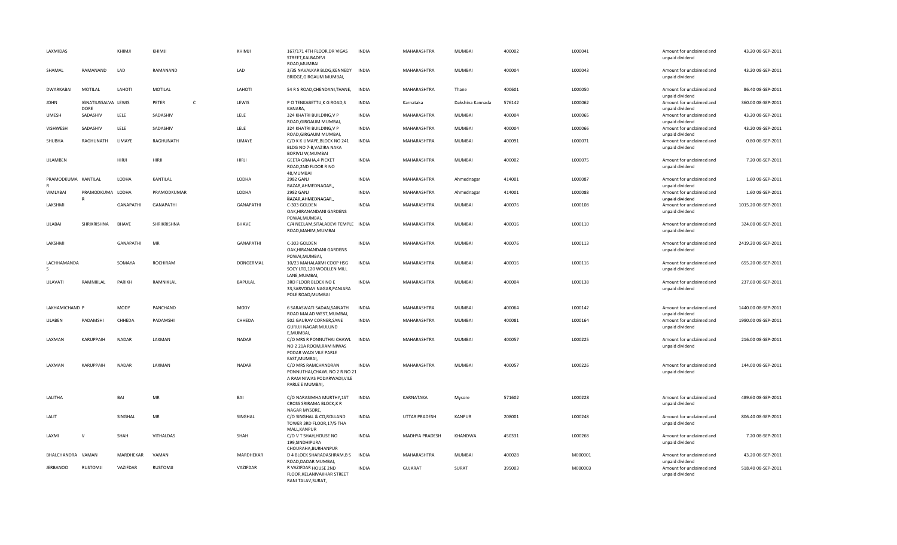| LAXMIDAS | | KHIMJI | KHIMJI | | KHIMJI | 167/171 4TH FLOOR,DR VIGAS STREET,KALBADEVI ROAD,MUMBAI | INDIA | MAHARASHTRA | MUMBAI | 400002 | L000041 | Amount for unclaimed and unpaid dividend | 43.20 | 08-SEP-2011 |
|---|---|---|---|---|---|---|---|---|---|---|---|---|---|---|
| SHAMAL | RAMANAND | LAD | RAMANAND | | LAD | 3/35 NAVALKAR BLDG,KENNEDY BRIDGE,GIRGAUM MUMBAI, | INDIA | MAHARASHTRA | MUMBAI | 400004 | L000043 | Amount for unclaimed and unpaid dividend | 43.20 | 08-SEP-2011 |
| DWARKABAI | MOTILAL | LAHOTI | MOTILAL | | LAHOTI | 54 R S ROAD,CHENDANI,THANE, | INDIA | MAHARASHTRA | Thane | 400601 | L000050 | Amount for unclaimed and unpaid dividend | 86.40 | 08-SEP-2011 |
| JOHN | IGNATIUSSALVA DORE | LEWIS | PETER | C | LEWIS | P O TENKABETTU,K G ROAD,S KANARA, | INDIA | Karnataka | Dakshina Kannada | 576142 | L000062 | Amount for unclaimed and unpaid dividend | 360.00 | 08-SEP-2011 |
| UMESH | SADASHIV | LELE | SADASHIV | | LELE | 324 KHATRI BUILDING,V P ROAD,GIRGAUM MUMBAI, | INDIA | MAHARASHTRA | MUMBAI | 400004 | L000065 | Amount for unclaimed and unpaid dividend | 43.20 | 08-SEP-2011 |
| VISHWESH | SADASHIV | LELE | SADASHIV | | LELE | 324 KHATRI BUILDING,V P ROAD,GIRGAUM MUMBAI, | INDIA | MAHARASHTRA | MUMBAI | 400004 | L000066 | Amount for unclaimed and unpaid dividend | 43.20 | 08-SEP-2011 |
| SHUBHA | RAGHUNATH | LIMAYE | RAGHUNATH | | LIMAYE | C/O K K LIMAYE,BLOCK NO 241 BLDG NO 7-B,VAZIRA NAKA BORIVLI W,MUMBAI | INDIA | MAHARASHTRA | MUMBAI | 400091 | L000071 | Amount for unclaimed and unpaid dividend | 0.80 | 08-SEP-2011 |
| LILAMBEN | | HIRJI | HIRJI | | HIRJI | GEETA GRAHA,4 PICKET ROAD,2ND FLOOR R NO 48,MUMBAI | INDIA | MAHARASHTRA | MUMBAI | 400002 | L000075 | Amount for unclaimed and unpaid dividend | 7.20 | 08-SEP-2011 |
| PRAMODKUMA R | KANTILAL | LODHA | KANTILAL | | LODHA | 2982 GANJ BAZAR,AHMEDNAGAR,, | INDIA | MAHARASHTRA | Ahmednagar | 414001 | L000087 | Amount for unclaimed and unpaid dividend | 1.60 | 08-SEP-2011 |
| VIMLABAI | PRAMODKUMA R | LODHA | PRAMODKUMAR | | LODHA | 2982 GANJ BAZAR,AHMEDNAGAR,, | INDIA | MAHARASHTRA | Ahmednagar | 414001 | L000088 | Amount for unclaimed and unpaid dividend | 1.60 | 08-SEP-2011 |
| LAKSHMI | | GANAPATHI | GANAPATHI | | GANAPATHI | C-303 GOLDEN OAK,HIRANANDANI GARDENS POWAI,MUMBAI, | INDIA | MAHARASHTRA | MUMBAI | 400076 | L000108 | Amount for unclaimed and unpaid dividend | 1015.20 | 08-SEP-2011 |
| LILABAI | SHRIKRISHNA | BHAVE | SHRIKRISHNA | | BHAVE | C/4 NEELAM,SITALADEVI TEMPLE ROAD,MAHIM,MUMBAI | INDIA | MAHARASHTRA | MUMBAI | 400016 | L000110 | Amount for unclaimed and unpaid dividend | 324.00 | 08-SEP-2011 |
| LAKSHMI | | GANAPATHI | MR | | GANAPATHI | C-303 GOLDEN OAK,HIRANANDANI GARDENS POWAI,MUMBAI, | INDIA | MAHARASHTRA | MUMBAI | 400076 | L000113 | Amount for unclaimed and unpaid dividend | 2419.20 | 08-SEP-2011 |
| LACHHAMANDA S | | SOMAYA | ROCHIRAM | | DONGERMAL | 10/23 MAHALAXMI COOP HSG SOCY LTD,120 WOOLLEN MILL LANE,MUMBAI, | INDIA | MAHARASHTRA | MUMBAI | 400016 | L000116 | Amount for unclaimed and unpaid dividend | 655.20 | 08-SEP-2011 |
| LILAVATI | RAMNIKLAL | PARIKH | RAMNIKLAL | | BAPULAL | 3RD FLOOR BLOCK NO E 33,SARVODAY NAGAR,PANJARA POLE ROAD,MUMBAI | INDIA | MAHARASHTRA | MUMBAI | 400004 | L000138 | Amount for unclaimed and unpaid dividend | 237.60 | 08-SEP-2011 |
| LAKHAMICHAND P | | MODY | PANCHAND | | MODY | 6 SARASWATI SADAN,SAINATH ROAD MALAD WEST,MUMBAI, | INDIA | MAHARASHTRA | MUMBAI | 400064 | L000142 | Amount for unclaimed and unpaid dividend | 1440.00 | 08-SEP-2011 |
| LILABEN | PADAMSHI | CHHEDA | PADAMSHI | | CHHEDA | 502 GAURAV CORNER,SANE GURUJI NAGAR MULUND E,MUMBAI, | INDIA | MAHARASHTRA | MUMBAI | 400081 | L000164 | Amount for unclaimed and unpaid dividend | 1980.00 | 08-SEP-2011 |
| LAXMAN | KARUPPAIH | NADAR | LAXMAN | | NADAR | C/O MRS R PONNUTHAI CHAWL NO 2 21A ROOM,RAM NIWAS PODAR WADI VILE PARLE EAST,MUMBAI, | INDIA | MAHARASHTRA | MUMBAI | 400057 | L000225 | Amount for unclaimed and unpaid dividend | 216.00 | 08-SEP-2011 |
| LAXMAN | KARUPPAIH | NADAR | LAXMAN | | NADAR | C/O MRS RAMCHANDRAN PONNUTHAI,CHAWL NO 2 R NO 21 A RAM NIWAS PODARWADI,VILE PARLE E MUMBAI, | INDIA | MAHARASHTRA | MUMBAI | 400057 | L000226 | Amount for unclaimed and unpaid dividend | 144.00 | 08-SEP-2011 |
| LALITHA | | BAI | MR | | BAI | C/O NARASIMHA MURTHY,1ST CROSS SRIRAMA BLOCK,K R NAGAR MYSORE, | INDIA | KARNATAKA | Mysore | 571602 | L000228 | Amount for unclaimed and unpaid dividend | 489.60 | 08-SEP-2011 |
| LALIT | | SINGHAL | MR | | SINGHAL | C/O SINGHAL & CO,ROLLAND TOWER 3RD FLOOR,17/5 THA MALL,KANPUR | INDIA | UTTAR PRADESH | KANPUR | 208001 | L000248 | Amount for unclaimed and unpaid dividend | 806.40 | 08-SEP-2011 |
| LAXMI | V | SHAH | VITHALDAS | | SHAH | C/O V T SHAH,HOUSE NO 199,SINDHIPURA CHOURAHA,BURHANPUR | INDIA | MADHYA PRADESH | KHANDWA | 450331 | L000268 | Amount for unclaimed and unpaid dividend | 7.20 | 08-SEP-2011 |
| BHALCHANDRA | VAMAN | MARDHEKAR | VAMAN | | MARDHEKAR | D 4 BLOCK SHARADASHRAM,B S ROAD,DADAR MUMBAI, | INDIA | MAHARASHTRA | MUMBAI | 400028 | M000001 | Amount for unclaimed and unpaid dividend | 43.20 | 08-SEP-2011 |
| JERBANOO | RUSTOMJI | VAZIFDAR | RUSTOMJI | | VAZIFDAR | R VAZIFDAR HOUSE 2ND FLOOR,KELANIVAKHAR STREET RANI TALAV,SURAT, | INDIA | GUJARAT | SURAT | 395003 | M000003 | Amount for unclaimed and unpaid dividend | 518.40 | 08-SEP-2011 |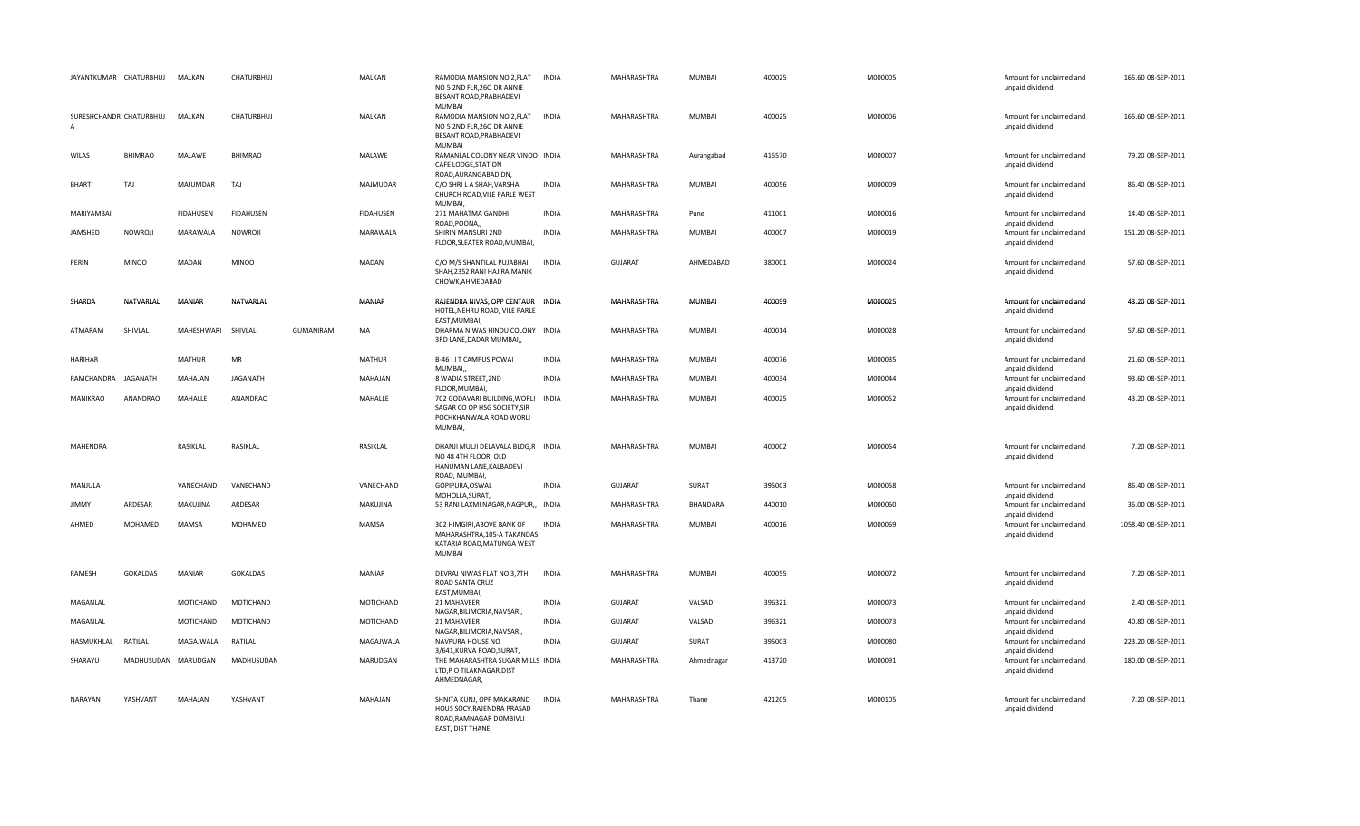| | | | | | | | | | | | | | | |
|---|---|---|---|---|---|---|---|---|---|---|---|---|---|---|
| JAYANTKUMAR | CHATURBHUJ | MALKAN | CHATURBHUJ | | MALKAN | RAMODIA MANSION NO 2,FLAT NO 5 2ND FLR,26O DR ANNIE BESANT ROAD,PRABHADEVI MUMBAI | INDIA | MAHARASHTRA | MUMBAI | 400025 | M000005 | Amount for unclaimed and unpaid dividend | 165.60 | 08-SEP-2011 |
| SURESHCHANDR A | CHATURBHUJ | MALKAN | CHATURBHUJ | | MALKAN | RAMODIA MANSION NO 2,FLAT NO 5 2ND FLR,26O DR ANNIE BESANT ROAD,PRABHADEVI MUMBAI | INDIA | MAHARASHTRA | MUMBAI | 400025 | M000006 | Amount for unclaimed and unpaid dividend | 165.60 | 08-SEP-2011 |
| WILAS | BHIMRAO | MALAWE | BHIMRAO | | MALAWE | RAMANLAL COLONY NEAR VINOD CAFE LODGE,STATION ROAD,AURANGABAD DN, | INDIA | MAHARASHTRA | Aurangabad | 415570 | M000007 | Amount for unclaimed and unpaid dividend | 79.20 | 08-SEP-2011 |
| BHARTI | TAJ | MAJUMDAR | TAJ | | MAJMUDAR | C/O SHRI L A SHAH,VARSHA CHURCH ROAD,VILE PARLE WEST MUMBAI, | INDIA | MAHARASHTRA | MUMBAI | 400056 | M000009 | Amount for unclaimed and unpaid dividend | 86.40 | 08-SEP-2011 |
| MARIYAMBAI | | FIDAHUSEN | FIDAHUSEN | | FIDAHUSEN | 271 MAHATMA GANDHI ROAD,POONA,, | INDIA | MAHARASHTRA | Pune | 411001 | M000016 | Amount for unclaimed and unpaid dividend | 14.40 | 08-SEP-2011 |
| JAMSHED | NOWROJI | MARAWALA | NOWROJI | | MARAWALA | SHIRIN MANSURI 2ND FLOOR,SLEATER ROAD,MUMBAI, | INDIA | MAHARASHTRA | MUMBAI | 400007 | M000019 | Amount for unclaimed and unpaid dividend | 151.20 | 08-SEP-2011 |
| PERIN | MINOO | MADAN | MINOO | | MADAN | C/O M/S SHANTILAL PUJABHAI SHAH,2352 RANI HAJIRA,MANIK CHOWK,AHMEDABAD | INDIA | GUJARAT | AHMEDABAD | 380001 | M000024 | Amount for unclaimed and unpaid dividend | 57.60 | 08-SEP-2011 |
| SHARDA | NATVARLAL | MANIAR | NATVARLAL | | MANIAR | RAJENDRA NIVAS, OPP CENTAUR HOTEL,NEHRU ROAD, VILE PARLE EAST,MUMBAI, | INDIA | MAHARASHTRA | MUMBAI | 400099 | M000025 | Amount for unclaimed and unpaid dividend | 43.20 | 08-SEP-2011 |
| ATMARAM | SHIVLAL | MAHESHWARI | SHIVLAL | GUMANIRAM | MA | DHARMA NIWAS HINDU COLONY 3RD LANE,DADAR MUMBAI,, | INDIA | MAHARASHTRA | MUMBAI | 400014 | M000028 | Amount for unclaimed and unpaid dividend | 57.60 | 08-SEP-2011 |
| HARIHAR | | MATHUR | MR | | MATHUR | B-46 I I T CAMPUS,POWAI MUMBAI,, | INDIA | MAHARASHTRA | MUMBAI | 400076 | M000035 | Amount for unclaimed and unpaid dividend | 21.60 | 08-SEP-2011 |
| RAMCHANDRA | JAGANATH | MAHAJAN | JAGANATH | | MAHAJAN | 8 WADIA STREET,2ND FLOOR,MUMBAI, | INDIA | MAHARASHTRA | MUMBAI | 400034 | M000044 | Amount for unclaimed and unpaid dividend | 93.60 | 08-SEP-2011 |
| MANIKRAO | ANANDRAO | MAHALLE | ANANDRAO | | MAHALLE | 702 GODAVARI BUILDING,WORLI SAGAR CO OP HSG SOCIETY,SIR POCHKHANWALA ROAD WORLI MUMBAI, | INDIA | MAHARASHTRA | MUMBAI | 400025 | M000052 | Amount for unclaimed and unpaid dividend | 43.20 | 08-SEP-2011 |
| MAHENDRA | | RASIKLAL | RASIKLAL | | RASIKLAL | DHANJI MULJI DELAVALA BLDG,R NO 48 4TH FLOOR, OLD HANUMAN LANE,KALBADEVI ROAD, MUMBAI, | INDIA | MAHARASHTRA | MUMBAI | 400002 | M000054 | Amount for unclaimed and unpaid dividend | 7.20 | 08-SEP-2011 |
| MANJULA | | VANECHAND | VANECHAND | | VANECHAND | GOPIPURA,OSWAL MOHOLLA,SURAT, | INDIA | GUJARAT | SURAT | 395003 | M000058 | Amount for unclaimed and unpaid dividend | 86.40 | 08-SEP-2011 |
| JIMMY | ARDESAR | MAKUJINA | ARDESAR | | MAKUJINA | 53 RANI LAXMI NAGAR,NAGPUR,, | INDIA | MAHARASHTRA | BHANDARA | 440010 | M000060 | Amount for unclaimed and unpaid dividend | 36.00 | 08-SEP-2011 |
| AHMED | MOHAMED | MAMSA | MOHAMED | | MAMSA | 302 HIMGIRI,ABOVE BANK OF MAHARASHTRA,105-A TAKANDAS KATARIA ROAD,MATUNGA WEST MUMBAI | INDIA | MAHARASHTRA | MUMBAI | 400016 | M000069 | Amount for unclaimed and unpaid dividend | 1058.40 | 08-SEP-2011 |
| RAMESH | GOKALDAS | MANIAR | GOKALDAS | | MANIAR | DEVRAJ NIWAS FLAT NO 3,7TH ROAD SANTA CRUZ EAST,MUMBAI, | INDIA | MAHARASHTRA | MUMBAI | 400055 | M000072 | Amount for unclaimed and unpaid dividend | 7.20 | 08-SEP-2011 |
| MAGANLAL | | MOTICHAND | MOTICHAND | | MOTICHAND | 21 MAHAVEER NAGAR,BILIMORIA,NAVSARI, | INDIA | GUJARAT | VALSAD | 396321 | M000073 | Amount for unclaimed and unpaid dividend | 2.40 | 08-SEP-2011 |
| MAGANLAL | | MOTICHAND | MOTICHAND | | MOTICHAND | 21 MAHAVEER NAGAR,BILIMORIA,NAVSARI, | INDIA | GUJARAT | VALSAD | 396321 | M000073 | Amount for unclaimed and unpaid dividend | 40.80 | 08-SEP-2011 |
| HASMUKHLAL | RATILAL | MAGAJWALA | RATILAL | | MAGAJWALA | NAVPURA HOUSE NO 3/641,KURVA ROAD,SURAT, | INDIA | GUJARAT | SURAT | 395003 | M000080 | Amount for unclaimed and unpaid dividend | 223.20 | 08-SEP-2011 |
| SHARAYU | MADHUSUDAN | MARUDGAN | MADHUSUDAN | | MARUDGAN | THE MAHARASHTRA SUGAR MILLS LTD,P O TILAKNAGAR,DIST AHMEDNAGAR, | INDIA | MAHARASHTRA | Ahmednagar | 413720 | M000091 | Amount for unclaimed and unpaid dividend | 180.00 | 08-SEP-2011 |
| NARAYAN | YASHVANT | MAHAJAN | YASHVANT | | MAHAJAN | SHNITA KUNJ, OPP MAKARAND HOUS SOCY,RAJENDRA PRASAD ROAD,RAMNAGAR DOMBIVLI EAST, DIST THANE, | INDIA | MAHARASHTRA | Thane | 421205 | M000105 | Amount for unclaimed and unpaid dividend | 7.20 | 08-SEP-2011 |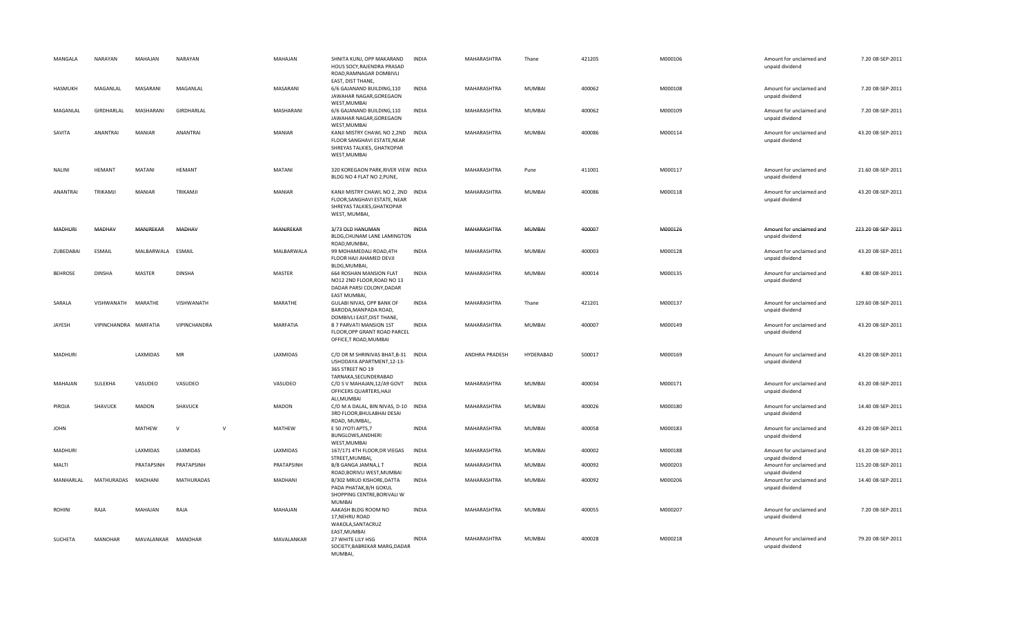| | | | | | | | | | | | | | | |
|---|---|---|---|---|---|---|---|---|---|---|---|---|---|---|
| MANGALA | NARAYAN | MAHAJAN | NARAYAN | | MAHAJAN | SHNITA KUNJ, OPP MAKARAND HOUS SOCY,RAJENDRA PRASAD ROAD,RAMNAGAR DOMBIVLI EAST, DIST THANE, | INDIA | MAHARASHTRA | Thane | 421205 | M000106 | Amount for unclaimed and unpaid dividend | 7.20 | 08-SEP-2011 |
| HASMUKH | MAGANLAL | MASARANI | MAGANLAL | | MASARANI | 6/6 GAJANAND BUILDING,110 JAWAHAR NAGAR,GOREGAON WEST,MUMBAI | INDIA | MAHARASHTRA | MUMBAI | 400062 | M000108 | Amount for unclaimed and unpaid dividend | 7.20 | 08-SEP-2011 |
| MAGANLAL | GIRDHARLAL | MASHARANI | GIRDHARLAL | | MASHARANI | 6/6 GAJANAND BUILDING,110 JAWAHAR NAGAR,GOREGAON WEST,MUMBAI | INDIA | MAHARASHTRA | MUMBAI | 400062 | M000109 | Amount for unclaimed and unpaid dividend | 7.20 | 08-SEP-2011 |
| SAVITA | ANANTRAI | MANIAR | ANANTRAI | | MANIAR | KANJI MISTRY CHAWL NO 2,2ND FLOOR SANGHAVI ESTATE,NEAR SHREYAS TALKIES, GHATKOPAR WEST,MUMBAI | INDIA | MAHARASHTRA | MUMBAI | 400086 | M000114 | Amount for unclaimed and unpaid dividend | 43.20 | 08-SEP-2011 |
| NALINI | HEMANT | MATANI | HEMANT | | MATANI | 320 KOREGAON PARK,RIVER VIEW BLDG NO 4 FLAT NO 2,PUNE, | INDIA | MAHARASHTRA | Pune | 411001 | M000117 | Amount for unclaimed and unpaid dividend | 21.60 | 08-SEP-2011 |
| ANANTRAI | TRIKAMJI | MANIAR | TRIKAMJI | | MANIAR | KANJI MISTRY CHAWL NO 2, 2ND FLOOR,SANGHAVI ESTATE, NEAR SHREYAS TALKIES,GHATKOPAR WEST, MUMBAI, | INDIA | MAHARASHTRA | MUMBAI | 400086 | M000118 | Amount for unclaimed and unpaid dividend | 43.20 | 08-SEP-2011 |
| ~~MADHURI~~ | ~~MADHAV~~ | ~~MANJREKAR~~ | ~~MADHAV~~ | | ~~MANJREKAR~~ | ~~3/73 OLD HANUMAN~~ BLDG,CHUNAM LANE LAMINGTON ROAD,MUMBAI, | ~~INDIA~~ | ~~MAHARASHTRA~~ | ~~MUMBAI~~ | ~~400007~~ | ~~M000126~~ | ~~Amount for unclaimed and~~ unpaid dividend | ~~223.20~~ | ~~08-SEP-2011~~ |
| ZUBEDABAI | ESMAIL | MALBARWALA | ESMAIL | | MALBARWALA | 99 MOHAMEDALI ROAD,4TH FLOOR HAJI AHAMED DEVJI BLDG,MUMBAI, | INDIA | MAHARASHTRA | MUMBAI | 400003 | M000128 | Amount for unclaimed and unpaid dividend | 43.20 | 08-SEP-2011 |
| BEHROSE | DINSHA | MASTER | DINSHA | | MASTER | 664 ROSHAN MANSION FLAT NO12 2ND FLOOR,ROAD NO 13 DADAR PARSI COLONY,DADAR EAST MUMBAI, | INDIA | MAHARASHTRA | MUMBAI | 400014 | M000135 | Amount for unclaimed and unpaid dividend | 4.80 | 08-SEP-2011 |
| SARALA | VISHWANATH | MARATHE | VISHWANATH | | MARATHE | GULABI NIVAS, OPP BANK OF BARODA,MANPADA ROAD, DOMBIVLI EAST,DIST THANE, | INDIA | MAHARASHTRA | Thane | 421201 | M000137 | Amount for unclaimed and unpaid dividend | 129.60 | 08-SEP-2011 |
| JAYESH | VIPINCHANDRA | MARFATIA | VIPINCHANDRA | | MARFATIA | B 7 PARVATI MANSION 1ST FLOOR,OPP GRANT ROAD PARCEL OFFICE,T ROAD,MUMBAI | INDIA | MAHARASHTRA | MUMBAI | 400007 | M000149 | Amount for unclaimed and unpaid dividend | 43.20 | 08-SEP-2011 |
| MADHURI | | LAXMIDAS | MR | | LAXMIDAS | C/O DR M SHRINIVAS BHAT,B-31 USHODAYA APARTMENT,12-13-365 STREET NO 19 TARNAKA,SECUNDERABAD | INDIA | ANDHRA PRADESH | HYDERABAD | 500017 | M000169 | Amount for unclaimed and unpaid dividend | 43.20 | 08-SEP-2011 |
| MAHAJAN | SULEKHA | VASUDEO | VASUDEO | | VASUDEO | C/O S V MAHAJAN,12/A9 GOVT OFFICERS QUARTERS,HAJI ALI,MUMBAI | INDIA | MAHARASHTRA | MUMBAI | 400034 | M000171 | Amount for unclaimed and unpaid dividend | 43.20 | 08-SEP-2011 |
| PIROJA | SHAVUCK | MADON | SHAVUCK | | MADON | C/O M A DALAL, BIN NIVAS, D-10 3RD FLOOR,BHULABHAI DESAI ROAD, MUMBAI,, | INDIA | MAHARASHTRA | MUMBAI | 400026 | M000180 | Amount for unclaimed and unpaid dividend | 14.40 | 08-SEP-2011 |
| JOHN | | MATHEW | V | V | MATHEW | E 50 JYOTI APTS,7 BUNGLOWS,ANDHERI WEST,MUMBAI | INDIA | MAHARASHTRA | MUMBAI | 400058 | M000183 | Amount for unclaimed and unpaid dividend | 43.20 | 08-SEP-2011 |
| MADHURI | | LAXMIDAS | LAXMIDAS | | LAXMIDAS | 167/171 4TH FLOOR,DR VIEGAS STREET,MUMBAI, | INDIA | MAHARASHTRA | MUMBAI | 400002 | M000188 | Amount for unclaimed and unpaid dividend | 43.20 | 08-SEP-2011 |
| MALTI | | PRATAPSINH | PRATAPSINH | | PRATAPSINH | B/8 GANGA JAMNA,L T ROAD,BORIVLI WEST,MUMBAI | INDIA | MAHARASHTRA | MUMBAI | 400092 | M000203 | Amount for unclaimed and unpaid dividend | 115.20 | 08-SEP-2011 |
| MANHARLAL | MATHURADAS | MADHANI | MATHURADAS | | MADHANI | B/302 MRUD KISHORE,DATTA PADA PHATAK,B/H GOKUL SHOPPING CENTRE,BORIVALI W MUMBAI | INDIA | MAHARASHTRA | MUMBAI | 400092 | M000206 | Amount for unclaimed and unpaid dividend | 14.40 | 08-SEP-2011 |
| ROHINI | RAJA | MAHAJAN | RAJA | | MAHAJAN | AAKASH BLDG ROOM NO 17,NEHRU ROAD WAKOLA,SANTACRUZ EAST,MUMBAI | INDIA | MAHARASHTRA | MUMBAI | 400055 | M000207 | Amount for unclaimed and unpaid dividend | 7.20 | 08-SEP-2011 |
| SUCHETA | MANOHAR | MAVALANKAR | MANOHAR | | MAVALANKAR | 27 WHITE LILY HSG SOCIETY,BABREKAR MARG,DADAR MUMBAI, | INDIA | MAHARASHTRA | MUMBAI | 400028 | M000218 | Amount for unclaimed and unpaid dividend | 79.20 | 08-SEP-2011 |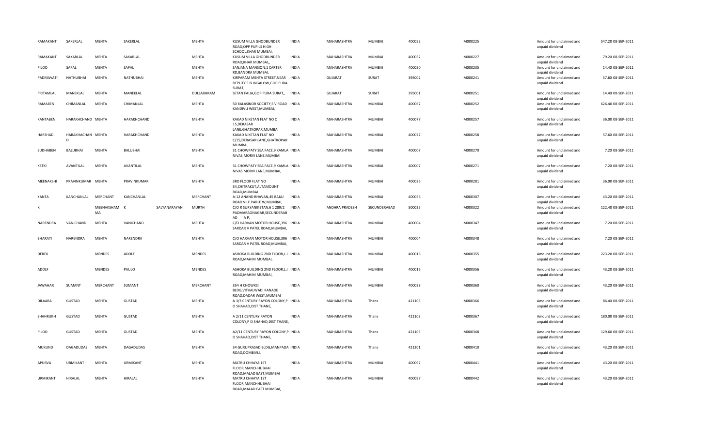| | | | | | | | | | | | | | | |
|---|---|---|---|---|---|---|---|---|---|---|---|---|---|---|
| RAMAKANT | SAKERLAL | MEHTA | SAKERLAL | | MEHTA | KUSUM VILLA GHODBUNDER ROAD,OPP PUPILS HIGH SCHOOL,KHAR MUMBAI, | INDIA | MAHARASHTRA | MUMBAI | 400052 | M000225 | Amount for unclaimed and unpaid dividend | 547.20 | 08-SEP-2011 |
| RAMAKANT | SAKARLAL | MEHTA | SAKARLAL | | MEHTA | KUSUM VILLA GHODBUNDER ROAD,KHAR MUMBAI,, | INDIA | MAHARASHTRA | MUMBAI | 400052 | M000227 | Amount for unclaimed and unpaid dividend | 79.20 | 08-SEP-2011 |
| PILOO | SAPAL | MEHTA | SAPAL | | MEHTA | SANJANA MANSION,1 CARTER RD,BANDRA MUMBAI, | INDIA | MAHARASHTRA | MUMBAI | 400050 | M000235 | Amount for unclaimed and unpaid dividend | 14.40 | 08-SEP-2011 |
| PADMAVATI | NATHUBHAI | MEHTA | NATHUBHAI | | MEHTA | KIRPARAM MEHTA STREET,NEAR DEPUTY S BUNGALOW,GOPIPURA SURAT, | INDIA | GUJARAT | SURAT | 395002 | M000241 | Amount for unclaimed and unpaid dividend | 57.60 | 08-SEP-2011 |
| PRITAMLAL | MANEKLAL | MEHTA | MANEKLAL | | DULLABHRAM | SETAN FALIA,GOPIPURA SURAT,, | INDIA | GUJARAT | SURAT | 395001 | M000251 | Amount for unclaimed and unpaid dividend | 14.40 | 08-SEP-2011 |
| RAMABEN | CHIMANLAL | MEHTA | CHIMANLAL | | MEHTA | 50 BALASINOR SOCIETY,S V ROAD KANDIVLI WEST,MUMBAI, | INDIA | MAHARASHTRA | MUMBAI | 400067 | M000252 | Amount for unclaimed and unpaid dividend | 626.40 | 08-SEP-2011 |
| KANTABEN | HARAKHCHAND | MEHTA | HARAKHCHAND | | MEHTA | KAKAD NIKETAN FLAT NO C 15,DERASAR LANE,GHATKOPAR,MUMBAI | INDIA | MAHARASHTRA | MUMBAI | 400077 | M000257 | Amount for unclaimed and unpaid dividend | 36.00 | 08-SEP-2011 |
| HARSHAD | HARAKHACHAND D | MEHTA | HARAKHCHAND | | MEHTA | KAKAD NIKETAN FLAT NO C/15,DERASAR LANE,GHATKOPAR MUMBAI, | INDIA | MAHARASHTRA | MUMBAI | 400077 | M000258 | Amount for unclaimed and unpaid dividend | 57.60 | 08-SEP-2011 |
| SUDHABEN | BALUBHAI | MEHTA | BALUBHAI | | MEHTA | 31 CHOWPATY SEA FACE,9 KAMLA NIVAS,MORVI LANE,MUMBAI | INDIA | MAHARASHTRA | MUMBAI | 400007 | M000270 | Amount for unclaimed and unpaid dividend | 7.20 | 08-SEP-2011 |
| KETKI | AVANTILAL | MEHTA | AVANTILAL | | MEHTA | 31 CHOWPATY SEA FACE,9 KAMLA NIVAS MORVI LANE,MUMBAI, | INDIA | MAHARASHTRA | MUMBAI | 400007 | M000271 | Amount for unclaimed and unpaid dividend | 7.20 | 08-SEP-2011 |
| MEENAKSHI | PRAVINKUMAR | MEHTA | PRAVINKUMAR | | MEHTA | 3RD FLOOR FLAT NO 34,CHITRAKUT,ALTAMOUNT ROAD,MUMBAI | INDIA | MAHARASHTRA | MUMBAI | 400026 | M000281 | Amount for unclaimed and unpaid dividend | 36.00 | 08-SEP-2011 |
| KANTA | KANCHANLAL | MERCHANT | KANCHANLAL | | MERCHANT | A-12 ANAND BHAVAN,45 BAJAJ ROAD VILE PARLE W,MUMBAI, | INDIA | MAHARASHTRA | MUMBAI | 400056 | M000307 | Amount for unclaimed and unpaid dividend | 43.20 | 08-SEP-2011 |
| K | | MEENAKSHAM MA | K | SALYANARAYAN | MURTH | C/O R SURYANIKETAN,6 1 289/2 PADMARAONAGAR,SECUNDERAB AD A P, | INDIA | ANDHRA PRADESH | SECUNDERABAD | 500025 | M000322 | Amount for unclaimed and unpaid dividend | 122.40 | 08-SEP-2011 |
| NARENDRA | VANICHAND | MEHTA | VANICHAND | | MEHTA | C/O HARVAN MOTOR HOUSE,396 SARDAR V PATEL ROAD,MUMBAI, | INDIA | MAHARASHTRA | MUMBAI | 400004 | M000347 | Amount for unclaimed and unpaid dividend | 7.20 | 08-SEP-2011 |
| BHARATI | NARENDRA | MEHTA | NARENDRA | | MEHTA | C/O HARVAN MOTOR HOUSE,396 SARDAR V PATEL ROAD,MUMBAI, | INDIA | MAHARASHTRA | MUMBAI | 400004 | M000348 | Amount for unclaimed and unpaid dividend | 7.20 | 08-SEP-2011 |
| DEREK | | MENDES | ADOLF | | MENDES | ASHOKA BUILDING 2ND FLOOR,L J ROAD,MAHIM MUMBAI, | INDIA | MAHARASHTRA | MUMBAI | 400016 | M000355 | Amount for unclaimed and unpaid dividend | 223.20 | 08-SEP-2011 |
| ADOLF | | MENDES | PAULO | | MENDES | ASHOKA BUILDING 2ND FLOOR,L J ROAD,MAHIM MUMBAI, | INDIA | MAHARASHTRA | MUMBAI | 400016 | M000356 | Amount for unclaimed and unpaid dividend | 43.20 | 08-SEP-2011 |
| JAWAHAR | SUMANT | MERCHANT | SUMANT | | MERCHANT | 354 H CHOWKSI BLDG,VITHALWADI RANADE ROAD,DADAR WEST,MUMBAI | INDIA | MAHARASHTRA | MUMBAI | 400028 | M000360 | Amount for unclaimed and unpaid dividend | 43.20 | 08-SEP-2011 |
| DILAARA | GUSTAD | MEHTA | GUSTAD | | MEHTA | A 3/3 CENTURY RAYON COLONY,P O SHAHAD,DIST THANE, | INDIA | MAHARASHTRA | Thane | 421103 | M000366 | Amount for unclaimed and unpaid dividend | 86.40 | 08-SEP-2011 |
| SHAHRUKH | GUSTAD | MEHTA | GUSTAD | | MEHTA | A 2/11 CENTURY RAYON COLONY,P O SHAHAD,DIST THANE, | INDIA | MAHARASHTRA | Thane | 421103 | M000367 | Amount for unclaimed and unpaid dividend | 180.00 | 08-SEP-2011 |
| PILOO | GUSTAD | MEHTA | GUSTAD | | MEHTA | A2/11 CENTURY RAYON COLONY,P O SHAHAD,DIST THANE, | INDIA | MAHARASHTRA | Thane | 421103 | M000368 | Amount for unclaimed and unpaid dividend | 129.60 | 08-SEP-2011 |
| MUKUND | DAGADUDAS | MEHTA | DAGADUDAS | | MEHTA | 34 GURUPRASAD BLDG,MANPADA ROAD,DOMBIVLI, | INDIA | MAHARASHTRA | Thane | 421201 | M000410 | Amount for unclaimed and unpaid dividend | 43.20 | 08-SEP-2011 |
| APURVA | URMIKANT | MEHTA | URMIKANT | | MEHTA | MATRU CHHAYA 1ST FLOOR,MANCHHUBHAI ROAD,MALAD EAST,MUMBAI | INDIA | MAHARASHTRA | MUMBAI | 400097 | M000441 | Amount for unclaimed and unpaid dividend | 43.20 | 08-SEP-2011 |
| URMIKANT | HIRALAL | MEHTA | HIRALAL | | MEHTA | MATRU CHHAYA 1ST FLOOR,MANCHHUBHAI ROAD,MALAD EAST MUMBAI, | INDIA | MAHARASHTRA | MUMBAI | 400097 | M000442 | Amount for unclaimed and unpaid dividend | 43.20 | 08-SEP-2011 |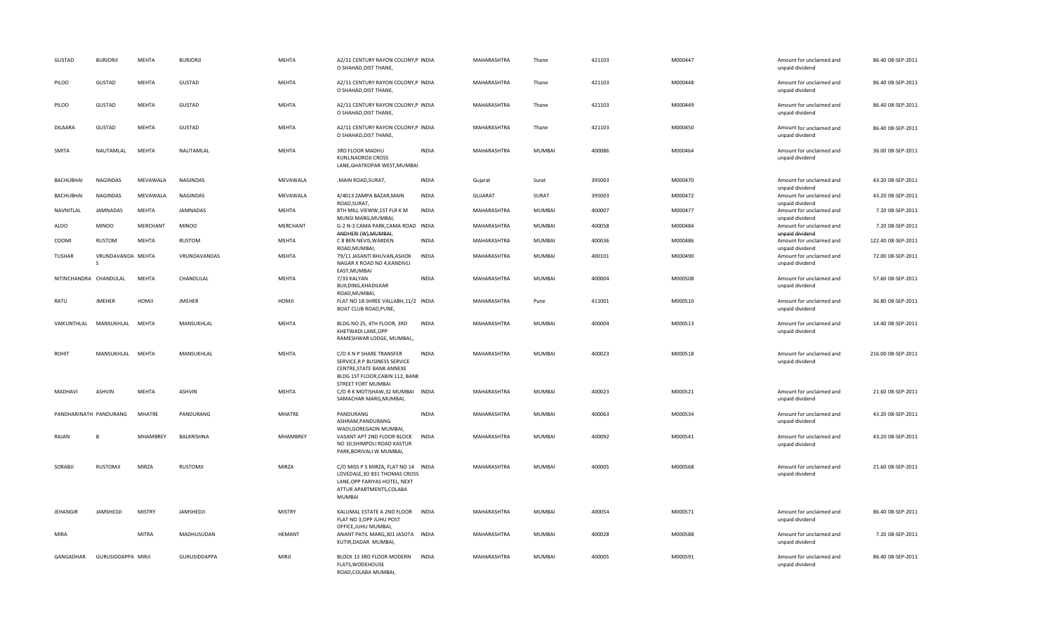| | | | | | | | | | | | | | |
|---|---|---|---|---|---|---|---|---|---|---|---|---|---|
| GUSTAD | BURJORJI | MEHTA | BURJORJI | MEHTA | A2/11 CENTURY RAYON COLONY,P O SHAHAD,DIST THANE, | INDIA | MAHARASHTRA | Thane | 421103 | M000447 | Amount for unclaimed and unpaid dividend | 86.40 | 08-SEP-2011 |
| PILOO | GUSTAD | MEHTA | GUSTAD | MEHTA | A2/11 CENTURY RAYON COLONY,P O SHAHAD,DIST THANE, | INDIA | MAHARASHTRA | Thane | 421103 | M000448 | Amount for unclaimed and unpaid dividend | 86.40 | 08-SEP-2011 |
| PILOO | GUSTAD | MEHTA | GUSTAD | MEHTA | A2/11 CENTURY RAYON COLONY,P O SHAHAD,DIST THANE, | INDIA | MAHARASHTRA | Thane | 421103 | M000449 | Amount for unclaimed and unpaid dividend | 86.40 | 08-SEP-2011 |
| DILAARA | GUSTAD | MEHTA | GUSTAD | MEHTA | A2/11 CENTURY RAYON COLONY,P O SHAHAD,DIST THANE, | INDIA | MAHARASHTRA | Thane | 421103 | M000450 | Amount for unclaimed and unpaid dividend | 86.40 | 08-SEP-2011 |
| SMITA | NAUTAMLAL | MEHTA | NAUTAMLAL | MEHTA | 3RD FLOOR MADHU KUNJ,NAOROJI CROSS LANE,GHATKOPAR WEST,MUMBAI | INDIA | MAHARASHTRA | MUMBAI | 400086 | M000464 | Amount for unclaimed and unpaid dividend | 36.00 | 08-SEP-2011 |
| BACHUBHAI | NAGINDAS | MEVAWALA | NAGINDAS | MEVAWALA | ,MAIN ROAD,SURAT, | INDIA | Gujarat | Surat | 395003 | M000470 | Amount for unclaimed and unpaid dividend | 43.20 | 08-SEP-2011 |
| BACHUBHAI | NAGINDAS | MEVAWALA | NAGINDAS | MEVAWALA | 4/4013 ZAMPA BAZAR,MAIN ROAD,SURAT, | INDIA | GUJARAT | SURAT | 395003 | M000472 | Amount for unclaimed and unpaid dividend | 43.20 | 08-SEP-2011 |
| NAVNITLAL | JAMNADAS | MEHTA | JAMNADAS | MEHTA | 8TH MILL VIEWW,1ST FLR K M MUNSI MARG,MUMBAI, | INDIA | MAHARASHTRA | MUMBAI | 400007 | M000477 | Amount for unclaimed and unpaid dividend | 7.20 | 08-SEP-2011 |
| ALOO | MINOO | MERCHANT | MINOO | MERCHANT | G-2 N-3 CAMA PARK,CAMA ROAD ANDHERI (W),MUMBAI, | INDIA | MAHARASHTRA | MUMBAI | 400058 | M000484 | Amount for unclaimed and unpaid dividend | 7.20 | 08-SEP-2011 |
| COOMI | RUSTOM | MEHTA | RUSTOM | MEHTA | C 8 BEN NEVIS,WARDEN ROAD,MUMBAI, | INDIA | MAHARASHTRA | MUMBAI | 400036 | M000486 | Amount for unclaimed and unpaid dividend | 122.40 | 08-SEP-2011 |
| TUSHAR | VRUNDAVANDA S | MEHTA | VRUNDAVANDAS | MEHTA | 79/11 JASANTI BHUVAN,ASHOK NAGAR X ROAD NO 4,KANDIVLI EAST,MUMBAI | INDIA | MAHARASHTRA | MUMBAI | 400101 | M000490 | Amount for unclaimed and unpaid dividend | 72.00 | 08-SEP-2011 |
| NITINCHANDRA | CHANDULAL | MEHTA | CHANDULAL | MEHTA | 7/33 KALYAN BUILDING,KHADILKAR ROAD,MUMBAI, | INDIA | MAHARASHTRA | MUMBAI | 400004 | M000508 | Amount for unclaimed and unpaid dividend | 57.60 | 08-SEP-2011 |
| RATU | JMEHER | HOMJI | JMEHER | HOMJI | FLAT NO 1B SHREE VALLABH,11/2 BOAT CLUB ROAD,PUNE, | INDIA | MAHARASHTRA | Pune | 411001 | M000510 | Amount for unclaimed and unpaid dividend | 36.80 | 08-SEP-2011 |
| VAIKUNTHLAL | MANSUKHLAL | MEHTA | MANSUKHLAL | MEHTA | BLDG NO 25, 4TH FLOOR, 3RD KHETWADI LANE,OPP RAMESHWAR LODGE, MUMBAI,, | INDIA | MAHARASHTRA | MUMBAI | 400004 | M000513 | Amount for unclaimed and unpaid dividend | 14.40 | 08-SEP-2011 |
| ROHIT | MANSUKHLAL | MEHTA | MANSUKHLAL | MEHTA | C/O K N P SHARE TRANSFER SERVICE,R P BUSINESS SERVICE CENTRE,STATE BANK ANNEXE BLDG 1ST FLOOR,CABIN 112, BANK STREET FORT MUMBAI | INDIA | MAHARASHTRA | MUMBAI | 400023 | M000518 | Amount for unclaimed and unpaid dividend | 216.00 | 08-SEP-2011 |
| MADHAVI | ASHVIN | MEHTA | ASHVIN | MEHTA | C/O R K MOTISHAW,32 MUMBAI SAMACHAR MARG,MUMBAI, | INDIA | MAHARASHTRA | MUMBAI | 400023 | M000521 | Amount for unclaimed and unpaid dividend | 21.60 | 08-SEP-2011 |
| PANDHARINATH | PANDURANG | MHATRE | PANDURANG | MHATRE | PANDURANG ASHRAM,PANDURANG WADI,GOREGAON MUMBAI, | INDIA | MAHARASHTRA | MUMBAI | 400063 | M000534 | Amount for unclaimed and unpaid dividend | 43.20 | 08-SEP-2011 |
| RAJAN | B | MHAMBREY | BALKRISHNA | MHAMBREY | VASANT APT 2ND FLOOR BLOCK NO 10,SHIMPOLI ROAD KASTUR PARK,BORIVALI W MUMBAI, | INDIA | MAHARASHTRA | MUMBAI | 400092 | M000541 | Amount for unclaimed and unpaid dividend | 43.20 | 08-SEP-2011 |
| SORABJI | RUSTOMJI | MIRZA | RUSTOMJI | MIRZA | C/O MISS P S MIRZA, FLAT NO 14 LOVEDALE,3O 831 THOMAS CROSS LANE,OPP FARIYAS HOTEL, NEXT ATTUR APARTMENTS,COLABA MUMBAI | INDIA | MAHARASHTRA | MUMBAI | 400005 | M000568 | Amount for unclaimed and unpaid dividend | 21.60 | 08-SEP-2011 |
| JEHANGIR | JAMSHEDJI | MISTRY | JAMSHEDJI | MISTRY | KALUMAL ESTATE A 2ND FLOOR FLAT NO 3,OPP JUHU POST OFFICE,JUHU MUMBAI, | INDIA | MAHARASHTRA | MUMBAI | 400054 | M000571 | Amount for unclaimed and unpaid dividend | 86.40 | 08-SEP-2011 |
| MIRA | | MITRA | MADHUSUDAN | HEMANT | ANANT PATIL MARG,301 JASOTA KUTIR,DADAR MUMBAI, | INDIA | MAHARASHTRA | MUMBAI | 400028 | M000588 | Amount for unclaimed and unpaid dividend | 7.20 | 08-SEP-2011 |
| GANGADHAR | GURUSIDDAPPA | MIRJI | GURUSIDDAPPA | MIRJI | BLOCK 13 3RD FLOOR MODERN FLATS,WODEHOUSE ROAD,COLABA MUMBAI, | INDIA | MAHARASHTRA | MUMBAI | 400005 | M000591 | Amount for unclaimed and unpaid dividend | 86.40 | 08-SEP-2011 |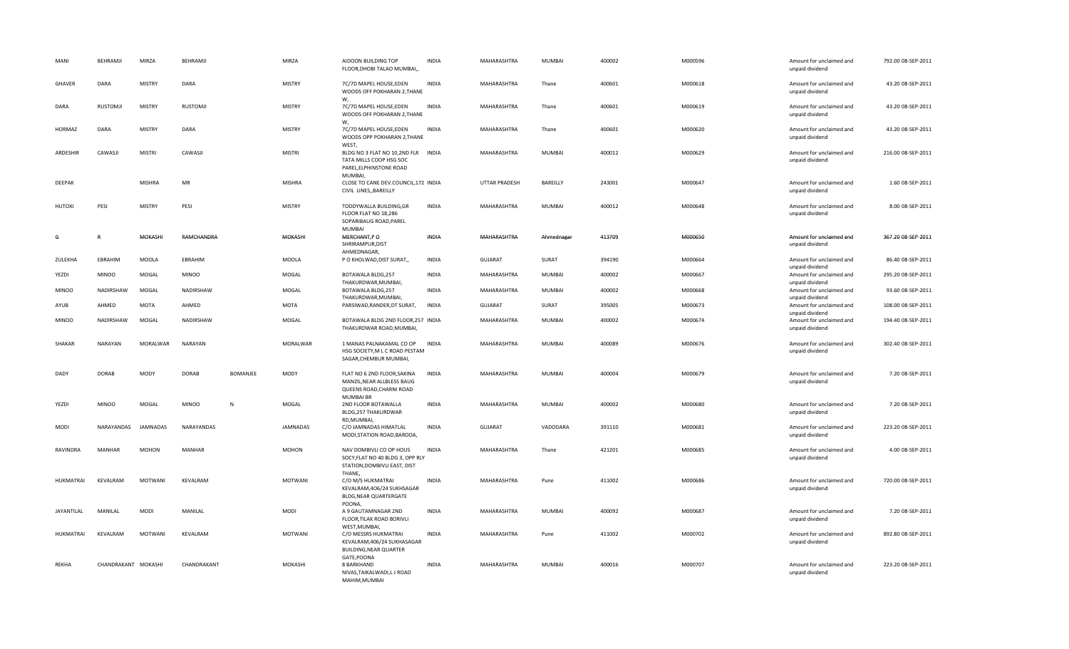| MANI | BEHRAMJI | MIRZA | BEHRAMJI | | MIRZA | AIDOON BUILDING TOP FLOOR,DHOBI TALAO MUMBAI,, | INDIA | MAHARASHTRA | MUMBAI | 400002 | M000596 | Amount for unclaimed and unpaid dividend | 792.00 08-SEP-2011 |
|---|---|---|---|---|---|---|---|---|---|---|---|---|---|
| GHAVER | DARA | MISTRY | DARA | | MISTRY | 7C/7D MAPEL HOUSE,EDEN WOODS OFF POKHARAN 2,THANE W, | INDIA | MAHARASHTRA | Thane | 400601 | M000618 | Amount for unclaimed and unpaid dividend | 43.20 08-SEP-2011 |
| DARA | RUSTOMJI | MISTRY | RUSTOMJI | | MISTRY | 7C/7D MAPEL HOUSE,EDEN WOODS OFF POKHARAN 2,THANE W, | INDIA | MAHARASHTRA | Thane | 400601 | M000619 | Amount for unclaimed and unpaid dividend | 43.20 08-SEP-2011 |
| HORMAZ | DARA | MISTRY | DARA | | MISTRY | 7C/7D MAPEL HOUSE,EDEN WOODS OPP POKHARAN 2,THANE WEST, | INDIA | MAHARASHTRA | Thane | 400601 | M000620 | Amount for unclaimed and unpaid dividend | 43.20 08-SEP-2011 |
| ARDESHIR | CAWASJI | MISTRI | CAWASJI | | MISTRI | BLDG NO 3 FLAT NO 10,2ND FLR TATA MILLS COOP HSG SOC PAREL,ELPHINSTONE ROAD MUMBAI, | INDIA | MAHARASHTRA | MUMBAI | 400012 | M000629 | Amount for unclaimed and unpaid dividend | 216.00 08-SEP-2011 |
| DEEPAK | | MISHRA | MR | | MISHRA | CLOSE TO CANE DEV.COUNCIL,172 CIVIL LINES,,BAREILLY | INDIA | UTTAR PRADESH | BAREILLY | 243001 | M000647 | Amount for unclaimed and unpaid dividend | 1.60 08-SEP-2011 |
| HUTOXI | PESI | MISTRY | PESI | | MISTRY | TODDYWALLA BUILDING,GR FLOOR FLAT NO 18,286 SOPARIBAUG ROAD,PAREL MUMBAI | INDIA | MAHARASHTRA | MUMBAI | 400012 | M000648 | Amount for unclaimed and unpaid dividend | 8.00 08-SEP-2011 |
| G | R | MOKASHI | RAMCHANDRA | | MOKASHI | MERCHANT,P O SHRIRAMPUR,DIST AHMEDNAGAR, | INDIA | MAHARASHTRA | Ahmednagar | 413709 | M000650 | Amount for unclaimed and unpaid dividend | 367.20 08-SEP-2011 |
| ZULEKHA | EBRAHIM | MOOLA | EBRAHIM | | MOOLA | P O KHOLWAD,DIST SURAT,, | INDIA | GUJARAT | SURAT | 394190 | M000664 | Amount for unclaimed and unpaid dividend | 86.40 08-SEP-2011 |
| YEZDI | MINOO | MOGAL | MINOO | | MOGAL | BOTAWALA BLDG,257 THAKURDWAR,MUMBAI, | INDIA | MAHARASHTRA | MUMBAI | 400002 | M000667 | Amount for unclaimed and unpaid dividend | 295.20 08-SEP-2011 |
| MINOO | NADIRSHAW | MOGAL | NADIRSHAW | | MOGAL | BOTAWALA BLDG,257 THAKURDWAR,MUMBAI, | INDIA | MAHARASHTRA | MUMBAI | 400002 | M000668 | Amount for unclaimed and unpaid dividend | 93.60 08-SEP-2011 |
| AYUB | AHMED | MOTA | AHMED | | MOTA | PARSIWAD,RANDER,DT SURAT, | INDIA | GUJARAT | SURAT | 395005 | M000673 | Amount for unclaimed and unpaid dividend | 108.00 08-SEP-2011 |
| MINOO | NADIRSHAW | MOGAL | NADIRSHAW | | MOGAL | BOTAWALA BLDG 2ND FLOOR,257 THAKURDWAR ROAD,MUMBAI, | INDIA | MAHARASHTRA | MUMBAI | 400002 | M000674 | Amount for unclaimed and unpaid dividend | 194.40 08-SEP-2011 |
| SHAKAR | NARAYAN | MORALWAR | NARAYAN | | MORALWAR | 1 MANAS PALNAKAMAL CO OP HSG SOCIETY,M L C ROAD PESTAM SAGAR,CHEMBUR MUMBAI, | INDIA | MAHARASHTRA | MUMBAI | 400089 | M000676 | Amount for unclaimed and unpaid dividend | 302.40 08-SEP-2011 |
| DADY | DORAB | MODY | DORAB | BOMANJEE | MODY | FLAT NO 6 2ND FLOOR,SAKINA MANZIL,NEAR ALLBLESS BAUG QUEENS ROAD,CHARNI ROAD MUMBAI BR | INDIA | MAHARASHTRA | MUMBAI | 400004 | M000679 | Amount for unclaimed and unpaid dividend | 7.20 08-SEP-2011 |
| YEZDI | MINOO | MOGAL | MINOO | N | MOGAL | 2ND FLOOR BOTAWALLA BLDG,257 THAKURDWAR RD,MUMBAI, | INDIA | MAHARASHTRA | MUMBAI | 400002 | M000680 | Amount for unclaimed and unpaid dividend | 7.20 08-SEP-2011 |
| MODI | NARAYANDAS | JAMNADAS | NARAYANDAS | | JAMNADAS | C/O JAMNADAS HIMATLAL MODI,STATION ROAD,BARODA, | INDIA | GUJARAT | VADODARA | 391110 | M000681 | Amount for unclaimed and unpaid dividend | 223.20 08-SEP-2011 |
| RAVINDRA | MANHAR | MOHON | MANHAR | | MOHON | NAV DOMBIVLI CO OP HOUS SOCY,FLAT NO 40 BLDG 3, OPP RLY STATION,DOMBIVLI EAST, DIST THANE, | INDIA | MAHARASHTRA | Thane | 421201 | M000685 | Amount for unclaimed and unpaid dividend | 4.00 08-SEP-2011 |
| HUKMATRAI | KEVALRAM | MOTWANI | KEVALRAM | | MOTWANI | C/O M/S HUKMATRAI KEVALRAM,4O6/24 SUKHSAGAR BLDG,NEAR QUARTERGATE POONA, | INDIA | MAHARASHTRA | Pune | 411002 | M000686 | Amount for unclaimed and unpaid dividend | 720.00 08-SEP-2011 |
| JAYANTILAL | MANILAL | MODI | MANILAL | | MODI | A 9 GAUTAMNAGAR 2ND FLOOR,TILAK ROAD BORIVLI WEST,MUMBAI, | INDIA | MAHARASHTRA | MUMBAI | 400092 | M000687 | Amount for unclaimed and unpaid dividend | 7.20 08-SEP-2011 |
| HUKMATRAI | KEVALRAM | MOTWANI | KEVALRAM | | MOTWANI | C/O MESSRS HUKMATRAI KEVALRAM,406/24 SUKHASAGAR BUILDING,NEAR QUARTER GATE,POONA | INDIA | MAHARASHTRA | Pune | 411002 | M000702 | Amount for unclaimed and unpaid dividend | 892.80 08-SEP-2011 |
| REKHA | CHANDRAKANT | MOKASHI | CHANDRAKANT | | MOKASHI | 8 BARKHAND NIVAS,TAIKALWADI,L J ROAD MAHIM,MUMBAI | INDIA | MAHARASHTRA | MUMBAI | 400016 | M000707 | Amount for unclaimed and unpaid dividend | 223.20 08-SEP-2011 |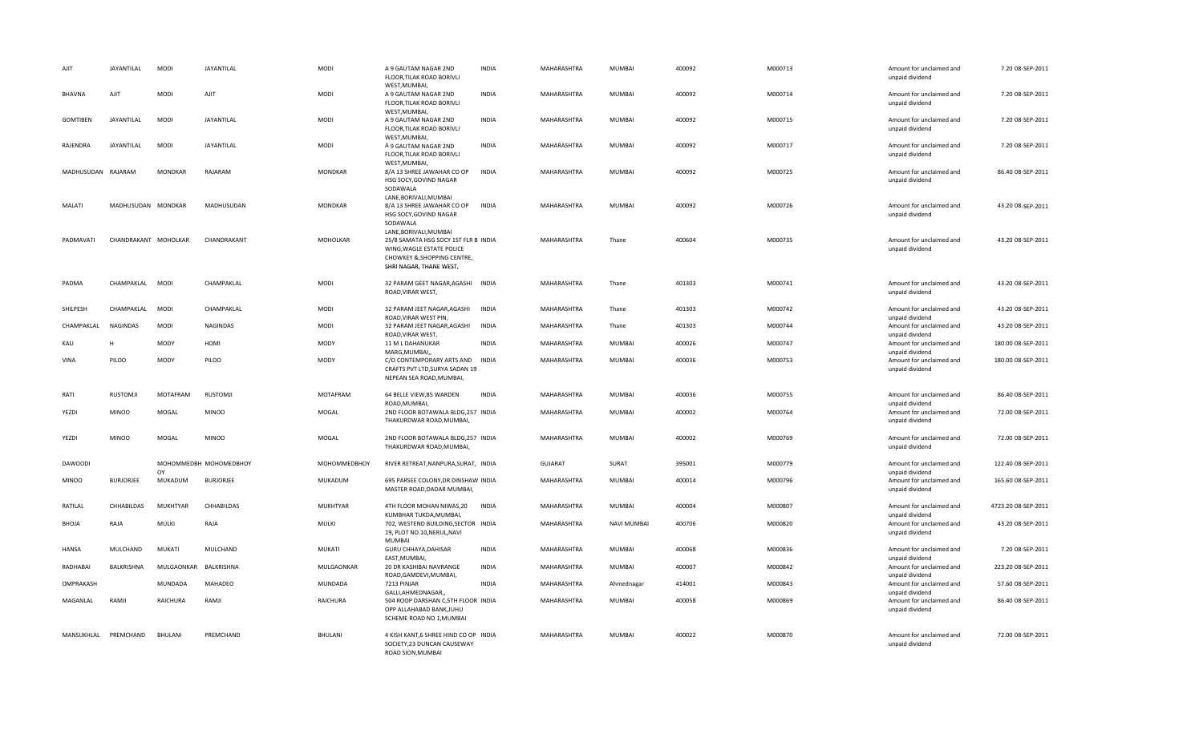| AJIT | JAYANTILAL | MODI | JAYANTILAL | MODI | A 9 GAUTAM NAGAR 2ND FLOOR,TILAK ROAD BORIVLI WEST,MUMBAI, | INDIA | MAHARASHTRA | MUMBAI | 400092 | M000713 | Amount for unclaimed and unpaid dividend | 7.20 | 08-SEP-2011 |
|---|---|---|---|---|---|---|---|---|---|---|---|---|---|
| BHAVNA | AJIT | MODI | AJIT | MODI | A 9 GAUTAM NAGAR 2ND FLOOR,TILAK ROAD BORIVLI WEST,MUMBAI, | INDIA | MAHARASHTRA | MUMBAI | 400092 | M000714 | Amount for unclaimed and unpaid dividend | 7.20 | 08-SEP-2011 |
| GOMTIBEN | JAYANTILAL | MODI | JAYANTILAL | MODI | A 9 GAUTAM NAGAR 2ND FLOOR,TILAK ROAD BORIVLI WEST,MUMBAI, | INDIA | MAHARASHTRA | MUMBAI | 400092 | M000715 | Amount for unclaimed and unpaid dividend | 7.20 | 08-SEP-2011 |
| RAJENDRA | JAYANTILAL | MODI | JAYANTILAL | MODI | A 9 GAUTAM NAGAR 2ND FLOOR,TILAK ROAD BORIVLI WEST,MUMBAI, | INDIA | MAHARASHTRA | MUMBAI | 400092 | M000717 | Amount for unclaimed and unpaid dividend | 7.20 | 08-SEP-2011 |
| MADHUSUDAN | RAJARAM | MONDKAR | RAJARAM | MONDKAR | 8/A 13 SHREE JAWAHAR CO OP HSG SOCY,GOVIND NAGAR SODAWALA LANE,BORIVALI,MUMBAI | INDIA | MAHARASHTRA | MUMBAI | 400092 | M000725 | Amount for unclaimed and unpaid dividend | 86.40 | 08-SEP-2011 |
| MALATI | MADHUSUDAN | MONDKAR | MADHUSUDAN | MONDKAR | 8/A 13 SHREE JAWAHAR CO OP HSG SOCY,GOVIND NAGAR SODAWALA LANE,BORIVALI,MUMBAI | INDIA | MAHARASHTRA | MUMBAI | 400092 | M000726 | Amount for unclaimed and unpaid dividend | 43.20 | 08-SEP-2011 |
| PADMAVATI | CHANDRAKANT | MOHOLKAR | CHANDRAKANT | MOHOLKAR | 25/8 SAMATA HSG SOCY 1ST FLR B WING,WAGLE ESTATE POLICE CHOWKEY &,SHOPPING CENTRE, SHRI NAGAR, THANE WEST, | INDIA | MAHARASHTRA | Thane | 400604 | M000735 | Amount for unclaimed and unpaid dividend | 43.20 | 08-SEP-2011 |
| PADMA | CHAMPAKLAL | MODI | CHAMPAKLAL | MODI | 32 PARAM GEET NAGAR,AGASHI ROAD,VIRAR WEST, | INDIA | MAHARASHTRA | Thane | 401303 | M000741 | Amount for unclaimed and unpaid dividend | 43.20 | 08-SEP-2011 |
| SHILPESH | CHAMPAKLAL | MODI | CHAMPAKLAL | MODI | 32 PARAM JEET NAGAR,AGASHI ROAD,VIRAR WEST PIN, | INDIA | MAHARASHTRA | Thane | 401303 | M000742 | Amount for unclaimed and unpaid dividend | 43.20 | 08-SEP-2011 |
| CHAMPAKLAL | NAGINDAS | MODI | NAGINDAS | MODI | 32 PARAM JEET NAGAR,AGASHI ROAD,VIRAR WEST, | INDIA | MAHARASHTRA | Thane | 401303 | M000744 | Amount for unclaimed and unpaid dividend | 43.20 | 08-SEP-2011 |
| KALI | H | MODY | HOMI | MODY | 11 M L DAHANUKAR MARG,MUMBAI,, | INDIA | MAHARASHTRA | MUMBAI | 400026 | M000747 | Amount for unclaimed and unpaid dividend | 180.00 | 08-SEP-2011 |
| VINA | PILOO | MODY | PILOO | MODY | C/O CONTEMPORARY ARTS AND CRAFTS PVT LTD,SURYA SADAN 19 NEPEAN SEA ROAD,MUMBAI, | INDIA | MAHARASHTRA | MUMBAI | 400036 | M000753 | Amount for unclaimed and unpaid dividend | 180.00 | 08-SEP-2011 |
| RATI | RUSTOMJI | MOTAFRAM | RUSTOMJI | MOTAFRAM | 64 BELLE VIEW,85 WARDEN ROAD,MUMBAI, | INDIA | MAHARASHTRA | MUMBAI | 400036 | M000755 | Amount for unclaimed and unpaid dividend | 86.40 | 08-SEP-2011 |
| YEZDI | MINOO | MOGAL | MINOO | MOGAL | 2ND FLOOR BOTAWALA BLDG,257 THAKURDWAR ROAD,MUMBAI, | INDIA | MAHARASHTRA | MUMBAI | 400002 | M000764 | Amount for unclaimed and unpaid dividend | 72.00 | 08-SEP-2011 |
| YEZDI | MINOO | MOGAL | MINOO | MOGAL | 2ND FLOOR BOTAWALA BLDG,257 THAKURDWAR ROAD,MUMBAI, | INDIA | MAHARASHTRA | MUMBAI | 400002 | M000769 | Amount for unclaimed and unpaid dividend | 72.00 | 08-SEP-2011 |
| DAWOODI | | MOHOMMEDBHOY | MOHOMEDBHOY | MOHOMMEDBHOY | RIVER RETREAT,NANPURA,SURAT, | INDIA | GUJARAT | SURAT | 395001 | M000779 | Amount for unclaimed and unpaid dividend | 122.40 | 08-SEP-2011 |
| MINOO | BURJORJEE | MUKADUM | BURJORJEE | MUKADUM | 695 PARSEE COLONY,DR DINSHAW MASTER ROAD,DADAR MUMBAI, | INDIA | MAHARASHTRA | MUMBAI | 400014 | M000796 | Amount for unclaimed and unpaid dividend | 165.60 | 08-SEP-2011 |
| RATILAL | CHHABILDAS | MUKHTYAR | CHHABILDAS | MUKHTYAR | 4TH FLOOR MOHAN NIWAS,20 KUMBHAR TUKDA,MUMBAI, | INDIA | MAHARASHTRA | MUMBAI | 400004 | M000807 | Amount for unclaimed and unpaid dividend | 4723.20 | 08-SEP-2011 |
| BHOJA | RAJA | MULKI | RAJA | MULKI | 702, WESTEND BUILDING,SECTOR 19, PLOT NO.10,NERUL,NAVI MUMBAI | INDIA | MAHARASHTRA | NAVI MUMBAI | 400706 | M000820 | Amount for unclaimed and unpaid dividend | 43.20 | 08-SEP-2011 |
| HANSA | MULCHAND | MUKATI | MULCHAND | MUKATI | GURU CHHAYA,DAHISAR EAST,MUMBAI, | INDIA | MAHARASHTRA | MUMBAI | 400068 | M000836 | Amount for unclaimed and unpaid dividend | 7.20 | 08-SEP-2011 |
| RADHABAI | BALKRISHNA | MULGAONKAR | BALKRISHNA | MULGAONKAR | 20 DR KASHIBAI NAVRANGE ROAD,GAMDEVI,MUMBAI, | INDIA | MAHARASHTRA | MUMBAI | 400007 | M000842 | Amount for unclaimed and unpaid dividend | 223.20 | 08-SEP-2011 |
| OMPRAKASH | | MUNDADA | MAHADEO | MUNDADA | 7213 PINJAR GALLI,AHMEDNAGAR,, | INDIA | MAHARASHTRA | Ahmednagar | 414001 | M000843 | Amount for unclaimed and unpaid dividend | 57.60 | 08-SEP-2011 |
| MAGANLAL | RAMJI | RAICHURA | RAMJI | RAICHURA | 504 ROOP DARSHAN C,5TH FLOOR OPP ALLAHABAD BANK,JUHU SCHEME ROAD NO 1,MUMBAI | INDIA | MAHARASHTRA | MUMBAI | 400058 | M000869 | Amount for unclaimed and unpaid dividend | 86.40 | 08-SEP-2011 |
| MANSUKHLAL | PREMCHAND | BHULANI | PREMCHAND | BHULANI | 4 KISH KANT,6 SHREE HIND CO OP SOCIETY,23 DUNCAN CAUSEWAY ROAD SION,MUMBAI | INDIA | MAHARASHTRA | MUMBAI | 400022 | M000870 | Amount for unclaimed and unpaid dividend | 72.00 | 08-SEP-2011 |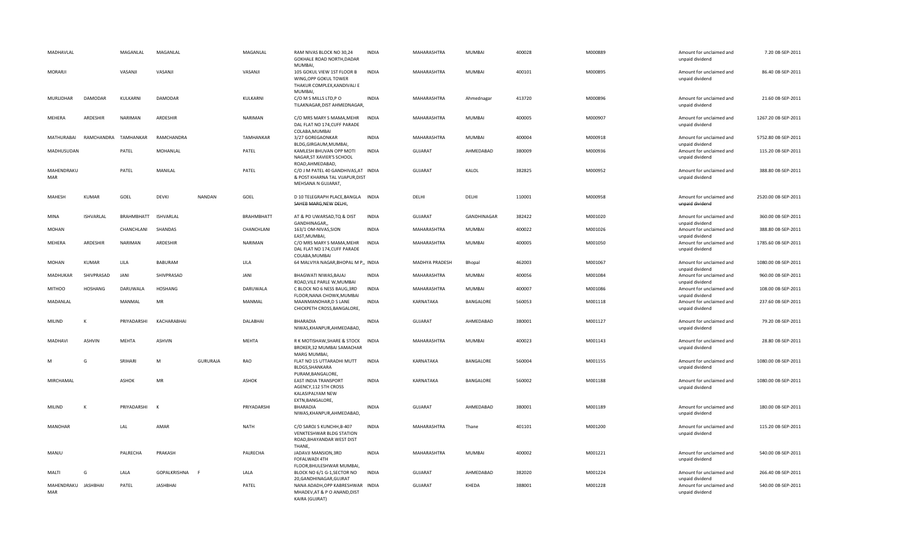| | | | | | | | | | | | | | | |
|---|---|---|---|---|---|---|---|---|---|---|---|---|---|---|
| MADHAVLAL | | MAGANLAL | MAGANLAL | | MAGANLAL | RAM NIVAS BLOCK NO 30,24 GOKHALE ROAD NORTH,DADAR MUMBAI, | INDIA | MAHARASHTRA | MUMBAI | 400028 | M000889 | Amount for unclaimed and unpaid dividend | 7.20 | 08-SEP-2011 |
| MORARJI | | VASANJI | VASANJI | | VASANJI | 105 GOKUL VIEW 1ST FLOOR B WING,OPP GOKUL TOWER THAKUR COMPLEX,KANDIVALI E MUMBAI, | INDIA | MAHARASHTRA | MUMBAI | 400101 | M000895 | Amount for unclaimed and unpaid dividend | 86.40 | 08-SEP-2011 |
| MURLIDHAR | DAMODAR | KULKARNI | DAMODAR | | KULKARNI | C/O M S MILLS LTD,P O TILAKNAGAR,DIST AHMEDNAGAR, | INDIA | MAHARASHTRA | Ahmednagar | 413720 | M000896 | Amount for unclaimed and unpaid dividend | 21.60 | 08-SEP-2011 |
| MEHERA | ARDESHIR | NARIMAN | ARDESHIR | | NARIMAN | C/O MRS MARY S MAMA,MEHR DAL FLAT NO 174,CUFF PARADE COLABA,MUMBAI | INDIA | MAHARASHTRA | MUMBAI | 400005 | M000907 | Amount for unclaimed and unpaid dividend | 1267.20 | 08-SEP-2011 |
| MATHURABAI | RAMCHANDRA | TAMHANKAR | RAMCHANDRA | | TAMHANKAR | 3/27 GOREGAONKAR BLDG,GIRGAUM,MUMBAI, | INDIA | MAHARASHTRA | MUMBAI | 400004 | M000918 | Amount for unclaimed and unpaid dividend | 5752.80 | 08-SEP-2011 |
| MADHUSUDAN | | PATEL | MOHANLAL | | PATEL | KAMLESH BHUVAN OPP MOTI NAGAR,ST XAVIER'S SCHOOL ROAD,AHMEDABAD, | INDIA | GUJARAT | AHMEDABAD | 380009 | M000936 | Amount for unclaimed and unpaid dividend | 115.20 | 08-SEP-2011 |
| MAHENDRAKUMAR | | PATEL | MANILAL | | PATEL | C/O J M PATEL 40 GANDHIVAS,AT & POST KHARNA TAL VIJAPUR,DIST MEHSANA N GUJARAT, | INDIA | GUJARAT | KALOL | 382825 | M000952 | Amount for unclaimed and unpaid dividend | 388.80 | 08-SEP-2011 |
| MAHESH | KUMAR | GOEL | DEVKI | NANDAN | GOEL | D 10 TELEGRAPH PLACE,BANGLA SAHEB MARG,NEW DELHI, | INDIA | DELHI | DELHI | 110001 | M000958 | Amount for unclaimed and unpaid dividend | 2520.00 | 08-SEP-2011 |
| MINA | ISHVARLAL | BRAHMBHATT | ISHVARLAL | | BRAHMBHATT | AT & PO UWARSAD,TQ & DIST GANDHINAGAR,, | INDIA | GUJARAT | GANDHINAGAR | 382422 | M001020 | Amount for unclaimed and unpaid dividend | 360.00 | 08-SEP-2011 |
| MOHAN | | CHANCHLANI | SHANDAS | | CHANCHLANI | 163/1 OM-NIVAS,SION EAST,MUMBAI, | INDIA | MAHARASHTRA | MUMBAI | 400022 | M001026 | Amount for unclaimed and unpaid dividend | 388.80 | 08-SEP-2011 |
| MEHERA | ARDESHIR | NARIMAN | ARDESHIR | | NARIMAN | C/O MRS MARY S MAMA,MEHR DAL FLAT NO 174,CUFF PARADE COLABA,MUMBAI | INDIA | MAHARASHTRA | MUMBAI | 400005 | M001050 | Amount for unclaimed and unpaid dividend | 1785.60 | 08-SEP-2011 |
| MOHAN | KUMAR | LILA | BABURAM | | LILA | 64 MALVIYA NAGAR,BHOPAL M P,, | INDIA | MADHYA PRADESH | Bhopal | 462003 | M001067 | Amount for unclaimed and unpaid dividend | 1080.00 | 08-SEP-2011 |
| MADHUKAR | SHIVPRASAD | JANI | SHIVPRASAD | | JANI | BHAGWATI NIWAS,BAJAJ ROAD,VILE PARLE W,MUMBAI | INDIA | MAHARASHTRA | MUMBAI | 400056 | M001084 | Amount for unclaimed and unpaid dividend | 960.00 | 08-SEP-2011 |
| MITHOO | HOSHANG | DARUWALA | HOSHANG | | DARUWALA | C BLOCK NO 6 NESS BAUG,3RD FLOOR,NANA CHOWK,MUMBAI | INDIA | MAHARASHTRA | MUMBAI | 400007 | M001086 | Amount for unclaimed and unpaid dividend | 108.00 | 08-SEP-2011 |
| MADANLAL | | MANMAL | MR | | MANMAL | MAANMANOHAR,D S LANE CHICKPETH CROSS,BANGALORE, | INDIA | KARNATAKA | BANGALORE | 560053 | M001118 | Amount for unclaimed and unpaid dividend | 237.60 | 08-SEP-2011 |
| MILIND | K | PRIYADARSHI | KACHARABHAI | | DALABHAI | BHARADIA NIWAS,KHANPUR,AHMEDABAD, | INDIA | GUJARAT | AHMEDABAD | 380001 | M001127 | Amount for unclaimed and unpaid dividend | 79.20 | 08-SEP-2011 |
| MADHAVI | ASHVIN | MEHTA | ASHVIN | | MEHTA | R K MOTISHAW,SHARE & STOCK BROKER,32 MUMBAI SAMACHAR MARG MUMBAI, | INDIA | MAHARASHTRA | MUMBAI | 400023 | M001143 | Amount for unclaimed and unpaid dividend | 28.80 | 08-SEP-2011 |
| M | G | SRIHARI | M | GURURAJA | RAO | FLAT NO 15 UTTARADHI MUTT BLDGS,SHANKARA PURAM,BANGALORE, | INDIA | KARNATAKA | BANGALORE | 560004 | M001155 | Amount for unclaimed and unpaid dividend | 1080.00 | 08-SEP-2011 |
| MIRCHAMAL | | ASHOK | MR | | ASHOK | EAST INDIA TRANSPORT AGENCY,112 5TH CROSS KALASIPALYAM NEW EXTN,BANGALORE, | INDIA | KARNATAKA | BANGALORE | 560002 | M001188 | Amount for unclaimed and unpaid dividend | 1080.00 | 08-SEP-2011 |
| MILIND | K | PRIYADARSHI | K | | PRIYADARSHI | BHARADIA NIWAS,KHANPUR,AHMEDABAD, | INDIA | GUJARAT | AHMEDABAD | 380001 | M001189 | Amount for unclaimed and unpaid dividend | 180.00 | 08-SEP-2011 |
| MANOHAR | | LAL | AMAR | | NATH | C/O SAROJ S KUNCHH,B-407 VENKTESHWAR BLDG STATION ROAD,BHAYANDAR WEST DIST THANE, | INDIA | MAHARASHTRA | Thane | 401101 | M001200 | Amount for unclaimed and unpaid dividend | 115.20 | 08-SEP-2011 |
| MANJU | | PALRECHA | PRAKASH | | PALRECHA | JADAVJI MANSION,3RD FOFALWADI 4TH FLOOR,BHULESHWAR MUMBAI, | INDIA | MAHARASHTRA | MUMBAI | 400002 | M001221 | Amount for unclaimed and unpaid dividend | 540.00 | 08-SEP-2011 |
| MALTI | G | LALA | GOPALKRISHNA | F | LALA | BLOCK NO 6/1 G-1,SECTOR NO 20,GANDHINAGAR,GUJRAT | INDIA | GUJARAT | AHMEDABAD | 382020 | M001224 | Amount for unclaimed and unpaid dividend | 266.40 | 08-SEP-2011 |
| MAHENDRAKUMAR | JASHBHAI | PATEL | JASHBHAI | | PATEL | NANA ADADH,OPP KABRESHWAR MHADEV,AT & P O ANAND,DIST KAIRA (GUJRAT) | INDIA | GUJARAT | KHEDA | 388001 | M001228 | Amount for unclaimed and unpaid dividend | 540.00 | 08-SEP-2011 |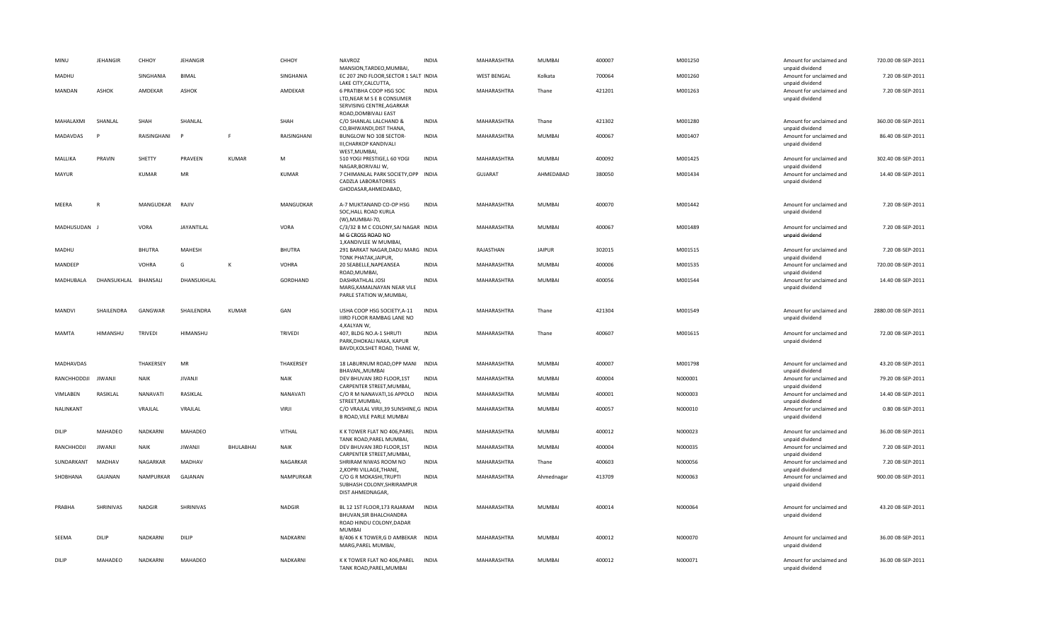| MINU | JEHANGIR | CHHOY | JEHANGIR | | CHHOY | NAVROZ MANSION,TARDEO,MUMBAI, | INDIA | MAHARASHTRA | MUMBAI | 400007 | M001250 | Amount for unclaimed and unpaid dividend | 720.00 | 08-SEP-2011 |
|---|---|---|---|---|---|---|---|---|---|---|---|---|---|---|
| MADHU | | SINGHANIA | BIMAL | | SINGHANIA | EC 207 2ND FLOOR,SECTOR 1 SALT LAKE CITY,CALCUTTA, | INDIA | WEST BENGAL | Kolkata | 700064 | M001260 | Amount for unclaimed and unpaid dividend | 7.20 | 08-SEP-2011 |
| MANDAN | ASHOK | AMDEKAR | ASHOK | | AMDEKAR | 6 PRATIBHA COOP HSG SOC LTD,NEAR M S E B CONSUMER SERVISING CENTRE,AGARKAR ROAD,DOMBIVALI EAST | INDIA | MAHARASHTRA | Thane | 421201 | M001263 | Amount for unclaimed and unpaid dividend | 7.20 | 08-SEP-2011 |
| MAHALAXMI | SHANLAL | SHAH | SHANLAL | | SHAH | C/O SHANLAL LALCHAND & CO,BHIWANDI,DIST THANA, | INDIA | MAHARASHTRA | Thane | 421302 | M001280 | Amount for unclaimed and unpaid dividend | 360.00 | 08-SEP-2011 |
| MADAVDAS | P | RAISINGHANI | P | F | RAISINGHANI | BUNGLOW NO 108 SECTOR-III,CHARKOP KANDIVALI WEST,MUMBAI, | INDIA | MAHARASHTRA | MUMBAI | 400067 | M001407 | Amount for unclaimed and unpaid dividend | 86.40 | 08-SEP-2011 |
| MALLIKA | PRAVIN | SHETTY | PRAVEEN | KUMAR | M | 510 YOGI PRESTIGE,L 60 YOGI NAGAR,BORIVALI W, | INDIA | MAHARASHTRA | MUMBAI | 400092 | M001425 | Amount for unclaimed and unpaid dividend | 302.40 | 08-SEP-2011 |
| MAYUR | | KUMAR | MR | | KUMAR | 7 CHIMANLAL PARK SOCIETY,OPP CADZLA LABORATORIES GHODASAR,AHMEDABAD, | INDIA | GUJARAT | AHMEDABAD | 380050 | M001434 | Amount for unclaimed and unpaid dividend | 14.40 | 08-SEP-2011 |
| MEERA | R | MANGUDKAR | RAJIV | | MANGUDKAR | A-7 MUKTANAND CO-OP HSG SOC,HALL ROAD KURLA (W),MUMBAI-70, | INDIA | MAHARASHTRA | MUMBAI | 400070 | M001442 | Amount for unclaimed and unpaid dividend | 7.20 | 08-SEP-2011 |
| MADHUSUDAN | J | VORA | JAYANTILAL | | VORA | C/3/32 B M C COLONY,SAI NAGAR M G CROSS ROAD NO 1,KANDIVLEE W MUMBAI, | INDIA | MAHARASHTRA | MUMBAI | 400067 | M001489 | Amount for unclaimed and unpaid dividend | 7.20 | 08-SEP-2011 |
| MADHU | | BHUTRA | MAHESH | | BHUTRA | 291 BARKAT NAGAR,DADU MARG TONK PHATAK,JAIPUR, | INDIA | RAJASTHAN | JAIPUR | 302015 | M001515 | Amount for unclaimed and unpaid dividend | 7.20 | 08-SEP-2011 |
| MANDEEP | | VOHRA | G | K | VOHRA | 20 SEABELLE,NAPEANSEA ROAD,MUMBAI, | INDIA | MAHARASHTRA | MUMBAI | 400006 | M001535 | Amount for unclaimed and unpaid dividend | 720.00 | 08-SEP-2011 |
| MADHUBALA | DHANSUKHLAL | BHANSALI | DHANSUKHLAL | | GORDHAND | DASHRATHLAL JOSI MARG,KAMALNAYAN NEAR VILE PARLE STATION W,MUMBAI, | INDIA | MAHARASHTRA | MUMBAI | 400056 | M001544 | Amount for unclaimed and unpaid dividend | 14.40 | 08-SEP-2011 |
| MANDVI | SHAILENDRA | GANGWAR | SHAILENDRA | KUMAR | GAN | USHA COOP HSG SOCIETY,A-11 IIIRD FLOOR RAMBAG LANE NO 4,KALYAN W, | INDIA | MAHARASHTRA | Thane | 421304 | M001549 | Amount for unclaimed and unpaid dividend | 2880.00 | 08-SEP-2011 |
| MAMTA | HIMANSHU | TRIVEDI | HIMANSHU | | TRIVEDI | 407, BLDG NO.A-1 SHRUTI PARK,DHOKALI NAKA, KAPUR BAVDI,KOLSHET ROAD, THANE W, | INDIA | MAHARASHTRA | Thane | 400607 | M001615 | Amount for unclaimed and unpaid dividend | 72.00 | 08-SEP-2011 |
| MADHAVDAS | | THAKERSEY | MR | | THAKERSEY | 18 LABURNUM ROAD,OPP MANI BHAVAN,,MUMBAI | INDIA | MAHARASHTRA | MUMBAI | 400007 | M001798 | Amount for unclaimed and unpaid dividend | 43.20 | 08-SEP-2011 |
| RANCHHODDJI | JIWANJI | NAIK | JIVANJI | | NAIK | DEV BHUVAN 3RD FLOOR,1ST CARPENTER STREET,MUMBAI, | INDIA | MAHARASHTRA | MUMBAI | 400004 | N000001 | Amount for unclaimed and unpaid dividend | 79.20 | 08-SEP-2011 |
| VIMLABEN | RASIKLAL | NANAVATI | RASIKLAL | | NANAVATI | C/O R M NANAVATI,16 APPOLO STREET,MUMBAI, | INDIA | MAHARASHTRA | MUMBAI | 400001 | N000003 | Amount for unclaimed and unpaid dividend | 14.40 | 08-SEP-2011 |
| NALINKANT | | VRAJLAL | VRAJLAL | | VIRJI | C/O VRAJLAL VIRJI,39 SUNSHINE,G B ROAD,VILE PARLE MUMBAI | INDIA | MAHARASHTRA | MUMBAI | 400057 | N000010 | Amount for unclaimed and unpaid dividend | 0.80 | 08-SEP-2011 |
| DILIP | MAHADEO | NADKARNI | MAHADEO | | VITHAL | K K TOWER FLAT NO 406,PAREL TANK ROAD,PAREL MUMBAI, | INDIA | MAHARASHTRA | MUMBAI | 400012 | N000023 | Amount for unclaimed and unpaid dividend | 36.00 | 08-SEP-2011 |
| RANCHHODJI | JIWANJI | NAIK | JIWANJI | BHULABHAI | NAIK | DEV BHUVAN 3RD FLOOR,1ST CARPENTER STREET,MUMBAI, | INDIA | MAHARASHTRA | MUMBAI | 400004 | N000035 | Amount for unclaimed and unpaid dividend | 7.20 | 08-SEP-2011 |
| SUNDARKANT | MADHAV | NAGARKAR | MADHAV | | NAGARKAR | SHRIRAM NIWAS ROOM NO 2,KOPRI VILLAGE,THANE, | INDIA | MAHARASHTRA | Thane | 400603 | N000056 | Amount for unclaimed and unpaid dividend | 7.20 | 08-SEP-2011 |
| SHOBHANA | GAJANAN | NAMPURKAR | GAJANAN | | NAMPURKAR | C/O G R MOKASHI,TRUPTI SUBHASH COLONY,SHRIRAMPUR DIST AHMEDNAGAR, | INDIA | MAHARASHTRA | Ahmednagar | 413709 | N000063 | Amount for unclaimed and unpaid dividend | 900.00 | 08-SEP-2011 |
| PRABHA | SHRINIVAS | NADGIR | SHRINIVAS | | NADGIR | BL 12 1ST FLOOR,173 RAJARAM BHUVAN,SIR BHALCHANDRA ROAD HINDU COLONY,DADAR MUMBAI | INDIA | MAHARASHTRA | MUMBAI | 400014 | N000064 | Amount for unclaimed and unpaid dividend | 43.20 | 08-SEP-2011 |
| SEEMA | DILIP | NADKARNI | DILIP | | NADKARNI | B/406 K K TOWER,G D AMBEKAR MARG,PAREL MUMBAI, | INDIA | MAHARASHTRA | MUMBAI | 400012 | N000070 | Amount for unclaimed and unpaid dividend | 36.00 | 08-SEP-2011 |
| DILIP | MAHADEO | NADKARNI | MAHADEO | | NADKARNI | K K TOWER FLAT NO 406,PAREL TANK ROAD,PAREL,MUMBAI | INDIA | MAHARASHTRA | MUMBAI | 400012 | N000071 | Amount for unclaimed and unpaid dividend | 36.00 | 08-SEP-2011 |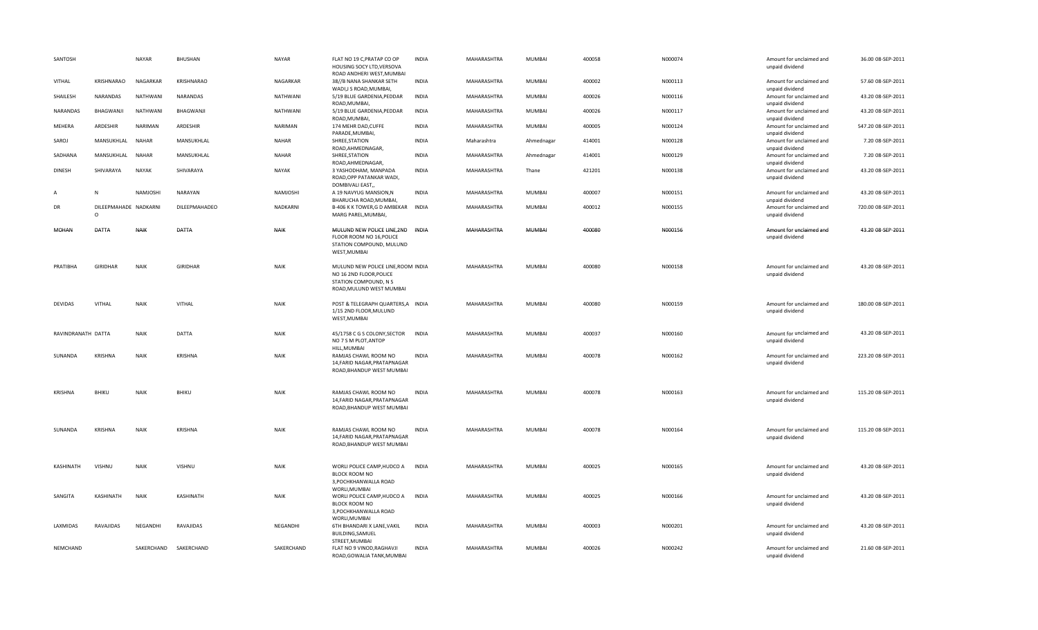| | | | | | | | | | | | | | |
|---|---|---|---|---|---|---|---|---|---|---|---|---|---|
| SANTOSH | | NAYAR | BHUSHAN | NAYAR | FLAT NO 19 C,PRATAP CO OP HOUSING SOCY LTD,VERSOVA ROAD ANDHERI WEST,MUMBAI | INDIA | MAHARASHTRA | MUMBAI | 400058 | N000074 | Amount for unclaimed and unpaid dividend | 36.00 | 08-SEP-2011 |
| VITHAL | KRISHNARAO | NAGARKAR | KRISHNARAO | NAGARKAR | 38//B NANA SHANKAR SETH WADI,J S ROAD,MUMBAI, | INDIA | MAHARASHTRA | MUMBAI | 400002 | N000113 | Amount for unclaimed and unpaid dividend | 57.60 | 08-SEP-2011 |
| SHAILESH | NARANDAS | NATHWANI | NARANDAS | NATHWANI | 5/19 BLUE GARDENIA,PEDDAR ROAD,MUMBAI, | INDIA | MAHARASHTRA | MUMBAI | 400026 | N000116 | Amount for unclaimed and unpaid dividend | 43.20 | 08-SEP-2011 |
| NARANDAS | BHAGWANJI | NATHWANI | BHAGWANJI | NATHWANI | 5/19 BLUE GARDENIA,PEDDAR ROAD,MUMBAI, | INDIA | MAHARASHTRA | MUMBAI | 400026 | N000117 | Amount for unclaimed and unpaid dividend | 43.20 | 08-SEP-2011 |
| MEHERA | ARDESHIR | NARIMAN | ARDESHIR | NARIMAN | 174 MEHR DAD,CUFFE PARADE,MUMBAI, | INDIA | MAHARASHTRA | MUMBAI | 400005 | N000124 | Amount for unclaimed and unpaid dividend | 547.20 | 08-SEP-2011 |
| SAROJ | MANSUKHLAL | NAHAR | MANSUKHLAL | NAHAR | SHREE,STATION ROAD,AHMEDNAGAR, | INDIA | Maharashtra | Ahmednagar | 414001 | N000128 | Amount for unclaimed and unpaid dividend | 7.20 | 08-SEP-2011 |
| SADHANA | MANSUKHLAL | NAHAR | MANSUKHLAL | NAHAR | SHREE,STATION ROAD,AHMEDNAGAR, | INDIA | MAHARASHTRA | Ahmednagar | 414001 | N000129 | Amount for unclaimed and unpaid dividend | 7.20 | 08-SEP-2011 |
| DINESH | SHIVARAYA | NAYAK | SHIVARAYA | NAYAK | 3 YASHODHAM, MANPADA ROAD,OPP PATANKAR WADI, DOMBIVALI EAST,, | INDIA | MAHARASHTRA | Thane | 421201 | N000138 | Amount for unclaimed and unpaid dividend | 43.20 | 08-SEP-2011 |
| A | N | NAMJOSHI | NARAYAN | NAMJOSHI | A 19 NAVYUG MANSION,N BHARUCHA ROAD,MUMBAI, | INDIA | MAHARASHTRA | MUMBAI | 400007 | N000151 | Amount for unclaimed and unpaid dividend | 43.20 | 08-SEP-2011 |
| DR | DILEEPMAHADE O | NADKARNI | DILEEPMAHADEO | NADKARNI | B-406 K K TOWER,G D AMBEKAR MARG PAREL,MUMBAI, | INDIA | MAHARASHTRA | MUMBAI | 400012 | N000155 | Amount for unclaimed and unpaid dividend | 720.00 | 08-SEP-2011 |
| MOHAN | DATTA | NAIK | DATTA | NAIK | MULUND NEW POLICE LINE,2ND FLOOR ROOM NO 16,POLICE STATION COMPOUND, MULUND WEST,MUMBAI | INDIA | MAHARASHTRA | MUMBAI | 400080 | N000156 | Amount for unclaimed and unpaid dividend | 43.20 | 08-SEP-2011 |
| PRATIBHA | GIRIDHAR | NAIK | GIRIDHAR | NAIK | MULUND NEW POLICE LINE,ROOM NO 16 2ND FLOOR,POLICE STATION COMPOUND, N S ROAD,MULUND WEST MUMBAI | INDIA | MAHARASHTRA | MUMBAI | 400080 | N000158 | Amount for unclaimed and unpaid dividend | 43.20 | 08-SEP-2011 |
| DEVIDAS | VITHAL | NAIK | VITHAL | NAIK | POST & TELEGRAPH QUARTERS,A 1/15 2ND FLOOR,MULUND WEST,MUMBAI | INDIA | MAHARASHTRA | MUMBAI | 400080 | N000159 | Amount for unclaimed and unpaid dividend | 180.00 | 08-SEP-2011 |
| RAVINDRANATH | DATTA | NAIK | DATTA | NAIK | 45/1758 C G S COLONY,SECTOR NO 7 S M PLOT,ANTOP HILL,MUMBAI | INDIA | MAHARASHTRA | MUMBAI | 400037 | N000160 | Amount for unclaimed and unpaid dividend | 43.20 | 08-SEP-2011 |
| SUNANDA | KRISHNA | NAIK | KRISHNA | NAIK | RAMJAS CHAWL ROOM NO 14,FARID NAGAR,PRATAPNAGAR ROAD,BHANDUP WEST MUMBAI | INDIA | MAHARASHTRA | MUMBAI | 400078 | N000162 | Amount for unclaimed and unpaid dividend | 223.20 | 08-SEP-2011 |
| KRISHNA | BHIKU | NAIK | BHIKU | NAIK | RAMJAS CHAWL ROOM NO 14,FARID NAGAR,PRATAPNAGAR ROAD,BHANDUP WEST MUMBAI | INDIA | MAHARASHTRA | MUMBAI | 400078 | N000163 | Amount for unclaimed and unpaid dividend | 115.20 | 08-SEP-2011 |
| SUNANDA | KRISHNA | NAIK | KRISHNA | NAIK | RAMJAS CHAWL ROOM NO 14,FARID NAGAR,PRATAPNAGAR ROAD,BHANDUP WEST MUMBAI | INDIA | MAHARASHTRA | MUMBAI | 400078 | N000164 | Amount for unclaimed and unpaid dividend | 115.20 | 08-SEP-2011 |
| KASHINATH | VISHNU | NAIK | VISHNU | NAIK | WORLI POLICE CAMP,HUDCO A BLOCK ROOM NO 3,POCHKHANWALLA ROAD WORLI,MUMBAI | INDIA | MAHARASHTRA | MUMBAI | 400025 | N000165 | Amount for unclaimed and unpaid dividend | 43.20 | 08-SEP-2011 |
| SANGITA | KASHINATH | NAIK | KASHINATH | NAIK | WORLI POLICE CAMP,HUDCO A BLOCK ROOM NO 3,POCHKHANWALLA ROAD WORLI,MUMBAI | INDIA | MAHARASHTRA | MUMBAI | 400025 | N000166 | Amount for unclaimed and unpaid dividend | 43.20 | 08-SEP-2011 |
| LAXMIDAS | RAVAJIDAS | NEGANDHI | RAVAJIDAS | NEGANDHI | 6TH BHANDARI X LANE,VAKIL BUILDING,SAMUEL STREET,MUMBAI | INDIA | MAHARASHTRA | MUMBAI | 400003 | N000201 | Amount for unclaimed and unpaid dividend | 43.20 | 08-SEP-2011 |
| NEMCHAND | | SAKERCHAND | SAKERCHAND | SAKERCHAND | FLAT NO 9 VINOD,RAGHAVJI ROAD,GOWALIA TANK,MUMBAI | INDIA | MAHARASHTRA | MUMBAI | 400026 | N000242 | Amount for unclaimed and unpaid dividend | 21.60 | 08-SEP-2011 |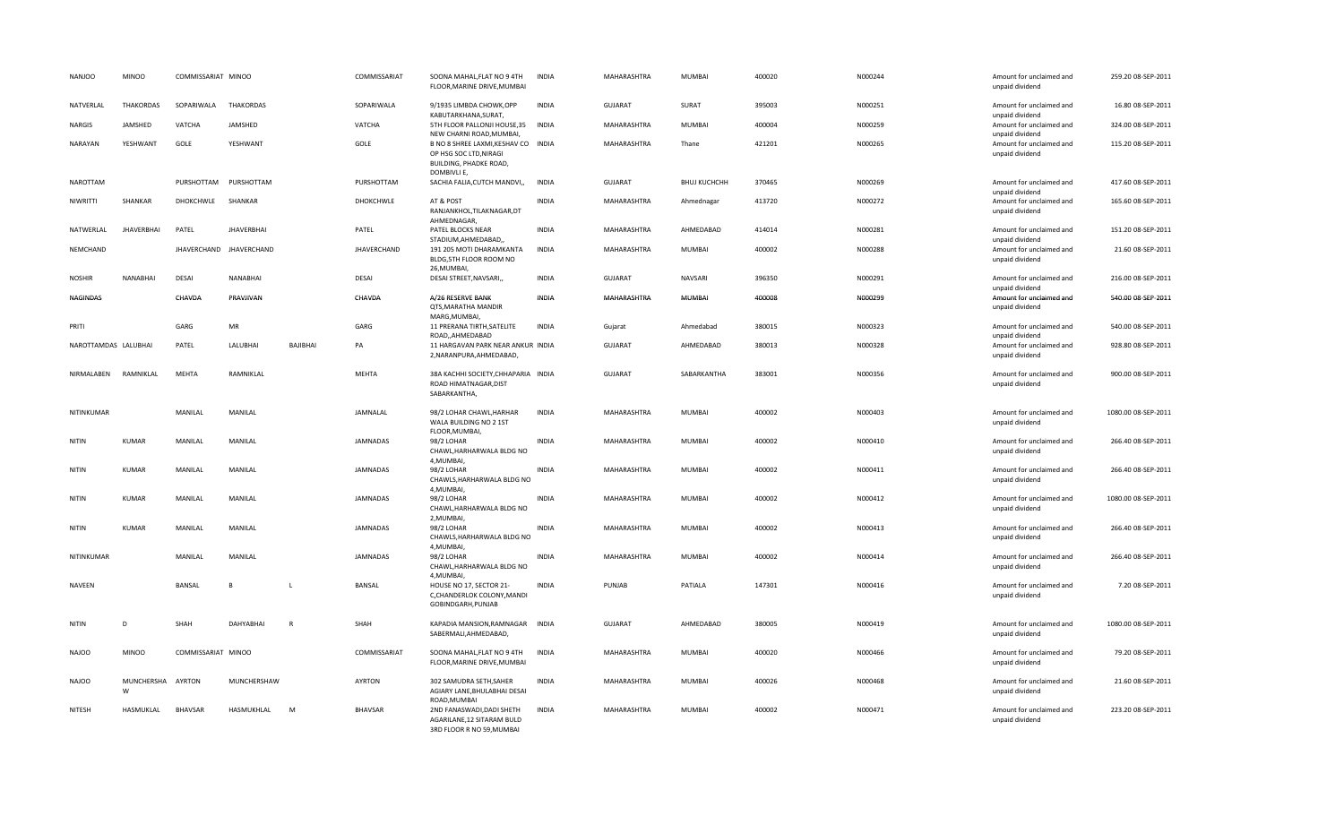| | | | | | | | | | | | | | | | | |
|---|---|---|---|---|---|---|---|---|---|---|---|---|---|---|---|---|
| NANJOO | MINOO | COMMISSARIAT | MINOO | | COMMISSARIAT | SOONA MAHAL,FLAT NO 9 4TH FLOOR,MARINE DRIVE,MUMBAI | INDIA | MAHARASHTRA | MUMBAI | 400020 | N000244 | Amount for unclaimed and unpaid dividend | 259.20 | 08-SEP-2011 |
| NATVERLAL | THAKORDAS | SOPARIWALA | THAKORDAS | | SOPARIWALA | 9/1935 LIMBDA CHOWK,OPP KABUTARKHANA,SURAT, | INDIA | GUJARAT | SURAT | 395003 | N000251 | Amount for unclaimed and unpaid dividend | 16.80 | 08-SEP-2011 |
| NARGIS | JAMSHED | VATCHA | JAMSHED | | VATCHA | 5TH FLOOR PALLONJI HOUSE,35 NEW CHARNI ROAD,MUMBAI, | INDIA | MAHARASHTRA | MUMBAI | 400004 | N000259 | Amount for unclaimed and unpaid dividend | 324.00 | 08-SEP-2011 |
| NARAYAN | YESHWANT | GOLE | YESHWANT | | GOLE | B NO 8 SHREE LAXMI,KESHAV CO OP HSG SOC LTD,NIRAGI BUILDING, PHADKE ROAD, DOMBIVLI E, | INDIA | MAHARASHTRA | Thane | 421201 | N000265 | Amount for unclaimed and unpaid dividend | 115.20 | 08-SEP-2011 |
| NAROTTAM | | PURSHOTTAM | PURSHOTTAM | | PURSHOTTAM | SACHIA FALIA,CUTCH MANDVI,, | INDIA | GUJARAT | BHUJ KUCHCHH | 370465 | N000269 | Amount for unclaimed and unpaid dividend | 417.60 | 08-SEP-2011 |
| NIWRITTI | SHANKAR | DHOKCHWLE | SHANKAR | | DHOKCHWLE | AT & POST RANJANKHOL,TILAKNAGAR,DT AHMEDNAGAR, | INDIA | MAHARASHTRA | Ahmednagar | 413720 | N000272 | Amount for unclaimed and unpaid dividend | 165.60 | 08-SEP-2011 |
| NATWERLAL | JHAVERBHAI | PATEL | JHAVERBHAI | | PATEL | PATEL BLOCKS NEAR STADIUM,AHMEDABAD,, | INDIA | MAHARASHTRA | AHMEDABAD | 414014 | N000281 | Amount for unclaimed and unpaid dividend | 151.20 | 08-SEP-2011 |
| NEMCHAND | | JHAVERCHAND | JHAVERCHAND | | JHAVERCHAND | 191 205 MOTI DHARAMKANTA BLDG,5TH FLOOR ROOM NO 26,MUMBAI, | INDIA | MAHARASHTRA | MUMBAI | 400002 | N000288 | Amount for unclaimed and unpaid dividend | 21.60 | 08-SEP-2011 |
| NOSHIR | NANABHAI | DESAI | NANABHAI | | DESAI | DESAI STREET,NAVSARI,, | INDIA | GUJARAT | NAVSARI | 396350 | N000291 | Amount for unclaimed and unpaid dividend | 216.00 | 08-SEP-2011 |
| NAGINDAS | | CHAVDA | PRAVJIVAN | | CHAVDA | A/26 RESERVE BANK QTS,MARATHA MANDIR MARG,MUMBAI, | INDIA | MAHARASHTRA | MUMBAI | 400008 | N000299 | Amount for unclaimed and unpaid dividend | 540.00 | 08-SEP-2011 |
| PRITI | | GARG | MR | | GARG | 11 PRERANA TIRTH,SATELITE ROAD,,AHMEDABAD | INDIA | Gujarat | Ahmedabad | 380015 | N000323 | Amount for unclaimed and unpaid dividend | 540.00 | 08-SEP-2011 |
| NAROTTAMDAS | LALUBHAI | PATEL | LALUBHAI | BAJIBHAI | PA | 11 HARGAVAN PARK NEAR ANKUR 2,NARANPURA,AHMEDABAD, | INDIA | GUJARAT | AHMEDABAD | 380013 | N000328 | Amount for unclaimed and unpaid dividend | 928.80 | 08-SEP-2011 |
| NIRMALABEN | RAMNIKLAL | MEHTA | RAMNIKLAL | | MEHTA | 38A KACHHI SOCIETY,CHHAPARIA ROAD HIMATNAGAR,DIST SABARKANTHA, | INDIA | GUJARAT | SABARKANTHA | 383001 | N000356 | Amount for unclaimed and unpaid dividend | 900.00 | 08-SEP-2011 |
| NITINKUMAR | | MANILAL | MANILAL | | JAMNALAL | 98/2 LOHAR CHAWL,HARHAR WALA BUILDING NO 2 1ST FLOOR,MUMBAI, | INDIA | MAHARASHTRA | MUMBAI | 400002 | N000403 | Amount for unclaimed and unpaid dividend | 1080.00 | 08-SEP-2011 |
| NITIN | KUMAR | MANILAL | MANILAL | | JAMNADAS | 98/2 LOHAR CHAWL,HARHARWALA BLDG NO 4,MUMBAI, | INDIA | MAHARASHTRA | MUMBAI | 400002 | N000410 | Amount for unclaimed and unpaid dividend | 266.40 | 08-SEP-2011 |
| NITIN | KUMAR | MANILAL | MANILAL | | JAMNADAS | 98/2 LOHAR CHAWLS,HARHARWALA BLDG NO 4,MUMBAI, | INDIA | MAHARASHTRA | MUMBAI | 400002 | N000411 | Amount for unclaimed and unpaid dividend | 266.40 | 08-SEP-2011 |
| NITIN | KUMAR | MANILAL | MANILAL | | JAMNADAS | 98/2 LOHAR CHAWL,HARHARWALA BLDG NO 2,MUMBAI, | INDIA | MAHARASHTRA | MUMBAI | 400002 | N000412 | Amount for unclaimed and unpaid dividend | 1080.00 | 08-SEP-2011 |
| NITIN | KUMAR | MANILAL | MANILAL | | JAMNADAS | 98/2 LOHAR CHAWLS,HARHARWALA BLDG NO 4,MUMBAI, | INDIA | MAHARASHTRA | MUMBAI | 400002 | N000413 | Amount for unclaimed and unpaid dividend | 266.40 | 08-SEP-2011 |
| NITINKUMAR | | MANILAL | MANILAL | | JAMNADAS | 98/2 LOHAR CHAWL,HARHARWALA BLDG NO 4,MUMBAI, | INDIA | MAHARASHTRA | MUMBAI | 400002 | N000414 | Amount for unclaimed and unpaid dividend | 266.40 | 08-SEP-2011 |
| NAVEEN | | BANSAL | B | L | BANSAL | HOUSE NO 17, SECTOR 21-C,CHANDERLOK COLONY,MANDI GOBINDGARH,PUNJAB | INDIA | PUNJAB | PATIALA | 147301 | N000416 | Amount for unclaimed and unpaid dividend | 7.20 | 08-SEP-2011 |
| NITIN | D | SHAH | DAHYABHAI | R | SHAH | KAPADIA MANSION,RAMNAGAR SABERMALI,AHMEDABAD, | INDIA | GUJARAT | AHMEDABAD | 380005 | N000419 | Amount for unclaimed and unpaid dividend | 1080.00 | 08-SEP-2011 |
| NAJOO | MINOO | COMMISSARIAT | MINOO | | COMMISSARIAT | SOONA MAHAL,FLAT NO 9 4TH FLOOR,MARINE DRIVE,MUMBAI | INDIA | MAHARASHTRA | MUMBAI | 400020 | N000466 | Amount for unclaimed and unpaid dividend | 79.20 | 08-SEP-2011 |
| NAJOO | MUNCHERSHAW | AYRTON | MUNCHERSHAW | | AYRTON | 302 SAMUDRA SETH,SAHER AGIARY LANE,BHULABHAI DESAI ROAD,MUMBAI | INDIA | MAHARASHTRA | MUMBAI | 400026 | N000468 | Amount for unclaimed and unpaid dividend | 21.60 | 08-SEP-2011 |
| NITESH | HASMUKLAL | BHAVSAR | HASMUKHLAL | M | BHAVSAR | 2ND FANASWADI,DADI SHETH AGARILANE,12 SITARAM BULD 3RD FLOOR R NO 59,MUMBAI | INDIA | MAHARASHTRA | MUMBAI | 400002 | N000471 | Amount for unclaimed and unpaid dividend | 223.20 | 08-SEP-2011 |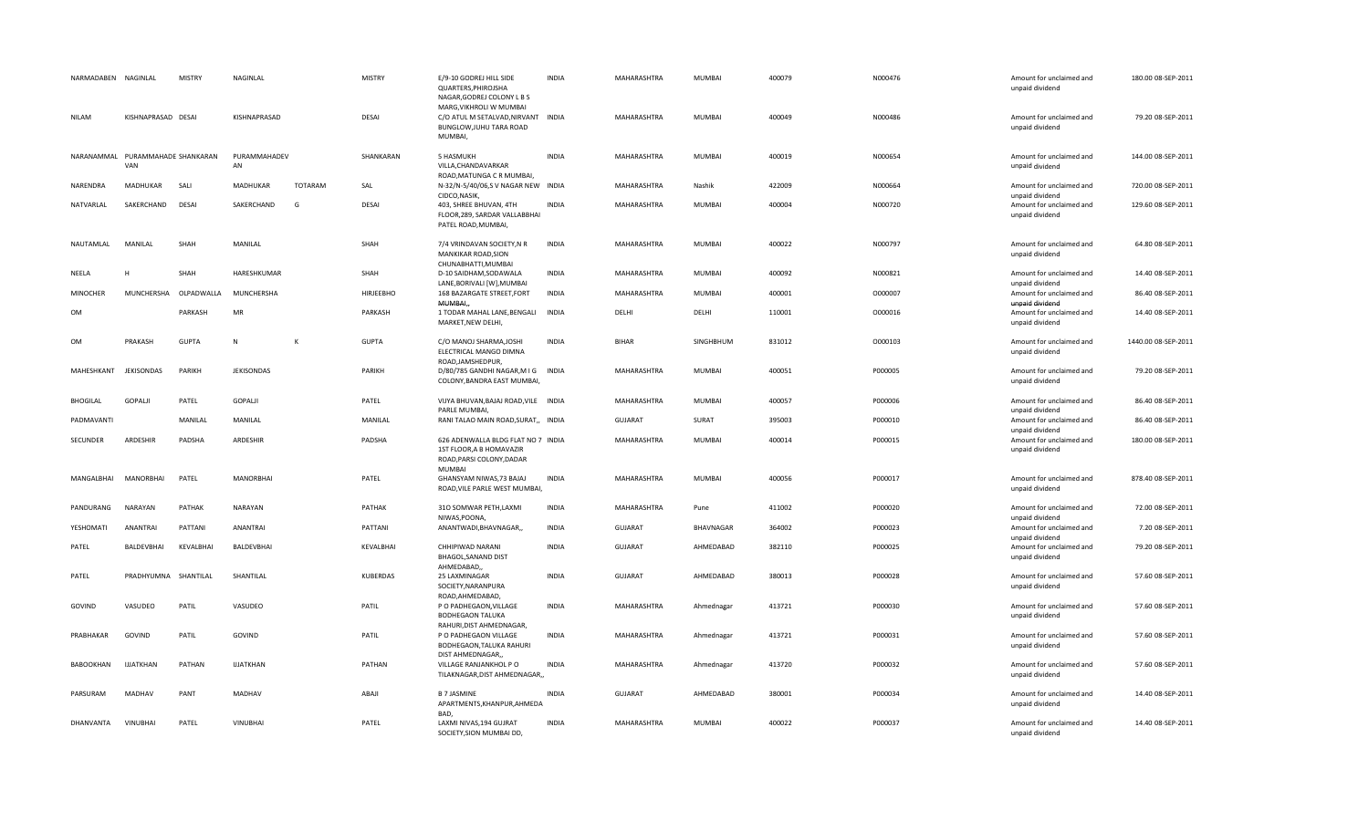| | | | | | | | | | | | | | | |
|---|---|---|---|---|---|---|---|---|---|---|---|---|---|---|
| NARMADABEN | NAGINLAL | MISTRY | NAGINLAL | | MISTRY | E/9-10 GODREJ HILL SIDE QUARTERS,PHIROJSHA NAGAR,GODREJ COLONY L B S MARG,VIKHROLI W MUMBAI | INDIA | MAHARASHTRA | MUMBAI | 400079 | N000476 | Amount for unclaimed and unpaid dividend | 180.00 | 08-SEP-2011 |
| NILAM | KISHNAPRASAD | DESAI | KISHNAPRASAD | | DESAI | C/O ATUL M SETALVAD,NIRVANT BUNGLOW,JUHU TARA ROAD MUMBAI, | INDIA | MAHARASHTRA | MUMBAI | 400049 | N000486 | Amount for unclaimed and unpaid dividend | 79.20 | 08-SEP-2011 |
| NARANAMMAL | PURAMMAHADEVAN | SHANKARAN | PURAMMAHADEVAN | | SHANKARAN | 5 HASMUKH VILLA,CHANDAVARKAR ROAD,MATUNGA C R MUMBAI, | INDIA | MAHARASHTRA | MUMBAI | 400019 | N000654 | Amount for unclaimed and unpaid dividend | 144.00 | 08-SEP-2011 |
| NARENDRA | MADHUKAR | SALI | MADHUKAR | TOTARAM | SAL | N-32/N-5/40/06,S V NAGAR NEW CIDCO,NASIK, | INDIA | MAHARASHTRA | Nashik | 422009 | N000664 | Amount for unclaimed and unpaid dividend | 720.00 | 08-SEP-2011 |
| NATVARLAL | SAKERCHAND | DESAI | SAKERCHAND | G | DESAI | 403, SHREE BHUVAN, 4TH FLOOR,289, SARDAR VALLABBHAI PATEL ROAD,MUMBAI, | INDIA | MAHARASHTRA | MUMBAI | 400004 | N000720 | Amount for unclaimed and unpaid dividend | 129.60 | 08-SEP-2011 |
| NAUTAMLAL | MANILAL | SHAH | MANILAL | | SHAH | 7/4 VRINDAVAN SOCIETY,N R MANKIKAR ROAD,SION CHUNABHATTI,MUMBAI | INDIA | MAHARASHTRA | MUMBAI | 400022 | N000797 | Amount for unclaimed and unpaid dividend | 64.80 | 08-SEP-2011 |
| NEELA | H | SHAH | HARESHKUMAR | | SHAH | D-10 SAIDHAM,SODAWALA LANE,BORIVALI [W],MUMBAI | INDIA | MAHARASHTRA | MUMBAI | 400092 | N000821 | Amount for unclaimed and unpaid dividend | 14.40 | 08-SEP-2011 |
| MINOCHER | MUNCHERSHA | OLPADWALLA | MUNCHERSHA | | HIRJEEBHO | 168 BAZARGATE STREET,FORT MUMBAI,, | INDIA | MAHARASHTRA | MUMBAI | 400001 | O000007 | Amount for unclaimed and unpaid dividend | 86.40 | 08-SEP-2011 |
| OM | | PARKASH | MR | | PARKASH | 1 TODAR MAHAL LANE,BENGALI MARKET,NEW DELHI, | INDIA | DELHI | DELHI | 110001 | O000016 | Amount for unclaimed and unpaid dividend | 14.40 | 08-SEP-2011 |
| OM | PRAKASH | GUPTA | N | K | GUPTA | C/O MANOJ SHARMA,JOSHI ELECTRICAL MANGO DIMNA ROAD,JAMSHEDPUR, | INDIA | BIHAR | SINGHBHUM | 831012 | O000103 | Amount for unclaimed and unpaid dividend | 1440.00 | 08-SEP-2011 |
| MAHESHKANT | JEKISONDAS | PARIKH | JEKISONDAS | | PARIKH | D/80/785 GANDHI NAGAR,M I G COLONY,BANDRA EAST MUMBAI, | INDIA | MAHARASHTRA | MUMBAI | 400051 | P000005 | Amount for unclaimed and unpaid dividend | 79.20 | 08-SEP-2011 |
| BHOGILAL | GOPALJI | PATEL | GOPALJI | | PATEL | VIJYA BHUVAN,BAJAJ ROAD,VILE PARLE MUMBAI, | INDIA | MAHARASHTRA | MUMBAI | 400057 | P000006 | Amount for unclaimed and unpaid dividend | 86.40 | 08-SEP-2011 |
| PADMAVANTI | | MANILAL | MANILAL | | MANILAL | RANI TALAO MAIN ROAD,SURAT,, | INDIA | GUJARAT | SURAT | 395003 | P000010 | Amount for unclaimed and unpaid dividend | 86.40 | 08-SEP-2011 |
| SECUNDER | ARDESHIR | PADSHA | ARDESHIR | | PADSHA | 626 ADENWALLA BLDG FLAT NO 7 1ST FLOOR,A B HOMAVAZIR ROAD,PARSI COLONY,DADAR MUMBAI | INDIA | MAHARASHTRA | MUMBAI | 400014 | P000015 | Amount for unclaimed and unpaid dividend | 180.00 | 08-SEP-2011 |
| MANGALBHAI | MANORBHAI | PATEL | MANORBHAI | | PATEL | GHANSYAM NIWAS,73 BAJAJ ROAD,VILE PARLE WEST MUMBAI, | INDIA | MAHARASHTRA | MUMBAI | 400056 | P000017 | Amount for unclaimed and unpaid dividend | 878.40 | 08-SEP-2011 |
| PANDURANG | NARAYAN | PATHAK | NARAYAN | | PATHAK | 310 SOMWAR PETH,LAXMI NIWAS,POONA, | INDIA | MAHARASHTRA | Pune | 411002 | P000020 | Amount for unclaimed and unpaid dividend | 72.00 | 08-SEP-2011 |
| YESHOMATI | ANANTRAI | PATTANI | ANANTRAI | | PATTANI | ANANTWADI,BHAVNAGAR,, | INDIA | GUJARAT | BHAVNAGAR | 364002 | P000023 | Amount for unclaimed and unpaid dividend | 7.20 | 08-SEP-2011 |
| PATEL | BALDEVBHAI | KEVALBHAI | BALDEVBHAI | | KEVALBHAI | CHHIPIWAD NARANI BHAGOL,SANAND DIST AHMEDABAD,, | INDIA | GUJARAT | AHMEDABAD | 382110 | P000025 | Amount for unclaimed and unpaid dividend | 79.20 | 08-SEP-2011 |
| PATEL | PRADHYUMNA | SHANTILAL | SHANTILAL | | KUBERDAS | 25 LAXMINAGAR SOCIETY,NARANPURA ROAD,AHMEDABAD, | INDIA | GUJARAT | AHMEDABAD | 380013 | P000028 | Amount for unclaimed and unpaid dividend | 57.60 | 08-SEP-2011 |
| GOVIND | VASUDEO | PATIL | VASUDEO | | PATIL | P O PADHEGAON,VILLAGE BODHEGAON TALUKA RAHURI,DIST AHMEDNAGAR, | INDIA | MAHARASHTRA | Ahmednagar | 413721 | P000030 | Amount for unclaimed and unpaid dividend | 57.60 | 08-SEP-2011 |
| PRABHAKAR | GOVIND | PATIL | GOVIND | | PATIL | P O PADHEGAON VILLAGE BODHEGAON,TALUKA RAHURI DIST AHMEDNAGAR,, | INDIA | MAHARASHTRA | Ahmednagar | 413721 | P000031 | Amount for unclaimed and unpaid dividend | 57.60 | 08-SEP-2011 |
| BABOOKHAN | IJJATKHAN | PATHAN | IJJATKHAN | | PATHAN | VILLAGE RANJANKHOL P O TILAKNAGAR,DIST AHMEDNAGAR,, | INDIA | MAHARASHTRA | Ahmednagar | 413720 | P000032 | Amount for unclaimed and unpaid dividend | 57.60 | 08-SEP-2011 |
| PARSURAM | MADHAV | PANT | MADHAV | | ABAJI | B 7 JASMINE APARTMENTS,KHANPUR,AHMEDABAD, | INDIA | GUJARAT | AHMEDABAD | 380001 | P000034 | Amount for unclaimed and unpaid dividend | 14.40 | 08-SEP-2011 |
| DHANVANTA | VINUBHAI | PATEL | VINUBHAI | | PATEL | LAXMI NIVAS,194 GUJRAT SOCIETY,SION MUMBAI DD, | INDIA | MAHARASHTRA | MUMBAI | 400022 | P000037 | Amount for unclaimed and unpaid dividend | 14.40 | 08-SEP-2011 |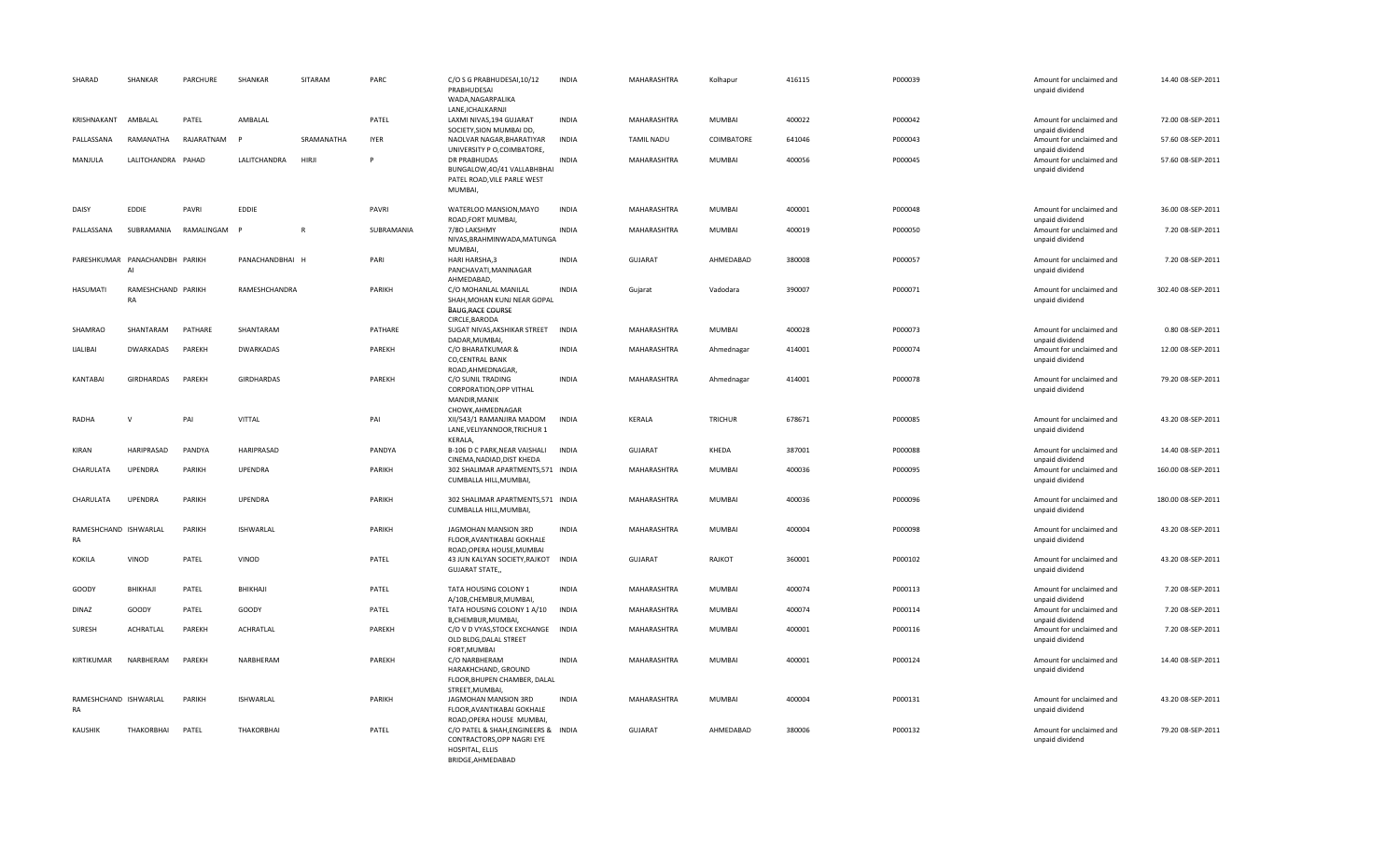| | | | | | | | | | | | | | | |
|---|---|---|---|---|---|---|---|---|---|---|---|---|---|---|
| SHARAD | SHANKAR | PARCHURE | SHANKAR | SITARAM | PARC | C/O S G PRABHUDESAI,10/12 PRABHUDESAI WADA,NAGARPALIKA LANE,ICHALKARNJI | INDIA | MAHARASHTRA | Kolhapur | 416115 | P000039 | Amount for unclaimed and unpaid dividend | 14.40 | 08-SEP-2011 |
| KRISHNAKANT | AMBALAL | PATEL | AMBALAL | | PATEL | LAXMI NIVAS,194 GUJARAT SOCIETY,SION MUMBAI DD, | INDIA | MAHARASHTRA | MUMBAI | 400022 | P000042 | Amount for unclaimed and unpaid dividend | 72.00 | 08-SEP-2011 |
| PALLASSANA | RAMANATHA | RAJARATNAM | P | SRAMANATHA | IYER | NAOLVAR NAGAR,BHARATIYAR UNIVERSITY P O,COIMBATORE, | INDIA | TAMIL NADU | COIMBATORE | 641046 | P000043 | Amount for unclaimed and unpaid dividend | 57.60 | 08-SEP-2011 |
| MANJULA | LALITCHANDRA | PAHAD | LALITCHANDRA | HIRJI | P | DR PRABHUDAS BUNGALOW,40/41 VALLABHBHAI PATEL ROAD,VILE PARLE WEST MUMBAI, | INDIA | MAHARASHTRA | MUMBAI | 400056 | P000045 | Amount for unclaimed and unpaid dividend | 57.60 | 08-SEP-2011 |
| DAISY | EDDIE | PAVRI | EDDIE | | PAVRI | WATERLOO MANSION,MAYO ROAD,FORT MUMBAI, | INDIA | MAHARASHTRA | MUMBAI | 400001 | P000048 | Amount for unclaimed and unpaid dividend | 36.00 | 08-SEP-2011 |
| PALLASSANA | SUBRAMANIA | RAMALINGAM | P | R | SUBRAMANIA | 7/8O LAKSHMY NIVAS,BRAHMINWADA,MATUNGA MUMBAI, | INDIA | MAHARASHTRA | MUMBAI | 400019 | P000050 | Amount for unclaimed and unpaid dividend | 7.20 | 08-SEP-2011 |
| PARESHKUMAR | PANACHANDBH AI | PARIKH | PANACHANDBHAI | H | PARI | HARI HARSHA,3 PANCHAVATI,MANINAGAR AHMEDABAD, | INDIA | GUJARAT | AHMEDABAD | 380008 | P000057 | Amount for unclaimed and unpaid dividend | 7.20 | 08-SEP-2011 |
| HASUMATI | RAMESHCHAND RA | PARIKH | RAMESHCHANDRA | | PARIKH | C/O MOHANLAL MANILAL SHAH,MOHAN KUNJ NEAR GOPAL BAUG,RACE COURSE CIRCLE,BARODA | INDIA | Gujarat | Vadodara | 390007 | P000071 | Amount for unclaimed and unpaid dividend | 302.40 | 08-SEP-2011 |
| SHAMRAO | SHANTARAM | PATHARE | SHANTARAM | | PATHARE | SUGAT NIVAS,AKSHIKAR STREET DADAR,MUMBAI, | INDIA | MAHARASHTRA | MUMBAI | 400028 | P000073 | Amount for unclaimed and unpaid dividend | 0.80 | 08-SEP-2011 |
| IJALIBAI | DWARKADAS | PAREKH | DWARKADAS | | PAREKH | C/O BHARATKUMAR & CO,CENTRAL BANK ROAD,AHMEDNAGAR, | INDIA | MAHARASHTRA | Ahmednagar | 414001 | P000074 | Amount for unclaimed and unpaid dividend | 12.00 | 08-SEP-2011 |
| KANTABAI | GIRDHARDAS | PAREKH | GIRDHARDAS | | PAREKH | C/O SUNIL TRADING CORPORATION,OPP VITHAL MANDIR,MANIK CHOWK,AHMEDNAGAR | INDIA | MAHARASHTRA | Ahmednagar | 414001 | P000078 | Amount for unclaimed and unpaid dividend | 79.20 | 08-SEP-2011 |
| RADHA | V | PAI | VITTAL | | PAI | XII/543/1 RAMANJIRA MADOM LANE,VELIYANNOOR,TRICHUR 1 KERALA, | INDIA | KERALA | TRICHUR | 678671 | P000085 | Amount for unclaimed and unpaid dividend | 43.20 | 08-SEP-2011 |
| KIRAN | HARIPRASAD | PANDYA | HARIPRASAD | | PANDYA | B-106 D C PARK,NEAR VAISHALI CINEMA,NADIAD,DIST KHEDA | INDIA | GUJARAT | KHEDA | 387001 | P000088 | Amount for unclaimed and unpaid dividend | 14.40 | 08-SEP-2011 |
| CHARULATA | UPENDRA | PARIKH | UPENDRA | | PARIKH | 302 SHALIMAR APARTMENTS,571 CUMBALLA HILL,MUMBAI, | INDIA | MAHARASHTRA | MUMBAI | 400036 | P000095 | Amount for unclaimed and unpaid dividend | 160.00 | 08-SEP-2011 |
| CHARULATA | UPENDRA | PARIKH | UPENDRA | | PARIKH | 302 SHALIMAR APARTMENTS,571 CUMBALLA HILL,MUMBAI, | INDIA | MAHARASHTRA | MUMBAI | 400036 | P000096 | Amount for unclaimed and unpaid dividend | 180.00 | 08-SEP-2011 |
| RAMESHCHAND RA | ISHWARLAL | PARIKH | ISHWARLAL | | PARIKH | JAGMOHAN MANSION 3RD FLOOR,AVANTIKABAI GOKHALE ROAD,OPERA HOUSE,MUMBAI | INDIA | MAHARASHTRA | MUMBAI | 400004 | P000098 | Amount for unclaimed and unpaid dividend | 43.20 | 08-SEP-2011 |
| KOKILA | VINOD | PATEL | VINOD | | PATEL | 43 JUN KALYAN SOCIETY,RAJKOT GUJARAT STATE,, | INDIA | GUJARAT | RAJKOT | 360001 | P000102 | Amount for unclaimed and unpaid dividend | 43.20 | 08-SEP-2011 |
| GOODY | BHIKHAJI | PATEL | BHIKHAJI | | PATEL | TATA HOUSING COLONY 1 A/10B,CHEMBUR,MUMBAI, | INDIA | MAHARASHTRA | MUMBAI | 400074 | P000113 | Amount for unclaimed and unpaid dividend | 7.20 | 08-SEP-2011 |
| DINAZ | GOODY | PATEL | GOODY | | PATEL | TATA HOUSING COLONY 1 A/10 B,CHEMBUR,MUMBAI, | INDIA | MAHARASHTRA | MUMBAI | 400074 | P000114 | Amount for unclaimed and unpaid dividend | 7.20 | 08-SEP-2011 |
| SURESH | ACHRATLAL | PAREKH | ACHRATLAL | | PAREKH | C/O V D VYAS,STOCK EXCHANGE OLD BLDG,DALAL STREET FORT,MUMBAI | INDIA | MAHARASHTRA | MUMBAI | 400001 | P000116 | Amount for unclaimed and unpaid dividend | 7.20 | 08-SEP-2011 |
| KIRTIKUMAR | NARBHERAM | PAREKH | NARBHERAM | | PAREKH | C/O NARBHERAM HARAKHCHAND, GROUND FLOOR,BHUPEN CHAMBER, DALAL STREET,MUMBAI, | INDIA | MAHARASHTRA | MUMBAI | 400001 | P000124 | Amount for unclaimed and unpaid dividend | 14.40 | 08-SEP-2011 |
| RAMESHCHAND RA | ISHWARLAL | PARIKH | ISHWARLAL | | PARIKH | JAGMOHAN MANSION 3RD FLOOR,AVANTIKABAI GOKHALE ROAD,OPERA HOUSE MUMBAI, | INDIA | MAHARASHTRA | MUMBAI | 400004 | P000131 | Amount for unclaimed and unpaid dividend | 43.20 | 08-SEP-2011 |
| KAUSHIK | THAKORBHAI | PATEL | THAKORBHAI | | PATEL | C/O PATEL & SHAH,ENGINEERS & CONTRACTORS,OPP NAGRI EYE HOSPITAL, ELLIS BRIDGE,AHMEDABAD | INDIA | GUJARAT | AHMEDABAD | 380006 | P000132 | Amount for unclaimed and unpaid dividend | 79.20 | 08-SEP-2011 |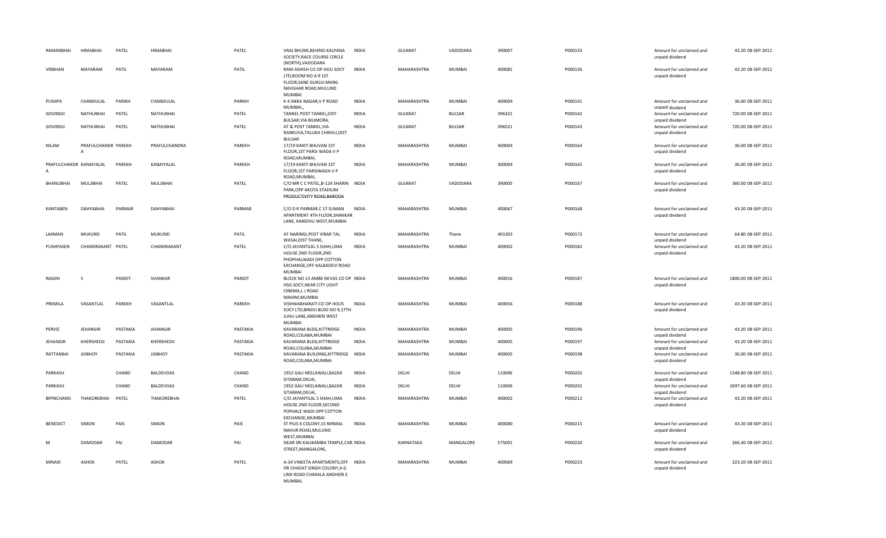| RAMANBHAI | HIMABHAI | PATEL | HIMABHAI | PATEL | VRAJ BHUMI,BEHIND KALPANA SOCIETY,RACE COURSE CIRCLE (NORTH),VADODARA | INDIA | GUJARAT | VADODARA | 390007 | P000133 | Amount for unclaimed and unpaid dividend | 43.20 | 08-SEP-2011 |
|---|---|---|---|---|---|---|---|---|---|---|---|---|---|
| VIRBHAN | MAYARAM | PATIL | MAYARAM | PATIL | RAM ASHISH CO OP HOU SOCY LTD,ROOM NO A 9 1ST FLOOR,SANE GURUJI MARG NAVGHAR ROAD,MULUND MUMBAI | INDIA | MAHARASHTRA | MUMBAI | 400081 | P000136 | Amount for unclaimed and unpaid dividend | 43.20 | 08-SEP-2011 |
| PUSHPA | CHANDULAL | PARIKH | CHANDULAL | PARIKH | K 4 SIKKA NAGAR,V P ROAD MUMBAI,, | INDIA | MAHARASHTRA | MUMBAI | 400004 | P000141 | Amount for unclaimed and unpaid dividend | 36.00 | 08-SEP-2011 |
| GOVINDJI | NATHUBHAI | PATEL | NATHUBHAI | PATEL | TANKEL POST TANKEL,DIST BULSAR,VIA BILIMORA, | INDIA | GUJARAT | BULSAR | 396321 | P000142 | Amount for unclaimed and unpaid dividend | 720.00 | 08-SEP-2011 |
| GOVINDJI | NATHUBHAI | PATEL | NATHUBHAI | PATEL | AT & POST TANKEL,VIA RANKUVA,TALUKA CHIKHLI,DIST BULSAR | INDIA | GUJARAT | BULSAR | 396521 | P000143 | Amount for unclaimed and unpaid dividend | 720.00 | 08-SEP-2011 |
| NILAM | PRAFULCHANDR A | PAREKH | PRAFULCHANDRA | PAREKH | 17/19 KANTI BHUVAN 1ST FLOOR,1ST PARSI WADA V P ROAD,MUMBAI, | INDIA | MAHARASHTRA | MUMBAI | 400004 | P000164 | Amount for unclaimed and unpaid dividend | 36.00 | 08-SEP-2011 |
| PRAFULCHANDR A | KANAIYALAL | PAREKH | KANAIYALAL | PAREKH | 17/19 KANTI BHUVAN 1ST FLOOR,1ST PARSIWADA V P ROAD,MUMBAI, | INDIA | MAHARASHTRA | MUMBAI | 400004 | P000165 | Amount for unclaimed and unpaid dividend | 36.00 | 08-SEP-2011 |
| BHANUBHAI | MULJIBHAI | PATEL | MULJIBHAI | PATEL | C/O MR C C PATEL,B-124 SHARIN PARK,OPP AKOTA STADIUM PRODUCTIVITY ROAD,BARODA | INDIA | GUJARAT | VADODARA | 390005 | P000167 | Amount for unclaimed and unpaid dividend | 360.00 | 08-SEP-2011 |
| KANTABEN | DAHYABHAI | PARMAR | DAHYABHAI | PARMAR | C/O D R PARMAR,C 17 SUMAN APARTMENT 4TH FLOOR,SHANKAR LANE, KANDIVLI WEST,MUMBAI | INDIA | MAHARASHTRA | MUMBAI | 400067 | P000168 | Amount for unclaimed and unpaid dividend | 43.20 | 08-SEP-2011 |
| LAXMAN | MUKUND | PATIL | MUKUND | PATIL | AT NARINGI,POST VIRAR TAL WASAI,DIST THANE, | INDIA | MAHARASHTRA | Thane | 401303 | P000172 | Amount for unclaimed and unpaid dividend | 64.80 | 08-SEP-2011 |
| PUSHPASEN | CHANDRAKANT | PATEL | CHANDRAKANT | PATEL | C/O JAYANTILAL S SHAH,UMA HOUSE 2ND FLOOR,2ND PHOPHALWADI OPP COTTON EXCHANGE,OFF KALBADEVI ROAD MUMBAI | INDIA | MAHARASHTRA | MUMBAI | 400002 | P000182 | Amount for unclaimed and unpaid dividend | 43.20 | 08-SEP-2011 |
| RAGINI | S | PANDIT | SHANKAR | PANDIT | BLOCK NO 13 AMBE NEVAS CO OP HSG SOCY,NEAR CITY LIGHT CINEMA,L J ROAD MAHIM,MUMBAI | INDIA | MAHARASHTRA | MUMBAI | 400016 | P000187 | Amount for unclaimed and unpaid dividend | 1800.00 | 08-SEP-2011 |
| PREMILA | VASANTLAL | PAREKH | VASANTLAL | PAREKH | VISHWABHARATI CO OP HOUS SOCY LTD,BINDU BLDG NO 9,17TH JUHU LANE,ANDHERI WEST MUMBAI | INDIA | MAHARASHTRA | MUMBAI | 400056 | P000188 | Amount for unclaimed and unpaid dividend | 43.20 | 08-SEP-2011 |
| PERVIZ | JEHANGIR | PASTAKIA | JEHANGIR | PASTAKIA | KAVARANA BLDG,KITTRIDGE ROAD,COLABA,MUMBAI | INDIA | MAHARASHTRA | MUMBAI | 400005 | P000196 | Amount for unclaimed and unpaid dividend | 43.20 | 08-SEP-2011 |
| JEHANGIR | KHERSHEDJI | PASTAKIA | KHERSHEDJI | PASTAKIA | KAVARANA BLDG,KITTRIDGE ROAD,COLABA,MUMBAI | INDIA | MAHARASHTRA | MUMBAI | 400005 | P000197 | Amount for unclaimed and unpaid dividend | 43.20 | 08-SEP-2011 |
| RATTANBAI | JIJIBHOY | PASTAKIA | JIJIBHOY | PASTAKIA | KAVARANA BUILDING,KITTRIDGE ROAD,COLABA,MUMBAI | INDIA | MAHARASHTRA | MUMBAI | 400005 | P000198 | Amount for unclaimed and unpaid dividend | 36.00 | 08-SEP-2011 |
| PARKASH | | CHAND | BALDEVDAS | CHAND | 1952 GALI NEELAWALI,BAZAR SITARAM,DELHI, | INDIA | DELHI | DELHI | 110006 | P000202 | Amount for unclaimed and unpaid dividend | 1348.80 | 08-SEP-2011 |
| PARKASH | | CHAND | BALDEVDAS | CHAND | 1952 GALI NEELAWALI,BAZAR SITARAM,DELHI, | INDIA | DELHI | DELHI | 110006 | P000202 | Amount for unclaimed and unpaid dividend | 2697.60 | 08-SEP-2011 |
| BIPINCHAND | THAKOREBHAI | PATEL | THAKOREBHAI | PATEL | C/O JAYANTILAL S SHAH,UMA HOUSE 2ND FLOOR,SECOND POPHALE WADI OPP COTTON EXCHANGE,MUMBAI | INDIA | MAHARASHTRA | MUMBAI | 400002 | P000212 | Amount for unclaimed and unpaid dividend | 43.20 | 08-SEP-2011 |
| BENEDICT | SIMON | PAIS | SIMON | PAIS | ST PIUS X COLONY,15 NIRMAL NAHUR ROAD,MULUND WEST,MUMBAI | INDIA | MAHARASHTRA | MUMBAI | 400080 | P000215 | Amount for unclaimed and unpaid dividend | 43.20 | 08-SEP-2011 |
| M | DAMODAR | PAI | DAMODAR | PAI | NEAR SRI KALIKAMBA TEMPLE,CAR STREET,MANGALORE, | INDIA | KARNATAKA | MANGALORE | 575001 | P000220 | Amount for unclaimed and unpaid dividend | 266.40 | 08-SEP-2011 |
| MINAXI | ASHOK | PATEL | ASHOK | PATEL | A-34 VINEETA APARTMENTS,OFF DR CHADAT SINGH COLONY,A G LINK ROAD CHAKALA ANDHERI E MUMBAI, | INDIA | MAHARASHTRA | MUMBAI | 400069 | P000223 | Amount for unclaimed and unpaid dividend | 223.20 | 08-SEP-2011 |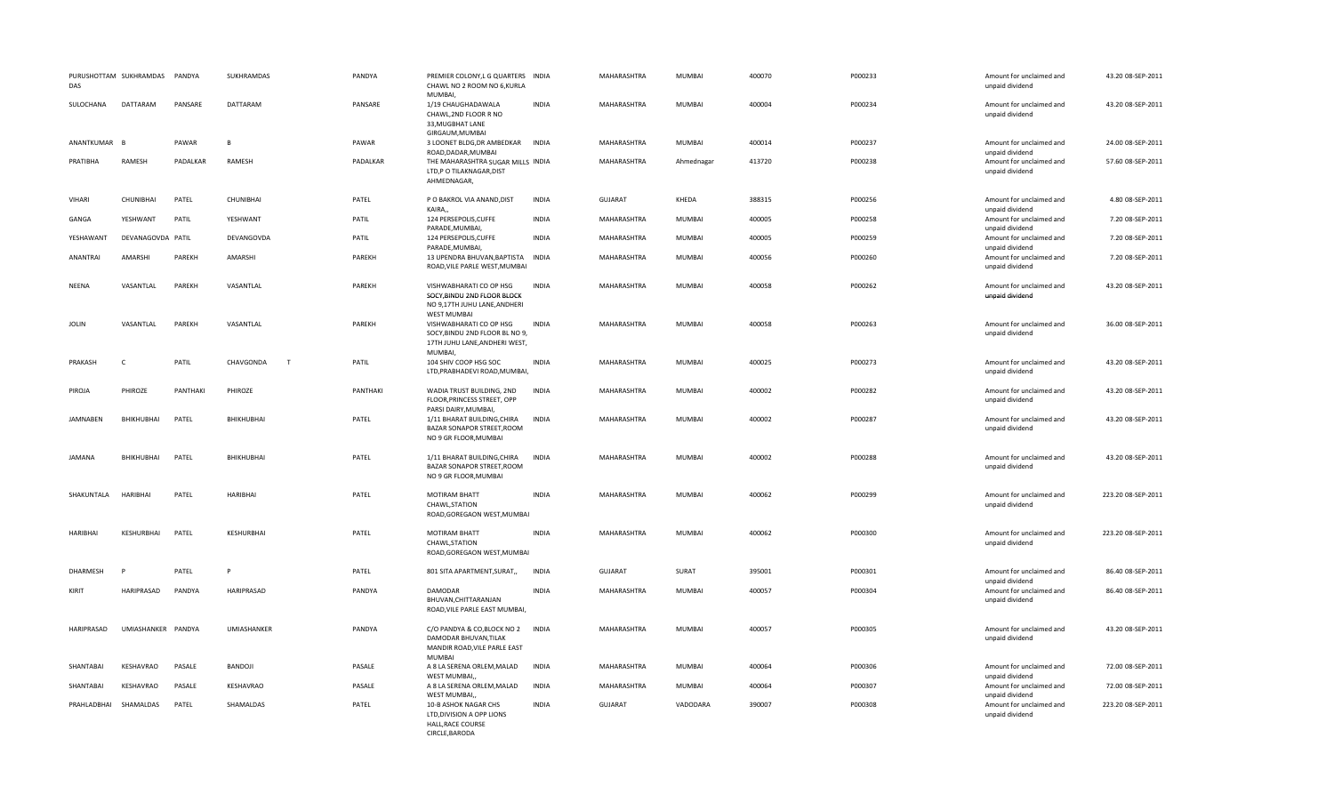| | | | | | | | | | | | | | |
|---|---|---|---|---|---|---|---|---|---|---|---|---|---|
| PURUSHOTTAM DAS | SUKHRAMDAS | PANDYA | SUKHRAMDAS | | PANDYA | PREMIER COLONY,L G QUARTERS CHAWL NO 2 ROOM NO 6,KURLA MUMBAI, | INDIA | MAHARASHTRA | MUMBAI | 400070 | P000233 | Amount for unclaimed and unpaid dividend | 43.20 08-SEP-2011 |
| SULOCHANA | DATTARAM | PANSARE | DATTARAM | | PANSARE | 1/19 CHAUGHADAWALA CHAWL,2ND FLOOR R NO 33,MUGBHAT LANE GIRGAUM,MUMBAI | INDIA | MAHARASHTRA | MUMBAI | 400004 | P000234 | Amount for unclaimed and unpaid dividend | 43.20 08-SEP-2011 |
| ANANTKUMAR | B | PAWAR | B | | PAWAR | 3 LOONET BLDG,DR AMBEDKAR ROAD,DADAR,MUMBAI | INDIA | MAHARASHTRA | MUMBAI | 400014 | P000237 | Amount for unclaimed and unpaid dividend | 24.00 08-SEP-2011 |
| PRATIBHA | RAMESH | PADALKAR | RAMESH | | PADALKAR | THE MAHARASHTRA SUGAR MILLS LTD,P O TILAKNAGAR,DIST AHMEDNAGAR, | INDIA | MAHARASHTRA | Ahmednagar | 413720 | P000238 | Amount for unclaimed and unpaid dividend | 57.60 08-SEP-2011 |
| VIHARI | CHUNIBHAI | PATEL | CHUNIBHAI | | PATEL | P O BAKROL VIA ANAND,DIST KAIRA,, | INDIA | GUJARAT | KHEDA | 388315 | P000256 | Amount for unclaimed and unpaid dividend | 4.80 08-SEP-2011 |
| GANGA | YESHWANT | PATIL | YESHWANT | | PATIL | 124 PERSEPOLIS,CUFFE PARADE,MUMBAI, | INDIA | MAHARASHTRA | MUMBAI | 400005 | P000258 | Amount for unclaimed and unpaid dividend | 7.20 08-SEP-2011 |
| YESHAWANT | DEVANAGOVDA | PATIL | DEVANGOVDA | | PATIL | 124 PERSEPOLIS,CUFFE PARADE,MUMBAI, | INDIA | MAHARASHTRA | MUMBAI | 400005 | P000259 | Amount for unclaimed and unpaid dividend | 7.20 08-SEP-2011 |
| ANANTRAI | AMARSHI | PAREKH | AMARSHI | | PAREKH | 13 UPENDRA BHUVAN,BAPTISTA ROAD,VILE PARLE WEST,MUMBAI | INDIA | MAHARASHTRA | MUMBAI | 400056 | P000260 | Amount for unclaimed and unpaid dividend | 7.20 08-SEP-2011 |
| NEENA | VASANTLAL | PAREKH | VASANTLAL | | PAREKH | VISHWABHARATI CO OP HSG SOCY,BINDU 2ND FLOOR BLOCK NO 9,17TH JUHU LANE,ANDHERI WEST MUMBAI | INDIA | MAHARASHTRA | MUMBAI | 400058 | P000262 | Amount for unclaimed and unpaid dividend | 43.20 08-SEP-2011 |
| JOLIN | VASANTLAL | PAREKH | VASANTLAL | | PAREKH | VISHWABHARATI CO OP HSG SOCY,BINDU 2ND FLOOR BL NO 9, 17TH JUHU LANE,ANDHERI WEST, MUMBAI, | INDIA | MAHARASHTRA | MUMBAI | 400058 | P000263 | Amount for unclaimed and unpaid dividend | 36.00 08-SEP-2011 |
| PRAKASH | C | PATIL | CHAVGONDA | T | PATIL | 104 SHIV COOP HSG SOC LTD,PRABHADEVI ROAD,MUMBAI, | INDIA | MAHARASHTRA | MUMBAI | 400025 | P000273 | Amount for unclaimed and unpaid dividend | 43.20 08-SEP-2011 |
| PIROJA | PHIROZE | PANTHAKI | PHIROZE | | PANTHAKI | WADIA TRUST BUILDING, 2ND FLOOR,PRINCESS STREET, OPP PARSI DAIRY,MUMBAI, | INDIA | MAHARASHTRA | MUMBAI | 400002 | P000282 | Amount for unclaimed and unpaid dividend | 43.20 08-SEP-2011 |
| JAMNABEN | BHIKHUBHAI | PATEL | BHIKHUBHAI | | PATEL | 1/11 BHARAT BUILDING,CHIRA BAZAR SONAPOR STREET,ROOM NO 9 GR FLOOR,MUMBAI | INDIA | MAHARASHTRA | MUMBAI | 400002 | P000287 | Amount for unclaimed and unpaid dividend | 43.20 08-SEP-2011 |
| JAMANA | BHIKHUBHAI | PATEL | BHIKHUBHAI | | PATEL | 1/11 BHARAT BUILDING,CHIRA BAZAR SONAPOR STREET,ROOM NO 9 GR FLOOR,MUMBAI | INDIA | MAHARASHTRA | MUMBAI | 400002 | P000288 | Amount for unclaimed and unpaid dividend | 43.20 08-SEP-2011 |
| SHAKUNTALA | HARIBHAI | PATEL | HARIBHAI | | PATEL | MOTIRAM BHATT CHAWL,STATION ROAD,GOREGAON WEST,MUMBAI | INDIA | MAHARASHTRA | MUMBAI | 400062 | P000299 | Amount for unclaimed and unpaid dividend | 223.20 08-SEP-2011 |
| HARIBHAI | KESHURBHAI | PATEL | KESHURBHAI | | PATEL | MOTIRAM BHATT CHAWL,STATION ROAD,GOREGAON WEST,MUMBAI | INDIA | MAHARASHTRA | MUMBAI | 400062 | P000300 | Amount for unclaimed and unpaid dividend | 223.20 08-SEP-2011 |
| DHARMESH | P | PATEL | P | | PATEL | 801 SITA APARTMENT,SURAT,, | INDIA | GUJARAT | SURAT | 395001 | P000301 | Amount for unclaimed and unpaid dividend | 86.40 08-SEP-2011 |
| KIRIT | HARIPRASAD | PANDYA | HARIPRASAD | | PANDYA | DAMODAR BHUVAN,CHITTARANJAN ROAD,VILE PARLE EAST MUMBAI, | INDIA | MAHARASHTRA | MUMBAI | 400057 | P000304 | Amount for unclaimed and unpaid dividend | 86.40 08-SEP-2011 |
| HARIPRASAD | UMIASHANKER | PANDYA | UMIASHANKER | | PANDYA | C/O PANDYA & CO,BLOCK NO 2 DAMODAR BHUVAN,TILAK MANDIR ROAD,VILE PARLE EAST MUMBAI | INDIA | MAHARASHTRA | MUMBAI | 400057 | P000305 | Amount for unclaimed and unpaid dividend | 43.20 08-SEP-2011 |
| SHANTABAI | KESHAVRAO | PASALE | BANDOJI | | PASALE | A 8 LA SERENA ORLEM,MALAD WEST MUMBAI,, | INDIA | MAHARASHTRA | MUMBAI | 400064 | P000306 | Amount for unclaimed and unpaid dividend | 72.00 08-SEP-2011 |
| SHANTABAI | KESHAVRAO | PASALE | KESHAVRAO | | PASALE | A 8 LA SERENA ORLEM,MALAD WEST MUMBAI,, | INDIA | MAHARASHTRA | MUMBAI | 400064 | P000307 | Amount for unclaimed and unpaid dividend | 72.00 08-SEP-2011 |
| PRAHLADBHAI | SHAMALDAS | PATEL | SHAMALDAS | | PATEL | 10-B ASHOK NAGAR CHS LTD,DIVISION A OPP LIONS HALL,RACE COURSE CIRCLE,BARODA | INDIA | GUJARAT | VADODARA | 390007 | P000308 | Amount for unclaimed and unpaid dividend | 223.20 08-SEP-2011 |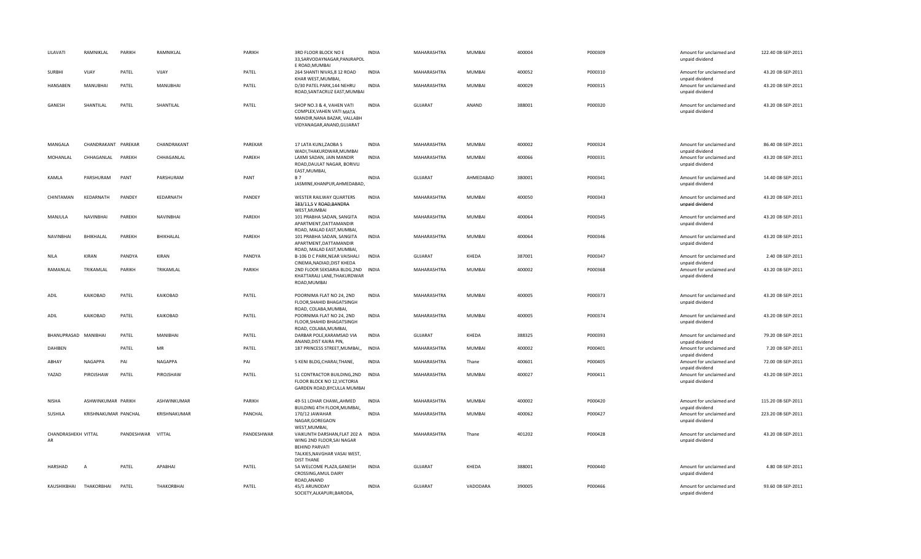| LILAVATI | RAMNIKLAL | PARIKH | RAMNIKLAL | PARIKH | 3RD FLOOR BLOCK NO E 33,SARVODAYNAGAR,PANJRAPOL E ROAD,MUMBAI | INDIA | MAHARASHTRA | MUMBAI | 400004 | P000309 | Amount for unclaimed and unpaid dividend | 122.40 | 08-SEP-2011 |
|---|---|---|---|---|---|---|---|---|---|---|---|---|---|
| SURBHI | VIJAY | PATEL | VIJAY | PATEL | 264 SHANTI NIVAS,8 12 ROAD KHAR WEST,MUMBAI, | INDIA | MAHARASHTRA | MUMBAI | 400052 | P000310 | Amount for unclaimed and unpaid dividend | 43.20 | 08-SEP-2011 |
| HANSABEN | MANUBHAI | PATEL | MANUBHAI | PATEL | D/30 PATEL PARK,144 NEHRU ROAD,SANTACRUZ EAST,MUMBAI | INDIA | MAHARASHTRA | MUMBAI | 400029 | P000315 | Amount for unclaimed and unpaid dividend | 43.20 | 08-SEP-2011 |
| GANESH | SHANTILAL | PATEL | SHANTILAL | PATEL | SHOP NO.3 & 4, VAHEN VATI COMPLEX,VAHEN VATI MATA MANDIR,NANA BAZAR, VALLABH VIDYANAGAR,ANAND,GUJARAT | INDIA | GUJARAT | ANAND | 388001 | P000320 | Amount for unclaimed and unpaid dividend | 43.20 | 08-SEP-2011 |
| MANGALA | CHANDRAKANT | PAREKAR | CHANDRAKANT | PAREKAR | 17 LATA KUNJ,ZAOBA S WADI,THAKURDWAR,MUMBAI | INDIA | MAHARASHTRA | MUMBAI | 400002 | P000324 | Amount for unclaimed and unpaid dividend | 86.40 | 08-SEP-2011 |
| MOHANLAL | CHHAGANLAL | PAREKH | CHHAGANLAL | PAREKH | LAXMI SADAN, JAIN MANDIR ROAD,DAULAT NAGAR, BORIVLI EAST,MUMBAI, | INDIA | MAHARASHTRA | MUMBAI | 400066 | P000331 | Amount for unclaimed and unpaid dividend | 43.20 | 08-SEP-2011 |
| KAMLA | PARSHURAM | PANT | PARSHURAM | PANT | B 7 JASMINE,KHANPUR,AHMEDABAD, | INDIA | GUJARAT | AHMEDABAD | 380001 | P000341 | Amount for unclaimed and unpaid dividend | 14.40 | 08-SEP-2011 |
| CHINTAMAN | KEDARNATH | PANDEY | KEDARNATH | PANDEY | WESTER RAILWAY QUARTERS 183/11,S V ROAD,BANDRA WEST,MUMBAI | INDIA | MAHARASHTRA | MUMBAI | 400050 | P000343 | Amount for unclaimed and unpaid dividend | 43.20 | 08-SEP-2011 |
| MANJULA | NAVINBHAI | PAREKH | NAVINBHAI | PAREKH | 101 PRABHA SADAN, SANGITA APARTMENT,DATTAMANDIR ROAD, MALAD EAST,MUMBAI, | INDIA | MAHARASHTRA | MUMBAI | 400064 | P000345 | Amount for unclaimed and unpaid dividend | 43.20 | 08-SEP-2011 |
| NAVINBHAI | BHIKHALAL | PAREKH | BHIKHALAL | PAREKH | 101 PRABHA SADAN, SANGITA APARTMENT,DATTAMANDIR ROAD, MALAD EAST,MUMBAI, | INDIA | MAHARASHTRA | MUMBAI | 400064 | P000346 | Amount for unclaimed and unpaid dividend | 43.20 | 08-SEP-2011 |
| NILA | KIRAN | PANDYA | KIRAN | PANDYA | B-106 D C PARK,NEAR VAISHALI CINEMA,NADIAD,DIST KHEDA | INDIA | GUJARAT | KHEDA | 387001 | P000347 | Amount for unclaimed and unpaid dividend | 2.40 | 08-SEP-2011 |
| RAMANLAL | TRIKAMLAL | PARIKH | TRIKAMLAL | PARIKH | 2ND FLOOR SEKSARIA BLDG,2ND KHATTARALI LANE,THAKURDWAR ROAD,MUMBAI | INDIA | MAHARASHTRA | MUMBAI | 400002 | P000368 | Amount for unclaimed and unpaid dividend | 43.20 | 08-SEP-2011 |
| ADIL | KAIKOBAD | PATEL | KAIKOBAD | PATEL | POORNIMA FLAT NO 24, 2ND FLOOR,SHAHID BHAGATSINGH ROAD, COLABA,MUMBAI, | INDIA | MAHARASHTRA | MUMBAI | 400005 | P000373 | Amount for unclaimed and unpaid dividend | 43.20 | 08-SEP-2011 |
| ADIL | KAIKOBAD | PATEL | KAIKOBAD | PATEL | POORNIMA FLAT NO 24, 2ND FLOOR,SHAHID BHAGATSINGH ROAD, COLABA,MUMBAI, | INDIA | MAHARASHTRA | MUMBAI | 400005 | P000374 | Amount for unclaimed and unpaid dividend | 43.20 | 08-SEP-2011 |
| BHANUPRASAD | MANIBHAI | PATEL | MANIBHAI | PATEL | DARBAR POLE,KARAMSAD VIA ANAND,DIST KAIRA PIN, | INDIA | GUJARAT | KHEDA | 388325 | P000393 | Amount for unclaimed and unpaid dividend | 79.20 | 08-SEP-2011 |
| DAHIBEN | | PATEL | MR | PATEL | 187 PRINCESS STREET,MUMBAI,, | INDIA | MAHARASHTRA | MUMBAI | 400002 | P000401 | Amount for unclaimed and unpaid dividend | 7.20 | 08-SEP-2011 |
| ABHAY | NAGAPPA | PAI | NAGAPPA | PAI | 5 KENI BLDG,CHARAI,THANE, | INDIA | MAHARASHTRA | Thane | 400601 | P000405 | Amount for unclaimed and unpaid dividend | 72.00 | 08-SEP-2011 |
| YAZAD | PIROJSHAW | PATEL | PIROJSHAW | PATEL | 51 CONTRACTOR BUILDING,2ND FLOOR BLOCK NO 12,VICTORIA GARDEN ROAD,BYCULLA MUMBAI | INDIA | MAHARASHTRA | MUMBAI | 400027 | P000411 | Amount for unclaimed and unpaid dividend | 43.20 | 08-SEP-2011 |
| NISHA | ASHWINKUMAR | PARIKH | ASHWINKUMAR | PARIKH | 49-51 LOHAR CHAWL,AHMED BUILDING 4TH FLOOR,MUMBAI, | INDIA | MAHARASHTRA | MUMBAI | 400002 | P000420 | Amount for unclaimed and unpaid dividend | 115.20 | 08-SEP-2011 |
| SUSHILA | KRISHNAKUMAR | PANCHAL | KRISHNAKUMAR | PANCHAL | 170/12 JAWAHAR NAGAR,GOREGAON WEST,MUMBAI, | INDIA | MAHARASHTRA | MUMBAI | 400062 | P000427 | Amount for unclaimed and unpaid dividend | 223.20 | 08-SEP-2011 |
| CHANDRASHEKH AR | VITTAL | PANDESHWAR | VITTAL | PANDESHWAR | VAIKUNTH DARSHAN,FLAT 202 A WING 2ND FLOOR,SAI NAGAR BEHIND PARVATI TALKIES,NAVGHAR VASAI WEST, DIST THANE | INDIA | MAHARASHTRA | Thane | 401202 | P000428 | Amount for unclaimed and unpaid dividend | 43.20 | 08-SEP-2011 |
| HARSHAD | A | PATEL | APABHAI | PATEL | 5A WELCOME PLAZA,GANESH CROSSING,AMUL DAIRY ROAD,ANAND | INDIA | GUJARAT | KHEDA | 388001 | P000440 | Amount for unclaimed and unpaid dividend | 4.80 | 08-SEP-2011 |
| KAUSHIKBHAI | THAKORBHAI | PATEL | THAKORBHAI | PATEL | 45/1 ARUNODAY SOCIETY,ALKAPURI,BARODA, | INDIA | GUJARAT | VADODARA | 390005 | P000466 | Amount for unclaimed and unpaid dividend | 93.60 | 08-SEP-2011 |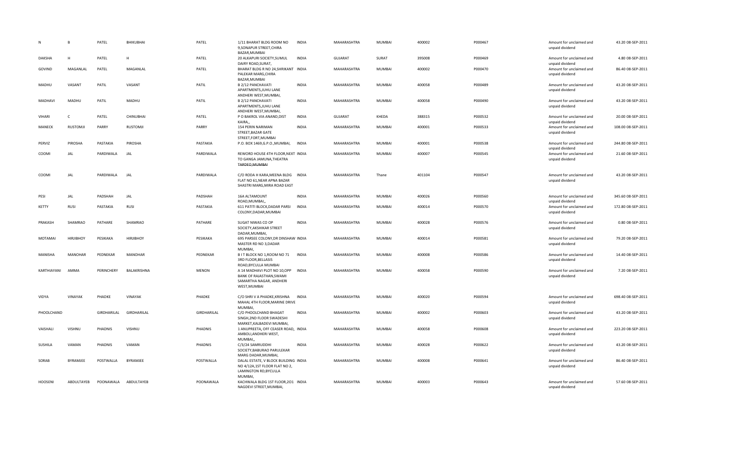| | | | | | | | | | | | | | |
|---|---|---|---|---|---|---|---|---|---|---|---|---|---|
| N | B | PATEL | BHIKUBHAI | PATEL | 1/11 BHARAT BLDG ROOM NO 9,SONAPUR STREET,CHIRA BAZAR,MUMBAI | INDIA | MAHARASHTRA | MUMBAI | 400002 | P000467 | Amount for unclaimed and unpaid dividend | 43.20 | 08-SEP-2011 |
| DAKSHA | H | PATEL | H | PATEL | 20 ALKAPURI SOCIETY,SUMUL DAIRY ROAD,SURAT, | INDIA | GUJARAT | SURAT | 395008 | P000469 | Amount for unclaimed and unpaid dividend | 4.80 | 08-SEP-2011 |
| GOVIND | MAGANLAL | PATEL | MAGANLAL | PATEL | BHARAT BLDG R NO 24,SHRIKANT PALEKAR MARG,CHIRA BAZAR,MUMBAI | INDIA | MAHARASHTRA | MUMBAI | 400002 | P000470 | Amount for unclaimed and unpaid dividend | 86.40 | 08-SEP-2011 |
| MADHU | VASANT | PATIL | VASANT | PATIL | B 2/12 PANCHAVATI APARTMENTS,JUHU LANE ANDHERI WEST,MUMBAI, | INDIA | MAHARASHTRA | MUMBAI | 400058 | P000489 | Amount for unclaimed and unpaid dividend | 43.20 | 08-SEP-2011 |
| MADHAVI | MADHU | PATIL | MADHU | PATIL | B 2/12 PANCHAVATI APARTMENTS,JUHU LANE ANDHERI WEST,MUMBAI, | INDIA | MAHARASHTRA | MUMBAI | 400058 | P000490 | Amount for unclaimed and unpaid dividend | 43.20 | 08-SEP-2011 |
| VIHARI | C | PATEL | CHINUBHAI | PATEL | P O BAKROL VIA ANAND,DIST KAIRA,, | INDIA | GUJARAT | KHEDA | 388315 | P000532 | Amount for unclaimed and unpaid dividend | 20.00 | 08-SEP-2011 |
| MANECK | RUSTOMJI | PARRY | RUSTOMJI | PARRY | 154 PERIN NARIMAN STREET,BAZAR GATE STREET,FORT,MUMBAI | INDIA | MAHARASHTRA | MUMBAI | 400001 | P000533 | Amount for unclaimed and unpaid dividend | 108.00 | 08-SEP-2011 |
| PERVIZ | PIROSHA | PASTAKIA | PIROSHA | PASTAKIA | P.O. BOX 1469,G.P.O.,MUMBAI, | INDIA | MAHARASHTRA | MUMBAI | 400001 | P000538 | Amount for unclaimed and unpaid dividend | 244.80 | 08-SEP-2011 |
| COOMI | JAL | PARDIWALA | JAL | PARDIWALA | REWORD HOUSE 4TH FLOOR,NEXT TO GANGA JAMUNA,THEATRA TARDEO,MUMBAI | INDIA | MAHARASHTRA | MUMBAI | 400007 | P000545 | Amount for unclaimed and unpaid dividend | 21.60 | 08-SEP-2011 |
| COOMI | JAL | PARDIWALA | JAL | PARDIWALA | C/O RODA H KARA,MEENA BLDG FLAT NO 61,NEAR APNA BAZAR SHASTRI MARG,MIRA ROAD EAST | INDIA | MAHARASHTRA | Thane | 401104 | P000547 | Amount for unclaimed and unpaid dividend | 43.20 | 08-SEP-2011 |
| PESI | JAL | PADSHAH | JAL | PADSHAH | 16A ALTAMOUNT ROAD,MUMBAI,, | INDIA | MAHARASHTRA | MUMBAI | 400026 | P000560 | Amount for unclaimed and unpaid dividend | 345.60 | 08-SEP-2011 |
| KETTY | RUSI | PASTAKIA | RUSI | PASTAKIA | 611 PATITI BLOCK,DADAR PARSI COLONY,DADAR,MUMBAI | INDIA | MAHARASHTRA | MUMBAI | 400014 | P000570 | Amount for unclaimed and unpaid dividend | 172.80 | 08-SEP-2011 |
| PRAKASH | SHAMRAO | PATHARE | SHAMRAO | PATHARE | SUGAT NIWAS CO OP SOCIETY,AKSHIKAR STREET DADAR,MUMBAI, | INDIA | MAHARASHTRA | MUMBAI | 400028 | P000576 | Amount for unclaimed and unpaid dividend | 0.80 | 08-SEP-2011 |
| MOTAMAI | HIRJIBHOY | PESIKAKA | HIRJIBHOY | PESIKAKA | 695 PARSEE COLONY,DR DINSHAW MASTER RD NO 3,DADAR MUMBAI, | INDIA | MAHARASHTRA | MUMBAI | 400014 | P000581 | Amount for unclaimed and unpaid dividend | 79.20 | 08-SEP-2011 |
| MANISHA | MANOHAR | PEDNEKAR | MANOHAR | PEDNEKAR | B I T BLOCK NO 1,ROOM NO 71 3RD FLOOR,BELLASIS ROAD,BYCULLA MUMBAI | INDIA | MAHARASHTRA | MUMBAI | 400008 | P000586 | Amount for unclaimed and unpaid dividend | 14.40 | 08-SEP-2011 |
| KARTHIAYANI | AMMA | PERINCHERY | BALAKRISHNA | MENON | A 14 MADHAVI PLOT NO 10,OPP BANK OF RAJASTHAN,SWAMI SAMARTHA NAGAR, ANDHERI WEST,MUMBAI | INDIA | MAHARASHTRA | MUMBAI | 400058 | P000590 | Amount for unclaimed and unpaid dividend | 7.20 | 08-SEP-2011 |
| VIDYA | VINAYAK | PHADKE | VINAYAK | PHADKE | C/O SHRI V A PHADKE,KRISHNA MAHAL 4TH FLOOR,MARINE DRIVE MUMBAI, | INDIA | MAHARASHTRA | MUMBAI | 400020 | P000594 | Amount for unclaimed and unpaid dividend | 698.40 | 08-SEP-2011 |
| PHOOLCHAND | | GIRDHARILAL | GIRDHARILAL | GIRDHARILAL | C/O PHOOLCHAND BHAGAT SINGH,2ND FLOOR SWADESHI MARKET,KALBADEVI MUMBAI, | INDIA | MAHARASHTRA | MUMBAI | 400002 | P000603 | Amount for unclaimed and unpaid dividend | 43.20 | 08-SEP-2011 |
| VAISHALI | VISHNU | PHADNIS | VISHNU | PHADNIS | 1 ANUPREETA, OFF CEASER ROAD, AMBOLI,ANDHERI WEST, MUMBAI,, | INDIA | MAHARASHTRA | MUMBAI | 400058 | P000608 | Amount for unclaimed and unpaid dividend | 223.20 | 08-SEP-2011 |
| SUSHILA | VAMAN | PHADNIS | VAMAN | PHADNIS | C/3/24 SAMRUDDHI SOCIETY,BABURAO PARULEKAR MARG DADAR,MUMBAI, | INDIA | MAHARASHTRA | MUMBAI | 400028 | P000622 | Amount for unclaimed and unpaid dividend | 43.20 | 08-SEP-2011 |
| SORAB | BYRAMJEE | POSTWALLA | BYRAMJEE | POSTWALLA | DALAL ESTATE, V BLOCK BUILDING NO 4/12A,1ST FLOOR FLAT NO 2, LAMINGTON RD,BYCULLA MUMBAI, | INDIA | MAHARASHTRA | MUMBAI | 400008 | P000641 | Amount for unclaimed and unpaid dividend | 86.40 | 08-SEP-2011 |
| HOOSENI | ABDULTAYEB | POONAWALA | ABDULTAYEB | POONAWALA | KACHWALA BLDG 1ST FLOOR,201 NAGDEVI STREET,MUMBAI, | INDIA | MAHARASHTRA | MUMBAI | 400003 | P000643 | Amount for unclaimed and unpaid dividend | 57.60 | 08-SEP-2011 |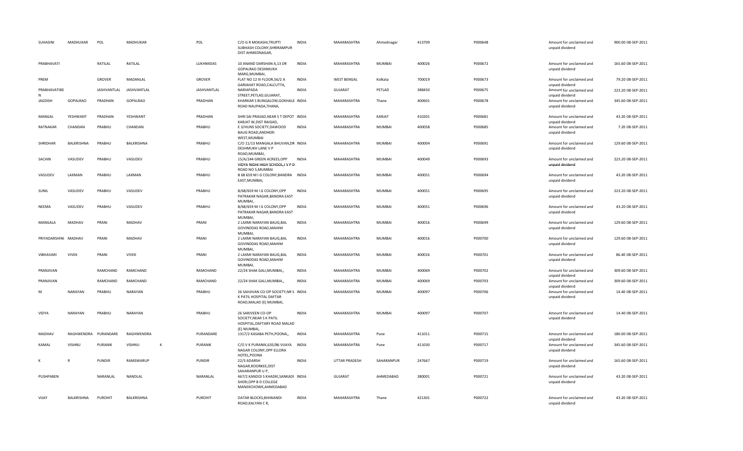| SUHASINI | MADHUKAR | POL | MADHUKAR | | POL | C/O G R MOKASHI,TRUPTI SUBHASH COLONY,SHRIRAMPUR DIST AHMEDNAGAR, | INDIA | MAHARASHTRA | Ahmednagar | 413709 | P000648 | Amount for unclaimed and unpaid dividend | 900.00 | 08-SEP-2011 |
|---|---|---|---|---|---|---|---|---|---|---|---|---|---|---|
| PRABHAVATI | | RATILAL | RATILAL | | LUKHMIDAS | 10 ANAND DARSHAN A,13 DR GOPALRAO DESHMUKH MARG,MUMBAI, | INDIA | MAHARASHTRA | MUMBAI | 400026 | P000672 | Amount for unclaimed and unpaid dividend | 165.60 | 08-SEP-2011 |
| PREM | | GROVER | MADANLAL | | GROVER | FLAT NO 12 III FLOOR,56/2 A GARIAHAT ROAD,CALCUTTA, | INDIA | WEST BENGAL | Kolkata | 700019 | P000673 | Amount for unclaimed and unpaid dividend | 79.20 | 08-SEP-2011 |
| PRABHAVATIBE N | | JASHVANTLAL | JASHVANTLAL | | JASHVANTLAL | NARIAPADA STREET,PETLAD,GUJARAT, | INDIA | GUJARAT | PETLAD | 388450 | P000675 | Amount for unclaimed and unpaid dividend | 223.20 | 08-SEP-2011 |
| JAGDISH | GOPALRAO | PRADHAN | GOPALRAO | | PRADHAN | KHARKAR S BUNGALOW,GOKHALE ROAD NAUPADA,THANA, | INDIA | MAHARASHTRA | Thane | 400601 | P000678 | Amount for unclaimed and unpaid dividend | 345.60 | 08-SEP-2011 |
| MANGAL | YESHWANT | PRADHAN | YESHWANT | | PRADHAN | SHRI SAI PRASAD,NEAR S T DEPOT KARJAT W,DIST RAIGAD, | INDIA | MAHARASHTRA | KARJAT | 410201 | P000681 | Amount for unclaimed and unpaid dividend | 43.20 | 08-SEP-2011 |
| RATNAKAR | CHANDAN | PRABHU | CHANDAN | | PRABHU | E 3/HUNS SOCIETY,DAWOOD BAUG ROAD,ANDHERI WEST,MUMBAI | INDIA | MAHARASHTRA | MUMBAI | 400058 | P000685 | Amount for unclaimed and unpaid dividend | 7.20 | 08-SEP-2011 |
| SHRIDHAR | BALKRISHNA | PRABHU | BALKRISHNA | | PRABHU | C/O 11/13 MANGALA BHUVAN,DR DESHMUKH LANE V P ROAD,MUMBAI, | INDIA | MAHARASHTRA | MUMBAI | 400004 | P000691 | Amount for unclaimed and unpaid dividend | 129.60 | 08-SEP-2011 |
| SACHIN | VASUDEV | PRABHU | VASUDEV | | PRABHU | 15/A/244 GREEN ACREES,OPP VIDYA NIDHI HIGH SCHOOL,J V P D ROAD NO 5,MUMBAI | INDIA | MAHARASHTRA | MUMBAI | 400049 | P000693 | Amount for unclaimed and unpaid dividend | 223.20 | 08-SEP-2011 |
| VASUDEV | LAXMAN | PRABHU | LAXMAN | | PRABHU | B 68 659 M I G COLONY,BANDRA EAST,MUMBAI, | INDIA | MAHARASHTRA | MUMBAI | 400051 | P000694 | Amount for unclaimed and unpaid dividend | 43.20 | 08-SEP-2011 |
| SUNIL | VASUDEV | PRABHU | VASUDEV | | PRABHU | B/68/659 M I G COLONY,OPP PATRAKAR NAGAR,BANDRA EAST MUMBAI, | INDIA | MAHARASHTRA | MUMBAI | 400051 | P000695 | Amount for unclaimed and unpaid dividend | 223.20 | 08-SEP-2011 |
| NEEMA | VASUDEV | PRABHU | VASUDEV | | PRABHU | B/68/659 M I G COLONY,OPP PATRAKAR NAGAR,BANDRA EAST MUMBAI, | INDIA | MAHARASHTRA | MUMBAI | 400051 | P000696 | Amount for unclaimed and unpaid dividend | 43.20 | 08-SEP-2011 |
| MANGALA | MADHAV | PRANI | MADHAV | | PRANI | 2 LAXMI NARAYAN BAUG,BAL GOVINDDAS ROAD,MAHIM MUMBAI, | INDIA | MAHARASHTRA | MUMBAI | 400016 | P000699 | Amount for unclaimed and unpaid dividend | 129.60 | 08-SEP-2011 |
| PRIYADARSHINI | MADHAV | PRANI | MADHAV | | PRANI | 2 LAXMI NARAYAN BAUG,BAL GOVINDDAS ROAD,MAHIM MUMBAI, | INDIA | MAHARASHTRA | MUMBAI | 400016 | P000700 | Amount for unclaimed and unpaid dividend | 129.60 | 08-SEP-2011 |
| VIBHAVARI | VIVEK | PRANI | VIVEK | | PRANI | 2 LAXMI NARAYAN BAUG,BAL GOVINDDAS ROAD,MAHIM MUMBAI, | INDIA | MAHARASHTRA | MUMBAI | 400016 | P000701 | Amount for unclaimed and unpaid dividend | 86.40 | 08-SEP-2011 |
| PRANJIVAN | | RAMCHAND | RAMCHAND | | RAMCHAND | 22/24 SHAK GALI,MUMBAI,, | INDIA | MAHARASHTRA | MUMBAI | 400069 | P000702 | Amount for unclaimed and unpaid dividend | 309.60 | 08-SEP-2011 |
| PRANJIVAN | | RAMCHAND | RAMCHAND | | RAMCHAND | 22/24 SHAK GALI,MUMBAI,, | INDIA | MAHARASHTRA | MUMBAI | 400069 | P000703 | Amount for unclaimed and unpaid dividend | 309.60 | 08-SEP-2011 |
| M | NARAYAN | PRABHU | NARAYAN | | PRABHU | 26 SAHJIVAN CO-OP SOCIETY,NR S K PATIL HOSPITAL DAFTAR ROAD,MALAD (E) MUMBAI, | INDIA | MAHARASHTRA | MUMBAI | 400097 | P000706 | Amount for unclaimed and unpaid dividend | 14.40 | 08-SEP-2011 |
| VIDYA | NARAYAN | PRABHU | NARAYAN | | PRABHU | 26 SARJVEEN CO-OP SOCIETY,NEAR S K PATIL HOSPITAL,DAFTARY ROAD MALAD (E) MUMBAI, | INDIA | MAHARASHTRA | MUMBAI | 400097 | P000707 | Amount for unclaimed and unpaid dividend | 14.40 | 08-SEP-2011 |
| MADHAV | RAGHWENDRA | PURANDARE | RAGHWENDRA | | PURANDARE | 1317/2 KASABA PETH,POONA,, | INDIA | MAHARASHTRA | Pune | 411011 | P000715 | Amount for unclaimed and unpaid dividend | 180.00 | 08-SEP-2011 |
| KAMAL | VISHNU | PURANIK | VISHNU | K | PURANIK | C/O V K PURANIK,635/86 VIJAYA NAGAR COLONY,OPP ELLORA HOTEL,POONA | INDIA | MAHARASHTRA | Pune | 411030 | P000717 | Amount for unclaimed and unpaid dividend | 345.60 | 08-SEP-2011 |
| K | R | PUNDIR | RAMSWARUP | | PUNDIR | 22/3 ADARSH NAGAR,ROORKEE,DIST SAHARANPUR U P, | INDIA | UTTAR PRADESH | SAHARANPUR | 247667 | P000719 | Amount for unclaimed and unpaid dividend | 165.60 | 08-SEP-2011 |
| PUSHPABEN | | NARANLAL | NANDLAL | | NARANLAL | 467/2 KANDOI S KHADKI,SANKADI SHERI,OPP B D COLLEGE MANEKCHOWK,AHMEDABAD | INDIA | GUJARAT | AHMEDABAD | 380001 | P000721 | Amount for unclaimed and unpaid dividend | 43.20 | 08-SEP-2011 |
| VIJAY | BALKRISHNA | PUROHIT | BALKRISHNA | | PUROHIT | DATAR BLOCKS,BHIWANDI ROAD,KALYAN C R, | INDIA | MAHARASHTRA | Thane | 421301 | P000722 | Amount for unclaimed and unpaid dividend | 43.20 | 08-SEP-2011 |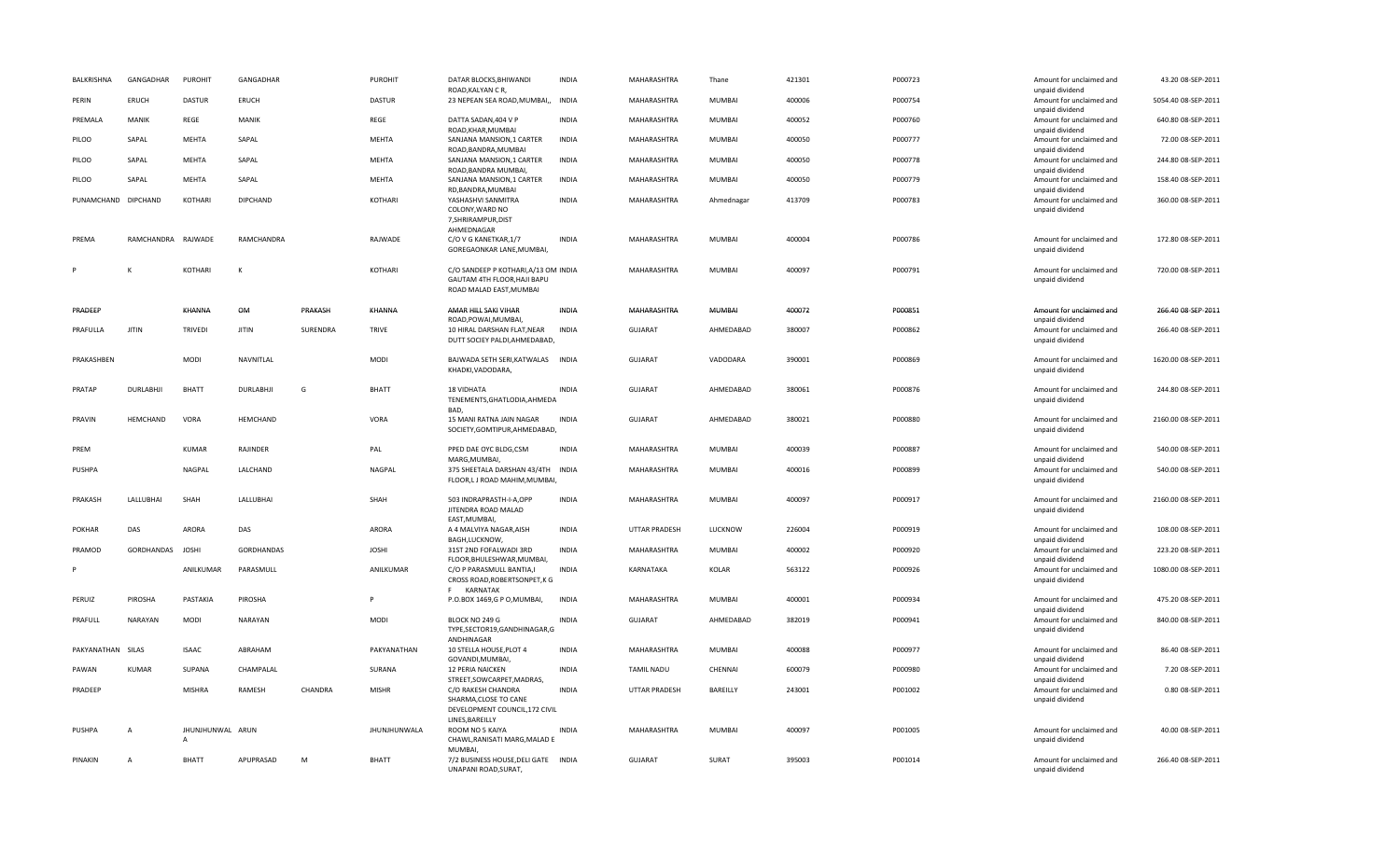| | | | | | | | | | | | | | | |
|---|---|---|---|---|---|---|---|---|---|---|---|---|---|---|
| BALKRISHNA | GANGADHAR | PUROHIT | GANGADHAR | | PUROHIT | DATAR BLOCKS,BHIWANDI ROAD,KALYAN C R, | INDIA | MAHARASHTRA | Thane | 421301 | P000723 | Amount for unclaimed and unpaid dividend | 43.20 | 08-SEP-2011 |
| PERIN | ERUCH | DASTUR | ERUCH | | DASTUR | 23 NEPEAN SEA ROAD,MUMBAI,, | INDIA | MAHARASHTRA | MUMBAI | 400006 | P000754 | Amount for unclaimed and unpaid dividend | 5054.40 | 08-SEP-2011 |
| PREMALA | MANIK | REGE | MANIK | | REGE | DATTA SADAN,404 V P ROAD,KHAR,MUMBAI | INDIA | MAHARASHTRA | MUMBAI | 400052 | P000760 | Amount for unclaimed and unpaid dividend | 640.80 | 08-SEP-2011 |
| PILOO | SAPAL | MEHTA | SAPAL | | MEHTA | SANJANA MANSION,1 CARTER ROAD,BANDRA,MUMBAI | INDIA | MAHARASHTRA | MUMBAI | 400050 | P000777 | Amount for unclaimed and unpaid dividend | 72.00 | 08-SEP-2011 |
| PILOO | SAPAL | MEHTA | SAPAL | | MEHTA | SANJANA MANSION,1 CARTER ROAD,BANDRA MUMBAI, | INDIA | MAHARASHTRA | MUMBAI | 400050 | P000778 | Amount for unclaimed and unpaid dividend | 244.80 | 08-SEP-2011 |
| PILOO | SAPAL | MEHTA | SAPAL | | MEHTA | SANJANA MANSION,1 CARTER RD,BANDRA,MUMBAI | INDIA | MAHARASHTRA | MUMBAI | 400050 | P000779 | Amount for unclaimed and unpaid dividend | 158.40 | 08-SEP-2011 |
| PUNAMCHAND | DIPCHAND | KOTHARI | DIPCHAND | | KOTHARI | YASHASHVI SANMITRA COLONY,WARD NO 7,SHRIRAMPUR,DIST AHMEDNAGAR | INDIA | MAHARASHTRA | Ahmednagar | 413709 | P000783 | Amount for unclaimed and unpaid dividend | 360.00 | 08-SEP-2011 |
| PREMA | RAMCHANDRA | RAJWADE | RAMCHANDRA | | RAJWADE | C/O V G KANETKAR,1/7 GOREGAONKAR LANE,MUMBAI, | INDIA | MAHARASHTRA | MUMBAI | 400004 | P000786 | Amount for unclaimed and unpaid dividend | 172.80 | 08-SEP-2011 |
| P | K | KOTHARI | K | | KOTHARI | C/O SANDEEP P KOTHARI,A/13 OM GAUTAM 4TH FLOOR,HAJI BAPU ROAD MALAD EAST,MUMBAI | INDIA | MAHARASHTRA | MUMBAI | 400097 | P000791 | Amount for unclaimed and unpaid dividend | 720.00 | 08-SEP-2011 |
| ~~PRADEEP~~ | | ~~KHANNA~~ | ~~OM~~ | ~~PRAKASH~~ | ~~KHANNA~~ | ~~AMAR HILL SAKI VIHAR ROAD,POWAI,MUMBAI,~~ | ~~INDIA~~ | ~~MAHARASHTRA~~ | ~~MUMBAI~~ | ~~400072~~ | ~~P000851~~ | ~~Amount for unclaimed and unpaid dividend~~ | ~~266.40~~ | ~~08-SEP-2011~~ |
| PRAFULLA | JITIN | TRIVEDI | JITIN | SURENDRA | TRIVE | 10 HIRAL DARSHAN FLAT,NEAR DUTT SOCIEY PALDI,AHMEDABAD, | INDIA | GUJARAT | AHMEDABAD | 380007 | P000862 | Amount for unclaimed and unpaid dividend | 266.40 | 08-SEP-2011 |
| PRAKASHBEN | | MODI | NAVNITLAL | | MODI | BAJWADA SETH SERI,KATWALAS KHADKI,VADODARA, | INDIA | GUJARAT | VADODARA | 390001 | P000869 | Amount for unclaimed and unpaid dividend | 1620.00 | 08-SEP-2011 |
| PRATAP | DURLABHJI | BHATT | DURLABHJI | G | BHATT | 18 VIDHATA TENEMENTS,GHATLODIA,AHMEDA BAD, | INDIA | GUJARAT | AHMEDABAD | 380061 | P000876 | Amount for unclaimed and unpaid dividend | 244.80 | 08-SEP-2011 |
| PRAVIN | HEMCHAND | VORA | HEMCHAND | | VORA | 15 MANI RATNA JAIN NAGAR SOCIETY,GOMTIPUR,AHMEDABAD, | INDIA | GUJARAT | AHMEDABAD | 380021 | P000880 | Amount for unclaimed and unpaid dividend | 2160.00 | 08-SEP-2011 |
| PREM | | KUMAR | RAJINDER | | PAL | PPED DAE OYC BLDG,CSM MARG,MUMBAI, | INDIA | MAHARASHTRA | MUMBAI | 400039 | P000887 | Amount for unclaimed and unpaid dividend | 540.00 | 08-SEP-2011 |
| PUSHPA | | NAGPAL | LALCHAND | | NAGPAL | 375 SHEETALA DARSHAN 43/4TH FLOOR,L J ROAD MAHIM,MUMBAI, | INDIA | MAHARASHTRA | MUMBAI | 400016 | P000899 | Amount for unclaimed and unpaid dividend | 540.00 | 08-SEP-2011 |
| PRAKASH | LALLUBHAI | SHAH | LALLUBHAI | | SHAH | 503 INDRAPRASTH-I-A,OPP JITENDRA ROAD MALAD EAST,MUMBAI, | INDIA | MAHARASHTRA | MUMBAI | 400097 | P000917 | Amount for unclaimed and unpaid dividend | 2160.00 | 08-SEP-2011 |
| POKHAR | DAS | ARORA | DAS | | ARORA | A 4 MALVIYA NAGAR,AISH BAGH,LUCKNOW, | INDIA | UTTAR PRADESH | LUCKNOW | 226004 | P000919 | Amount for unclaimed and unpaid dividend | 108.00 | 08-SEP-2011 |
| PRAMOD | GORDHANDAS | JOSHI | GORDHANDAS | | JOSHI | 31ST 2ND FOFALWADI 3RD FLOOR,BHULESHWAR,MUMBAI, | INDIA | MAHARASHTRA | MUMBAI | 400002 | P000920 | Amount for unclaimed and unpaid dividend | 223.20 | 08-SEP-2011 |
| P | | ANILKUMAR | PARASMULL | | ANILKUMAR | C/O P PARASMULL BANTIA,I CROSS ROAD,ROBERTSONPET,K G F KARNATAK | INDIA | KARNATAKA | KOLAR | 563122 | P000926 | Amount for unclaimed and unpaid dividend | 1080.00 | 08-SEP-2011 |
| PERUIZ | PIROSHA | PASTAKIA | PIROSHA | | P | P.O.BOX 1469,G P O,MUMBAI, | INDIA | MAHARASHTRA | MUMBAI | 400001 | P000934 | Amount for unclaimed and unpaid dividend | 475.20 | 08-SEP-2011 |
| PRAFULL | NARAYAN | MODI | NARAYAN | | MODI | BLOCK NO 249 G TYPE,SECTOR19,GANDHINAGAR,G ANDHINAGAR | INDIA | GUJARAT | AHMEDABAD | 382019 | P000941 | Amount for unclaimed and unpaid dividend | 840.00 | 08-SEP-2011 |
| PAKYANATHAN | SILAS | ISAAC | ABRAHAM | | PAKYANATHAN | 10 STELLA HOUSE,PLOT 4 GOVANDI,MUMBAI, | INDIA | MAHARASHTRA | MUMBAI | 400088 | P000977 | Amount for unclaimed and unpaid dividend | 86.40 | 08-SEP-2011 |
| PAWAN | KUMAR | SUPANA | CHAMPALAL | | SURANA | 12 PERIA NAICKEN STREET,SOWCARPET,MADRAS, | INDIA | TAMIL NADU | CHENNAI | 600079 | P000980 | Amount for unclaimed and unpaid dividend | 7.20 | 08-SEP-2011 |
| PRADEEP | | MISHRA | RAMESH | CHANDRA | MISHR | C/O RAKESH CHANDRA SHARMA,CLOSE TO CANE DEVELOPMENT COUNCIL,172 CIVIL LINES,BAREILLY | INDIA | UTTAR PRADESH | BAREILLY | 243001 | P001002 | Amount for unclaimed and unpaid dividend | 0.80 | 08-SEP-2011 |
| PUSHPA | A | JHUNJHUNWAL A | ARUN | | JHUNJHUNWALA | ROOM NO 5 KAIYA CHAWL,RANISATI MARG,MALAD E MUMBAI, | INDIA | MAHARASHTRA | MUMBAI | 400097 | P001005 | Amount for unclaimed and unpaid dividend | 40.00 | 08-SEP-2011 |
| PINAKIN | A | BHATT | APUPRASAD | M | BHATT | 7/2 BUSINESS HOUSE,DELI GATE UNAPANI ROAD,SURAT, | INDIA | GUJARAT | SURAT | 395003 | P001014 | Amount for unclaimed and unpaid dividend | 266.40 | 08-SEP-2011 |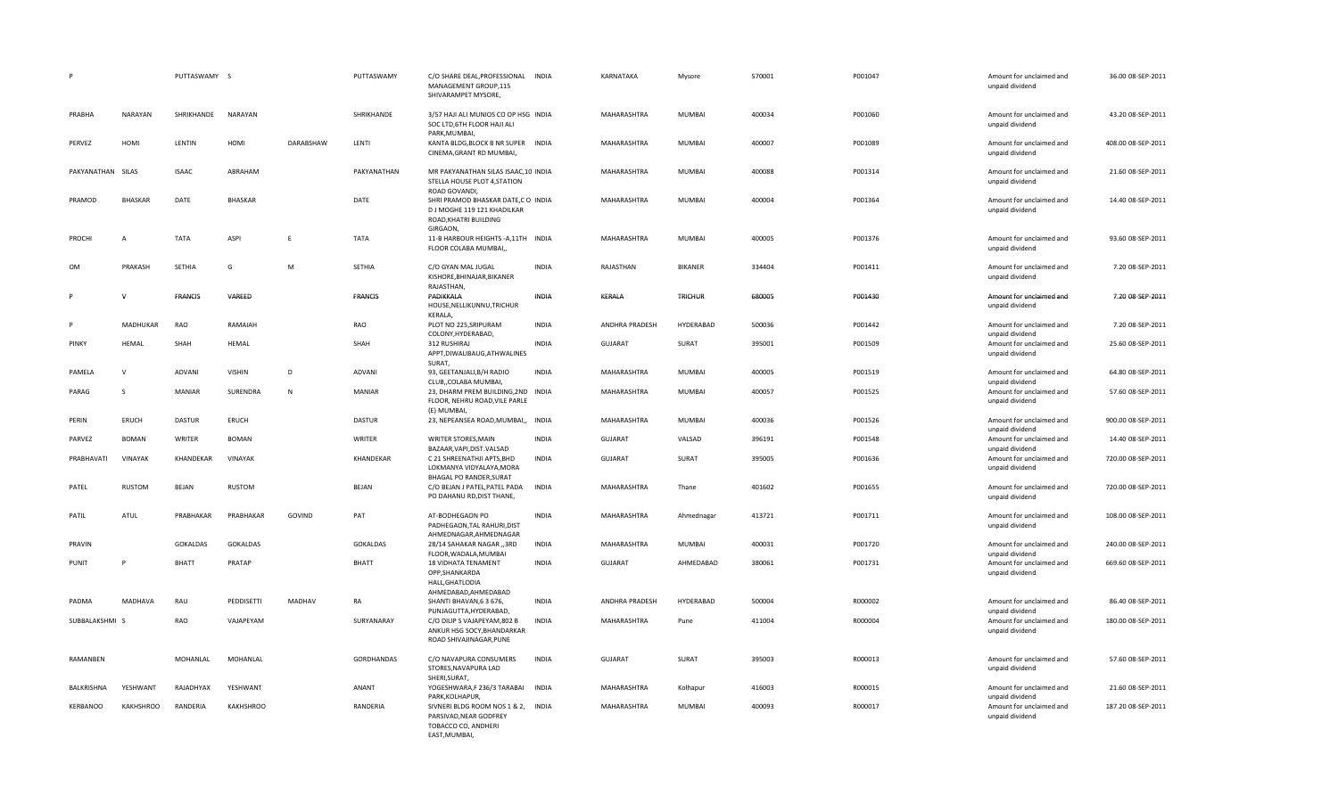| P | | PUTTASWAMY | S | | PUTTASWAMY | C/O SHARE DEAL,PROFESSIONAL MANAGEMENT GROUP,115 SHIVARAMPET MYSORE, | INDIA | KARNATAKA | Mysore | 570001 | P001047 | Amount for unclaimed and unpaid dividend | 36.00 | 08-SEP-2011 |
|---|---|---|---|---|---|---|---|---|---|---|---|---|---|---|
| PRABHA | NARAYAN | SHRIKHANDE | NARAYAN | | SHRIKHANDE | 3/57 HAJI ALI MUNIOS CO OP HSG SOC LTD,6TH FLOOR HAJI ALI PARK,MUMBAI, | INDIA | MAHARASHTRA | MUMBAI | 400034 | P001060 | Amount for unclaimed and unpaid dividend | 43.20 | 08-SEP-2011 |
| PERVEZ | HOMI | LENTIN | HOMI | DARABSHAW | LENTI | KANTA BLDG,BLOCK B NR SUPER CINEMA,GRANT RD MUMBAI, | INDIA | MAHARASHTRA | MUMBAI | 400007 | P001089 | Amount for unclaimed and unpaid dividend | 408.00 | 08-SEP-2011 |
| PAKYANATHAN | SILAS | ISAAC | ABRAHAM | | PAKYANATHAN | MR PAKYANATHAN SILAS ISAAC,10 STELLA HOUSE PLOT 4,STATION ROAD GOVANDI, | INDIA | MAHARASHTRA | MUMBAI | 400088 | P001314 | Amount for unclaimed and unpaid dividend | 21.60 | 08-SEP-2011 |
| PRAMOD | BHASKAR | DATE | BHASKAR | | DATE | SHRI PRAMOD BHASKAR DATE,C O D J MOGHE 119 121 KHADILKAR ROAD,KHATRI BUILDING GIRGAON, | INDIA | MAHARASHTRA | MUMBAI | 400004 | P001364 | Amount for unclaimed and unpaid dividend | 14.40 | 08-SEP-2011 |
| PROCHI | A | TATA | ASPI | E | TATA | 11-B HARBOUR HEIGHTS -A,11TH FLOOR COLABA MUMBAI,, | INDIA | MAHARASHTRA | MUMBAI | 400005 | P001376 | Amount for unclaimed and unpaid dividend | 93.60 | 08-SEP-2011 |
| OM | PRAKASH | SETHIA | G | M | SETHIA | C/O GYAN MAL JUGAL KISHORE,BHINAJAR,BIKANER RAJASTHAN, | INDIA | RAJASTHAN | BIKANER | 334404 | P001411 | Amount for unclaimed and unpaid dividend | 7.20 | 08-SEP-2011 |
| P | V | FRANCIS | VAREED | | FRANCIS | PADIKKALA HOUSE,NELLIKUNNU,TRICHUR KERALA, | INDIA | KERALA | TRICHUR | 680005 | P001430 | Amount for unclaimed and unpaid dividend | 7.20 | 08-SEP-2011 |
| P | MADHUKAR | RAO | RAMAIAH | | RAO | PLOT NO 225,SRIPURAM COLONY,HYDERABAD, | INDIA | ANDHRA PRADESH | HYDERABAD | 500036 | P001442 | Amount for unclaimed and unpaid dividend | 7.20 | 08-SEP-2011 |
| PINKY | HEMAL | SHAH | HEMAL | | SHAH | 312 RUSHIRAJ APPT,DIWALIBAUG,ATHWALINES SURAT, | INDIA | GUJARAT | SURAT | 395001 | P001509 | Amount for unclaimed and unpaid dividend | 25.60 | 08-SEP-2011 |
| PAMELA | V | ADVANI | VISHIN | D | ADVANI | 93, GEETANJALI,B/H RADIO CLUB,,COLABA MUMBAI, | INDIA | MAHARASHTRA | MUMBAI | 400005 | P001519 | Amount for unclaimed and unpaid dividend | 64.80 | 08-SEP-2011 |
| PARAG | S | MANIAR | SURENDRA | N | MANIAR | 23, DHARM PREM BUILDING,2ND FLOOR, NEHRU ROAD,VILE PARLE (E) MUMBAI, | INDIA | MAHARASHTRA | MUMBAI | 400057 | P001525 | Amount for unclaimed and unpaid dividend | 57.60 | 08-SEP-2011 |
| PERIN | ERUCH | DASTUR | ERUCH | | DASTUR | 23, NEPEANSEA ROAD,MUMBAI,, | INDIA | MAHARASHTRA | MUMBAI | 400036 | P001526 | Amount for unclaimed and unpaid dividend | 900.00 | 08-SEP-2011 |
| PARVEZ | BOMAN | WRITER | BOMAN | | WRITER | WRITER STORES,MAIN BAZAAR,VAPI,DIST.VALSAD | INDIA | GUJARAT | VALSAD | 396191 | P001548 | Amount for unclaimed and unpaid dividend | 14.40 | 08-SEP-2011 |
| PRABHAVATI | VINAYAK | KHANDEKAR | VINAYAK | | KHANDEKAR | C 21 SHREENATHJI APTS,BHD LOKMANYA VIDYALAYA,MORA BHAGAL PO RANDER,SURAT | INDIA | GUJARAT | SURAT | 395005 | P001636 | Amount for unclaimed and unpaid dividend | 720.00 | 08-SEP-2011 |
| PATEL | RUSTOM | BEJAN | RUSTOM | | BEJAN | C/O BEJAN J PATEL,PATEL PADA PO DAHANU RD,DIST THANE, | INDIA | MAHARASHTRA | Thane | 401602 | P001655 | Amount for unclaimed and unpaid dividend | 720.00 | 08-SEP-2011 |
| PATIL | ATUL | PRABHAKAR | PRABHAKAR | GOVIND | PAT | AT-BODHEGAON PO PADHEGAON,TAL RAHURI,DIST AHMEDNAGAR,AHMEDNAGAR | INDIA | MAHARASHTRA | Ahmednagar | 413721 | P001711 | Amount for unclaimed and unpaid dividend | 108.00 | 08-SEP-2011 |
| PRAVIN | | GOKALDAS | GOKALDAS | | GOKALDAS | 28/14 SAHAKAR NAGAR ,,3RD FLOOR,WADALA,MUMBAI | INDIA | MAHARASHTRA | MUMBAI | 400031 | P001720 | Amount for unclaimed and unpaid dividend | 240.00 | 08-SEP-2011 |
| PUNIT | P | BHATT | PRATAP | | BHATT | 18 VIDHATA TENAMENT OPP,SHANKARDA HALL,GHATLODIA AHMEDABAD,AHMEDABAD | INDIA | GUJARAT | AHMEDABAD | 380061 | P001731 | Amount for unclaimed and unpaid dividend | 669.60 | 08-SEP-2011 |
| PADMA | MADHAVA | RAU | PEDDISETTI | MADHAV | RA | SHANTI BHAVAN,6 3 676, PUNJAGUTTA,HYDERABAD, | INDIA | ANDHRA PRADESH | HYDERABAD | 500004 | R000002 | Amount for unclaimed and unpaid dividend | 86.40 | 08-SEP-2011 |
| SUBBALAKSHMI | S | RAO | VAJAPEYAM | | SURYANARAY | C/O DILIP S VAJAPEYAM,802 B ANKUR HSG SOCY,BHANDARKAR ROAD SHIVAJINAGAR,PUNE | INDIA | MAHARASHTRA | Pune | 411004 | R000004 | Amount for unclaimed and unpaid dividend | 180.00 | 08-SEP-2011 |
| RAMANBEN | | MOHANLAL | MOHANLAL | | GORDHANDAS | C/O NAVAPURA CONSUMERS STORES,NAVAPURA LAD SHERI,SURAT, | INDIA | GUJARAT | SURAT | 395003 | R000013 | Amount for unclaimed and unpaid dividend | 57.60 | 08-SEP-2011 |
| BALKRISHNA | YESHWANT | RAJADHYAX | YESHWANT | | ANANT | YOGESHWARA,F 236/3 TARABAI PARK,KOLHAPUR, | INDIA | MAHARASHTRA | Kolhapur | 416003 | R000015 | Amount for unclaimed and unpaid dividend | 21.60 | 08-SEP-2011 |
| KERBANOO | KAKHSHROO | RANDERIA | KAKHSHROO | | RANDERIA | SIVNERI BLDG ROOM NOS 1 & 2, PARSIVAD,NEAR GODFREY TOBACCO CO, ANDHERI EAST,MUMBAI, | INDIA | MAHARASHTRA | MUMBAI | 400093 | R000017 | Amount for unclaimed and unpaid dividend | 187.20 | 08-SEP-2011 |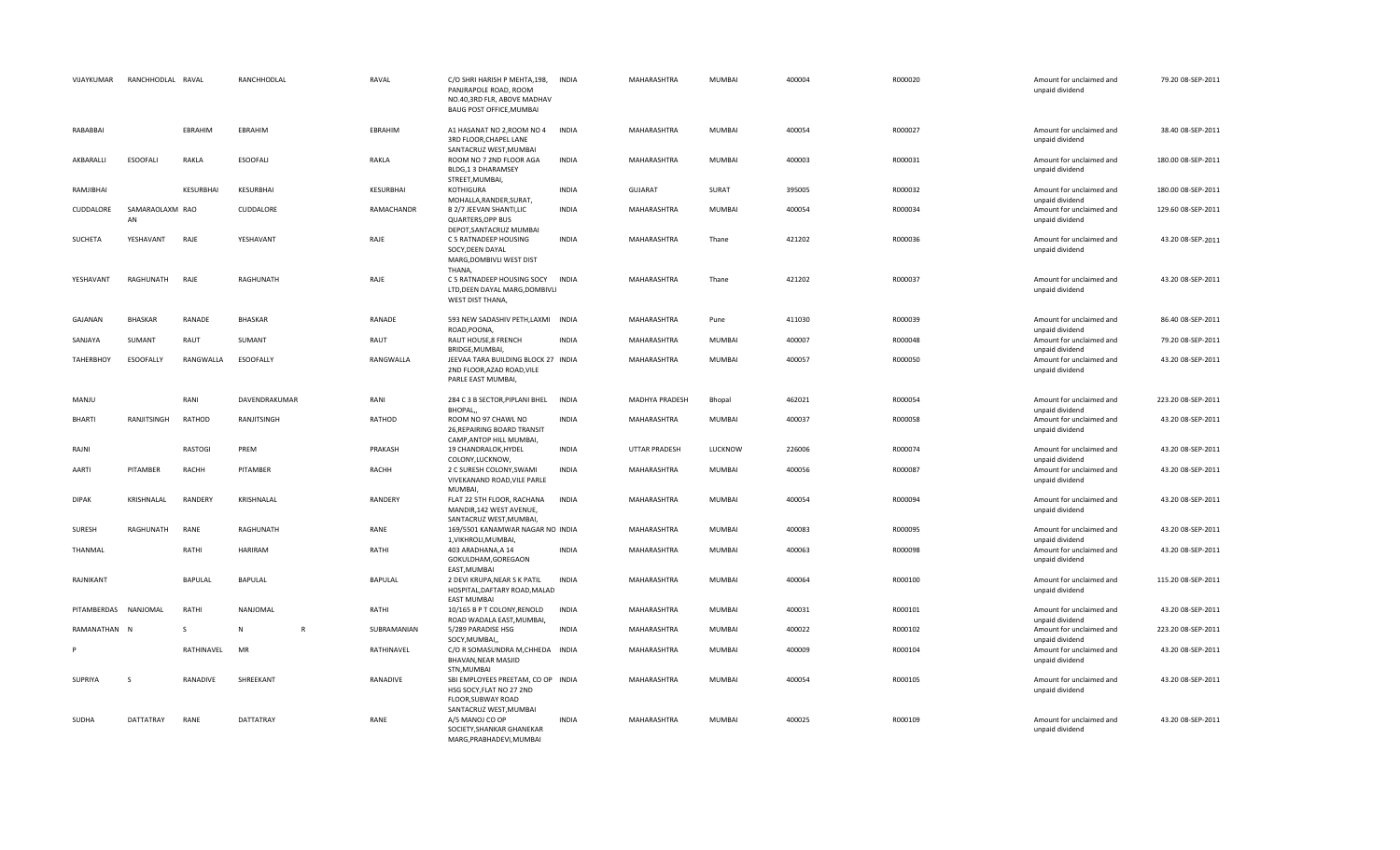| VIJAYKUMAR | RANCHHODLAL | RAVAL | RANCHHODLAL | | RAVAL | C/O SHRI HARISH P MEHTA,198, PANJRAPOLE ROAD, ROOM NO.40,3RD FLR, ABOVE MADHAV BAUG POST OFFICE,MUMBAI | INDIA | MAHARASHTRA | MUMBAI | 400004 | R000020 | Amount for unclaimed and unpaid dividend | 79.20 | 08-SEP-2011 |
|---|---|---|---|---|---|---|---|---|---|---|---|---|---|---|
| RABABBAI | | EBRAHIM | EBRAHIM | | EBRAHIM | A1 HASANAT NO 2,ROOM NO 4 3RD FLOOR,CHAPEL LANE SANTACRUZ WEST,MUMBAI | INDIA | MAHARASHTRA | MUMBAI | 400054 | R000027 | Amount for unclaimed and unpaid dividend | 38.40 | 08-SEP-2011 |
| AKBARALLI | ESOOFALI | RAKLA | ESOOFALI | | RAKLA | ROOM NO 7 2ND FLOOR AGA BLDG,1 3 DHARAMSEY STREET,MUMBAI, | INDIA | MAHARASHTRA | MUMBAI | 400003 | R000031 | Amount for unclaimed and unpaid dividend | 180.00 | 08-SEP-2011 |
| RAMJIBHAI | | KESURBHAI | KESURBHAI | | KESURBHAI | KOTHIGURA MOHALLA,RANDER,SURAT, | INDIA | GUJARAT | SURAT | 395005 | R000032 | Amount for unclaimed and unpaid dividend | 180.00 | 08-SEP-2011 |
| CUDDALORE | SAMARAOLAXMAN | RAO | CUDDALORE | | RAMACHANDR | B 2/7 JEEVAN SHANTI,LIC QUARTERS,OPP BUS DEPOT,SANTACRUZ MUMBAI | INDIA | MAHARASHTRA | MUMBAI | 400054 | R000034 | Amount for unclaimed and unpaid dividend | 129.60 | 08-SEP-2011 |
| SUCHETA | YESHAVANT | RAJE | YESHAVANT | | RAJE | C 5 RATNADEEP HOUSING SOCY,DEEN DAYAL MARG,DOMBIVLI WEST DIST THANA, | INDIA | MAHARASHTRA | Thane | 421202 | R000036 | Amount for unclaimed and unpaid dividend | 43.20 | 08-SEP-2011 |
| YESHAVANT | RAGHUNATH | RAJE | RAGHUNATH | | RAJE | C 5 RATNADEEP HOUSING SOCY LTD,DEEN DAYAL MARG,DOMBIVLI WEST DIST THANA, | INDIA | MAHARASHTRA | Thane | 421202 | R000037 | Amount for unclaimed and unpaid dividend | 43.20 | 08-SEP-2011 |
| GAJANAN | BHASKAR | RANADE | BHASKAR | | RANADE | 593 NEW SADASHIV PETH,LAXMI ROAD,POONA, | INDIA | MAHARASHTRA | Pune | 411030 | R000039 | Amount for unclaimed and unpaid dividend | 86.40 | 08-SEP-2011 |
| SANJAYA | SUMANT | RAUT | SUMANT | | RAUT | RAUT HOUSE,8 FRENCH BRIDGE,MUMBAI, | INDIA | MAHARASHTRA | MUMBAI | 400007 | R000048 | Amount for unclaimed and unpaid dividend | 79.20 | 08-SEP-2011 |
| TAHERBHOY | ESOOFALLY | RANGWALLA | ESOOFALLY | | RANGWALLA | JEEVAA TARA BUILDING BLOCK 27 2ND FLOOR,AZAD ROAD,VILE PARLE EAST MUMBAI, | INDIA | MAHARASHTRA | MUMBAI | 400057 | R000050 | Amount for unclaimed and unpaid dividend | 43.20 | 08-SEP-2011 |
| MANJU | | RANI | DAVENDRAKUMAR | | RANI | 284 C 3 B SECTOR,PIPLANI BHEL BHOPAL,, | INDIA | MADHYA PRADESH | Bhopal | 462021 | R000054 | Amount for unclaimed and unpaid dividend | 223.20 | 08-SEP-2011 |
| BHARTI | RANJITSINGH | RATHOD | RANJITSINGH | | RATHOD | ROOM NO 97 CHAWL NO 26,REPAIRING BOARD TRANSIT CAMP,ANTOP HILL MUMBAI, | INDIA | MAHARASHTRA | MUMBAI | 400037 | R000058 | Amount for unclaimed and unpaid dividend | 43.20 | 08-SEP-2011 |
| RAJNI | | RASTOGI | PREM | | PRAKASH | 19 CHANDRALOK,HYDEL COLONY,LUCKNOW, | INDIA | UTTAR PRADESH | LUCKNOW | 226006 | R000074 | Amount for unclaimed and unpaid dividend | 43.20 | 08-SEP-2011 |
| AARTI | PITAMBER | RACHH | PITAMBER | | RACHH | 2 C SURESH COLONY,SWAMI VIVEKANAND ROAD,VILE PARLE MUMBAI, | INDIA | MAHARASHTRA | MUMBAI | 400056 | R000087 | Amount for unclaimed and unpaid dividend | 43.20 | 08-SEP-2011 |
| DIPAK | KRISHNALAL | RANDERY | KRISHNALAL | | RANDERY | FLAT 22 5TH FLOOR, RACHANA MANDIR,142 WEST AVENUE, SANTACRUZ WEST,MUMBAI, | INDIA | MAHARASHTRA | MUMBAI | 400054 | R000094 | Amount for unclaimed and unpaid dividend | 43.20 | 08-SEP-2011 |
| SURESH | RAGHUNATH | RANE | RAGHUNATH | | RANE | 169/5501 KANAMWAR NAGAR NO 1,VIKHROLI,MUMBAI, | INDIA | MAHARASHTRA | MUMBAI | 400083 | R000095 | Amount for unclaimed and unpaid dividend | 43.20 | 08-SEP-2011 |
| THANMAL | | RATHI | HARIRAM | | RATHI | 403 ARADHANA,A 14 GOKULDHAM,GOREGAON EAST,MUMBAI | INDIA | MAHARASHTRA | MUMBAI | 400063 | R000098 | Amount for unclaimed and unpaid dividend | 43.20 | 08-SEP-2011 |
| RAJNIKANT | | BAPULAL | BAPULAL | | BAPULAL | 2 DEVI KRUPA,NEAR S K PATIL HOSPITAL,DAFTARY ROAD,MALAD EAST MUMBAI | INDIA | MAHARASHTRA | MUMBAI | 400064 | R000100 | Amount for unclaimed and unpaid dividend | 115.20 | 08-SEP-2011 |
| PITAMBERDAS | NANJOMAL | RATHI | NANJOMAL | | RATHI | 10/165 B P T COLONY,RENOLD ROAD WADALA EAST,MUMBAI, | INDIA | MAHARASHTRA | MUMBAI | 400031 | R000101 | Amount for unclaimed and unpaid dividend | 43.20 | 08-SEP-2011 |
| RAMANATHAN | N | S | N | R | SUBRAMANIAN | 5/289 PARADISE HSG SOCY,MUMBAI,, | INDIA | MAHARASHTRA | MUMBAI | 400022 | R000102 | Amount for unclaimed and unpaid dividend | 223.20 | 08-SEP-2011 |
| P | | RATHINAVEL | MR | | RATHINAVEL | C/O R SOMASUNDRA M,CHHEDA BHAVAN,NEAR MASJID STN,MUMBAI | INDIA | MAHARASHTRA | MUMBAI | 400009 | R000104 | Amount for unclaimed and unpaid dividend | 43.20 | 08-SEP-2011 |
| SUPRIYA | S | RANADIVE | SHREEKANT | | RANADIVE | SBI EMPLOYEES PREETAM, CO OP HSG SOCY,FLAT NO 27 2ND FLOOR,SUBWAY ROAD SANTACRUZ WEST,MUMBAI | INDIA | MAHARASHTRA | MUMBAI | 400054 | R000105 | Amount for unclaimed and unpaid dividend | 43.20 | 08-SEP-2011 |
| SUDHA | DATTATRAY | RANE | DATTATRAY | | RANE | A/5 MANOJ CO OP SOCIETY,SHANKAR GHANEKAR MARG,PRABHADEVI,MUMBAI | INDIA | MAHARASHTRA | MUMBAI | 400025 | R000109 | Amount for unclaimed and unpaid dividend | 43.20 | 08-SEP-2011 |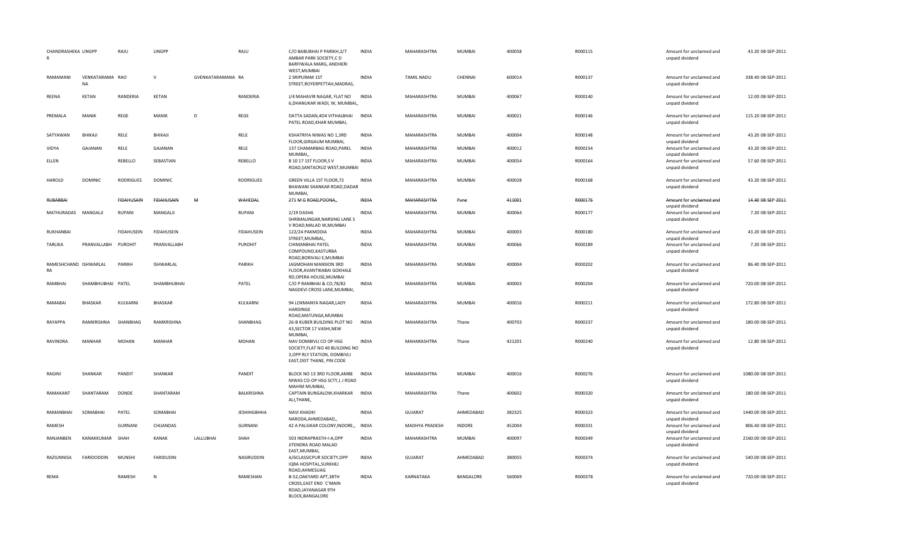| | | | | | | | | | | | | | | |
|---|---|---|---|---|---|---|---|---|---|---|---|---|---|---|
| CHANDRASHEKA R | LINGPP | RAJU | LINGPP | | RAJU | C/O BABUBHAI P PARIKH,2/7 AMBAR PARK SOCIETY,C D BARFIWALA MARG, ANDHERI WEST,MUMBAI | INDIA | MAHARASHTRA | MUMBAI | 400058 | R000115 | Amount for unclaimed and unpaid dividend | 43.20 | 08-SEP-2011 |
| RAMAMANI | VENKATARAMA NA | RAO | V | GVENKATARAMANA | RA | 2 SRIPURAM 1ST STREET,ROYERPETTAH,MADRAS, | INDIA | TAMIL NADU | CHENNAI | 600014 | R000137 | Amount for unclaimed and unpaid dividend | 338.40 | 08-SEP-2011 |
| REENA | KETAN | RANDERIA | KETAN | | RANDERIA | J/4 MAHAVIR NAGAR, FLAT NO 6,DHANUKAR WADI, W, MUMBAI,, | INDIA | MAHARASHTRA | MUMBAI | 400067 | R000140 | Amount for unclaimed and unpaid dividend | 12.00 | 08-SEP-2011 |
| PREMALA | MANIK | REGE | MANIK | D | REGE | DATTA SADAN,4O4 VITHALBHAI PATEL ROAD,KHAR MUMBAI, | INDIA | MAHARASHTRA | MUMBAI | 400021 | R000146 | Amount for unclaimed and unpaid dividend | 115.20 | 08-SEP-2011 |
| SATYAWAN | BHIKAJI | RELE | BHIKAJI | | RELE | KSHATRIYA NIWAS NO 1,3RD FLOOR,GIRGAUM MUMBAI, | INDIA | MAHARASHTRA | MUMBAI | 400004 | R000148 | Amount for unclaimed and unpaid dividend | 43.20 | 08-SEP-2011 |
| VIDYA | GAJANAN | RELE | GAJANAN | | RELE | 137 CHAMARBAG ROAD,PAREL MUMBAI,, | INDIA | MAHARASHTRA | MUMBAI | 400012 | R000154 | Amount for unclaimed and unpaid dividend | 43.20 | 08-SEP-2011 |
| ELLEN | | REBELLO | SEBASTIAN | | REBELLO | B 10 17 1ST FLOOR,S V ROAD,SANTACRUZ WEST,MUMBAI | INDIA | MAHARASHTRA | MUMBAI | 400054 | R000164 | Amount for unclaimed and unpaid dividend | 57.60 | 08-SEP-2011 |
| HAROLD | DOMINIC | RODRIGUES | DOMINIC | | RODRIGUES | GREEN VILLA 1ST FLOOR,72 BHAWANI SHANKAR ROAD,DADAR MUMBAI, | INDIA | MAHARASHTRA | MUMBAI | 400028 | R000168 | Amount for unclaimed and unpaid dividend | 43.20 | 08-SEP-2011 |
| ~~RUBABBAI~~ | | ~~FIDAHUSAIN~~ | ~~FIDAHUSAIN~~ | ~~M~~ | ~~WAHEDAL~~ | ~~271 M G ROAD,POONA,,~~ | ~~INDIA~~ | ~~MAHARASHTRA~~ | ~~Pune~~ | ~~411001~~ | ~~R000176~~ | ~~Amount for unclaimed and unpaid dividend~~ | ~~14.40~~ | ~~08-SEP-2011~~ |
| MATHURADAS | MANGALJI | RUPANI | MANGALJI | | RUPANI | 2/19 DASHA SHRIMALINAGAR,NARSING LANE S V ROAD,MALAD W,MUMBAI | INDIA | MAHARASHTRA | MUMBAI | 400064 | R000177 | Amount for unclaimed and unpaid dividend | 7.20 | 08-SEP-2011 |
| RUKHANBAI | | FIDAHUSEIN | FIDAHUSEIN | | FIDAHUSEIN | 122/24 PAKMODIA STREET,MUMBAI,, | INDIA | MAHARASHTRA | MUMBAI | 400003 | R000180 | Amount for unclaimed and unpaid dividend | 43.20 | 08-SEP-2011 |
| TARLIKA | PRANVALLABH | PUROHIT | PRANVALLABH | | PUROHIT | CHIMANBHAI PATEL COMPOUND,KASTURBA ROAD,BORIVALI E,MUMBAI | INDIA | MAHARASHTRA | MUMBAI | 400066 | R000189 | Amount for unclaimed and unpaid dividend | 7.20 | 08-SEP-2011 |
| RAMESHCHAND RA | ISHWARLAL | PARIKH | ISHWARLAL | | PARIKH | JAGMOHAN MANSION 3RD FLOOR,AVANTIKABAI GOKHALE RD,OPERA HOUSE,MUMBAI | INDIA | MAHARASHTRA | MUMBAI | 400004 | R000202 | Amount for unclaimed and unpaid dividend | 86.40 | 08-SEP-2011 |
| RAMBHAI | SHAMBHUBHAI | PATEL | SHAMBHUBHAI | | PATEL | C/O P RAMBHAI & CO,78/82 NAGDEVI CROSS LANE,MUMBAI, | INDIA | MAHARASHTRA | MUMBAI | 400003 | R000204 | Amount for unclaimed and unpaid dividend | 720.00 | 08-SEP-2011 |
| RAMABAI | BHASKAR | KULKARNI | BHASKAR | | KULKARNI | 94 LOKMANYA NAGAR,LADY HARDINGE ROAD,MATUNGA,MUMBAI | INDIA | MAHARASHTRA | MUMBAI | 400016 | R000211 | Amount for unclaimed and unpaid dividend | 172.80 | 08-SEP-2011 |
| RAYAPPA | RAMKRISHNA | SHANBHAG | RAMKRISHNA | | SHANBHAG | 26-B KUBER BUILDING PLOT NO 43,SECTOR 17 VASHI,NEW MUMBAI, | INDIA | MAHARASHTRA | Thane | 400703 | R000237 | Amount for unclaimed and unpaid dividend | 180.00 | 08-SEP-2011 |
| RAVINDRA | MANHAR | MOHAN | MANHAR | | MOHAN | NAV DOMBIVLI CO OP HSG SOCIETY,FLAT NO 40 BUILDING NO 3,OPP RLY STATION, DOMBIVLI EAST,DIST THANE, PIN CODE | INDIA | MAHARASHTRA | Thane | 421201 | R000240 | Amount for unclaimed and unpaid dividend | 12.80 | 08-SEP-2011 |
| RAGINI | SHANKAR | PANDIT | SHANKAR | | PANDIT | BLOCK NO 13 3RD FLOOR,AMBE NIWAS CO-OP HSG SCTY,L J ROAD MAHIM MUMBAI, | INDIA | MAHARASHTRA | MUMBAI | 400016 | R000276 | Amount for unclaimed and unpaid dividend | 1080.00 | 08-SEP-2011 |
| RAMAKANT | SHANTARAM | DONDE | SHANTARAM | | BALKRISHNA | CAPTAIN BUNGALOW,KHARKAR ALI,THANE, | INDIA | MAHARASHTRA | Thane | 400602 | R000320 | Amount for unclaimed and unpaid dividend | 180.00 | 08-SEP-2011 |
| RAMANBHAI | SOMABHAI | PATEL | SOMABHAI | | JESHIHGBHHA | NAVI KHADKI NARODA,AHMEDABAD,, | INDIA | GUJARAT | AHMEDABAD | 382325 | R000323 | Amount for unclaimed and unpaid dividend | 1440.00 | 08-SEP-2011 |
| RAMESH | | GURNANI | CHIJANDAS | | GURNANI | 42 A PALSIKAR COLONY,INDORE,, | INDIA | MADHYA PRADESH | INDORE | 452004 | R000331 | Amount for unclaimed and unpaid dividend | 806.40 | 08-SEP-2011 |
| RANJANBEN | KANAKKUMAR | SHAH | KANAK | LALLUBHAI | SHAH | 503 INDRAPRASTH-I-A,OPP JITENDRA ROAD MALAD EAST,MUMBAI, | INDIA | MAHARASHTRA | MUMBAI | 400097 | R000349 | Amount for unclaimed and unpaid dividend | 2160.00 | 08-SEP-2011 |
| RAZIUNNISA | FARIDODDIN | MUNSHI | FARIDUDIN | | NASIRUDDIN | A/6CLASSICPUR SOCIETY,OPP IQRA HOSPITAL,SURKHEJ ROAD,AHMESUAG | INDIA | GUJARAT | AHMEDABAD | 380055 | R000374 | Amount for unclaimed and unpaid dividend | 540.00 | 08-SEP-2011 |
| REMA | | RAMESH | N | | RAMESHAN | B-52,OAKYARD APT,38TH CROSS,EAST END `C'MAIN ROAD,JAYANAGAR 9TH BLOCK,BANGALORE | INDIA | KARNATAKA | BANGALORE | 560069 | R000378 | Amount for unclaimed and unpaid dividend | 720.00 | 08-SEP-2011 |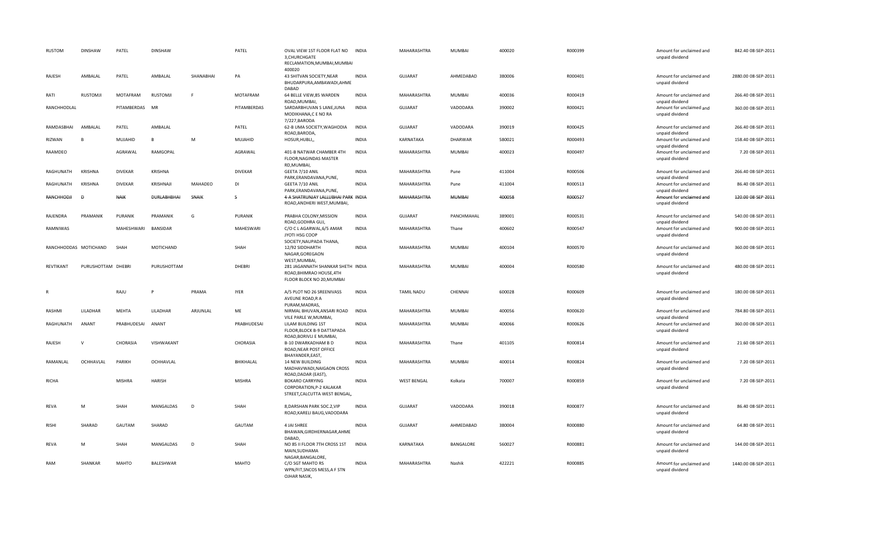| RUSTOM | DINSHAW | PATEL | DINSHAW | | PATEL | OVAL VIEW 1ST FLOOR FLAT NO 3,CHURCHGATE RECLAMATION,MUMBAI,MUMBAI 400020 | INDIA | MAHARASHTRA | MUMBAI | 400020 | R000399 | Amount for unclaimed and unpaid dividend | 842.40 | 08-SEP-2011 |
|---|---|---|---|---|---|---|---|---|---|---|---|---|---|---|
| RAJESH | AMBALAL | PATEL | AMBALAL | SHANABHAI | PA | 43 SHITVAN SOCIETY,NEAR BHUDARPURA,AMBAWADI,AHMEDABAD | INDIA | GUJARAT | AHMEDABAD | 380006 | R000401 | Amount for unclaimed and unpaid dividend | 2880.00 | 08-SEP-2011 |
| RATI | RUSTOMJI | MOTAFRAM | RUSTOMJI | F | MOTAFRAM | 64 BELLE VIEW,85 WARDEN ROAD,MUMBAI, | INDIA | MAHARASHTRA | MUMBAI | 400036 | R000419 | Amount for unclaimed and unpaid dividend | 266.40 | 08-SEP-2011 |
| RANCHHODLAL | | PITAMBERDAS | MR | | PITAMBERDAS | SARDARBHUVAN S LANE,JUNA MODIKHANA,C E NO RA 7/227,BARODA | INDIA | GUJARAT | VADODARA | 390002 | R000421 | Amount for unclaimed and unpaid dividend | 360.00 | 08-SEP-2011 |
| RAMDASBHAI | AMBALAL | PATEL | AMBALAL | | PATEL | 62-B UMA SOCIETY,WAGHODIA ROAD,BARODA, | INDIA | GUJARAT | VADODARA | 390019 | R000425 | Amount for unclaimed and unpaid dividend | 266.40 | 08-SEP-2011 |
| RIZWAN | B | MUJAHID | B | M | MUJAHID | HOSUR,HUBLI,, | INDIA | KARNATAKA | DHARWAR | 580021 | R000493 | Amount for unclaimed and unpaid dividend | 158.40 | 08-SEP-2011 |
| RAAMDEO | | AGRAWAL | RAMGOPAL | | AGRAWAL | 401-B NATWAR CHAMBER 4TH FLOOR,NAGINDAS MASTER RD,MUMBAI, | INDIA | MAHARASHTRA | MUMBAI | 400023 | R000497 | Amount for unclaimed and unpaid dividend | 7.20 | 08-SEP-2011 |
| RAGHUNATH | KRISHNA | DIVEKAR | KRISHNA | | DIVEKAR | GEETA 7/10 ANIL PARK,ERANDAVANA,PUNE, | INDIA | MAHARASHTRA | Pune | 411004 | R000506 | Amount for unclaimed and unpaid dividend | 266.40 | 08-SEP-2011 |
| RAGHUNATH | KRISHNA | DIVEKAR | KRISHNAJI | MAHADEO | DI | GEETA 7/10 ANIL PARK,ERANDAVANA,PUNE, | INDIA | MAHARASHTRA | Pune | 411004 | R000513 | Amount for unclaimed and unpaid dividend | 86.40 | 08-SEP-2011 |
| RANCHHODJI | D | NAIK | DURLABHBHAI | SNAIK | S | 4-A SHATRUNJAY LALLUBHAI PARK ROAD,ANDHERI WEST,MUMBAI, | INDIA | MAHARASHTRA | MUMBAI | 400058 | R000527 | Amount for unclaimed and unpaid dividend | 120.00 | 08-SEP-2011 |
| RAJENDRA | PRAMANIK | PURANIK | PRAMANIK | G | PURANIK | PRABHA COLONY,MISSION ROAD,GODHRA GUJ, | INDIA | GUJARAT | PANCHMAHAL | 389001 | R000531 | Amount for unclaimed and unpaid dividend | 540.00 | 08-SEP-2011 |
| RAMNIWAS | | MAHESHWARI | BANSIDAR | | MAHESWARI | C/O C L AGARWAL,6/5 AMAR JYOTI HSG COOP SOCIETY,NAUPADA THANA, | INDIA | MAHARASHTRA | Thane | 400602 | R000547 | Amount for unclaimed and unpaid dividend | 900.00 | 08-SEP-2011 |
| RANCHHODDAS | MOTICHAND | SHAH | MOTICHAND | | SHAH | 12/92 SIDDHARTH NAGAR,GOREGAON WEST,MUMBAI, | INDIA | MAHARASHTRA | MUMBAI | 400104 | R000570 | Amount for unclaimed and unpaid dividend | 360.00 | 08-SEP-2011 |
| REVTIKANT | PURUSHOTTAM | DHEBRI | PURUSHOTTAM | | DHEBRI | 281 JAGANNATH SHANKAR SHETH ROAD,BHIMRAO HOUSE,4TH FLOOR BLOCK NO 20,MUMBAI | INDIA | MAHARASHTRA | MUMBAI | 400004 | R000580 | Amount for unclaimed and unpaid dividend | 480.00 | 08-SEP-2011 |
| R | | RAJU | P | PRAMA | IYER | A/5 PLOT NO 26 SREENIVASS AVEUNE ROAD,R A PURAM,MADRAS, | INDIA | TAMIL NADU | CHENNAI | 600028 | R000609 | Amount for unclaimed and unpaid dividend | 180.00 | 08-SEP-2011 |
| RASHMI | LILADHAR | MEHTA | LILADHAR | ARJUNLAL | ME | NIRMAL BHUVAN,ANSARI ROAD VILE PARLE W,MUMBAI, | INDIA | MAHARASHTRA | MUMBAI | 400056 | R000620 | Amount for unclaimed and unpaid dividend | 784.80 | 08-SEP-2011 |
| RAGHUNATH | ANANT | PRABHUDESAI | ANANT | | PRABHUDESAI | LILAM BUILDING 1ST FLOOR,BLOCK B-9 DATTAPADA ROAD,BORIVLI E MUMBAI, | INDIA | MAHARASHTRA | MUMBAI | 400066 | R000626 | Amount for unclaimed and unpaid dividend | 360.00 | 08-SEP-2011 |
| RAJESH | V | CHORASIA | VISHWAKANT | | CHORASIA | B-10 DWARKADHAM B D ROAD,NEAR POST OFFICE BHAYANDER,EAST, | INDIA | MAHARASHTRA | Thane | 401105 | R000814 | Amount for unclaimed and unpaid dividend | 21.60 | 08-SEP-2011 |
| RAMANLAL | OCHHAVLAL | PARIKH | OCHHAVLAL | | BHIKHALAL | 14 NEW BUILDING MADHAVWADI,NAIGAON CROSS ROAD,DADAR (EAST), | INDIA | MAHARASHTRA | MUMBAI | 400014 | R000824 | Amount for unclaimed and unpaid dividend | 7.20 | 08-SEP-2011 |
| RICHA | | MISHRA | HARISH | | MISHRA | BOKARO CARRYING CORPORATION,P-2 KALAKAR STREET,CALCUTTA WEST BENGAL, | INDIA | WEST BENGAL | Kolkata | 700007 | R000859 | Amount for unclaimed and unpaid dividend | 7.20 | 08-SEP-2011 |
| REVA | M | SHAH | MANGALDAS | D | SHAH | 8,DARSHAN PARK SOC.2,VIP ROAD,KARELI BAUG,VADODARA | INDIA | GUJARAT | VADODARA | 390018 | R000877 | Amount for unclaimed and unpaid dividend | 86.40 | 08-SEP-2011 |
| RISHI | SHARAD | GAUTAM | SHARAD | | GAUTAM | 4 JAI SHREE BHAWAN,GIRDHERNAGAR,AHMEDABAD, | INDIA | GUJARAT | AHMEDABAD | 380004 | R000880 | Amount for unclaimed and unpaid dividend | 64.80 | 08-SEP-2011 |
| REVA | M | SHAH | MANGALDAS | D | SHAH | NO 85 II FLOOR 7TH CROSS 1ST MAIN,SUDHAMA NAGAR,BANGALORE, | INDIA | KARNATAKA | BANGALORE | 560027 | R000881 | Amount for unclaimed and unpaid dividend | 144.00 | 08-SEP-2011 |
| RAM | SHANKAR | MAHTO | BALESHWAR | | MAHTO | C/O SGT MAHTO RS WPN/FIT,SNCOS MESS,A F STN OJHAR NASIK, | INDIA | MAHARASHTRA | Nashik | 422221 | R000885 | Amount for unclaimed and unpaid dividend | 1440.00 | 08-SEP-2011 |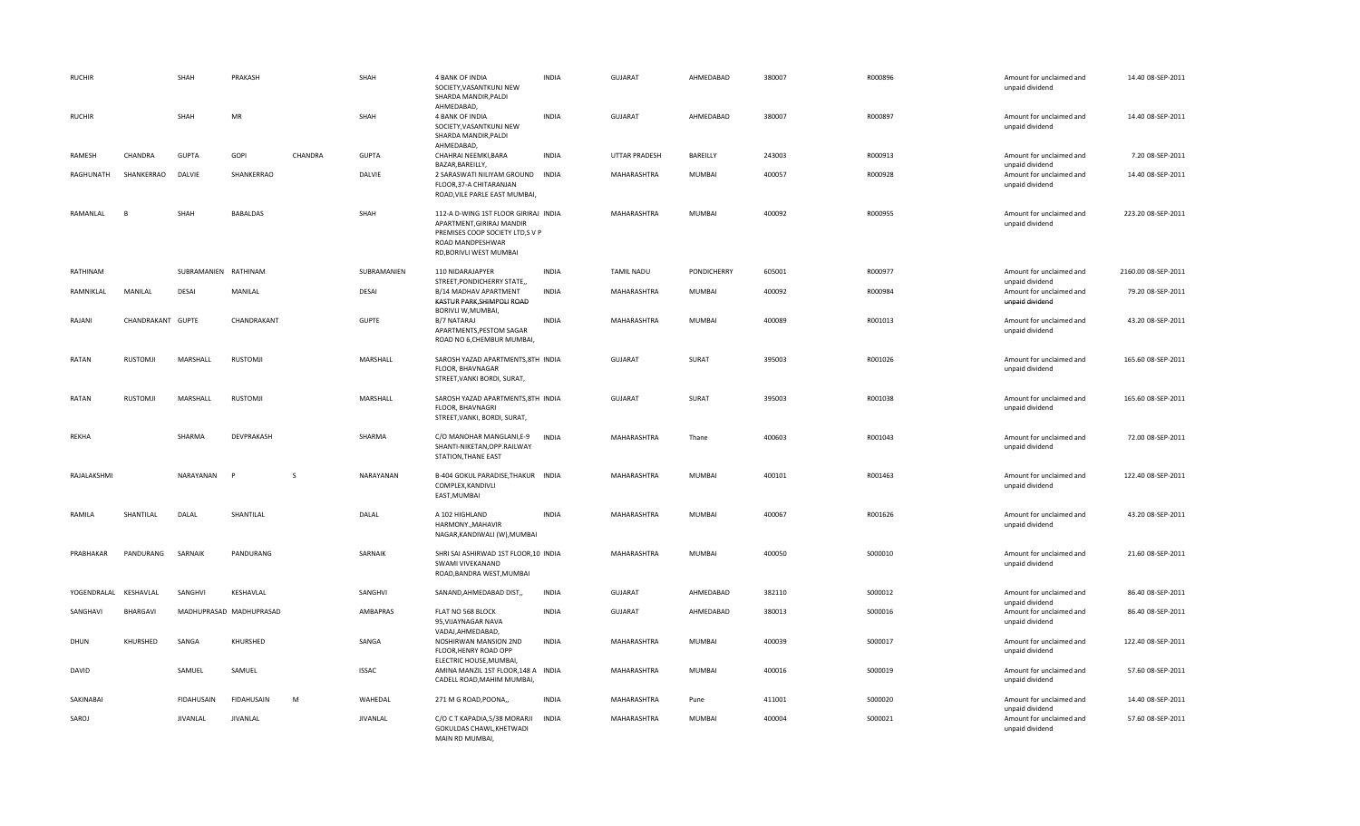| RUCHIR | | SHAH | PRAKASH | | SHAH | 4 BANK OF INDIA SOCIETY,VASANTKUNJ NEW SHARDA MANDIR,PALDI AHMEDABAD, | INDIA | GUJARAT | AHMEDABAD | 380007 | R000896 | Amount for unclaimed and unpaid dividend | 14.40 08-SEP-2011 |
|---|---|---|---|---|---|---|---|---|---|---|---|---|---|
| RUCHIR | | SHAH | MR | | SHAH | 4 BANK OF INDIA SOCIETY,VASANTKUNJ NEW SHARDA MANDIR,PALDI AHMEDABAD, | INDIA | GUJARAT | AHMEDABAD | 380007 | R000897 | Amount for unclaimed and unpaid dividend | 14.40 08-SEP-2011 |
| RAMESH | CHANDRA | GUPTA | GOPI | CHANDRA | GUPTA | CHAHRAI NEEMKI,BARA BAZAR,BAREILLY, | INDIA | UTTAR PRADESH | BAREILLY | 243003 | R000913 | Amount for unclaimed and unpaid dividend | 7.20 08-SEP-2011 |
| RAGHUNATH | SHANKERRAO | DALVIE | SHANKERRAO | | DALVIE | 2 SARASWATI NILIYAM GROUND FLOOR,37-A CHITARANJAN ROAD,VILE PARLE EAST MUMBAI, | INDIA | MAHARASHTRA | MUMBAI | 400057 | R000928 | Amount for unclaimed and unpaid dividend | 14.40 08-SEP-2011 |
| RAMANLAL | B | SHAH | BABALDAS | | SHAH | 112-A D-WING 1ST FLOOR GIRIRAJ APARTMENT,GIRIRAJ MANDIR PREMISES COOP SOCIETY LTD,S V P ROAD MANDPESHWAR RD,BORIVLI WEST MUMBAI | INDIA | MAHARASHTRA | MUMBAI | 400092 | R000955 | Amount for unclaimed and unpaid dividend | 223.20 08-SEP-2011 |
| RATHINAM | | SUBRAMANIEN | RATHINAM | | SUBRAMANIEN | 110 NIDARAJAPYER STREET,PONDICHERRY STATE,, | INDIA | TAMIL NADU | PONDICHERRY | 605001 | R000977 | Amount for unclaimed and unpaid dividend | 2160.00 08-SEP-2011 |
| RAMNIKLAL | MANILAL | DESAI | MANILAL | | DESAI | B/14 MADHAV APARTMENT KASTUR PARK,SHIMPOLI ROAD BORIVLI W,MUMBAI, | INDIA | MAHARASHTRA | MUMBAI | 400092 | R000984 | Amount for unclaimed and unpaid dividend | 79.20 08-SEP-2011 |
| RAJANI | CHANDRAKANT | GUPTE | CHANDRAKANT | | GUPTE | B/7 NATARAJ APARTMENTS,PESTOM SAGAR ROAD NO 6,CHEMBUR MUMBAI, | INDIA | MAHARASHTRA | MUMBAI | 400089 | R001013 | Amount for unclaimed and unpaid dividend | 43.20 08-SEP-2011 |
| RATAN | RUSTOMJI | MARSHALL | RUSTOMJI | | MARSHALL | SAROSH YAZAD APARTMENTS,8TH FLOOR, BHAVNAGAR STREET,VANKI BORDI, SURAT, | INDIA | GUJARAT | SURAT | 395003 | R001026 | Amount for unclaimed and unpaid dividend | 165.60 08-SEP-2011 |
| RATAN | RUSTOMJI | MARSHALL | RUSTOMJI | | MARSHALL | SAROSH YAZAD APARTMENTS,8TH FLOOR, BHAVNAGRI STREET,VANKI, BORDI, SURAT, | INDIA | GUJARAT | SURAT | 395003 | R001038 | Amount for unclaimed and unpaid dividend | 165.60 08-SEP-2011 |
| REKHA | | SHARMA | DEVPRAKASH | | SHARMA | C/O MANOHAR MANGLANI,E-9 SHANTI-NIKETAN,OPP.RAILWAY STATION,THANE EAST | INDIA | MAHARASHTRA | Thane | 400603 | R001043 | Amount for unclaimed and unpaid dividend | 72.00 08-SEP-2011 |
| RAJALAKSHMI | | NARAYANAN | P | S | NARAYANAN | B-404 GOKUL PARADISE,THAKUR COMPLEX,KANDIVLI EAST,MUMBAI | INDIA | MAHARASHTRA | MUMBAI | 400101 | R001463 | Amount for unclaimed and unpaid dividend | 122.40 08-SEP-2011 |
| RAMILA | SHANTILAL | DALAL | SHANTILAL | | DALAL | A 102 HIGHLAND HARMONY.,MAHAVIR NAGAR,KANDIWALI (W),MUMBAI | INDIA | MAHARASHTRA | MUMBAI | 400067 | R001626 | Amount for unclaimed and unpaid dividend | 43.20 08-SEP-2011 |
| PRABHAKAR | PANDURANG | SARNAIK | PANDURANG | | SARNAIK | SHRI SAI ASHIRWAD 1ST FLOOR,10 SWAMI VIVEKANAND ROAD,BANDRA WEST,MUMBAI | INDIA | MAHARASHTRA | MUMBAI | 400050 | S000010 | Amount for unclaimed and unpaid dividend | 21.60 08-SEP-2011 |
| YOGENDRALAL | KESHAVLAL | SANGHVI | KESHAVLAL | | SANGHVI | SANAND,AHMEDABAD DIST,, | INDIA | GUJARAT | AHMEDABAD | 382110 | S000012 | Amount for unclaimed and unpaid dividend | 86.40 08-SEP-2011 |
| SANGHAVI | BHARGAVI | MADHUPRASAD | MADHUPRASAD | | AMBAPRAS | FLAT NO 568 BLOCK 95,VIJAYNAGAR NAVA VADAJ,AHMEDABAD, | INDIA | GUJARAT | AHMEDABAD | 380013 | S000016 | Amount for unclaimed and unpaid dividend | 86.40 08-SEP-2011 |
| DHUN | KHURSHED | SANGA | KHURSHED | | SANGA | NOSHIRWAN MANSION 2ND FLOOR,HENRY ROAD OPP ELECTRIC HOUSE,MUMBAI, | INDIA | MAHARASHTRA | MUMBAI | 400039 | S000017 | Amount for unclaimed and unpaid dividend | 122.40 08-SEP-2011 |
| DAVID | | SAMUEL | SAMUEL | | ISSAC | AMINA MANZIL 1ST FLOOR,148 A CADELL ROAD,MAHIM MUMBAI, | INDIA | MAHARASHTRA | MUMBAI | 400016 | S000019 | Amount for unclaimed and unpaid dividend | 57.60 08-SEP-2011 |
| SAKINABAI | | FIDAHUSAIN | FIDAHUSAIN | M | WAHEDAL | 271 M G ROAD,POONA,, | INDIA | MAHARASHTRA | Pune | 411001 | S000020 | Amount for unclaimed and unpaid dividend | 14.40 08-SEP-2011 |
| SAROJ | | JIVANLAL | JIVANLAL | | JIVANLAL | C/O C T KAPADIA,5/38 MORARJI GOKULDAS CHAWL,KHETWADI MAIN RD MUMBAI, | INDIA | MAHARASHTRA | MUMBAI | 400004 | S000021 | Amount for unclaimed and unpaid dividend | 57.60 08-SEP-2011 |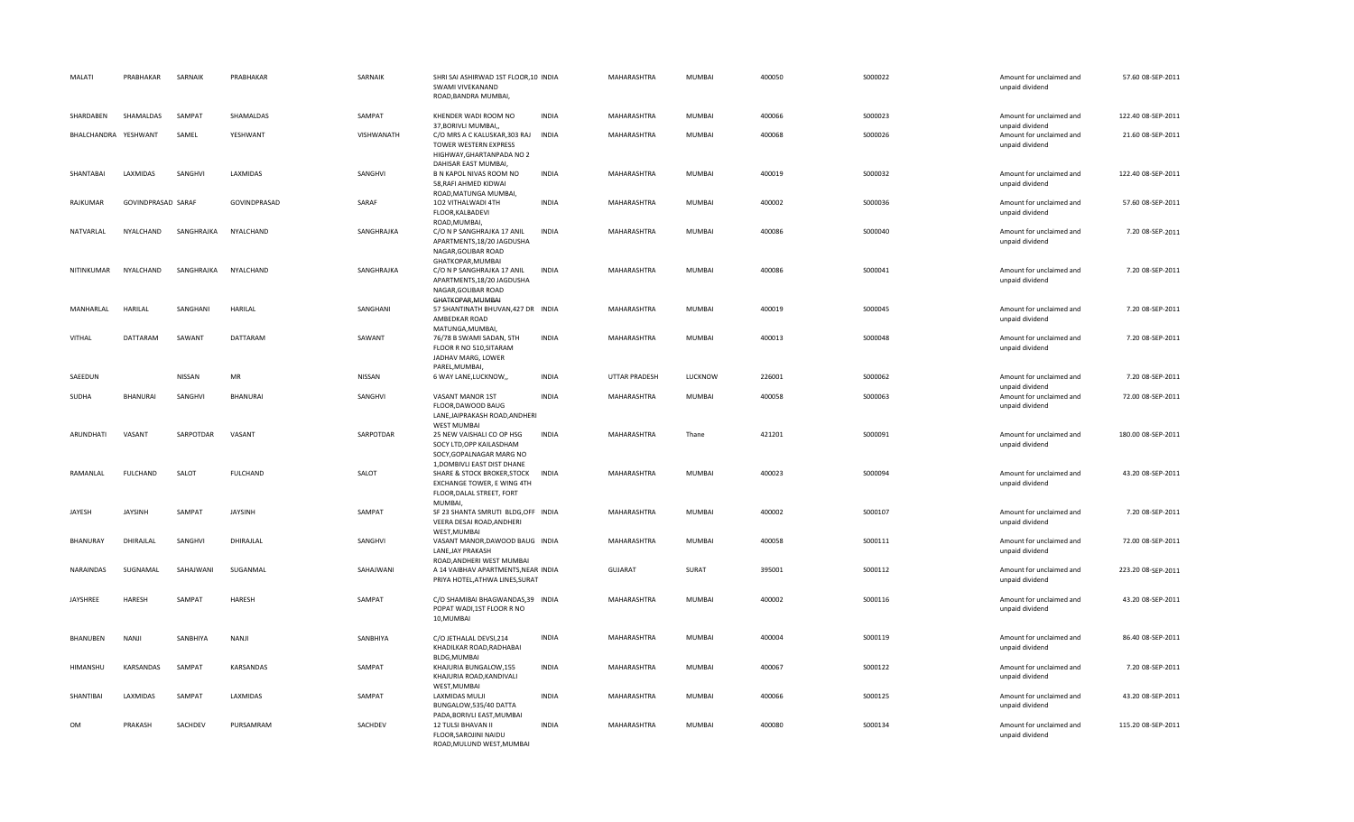| MALATI | PRABHAKAR | SARNAIK | PRABHAKAR | | SARNAIK | SHRI SAI ASHIRWAD 1ST FLOOR,10 SWAMI VIVEKANAND ROAD,BANDRA MUMBAI, | INDIA | MAHARASHTRA | MUMBAI | 400050 | | S000022 | | Amount for unclaimed and unpaid dividend | 57.60 | 08-SEP-2011 |
|---|---|---|---|---|---|---|---|---|---|---|---|---|---|---|---|---|
| SHARDABEN | SHAMALDAS | SAMPAT | SHAMALDAS | | SAMPAT | KHENDER WADI ROOM NO 37,BORIVLI MUMBAI,, | INDIA | MAHARASHTRA | MUMBAI | 400066 | | S000023 | | Amount for unclaimed and unpaid dividend | 122.40 | 08-SEP-2011 |
| BHALCHANDRA | YESHWANT | SAMEL | YESHWANT | | VISHWANATH | C/O MRS A C KALUSKAR,303 RAJ TOWER WESTERN EXPRESS HIGHWAY,GHARTANPADA NO 2 DAHISAR EAST MUMBAI, | INDIA | MAHARASHTRA | MUMBAI | 400068 | | S000026 | | Amount for unclaimed and unpaid dividend | 21.60 | 08-SEP-2011 |
| SHANTABAI | LAXMIDAS | SANGHVI | LAXMIDAS | | SANGHVI | B N KAPOL NIVAS ROOM NO 58,RAFI AHMED KIDWAI ROAD,MATUNGA MUMBAI, | INDIA | MAHARASHTRA | MUMBAI | 400019 | | S000032 | | Amount for unclaimed and unpaid dividend | 122.40 | 08-SEP-2011 |
| RAJKUMAR | GOVINDPRASAD | SARAF | GOVINDPRASAD | | SARAF | 102 VITHALWADI 4TH FLOOR,KALBADEVI ROAD,MUMBAI, | INDIA | MAHARASHTRA | MUMBAI | 400002 | | S000036 | | Amount for unclaimed and unpaid dividend | 57.60 | 08-SEP-2011 |
| NATVARLAL | NYALCHAND | SANGHRAJKA | NYALCHAND | | SANGHRAJKA | C/O N P SANGHRAJKA 17 ANIL APARTMENTS,18/20 JAGDUSHA NAGAR,GOLIBAR ROAD GHATKOPAR,MUMBAI | INDIA | MAHARASHTRA | MUMBAI | 400086 | | S000040 | | Amount for unclaimed and unpaid dividend | 7.20 | 08-SEP-2011 |
| NITINKUMAR | NYALCHAND | SANGHRAJKA | NYALCHAND | | SANGHRAJKA | C/O N P SANGHRAJKA 17 ANIL APARTMENTS,18/20 JAGDUSHA NAGAR,GOLIBAR ROAD GHATKOPAR,MUMBAI | INDIA | MAHARASHTRA | MUMBAI | 400086 | | S000041 | | Amount for unclaimed and unpaid dividend | 7.20 | 08-SEP-2011 |
| MANHARLAL | HARILAL | SANGHANI | HARILAL | | SANGHANI | 57 SHANTINATH BHUVAN,427 DR AMBEDKAR ROAD MATUNGA,MUMBAI, | INDIA | MAHARASHTRA | MUMBAI | 400019 | | S000045 | | Amount for unclaimed and unpaid dividend | 7.20 | 08-SEP-2011 |
| VITHAL | DATTARAM | SAWANT | DATTARAM | | SAWANT | 76/78 B SWAMI SADAN, 5TH FLOOR R NO 510,SITARAM JADHAV MARG, LOWER PAREL,MUMBAI, | INDIA | MAHARASHTRA | MUMBAI | 400013 | | S000048 | | Amount for unclaimed and unpaid dividend | 7.20 | 08-SEP-2011 |
| SAEEDUN | | NISSAN | MR | | NISSAN | 6 WAY LANE,LUCKNOW,, | INDIA | UTTAR PRADESH | LUCKNOW | 226001 | | S000062 | | Amount for unclaimed and unpaid dividend | 7.20 | 08-SEP-2011 |
| SUDHA | BHANURAI | SANGHVI | BHANURAI | | SANGHVI | VASANT MANOR 1ST FLOOR,DAWOOD BAUG LANE,JAIPRAKASH ROAD,ANDHERI WEST MUMBAI | INDIA | MAHARASHTRA | MUMBAI | 400058 | | S000063 | | Amount for unclaimed and unpaid dividend | 72.00 | 08-SEP-2011 |
| ARUNDHATI | VASANT | SARPOTDAR | VASANT | | SARPOTDAR | 25 NEW VAISHALI CO OP HSG SOCY LTD,OPP KAILASDHAM SOCY,GOPALNAGAR MARG NO 1,DOMBIVLI EAST DIST DHANE | INDIA | MAHARASHTRA | Thane | 421201 | | S000091 | | Amount for unclaimed and unpaid dividend | 180.00 | 08-SEP-2011 |
| RAMANLAL | FULCHAND | SALOT | FULCHAND | | SALOT | SHARE & STOCK BROKER,STOCK EXCHANGE TOWER, E WING 4TH FLOOR,DALAL STREET, FORT MUMBAI, | INDIA | MAHARASHTRA | MUMBAI | 400023 | | S000094 | | Amount for unclaimed and unpaid dividend | 43.20 | 08-SEP-2011 |
| JAYESH | JAYSINH | SAMPAT | JAYSINH | | SAMPAT | SF 23 SHANTA SMRUTI BLDG,OFF VEERA DESAI ROAD,ANDHERI WEST,MUMBAI | INDIA | MAHARASHTRA | MUMBAI | 400002 | | S000107 | | Amount for unclaimed and unpaid dividend | 7.20 | 08-SEP-2011 |
| BHANURAY | DHIRAJLAL | SANGHVI | DHIRAJLAL | | SANGHVI | VASANT MANOR,DAWOOD BAUG LANE,JAY PRAKASH ROAD,ANDHERI WEST MUMBAI | INDIA | MAHARASHTRA | MUMBAI | 400058 | | S000111 | | Amount for unclaimed and unpaid dividend | 72.00 | 08-SEP-2011 |
| NARAINDAS | SUGNAMAL | SAHAJWANI | SUGANMAL | | SAHAJWANI | A 14 VAIBHAV APARTMENTS,NEAR PRIYA HOTEL,ATHWA LINES,SURAT | INDIA | GUJARAT | SURAT | 395001 | | S000112 | | Amount for unclaimed and unpaid dividend | 223.20 | 08-SEP-2011 |
| JAYSHREE | HARESH | SAMPAT | HARESH | | SAMPAT | C/O SHAMIBAI BHAGWANDAS,39 POPAT WADI,1ST FLOOR R NO 10,MUMBAI | INDIA | MAHARASHTRA | MUMBAI | 400002 | | S000116 | | Amount for unclaimed and unpaid dividend | 43.20 | 08-SEP-2011 |
| BHANUBEN | NANJI | SANBHIYA | NANJI | | SANBHIYA | C/O JETHALAL DEVSI,214 KHADILKAR ROAD,RADHABAI BLDG,MUMBAI | INDIA | MAHARASHTRA | MUMBAI | 400004 | | S000119 | | Amount for unclaimed and unpaid dividend | 86.40 | 08-SEP-2011 |
| HIMANSHU | KARSANDAS | SAMPAT | KARSANDAS | | SAMPAT | KHAJURIA BUNGALOW,155 KHAJURIA ROAD,KANDIVALI WEST,MUMBAI | INDIA | MAHARASHTRA | MUMBAI | 400067 | | S000122 | | Amount for unclaimed and unpaid dividend | 7.20 | 08-SEP-2011 |
| SHANTIBAI | LAXMIDAS | SAMPAT | LAXMIDAS | | SAMPAT | LAXMIDAS MULJI BUNGALOW,535/40 DATTA PADA,BORIVLI EAST,MUMBAI | INDIA | MAHARASHTRA | MUMBAI | 400066 | | S000125 | | Amount for unclaimed and unpaid dividend | 43.20 | 08-SEP-2011 |
| OM | PRAKASH | SACHDEV | PURSAMRAM | | SACHDEV | 12 TULSI BHAVAN II FLOOR,SAROJINI NAIDU ROAD,MULUND WEST,MUMBAI | INDIA | MAHARASHTRA | MUMBAI | 400080 | | S000134 | | Amount for unclaimed and unpaid dividend | 115.20 | 08-SEP-2011 |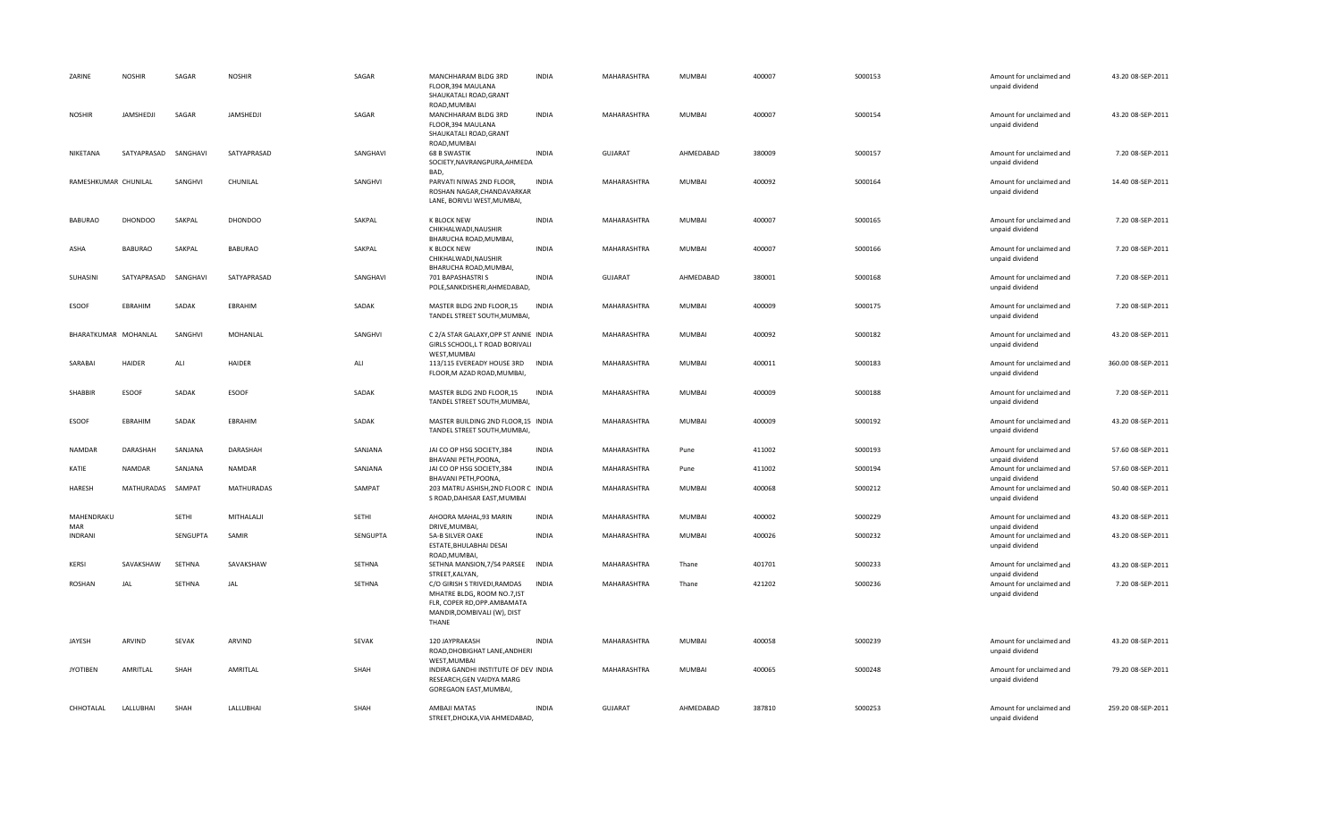| ZARINE | NOSHIR | SAGAR | NOSHIR | SAGAR | MANCHHARAM BLDG 3RD FLOOR,394 MAULANA SHAUKATALI ROAD,GRANT ROAD,MUMBAI | INDIA | MAHARASHTRA | MUMBAI | 400007 | S000153 | Amount for unclaimed and unpaid dividend | 43.20 | 08-SEP-2011 |
|---|---|---|---|---|---|---|---|---|---|---|---|---|---|
| NOSHIR | JAMSHEDJI | SAGAR | JAMSHEDJI | SAGAR | MANCHHARAM BLDG 3RD FLOOR,394 MAULANA SHAUKATALI ROAD,GRANT ROAD,MUMBAI | INDIA | MAHARASHTRA | MUMBAI | 400007 | S000154 | Amount for unclaimed and unpaid dividend | 43.20 | 08-SEP-2011 |
| NIKETANA | SATYAPRASAD | SANGHAVI | SATYAPRASAD | SANGHAVI | 68 B SWASTIK SOCIETY,NAVRANGPURA,AHMEDABAD, | INDIA | GUJARAT | AHMEDABAD | 380009 | S000157 | Amount for unclaimed and unpaid dividend | 7.20 | 08-SEP-2011 |
| RAMESHKUMAR | CHUNILAL | SANGHVI | CHUNILAL | SANGHVI | PARVATI NIWAS 2ND FLOOR, ROSHAN NAGAR,CHANDAVARKAR LANE, BORIVLI WEST,MUMBAI, | INDIA | MAHARASHTRA | MUMBAI | 400092 | S000164 | Amount for unclaimed and unpaid dividend | 14.40 | 08-SEP-2011 |
| BABURAO | DHONDOO | SAKPAL | DHONDOO | SAKPAL | K BLOCK NEW CHIKHALWADI,NAUSHIR BHARUCHA ROAD,MUMBAI, | INDIA | MAHARASHTRA | MUMBAI | 400007 | S000165 | Amount for unclaimed and unpaid dividend | 7.20 | 08-SEP-2011 |
| ASHA | BABURAO | SAKPAL | BABURAO | SAKPAL | K BLOCK NEW CHIKHALWADI,NAUSHIR BHARUCHA ROAD,MUMBAI, | INDIA | MAHARASHTRA | MUMBAI | 400007 | S000166 | Amount for unclaimed and unpaid dividend | 7.20 | 08-SEP-2011 |
| SUHASINI | SATYAPRASAD | SANGHAVI | SATYAPRASAD | SANGHAVI | 701 BAPASHASTRI S POLE,SANKDISHERI,AHMEDABAD, | INDIA | GUJARAT | AHMEDABAD | 380001 | S000168 | Amount for unclaimed and unpaid dividend | 7.20 | 08-SEP-2011 |
| ESOOF | EBRAHIM | SADAK | EBRAHIM | SADAK | MASTER BLDG 2ND FLOOR,15 TANDEL STREET SOUTH,MUMBAI, | INDIA | MAHARASHTRA | MUMBAI | 400009 | S000175 | Amount for unclaimed and unpaid dividend | 7.20 | 08-SEP-2011 |
| BHARATKUMAR | MOHANLAL | SANGHVI | MOHANLAL | SANGHVI | C 2/A STAR GALAXY,OPP ST ANNIE GIRLS SCHOOL,L T ROAD BORIVALI WEST,MUMBAI | INDIA | MAHARASHTRA | MUMBAI | 400092 | S000182 | Amount for unclaimed and unpaid dividend | 43.20 | 08-SEP-2011 |
| SARABAI | HAIDER | ALI | HAIDER | ALI | 113/115 EVEREADY HOUSE 3RD FLOOR,M AZAD ROAD,MUMBAI, | INDIA | MAHARASHTRA | MUMBAI | 400011 | S000183 | Amount for unclaimed and unpaid dividend | 360.00 | 08-SEP-2011 |
| SHABBIR | ESOOF | SADAK | ESOOF | SADAK | MASTER BLDG 2ND FLOOR,15 TANDEL STREET SOUTH,MUMBAI, | INDIA | MAHARASHTRA | MUMBAI | 400009 | S000188 | Amount for unclaimed and unpaid dividend | 7.20 | 08-SEP-2011 |
| ESOOF | EBRAHIM | SADAK | EBRAHIM | SADAK | MASTER BUILDING 2ND FLOOR,15 TANDEL STREET SOUTH,MUMBAI, | INDIA | MAHARASHTRA | MUMBAI | 400009 | S000192 | Amount for unclaimed and unpaid dividend | 43.20 | 08-SEP-2011 |
| NAMDAR | DARASHAH | SANJANA | DARASHAH | SANJANA | JAI CO OP HSG SOCIETY,384 BHAVANI PETH,POONA, | INDIA | MAHARASHTRA | Pune | 411002 | S000193 | Amount for unclaimed and unpaid dividend | 57.60 | 08-SEP-2011 |
| KATIE | NAMDAR | SANJANA | NAMDAR | SANJANA | JAI CO OP HSG SOCIETY,384 BHAVANI PETH,POONA, | INDIA | MAHARASHTRA | Pune | 411002 | S000194 | Amount for unclaimed and unpaid dividend | 57.60 | 08-SEP-2011 |
| HARESH | MATHURADAS | SAMPAT | MATHURADAS | SAMPAT | 203 MATRU ASHISH,2ND FLOOR C S ROAD,DAHISAR EAST,MUMBAI | INDIA | MAHARASHTRA | MUMBAI | 400068 | S000212 | Amount for unclaimed and unpaid dividend | 50.40 | 08-SEP-2011 |
| MAHENDRAKUMAR | | SETHI | MITHALALJI | SETHI | AHOORA MAHAL,93 MARIN DRIVE,MUMBAI, | INDIA | MAHARASHTRA | MUMBAI | 400002 | S000229 | Amount for unclaimed and unpaid dividend | 43.20 | 08-SEP-2011 |
| INDRANI | | SENGUPTA | SAMIR | SENGUPTA | 5A-B SILVER OAKE ESTATE,BHULABHAI DESAI ROAD,MUMBAI, | INDIA | MAHARASHTRA | MUMBAI | 400026 | S000232 | Amount for unclaimed and unpaid dividend | 43.20 | 08-SEP-2011 |
| KERSI | SAVAKSHAW | SETHNA | SAVAKSHAW | SETHNA | SETHNA MANSION,7/54 PARSEE STREET,KALYAN, | INDIA | MAHARASHTRA | Thane | 401701 | S000233 | Amount for unclaimed and unpaid dividend | 43.20 | 08-SEP-2011 |
| ROSHAN | JAL | SETHNA | JAL | SETHNA | C/O GIRISH S TRIVEDI,RAMDAS MHATRE BLDG, ROOM NO.7,IST FLR, COPER RD,OPP.AMBAMATA MANDIR,DOMBIVALI (W), DIST THANE | INDIA | MAHARASHTRA | Thane | 421202 | S000236 | Amount for unclaimed and unpaid dividend | 7.20 | 08-SEP-2011 |
| JAYESH | ARVIND | SEVAK | ARVIND | SEVAK | 120 JAYPRAKASH ROAD,DHOBIGHAT LANE,ANDHERI WEST,MUMBAI | INDIA | MAHARASHTRA | MUMBAI | 400058 | S000239 | Amount for unclaimed and unpaid dividend | 43.20 | 08-SEP-2011 |
| JYOTIBEN | AMRITLAL | SHAH | AMRITLAL | SHAH | INDIRA GANDHI INSTITUTE OF DEV RESEARCH,GEN VAIDYA MARG GOREGAON EAST,MUMBAI, | INDIA | MAHARASHTRA | MUMBAI | 400065 | S000248 | Amount for unclaimed and unpaid dividend | 79.20 | 08-SEP-2011 |
| CHHOTALAL | LALLUBHAI | SHAH | LALLUBHAI | SHAH | AMBAJI MATAS STREET,DHOLKA,VIA AHMEDABAD, | INDIA | GUJARAT | AHMEDABAD | 387810 | S000253 | Amount for unclaimed and unpaid dividend | 259.20 | 08-SEP-2011 |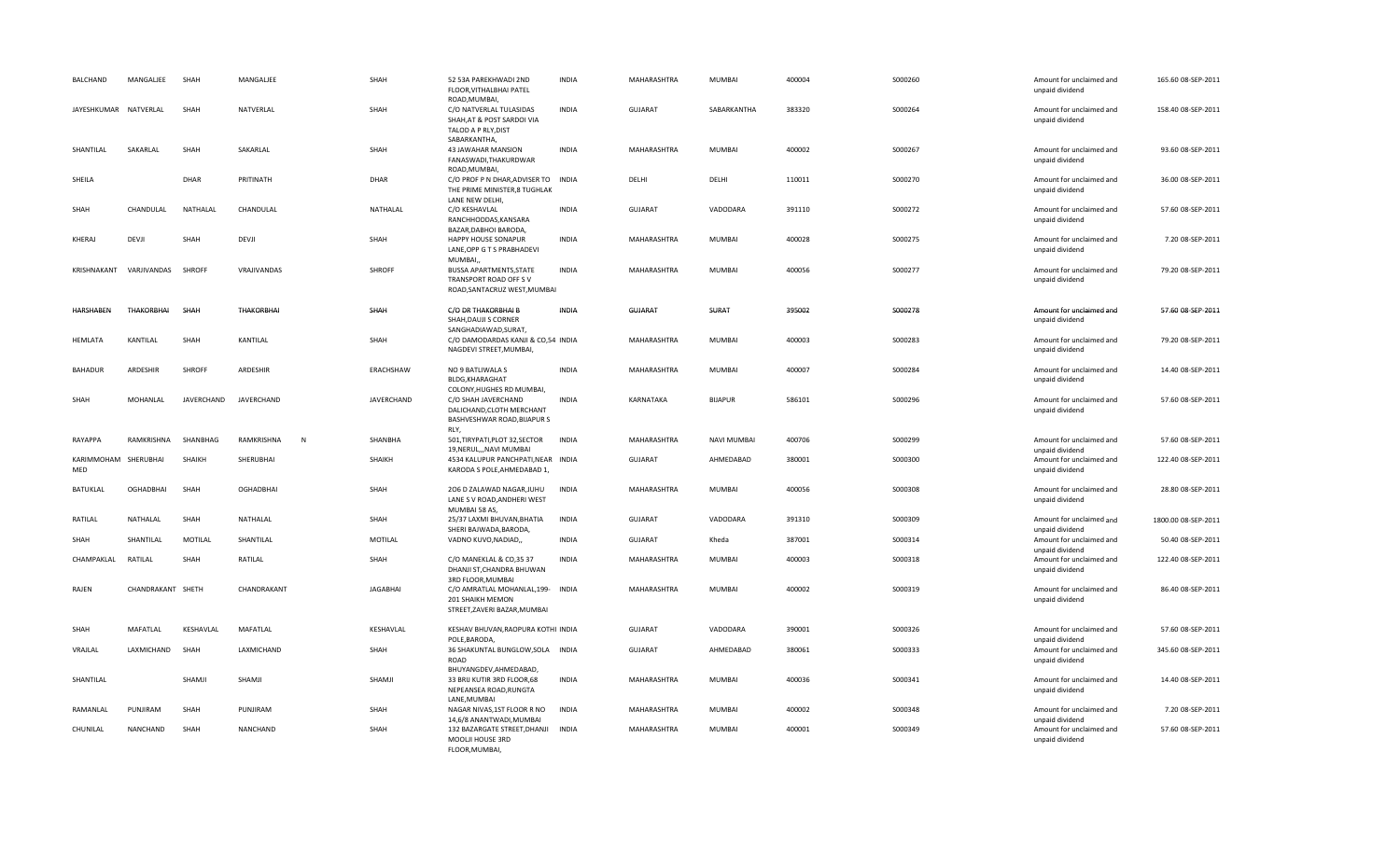| BALCHAND | MANGALJEE | SHAH | MANGALJEE | | SHAH | 52 53A PAREKHWADI 2ND FLOOR,VITHALBHAI PATEL ROAD,MUMBAI, | INDIA | MAHARASHTRA | MUMBAI | 400004 | S000260 | Amount for unclaimed and unpaid dividend | 165.60 | 08-SEP-2011 |
|---|---|---|---|---|---|---|---|---|---|---|---|---|---|---|
| JAYESHKUMAR | NATVERLAL | SHAH | NATVERLAL | | SHAH | C/O NATVERLAL TULASIDAS SHAH,AT & POST SARDOI VIA TALOD A P RLY,DIST SABARKANTHA, | INDIA | GUJARAT | SABARKANTHA | 383320 | S000264 | Amount for unclaimed and unpaid dividend | 158.40 | 08-SEP-2011 |
| SHANTILAL | SAKARLAL | SHAH | SAKARLAL | | SHAH | 43 JAWAHAR MANSION FANASWADI,THAKURDWAR ROAD,MUMBAI, | INDIA | MAHARASHTRA | MUMBAI | 400002 | S000267 | Amount for unclaimed and unpaid dividend | 93.60 | 08-SEP-2011 |
| SHEILA | | DHAR | PRITINATH | | DHAR | C/O PROF P N DHAR,ADVISER TO THE PRIME MINISTER,8 TUGHLAK LANE NEW DELHI, | INDIA | DELHI | DELHI | 110011 | S000270 | Amount for unclaimed and unpaid dividend | 36.00 | 08-SEP-2011 |
| SHAH | CHANDULAL | NATHALAL | CHANDULAL | | NATHALAL | C/O KESHAVLAL RANCHHODDAS,KANSARA BAZAR,DABHOI BARODA, | INDIA | GUJARAT | VADODARA | 391110 | S000272 | Amount for unclaimed and unpaid dividend | 57.60 | 08-SEP-2011 |
| KHERAJ | DEVJI | SHAH | DEVJI | | SHAH | HAPPY HOUSE SONAPUR LANE,OPP G T S PRABHADEVI MUMBAI,, | INDIA | MAHARASHTRA | MUMBAI | 400028 | S000275 | Amount for unclaimed and unpaid dividend | 7.20 | 08-SEP-2011 |
| KRISHNAKANT | VARJIVANDAS | SHROFF | VRAJIVANDAS | | SHROFF | BUSSA APARTMENTS,STATE TRANSPORT ROAD OFF S V ROAD,SANTACRUZ WEST,MUMBAI | INDIA | MAHARASHTRA | MUMBAI | 400056 | S000277 | Amount for unclaimed and unpaid dividend | 79.20 | 08-SEP-2011 |
| HARSHABEN | THAKORBHAI | SHAH | THAKORBHAI | | SHAH | C/O DR THAKORBHAI B SHAH,DAUJI S CORNER SANGHADIAWAD,SURAT, | INDIA | GUJARAT | SURAT | 395002 | S000278 | Amount for unclaimed and unpaid dividend | 57.60 | 08-SEP-2011 |
| HEMLATA | KANTILAL | SHAH | KANTILAL | | SHAH | C/O DAMODARDAS KANJI & CO,54 NAGDEVI STREET,MUMBAI, | INDIA | MAHARASHTRA | MUMBAI | 400003 | S000283 | Amount for unclaimed and unpaid dividend | 79.20 | 08-SEP-2011 |
| BAHADUR | ARDESHIR | SHROFF | ARDESHIR | | ERACHSHAW | NO 9 BATLIWALA S BLDG,KHARAGHAT COLONY,HUGHES RD MUMBAI, | INDIA | MAHARASHTRA | MUMBAI | 400007 | S000284 | Amount for unclaimed and unpaid dividend | 14.40 | 08-SEP-2011 |
| SHAH | MOHANLAL | JAVERCHAND | JAVERCHAND | | JAVERCHAND | C/O SHAH JAVERCHAND DALICHAND,CLOTH MERCHANT BASHVESHWAR ROAD,BIJAPUR S RLY, | INDIA | KARNATAKA | BIJAPUR | 586101 | S000296 | Amount for unclaimed and unpaid dividend | 57.60 | 08-SEP-2011 |
| RAYAPPA | RAMKRISHNA | SHANBHAG | RAMKRISHNA | N | SHANBHA | 501,TIRYPATI,PLOT 32,SECTOR 19,NERUL,,,NAVI MUMBAI | INDIA | MAHARASHTRA | NAVI MUMBAI | 400706 | S000299 | Amount for unclaimed and unpaid dividend | 57.60 | 08-SEP-2011 |
| KARIMMOHAMMED | SHERUBHAI | SHAIKH | SHERUBHAI | | SHAIKH | 4534 KALUPUR PANCHPATI,NEAR KARODA S POLE,AHMEDABAD 1, | INDIA | GUJARAT | AHMEDABAD | 380001 | S000300 | Amount for unclaimed and unpaid dividend | 122.40 | 08-SEP-2011 |
| BATUKLAL | OGHADBHAI | SHAH | OGHADBHAI | | SHAH | 2O6 D ZALAWAD NAGAR,JUHU LANE S V ROAD,ANDHERI WEST MUMBAI 58 AS, | INDIA | MAHARASHTRA | MUMBAI | 400056 | S000308 | Amount for unclaimed and unpaid dividend | 28.80 | 08-SEP-2011 |
| RATILAL | NATHALAL | SHAH | NATHALAL | | SHAH | 25/37 LAXMI BHUVAN,BHATIA SHERI BAJWADA,BARODA, | INDIA | GUJARAT | VADODARA | 391310 | S000309 | Amount for unclaimed and unpaid dividend | 1800.00 | 08-SEP-2011 |
| SHAH | SHANTILAL | MOTILAL | SHANTILAL | | MOTILAL | VADNO KUVO,NADIAD,, | INDIA | GUJARAT | Kheda | 387001 | S000314 | Amount for unclaimed and unpaid dividend | 50.40 | 08-SEP-2011 |
| CHAMPAKLAL | RATILAL | SHAH | RATILAL | | SHAH | C/O MANEKLAL & CO,35 37 DHANJI ST,CHANDRA BHUWAN 3RD FLOOR,MUMBAI | INDIA | MAHARASHTRA | MUMBAI | 400003 | S000318 | Amount for unclaimed and unpaid dividend | 122.40 | 08-SEP-2011 |
| RAJEN | CHANDRAKANT | SHETH | CHANDRAKANT | | JAGABHAI | C/O AMRATLAL MOHANLAL,199-201 SHAIKH MEMON STREET,ZAVERI BAZAR,MUMBAI | INDIA | MAHARASHTRA | MUMBAI | 400002 | S000319 | Amount for unclaimed and unpaid dividend | 86.40 | 08-SEP-2011 |
| SHAH | MAFATLAL | KESHAVLAL | MAFATLAL | | KESHAVLAL | KESHAV BHUVAN,RAOPURA KOTHI POLE,BARODA, | INDIA | GUJARAT | VADODARA | 390001 | S000326 | Amount for unclaimed and unpaid dividend | 57.60 | 08-SEP-2011 |
| VRAJLAL | LAXMICHAND | SHAH | LAXMICHAND | | SHAH | 36 SHAKUNTAL BUNGLOW,SOLA ROAD BHUYANGDEV,AHMEDABAD, | INDIA | GUJARAT | AHMEDABAD | 380061 | S000333 | Amount for unclaimed and unpaid dividend | 345.60 | 08-SEP-2011 |
| SHANTILAL | | SHAMJI | SHAMJI | | SHAMJI | 33 BRIJ KUTIR 3RD FLOOR,68 NEPEANSEA ROAD,RUNGTA LANE,MUMBAI | INDIA | MAHARASHTRA | MUMBAI | 400036 | S000341 | Amount for unclaimed and unpaid dividend | 14.40 | 08-SEP-2011 |
| RAMANLAL | PUNJIRAM | SHAH | PUNJIRAM | | SHAH | NAGAR NIVAS,1ST FLOOR R NO 14,6/8 ANANTWADI,MUMBAI | INDIA | MAHARASHTRA | MUMBAI | 400002 | S000348 | Amount for unclaimed and unpaid dividend | 7.20 | 08-SEP-2011 |
| CHUNILAL | NANCHAND | SHAH | NANCHAND | | SHAH | 132 BAZARGATE STREET,DHANJI MOOLJI HOUSE 3RD FLOOR,MUMBAI, | INDIA | MAHARASHTRA | MUMBAI | 400001 | S000349 | Amount for unclaimed and unpaid dividend | 57.60 | 08-SEP-2011 |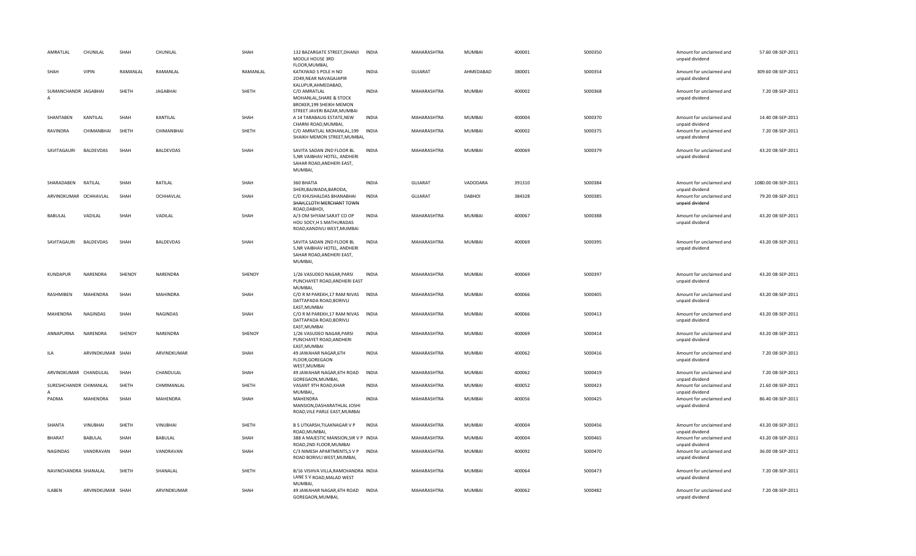| | | | | | | | | | | | | | |
|---|---|---|---|---|---|---|---|---|---|---|---|---|---|
| AMRATLAL | CHUNILAL | SHAH | CHUNILAL | SHAH | 132 BAZARGATE STREET,DHANJI MOOLJI HOUSE 3RD FLOOR,MUMBAI, | INDIA | MAHARASHTRA | MUMBAI | 400001 | S000350 | Amount for unclaimed and unpaid dividend | 57.60 | 08-SEP-2011 |
| SHAH | VIPIN | RAMANLAL | RAMANLAL | RAMANLAL | KATKIWAD S POLE H NO 2O49,NEAR NAVAGAJAPIR KALUPUR,AHMEDABAD, | INDIA | GUJARAT | AHMEDABAD | 380001 | S000354 | Amount for unclaimed and unpaid dividend | 309.60 | 08-SEP-2011 |
| SUMANCHANDR A | JAGABHAI | SHETH | JAGABHAI | SHETH | C/O AMRATLAL MOHANLAL,SHARE & STOCK BROKER,199 SHEIKH MEMON STREET JAVERI BAZAR,MUMBAI | INDIA | MAHARASHTRA | MUMBAI | 400002 | S000368 | Amount for unclaimed and unpaid dividend | 7.20 | 08-SEP-2011 |
| SHANTABEN | KANTILAL | SHAH | KANTILAL | SHAH | A 14 TARABAUG ESTATE,NEW CHARNI ROAD,MUMBAI, | INDIA | MAHARASHTRA | MUMBAI | 400004 | S000370 | Amount for unclaimed and unpaid dividend | 14.40 | 08-SEP-2011 |
| RAVINDRA | CHIMANBHAI | SHETH | CHIMANBHAI | SHETH | C/O AMRATLAL MOHANLAL,199 SHAIKH MEMON STREET,MUMBAI, | INDIA | MAHARASHTRA | MUMBAI | 400002 | S000375 | Amount for unclaimed and unpaid dividend | 7.20 | 08-SEP-2011 |
| SAVITAGAURI | BALDEVDAS | SHAH | BALDEVDAS | SHAH | SAVITA SADAN 2ND FLOOR BL 5,NR VAIBHAV HOTEL, ANDHERI SAHAR ROAD,ANDHERI EAST, MUMBAI, | INDIA | MAHARASHTRA | MUMBAI | 400069 | S000379 | Amount for unclaimed and unpaid dividend | 43.20 | 08-SEP-2011 |
| SHARADABEN | RATILAL | SHAH | RATILAL | SHAH | 360 BHATIA SHERI,BAJWADA,BARODA, | INDIA | GUJARAT | VADODARA | 391310 | S000384 | Amount for unclaimed and unpaid dividend | 1080.00 | 08-SEP-2011 |
| ARVINDKUMAR | OCHHAVLAL | SHAH | OCHHAVLAL | SHAH | C/O KHUSHALDAS BHANABHAI SHAH,CLOTH MERCHANT TOWN ROAD,DABHOI, | INDIA | GUJARAT | DABHOI | 384328 | S000385 | Amount for unclaimed and unpaid dividend | 79.20 | 08-SEP-2011 |
| BABULAL | VADILAL | SHAH | VADILAL | SHAH | A/3 OM SHYAM SARJIT CO OP HOU SOCY,H S MATHURADAS ROAD,KANDIVLI WEST,MUMBAI | INDIA | MAHARASHTRA | MUMBAI | 400067 | S000388 | Amount for unclaimed and unpaid dividend | 43.20 | 08-SEP-2011 |
| SAVITAGAURI | BALDEVDAS | SHAH | BALDEVDAS | SHAH | SAVITA SADAN 2ND FLOOR BL 5,NR VAIBHAV HOTEL, ANDHERI SAHAR ROAD,ANDHERI EAST, MUMBAI, | INDIA | MAHARASHTRA | MUMBAI | 400069 | S000395 | Amount for unclaimed and unpaid dividend | 43.20 | 08-SEP-2011 |
| KUNDAPUR | NARENDRA | SHENOY | NARENDRA | SHENOY | 1/26 VASUDEO NAGAR,PARSI PUNCHAYET ROAD,ANDHERI EAST MUMBAI, | INDIA | MAHARASHTRA | MUMBAI | 400069 | S000397 | Amount for unclaimed and unpaid dividend | 43.20 | 08-SEP-2011 |
| RASHMIBEN | MAHENDRA | SHAH | MAHINDRA | SHAH | C/O R M PAREKH,17 RAM NIVAS DATTAPADA ROAD,BORIVLI EAST,MUMBAI | INDIA | MAHARASHTRA | MUMBAI | 400066 | S000405 | Amount for unclaimed and unpaid dividend | 43.20 | 08-SEP-2011 |
| MAHENDRA | NAGINDAS | SHAH | NAGINDAS | SHAH | C/O R M PAREKH,17 RAM NIVAS DATTAPADA ROAD,BORIVLI EAST,MUMBAI | INDIA | MAHARASHTRA | MUMBAI | 400066 | S000413 | Amount for unclaimed and unpaid dividend | 43.20 | 08-SEP-2011 |
| ANNAPURNA | NARENDRA | SHENOY | NARENDRA | SHENOY | 1/26 VASUDEO NAGAR,PARSI PUNCHAYET ROAD,ANDHERI EAST,MUMBAI | INDIA | MAHARASHTRA | MUMBAI | 400069 | S000414 | Amount for unclaimed and unpaid dividend | 43.20 | 08-SEP-2011 |
| ILA | ARVINDKUMAR | SHAH | ARVINDKUMAR | SHAH | 49 JAWAHAR NAGAR,6TH FLOOR,GOREGAON WEST,MUMBAI | INDIA | MAHARASHTRA | MUMBAI | 400062 | S000416 | Amount for unclaimed and unpaid dividend | 7.20 | 08-SEP-2011 |
| ARVINDKUMAR | CHANDULAL | SHAH | CHANDULAL | SHAH | 49 JAWAHAR NAGAR,6TH ROAD GOREGAON,MUMBAI, | INDIA | MAHARASHTRA | MUMBAI | 400062 | S000419 | Amount for unclaimed and unpaid dividend | 7.20 | 08-SEP-2011 |
| SURESHCHANDR A | CHIMANLAL | SHETH | CHMIMANLAL | SHETH | VASANT 9TH ROAD,KHAR MUMBAI,, | INDIA | MAHARASHTRA | MUMBAI | 400052 | S000423 | Amount for unclaimed and unpaid dividend | 21.60 | 08-SEP-2011 |
| PADMA | MAHENDRA | SHAH | MAHENDRA | SHAH | MAHENDRA MANSION,DASHARATHLAL JOSHI ROAD,VILE PARLE EAST,MUMBAI | INDIA | MAHARASHTRA | MUMBAI | 400056 | S000425 | Amount for unclaimed and unpaid dividend | 86.40 | 08-SEP-2011 |
| SHANTA | VINUBHAI | SHETH | VINUBHAI | SHETH | B 5 UTKARSH,TILAKNAGAR V P ROAD,MUMBAI, | INDIA | MAHARASHTRA | MUMBAI | 400004 | S000456 | Amount for unclaimed and unpaid dividend | 43.20 | 08-SEP-2011 |
| BHARAT | BABULAL | SHAH | BABULAL | SHAH | 388 A MAJESTIC MANSION,SIR V P ROAD,2ND FLOOR,MUMBAI | INDIA | MAHARASHTRA | MUMBAI | 400004 | S000465 | Amount for unclaimed and unpaid dividend | 43.20 | 08-SEP-2011 |
| NAGINDAS | VANDRAVAN | SHAH | VANDRAVAN | SHAH | C/3 NIMESH APARTMENTS,S V P ROAD BORIVLI WEST,MUMBAI, | INDIA | MAHARASHTRA | MUMBAI | 400092 | S000470 | Amount for unclaimed and unpaid dividend | 36.00 | 08-SEP-2011 |
| NAVINCHANDRA | SHANALAL | SHETH | SHANALAL | SHETH | B/16 VISHVA VILLA,RAMCHANDRA LANE S V ROAD,MALAD WEST MUMBAI, | INDIA | MAHARASHTRA | MUMBAI | 400064 | S000473 | Amount for unclaimed and unpaid dividend | 7.20 | 08-SEP-2011 |
| ILABEN | ARVINDKUMAR | SHAH | ARVINDKUMAR | SHAH | 49 JAWAHAR NAGAR,6TH ROAD GOREGAON,MUMBAI, | INDIA | MAHARASHTRA | MUMBAI | 400062 | S000482 | Amount for unclaimed and unpaid dividend | 7.20 | 08-SEP-2011 |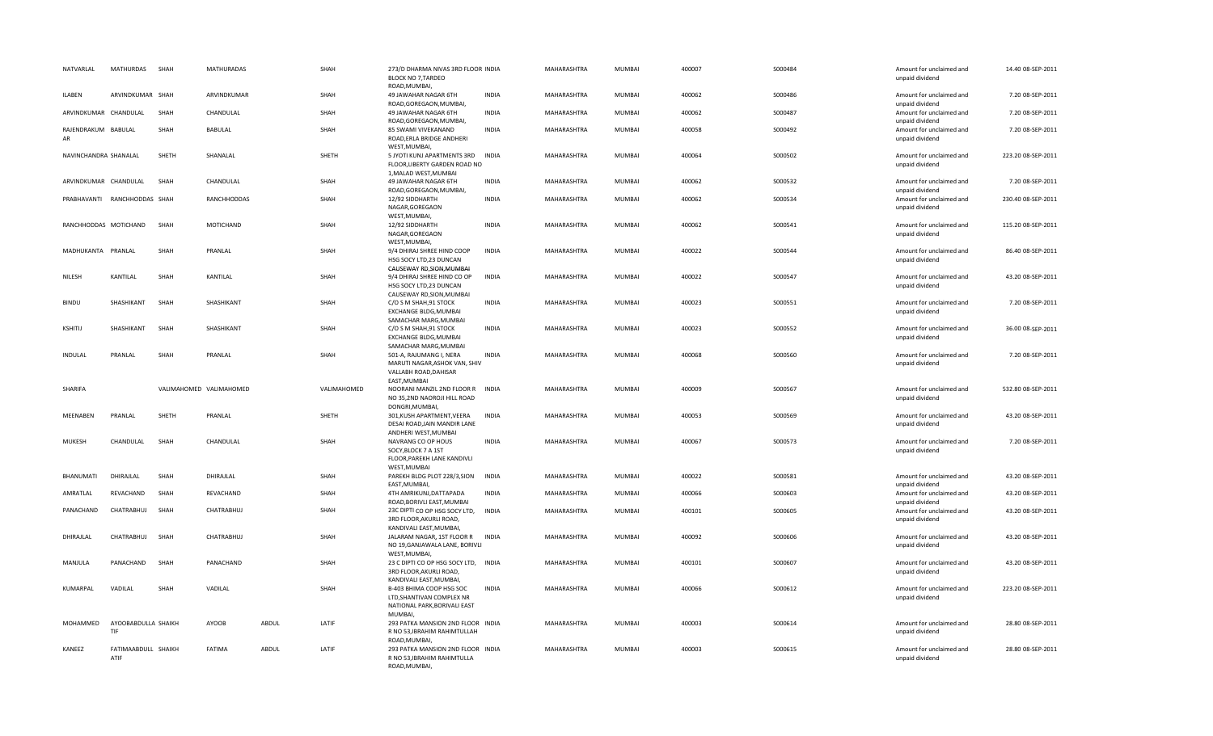| NATVARLAL | MATHURDAS | SHAH | MATHURADAS | | SHAH | 273/D DHARMA NIVAS 3RD FLOOR BLOCK NO 7,TARDEO ROAD,MUMBAI, | INDIA | MAHARASHTRA | MUMBAI | 400007 | S000484 | Amount for unclaimed and unpaid dividend | 14.40 | 08-SEP-2011 |
|---|---|---|---|---|---|---|---|---|---|---|---|---|---|---|
| ILABEN | ARVINDKUMAR | SHAH | ARVINDKUMAR | | SHAH | 49 JAWAHAR NAGAR 6TH ROAD,GOREGAON,MUMBAI, | INDIA | MAHARASHTRA | MUMBAI | 400062 | S000486 | Amount for unclaimed and unpaid dividend | 7.20 | 08-SEP-2011 |
| ARVINDKUMAR | CHANDULAL | SHAH | CHANDULAL | | SHAH | 49 JAWAHAR NAGAR 6TH ROAD,GOREGAON,MUMBAI, | INDIA | MAHARASHTRA | MUMBAI | 400062 | S000487 | Amount for unclaimed and unpaid dividend | 7.20 | 08-SEP-2011 |
| RAJENDRAKUMAR | BABULAL | SHAH | BABULAL | | SHAH | 85 SWAMI VIVEKANAND ROAD,ERLA BRIDGE ANDHERI WEST,MUMBAI, | INDIA | MAHARASHTRA | MUMBAI | 400058 | S000492 | Amount for unclaimed and unpaid dividend | 7.20 | 08-SEP-2011 |
| NAVINCHANDRA | SHANALAL | SHETH | SHANALAL | | SHETH | 5 JYOTI KUNJ APARTMENTS 3RD FLOOR,LIBERTY GARDEN ROAD NO 1,MALAD WEST,MUMBAI | INDIA | MAHARASHTRA | MUMBAI | 400064 | S000502 | Amount for unclaimed and unpaid dividend | 223.20 | 08-SEP-2011 |
| ARVINDKUMAR | CHANDULAL | SHAH | CHANDULAL | | SHAH | 49 JAWAHAR NAGAR 6TH ROAD,GOREGAON,MUMBAI, | INDIA | MAHARASHTRA | MUMBAI | 400062 | S000532 | Amount for unclaimed and unpaid dividend | 7.20 | 08-SEP-2011 |
| PRABHAVANTI | RANCHHODDAS | SHAH | RANCHHODDAS | | SHAH | 12/92 SIDDHARTH NAGAR,GOREGAON WEST,MUMBAI, | INDIA | MAHARASHTRA | MUMBAI | 400062 | S000534 | Amount for unclaimed and unpaid dividend | 230.40 | 08-SEP-2011 |
| RANCHHODDAS | MOTICHAND | SHAH | MOTICHAND | | SHAH | 12/92 SIDDHARTH NAGAR,GOREGAON WEST,MUMBAI, | INDIA | MAHARASHTRA | MUMBAI | 400062 | S000541 | Amount for unclaimed and unpaid dividend | 115.20 | 08-SEP-2011 |
| MADHUKANTA | PRANLAL | SHAH | PRANLAL | | SHAH | 9/4 DHIRAJ SHREE HIND COOP HSG SOCY LTD,23 DUNCAN CAUSEWAY RD,SION,MUMBAI | INDIA | MAHARASHTRA | MUMBAI | 400022 | S000544 | Amount for unclaimed and unpaid dividend | 86.40 | 08-SEP-2011 |
| NILESH | KANTILAL | SHAH | KANTILAL | | SHAH | 9/4 DHIRAJ SHREE HIND CO OP HSG SOCY LTD,23 DUNCAN CAUSEWAY RD,SION,MUMBAI | INDIA | MAHARASHTRA | MUMBAI | 400022 | S000547 | Amount for unclaimed and unpaid dividend | 43.20 | 08-SEP-2011 |
| BINDU | SHASHIKANT | SHAH | SHASHIKANT | | SHAH | C/O S M SHAH,91 STOCK EXCHANGE BLDG,MUMBAI SAMACHAR MARG,MUMBAI | INDIA | MAHARASHTRA | MUMBAI | 400023 | S000551 | Amount for unclaimed and unpaid dividend | 7.20 | 08-SEP-2011 |
| KSHITIJ | SHASHIKANT | SHAH | SHASHIKANT | | SHAH | C/O S M SHAH,91 STOCK EXCHANGE BLDG,MUMBAI SAMACHAR MARG,MUMBAI | INDIA | MAHARASHTRA | MUMBAI | 400023 | S000552 | Amount for unclaimed and unpaid dividend | 36.00 | 08-SEP-2011 |
| INDULAL | PRANLAL | SHAH | PRANLAL | | SHAH | 501-A, RAJUMANG I, NERA MARUTI NAGAR,ASHOK VAN, SHIV VALLABH ROAD,DAHISAR EAST,MUMBAI | INDIA | MAHARASHTRA | MUMBAI | 400068 | S000560 | Amount for unclaimed and unpaid dividend | 7.20 | 08-SEP-2011 |
| SHARIFA | | VALIMAHOMED | VALIMAHOMED | | VALIMAHOMED | NOORANI MANZIL 2ND FLOOR R NO 35,2ND NAOROJI HILL ROAD DONGRI,MUMBAI, | INDIA | MAHARASHTRA | MUMBAI | 400009 | S000567 | Amount for unclaimed and unpaid dividend | 532.80 | 08-SEP-2011 |
| MEENABEN | PRANLAL | SHETH | PRANLAL | | SHETH | 301,KUSH APARTMENT,VEERA DESAI ROAD,JAIN MANDIR LANE ANDHERI WEST,MUMBAI | INDIA | MAHARASHTRA | MUMBAI | 400053 | S000569 | Amount for unclaimed and unpaid dividend | 43.20 | 08-SEP-2011 |
| MUKESH | CHANDULAL | SHAH | CHANDULAL | | SHAH | NAVRANG CO OP HOUS SOCY,BLOCK 7 A 1ST FLOOR,PAREKH LANE KANDIVLI WEST,MUMBAI | INDIA | MAHARASHTRA | MUMBAI | 400067 | S000573 | Amount for unclaimed and unpaid dividend | 7.20 | 08-SEP-2011 |
| BHANUMATI | DHIRAJLAL | SHAH | DHIRAJLAL | | SHAH | PAREKH BLDG PLOT 228/3,SION EAST,MUMBAI, | INDIA | MAHARASHTRA | MUMBAI | 400022 | S000581 | Amount for unclaimed and unpaid dividend | 43.20 | 08-SEP-2011 |
| AMRATLAL | REVACHAND | SHAH | REVACHAND | | SHAH | 4TH AMRIKUNJ,DATTAPADA ROAD,BORIVLI EAST,MUMBAI | INDIA | MAHARASHTRA | MUMBAI | 400066 | S000603 | Amount for unclaimed and unpaid dividend | 43.20 | 08-SEP-2011 |
| PANACHAND | CHATRABHUJ | SHAH | CHATRABHUJ | | SHAH | 23C DIPTI CO OP HSG SOCY LTD, 3RD FLOOR,AKURLI ROAD, KANDIVALI EAST,MUMBAI, | INDIA | MAHARASHTRA | MUMBAI | 400101 | S000605 | Amount for unclaimed and unpaid dividend | 43.20 | 08-SEP-2011 |
| DHIRAJLAL | CHATRABHUJ | SHAH | CHATRABHUJ | | SHAH | JALARAM NAGAR, 1ST FLOOR R NO 19,GANJAWALA LANE, BORIVLI WEST,MUMBAI, | INDIA | MAHARASHTRA | MUMBAI | 400092 | S000606 | Amount for unclaimed and unpaid dividend | 43.20 | 08-SEP-2011 |
| MANJULA | PANACHAND | SHAH | PANACHAND | | SHAH | 23 C DIPTI CO OP HSG SOCY LTD, 3RD FLOOR,AKURLI ROAD, KANDIVALI EAST,MUMBAI, | INDIA | MAHARASHTRA | MUMBAI | 400101 | S000607 | Amount for unclaimed and unpaid dividend | 43.20 | 08-SEP-2011 |
| KUMARPAL | VADILAL | SHAH | VADILAL | | SHAH | B-403 BHIMA COOP HSG SOC LTD,SHANTIVAN COMPLEX NR NATIONAL PARK,BORIVALI EAST MUMBAI, | INDIA | MAHARASHTRA | MUMBAI | 400066 | S000612 | Amount for unclaimed and unpaid dividend | 223.20 | 08-SEP-2011 |
| MOHAMMED | AYOOBABDULLA TIF | SHAIKH | AYOOB | ABDUL | LATIF | 293 PATKA MANSION 2ND FLOOR R NO 53,IBRAHIM RAHIMTULLAH ROAD,MUMBAI, | INDIA | MAHARASHTRA | MUMBAI | 400003 | S000614 | Amount for unclaimed and unpaid dividend | 28.80 | 08-SEP-2011 |
| KANEEZ | FATIMAABDULL ATIF | SHAIKH | FATIMA | ABDUL | LATIF | 293 PATKA MANSION 2ND FLOOR R NO 53,IBRAHIM RAHIMTULLA ROAD,MUMBAI, | INDIA | MAHARASHTRA | MUMBAI | 400003 | S000615 | Amount for unclaimed and unpaid dividend | 28.80 | 08-SEP-2011 |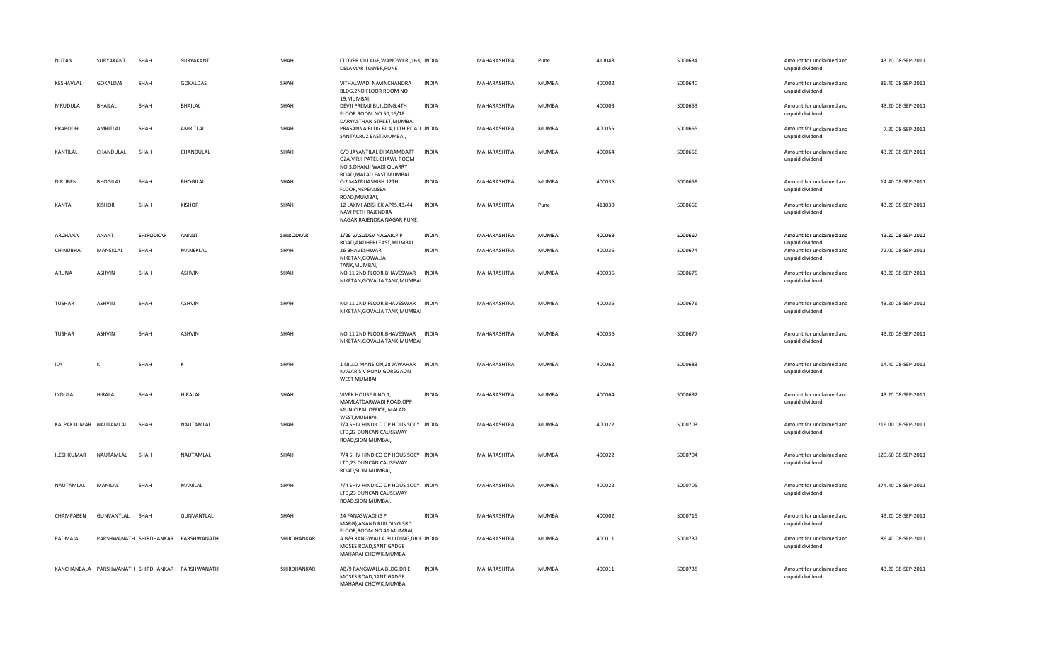| | | | | | | | | | | | | | |
|---|---|---|---|---|---|---|---|---|---|---|---|---|---|
| NUTAN | SURYAKANT | SHAH | SURYAKANT | SHAH | CLOVER VILLAGE,WANOWERI,163, DELAMAR TOWER,PUNE | INDIA | MAHARASHTRA | Pune | 411048 | S000634 | Amount for unclaimed and unpaid dividend | 43.20 | 08-SEP-2011 |
| KESHAVLAL | GOKALDAS | SHAH | GOKALDAS | SHAH | VITHALWADI NAVINCHANDRA BLDG,2ND FLOOR ROOM NO 19,MUMBAI, | INDIA | MAHARASHTRA | MUMBAI | 400002 | S000640 | Amount for unclaimed and unpaid dividend | 86.40 | 08-SEP-2011 |
| MRUDULA | BHAILAL | SHAH | BHAILAL | SHAH | DEVJI PREMJI BUILDING,4TH FLOOR ROOM NO 50,16/18 DARYASTHAN STREET,MUMBAI | INDIA | MAHARASHTRA | MUMBAI | 400003 | S000653 | Amount for unclaimed and unpaid dividend | 43.20 | 08-SEP-2011 |
| PRABODH | AMRITLAL | SHAH | AMRITLAL | SHAH | PRASANNA BLDG BL 4,11TH ROAD SANTACRUZ EAST,MUMBAI, | INDIA | MAHARASHTRA | MUMBAI | 400055 | S000655 | Amount for unclaimed and unpaid dividend | 7.20 | 08-SEP-2011 |
| KANTILAL | CHANDULAL | SHAH | CHANDULAL | SHAH | C/O JAYANTILAL DHARAMDATT OZA,VIRJI PATEL CHAWL ROOM NO 3,DHANJI WADI QUARRY ROAD,MALAD EAST MUMBAI | INDIA | MAHARASHTRA | MUMBAI | 400064 | S000656 | Amount for unclaimed and unpaid dividend | 43.20 | 08-SEP-2011 |
| NIRUBEN | BHOGILAL | SHAH | BHOGILAL | SHAH | C-2 MATRUASHISH 12TH FLOOR,NEPEANSEA ROAD,MUMBAI, | INDIA | MAHARASHTRA | MUMBAI | 400036 | S000658 | Amount for unclaimed and unpaid dividend | 14.40 | 08-SEP-2011 |
| KANTA | KISHOR | SHAH | KISHOR | SHAH | 12 LAXMI ABISHEK APTS,43/44 NAVI PETH RAJENDRA NAGAR,RAJENDRA NAGAR PUNE, | INDIA | MAHARASHTRA | Pune | 411030 | S000666 | Amount for unclaimed and unpaid dividend | 43.20 | 08-SEP-2011 |
| ~~ARCHANA~~ | ~~ANANT~~ | ~~SHIRODKAR~~ | ~~ANANT~~ | ~~SHIRODKAR~~ | ~~1/26 VASUDEV NAGAR,P P ROAD,ANDHERI EAST,MUMBAI~~ | ~~INDIA~~ | ~~MAHARASHTRA~~ | ~~MUMBAI~~ | ~~400069~~ | ~~S000667~~ | ~~Amount for unclaimed and unpaid dividend~~ | ~~43.20~~ | ~~08-SEP-2011~~ |
| CHINUBHAI | MANEKLAL | SHAH | MANEKLAL | SHAH | 26 BHAVESHWAR NIKETAN,GOWALIA TANK,MUMBAI, | INDIA | MAHARASHTRA | MUMBAI | 400036 | S000674 | Amount for unclaimed and unpaid dividend | 72.00 | 08-SEP-2011 |
| ARUNA | ASHVIN | SHAH | ASHVIN | SHAH | NO 11 2ND FLOOR,BHAVESWAR NIKETAN,GOVALIA TANK,MUMBAI | INDIA | MAHARASHTRA | MUMBAI | 400036 | S000675 | Amount for unclaimed and unpaid dividend | 43.20 | 08-SEP-2011 |
| TUSHAR | ASHVIN | SHAH | ASHVIN | SHAH | NO 11 2ND FLOOR,BHAVESWAR NIKETAN,GOVALIA TANK,MUMBAI | INDIA | MAHARASHTRA | MUMBAI | 400036 | S000676 | Amount for unclaimed and unpaid dividend | 43.20 | 08-SEP-2011 |
| TUSHAR | ASHVIN | SHAH | ASHVIN | SHAH | NO 11 2ND FLOOR,BHAVESWAR NIKETAN,GOVALIA TANK,MUMBAI | INDIA | MAHARASHTRA | MUMBAI | 400036 | S000677 | Amount for unclaimed and unpaid dividend | 43.20 | 08-SEP-2011 |
| ILA | K | SHAH | K | SHAH | 1 NILLO MANSION,28 JAWAHAR NAGAR,S V ROAD,GOREGAON WEST MUMBAI | INDIA | MAHARASHTRA | MUMBAI | 400062 | S000683 | Amount for unclaimed and unpaid dividend | 14.40 | 08-SEP-2011 |
| INDULAL | HIRALAL | SHAH | HIRALAL | SHAH | VIVEK HOUSE B NO 1, MAMLATDARWADI ROAD,OPP MUNICIPAL OFFICE, MALAD WEST,MUMBAI, | INDIA | MAHARASHTRA | MUMBAI | 400064 | S000692 | Amount for unclaimed and unpaid dividend | 43.20 | 08-SEP-2011 |
| KALPAKKUMAR | NAUTAMLAL | SHAH | NAUTAMLAL | SHAH | 7/4 SHIV HIND CO OP HOUS SOCY LTD,23 DUNCAN CAUSEWAY ROAD,SION MUMBAI, | INDIA | MAHARASHTRA | MUMBAI | 400022 | S000703 | Amount for unclaimed and unpaid dividend | 216.00 | 08-SEP-2011 |
| ILESHKUMAR | NAUTAMLAL | SHAH | NAUTAMLAL | SHAH | 7/4 SHIV HIND CO OP HOUS SOCY LTD,23 DUNCAN CAUSEWAY ROAD,SION MUMBAI, | INDIA | MAHARASHTRA | MUMBAI | 400022 | S000704 | Amount for unclaimed and unpaid dividend | 129.60 | 08-SEP-2011 |
| NAUTAMLAL | MANILAL | SHAH | MANILAL | SHAH | 7/4 SHIV HIND CO OP HOUS SOCY LTD,23 DUNCAN CAUSEWAY ROAD,SION MUMBAI, | INDIA | MAHARASHTRA | MUMBAI | 400022 | S000705 | Amount for unclaimed and unpaid dividend | 374.40 | 08-SEP-2011 |
| CHAMPABEN | GUNVANTLAL | SHAH | GUNVANTLAL | SHAH | 24 FANASWADI (S P MARG),ANAND BUILDING 3RD FLOOR,ROOM NO 41 MUMBAI, | INDIA | MAHARASHTRA | MUMBAI | 400002 | S000715 | Amount for unclaimed and unpaid dividend | 43.20 | 08-SEP-2011 |
| PADMAJA | PARSHWANATH | SHIRDHANKAR | PARSHWANATH | SHIRDHANKAR | A B/9 RANGWALLA BUILDING,DR E MOSES ROAD,SANT GADGE MAHARAJ CHOWK,MUMBAI | INDIA | MAHARASHTRA | MUMBAI | 400011 | S000737 | Amount for unclaimed and unpaid dividend | 86.40 | 08-SEP-2011 |
| KANCHANBALA | PARSHWANATH | SHIRDHANKAR | PARSHWANATH | SHIRDHANKAR | AB/9 RANGWALLA BLDG,DR E MOSES ROAD,SANT GADGE MAHARAJ CHOWK,MUMBAI | INDIA | MAHARASHTRA | MUMBAI | 400011 | S000738 | Amount for unclaimed and unpaid dividend | 43.20 | 08-SEP-2011 |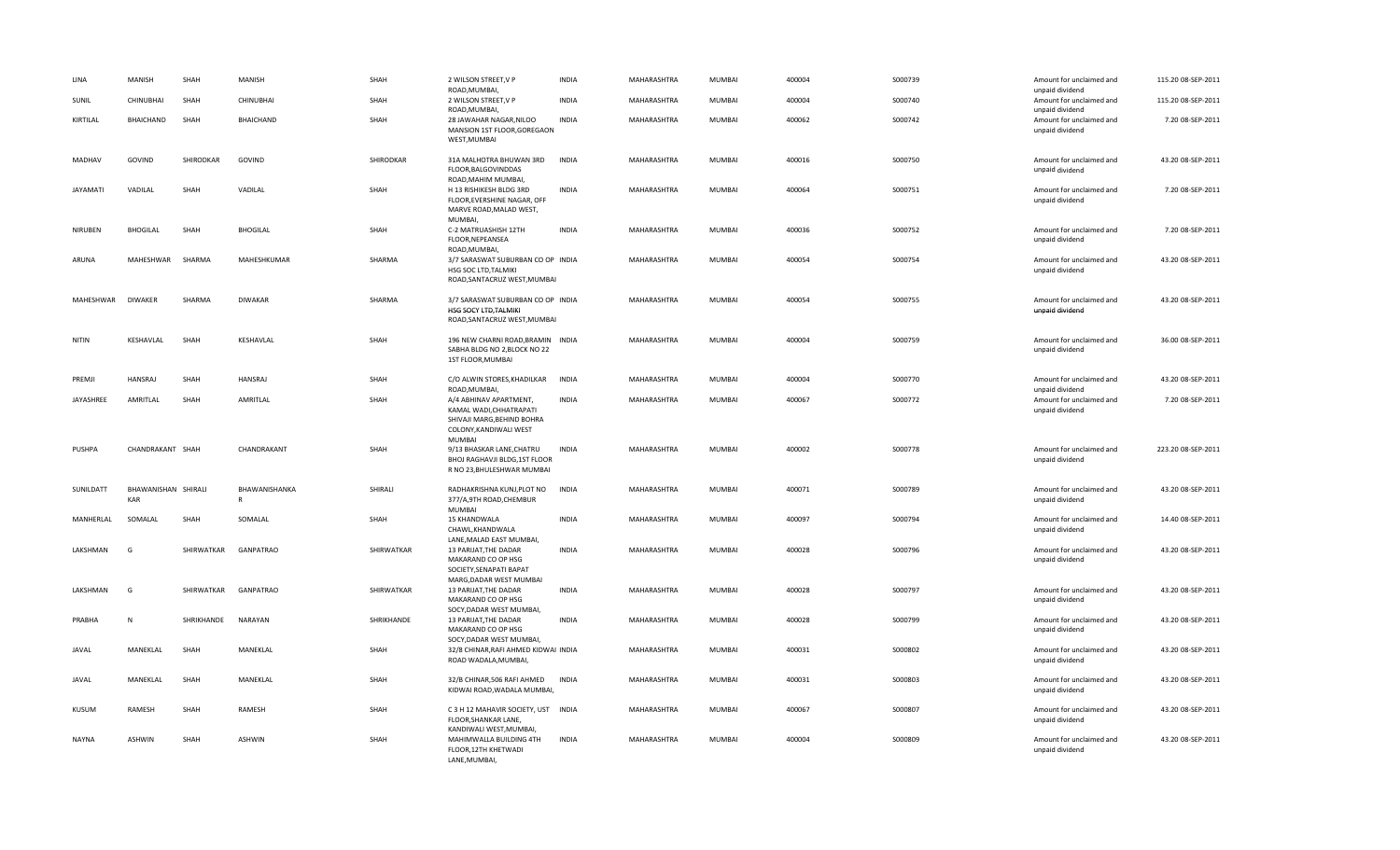| LINA | MANISH | SHAH | MANISH | SHAH | 2 WILSON STREET,V P ROAD,MUMBAI, | INDIA | MAHARASHTRA | MUMBAI | 400004 | S000739 | Amount for unclaimed and unpaid dividend | 115.20 | 08-SEP-2011 |
|---|---|---|---|---|---|---|---|---|---|---|---|---|---|
| SUNIL | CHINUBHAI | SHAH | CHINUBHAI | SHAH | 2 WILSON STREET,V P ROAD,MUMBAI, | INDIA | MAHARASHTRA | MUMBAI | 400004 | S000740 | Amount for unclaimed and unpaid dividend | 115.20 | 08-SEP-2011 |
| KIRTILAL | BHAICHAND | SHAH | BHAICHAND | SHAH | 28 JAWAHAR NAGAR,NILOO MANSION 1ST FLOOR,GOREGAON WEST,MUMBAI | INDIA | MAHARASHTRA | MUMBAI | 400062 | S000742 | Amount for unclaimed and unpaid dividend | 7.20 | 08-SEP-2011 |
| MADHAV | GOVIND | SHIRODKAR | GOVIND | SHIRODKAR | 31A MALHOTRA BHUWAN 3RD FLOOR,BALGOVINDDAS ROAD,MAHIM MUMBAI, | INDIA | MAHARASHTRA | MUMBAI | 400016 | S000750 | Amount for unclaimed and unpaid dividend | 43.20 | 08-SEP-2011 |
| JAYAMATI | VADILAL | SHAH | VADILAL | SHAH | H 13 RISHIKESH BLDG 3RD FLOOR,EVERSHINE NAGAR, OFF MARVE ROAD,MALAD WEST, MUMBAI, | INDIA | MAHARASHTRA | MUMBAI | 400064 | S000751 | Amount for unclaimed and unpaid dividend | 7.20 | 08-SEP-2011 |
| NIRUBEN | BHOGILAL | SHAH | BHOGILAL | SHAH | C-2 MATRUASHISH 12TH FLOOR,NEPEANSEA ROAD,MUMBAI, | INDIA | MAHARASHTRA | MUMBAI | 400036 | S000752 | Amount for unclaimed and unpaid dividend | 7.20 | 08-SEP-2011 |
| ARUNA | MAHESHWAR | SHARMA | MAHESHKUMAR | SHARMA | 3/7 SARASWAT SUBURBAN CO OP HSG SOC LTD,TALMIKI ROAD,SANTACRUZ WEST,MUMBAI | INDIA | MAHARASHTRA | MUMBAI | 400054 | S000754 | Amount for unclaimed and unpaid dividend | 43.20 | 08-SEP-2011 |
| MAHESHWAR | DIWAKER | SHARMA | DIWAKAR | SHARMA | 3/7 SARASWAT SUBURBAN CO OP HSG SOCY LTD,TALMIKI ROAD,SANTACRUZ WEST,MUMBAI | INDIA | MAHARASHTRA | MUMBAI | 400054 | S000755 | Amount for unclaimed and unpaid dividend | 43.20 | 08-SEP-2011 |
| NITIN | KESHAVLAL | SHAH | KESHAVLAL | SHAH | 196 NEW CHARNI ROAD,BRAMIN SABHA BLDG NO 2,BLOCK NO 22 1ST FLOOR,MUMBAI | INDIA | MAHARASHTRA | MUMBAI | 400004 | S000759 | Amount for unclaimed and unpaid dividend | 36.00 | 08-SEP-2011 |
| PREMJI | HANSRAJ | SHAH | HANSRAJ | SHAH | C/O ALWIN STORES,KHADILKAR ROAD,MUMBAI, | INDIA | MAHARASHTRA | MUMBAI | 400004 | S000770 | Amount for unclaimed and unpaid dividend | 43.20 | 08-SEP-2011 |
| JAYASHREE | AMRITLAL | SHAH | AMRITLAL | SHAH | A/4 ABHINAV APARTMENT, KAMAL WADI,CHHATRAPATI SHIVAJI MARG,BEHIND BOHRA COLONY,KANDIWALI WEST MUMBAI | INDIA | MAHARASHTRA | MUMBAI | 400067 | S000772 | Amount for unclaimed and unpaid dividend | 7.20 | 08-SEP-2011 |
| PUSHPA | CHANDRAKANT | SHAH | CHANDRAKANT | SHAH | 9/13 BHASKAR LANE,CHATRU BHOJ RAGHAVJI BLDG,1ST FLOOR R NO 23,BHULESHWAR MUMBAI | INDIA | MAHARASHTRA | MUMBAI | 400002 | S000778 | Amount for unclaimed and unpaid dividend | 223.20 | 08-SEP-2011 |
| SUNILDATT | BHAWANISHAN KAR | SHIRALI | BHAWANISHANKA R | SHIRALI | RADHAKRISHNA KUNJ,PLOT NO 377/A,9TH ROAD,CHEMBUR MUMBAI | INDIA | MAHARASHTRA | MUMBAI | 400071 | S000789 | Amount for unclaimed and unpaid dividend | 43.20 | 08-SEP-2011 |
| MANHERLAL | SOMALAL | SHAH | SOMALAL | SHAH | 15 KHANDWALA CHAWL,KHANDWALA LANE,MALAD EAST MUMBAI, | INDIA | MAHARASHTRA | MUMBAI | 400097 | S000794 | Amount for unclaimed and unpaid dividend | 14.40 | 08-SEP-2011 |
| LAKSHMAN | G | SHIRWATKAR | GANPATRAO | SHIRWATKAR | 13 PARIJAT,THE DADAR MAKARAND CO OP HSG SOCIETY,SENAPATI BAPAT MARG,DADAR WEST MUMBAI | INDIA | MAHARASHTRA | MUMBAI | 400028 | S000796 | Amount for unclaimed and unpaid dividend | 43.20 | 08-SEP-2011 |
| LAKSHMAN | G | SHIRWATKAR | GANPATRAO | SHIRWATKAR | 13 PARIJAT,THE DADAR MAKARAND CO OP HSG SOCY,DADAR WEST MUMBAI, | INDIA | MAHARASHTRA | MUMBAI | 400028 | S000797 | Amount for unclaimed and unpaid dividend | 43.20 | 08-SEP-2011 |
| PRABHA | N | SHRIKHANDE | NARAYAN | SHRIKHANDE | 13 PARIJAT,THE DADAR MAKARAND CO OP HSG SOCY,DADAR WEST MUMBAI, | INDIA | MAHARASHTRA | MUMBAI | 400028 | S000799 | Amount for unclaimed and unpaid dividend | 43.20 | 08-SEP-2011 |
| JAVAL | MANEKLAL | SHAH | MANEKLAL | SHAH | 32/B CHINAR,RAFI AHMED KIDWAI ROAD WADALA,MUMBAI, | INDIA | MAHARASHTRA | MUMBAI | 400031 | S000802 | Amount for unclaimed and unpaid dividend | 43.20 | 08-SEP-2011 |
| JAVAL | MANEKLAL | SHAH | MANEKLAL | SHAH | 32/B CHINAR,506 RAFI AHMED KIDWAI ROAD,WADALA MUMBAI, | INDIA | MAHARASHTRA | MUMBAI | 400031 | S000803 | Amount for unclaimed and unpaid dividend | 43.20 | 08-SEP-2011 |
| KUSUM | RAMESH | SHAH | RAMESH | SHAH | C 3 H 12 MAHAVIR SOCIETY, UST FLOOR,SHANKAR LANE, KANDIWALI WEST,MUMBAI, | INDIA | MAHARASHTRA | MUMBAI | 400067 | S000807 | Amount for unclaimed and unpaid dividend | 43.20 | 08-SEP-2011 |
| NAYNA | ASHWIN | SHAH | ASHWIN | SHAH | MAHIMWALLA BUILDING 4TH FLOOR,12TH KHETWADI LANE,MUMBAI, | INDIA | MAHARASHTRA | MUMBAI | 400004 | S000809 | Amount for unclaimed and unpaid dividend | 43.20 | 08-SEP-2011 |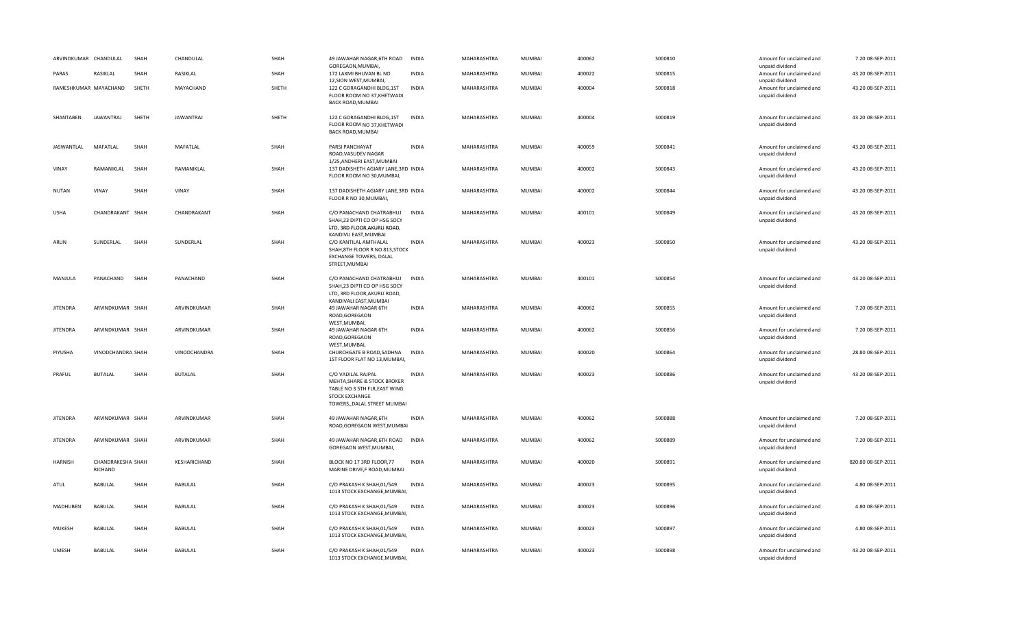| | | | | | | | | | | | | | |
|---|---|---|---|---|---|---|---|---|---|---|---|---|---|
| ARVINDKUMAR | CHANDULAL | SHAH | CHANDULAL | SHAH | 49 JAWAHAR NAGAR,6TH ROAD GOREGAON,MUMBAI, | INDIA | MAHARASHTRA | MUMBAI | 400062 | S000810 | Amount for unclaimed and unpaid dividend | 7.20 | 08-SEP-2011 |
| PARAS | RASIKLAL | SHAH | RASIKLAL | SHAH | 172 LAXMI BHUVAN BL NO 12,SION WEST,MUMBAI, | INDIA | MAHARASHTRA | MUMBAI | 400022 | S000815 | Amount for unclaimed and unpaid dividend | 43.20 | 08-SEP-2011 |
| RAMESHKUMAR | MAYACHAND | SHETH | MAYACHAND | SHETH | 122 C GORAGANDHI BLDG,1ST FLOOR ROOM NO 37,KHETWADI BACK ROAD,MUMBAI | INDIA | MAHARASHTRA | MUMBAI | 400004 | S000818 | Amount for unclaimed and unpaid dividend | 43.20 | 08-SEP-2011 |
| SHANTABEN | JAWANTRAJ | SHETH | JAWANTRAJ | SHETH | 122 C GORAGANDHI BLDG,1ST FLOOR ROOM NO 37,KHETWADI BACK ROAD,MUMBAI | INDIA | MAHARASHTRA | MUMBAI | 400004 | S000819 | Amount for unclaimed and unpaid dividend | 43.20 | 08-SEP-2011 |
| JASWANTLAL | MAFATLAL | SHAH | MAFATLAL | SHAH | PARSI PANCHAYAT ROAD,VASUDEV NAGAR 1/25,ANDHERI EAST,MUMBAI | INDIA | MAHARASHTRA | MUMBAI | 400059 | S000841 | Amount for unclaimed and unpaid dividend | 43.20 | 08-SEP-2011 |
| VINAY | RAMANIKLAL | SHAH | RAMANIKLAL | SHAH | 137 DADISHETH AGIARY LANE,3RD FLOOR ROOM NO 30,MUMBAI, | INDIA | MAHARASHTRA | MUMBAI | 400002 | S000843 | Amount for unclaimed and unpaid dividend | 43.20 | 08-SEP-2011 |
| NUTAN | VINAY | SHAH | VINAY | SHAH | 137 DADISHETH AGIARY LANE,3RD FLOOR R NO 30,MUMBAI, | INDIA | MAHARASHTRA | MUMBAI | 400002 | S000844 | Amount for unclaimed and unpaid dividend | 43.20 | 08-SEP-2011 |
| USHA | CHANDRAKANT | SHAH | CHANDRAKANT | SHAH | C/O PANACHAND CHATRABHUJ SHAH,23 DIPTI CO OP HSG SOCY LTD, 3RD FLOOR,AKURLI ROAD, KANDIVLI EAST,MUMBAI | INDIA | MAHARASHTRA | MUMBAI | 400101 | S000849 | Amount for unclaimed and unpaid dividend | 43.20 | 08-SEP-2011 |
| ARUN | SUNDERLAL | SHAH | SUNDERLAL | SHAH | C/O KANTILAL AMTHALAL SHAH,8TH FLOOR R NO 813,STOCK EXCHANGE TOWERS, DALAL STREET,MUMBAI | INDIA | MAHARASHTRA | MUMBAI | 400023 | S000850 | Amount for unclaimed and unpaid dividend | 43.20 | 08-SEP-2011 |
| MANJULA | PANACHAND | SHAH | PANACHAND | SHAH | C/O PANACHAND CHATRABHUJ SHAH,23 DIPTI CO OP HSG SOCY LTD, 3RD FLOOR,AKURLI ROAD, KANDIVALI EAST,MUMBAI | INDIA | MAHARASHTRA | MUMBAI | 400101 | S000854 | Amount for unclaimed and unpaid dividend | 43.20 | 08-SEP-2011 |
| JITENDRA | ARVINDKUMAR | SHAH | ARVINDKUMAR | SHAH | 49 JAWAHAR NAGAR 6TH ROAD,GOREGAON WEST,MUMBAI, | INDIA | MAHARASHTRA | MUMBAI | 400062 | S000855 | Amount for unclaimed and unpaid dividend | 7.20 | 08-SEP-2011 |
| JITENDRA | ARVINDKUMAR | SHAH | ARVINDKUMAR | SHAH | 49 JAWAHAR NAGAR 6TH ROAD,GOREGAON WEST,MUMBAI, | INDIA | MAHARASHTRA | MUMBAI | 400062 | S000856 | Amount for unclaimed and unpaid dividend | 7.20 | 08-SEP-2011 |
| PIYUSHA | VINODCHANDRA | SHAH | VINODCHANDRA | SHAH | CHURCHGATE B ROAD,SADHNA 1ST FLOOR FLAT NO 13,MUMBAI, | INDIA | MAHARASHTRA | MUMBAI | 400020 | S000864 | Amount for unclaimed and unpaid dividend | 28.80 | 08-SEP-2011 |
| PRAFUL | BUTALAL | SHAH | BUTALAL | SHAH | C/O VADILAL RAJPAL MEHTA,SHARE & STOCK BROKER TABLE NO 3 5TH FLR,EAST WING STOCK EXCHANGE TOWERS,,DALAL STREET MUMBAI | INDIA | MAHARASHTRA | MUMBAI | 400023 | S000886 | Amount for unclaimed and unpaid dividend | 43.20 | 08-SEP-2011 |
| JITENDRA | ARVINDKUMAR | SHAH | ARVINDKUMAR | SHAH | 49 JAWAHAR NAGAR,6TH ROAD,GOREGAON WEST,MUMBAI | INDIA | MAHARASHTRA | MUMBAI | 400062 | S000888 | Amount for unclaimed and unpaid dividend | 7.20 | 08-SEP-2011 |
| JITENDRA | ARVINDKUMAR | SHAH | ARVINDKUMAR | SHAH | 49 JAWAHAR NAGAR,6TH ROAD GOREGAON WEST,MUMBAI, | INDIA | MAHARASHTRA | MUMBAI | 400062 | S000889 | Amount for unclaimed and unpaid dividend | 7.20 | 08-SEP-2011 |
| HARNISH | CHANDRAKESHA RICHAND | SHAH | KESHARICHAND | SHAH | BLOCK NO 17 3RD FLOOR,77 MARINE DRIVE,F ROAD,MUMBAI | INDIA | MAHARASHTRA | MUMBAI | 400020 | S000891 | Amount for unclaimed and unpaid dividend | 820.80 | 08-SEP-2011 |
| ATUL | BABULAL | SHAH | BABULAL | SHAH | C/O PRAKASH K SHAH,01/549 1013 STOCK EXCHANGE,MUMBAI, | INDIA | MAHARASHTRA | MUMBAI | 400023 | S000895 | Amount for unclaimed and unpaid dividend | 4.80 | 08-SEP-2011 |
| MADHUBEN | BABULAL | SHAH | BABULAL | SHAH | C/O PRAKASH K SHAH,01/549 1013 STOCK EXCHANGE,MUMBAI, | INDIA | MAHARASHTRA | MUMBAI | 400023 | S000896 | Amount for unclaimed and unpaid dividend | 4.80 | 08-SEP-2011 |
| MUKESH | BABULAL | SHAH | BABULAL | SHAH | C/O PRAKASH K SHAH,01/549 1013 STOCK EXCHANGE,MUMBAI, | INDIA | MAHARASHTRA | MUMBAI | 400023 | S000897 | Amount for unclaimed and unpaid dividend | 4.80 | 08-SEP-2011 |
| UMESH | BABULAL | SHAH | BABULAL | SHAH | C/O PRAKASH K SHAH,01/549 1013 STOCK EXCHANGE,MUMBAI, | INDIA | MAHARASHTRA | MUMBAI | 400023 | S000898 | Amount for unclaimed and unpaid dividend | 43.20 | 08-SEP-2011 |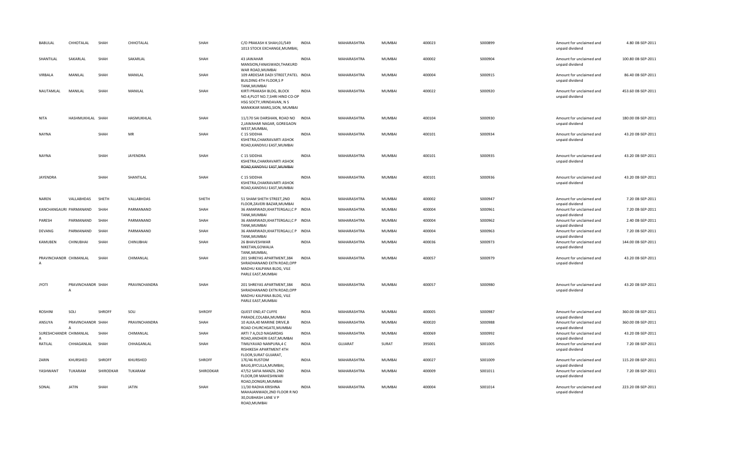| BABULAL | CHHOTALAL | SHAH | CHHOTALAL | SHAH | C/O PRAKASH K SHAH,01/549 1013 STOCK EXCHANGE,MUMBAI, | INDIA | MAHARASHTRA | MUMBAI | 400023 | S000899 | Amount for unclaimed and unpaid dividend | 4.80 | 08-SEP-2011 |
|---|---|---|---|---|---|---|---|---|---|---|---|---|---|
| SHANTILAL | SAKARLAL | SHAH | SAKARLAL | SHAH | 43 JAWAHAR MANSION,FANASWADI,THAKURD WAR ROAD,MUMBAI | INDIA | MAHARASHTRA | MUMBAI | 400002 | S000904 | Amount for unclaimed and unpaid dividend | 100.80 | 08-SEP-2011 |
| VIRBALA | MANILAL | SHAH | MANILAL | SHAH | 109 ARDESAR DADI STREET,PATEL BUILDING 4TH FLOOR,S P TANK,MUMBAI | INDIA | MAHARASHTRA | MUMBAI | 400004 | S000915 | Amount for unclaimed and unpaid dividend | 86.40 | 08-SEP-2011 |
| NAUTAMLAL | MANILAL | SHAH | MANILAL | SHAH | KIRTI PRAKASH BLDG, BLOCK NO.4,PLOT NO.7,SHRI HIND CO-OP HSG SOCTY,VRINDAVAN, N S MANKIKAR MARG,SION, MUMBAI | INDIA | MAHARASHTRA | MUMBAI | 400022 | S000920 | Amount for unclaimed and unpaid dividend | 453.60 | 08-SEP-2011 |
| NITA | HASHMUKHLAL | SHAH | HASMUKHLAL | SHAH | 11/170 SAI DARSHAN, ROAD NO 2,JAWAHAR NAGAR, GOREGAON WEST,MUMBAI, | INDIA | MAHARASHTRA | MUMBAI | 400104 | S000930 | Amount for unclaimed and unpaid dividend | 180.00 | 08-SEP-2011 |
| NAYNA | | SHAH | MR | SHAH | C 15 SIDDHA KSHETRA,CHAKRAVARTI ASHOK ROAD,KANDIVLI EAST,MUMBAI | INDIA | MAHARASHTRA | MUMBAI | 400101 | S000934 | Amount for unclaimed and unpaid dividend | 43.20 | 08-SEP-2011 |
| NAYNA | | SHAH | JAYENDRA | SHAH | C 15 SIDDHA KSHETRA,CHAKRAVARTI ASHOK ROAD,KANDIVLI EAST,MUMBAI | INDIA | MAHARASHTRA | MUMBAI | 400101 | S000935 | Amount for unclaimed and unpaid dividend | 43.20 | 08-SEP-2011 |
| JAYENDRA | | SHAH | SHANTILAL | SHAH | C 15 SIDDHA KSHETRA,CHAKRAVARTI ASHOK ROAD,KANDIVLI EAST,MUMBAI | INDIA | MAHARASHTRA | MUMBAI | 400101 | S000936 | Amount for unclaimed and unpaid dividend | 43.20 | 08-SEP-2011 |
| NAREN | VALLABHDAS | SHETH | VALLABHDAS | SHETH | 51 SHAM SHETH STREET,2ND FLOOR,ZAVERI BAZAR,MUMBAI | INDIA | MAHARASHTRA | MUMBAI | 400002 | S000947 | Amount for unclaimed and unpaid dividend | 7.20 | 08-SEP-2011 |
| KANCHANGAURI | PARMANAND | SHAH | PARMANAND | SHAH | 36 AMARWADI,KHATTERGALI,C P TANK,MUMBAI | INDIA | MAHARASHTRA | MUMBAI | 400004 | S000961 | Amount for unclaimed and unpaid dividend | 7.20 | 08-SEP-2011 |
| PARESH | PARMANAND | SHAH | PARMANAND | SHAH | 36 AMARWADI,KHATTERGALI,C P TANK,MUMBAI | INDIA | MAHARASHTRA | MUMBAI | 400004 | S000962 | Amount for unclaimed and unpaid dividend | 2.40 | 08-SEP-2011 |
| DEVANG | PARMANAND | SHAH | PARMANAND | SHAH | 36 AMARWADI,KHATTERGALI,C P TANK,MUMBAI | INDIA | MAHARASHTRA | MUMBAI | 400004 | S000963 | Amount for unclaimed and unpaid dividend | 7.20 | 08-SEP-2011 |
| KAMUBEN | CHINUBHAI | SHAH | CHINUBHAI | SHAH | 26 BHAVESHWAR NIKETAN,GOWALIA TANK,MUMBAI, | INDIA | MAHARASHTRA | MUMBAI | 400036 | S000973 | Amount for unclaimed and unpaid dividend | 144.00 | 08-SEP-2011 |
| PRAVINCHANDR A | CHIMANLAL | SHAH | CHIMANLAL | SHAH | 201 SHREYAS APARTMENT,384 SHRADHANAND EXTN ROAD,OPP MADHU KALPANA BLDG, VILE PARLE EAST,MUMBAI | INDIA | MAHARASHTRA | MUMBAI | 400057 | S000979 | Amount for unclaimed and unpaid dividend | 43.20 | 08-SEP-2011 |
| JYOTI | PRAVINCHANDR A | SHAH | PRAVINCHANDRA | SHAH | 201 SHREYAS APARTMENT,384 SHRADHANAND EXTN ROAD,OPP MADHU KALPANA BLDG, VILE PARLE EAST,MUMBAI | INDIA | MAHARASHTRA | MUMBAI | 400057 | S000980 | Amount for unclaimed and unpaid dividend | 43.20 | 08-SEP-2011 |
| ROSHINI | SOLI | SHROFF | SOLI | SHROFF | QUEST END,47 CUFFE PARADE,COLABA,MUMBAI | INDIA | MAHARASHTRA | MUMBAI | 400005 | S000987 | Amount for unclaimed and unpaid dividend | 360.00 | 08-SEP-2011 |
| ANSUYA | PRAVINCHANDR A | SHAH | PRAVINCHANDRA | SHAH | 10 ALKA,40 MARINE DRIVE,B ROAD CHURCHGATE,MUMBAI | INDIA | MAHARASHTRA | MUMBAI | 400020 | S000988 | Amount for unclaimed and unpaid dividend | 360.00 | 08-SEP-2011 |
| SURESHCHANDR A | CHIMANLAL | SHAH | CHIMANLAL | SHAH | ARTI 7 A,OLD NAGARDAS ROAD,ANDHERI EAST,MUMBAI | INDIA | MAHARASHTRA | MUMBAI | 400069 | S000992 | Amount for unclaimed and unpaid dividend | 43.20 | 08-SEP-2011 |
| RATILAL | CHHAGANLAL | SHAH | CHHAGANLAL | SHAH | TIMLIYAVAD NANPURA,4 C RISHIKESH APARTMENT 4TH FLOOR,SURAT GUJARAT, | INDIA | GUJARAT | SURAT | 395001 | S001005 | Amount for unclaimed and unpaid dividend | 7.20 | 08-SEP-2011 |
| ZARIN | KHURSHED | SHROFF | KHURSHED | SHROFF | 17E/46 RUSTOM BAUG,BYCULLA,MUMBAI, | INDIA | MAHARASHTRA | MUMBAI | 400027 | S001009 | Amount for unclaimed and unpaid dividend | 115.20 | 08-SEP-2011 |
| YASHWANT | TUKARAM | SHIRODKAR | TUKARAM | SHIRODKAR | 47/52 SAFIA MANZIL 2ND FLOOR,DR MAHESHWARI ROAD,DONGRI,MUMBAI | INDIA | MAHARASHTRA | MUMBAI | 400009 | S001011 | Amount for unclaimed and unpaid dividend | 7.20 | 08-SEP-2011 |
| SONAL | JATIN | SHAH | JATIN | SHAH | 11/30 RADHA KRISHNA MAHAJANWADI,2ND FLOOR R NO 30,DUBHASH LANE V P ROAD,MUMBAI | INDIA | MAHARASHTRA | MUMBAI | 400004 | S001014 | Amount for unclaimed and unpaid dividend | 223.20 | 08-SEP-2011 |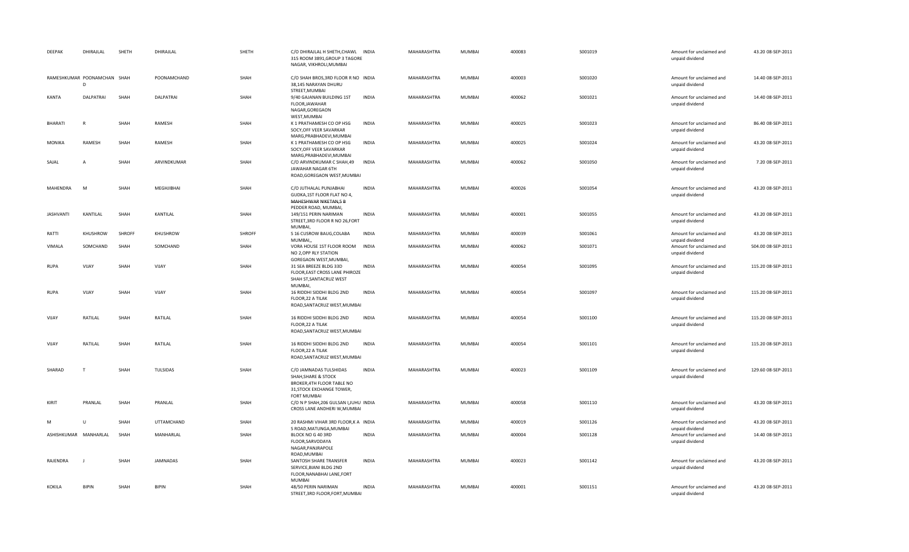| DEEPAK | DHIRAJLAL | SHETH | DHIRAJLAL | SHETH | C/O DHIRAJLAL H SHETH,CHAWL 315 ROOM 3891,GROUP 3 TAGORE NAGAR, VIKHROLI,MUMBAI | INDIA | MAHARASHTRA | MUMBAI | 400083 | S001019 | Amount for unclaimed and unpaid dividend | 43.20 | 08-SEP-2011 |
|---|---|---|---|---|---|---|---|---|---|---|---|---|---|
| RAMESHKUMAR | POONAMCHAND D | SHAH | POONAMCHAND | SHAH | C/O SHAH BROS,3RD FLOOR R NO 38,145 NARAYAN DHURU STREET,MUMBAI | INDIA | MAHARASHTRA | MUMBAI | 400003 | S001020 | Amount for unclaimed and unpaid dividend | 14.40 | 08-SEP-2011 |
| KANTA | DALPATRAI | SHAH | DALPATRAI | SHAH | 9/40 GAJANAN BUILDING 1ST FLOOR,JAWAHAR NAGAR,GOREGAON WEST,MUMBAI | INDIA | MAHARASHTRA | MUMBAI | 400062 | S001021 | Amount for unclaimed and unpaid dividend | 14.40 | 08-SEP-2011 |
| BHARATI | R | SHAH | RAMESH | SHAH | K 1 PRATHAMESH CO OP HSG SOCY,OFF VEER SAVARKAR MARG,PRABHADEVI,MUMBAI | INDIA | MAHARASHTRA | MUMBAI | 400025 | S001023 | Amount for unclaimed and unpaid dividend | 86.40 | 08-SEP-2011 |
| MONIKA | RAMESH | SHAH | RAMESH | SHAH | K 1 PRATHAMESH CO OP HSG SOCY,OFF VEER SAVARKAR MARG,PRABHADEVI,MUMBAI | INDIA | MAHARASHTRA | MUMBAI | 400025 | S001024 | Amount for unclaimed and unpaid dividend | 43.20 | 08-SEP-2011 |
| SAJAL | A | SHAH | ARVINDKUMAR | SHAH | C/O ARVINDKUMAR C SHAH,49 JAWAHAR NAGAR 6TH ROAD,GOREGAON WEST,MUMBAI | INDIA | MAHARASHTRA | MUMBAI | 400062 | S001050 | Amount for unclaimed and unpaid dividend | 7.20 | 08-SEP-2011 |
| MAHENDRA | M | SHAH | MEGHJIBHAI | SHAH | C/O JUTHALAL PUNJABHAI GUDKA,1ST FLOOR FLAT NO 4, MAHESHWAR NIKETAN,5 B PEDDER ROAD, MUMBAI, | INDIA | MAHARASHTRA | MUMBAI | 400026 | S001054 | Amount for unclaimed and unpaid dividend | 43.20 | 08-SEP-2011 |
| JASHVANTI | KANTILAL | SHAH | KANTILAL | SHAH | 149/151 PERIN NARIMAN STREET,3RD FLOOR R NO 26,FORT MUMBAI, | INDIA | MAHARASHTRA | MUMBAI | 400001 | S001055 | Amount for unclaimed and unpaid dividend | 43.20 | 08-SEP-2011 |
| RATTI | KHUSHROW | SHROFF | KHUSHROW | SHROFF | S 16 CUSROW BAUG,COLABA MUMBAI,, | INDIA | MAHARASHTRA | MUMBAI | 400039 | S001061 | Amount for unclaimed and unpaid dividend | 43.20 | 08-SEP-2011 |
| VIMALA | SOMCHAND | SHAH | SOMCHAND | SHAH | VORA HOUSE 1ST FLOOR ROOM NO 2,OPP RLY STATION GOREGAON WEST,MUMBAI, | INDIA | MAHARASHTRA | MUMBAI | 400062 | S001071 | Amount for unclaimed and unpaid dividend | 504.00 | 08-SEP-2011 |
| RUPA | VIJAY | SHAH | VIJAY | SHAH | 31 SEA BREEZE BLDG 33D FLOOR,EAST CROSS LANE PHIROZE SHAH ST,SANTACRUZ WEST MUMBAI, | INDIA | MAHARASHTRA | MUMBAI | 400054 | S001095 | Amount for unclaimed and unpaid dividend | 115.20 | 08-SEP-2011 |
| RUPA | VIJAY | SHAH | VIJAY | SHAH | 16 RIDDHI SIDDHI BLDG 2ND FLOOR,22 A TILAK ROAD,SANTACRUZ WEST,MUMBAI | INDIA | MAHARASHTRA | MUMBAI | 400054 | S001097 | Amount for unclaimed and unpaid dividend | 115.20 | 08-SEP-2011 |
| VIJAY | RATILAL | SHAH | RATILAL | SHAH | 16 RIDDHI SIDDHI BLDG 2ND FLOOR,22 A TILAK ROAD,SANTACRUZ WEST,MUMBAI | INDIA | MAHARASHTRA | MUMBAI | 400054 | S001100 | Amount for unclaimed and unpaid dividend | 115.20 | 08-SEP-2011 |
| VIJAY | RATILAL | SHAH | RATILAL | SHAH | 16 RIDDHI SIDDHI BLDG 2ND FLOOR,22 A TILAK ROAD,SANTACRUZ WEST,MUMBAI | INDIA | MAHARASHTRA | MUMBAI | 400054 | S001101 | Amount for unclaimed and unpaid dividend | 115.20 | 08-SEP-2011 |
| SHARAD | T | SHAH | TULSIDAS | SHAH | C/O JAMNADAS TULSHIDAS SHAH,SHARE & STOCK BROKER,4TH FLOOR TABLE NO 31,STOCK EXCHANGE TOWER, FORT MUMBAI | INDIA | MAHARASHTRA | MUMBAI | 400023 | S001109 | Amount for unclaimed and unpaid dividend | 129.60 | 08-SEP-2011 |
| KIRIT | PRANLAL | SHAH | PRANLAL | SHAH | C/O N P SHAH,206 GULSAN I,JUHU CROSS LANE ANDHERI W,MUMBAI | INDIA | MAHARASHTRA | MUMBAI | 400058 | S001110 | Amount for unclaimed and unpaid dividend | 43.20 | 08-SEP-2011 |
| M | U | SHAH | UTTAMCHAND | SHAH | 20 RASHMI VIHAR 3RD FLOOR,K A S ROAD,MATUNGA,MUMBAI | INDIA | MAHARASHTRA | MUMBAI | 400019 | S001126 | Amount for unclaimed and unpaid dividend | 43.20 | 08-SEP-2011 |
| ASHISHKUMAR | MANHARLAL | SHAH | MANHARLAL | SHAH | BLOCK NO G 40 3RD FLOOR,SARVODAYA NAGAR,PANJRAPOLE ROAD,MUMBAI | INDIA | MAHARASHTRA | MUMBAI | 400004 | S001128 | Amount for unclaimed and unpaid dividend | 14.40 | 08-SEP-2011 |
| RAJENDRA | J | SHAH | JAMNADAS | SHAH | SANTOSH SHARE TRANSFER SERVICE,BIANI BLDG 2ND FLOOR,NANABHAI LANE,FORT MUMBAI | INDIA | MAHARASHTRA | MUMBAI | 400023 | S001142 | Amount for unclaimed and unpaid dividend | 43.20 | 08-SEP-2011 |
| KOKILA | BIPIN | SHAH | BIPIN | SHAH | 48/50 PERIN NARIMAN STREET,3RD FLOOR,FORT,MUMBAI | INDIA | MAHARASHTRA | MUMBAI | 400001 | S001151 | Amount for unclaimed and unpaid dividend | 43.20 | 08-SEP-2011 |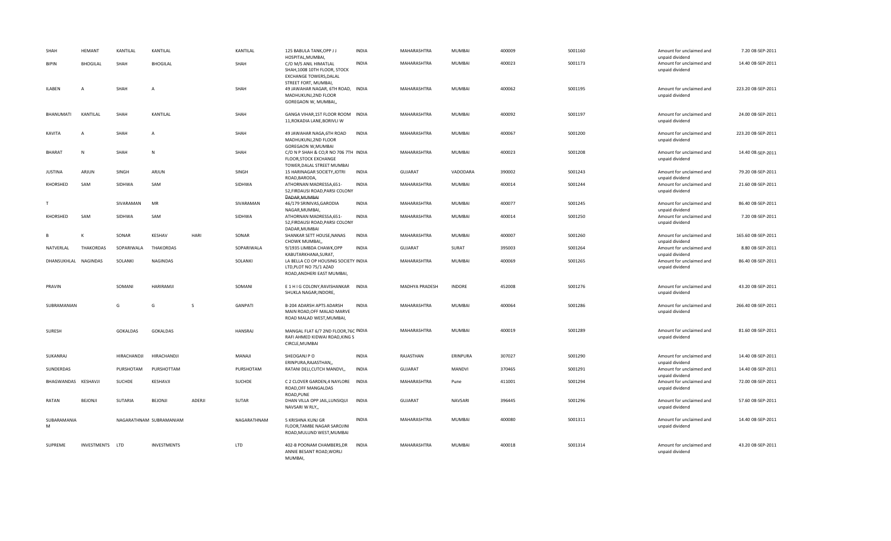| | | | | | | | | | | | | | | |
|---|---|---|---|---|---|---|---|---|---|---|---|---|---|---|
| SHAH | HEMANT | KANTILAL | KANTILAL | | KANTILAL | 125 BABULA TANK,OPP J J HOSPITAL,MUMBAI, | INDIA | MAHARASHTRA | MUMBAI | 400009 | S001160 | Amount for unclaimed and unpaid dividend | 7.20 | 08-SEP-2011 |
| BIPIN | BHOGILAL | SHAH | BHOGILAL | | SHAH | C/O M/S ANIL HIMATLAL SHAH,1008 10TH FLOOR, STOCK EXCHANGE TOWERS,DALAL STREET FORT, MUMBAI, | INDIA | MAHARASHTRA | MUMBAI | 400023 | S001173 | Amount for unclaimed and unpaid dividend | 14.40 | 08-SEP-2011 |
| ILABEN | A | SHAH | A | | SHAH | 49 JAWAHAR NAGAR, 6TH ROAD, MADHUKUNJ,2ND FLOOR GOREGAON W, MUMBAI,, | INDIA | MAHARASHTRA | MUMBAI | 400062 | S001195 | Amount for unclaimed and unpaid dividend | 223.20 | 08-SEP-2011 |
| BHANUMATI | KANTILAL | SHAH | KANTILAL | | SHAH | GANGA VIHAR,1ST FLOOR ROOM 11,ROKADIA LANE,BORIVLI W | INDIA | MAHARASHTRA | MUMBAI | 400092 | S001197 | Amount for unclaimed and unpaid dividend | 24.00 | 08-SEP-2011 |
| KAVITA | A | SHAH | A | | SHAH | 49 JAWAHAR NAGA,6TH ROAD MADHUKUNJ,2ND FLOOR GOREGAON W,MUMBAI | INDIA | MAHARASHTRA | MUMBAI | 400067 | S001200 | Amount for unclaimed and unpaid dividend | 223.20 | 08-SEP-2011 |
| BHARAT | N | SHAH | N | | SHAH | C/O N P SHAH & CO,R NO 706 7TH FLOOR,STOCK EXCHANGE TOWER,DALAL STREET MUMBAI | INDIA | MAHARASHTRA | MUMBAI | 400023 | S001208 | Amount for unclaimed and unpaid dividend | 14.40 | 08-SEP-2011 |
| JUSTINA | ARJUN | SINGH | ARJUN | | SINGH | 15 HARINAGAR SOCIETY,JOTRI ROAD,BARODA, | INDIA | GUJARAT | VADODARA | 390002 | S001243 | Amount for unclaimed and unpaid dividend | 79.20 | 08-SEP-2011 |
| KHORSHED | SAM | SIDHWA | SAM | | SIDHWA | ATHORNAN MADRESSA,651-52,FIRDAUSI ROAD,PARSI COLONY DADAR,MUMBAI | INDIA | MAHARASHTRA | MUMBAI | 400014 | S001244 | Amount for unclaimed and unpaid dividend | 21.60 | 08-SEP-2011 |
| T | | SIVARAMAN | MR | | SIVARAMAN | 46/179 SRINIVAS,GARODIA NAGAR,MUMBAI, | INDIA | MAHARASHTRA | MUMBAI | 400077 | S001245 | Amount for unclaimed and unpaid dividend | 86.40 | 08-SEP-2011 |
| KHORSHED | SAM | SIDHWA | SAM | | SIDHWA | ATHORNAN MADRESSA,651-52,FIRDAUSI ROAD,PARSI COLONY DADAR,MUMBAI | INDIA | MAHARASHTRA | MUMBAI | 400014 | S001250 | Amount for unclaimed and unpaid dividend | 7.20 | 08-SEP-2011 |
| B | K | SONAR | KESHAV | HARI | SONAR | SHANKAR SETT HOUSE,NANAS CHOWK MUMBAI,, | INDIA | MAHARASHTRA | MUMBAI | 400007 | S001260 | Amount for unclaimed and unpaid dividend | 165.60 | 08-SEP-2011 |
| NATVERLAL | THAKORDAS | SOPARIWALA | THAKORDAS | | SOPARIWALA | 9/1935 LIMBDA CHAWK,OPP KABUTARKHANA,SURAT, | INDIA | GUJARAT | SURAT | 395003 | S001264 | Amount for unclaimed and unpaid dividend | 8.80 | 08-SEP-2011 |
| DHANSUKHLAL | NAGINDAS | SOLANKI | NAGINDAS | | SOLANKI | LA BELLA CO OP HOUSING SOCIETY LTD,PLOT NO 75/1 AZAD ROAD,ANDHERI EAST MUMBAI, | INDIA | MAHARASHTRA | MUMBAI | 400069 | S001265 | Amount for unclaimed and unpaid dividend | 86.40 | 08-SEP-2011 |
| PRAVIN | | SOMANI | HARIRAMJI | | SOMANI | E 1 H I G COLONY,RAVISHANKAR SHUKLA NAGAR,INDORE, | INDIA | MADHYA PRADESH | INDORE | 452008 | S001276 | Amount for unclaimed and unpaid dividend | 43.20 | 08-SEP-2011 |
| SUBRAMANIAN | | G | G | S | GANPATI | B-204 ADARSH APTS ADARSH MAIN ROAD,OFF MALAD MARVE ROAD MALAD WEST,MUMBAI, | INDIA | MAHARASHTRA | MUMBAI | 400064 | S001286 | Amount for unclaimed and unpaid dividend | 266.40 | 08-SEP-2011 |
| SURESH | | GOKALDAS | GOKALDAS | | HANSRAJ | MANGAL FLAT 6/7 2ND FLOOR,76C RAFI AHMED KIDWAI ROAD,KING S CIRCLE,MUMBAI | INDIA | MAHARASHTRA | MUMBAI | 400019 | S001289 | Amount for unclaimed and unpaid dividend | 81.60 | 08-SEP-2011 |
| SUKANRAJ | | HIRACHANDJI | HIRACHANDJI | | MANAJI | SHEOGANJ P O ERINPURA,RAJASTHAN,, | INDIA | RAJASTHAN | ERINPURA | 307027 | S001290 | Amount for unclaimed and unpaid dividend | 14.40 | 08-SEP-2011 |
| SUNDERDAS | | PURSHOTAM | PURSHOTTAM | | PURSHOTAM | RATANI DELI,CUTCH MANDVI,, | INDIA | GUJARAT | MANDVI | 370465 | S001291 | Amount for unclaimed and unpaid dividend | 14.40 | 08-SEP-2011 |
| BHAGWANDAS | KESHAVJI | SUCHDE | KESHAVJI | | SUCHDE | C 2 CLOVER GARDEN,4 NAYLORE ROAD,OFF MANGALDAS ROAD,PUNE | INDIA | MAHARASHTRA | Pune | 411001 | S001294 | Amount for unclaimed and unpaid dividend | 72.00 | 08-SEP-2011 |
| RATAN | BEJONJI | SUTARIA | BEJONJI | ADERJI | SUTAR | DHAN VILLA OPP JAIL,LUNSIQUI NAVSARI W RLY,, | INDIA | GUJARAT | NAVSARI | 396445 | S001296 | Amount for unclaimed and unpaid dividend | 57.60 | 08-SEP-2011 |
| SUBARAMANIAM | | NAGARATHNAM | SUBRAMANIAM | | NAGARATHNAM | 5 KRISHNA KUNJ GR FLOOR,TAMBE NAGAR SAROJINI ROAD,MULUND WEST,MUMBAI | INDIA | MAHARASHTRA | MUMBAI | 400080 | S001311 | Amount for unclaimed and unpaid dividend | 14.40 | 08-SEP-2011 |
| SUPREME | INVESTMENTS | LTD | INVESTMENTS | | LTD | 402-B POONAM CHAMBERS,DR ANNIE BESANT ROAD,WORLI MUMBAI, | INDIA | MAHARASHTRA | MUMBAI | 400018 | S001314 | Amount for unclaimed and unpaid dividend | 43.20 | 08-SEP-2011 |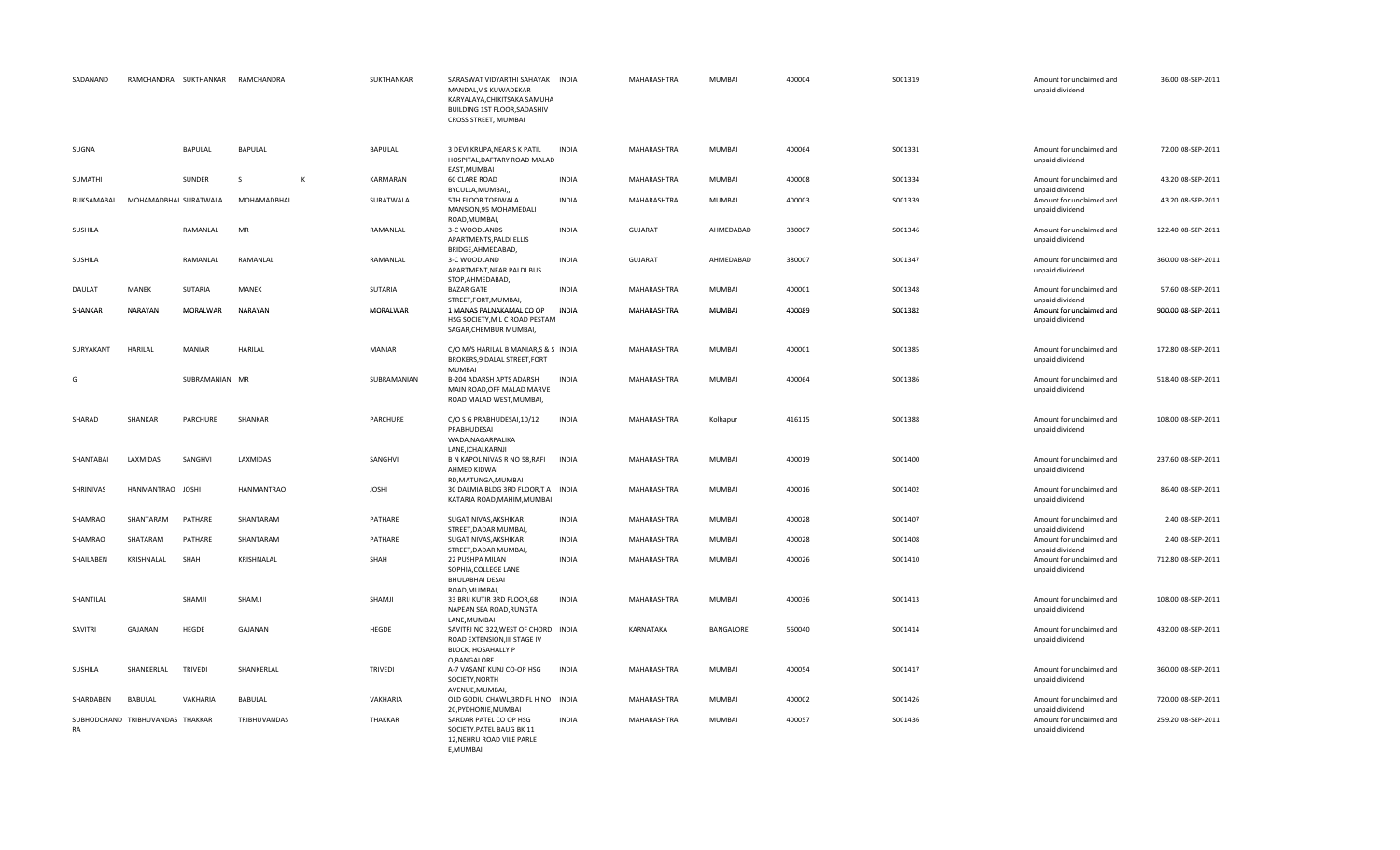| | | | | | | | | | | | | | |
|---|---|---|---|---|---|---|---|---|---|---|---|---|---|
| SADANAND | RAMCHANDRA | SUKTHANKAR | RAMCHANDRA | | SUKTHANKAR | SARASWAT VIDYARTHI SAHAYAK MANDAL,V S KUWADEKAR KARYALAYA,CHIKITSAKA SAMUHA BUILDING 1ST FLOOR,SADASHIV CROSS STREET, MUMBAI | INDIA | MAHARASHTRA | MUMBAI | 400004 | S001319 | Amount for unclaimed and unpaid dividend | 36.00 08-SEP-2011 |
| SUGNA | | BAPULAL | BAPULAL | | BAPULAL | 3 DEVI KRUPA,NEAR S K PATIL HOSPITAL,DAFTARY ROAD MALAD EAST,MUMBAI | INDIA | MAHARASHTRA | MUMBAI | 400064 | S001331 | Amount for unclaimed and unpaid dividend | 72.00 08-SEP-2011 |
| SUMATHI | | SUNDER | S | K | KARMARAN | 60 CLARE ROAD BYCULLA,MUMBAI,, | INDIA | MAHARASHTRA | MUMBAI | 400008 | S001334 | Amount for unclaimed and unpaid dividend | 43.20 08-SEP-2011 |
| RUKSAMABAI | MOHAMADBHAI | SURATWALA | MOHAMADBHAI | | SURATWALA | 5TH FLOOR TOPIWALA MANSION,95 MOHAMEDALI ROAD,MUMBAI, | INDIA | MAHARASHTRA | MUMBAI | 400003 | S001339 | Amount for unclaimed and unpaid dividend | 43.20 08-SEP-2011 |
| SUSHILA | | RAMANLAL | MR | | RAMANLAL | 3-C WOODLANDS APARTMENTS,PALDI ELLIS BRIDGE,AHMEDABAD, | INDIA | GUJARAT | AHMEDABAD | 380007 | S001346 | Amount for unclaimed and unpaid dividend | 122.40 08-SEP-2011 |
| SUSHILA | | RAMANLAL | RAMANLAL | | RAMANLAL | 3-C WOODLAND APARTMENT,NEAR PALDI BUS STOP,AHMEDABAD, | INDIA | GUJARAT | AHMEDABAD | 380007 | S001347 | Amount for unclaimed and unpaid dividend | 360.00 08-SEP-2011 |
| DAULAT | MANEK | SUTARIA | MANEK | | SUTARIA | BAZAR GATE STREET,FORT,MUMBAI, | INDIA | MAHARASHTRA | MUMBAI | 400001 | S001348 | Amount for unclaimed and unpaid dividend | 57.60 08-SEP-2011 |
| SHANKAR | NARAYAN | MORALWAR | NARAYAN | | MORALWAR | 1 MANAS PALNAKAMAL CO OP HSG SOCIETY,M L C ROAD PESTAM SAGAR,CHEMBUR MUMBAI, | INDIA | MAHARASHTRA | MUMBAI | 400089 | S001382 | Amount for unclaimed and unpaid dividend | 900.00 08-SEP-2011 |
| SURYAKANT | HARILAL | MANIAR | HARILAL | | MANIAR | C/O M/S HARILAL B MANIAR,S & S BROKERS,9 DALAL STREET,FORT MUMBAI | INDIA | MAHARASHTRA | MUMBAI | 400001 | S001385 | Amount for unclaimed and unpaid dividend | 172.80 08-SEP-2011 |
| G | | SUBRAMANIAN | MR | | SUBRAMANIAN | B-204 ADARSH APTS ADARSH MAIN ROAD,OFF MALAD MARVE ROAD MALAD WEST,MUMBAI, | INDIA | MAHARASHTRA | MUMBAI | 400064 | S001386 | Amount for unclaimed and unpaid dividend | 518.40 08-SEP-2011 |
| SHARAD | SHANKAR | PARCHURE | SHANKAR | | PARCHURE | C/O S G PRABHUDESAI,10/12 PRABHUDESAI WADA,NAGARPALIKA LANE,ICHALKARNJI | INDIA | MAHARASHTRA | Kolhapur | 416115 | S001388 | Amount for unclaimed and unpaid dividend | 108.00 08-SEP-2011 |
| SHANTABAI | LAXMIDAS | SANGHVI | LAXMIDAS | | SANGHVI | B N KAPOL NIVAS R NO 58,RAFI AHMED KIDWAI RD,MATUNGA,MUMBAI | INDIA | MAHARASHTRA | MUMBAI | 400019 | S001400 | Amount for unclaimed and unpaid dividend | 237.60 08-SEP-2011 |
| SHRINIVAS | HANMANTRAO | JOSHI | HANMANTRAO | | JOSHI | 30 DALMIA BLDG 3RD FLOOR,T A KATARIA ROAD,MAHIM,MUMBAI | INDIA | MAHARASHTRA | MUMBAI | 400016 | S001402 | Amount for unclaimed and unpaid dividend | 86.40 08-SEP-2011 |
| SHAMRAO | SHANTARAM | PATHARE | SHANTARAM | | PATHARE | SUGAT NIVAS,AKSHIKAR STREET,DADAR MUMBAI, | INDIA | MAHARASHTRA | MUMBAI | 400028 | S001407 | Amount for unclaimed and unpaid dividend | 2.40 08-SEP-2011 |
| SHAMRAO | SHATARAM | PATHARE | SHANTARAM | | PATHARE | SUGAT NIVAS,AKSHIKAR STREET,DADAR MUMBAI, | INDIA | MAHARASHTRA | MUMBAI | 400028 | S001408 | Amount for unclaimed and unpaid dividend | 2.40 08-SEP-2011 |
| SHAILABEN | KRISHNALAL | SHAH | KRISHNALAL | | SHAH | 22 PUSHPA MILAN SOPHIA,COLLEGE LANE BHULABHAI DESAI ROAD,MUMBAI, | INDIA | MAHARASHTRA | MUMBAI | 400026 | S001410 | Amount for unclaimed and unpaid dividend | 712.80 08-SEP-2011 |
| SHANTILAL | | SHAMJI | SHAMJI | | SHAMJI | 33 BRIJ KUTIR 3RD FLOOR,68 NAPEAN SEA ROAD,RUNGTA LANE,MUMBAI | INDIA | MAHARASHTRA | MUMBAI | 400036 | S001413 | Amount for unclaimed and unpaid dividend | 108.00 08-SEP-2011 |
| SAVITRI | GAJANAN | HEGDE | GAJANAN | | HEGDE | SAVITRI NO 322,WEST OF CHORD ROAD EXTENSION,III STAGE IV BLOCK, HOSAHALLY P O,BANGALORE | INDIA | KARNATAKA | BANGALORE | 560040 | S001414 | Amount for unclaimed and unpaid dividend | 432.00 08-SEP-2011 |
| SUSHILA | SHANKERLAL | TRIVEDI | SHANKERLAL | | TRIVEDI | A-7 VASANT KUNJ CO-OP HSG SOCIETY,NORTH AVENUE,MUMBAI, | INDIA | MAHARASHTRA | MUMBAI | 400054 | S001417 | Amount for unclaimed and unpaid dividend | 360.00 08-SEP-2011 |
| SHARDABEN | BABULAL | VAKHARIA | BABULAL | | VAKHARIA | OLD GODIU CHAWL,3RD FL H NO 20,PYDHONIE,MUMBAI | INDIA | MAHARASHTRA | MUMBAI | 400002 | S001426 | Amount for unclaimed and unpaid dividend | 720.00 08-SEP-2011 |
| SUBHODCHAND RA | TRIBHUVANDAS | THAKKAR | TRIBHUVANDAS | | THAKKAR | SARDAR PATEL CO OP HSG SOCIETY,PATEL BAUG BK 11 12,NEHRU ROAD VILE PARLE E,MUMBAI | INDIA | MAHARASHTRA | MUMBAI | 400057 | S001436 | Amount for unclaimed and unpaid dividend | 259.20 08-SEP-2011 |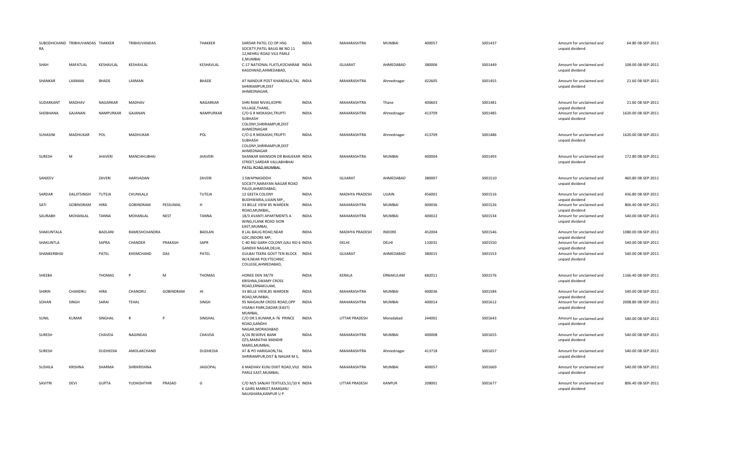| | | | | | | | | | | | | | | | |
|---|---|---|---|---|---|---|---|---|---|---|---|---|---|---|---|
| SUBODHCHAND RA | TRIBHUVANDAS | THAKKER | TRIBHUVANDAS | | THAKKER | SARDAR PATEL CO OP HSG SOCIETY,PATEL BAUG BK NO 11 12,NEHRU ROAD VILE PARLE E,MUMBAI | INDIA | MAHARASHTRA | MUMBAI | 400057 | S001437 | Amount for unclaimed and unpaid dividend | 64.80 | 08-SEP-2011 |
| SHAH | MAFATLAL | KESHAVLAL | KESHAVLAL | | KESHAVLAL | C-17 NATIONAL FLATS,KOCHARAB KAGDIWAD,AHMEDABAD, | INDIA | GUJARAT | AHMEDABAD | 380006 | S001449 | Amount for unclaimed and unpaid dividend | 108.00 | 08-SEP-2011 |
| SHANKAR | LAXMAN | BHADE | LAXMAN | | BHADE | AT NANDUR POST KHANDALA,TAL SHRIRAMPUR,DIST AHMEDNAGAR, | INDIA | MAHARASHTRA | Ahmednagar | 422605 | S001455 | Amount for unclaimed and unpaid dividend | 21.60 | 08-SEP-2011 |
| SUDARKANT | MADHAV | NAGARKAR | MADHAV | | NAGARKAR | SHRI RAM NIVAS,KOPRI VILLAGE,THANE, | INDIA | MAHARASHTRA | Thane | 400603 | S001481 | Amount for unclaimed and unpaid dividend | 21.60 | 08-SEP-2011 |
| SHOBHANA | GAJANAN | NAMPURKAR | GAJANAN | | NAMPURKAR | C/O G R MOKASHI,TRUPTI SUBHASH COLONY,SHRIRAMPUR,DIST AHMEDNAGAR | INDIA | MAHARASHTRA | Ahmednagar | 413709 | S001485 | Amount for unclaimed and unpaid dividend | 1620.00 | 08-SEP-2011 |
| SUHASINI | MADHUKAR | POL | MADHUKAR | | POL | C/O G R MOKASHI,TRUPTI SUBHASH COLONY,SHRIRAMPUR,DIST AHMEDNAGAR | INDIA | MAHARASHTRA | Ahmednagar | 413709 | S001486 | Amount for unclaimed and unpaid dividend | 1620.00 | 08-SEP-2011 |
| SURESH | M | JHAVERI | MANCHHUBHAI | | JHAVERI | SHANKAR MANSION DR BHAJEKAR STREET,SARDAR VALLABHBHAI PATEL ROAD,MUMBAI, | INDIA | MAHARASHTRA | MUMBAI | 400004 | S001493 | Amount for unclaimed and unpaid dividend | 172.80 | 08-SEP-2011 |
| SANJEEV | | ZAVERI | HARIVADAN | | ZAVERI | 1 SWAPNASIDDH SOCIETY,NARAYAN NAGAR ROAD PALDI,AHMEDABAD, | INDIA | GUJARAT | AHMEDABAD | 380007 | S001510 | Amount for unclaimed and unpaid dividend | 460.80 | 08-SEP-2011 |
| SARDAR | DALJITSINGH | TUTEJA | CHUNILALJI | | TUTEJA | 12 GEETA COLONY BUDHWARIA,UJJAIN MP,, | INDIA | MADHYA PRADESH | UJJAIN | 456001 | S001516 | Amount for unclaimed and unpaid dividend | 436.80 | 08-SEP-2011 |
| SATI | GOBINDRAM | HIRA | GOBINDRAM | PESSUMAL | H | 33 BELLE VIEW 85 WARDEN ROAD,MUMBAI,, | INDIA | MAHARASHTRA | MUMBAI | 400036 | S001526 | Amount for unclaimed and unpaid dividend | 806.40 | 08-SEP-2011 |
| SAURABH | MOHANLAL | TANNA | MOHANLAL | NEST | TANNA | 18/3 AVANTI APARTMENTS A WING,FLANK ROAD SION EAST,MUMBAI, | INDIA | MAHARASHTRA | MUMBAI | 400022 | S001534 | Amount for unclaimed and unpaid dividend | 540.00 | 08-SEP-2011 |
| SHAKUNTALA | | BADLANI | RAMESHCHANDRA | | BADLAN | 8 LAL BAUG ROAD,NEAR GDC,INDORE MP, | INDIA | MADHYA PRADESH | INDORE | 452004 | S001546 | Amount for unclaimed and unpaid dividend | 1080.00 | 08-SEP-2011 |
| SHAKUNTLA | | SAPRA | CHANDER | PRAKASH | SAPR | C-40 RAJ GARH COLONY,GALI NO 6 GANDHI NAGAR,DELHI, | INDIA | DELHI | DELHI | 110031 | S001550 | Amount for unclaimed and unpaid dividend | 540.00 | 08-SEP-2011 |
| SHANKERBHAI | | PATEL | KHEMCHAND | DAS | PATEL | GULBAI TEKRA GOVT TEN BLOCK W/4,NEAR POLYTECHNIC COLLEGE,AHMEDABAD, | INDIA | GUJARAT | AHMEDABAD | 380015 | S001553 | Amount for unclaimed and unpaid dividend | 540.00 | 08-SEP-2011 |
| SHEEBA | | THOMAS | P | M | THOMAS | HONEE DEN 39/79 KRISHNA,SWAMY CROSS ROAD,ERNAKULAM, | INDIA | KERALA | ERNAKULAM | 682011 | S001576 | Amount for unclaimed and unpaid dividend | 1166.40 | 08-SEP-2011 |
| SHIRIN | CHANDRU | HIRA | CHANDRU | GOBINDRAM | HI | 33 BELLE VIEW,85 WARDEN ROAD,MUMBAI, | INDIA | MAHARASHTRA | MUMBAI | 400036 | S001584 | Amount for unclaimed and unpaid dividend | 540.00 | 08-SEP-2011 |
| SOHAN | SINGH | SARAI | TEHAL | | SINGH | 95 NAIGAUM CROSS ROAD,OPP VISANJI PARK,DADAR (EAST) MUMBAI, | INDIA | MAHARASHTRA | MUMBAI | 400014 | S001612 | Amount for unclaimed and unpaid dividend | 2008.80 | 08-SEP-2011 |
| SUNIL | KUMAR | SINGHAL | R | P | SINGHAL | C/O DR.S.KUMAR,A-76 PRINCE ROAD,GANDHI NAGAR,MORADABAD | INDIA | UTTAR PRADESH | Moradabad | 244001 | S001643 | Amount for unclaimed and unpaid dividend | 540.00 | 08-SEP-2011 |
| SURESH | | CHAVDA | NAGINDAS | | CHAVDA | A/26 RESERVE BANK QTS,MARATHA MANDIR MARG,MUMBAI, | INDIA | MAHARASHTRA | MUMBAI | 400008 | S001655 | Amount for unclaimed and unpaid dividend | 540.00 | 08-SEP-2011 |
| SURESH | | DUDHEDIA | AMOLAKCHAND | | DUDHEDIA | AT & PO HARIGAON,TAL SHRIRAMPUR,DIST & NAGAR M S, | INDIA | MAHARASHTRA | Ahmednagar | 413718 | S001657 | Amount for unclaimed and unpaid dividend | 540.00 | 08-SEP-2011 |
| SUSHILA | KRISHNA | SHARMA | SHRIKRISHNA | | JAIGOPAL | 6 MADHAV KUNJ DIXIT ROAD,VILE PARLE EAST,MUMBAI, | INDIA | MAHARASHTRA | MUMBAI | 400057 | S001669 | Amount for unclaimed and unpaid dividend | 540.00 | 08-SEP-2011 |
| SAVITRI | DEVI | GUPTA | YUDHISHTHIR | PRASAD | G | C/O M/S SANJAY TEXTILES,51/10 K K GARG MARKET,RAMGANJ NAUGHARA,KANPUR U P | INDIA | UTTAR PRADESH | KANPUR | 208001 | S001677 | Amount for unclaimed and unpaid dividend | 806.40 | 08-SEP-2011 |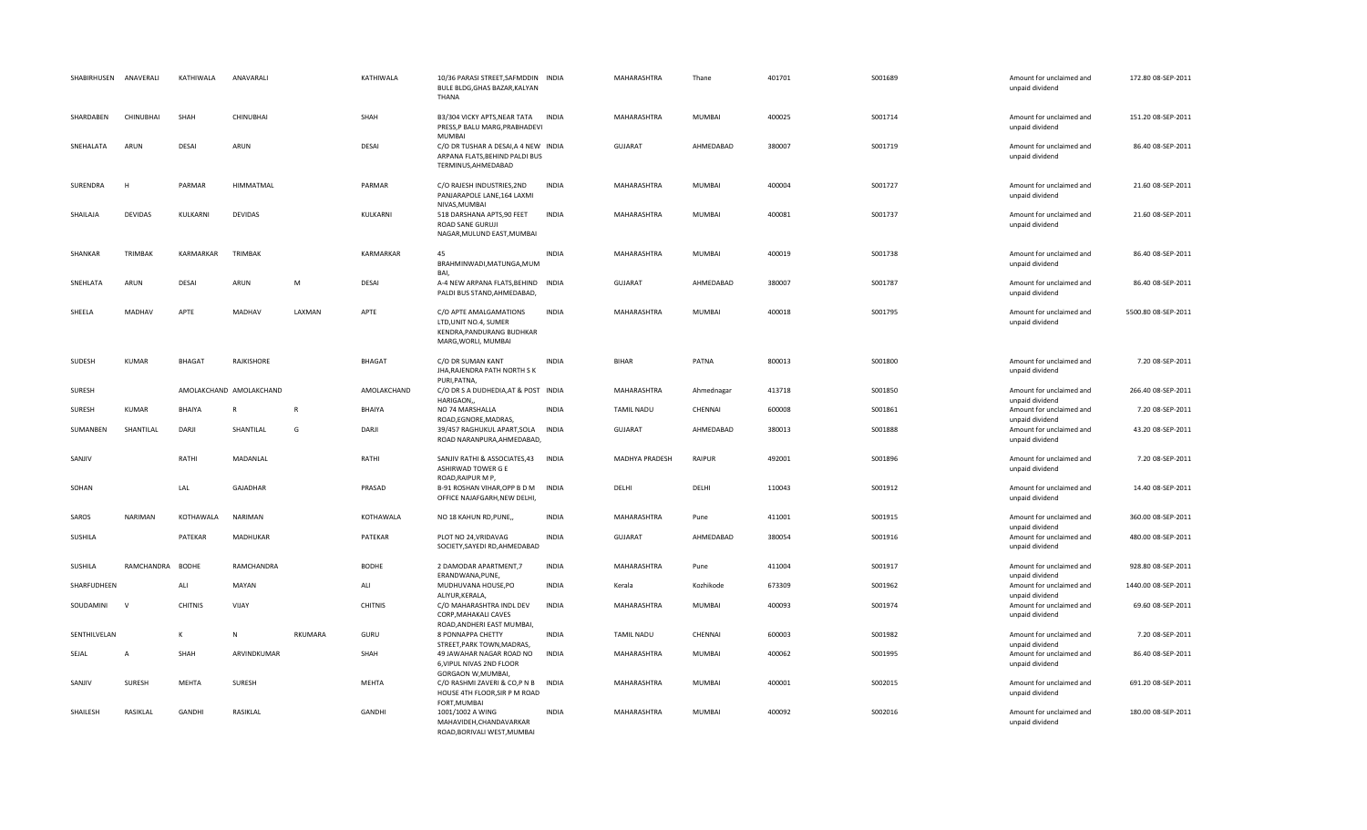| | | | | | | | | | | | | | | | |
|---|---|---|---|---|---|---|---|---|---|---|---|---|---|---|---|
| SHABIRHUSEN | ANAVERALI | KATHIWALA | ANAVARALI | | KATHIWALA | 10/36 PARASI STREET,SAFMDDIN BULE BLDG,GHAS BAZAR,KALYAN THANA | INDIA | MAHARASHTRA | Thane | 401701 | S001689 | | Amount for unclaimed and unpaid dividend | 172.80 | 08-SEP-2011 |
| SHARDABEN | CHINUBHAI | SHAH | CHINUBHAI | | SHAH | B3/304 VICKY APTS,NEAR TATA PRESS,P BALU MARG,PRABHADEVI MUMBAI | INDIA | MAHARASHTRA | MUMBAI | 400025 | S001714 | | Amount for unclaimed and unpaid dividend | 151.20 | 08-SEP-2011 |
| SNEHALATA | ARUN | DESAI | ARUN | | DESAI | C/O DR TUSHAR A DESAI,A 4 NEW ARPANA FLATS,BEHIND PALDI BUS TERMINUS,AHMEDABAD | INDIA | GUJARAT | AHMEDABAD | 380007 | S001719 | | Amount for unclaimed and unpaid dividend | 86.40 | 08-SEP-2011 |
| SURENDRA | H | PARMAR | HIMMATMAL | | PARMAR | C/O RAJESH INDUSTRIES,2ND PANJARAPOLE LANE,164 LAXMI NIVAS,MUMBAI | INDIA | MAHARASHTRA | MUMBAI | 400004 | S001727 | | Amount for unclaimed and unpaid dividend | 21.60 | 08-SEP-2011 |
| SHAILAJA | DEVIDAS | KULKARNI | DEVIDAS | | KULKARNI | 518 DARSHANA APTS,90 FEET ROAD SANE GURUJI NAGAR,MULUND EAST,MUMBAI | INDIA | MAHARASHTRA | MUMBAI | 400081 | S001737 | | Amount for unclaimed and unpaid dividend | 21.60 | 08-SEP-2011 |
| SHANKAR | TRIMBAK | KARMARKAR | TRIMBAK | | KARMARKAR | 45 BRAHMINWADI,MATUNGA,MUMBAI, | INDIA | MAHARASHTRA | MUMBAI | 400019 | S001738 | | Amount for unclaimed and unpaid dividend | 86.40 | 08-SEP-2011 |
| SNEHLATA | ARUN | DESAI | ARUN | M | DESAI | A-4 NEW ARPANA FLATS,BEHIND PALDI BUS STAND,AHMEDABAD, | INDIA | GUJARAT | AHMEDABAD | 380007 | S001787 | | Amount for unclaimed and unpaid dividend | 86.40 | 08-SEP-2011 |
| SHEELA | MADHAV | APTE | MADHAV | LAXMAN | APTE | C/O APTE AMALGAMATIONS LTD,UNIT NO.4, SUMER KENDRA,PANDURANG BUDHKAR MARG,WORLI, MUMBAI | INDIA | MAHARASHTRA | MUMBAI | 400018 | S001795 | | Amount for unclaimed and unpaid dividend | 5500.80 | 08-SEP-2011 |
| SUDESH | KUMAR | BHAGAT | RAJKISHORE | | BHAGAT | C/O DR SUMAN KANT JHA,RAJENDRA PATH NORTH S K PURI,PATNA, | INDIA | BIHAR | PATNA | 800013 | S001800 | | Amount for unclaimed and unpaid dividend | 7.20 | 08-SEP-2011 |
| SURESH | | AMOLAKCHAND | AMOLAKCHAND | | AMOLAKCHAND | C/O DR S A DUDHEDIA,AT & POST HARIGAON,, | INDIA | MAHARASHTRA | Ahmednagar | 413718 | S001850 | | Amount for unclaimed and unpaid dividend | 266.40 | 08-SEP-2011 |
| SURESH | KUMAR | BHAIYA | R | R | BHAIYA | NO 74 MARSHALLA ROAD,EGNORE,MADRAS, | INDIA | TAMIL NADU | CHENNAI | 600008 | S001861 | | Amount for unclaimed and unpaid dividend | 7.20 | 08-SEP-2011 |
| SUMANBEN | SHANTILAL | DARJI | SHANTILAL | G | DARJI | 39/457 RAGHUKUL APART,SOLA ROAD NARANPURA,AHMEDABAD, | INDIA | GUJARAT | AHMEDABAD | 380013 | S001888 | | Amount for unclaimed and unpaid dividend | 43.20 | 08-SEP-2011 |
| SANJIV | | RATHI | MADANLAL | | RATHI | SANJIV RATHI & ASSOCIATES,43 ASHIRWAD TOWER G E ROAD,RAIPUR M P, | INDIA | MADHYA PRADESH | RAIPUR | 492001 | S001896 | | Amount for unclaimed and unpaid dividend | 7.20 | 08-SEP-2011 |
| SOHAN | | LAL | GAJADHAR | | PRASAD | B-91 ROSHAN VIHAR,OPP B D M OFFICE NAJAFGARH,NEW DELHI, | INDIA | DELHI | DELHI | 110043 | S001912 | | Amount for unclaimed and unpaid dividend | 14.40 | 08-SEP-2011 |
| SAROS | NARIMAN | KOTHAWALA | NARIMAN | | KOTHAWALA | NO 18 KAHUN RD,PUNE,, | INDIA | MAHARASHTRA | Pune | 411001 | S001915 | | Amount for unclaimed and unpaid dividend | 360.00 | 08-SEP-2011 |
| SUSHILA | | PATEKAR | MADHUKAR | | PATEKAR | PLOT NO 24,VRIDAVAG SOCIETY,SAYEDI RD,AHMEDABAD | INDIA | GUJARAT | AHMEDABAD | 380054 | S001916 | | Amount for unclaimed and unpaid dividend | 480.00 | 08-SEP-2011 |
| SUSHILA | RAMCHANDRA | BODHE | RAMCHANDRA | | BODHE | 2 DAMODAR APARTMENT,7 ERANDWANA,PUNE, | INDIA | MAHARASHTRA | Pune | 411004 | S001917 | | Amount for unclaimed and unpaid dividend | 928.80 | 08-SEP-2011 |
| SHARFUDHEEN | | ALI | MAYAN | | ALI | MUDHUVANA HOUSE,PO ALIYUR,KERALA, | INDIA | Kerala | Kozhikode | 673309 | S001962 | | Amount for unclaimed and unpaid dividend | 1440.00 | 08-SEP-2011 |
| SOUDAMINI | V | CHITNIS | VIJAY | | CHITNIS | C/O MAHARASHTRA INDL DEV CORP,MAHAKALI CAVES ROAD,ANDHERI EAST MUMBAI, | INDIA | MAHARASHTRA | MUMBAI | 400093 | S001974 | | Amount for unclaimed and unpaid dividend | 69.60 | 08-SEP-2011 |
| SENTHILVELAN | | K | N | RKUMARA | GURU | 8 PONNAPPA CHETTY STREET,PARK TOWN,MADRAS, | INDIA | TAMIL NADU | CHENNAI | 600003 | S001982 | | Amount for unclaimed and unpaid dividend | 7.20 | 08-SEP-2011 |
| SEJAL | A | SHAH | ARVINDKUMAR | | SHAH | 49 JAWAHAR NAGAR ROAD NO 6,VIPUL NIVAS 2ND FLOOR GORGAON W,MUMBAI, | INDIA | MAHARASHTRA | MUMBAI | 400062 | S001995 | | Amount for unclaimed and unpaid dividend | 86.40 | 08-SEP-2011 |
| SANJIV | SURESH | MEHTA | SURESH | | MEHTA | C/O RASHMI ZAVERI & CO,P N B HOUSE 4TH FLOOR,SIR P M ROAD FORT,MUMBAI | INDIA | MAHARASHTRA | MUMBAI | 400001 | S002015 | | Amount for unclaimed and unpaid dividend | 691.20 | 08-SEP-2011 |
| SHAILESH | RASIKLAL | GANDHI | RASIKLAL | | GANDHI | 1001/1002 A WING MAHAVIDEH,CHANDAVARKAR ROAD,BORIVALI WEST,MUMBAI | INDIA | MAHARASHTRA | MUMBAI | 400092 | S002016 | | Amount for unclaimed and unpaid dividend | 180.00 | 08-SEP-2011 |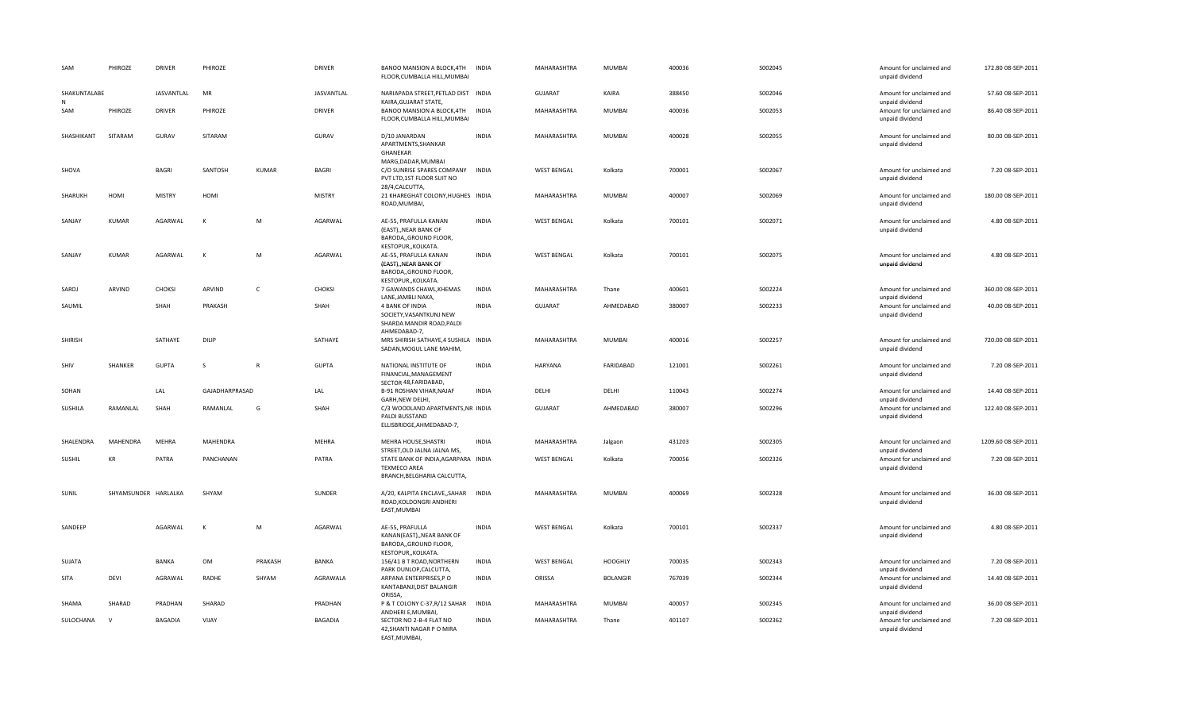| SAM | PHIROZE | DRIVER | PHIROZE | | DRIVER | BANOO MANSION A BLOCK,4TH FLOOR,CUMBALLA HILL,MUMBAI | INDIA | MAHARASHTRA | MUMBAI | 400036 | S002045 | Amount for unclaimed and unpaid dividend | 172.80 | 08-SEP-2011 |
|---|---|---|---|---|---|---|---|---|---|---|---|---|---|---|
| SHAKUNTALABEN | | JASVANTLAL | MR | | JASVANTLAL | NARIAPADA STREET,PETLAD DIST KAIRA,GUJARAT STATE, | INDIA | GUJARAT | KAIRA | 388450 | S002046 | Amount for unclaimed and unpaid dividend | 57.60 | 08-SEP-2011 |
| SAM | PHIROZE | DRIVER | PHIROZE | | DRIVER | BANOO MANSION A BLOCK,4TH FLOOR,CUMBALLA HILL,MUMBAI | INDIA | MAHARASHTRA | MUMBAI | 400036 | S002053 | Amount for unclaimed and unpaid dividend | 86.40 | 08-SEP-2011 |
| SHASHIKANT | SITARAM | GURAV | SITARAM | | GURAV | D/10 JANARDAN APARTMENTS,SHANKAR GHANEKAR MARG,DADAR,MUMBAI | INDIA | MAHARASHTRA | MUMBAI | 400028 | S002055 | Amount for unclaimed and unpaid dividend | 80.00 | 08-SEP-2011 |
| SHOVA | | BAGRI | SANTOSH | KUMAR | BAGRI | C/O SUNRISE SPARES COMPANY PVT LTD,1ST FLOOR SUIT NO 28/4,CALCUTTA, | INDIA | WEST BENGAL | Kolkata | 700001 | S002067 | Amount for unclaimed and unpaid dividend | 7.20 | 08-SEP-2011 |
| SHARUKH | HOMI | MISTRY | HOMI | | MISTRY | 21 KHAREGHAT COLONY,HUGHES ROAD,MUMBAI, | INDIA | MAHARASHTRA | MUMBAI | 400007 | S002069 | Amount for unclaimed and unpaid dividend | 180.00 | 08-SEP-2011 |
| SANJAY | KUMAR | AGARWAL | K | M | AGARWAL | AE-55, PRAFULLA KANAN (EAST),,NEAR BANK OF BARODA,,GROUND FLOOR, KESTOPUR,,KOLKATA. | INDIA | WEST BENGAL | Kolkata | 700101 | S002071 | Amount for unclaimed and unpaid dividend | 4.80 | 08-SEP-2011 |
| SANJAY | KUMAR | AGARWAL | K | M | AGARWAL | AE-55, PRAFULLA KANAN (EAST),,NEAR BANK OF BARODA,,GROUND FLOOR, KESTOPUR,,KOLKATA. | INDIA | WEST BENGAL | Kolkata | 700101 | S002075 | Amount for unclaimed and unpaid dividend | 4.80 | 08-SEP-2011 |
| SAROJ | ARVIND | CHOKSI | ARVIND | C | CHOKSI | 7 GAWANDS CHAWL,KHEMAS LANE,JAMBLI NAKA, | INDIA | MAHARASHTRA | Thane | 400601 | S002224 | Amount for unclaimed and unpaid dividend | 360.00 | 08-SEP-2011 |
| SAUMIL | | SHAH | PRAKASH | | SHAH | 4 BANK OF INDIA SOCIETY,VASANTKUNJ NEW SHARDA MANDIR ROAD,PALDI AHMEDABAD-7, | INDIA | GUJARAT | AHMEDABAD | 380007 | S002233 | Amount for unclaimed and unpaid dividend | 40.00 | 08-SEP-2011 |
| SHIRISH | | SATHAYE | DILIP | | SATHAYE | MRS SHIRISH SATHAYE,4 SUSHILA SADAN,MOGUL LANE MAHIM, | INDIA | MAHARASHTRA | MUMBAI | 400016 | S002257 | Amount for unclaimed and unpaid dividend | 720.00 | 08-SEP-2011 |
| SHIV | SHANKER | GUPTA | S | R | GUPTA | NATIONAL INSTITUTE OF FINANCIAL,MANAGEMENT SECTOR 48,FARIDABAD, | INDIA | HARYANA | FARIDABAD | 121001 | S002261 | Amount for unclaimed and unpaid dividend | 7.20 | 08-SEP-2011 |
| SOHAN | | LAL | GAJADHARPRASAD | | LAL | B-91 ROSHAN VIHAR,NAJAF GARH,NEW DELHI, | INDIA | DELHI | DELHI | 110043 | S002274 | Amount for unclaimed and unpaid dividend | 14.40 | 08-SEP-2011 |
| SUSHILA | RAMANLAL | SHAH | RAMANLAL | G | SHAH | C/3 WOODLAND APARTMENTS,NR PALDI BUSSTAND ELLISBRIDGE,AHMEDABAD-7, | INDIA | GUJARAT | AHMEDABAD | 380007 | S002296 | Amount for unclaimed and unpaid dividend | 122.40 | 08-SEP-2011 |
| SHALENDRA | MAHENDRA | MEHRA | MAHENDRA | | MEHRA | MEHRA HOUSE,SHASTRI STREET,OLD JALNA JALNA MS, | INDIA | MAHARASHTRA | Jalgaon | 431203 | S002305 | Amount for unclaimed and unpaid dividend | 1209.60 | 08-SEP-2011 |
| SUSHIL | KR | PATRA | PANCHANAN | | PATRA | STATE BANK OF INDIA,AGARPARA TEXMECO AREA BRANCH,BELGHARIA CALCUTTA, | INDIA | WEST BENGAL | Kolkata | 700056 | S002326 | Amount for unclaimed and unpaid dividend | 7.20 | 08-SEP-2011 |
| SUNIL | SHYAMSUNDER | HARLALKA | SHYAM | | SUNDER | A/20, KALPITA ENCLAVE,,SAHAR ROAD,KOLDONGRI ANDHERI EAST,MUMBAI | INDIA | MAHARASHTRA | MUMBAI | 400069 | S002328 | Amount for unclaimed and unpaid dividend | 36.00 | 08-SEP-2011 |
| SANDEEP | | AGARWAL | K | M | AGARWAL | AE-55, PRAFULLA KANAN(EAST),,NEAR BANK OF BARODA,,GROUND FLOOR, KESTOPUR,,KOLKATA. | INDIA | WEST BENGAL | Kolkata | 700101 | S002337 | Amount for unclaimed and unpaid dividend | 4.80 | 08-SEP-2011 |
| SUJATA | | BANKA | OM | PRAKASH | BANKA | 156/41 B T ROAD,NORTHERN PARK DUNLOP,CALCUTTA, | INDIA | WEST BENGAL | HOOGHLY | 700035 | S002343 | Amount for unclaimed and unpaid dividend | 7.20 | 08-SEP-2011 |
| SITA | DEVI | AGRAWAL | RADHE | SHYAM | AGRAWALA | ARPANA ENTERPRISES,P O KANTABANJI,DIST BALANGIR ORISSA, | INDIA | ORISSA | BOLANGIR | 767039 | S002344 | Amount for unclaimed and unpaid dividend | 14.40 | 08-SEP-2011 |
| SHAMA | SHARAD | PRADHAN | SHARAD | | PRADHAN | P & T COLONY C-37,R/12 SAHAR ANDHERI E,MUMBAI, | INDIA | MAHARASHTRA | MUMBAI | 400057 | S002345 | Amount for unclaimed and unpaid dividend | 36.00 | 08-SEP-2011 |
| SULOCHANA | V | BAGADIA | VIJAY | | BAGADIA | SECTOR NO 2-B-4 FLAT NO 42,SHANTI NAGAR P O MIRA EAST,MUMBAI, | INDIA | MAHARASHTRA | Thane | 401107 | S002362 | Amount for unclaimed and unpaid dividend | 7.20 | 08-SEP-2011 |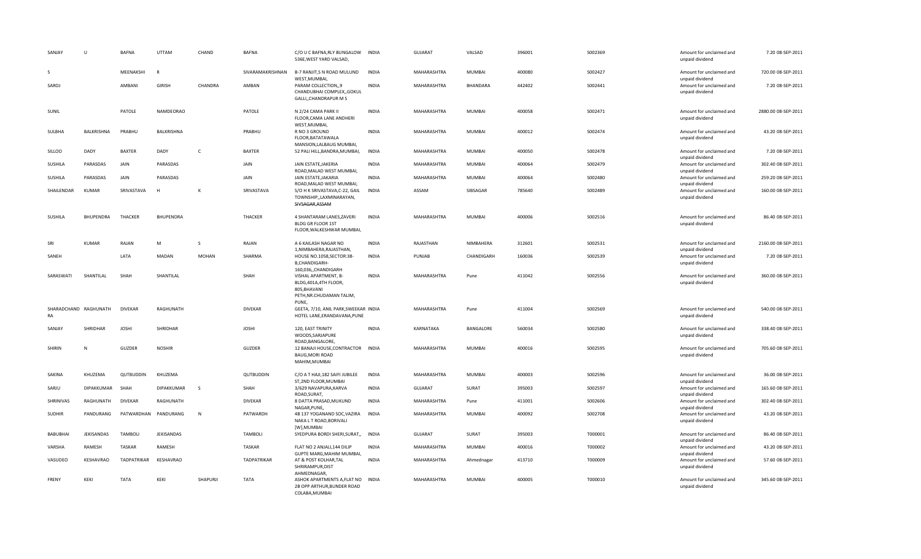| | | | | | | | | | | | | | | |
|---|---|---|---|---|---|---|---|---|---|---|---|---|---|---|
| SANJAY | U | BAFNA | UTTAM | CHAND | BAFNA | C/O U C BAFNA,RLY BUNGALOW 536E,WEST YARD VALSAD, | INDIA | GUJARAT | VALSAD | 396001 | S002369 | Amount for unclaimed and unpaid dividend | 7.20 | 08-SEP-2011 |
| S | | MEENAKSHI | R | | SIVARAMAKRISHNAN | B-7 RANJIT,S N ROAD MULUND WEST,MUMBAI, | INDIA | MAHARASHTRA | MUMBAI | 400080 | S002427 | Amount for unclaimed and unpaid dividend | 720.00 | 08-SEP-2011 |
| SAROJ | | AMBANI | GIRISH | CHANDRA | AMBAN | PARAM COLLECTION,,9 CHANDUBHAI COMPLEX,,GOKUL GALLI,,CHANDRAPUR M S | INDIA | MAHARASHTRA | BHANDARA | 442402 | S002441 | Amount for unclaimed and unpaid dividend | 7.20 | 08-SEP-2011 |
| SUNIL | | PATOLE | NAMDEORAO | | PATOLE | N 2/24 CAMA PARK II FLOOR,CAMA LANE ANDHERI WEST,MUMBAI, | INDIA | MAHARASHTRA | MUMBAI | 400058 | S002471 | Amount for unclaimed and unpaid dividend | 2880.00 | 08-SEP-2011 |
| SULBHA | BALKRISHNA | PRABHU | BALKRISHNA | | PRABHU | R NO 3 GROUND FLOOR,BATATAWALA MANSION,LALBAUG MUMBAI, | INDIA | MAHARASHTRA | MUMBAI | 400012 | S002474 | Amount for unclaimed and unpaid dividend | 43.20 | 08-SEP-2011 |
| SILLOO | DADY | BAXTER | DADY | C | BAXTER | 52 PALI HILL,BANDRA,MUMBAI, | INDIA | MAHARASHTRA | MUMBAI | 400050 | S002478 | Amount for unclaimed and unpaid dividend | 7.20 | 08-SEP-2011 |
| SUSHILA | PARASDAS | JAIN | PARASDAS | | JAIN | JAIN ESTATE,JAKERIA ROAD,MALAD WEST MUMBAI, | INDIA | MAHARASHTRA | MUMBAI | 400064 | S002479 | Amount for unclaimed and unpaid dividend | 302.40 | 08-SEP-2011 |
| SUSHILA | PARASDAS | JAIN | PARASDAS | | JAIN | JAIN ESTATE,JAKARIA ROAD,MALAD WEST MUMBAI, | INDIA | MAHARASHTRA | MUMBAI | 400064 | S002480 | Amount for unclaimed and unpaid dividend | 259.20 | 08-SEP-2011 |
| SHAILENDAR | KUMAR | SRIVASTAVA | H | K | SRIVASTAVA | S/O H K SRIVASTAVA,C-22, GAIL TOWNSHIP,,LAXMINARAYAN, SIVSAGAR,ASSAM | INDIA | ASSAM | SIBSAGAR | 785640 | S002489 | Amount for unclaimed and unpaid dividend | 160.00 | 08-SEP-2011 |
| SUSHILA | BHUPENDRA | THACKER | BHUPENDRA | | THACKER | 4 SHANTARAM LANES,ZAVERI BLDG GR FLOOR 1ST FLOOR,WALKESHWAR MUMBAI, | INDIA | MAHARASHTRA | MUMBAI | 400006 | S002516 | Amount for unclaimed and unpaid dividend | 86.40 | 08-SEP-2011 |
| SRI | KUMAR | RAJAN | M | S | RAJAN | A 6 KAILASH NAGAR NO 1,NIMBAHERA,RAJASTHAN, | INDIA | RAJASTHAN | NIMBAHERA | 312601 | S002531 | Amount for unclaimed and unpaid dividend | 2160.00 | 08-SEP-2011 |
| SANEH | | LATA | MADAN | MOHAN | SHARMA | HOUSE NO.1058,SECTOR:38-B,CHANDIGARH-160,036,,CHANDIGARH | INDIA | PUNJAB | CHANDIGARH | 160036 | S002539 | Amount for unclaimed and unpaid dividend | 7.20 | 08-SEP-2011 |
| SARASWATI | SHANTILAL | SHAH | SHANTILAL | | SHAH | VISHAL APARTMENT, B-BLDG,401A,4TH FLOOR, 805,BHAVANI PETH,NR.CHUDAMAN TALIM, PUNE, | INDIA | MAHARASHTRA | Pune | 411042 | S002556 | Amount for unclaimed and unpaid dividend | 360.00 | 08-SEP-2011 |
| SHARADCHAND RA | RAGHUNATH | DIVEKAR | RAGHUNATH | | DIVEKAR | GEETA, 7/10, ANIL PARK,SWEEKAR HOTEL LANE,ERANDAVANA,PUNE | INDIA | MAHARASHTRA | Pune | 411004 | S002569 | Amount for unclaimed and unpaid dividend | 540.00 | 08-SEP-2011 |
| SANJAY | SHRIDHAR | JOSHI | SHRIDHAR | | JOSHI | 120, EAST TRINITY WOODS,SARJAPURE ROAD,BANGALORE, | INDIA | KARNATAKA | BANGALORE | 560034 | S002580 | Amount for unclaimed and unpaid dividend | 338.40 | 08-SEP-2011 |
| SHIRIN | N | GUZDER | NOSHIR | | GUZDER | 12 BANAJI HOUSE,CONTRACTOR BAUG,MORI ROAD MAHIM,MUMBAI | INDIA | MAHARASHTRA | MUMBAI | 400016 | S002595 | Amount for unclaimed and unpaid dividend | 705.60 | 08-SEP-2011 |
| SAKINA | KHUZEMA | QUTBUDDIN | KHUZEMA | | QUTBUDDIN | C/O A T HAJI,182 SAIFI JUBILEE ST,2ND FLOOR,MUMBAI | INDIA | MAHARASHTRA | MUMBAI | 400003 | S002596 | Amount for unclaimed and unpaid dividend | 36.00 | 08-SEP-2011 |
| SARJU | DIPAKKUMAR | SHAH | DIPAKKUMAR | S | SHAH | 3/629 NAVAPURA,KARVA ROAD,SURAT, | INDIA | GUJARAT | SURAT | 395003 | S002597 | Amount for unclaimed and unpaid dividend | 165.60 | 08-SEP-2011 |
| SHRINIVAS | RAGHUNATH | DIVEKAR | RAGHUNATH | | DIVEKAR | 8 DATTA PRASAD,MUKUND NAGAR,PUNE, | INDIA | MAHARASHTRA | Pune | 411001 | S002606 | Amount for unclaimed and unpaid dividend | 302.40 | 08-SEP-2011 |
| SUDHIR | PANDURANG | PATWARDHAN | PANDURANG | N | PATWARDH | 4B 137 YOGANAND SOC,VAZIRA NAKA L T ROAD,BORIVALI [W],MUMBAI | INDIA | MAHARASHTRA | MUMBAI | 400092 | S002708 | Amount for unclaimed and unpaid dividend | 43.20 | 08-SEP-2011 |
| BABUBHAI | JEKISANDAS | TAMBOLI | JEKISANDAS | | TAMBOLI | SYEDPURA BORDI SHERI,SURAT,, | INDIA | GUJARAT | SURAT | 395003 | T000001 | Amount for unclaimed and unpaid dividend | 86.40 | 08-SEP-2011 |
| VARSHA | RAMESH | TASKAR | RAMESH | | TASKAR | FLAT NO 2 ANJALI,144 DILIP GUPTE MARG,MAHIM MUMBAI, | INDIA | MAHARASHTRA | MUMBAI | 400016 | T000002 | Amount for unclaimed and unpaid dividend | 43.20 | 08-SEP-2011 |
| VASUDEO | KESHAVRAO | TADPATRIKAR | KESHAVRAO | | TADPATRIKAR | AT & POST KOLHAR,TAL SHRIRAMPUR,DIST AHMEDNAGAR, | INDIA | MAHARASHTRA | Ahmednagar | 413710 | T000009 | Amount for unclaimed and unpaid dividend | 57.60 | 08-SEP-2011 |
| FRENY | KEKI | TATA | KEKI | SHAPURJI | TATA | ASHOK APARTMENTS A,FLAT NO 2B OPP ARTHUR,BUNDER ROAD COLABA,MUMBAI | INDIA | MAHARASHTRA | MUMBAI | 400005 | T000010 | Amount for unclaimed and unpaid dividend | 345.60 | 08-SEP-2011 |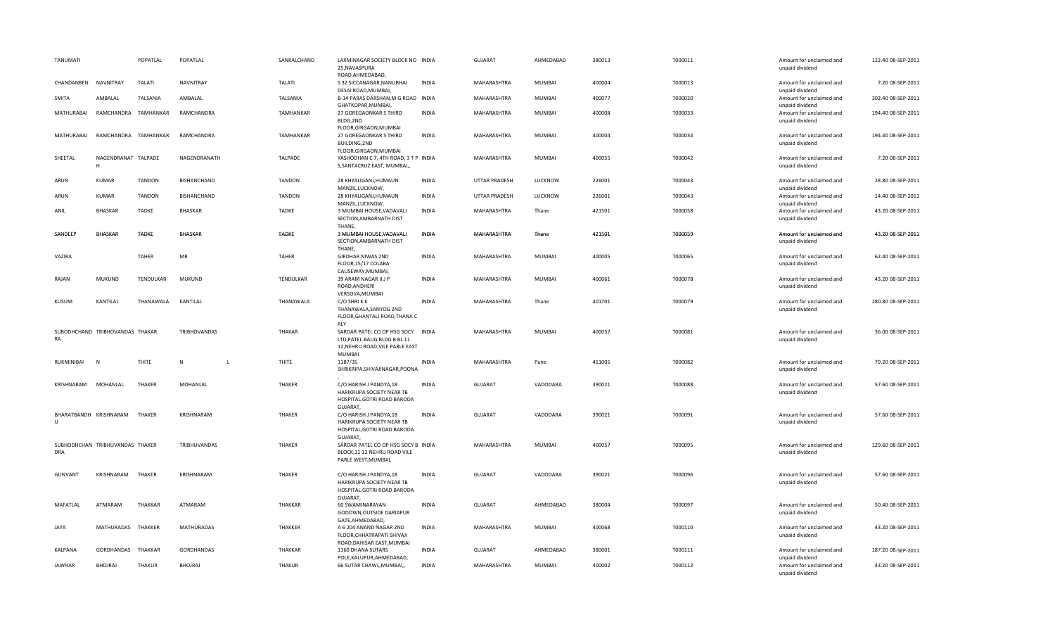| | | | | | | | | | | | | | | |
|---|---|---|---|---|---|---|---|---|---|---|---|---|---|---|
| TANUMATI | | POPATLAL | POPATLAL | | SANKALCHAND | LAXMINAGAR SOCIETY BLOCK NO 25,NAVASPURA ROAD,AHMEDABAD, | INDIA | GUJARAT | AHMEDABAD | 380013 | T000011 | Amount for unclaimed and unpaid dividend | 122.40 | 08-SEP-2011 |
| CHANDANBEN | NAVNITRAY | TALATI | NAVNITRAY | | TALATI | S 32 SICCANAGAR,NANUBHAI DESAI ROAD,MUMBAI, | INDIA | MAHARASHTRA | MUMBAI | 400004 | T000013 | Amount for unclaimed and unpaid dividend | 7.20 | 08-SEP-2011 |
| SMITA | AMBALAL | TALSANIA | AMBALAL | | TALSANIA | B-14 PARAS DARSHAN,M G ROAD GHATKOPAR,MUMBAI, | INDIA | MAHARASHTRA | MUMBAI | 400077 | T000020 | Amount for unclaimed and unpaid dividend | 302.40 | 08-SEP-2011 |
| MATHURABAI | RAMCHANDRA | TAMHANKAR | RAMCHANDRA | | TAMHANKAR | 27 GOREGAONKAR S THIRD BLDG,2ND FLOOR,GIRGAON,MUMBAI | INDIA | MAHARASHTRA | MUMBAI | 400004 | T000033 | Amount for unclaimed and unpaid dividend | 194.40 | 08-SEP-2011 |
| MATHURABAI | RAMCHANDRA | TAMHANKAR | RAMCHANDRA | | TAMHANKAR | 27 GOREGAONKAR S THIRD BUILDING,2ND FLOOR,GIRGAON,MUMBAI | INDIA | MAHARASHTRA | MUMBAI | 400004 | T000034 | Amount for unclaimed and unpaid dividend | 194.40 | 08-SEP-2011 |
| SHEETAL | NAGENDRANATH | TALPADE | NAGENDRANATH | | TALPADE | YASHODHAN C 7, 4TH ROAD, 3 T P S,SANTACRUZ EAST, MUMBAI,, | INDIA | MAHARASHTRA | MUMBAI | 400055 | T000042 | Amount for unclaimed and unpaid dividend | 7.20 | 08-SEP-2011 |
| ARUN | KUMAR | TANDON | BISHANCHAND | | TANDON | 28 KHYALIGANJ,HUMAUN MANZIL,LUCKNOW, | INDIA | UTTAR PRADESH | LUCKNOW | 226001 | T000043 | Amount for unclaimed and unpaid dividend | 28.80 | 08-SEP-2011 |
| ARUN | KUMAR | TANDON | BISHANCHAND | | TANDON | 28 KHYALIGANJ,HUMAUN MANZIL,LUCKNOW, | INDIA | UTTAR PRADESH | LUCKNOW | 226001 | T000043 | Amount for unclaimed and unpaid dividend | 14.40 | 08-SEP-2011 |
| ANIL | BHASKAR | TADKE | BHASKAR | | TADKE | 3 MUMBAI HOUSE,VADAVALI SECTION,AMBARNATH DIST THANE, | INDIA | MAHARASHTRA | Thane | 421501 | T000058 | Amount for unclaimed and unpaid dividend | 43.20 | 08-SEP-2011 |
| SANDEEP | BHASKAR | TADKE | BHASKAR | | TADKE | 3 MUMBAI HOUSE,VADAVALI SECTION,AMBARNATH DIST THANE, | INDIA | MAHARASHTRA | Thane | 421501 | T000059 | Amount for unclaimed and unpaid dividend | 43.20 | 08-SEP-2011 |
| VAZIRA | | TAHER | MR | | TAHER | GIRDHAR NIWAS 2ND FLOOR,15/17 COLABA CAUSEWAY,MUMBAI, | INDIA | MAHARASHTRA | MUMBAI | 400005 | T000065 | Amount for unclaimed and unpaid dividend | 62.40 | 08-SEP-2011 |
| RAJAN | MUKUND | TENDULKAR | MUKUND | | TENDULKAR | 39 ARAM NAGAR II,J P ROAD,ANDHERI VERSOVA,MUMBAI | INDIA | MAHARASHTRA | MUMBAI | 400061 | T000078 | Amount for unclaimed and unpaid dividend | 43.20 | 08-SEP-2011 |
| KUSUM | KANTILAL | THANAWALA | KANTILAL | | THANAWALA | C/O SHRI K K THANAWALA,SANYOG 2ND FLOOR,GHANTALI ROAD,THANA C RLY | INDIA | MAHARASHTRA | Thane | 401701 | T000079 | Amount for unclaimed and unpaid dividend | 280.80 | 08-SEP-2011 |
| SUBODHCHAND RA | TRIBHOVANDAS | THAKAR | TRIBHOVANDAS | | THAKAR | SARDAR PATEL CO OP HSG SOCY LTD,PATEL BAUG BLDG B BL 11 12,NEHRU ROAD,VILE PARLE EAST MUMBAI | INDIA | MAHARASHTRA | MUMBAI | 400057 | T000081 | Amount for unclaimed and unpaid dividend | 36.00 | 08-SEP-2011 |
| RUKMINIBAI | N | THITE | N | L | THITE | 1187/35 SHRIKRIPA,SHIVAJINAGAR,POONA , | INDIA | MAHARASHTRA | Pune | 411005 | T000082 | Amount for unclaimed and unpaid dividend | 79.20 | 08-SEP-2011 |
| KRISHNARAM | MOHANLAL | THAKER | MOHANLAL | | THAKER | C/O HARISH J PANDYA,18 HARIKRUPA SOCIETY NEAR TB HOSPITAL,GOTRI ROAD BARODA GUJARAT, | INDIA | GUJARAT | VADODARA | 390021 | T000088 | Amount for unclaimed and unpaid dividend | 57.60 | 08-SEP-2011 |
| BHARATBANDH U | KRISHNARAM | THAKER | KRISHNARAM | | THAKER | C/O HARISH J PANDYA,18 HARIKRUPA SOCIETY NEAR TB HOSPITAL,GOTRI ROAD BARODA GUJARAT, | INDIA | GUJARAT | VADODARA | 390021 | T000091 | Amount for unclaimed and unpaid dividend | 57.60 | 08-SEP-2011 |
| SUBHODHCHAN DRA | TRIBHUVANDAS | THAKER | TRIBHUVANDAS | | THAKER | SARDAR PATEL CO OP HSG SOCY B BLOCK,11 12 NEHRU ROAD VILE PARLE WEST,MUMBAI, | INDIA | MAHARASHTRA | MUMBAI | 400057 | T000095 | Amount for unclaimed and unpaid dividend | 129.60 | 08-SEP-2011 |
| GUNVANT | KRISHNARAM | THAKER | KRISHNARAM | | THAKER | C/O HARISH J PANDYA,18 HARIKRUPA SOCIETY NEAR TB HOSPITAL,GOTRI ROAD BARODA GUJARAT, | INDIA | GUJARAT | VADODARA | 390021 | T000096 | Amount for unclaimed and unpaid dividend | 57.60 | 08-SEP-2011 |
| MAFATLAL | ATMARAM | THAKKAR | ATMARAM | | THAKKAR | 60 SWAMINARAYAN GODOWN,OUTSIDE DARIAPUR GATE,AHMEDABAD, | INDIA | GUJARAT | AHMEDABAD | 380004 | T000097 | Amount for unclaimed and unpaid dividend | 50.40 | 08-SEP-2011 |
| JAYA | MATHURADAS | THAKKER | MATHURADAS | | THAKKER | A 6 204 ANAND NAGAR 2ND FLOOR,CHHATRAPATI SHIVAJI ROAD,DAHISAR EAST,MUMBAI | INDIA | MAHARASHTRA | MUMBAI | 400068 | T000110 | Amount for unclaimed and unpaid dividend | 43.20 | 08-SEP-2011 |
| KALPANA | GORDHANDAS | THAKKAR | GORDHANDAS | | THAKKAR | 1360 DHANA SUTARS POLE,KALUPUR,AHMEDABAD, | INDIA | GUJARAT | AHMEDABAD | 380001 | T000111 | Amount for unclaimed and unpaid dividend | 187.20 | 08-SEP-2011 |
| JAWHAR | BHOJRAJ | THAKUR | BHOJRAJ | | THAKUR | 66 SUTAR CHAWL,MUMBAI,, | INDIA | MAHARASHTRA | MUMBAI | 400002 | T000112 | Amount for unclaimed and unpaid dividend | 43.20 | 08-SEP-2011 |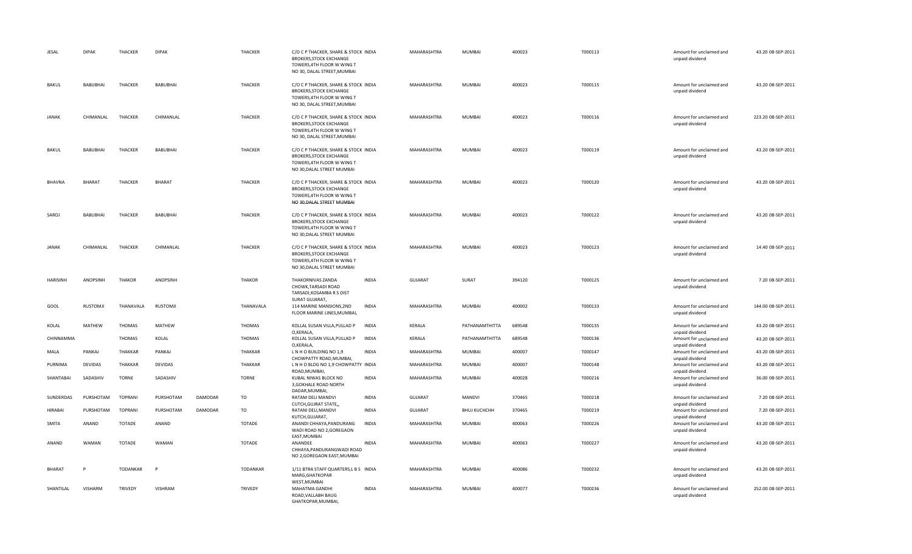| JESAL | DIPAK | THACKER | DIPAK | | THACKER | C/O C P THACKER, SHARE & STOCK BROKERS,STOCK EXCHANGE TOWERS,4TH FLOOR W WING T NO 30, DALAL STREET,MUMBAI | INDIA | MAHARASHTRA | MUMBAI | 400023 | T000113 | Amount for unclaimed and unpaid dividend | 43.20 | 08-SEP-2011 |
|---|---|---|---|---|---|---|---|---|---|---|---|---|---|---|
| BAKUL | BABUBHAI | THACKER | BABUBHAI | | THACKER | C/O C P THACKER, SHARE & STOCK BROKERS,STOCK EXCHANGE TOWERS,4TH FLOOR W WING T NO 30, DALAL STREET,MUMBAI | INDIA | MAHARASHTRA | MUMBAI | 400023 | T000115 | Amount for unclaimed and unpaid dividend | 43.20 | 08-SEP-2011 |
| JANAK | CHIMANLAL | THACKER | CHIMANLAL | | THACKER | C/O C P THACKER, SHARE & STOCK BROKERS,STOCK EXCHANGE TOWERS,4TH FLOOR W WING T NO 30, DALAL STREET,MUMBAI | INDIA | MAHARASHTRA | MUMBAI | 400023 | T000116 | Amount for unclaimed and unpaid dividend | 223.20 | 08-SEP-2011 |
| BAKUL | BABUBHAI | THACKER | BABUBHAI | | THACKER | C/O C P THACKER, SHARE & STOCK BROKERS,STOCK EXCHANGE TOWERS,4TH FLOOR W WING T NO 30,DALAL STREET MUMBAI | INDIA | MAHARASHTRA | MUMBAI | 400023 | T000119 | Amount for unclaimed and unpaid dividend | 43.20 | 08-SEP-2011 |
| BHAVNA | BHARAT | THACKER | BHARAT | | THACKER | C/O C P THACKER, SHARE & STOCK BROKERS,STOCK EXCHANGE TOWERS,4TH FLOOR W WING T NO 30,DALAL STREET MUMBAI | INDIA | MAHARASHTRA | MUMBAI | 400023 | T000120 | Amount for unclaimed and unpaid dividend | 43.20 | 08-SEP-2011 |
| SAROJ | BABUBHAI | THACKER | BABUBHAI | | THACKER | C/O C P THACKER, SHARE & STOCK BROKERS,STOCK EXCHANGE TOWERS,4TH FLOOR W WING T NO 30,DALAL STREET MUMBAI | INDIA | MAHARASHTRA | MUMBAI | 400023 | T000122 | Amount for unclaimed and unpaid dividend | 43.20 | 08-SEP-2011 |
| JANAK | CHIMANLAL | THACKER | CHIMANLAL | | THACKER | C/O C P THACKER, SHARE & STOCK BROKERS,STOCK EXCHANGE TOWERS,4TH FLOOR W WING T NO 30,DALAL STREET MUMBAI | INDIA | MAHARASHTRA | MUMBAI | 400023 | T000123 | Amount for unclaimed and unpaid dividend | 14.40 | 08-SEP-2011 |
| HARISINH | ANOPSINH | THAKOR | ANOPSINH | | THAKOR | THAKORNIVAS ZANDA CHOWK,TARSADI ROAD TARSADI,KOSAMBA R S DIST SURAT GUJARAT, | INDIA | GUJARAT | SURAT | 394120 | T000125 | Amount for unclaimed and unpaid dividend | 7.20 | 08-SEP-2011 |
| GOOL | RUSTOMJI | THANAVALA | RUSTOMJI | | THANAVALA | 114 MARINE MANSIONS,2ND FLOOR MARINE LINES,MUMBAI, | INDIA | MAHARASHTRA | MUMBAI | 400002 | T000133 | Amount for unclaimed and unpaid dividend | 144.00 | 08-SEP-2011 |
| KOLAL | MATHEW | THOMAS | MATHEW | | THOMAS | KOLLAL SUSAN VILLA,PULLAD P O,KERALA, | INDIA | KERALA | PATHANAMTHITTA | 689548 | T000135 | Amount for unclaimed and unpaid dividend | 43.20 | 08-SEP-2011 |
| CHINNAMMA | | THOMAS | KOLAL | | THOMAS | KOLLAL SUSAN VILLA,PULLAD P O,KERALA, | INDIA | KERALA | PATHANAMTHITTA | 689548 | T000136 | Amount for unclaimed and unpaid dividend | 43.20 | 08-SEP-2011 |
| MALA | PANKAJ | THAKKAR | PANKAJ | | THAKKAR | L N H O BUILDING NO 1,9 CHOWPATTY ROAD,MUMBAI, | INDIA | MAHARASHTRA | MUMBAI | 400007 | T000147 | Amount for unclaimed and unpaid dividend | 43.20 | 08-SEP-2011 |
| PURNIMA | DEVIDAS | THAKKAR | DEVIDAS | | THAKKAR | L N H O BLDG NO 1,9 CHOWPATTY ROAD,MUMBAI, | INDIA | MAHARASHTRA | MUMBAI | 400007 | T000148 | Amount for unclaimed and unpaid dividend | 43.20 | 08-SEP-2011 |
| SHANTABAI | SADASHIV | TORNE | SADASHIV | | TORNE | KUBAL NIWAS BLOCK NO 3,GOKHALE ROAD NORTH DADAR,MUMBAI, | INDIA | MAHARASHTRA | MUMBAI | 400028 | T000216 | Amount for unclaimed and unpaid dividend | 36.00 | 08-SEP-2011 |
| SUNDERDAS | PURSHOTAM | TOPRANI | PURSHOTAM | DAMODAR | TO | RATAM DELI MANDVI CUTCH,GUJRAT STATE,, | INDIA | GUJARAT | MANDVI | 370465 | T000218 | Amount for unclaimed and unpaid dividend | 7.20 | 08-SEP-2011 |
| HIRABAI | PURSHOTAM | TOPRANI | PURSHOTAM | DAMODAR | TO | RATANI DELI,MANDVI KUTCH,GUJARAT, | INDIA | GUJARAT | BHUJ KUCHCHH | 370465 | T000219 | Amount for unclaimed and unpaid dividend | 7.20 | 08-SEP-2011 |
| SMITA | ANAND | TOTADE | ANAND | | TOTADE | ANANDI CHHAYA,PANDURANG WADI ROAD NO 2,GOREGAON EAST,MUMBAI | INDIA | MAHARASHTRA | MUMBAI | 400063 | T000226 | Amount for unclaimed and unpaid dividend | 43.20 | 08-SEP-2011 |
| ANAND | WAMAN | TOTADE | WAMAN | | TOTADE | ANANDEE CHHAYA,PANDURANGWADI ROAD NO 2,GOREGAON EAST,MUMBAI | INDIA | MAHARASHTRA | MUMBAI | 400063 | T000227 | Amount for unclaimed and unpaid dividend | 43.20 | 08-SEP-2011 |
| BHARAT | P | TODANKAR | P | | TODANKAR | 1/11 BTRA STAFF QUARTERS,L B S MARG,GHATKOPAR WEST,MUMBAI | INDIA | MAHARASHTRA | MUMBAI | 400086 | T000232 | Amount for unclaimed and unpaid dividend | 43.20 | 08-SEP-2011 |
| SHANTILAL | VISHARM | TRIVEDY | VISHRAM | | TRIVEDY | MAHATMA GANDHI ROAD,VALLABH BAUG GHATKOPAR,MUMBAI, | INDIA | MAHARASHTRA | MUMBAI | 400077 | T000236 | Amount for unclaimed and unpaid dividend | 252.00 | 08-SEP-2011 |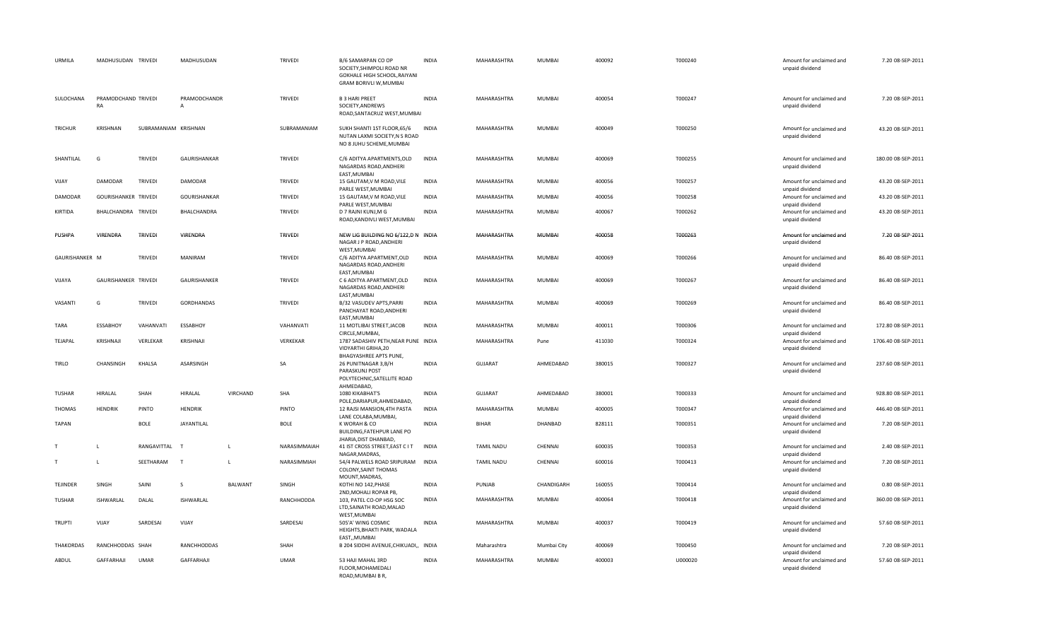| | | | | | | | | | | | | | | |
|---|---|---|---|---|---|---|---|---|---|---|---|---|---|---|
| URMILA | MADHUSUDAN | TRIVEDI | MADHUSUDAN | | TRIVEDI | B/6 SAMARPAN CO OP SOCIETY,SHIMPOLI ROAD NR GOKHALE HIGH SCHOOL,RAIYANI GRAM BORIVLI W,MUMBAI | INDIA | MAHARASHTRA | MUMBAI | 400092 | T000240 | Amount for unclaimed and unpaid dividend | 7.20 | 08-SEP-2011 |
| SULOCHANA | PRAMODCHAND RA | TRIVEDI | PRAMODCHANDR A | | TRIVEDI | B 3 HARI PREET SOCIETY,ANDREWS ROAD,SANTACRUZ WEST,MUMBAI | INDIA | MAHARASHTRA | MUMBAI | 400054 | T000247 | Amount for unclaimed and unpaid dividend | 7.20 | 08-SEP-2011 |
| TRICHUR | KRISHNAN | SUBRAMANIAM | KRISHNAN | | SUBRAMANIAM | SUKH SHANTI 1ST FLOOR,65/6 NUTAN LAXMI SOCIETY,N S ROAD NO 8 JUHU SCHEME,MUMBAI | INDIA | MAHARASHTRA | MUMBAI | 400049 | T000250 | Amount for unclaimed and unpaid dividend | 43.20 | 08-SEP-2011 |
| SHANTILAL | G | TRIVEDI | GAURISHANKAR | | TRIVEDI | C/6 ADITYA APARTMENTS,OLD NAGARDAS ROAD,ANDHERI EAST,MUMBAI | INDIA | MAHARASHTRA | MUMBAI | 400069 | T000255 | Amount for unclaimed and unpaid dividend | 180.00 | 08-SEP-2011 |
| VIJAY | DAMODAR | TRIVEDI | DAMODAR | | TRIVEDI | 15 GAUTAM,V M ROAD,VILE PARLE WEST,MUMBAI | INDIA | MAHARASHTRA | MUMBAI | 400056 | T000257 | Amount for unclaimed and unpaid dividend | 43.20 | 08-SEP-2011 |
| DAMODAR | GOURISHANKER | TRIVEDI | GOURISHANKAR | | TRIVEDI | 15 GAUTAM,V M ROAD,VILE PARLE WEST,MUMBAI | INDIA | MAHARASHTRA | MUMBAI | 400056 | T000258 | Amount for unclaimed and unpaid dividend | 43.20 | 08-SEP-2011 |
| KIRTIDA | BHALCHANDRA | TRIVEDI | BHALCHANDRA | | TRIVEDI | D 7 RAJNI KUNJ,M G ROAD,KANDIVLI WEST,MUMBAI | INDIA | MAHARASHTRA | MUMBAI | 400067 | T000262 | Amount for unclaimed and unpaid dividend | 43.20 | 08-SEP-2011 |
| PUSHPA | VIRENDRA | TRIVEDI | VIRENDRA | | TRIVEDI | NEW LIG BUILDING NO 6/122,D N NAGAR J P ROAD,ANDHERI WEST,MUMBAI | INDIA | MAHARASHTRA | MUMBAI | 400058 | T000263 | Amount for unclaimed and unpaid dividend | 7.20 | 08-SEP-2011 |
| GAURISHANKER | M | TRIVEDI | MANIRAM | | TRIVEDI | C/6 ADITYA APARTMENT,OLD NAGARDAS ROAD,ANDHERI EAST,MUMBAI | INDIA | MAHARASHTRA | MUMBAI | 400069 | T000266 | Amount for unclaimed and unpaid dividend | 86.40 | 08-SEP-2011 |
| VIJAYA | GAURISHANKER | TRIVEDI | GAURISHANKER | | TRIVEDI | C 6 ADITYA APARTMENT,OLD NAGARDAS ROAD,ANDHERI EAST,MUMBAI | INDIA | MAHARASHTRA | MUMBAI | 400069 | T000267 | Amount for unclaimed and unpaid dividend | 86.40 | 08-SEP-2011 |
| VASANTI | G | TRIVEDI | GORDHANDAS | | TRIVEDI | B/32 VASUDEV APTS,PARRI PANCHAYAT ROAD,ANDHERI EAST,MUMBAI | INDIA | MAHARASHTRA | MUMBAI | 400069 | T000269 | Amount for unclaimed and unpaid dividend | 86.40 | 08-SEP-2011 |
| TARA | ESSABHOY | VAHANVATI | ESSABHOY | | VAHANVATI | 11 MOTLIBAI STREET,JACOB CIRCLE,MUMBAI, | INDIA | MAHARASHTRA | MUMBAI | 400011 | T000306 | Amount for unclaimed and unpaid dividend | 172.80 | 08-SEP-2011 |
| TEJAPAL | KRISHNAJI | VERLEKAR | KRISHNAJI | | VERKEKAR | 1787 SADASHIV PETH,NEAR PUNE VIDYARTHI GRIHA,20 BHAGYASHREE APTS PUNE, | INDIA | MAHARASHTRA | Pune | 411030 | T000324 | Amount for unclaimed and unpaid dividend | 1706.40 | 08-SEP-2011 |
| TIRLO | CHANSINGH | KHALSA | ASARSINGH | | SA | 26 PUNITNAGAR 3,B/H PARASKUNJ POST POLYTECHNIC,SATELLITE ROAD AHMEDABAD, | INDIA | GUJARAT | AHMEDABAD | 380015 | T000327 | Amount for unclaimed and unpaid dividend | 237.60 | 08-SEP-2011 |
| TUSHAR | HIRALAL | SHAH | HIRALAL | VIRCHAND | SHA | 1080 KIKABHAT'S POLE,DARIAPUR,AHMEDABAD, | INDIA | GUJARAT | AHMEDABAD | 380001 | T000333 | Amount for unclaimed and unpaid dividend | 928.80 | 08-SEP-2011 |
| THOMAS | HENDRIK | PINTO | HENDRIK | | PINTO | 12 RAJSI MANSION,4TH PASTA LANE COLABA,MUMBAI, | INDIA | MAHARASHTRA | MUMBAI | 400005 | T000347 | Amount for unclaimed and unpaid dividend | 446.40 | 08-SEP-2011 |
| TAPAN | | BOLE | JAYANTILAL | | BOLE | K WORAH & CO BUILDING,FATEHPUR LANE PO JHARIA,DIST DHANBAD, | INDIA | BIHAR | DHANBAD | 828111 | T000351 | Amount for unclaimed and unpaid dividend | 7.20 | 08-SEP-2011 |
| T | L | RANGAVITTAL | T | L | NARASIMMAIAH | 41 IST CROSS STREET,EAST C I T NAGAR,MADRAS, | INDIA | TAMIL NADU | CHENNAI | 600035 | T000353 | Amount for unclaimed and unpaid dividend | 2.40 | 08-SEP-2011 |
| T | L | SEETHARAM | T | L | NARASIMMIAH | 54/4 PALWELS ROAD SRIPURAM COLONY,SAINT THOMAS MOUNT,MADRAS, | INDIA | TAMIL NADU | CHENNAI | 600016 | T000413 | Amount for unclaimed and unpaid dividend | 7.20 | 08-SEP-2011 |
| TEJINDER | SINGH | SAINI | S | BALWANT | SINGH | KOTHI NO 142,PHASE 2ND,MOHALI ROPAR PB, | INDIA | PUNJAB | CHANDIGARH | 160055 | T000414 | Amount for unclaimed and unpaid dividend | 0.80 | 08-SEP-2011 |
| TUSHAR | ISHWARLAL | DALAL | ISHWARLAL | | RANCHHODDA | 103, PATEL CO-OP HSG SOC LTD,SAINATH ROAD,MALAD WEST,MUMBAI | INDIA | MAHARASHTRA | MUMBAI | 400064 | T000418 | Amount for unclaimed and unpaid dividend | 360.00 | 08-SEP-2011 |
| TRUPTI | VIJAY | SARDESAI | VIJAY | | SARDESAI | 505'A' WING COSMIC HEIGHTS,BHAKTI PARK, WADALA EAST,,MUMBAI | INDIA | MAHARASHTRA | MUMBAI | 400037 | T000419 | Amount for unclaimed and unpaid dividend | 57.60 | 08-SEP-2011 |
| THAKORDAS | RANCHHODDAS | SHAH | RANCHHODDAS | | SHAH | B 204 SIDDHI AVENUE,CHIKUADI,, | INDIA | Maharashtra | Mumbai City | 400069 | T000450 | Amount for unclaimed and unpaid dividend | 7.20 | 08-SEP-2011 |
| ABDUL | GAFFARHAJI | UMAR | GAFFARHAJI | | UMAR | 53 HAJI MAHAL 3RD FLOOR,MOHAMEDALI ROAD,MUMBAI B R, | INDIA | MAHARASHTRA | MUMBAI | 400003 | U000020 | Amount for unclaimed and unpaid dividend | 57.60 | 08-SEP-2011 |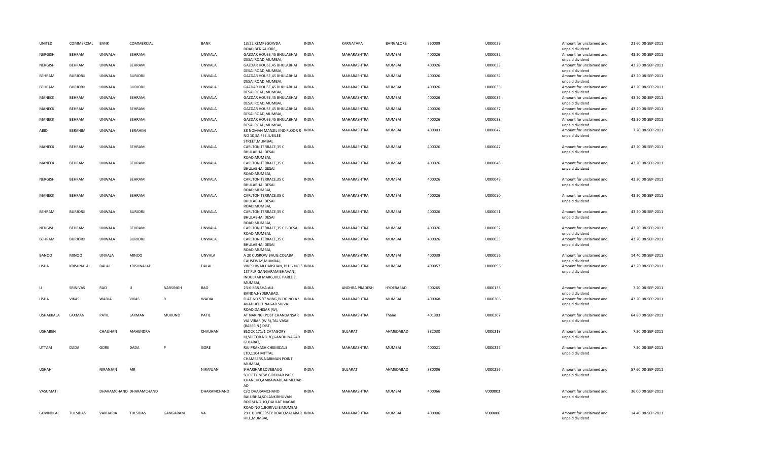| | | | | | | | | | | | | | | |
|---|---|---|---|---|---|---|---|---|---|---|---|---|---|---|
| UNITED | COMMERCIAL | BANK | COMMERCIAL | | BANK | 13/22 KEMPEGOWDA ROAD,BENGALORE,, | INDIA | KARNATAKA | BANGALORE | 560009 | U000029 | Amount for unclaimed and unpaid dividend | 21.60 | 08-SEP-2011 |
| NERGISH | BEHRAM | UNWALA | BEHRAM | | UNWALA | GAZDAR HOUSE,45 BHULABHAI DESAI ROAD,MUMBAI, | INDIA | MAHARASHTRA | MUMBAI | 400026 | U000032 | Amount for unclaimed and unpaid dividend | 43.20 | 08-SEP-2011 |
| NERGISH | BEHRAM | UNWALA | BEHRAM | | UNWALA | GAZDAR HOUSE,45 BHULABHAI DESAI ROAD,MUMBAI, | INDIA | MAHARASHTRA | MUMBAI | 400026 | U000033 | Amount for unclaimed and unpaid dividend | 43.20 | 08-SEP-2011 |
| BEHRAM | BURJORJI | UNWALA | BURJORJI | | UNWALA | GAZDAR HOUSE,45 BHULABHAI DESAI ROAD,MUMBAI, | INDIA | MAHARASHTRA | MUMBAI | 400026 | U000034 | Amount for unclaimed and unpaid dividend | 43.20 | 08-SEP-2011 |
| BEHRAM | BURJORJI | UNWALA | BURJORJI | | UNWALA | GAZDAR HOUSE,45 BHULABHAI DESAI ROAD,MUMBAI, | INDIA | MAHARASHTRA | MUMBAI | 400026 | U000035 | Amount for unclaimed and unpaid dividend | 43.20 | 08-SEP-2011 |
| MANECK | BEHRAM | UNWALA | BEHRAM | | UNWALA | GAZDAR HOUSE,45 BHULABHAI DESAI ROAD,MUMBAI, | INDIA | MAHARASHTRA | MUMBAI | 400026 | U000036 | Amount for unclaimed and unpaid dividend | 43.20 | 08-SEP-2011 |
| MANECK | BEHRAM | UNWALA | BEHRAM | | UNWALA | GAZDAR HOUSE,45 BHULABHAI DESAI ROAD,MUMBAI, | INDIA | MAHARASHTRA | MUMBAI | 400026 | U000037 | Amount for unclaimed and unpaid dividend | 43.20 | 08-SEP-2011 |
| MANECK | BEHRAM | UNWALA | BEHRAM | | UNWALA | GAZDAR HOUSE,45 BHULABHAI DESAI ROAD,MUMBAI, | INDIA | MAHARASHTRA | MUMBAI | 400026 | U000038 | Amount for unclaimed and unpaid dividend | 43.20 | 08-SEP-2011 |
| ABID | EBRAHIM | UNWALA | EBRAHIM | | UNWALA | 38 NOMAN MANZIL IIND FLOOR R NO 10,SAIFEE JUBILEE STREET,MUMBAI, | INDIA | MAHARASHTRA | MUMBAI | 400003 | U000042 | Amount for unclaimed and unpaid dividend | 7.20 | 08-SEP-2011 |
| MANECK | BEHRAM | UNWALA | BEHRAM | | UNWALA | CARLTON TERRACE,35 C BHULABHAI DESAI ROAD,MUMBAI, | INDIA | MAHARASHTRA | MUMBAI | 400026 | U000047 | Amount for unclaimed and unpaid dividend | 43.20 | 08-SEP-2011 |
| MANECK | BEHRAM | UNWALA | BEHRAM | | UNWALA | CARLTON TERRACE,35 C BHULABHAI DESAI ROAD,MUMBAI, | INDIA | MAHARASHTRA | MUMBAI | 400026 | U000048 | Amount for unclaimed and unpaid dividend | 43.20 | 08-SEP-2011 |
| NERGISH | BEHRAM | UNWALA | BEHRAM | | UNWALA | CARLTON TERRACE,35 C BHULABHAI DESAI ROAD,MUMBAI, | INDIA | MAHARASHTRA | MUMBAI | 400026 | U000049 | Amount for unclaimed and unpaid dividend | 43.20 | 08-SEP-2011 |
| MANECK | BEHRAM | UNWALA | BEHRAM | | UNWALA | CARLTON TERRACE,35 C BHULABHAI DESAI ROAD,MUMBAI, | INDIA | MAHARASHTRA | MUMBAI | 400026 | U000050 | Amount for unclaimed and unpaid dividend | 43.20 | 08-SEP-2011 |
| BEHRAM | BURJORJI | UNWALA | BURJORJI | | UNWALA | CARLTON TERRACE,35 C BHULABHAI DESAI ROAD,MUMBAI, | INDIA | MAHARASHTRA | MUMBAI | 400026 | U000051 | Amount for unclaimed and unpaid dividend | 43.20 | 08-SEP-2011 |
| NERGISH | BEHRAM | UNWALA | BEHRAM | | UNWALA | CARLTON TERRACE,35 C B DESAI ROAD,MUMBAI, | INDIA | MAHARASHTRA | MUMBAI | 400026 | U000052 | Amount for unclaimed and unpaid dividend | 43.20 | 08-SEP-2011 |
| BEHRAM | BURJORJI | UNWALA | BURJORJI | | UNWALA | CARLTON TERRACE,35 C BHULABHAI DESAI ROAD,MUMBAI, | INDIA | MAHARASHTRA | MUMBAI | 400026 | U000055 | Amount for unclaimed and unpaid dividend | 43.20 | 08-SEP-2011 |
| BANOO | MINOO | UNVALA | MINOO | | UNVALA | A 20 CUSROW BAUG,COLABA CAUSEWAY,MUMBAI, | INDIA | MAHARASHTRA | MUMBAI | 400039 | U000056 | Amount for unclaimed and unpaid dividend | 14.40 | 08-SEP-2011 |
| USHA | KRISHNALAL | DALAL | KRISHNALAL | | DALAL | VIRESHWAR DARSHAN, BLDG NO 5 1ST FLR,GANGARAM BHAVAN, INDULKAR MARG,VILE PARLE E, MUMBAI, | INDIA | MAHARASHTRA | MUMBAI | 400057 | U000096 | Amount for unclaimed and unpaid dividend | 43.20 | 08-SEP-2011 |
| U | SRINIVAS | RAO | U | NARSINGH | RAO | 23-6-868,SHA-ALI-BANDA,HYDERABAD, | INDIA | ANDHRA PRADESH | HYDERABAD | 500265 | U000138 | Amount for unclaimed and unpaid dividend | 7.20 | 08-SEP-2011 |
| USHA | VIKAS | WADIA | VIKAS | R | WADIA | FLAT NO 5 'C' WING,BLDG NO A2 AVADHOOT NAGAR SHIVAJI ROAD,DAHISAR (W), | INDIA | MAHARASHTRA | MUMBAI | 400068 | U000206 | Amount for unclaimed and unpaid dividend | 43.20 | 08-SEP-2011 |
| USHAKKALA | LAXMAN | PATIL | LAXMAN | MUKUND | PATIL | AT NARINGI,POST CHANDANSAR VIA VIRAR (W R),TAL VASAI (BASSEIN ) DIST | INDIA | MAHARASHTRA | Thane | 401303 | U000207 | Amount for unclaimed and unpaid dividend | 64.80 | 08-SEP-2011 |
| USHABEN | | CHAUHAN | MAHENDRA | | CHAUHAN | BLOCK 171/1 CATAGORY III,SECTOR NO 30,GANDHINAGAR GUJARAT, | INDIA | GUJARAT | AHMEDABAD | 382030 | U000218 | Amount for unclaimed and unpaid dividend | 7.20 | 08-SEP-2011 |
| UTTAM | DADA | GORE | DADA | P | GORE | RAJ PRAKASH CHEMICALS LTD,1104 MITTAL CHAMBERS,NARIMAN POINT MUMBAI, | INDIA | MAHARASHTRA | MUMBAI | 400021 | U000226 | Amount for unclaimed and unpaid dividend | 7.20 | 08-SEP-2011 |
| USHAH | | NIRANJAN | MR | | NIRANJAN | 9 HARIHAR LOVEBAUG SOCIETY,NEW GIRDHAR PARK KHANCHO,AMBAWADI,AHMEDAB AD | INDIA | GUJARAT | AHMEDABAD | 380006 | U000256 | Amount for unclaimed and unpaid dividend | 57.60 | 08-SEP-2011 |
| VASUMATI | | DHARAMCHAND | DHARAMCHAND | | DHARAMCHAND | C/O DHARAMCHAND BALUBHAI,SOLANKIBHUVAN ROOM NO 10,DAULAT NAGAR ROAD NO 1,BORIVLI E MUMBAI | INDIA | MAHARASHTRA | MUMBAI | 400066 | V000003 | Amount for unclaimed and unpaid dividend | 36.00 | 08-SEP-2011 |
| GOVINDLAL | TULSIDAS | VAKHARIA | TULSIDAS | GANGARAM | VA | 29 C DONGERSEY ROAD,MALABAR HILL,MUMBAI, | INDIA | MAHARASHTRA | MUMBAI | 400006 | V000006 | Amount for unclaimed and unpaid dividend | 14.40 | 08-SEP-2011 |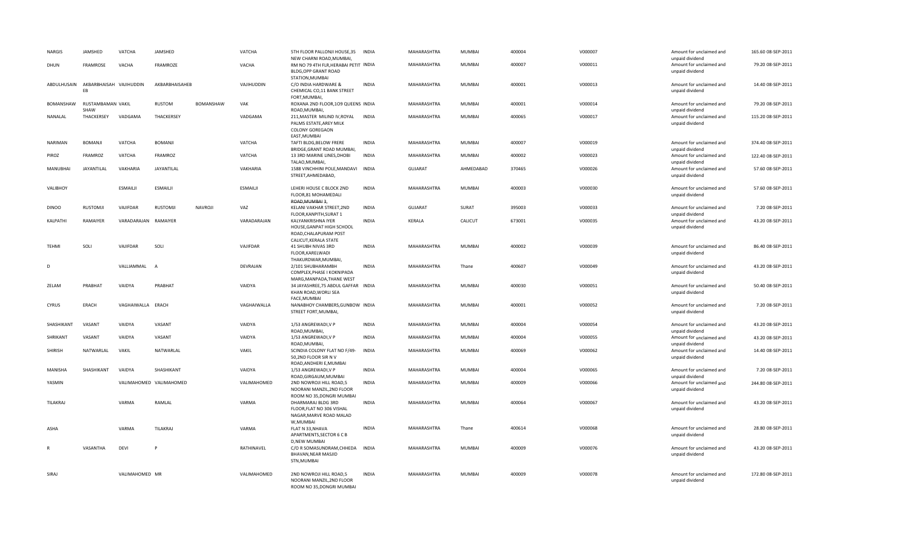| NARGIS | JAMSHED | VATCHA | JAMSHED | | VATCHA | 5TH FLOOR PALLONJI HOUSE,35 NEW CHARNI ROAD,MUMBAI, | INDIA | MAHARASHTRA | MUMBAI | 400004 | V000007 | Amount for unclaimed and unpaid dividend | 165.60 | 08-SEP-2011 |
|---|---|---|---|---|---|---|---|---|---|---|---|---|---|---|
| DHUN | FRAMROSE | VACHA | FRAMROZE | | VACHA | RM NO 79 4TH FLR,HERABAI PETIT BLDG,OPP GRANT ROAD STATION,MUMBAI | INDIA | MAHARASHTRA | MUMBAI | 400007 | V000011 | Amount for unclaimed and unpaid dividend | 79.20 | 08-SEP-2011 |
| ABDULHUSAIN | AKBARBHAISAH EB | VAJIHUDDIN | AKBARBHAISAHEB | | VAJIHUDDIN | C/O INDIA HARDWARE & CHEMICAL CO,11 BANK STREET FORT,MUMBAI, | INDIA | MAHARASHTRA | MUMBAI | 400001 | V000013 | Amount for unclaimed and unpaid dividend | 14.40 | 08-SEP-2011 |
| BOMANSHAW | RUSTAMBAMAN SHAW | VAKIL | RUSTOM | BOMANSHAW | VAK | ROXANA 2ND FLOOR,109 QUEENS ROAD,MUMBAI, | INDIA | MAHARASHTRA | MUMBAI | 400001 | V000014 | Amount for unclaimed and unpaid dividend | 79.20 | 08-SEP-2011 |
| NANALAL | THACKERSEY | VADGAMA | THACKERSEY | | VADGAMA | 211,MASTER MILIND IV,ROYAL PALMS ESTATE,AREY MILK COLONY GOREGAON EAST,MUMBAI | INDIA | MAHARASHTRA | MUMBAI | 400065 | V000017 | Amount for unclaimed and unpaid dividend | 115.20 | 08-SEP-2011 |
| NARIMAN | BOMANJI | VATCHA | BOMANJI | | VATCHA | TAFTI BLDG,BELOW FRERE BRIDGE,GRANT ROAD MUMBAI, | INDIA | MAHARASHTRA | MUMBAI | 400007 | V000019 | Amount for unclaimed and unpaid dividend | 374.40 | 08-SEP-2011 |
| PIROZ | FRAMROZ | VATCHA | FRAMROZ | | VATCHA | 13 3RD MARINE LINES,DHOBI TALAO,MUMBAI, | INDIA | MAHARASHTRA | MUMBAI | 400002 | V000023 | Amount for unclaimed and unpaid dividend | 122.40 | 08-SEP-2011 |
| MANUBHAI | JAYANTILAL | VAKHARIA | JAYANTILAL | | VAKHARIA | 1588 VINCHHINI POLE,MANDAVI STREET,AHMEDABAD, | INDIA | GUJARAT | AHMEDABAD | 370465 | V000026 | Amount for unclaimed and unpaid dividend | 57.60 | 08-SEP-2011 |
| VALIBHOY | | ESMAILJI | ESMAILJI | | ESMAILJI | LEHERI HOUSE C BLOCK 2ND FLOOR,81 MOHAMEDALI ROAD,MUMBAI 3, | INDIA | MAHARASHTRA | MUMBAI | 400003 | V000030 | Amount for unclaimed and unpaid dividend | 57.60 | 08-SEP-2011 |
| DINOO | RUSTOMJI | VAJIFDAR | RUSTOMJI | NAVROJI | VAZ | KELANI VAKHAR STREET,2ND FLOOR,KANPITH,SURAT 1 | INDIA | GUJARAT | SURAT | 395003 | V000033 | Amount for unclaimed and unpaid dividend | 7.20 | 08-SEP-2011 |
| KALPATHI | RAMAIYER | VARADARAJAN | RAMAIYER | | VARADARAJAN | KALYANKRISHNA IYER HOUSE,GANPAT HIGH SCHOOL ROAD,CHALAPURAM POST CALICUT,KERALA STATE | INDIA | KERALA | CALICUT | 673001 | V000035 | Amount for unclaimed and unpaid dividend | 43.20 | 08-SEP-2011 |
| TEHMI | SOLI | VAJIFDAR | SOLI | | VAJIFDAR | 41 SHUBH NIVAS 3RD FLOOR,KARELWADI THAKURDWAR,MUMBAI, | INDIA | MAHARASHTRA | MUMBAI | 400002 | V000039 | Amount for unclaimed and unpaid dividend | 86.40 | 08-SEP-2011 |
| D | | VALLIAMMAL | A | | DEVRAJAN | 2/101 SHUBHARAMBH COMPLEX,PHASE I KOKNIPADA MARG,MANPADA,THANE WEST | INDIA | MAHARASHTRA | Thane | 400607 | V000049 | Amount for unclaimed and unpaid dividend | 43.20 | 08-SEP-2011 |
| ZELAM | PRABHAT | VAIDYA | PRABHAT | | VAIDYA | 34 JAYASHREE,75 ABDUL GAFFAR KHAN ROAD,WORLI SEA FACE,MUMBAI | INDIA | MAHARASHTRA | MUMBAI | 400030 | V000051 | Amount for unclaimed and unpaid dividend | 50.40 | 08-SEP-2011 |
| CYRUS | ERACH | VAGHAIWALLA | ERACH | | VAGHAIWALLA | NANABHOY CHAMBERS,GUNBOW STREET FORT,MUMBAI, | INDIA | MAHARASHTRA | MUMBAI | 400001 | V000052 | Amount for unclaimed and unpaid dividend | 7.20 | 08-SEP-2011 |
| SHASHIKANT | VASANT | VAIDYA | VASANT | | VAIDYA | 1/53 ANGREWADI,V P ROAD,MUMBAI, | INDIA | MAHARASHTRA | MUMBAI | 400004 | V000054 | Amount for unclaimed and unpaid dividend | 43.20 | 08-SEP-2011 |
| SHRIKANT | VASANT | VAIDYA | VASANT | | VAIDYA | 1/53 ANGREWADI,V P ROAD,MUMBAI, | INDIA | MAHARASHTRA | MUMBAI | 400004 | V000055 | Amount for unclaimed and unpaid dividend | 43.20 | 08-SEP-2011 |
| SHIRISH | NATWARLAL | VAKIL | NATWARLAL | | VAKIL | SCINDIA COLONY FLAT NO F/49-50,2ND FLOOR SIR N V ROAD,ANDHERI E,MUMBAI | INDIA | MAHARASHTRA | MUMBAI | 400069 | V000062 | Amount for unclaimed and unpaid dividend | 14.40 | 08-SEP-2011 |
| MANISHA | SHASHIKANT | VAIDYA | SHASHIKANT | | VAIDYA | 1/53 ANGREWADI,V P ROAD,GIRGAUM,MUMBAI | INDIA | MAHARASHTRA | MUMBAI | 400004 | V000065 | Amount for unclaimed and unpaid dividend | 7.20 | 08-SEP-2011 |
| YASMIN | | VALIMAHOMED | VALIMAHOMED | | VALIMAHOMED | 2ND NOWROJI HILL ROAD,5 NOORANI MANZIL,2ND FLOOR ROOM NO 35,DONGRI MUMBAI | INDIA | MAHARASHTRA | MUMBAI | 400009 | V000066 | Amount for unclaimed and unpaid dividend | 244.80 | 08-SEP-2011 |
| TILAKRAJ | | VARMA | RAMLAL | | VARMA | DHARMARAJ BLDG 3RD FLOOR,FLAT NO 306 VISHAL NAGAR,MARVE ROAD MALAD W,MUMBAI | INDIA | MAHARASHTRA | MUMBAI | 400064 | V000067 | Amount for unclaimed and unpaid dividend | 43.20 | 08-SEP-2011 |
| ASHA | | VARMA | TILAKRAJ | | VARMA | FLAT N 33,NHAVA APARTMENTS,SECTOR 6 C B D,NEW MUMBAI | INDIA | MAHARASHTRA | Thane | 400614 | V000068 | Amount for unclaimed and unpaid dividend | 28.80 | 08-SEP-2011 |
| R | VASANTHA | DEVI | P | | RATHINAVEL | C/O R SOMASUNDRAM,CHHEDA BHAVAN,NEAR MASJID STN,MUMBAI | INDIA | MAHARASHTRA | MUMBAI | 400009 | V000076 | Amount for unclaimed and unpaid dividend | 43.20 | 08-SEP-2011 |
| SIRAJ | | VALIMAHOMED | MR | | VALIMAHOMED | 2ND NOWROJI HILL ROAD,5 NOORANI MANZIL,2ND FLOOR ROOM NO 35,DONGRI MUMBAI | INDIA | MAHARASHTRA | MUMBAI | 400009 | V000078 | Amount for unclaimed and unpaid dividend | 172.80 | 08-SEP-2011 |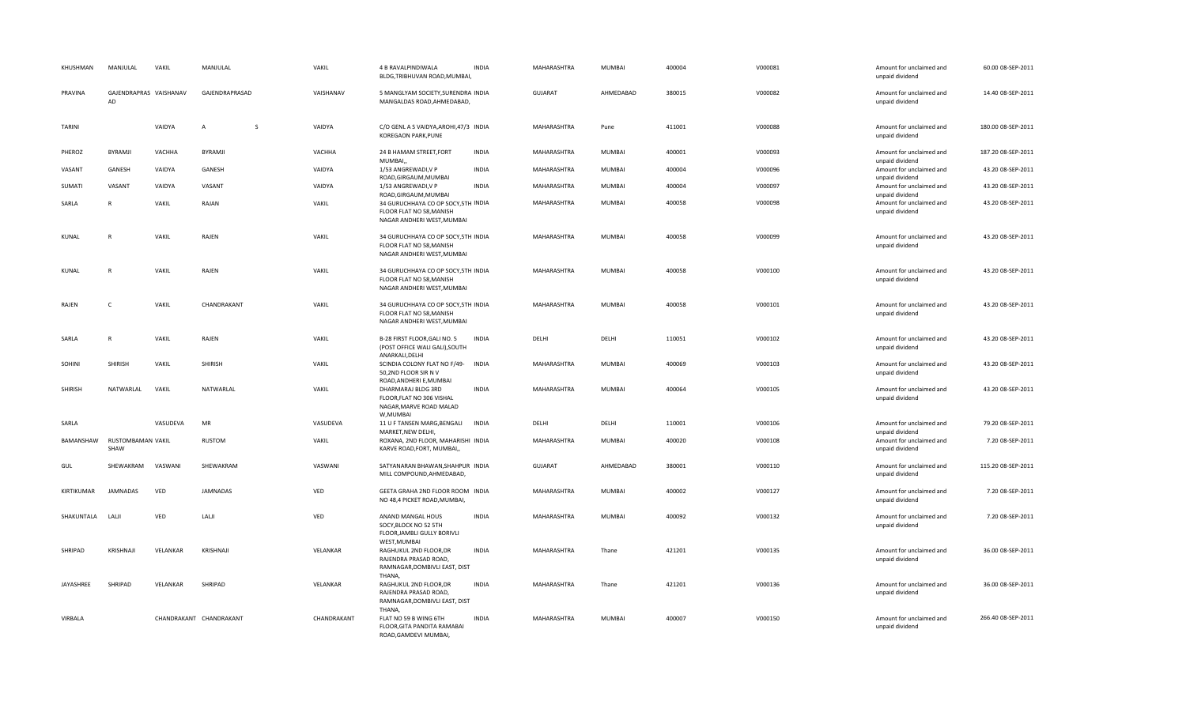| KHUSHMAN | MANJULAL | VAKIL | MANJULAL | | VAKIL | 4 B RAVALPINDIWALA BLDG,TRIBHUVAN ROAD,MUMBAI, | INDIA | MAHARASHTRA | MUMBAI | 400004 | V000081 | Amount for unclaimed and unpaid dividend | 60.00 | 08-SEP-2011 |
|---|---|---|---|---|---|---|---|---|---|---|---|---|---|---|
| PRAVINA | GAJENDRAPRAS AD | VAISHANAV | GAJENDRAPRASAD | | VAISHANAV | 5 MANGLYAM SOCIETY,SURENDRA MANGALDAS ROAD,AHMEDABAD, | INDIA | GUJARAT | AHMEDABAD | 380015 | V000082 | Amount for unclaimed and unpaid dividend | 14.40 | 08-SEP-2011 |
| TARINI | | VAIDYA | A | S | VAIDYA | C/O GENL A S VAIDYA,AROHI,47/3 KOREGAON PARK,PUNE | INDIA | MAHARASHTRA | Pune | 411001 | V000088 | Amount for unclaimed and unpaid dividend | 180.00 | 08-SEP-2011 |
| PHEROZ | BYRAMJI | VACHHA | BYRAMJI | | VACHHA | 24 B HAMAM STREET,FORT MUMBAI,, | INDIA | MAHARASHTRA | MUMBAI | 400001 | V000093 | Amount for unclaimed and unpaid dividend | 187.20 | 08-SEP-2011 |
| VASANT | GANESH | VAIDYA | GANESH | | VAIDYA | 1/53 ANGREWADI,V P ROAD,GIRGAUM,MUMBAI | INDIA | MAHARASHTRA | MUMBAI | 400004 | V000096 | Amount for unclaimed and unpaid dividend | 43.20 | 08-SEP-2011 |
| SUMATI | VASANT | VAIDYA | VASANT | | VAIDYA | 1/53 ANGREWADI,V P ROAD,GIRGAUM,MUMBAI | INDIA | MAHARASHTRA | MUMBAI | 400004 | V000097 | Amount for unclaimed and unpaid dividend | 43.20 | 08-SEP-2011 |
| SARLA | R | VAKIL | RAJAN | | VAKIL | 34 GURUCHHAYA CO OP SOCY,5TH FLOOR FLAT NO 58,MANISH NAGAR ANDHERI WEST,MUMBAI | INDIA | MAHARASHTRA | MUMBAI | 400058 | V000098 | Amount for unclaimed and unpaid dividend | 43.20 | 08-SEP-2011 |
| KUNAL | R | VAKIL | RAJEN | | VAKIL | 34 GURUCHHAYA CO OP SOCY,5TH FLOOR FLAT NO 58,MANISH NAGAR ANDHERI WEST,MUMBAI | INDIA | MAHARASHTRA | MUMBAI | 400058 | V000099 | Amount for unclaimed and unpaid dividend | 43.20 | 08-SEP-2011 |
| KUNAL | R | VAKIL | RAJEN | | VAKIL | 34 GURUCHHAYA CO OP SOCY,5TH FLOOR FLAT NO 58,MANISH NAGAR ANDHERI WEST,MUMBAI | INDIA | MAHARASHTRA | MUMBAI | 400058 | V000100 | Amount for unclaimed and unpaid dividend | 43.20 | 08-SEP-2011 |
| RAJEN | C | VAKIL | CHANDRAKANT | | VAKIL | 34 GURUCHHAYA CO OP SOCY,5TH FLOOR FLAT NO 58,MANISH NAGAR ANDHERI WEST,MUMBAI | INDIA | MAHARASHTRA | MUMBAI | 400058 | V000101 | Amount for unclaimed and unpaid dividend | 43.20 | 08-SEP-2011 |
| SARLA | R | VAKIL | RAJEN | | VAKIL | B-28 FIRST FLOOR,GALI NO. 5 (POST OFFICE WALI GALI),SOUTH ANARKALI,DELHI | INDIA | DELHI | DELHI | 110051 | V000102 | Amount for unclaimed and unpaid dividend | 43.20 | 08-SEP-2011 |
| SOHINI | SHIRISH | VAKIL | SHIRISH | | VAKIL | SCINDIA COLONY FLAT NO F/49-50,2ND FLOOR SIR N V ROAD,ANDHERI E,MUMBAI | INDIA | MAHARASHTRA | MUMBAI | 400069 | V000103 | Amount for unclaimed and unpaid dividend | 43.20 | 08-SEP-2011 |
| SHIRISH | NATWARLAL | VAKIL | NATWARLAL | | VAKIL | DHARMARAJ BLDG 3RD FLOOR,FLAT NO 306 VISHAL NAGAR,MARVE ROAD MALAD W,MUMBAI | INDIA | MAHARASHTRA | MUMBAI | 400064 | V000105 | Amount for unclaimed and unpaid dividend | 43.20 | 08-SEP-2011 |
| SARLA | | VASUDEVA | MR | | VASUDEVA | 11 U F TANSEN MARG,BENGALI MARKET,NEW DELHI, | INDIA | DELHI | DELHI | 110001 | V000106 | Amount for unclaimed and unpaid dividend | 79.20 | 08-SEP-2011 |
| BAMANSHAW | RUSTOMBAMAN SHAW | VAKIL | RUSTOM | | VAKIL | ROXANA, 2ND FLOOR, MAHARISHI KARVE ROAD,FORT, MUMBAI,, | INDIA | MAHARASHTRA | MUMBAI | 400020 | V000108 | Amount for unclaimed and unpaid dividend | 7.20 | 08-SEP-2011 |
| GUL | SHEWAKRAM | VASWANI | SHEWAKRAM | | VASWANI | SATYANARAN BHAWAN,SHAHPUR MILL COMPOUND,AHMEDABAD, | INDIA | GUJARAT | AHMEDABAD | 380001 | V000110 | Amount for unclaimed and unpaid dividend | 115.20 | 08-SEP-2011 |
| KIRTIKUMAR | JAMNADAS | VED | JAMNADAS | | VED | GEETA GRAHA 2ND FLOOR ROOM NO 48,4 PICKET ROAD,MUMBAI, | INDIA | MAHARASHTRA | MUMBAI | 400002 | V000127 | Amount for unclaimed and unpaid dividend | 7.20 | 08-SEP-2011 |
| SHAKUNTALA | LALJI | VED | LALJI | | VED | ANAND MANGAL HOUS SOCY,BLOCK NO 52 5TH FLOOR,JAMBLI GULLY BORIVLI WEST,MUMBAI | INDIA | MAHARASHTRA | MUMBAI | 400092 | V000132 | Amount for unclaimed and unpaid dividend | 7.20 | 08-SEP-2011 |
| SHRIPAD | KRISHNAJI | VELANKAR | KRISHNAJI | | VELANKAR | RAGHUKUL 2ND FLOOR,DR RAJENDRA PRASAD ROAD, RAMNAGAR,DOMBIVLI EAST, DIST THANA, | INDIA | MAHARASHTRA | Thane | 421201 | V000135 | Amount for unclaimed and unpaid dividend | 36.00 | 08-SEP-2011 |
| JAYASHREE | SHRIPAD | VELANKAR | SHRIPAD | | VELANKAR | RAGHUKUL 2ND FLOOR,DR RAJENDRA PRASAD ROAD, RAMNAGAR,DOMBIVLI EAST, DIST THANA, | INDIA | MAHARASHTRA | Thane | 421201 | V000136 | Amount for unclaimed and unpaid dividend | 36.00 | 08-SEP-2011 |
| VIRBALA | | CHANDRAKANT | CHANDRAKANT | | CHANDRAKANT | FLAT NO 59 B WING 6TH FLOOR,GITA PANDITA RAMABAI ROAD,GAMDEVI MUMBAI, | INDIA | MAHARASHTRA | MUMBAI | 400007 | V000150 | Amount for unclaimed and unpaid dividend | 266.40 | 08-SEP-2011 |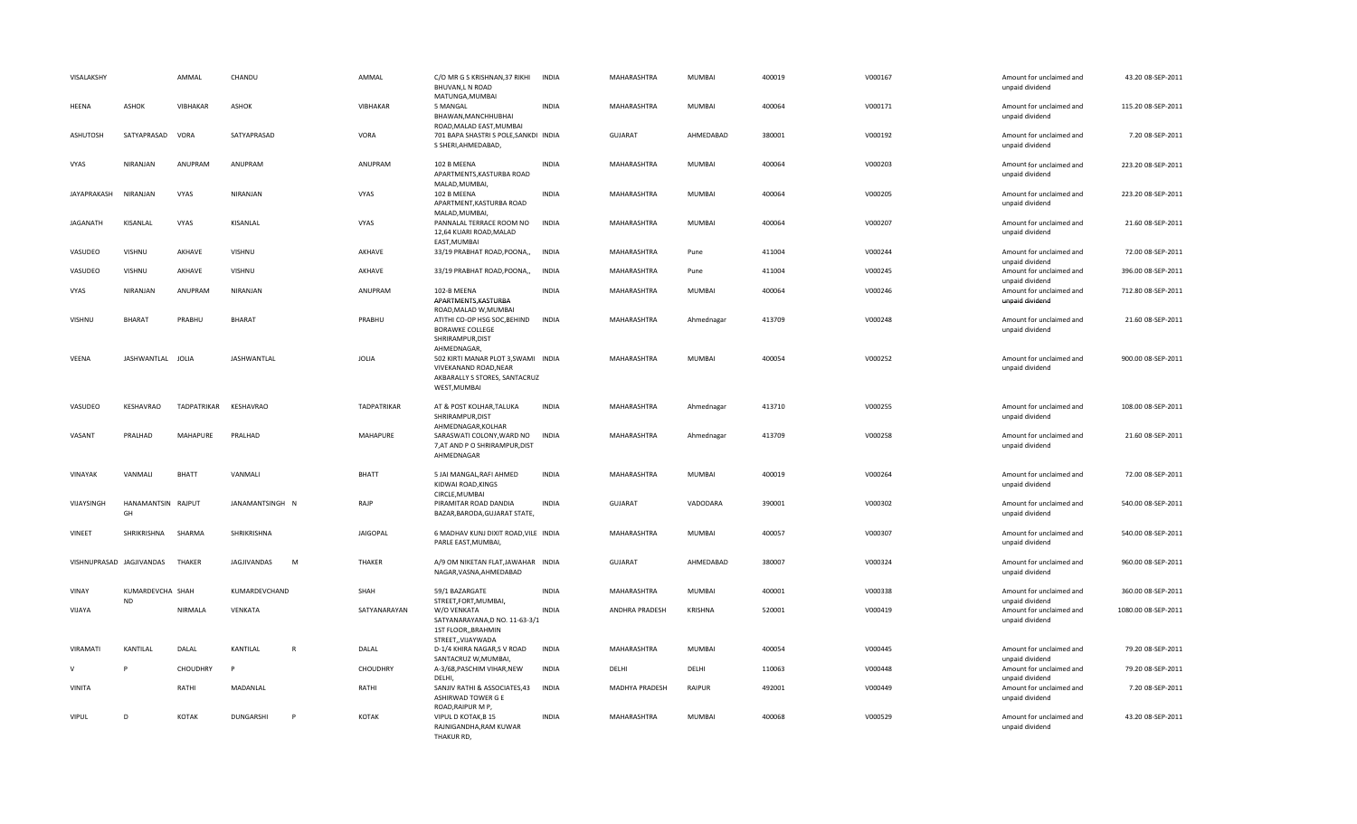| | | | | | | | | | | | | | |
|---|---|---|---|---|---|---|---|---|---|---|---|---|---|
| VISALAKSHY | | AMMAL | CHANDU | | AMMAL | C/O MR G S KRISHNAN,37 RIKHI BHUVAN,L N ROAD MATUNGA,MUMBAI | INDIA | MAHARASHTRA | MUMBAI | 400019 | V000167 | Amount for unclaimed and unpaid dividend | 43.20 08-SEP-2011 |
| HEENA | ASHOK | VIBHAKAR | ASHOK | | VIBHAKAR | 5 MANGAL BHAWAN,MANCHHUBHAI ROAD,MALAD EAST,MUMBAI | INDIA | MAHARASHTRA | MUMBAI | 400064 | V000171 | Amount for unclaimed and unpaid dividend | 115.20 08-SEP-2011 |
| ASHUTOSH | SATYAPRASAD | VORA | SATYAPRASAD | | VORA | 701 BAPA SHASTRI S POLE,SANKDI S SHERI,AHMEDABAD, | INDIA | GUJARAT | AHMEDABAD | 380001 | V000192 | Amount for unclaimed and unpaid dividend | 7.20 08-SEP-2011 |
| VYAS | NIRANJAN | ANUPRAM | ANUPRAM | | ANUPRAM | 102 B MEENA APARTMENTS,KASTURBA ROAD MALAD,MUMBAI, | INDIA | MAHARASHTRA | MUMBAI | 400064 | V000203 | Amount for unclaimed and unpaid dividend | 223.20 08-SEP-2011 |
| JAYAPRAKASH | NIRANJAN | VYAS | NIRANJAN | | VYAS | 102 B MEENA APARTMENT,KASTURBA ROAD MALAD,MUMBAI, | INDIA | MAHARASHTRA | MUMBAI | 400064 | V000205 | Amount for unclaimed and unpaid dividend | 223.20 08-SEP-2011 |
| JAGANATH | KISANLAL | VYAS | KISANLAL | | VYAS | PANNALAL TERRACE ROOM NO 12,64 KUARI ROAD,MALAD EAST,MUMBAI | INDIA | MAHARASHTRA | MUMBAI | 400064 | V000207 | Amount for unclaimed and unpaid dividend | 21.60 08-SEP-2011 |
| VASUDEO | VISHNU | AKHAVE | VISHNU | | AKHAVE | 33/19 PRABHAT ROAD,POONA,, | INDIA | MAHARASHTRA | Pune | 411004 | V000244 | Amount for unclaimed and unpaid dividend | 72.00 08-SEP-2011 |
| VASUDEO | VISHNU | AKHAVE | VISHNU | | AKHAVE | 33/19 PRABHAT ROAD,POONA,, | INDIA | MAHARASHTRA | Pune | 411004 | V000245 | Amount for unclaimed and unpaid dividend | 396.00 08-SEP-2011 |
| VYAS | NIRANJAN | ANUPRAM | NIRANJAN | | ANUPRAM | 102-B MEENA APARTMENTS,KASTURBA ROAD,MALAD W,MUMBAI | INDIA | MAHARASHTRA | MUMBAI | 400064 | V000246 | Amount for unclaimed and unpaid dividend | 712.80 08-SEP-2011 |
| VISHNU | BHARAT | PRABHU | BHARAT | | PRABHU | ATITHI CO-OP HSG SOC,BEHIND BORAWKE COLLEGE SHRIRAMPUR,DIST AHMEDNAGAR, | INDIA | MAHARASHTRA | Ahmednagar | 413709 | V000248 | Amount for unclaimed and unpaid dividend | 21.60 08-SEP-2011 |
| VEENA | JASHWANTLAL | JOLIA | JASHWANTLAL | | JOLIA | 502 KIRTI MANAR PLOT 3,SWAMI VIVEKANAND ROAD,NEAR AKBARALLY S STORES, SANTACRUZ WEST,MUMBAI | INDIA | MAHARASHTRA | MUMBAI | 400054 | V000252 | Amount for unclaimed and unpaid dividend | 900.00 08-SEP-2011 |
| VASUDEO | KESHAVRAO | TADPATRIKAR | KESHAVRAO | | TADPATRIKAR | AT & POST KOLHAR,TALUKA SHRIRAMPUR,DIST AHMEDNAGAR,KOLHAR | INDIA | MAHARASHTRA | Ahmednagar | 413710 | V000255 | Amount for unclaimed and unpaid dividend | 108.00 08-SEP-2011 |
| VASANT | PRALHAD | MAHAPURE | PRALHAD | | MAHAPURE | SARASWATI COLONY,WARD NO 7,AT AND P O SHRIRAMPUR,DIST AHMEDNAGAR | INDIA | MAHARASHTRA | Ahmednagar | 413709 | V000258 | Amount for unclaimed and unpaid dividend | 21.60 08-SEP-2011 |
| VINAYAK | VANMALI | BHATT | VANMALI | | BHATT | 5 JAI MANGAL,RAFI AHMED KIDWAI ROAD,KINGS CIRCLE,MUMBAI | INDIA | MAHARASHTRA | MUMBAI | 400019 | V000264 | Amount for unclaimed and unpaid dividend | 72.00 08-SEP-2011 |
| VIJAYSINGH | HANAMANTSIN GH | RAJPUT | JANAMANTSINGH | N | RAJP | PIRAMITAR ROAD DANDIA BAZAR,BARODA,GUJARAT STATE, | INDIA | GUJARAT | VADODARA | 390001 | V000302 | Amount for unclaimed and unpaid dividend | 540.00 08-SEP-2011 |
| VINEET | SHRIKRISHNA | SHARMA | SHRIKRISHNA | | JAIGOPAL | 6 MADHAV KUNJ DIXIT ROAD,VILE PARLE EAST,MUMBAI, | INDIA | MAHARASHTRA | MUMBAI | 400057 | V000307 | Amount for unclaimed and unpaid dividend | 540.00 08-SEP-2011 |
| VISHNUPRASAD | JAGJIVANDAS | THAKER | JAGJIVANDAS | M | THAKER | A/9 OM NIKETAN FLAT,JAWAHAR NAGAR,VASNA,AHMEDABAD | INDIA | GUJARAT | AHMEDABAD | 380007 | V000324 | Amount for unclaimed and unpaid dividend | 960.00 08-SEP-2011 |
| VINAY | KUMARDEVCHA ND | SHAH | KUMARDEVCHAND | | SHAH | 59/1 BAZARGATE STREET,FORT,MUMBAI, | INDIA | MAHARASHTRA | MUMBAI | 400001 | V000338 | Amount for unclaimed and unpaid dividend | 360.00 08-SEP-2011 |
| VIJAYA | | NIRMALA | VENKATA | | SATYANARAYAN | W/O VENKATA SATYANARAYANA,D NO. 11-63-3/1 1ST FLOOR,,BRAHMIN STREET,,VIJAYWADA | INDIA | ANDHRA PRADESH | KRISHNA | 520001 | V000419 | Amount for unclaimed and unpaid dividend | 1080.00 08-SEP-2011 |
| VIRAMATI | KANTILAL | DALAL | KANTILAL | R | DALAL | D-1/4 KHIRA NAGAR,S V ROAD SANTACRUZ W,MUMBAI, | INDIA | MAHARASHTRA | MUMBAI | 400054 | V000445 | Amount for unclaimed and unpaid dividend | 79.20 08-SEP-2011 |
| V | P | CHOUDHRY | P | | CHOUDHRY | A-3/68,PASCHIM VIHAR,NEW DELHI, | INDIA | DELHI | DELHI | 110063 | V000448 | Amount for unclaimed and unpaid dividend | 79.20 08-SEP-2011 |
| VINITA | | RATHI | MADANLAL | | RATHI | SANJIV RATHI & ASSOCIATES,43 ASHIRWAD TOWER G E ROAD,RAIPUR M P, | INDIA | MADHYA PRADESH | RAIPUR | 492001 | V000449 | Amount for unclaimed and unpaid dividend | 7.20 08-SEP-2011 |
| VIPUL | D | KOTAK | DUNGARSHI | P | KOTAK | VIPUL D KOTAK,B 15 RAJNIGANDHA,RAM KUWAR THAKUR RD, | INDIA | MAHARASHTRA | MUMBAI | 400068 | V000529 | Amount for unclaimed and unpaid dividend | 43.20 08-SEP-2011 |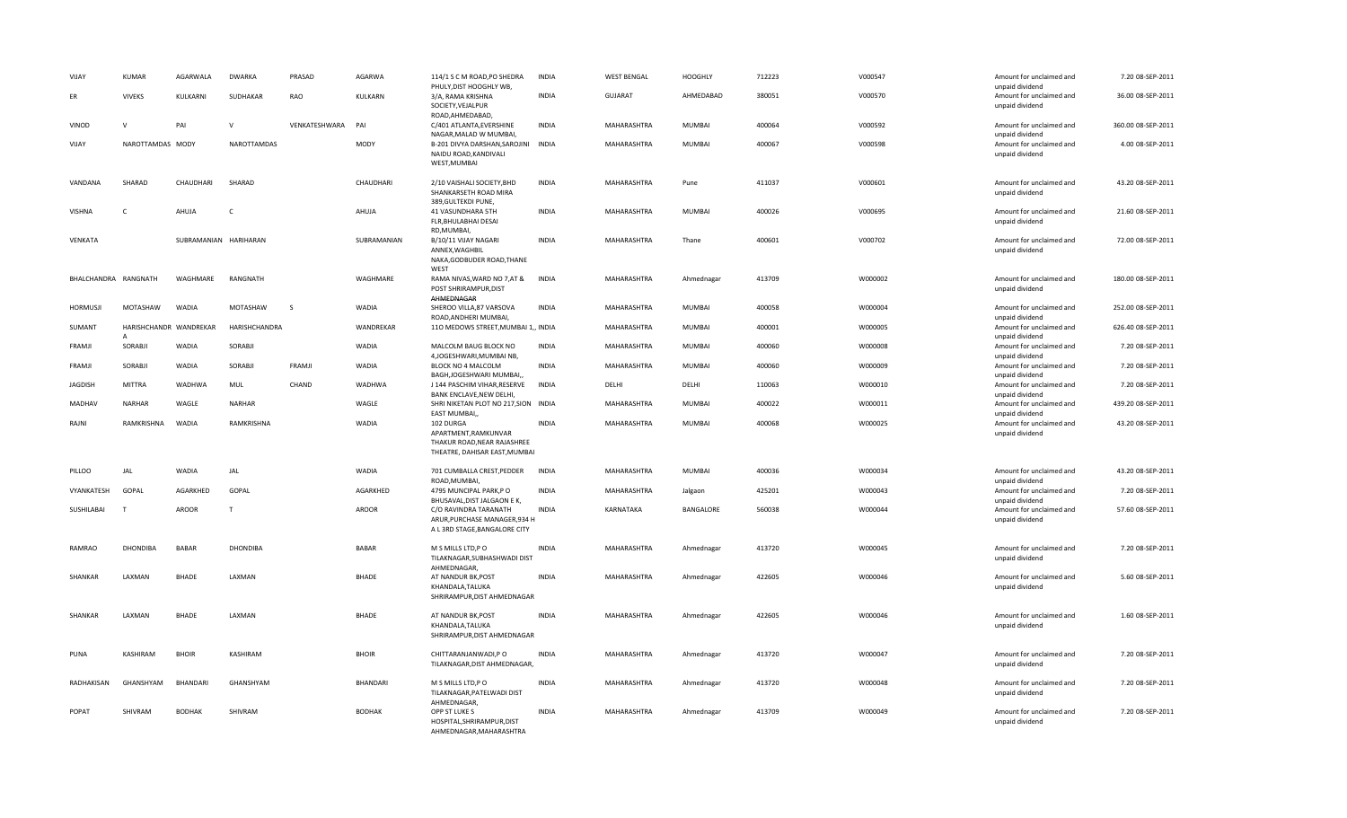| | | | | | | | | | | | | | | | |
|---|---|---|---|---|---|---|---|---|---|---|---|---|---|---|---|
| VIJAY | KUMAR | AGARWALA | DWARKA | PRASAD | AGARWA | 114/1 S C M ROAD,PO SHEDRA PHULY,DIST HOOGHLY WB, | INDIA | WEST BENGAL | HOOGHLY | 712223 | V000547 | | Amount for unclaimed and unpaid dividend | 7.20 | 08-SEP-2011 |
| ER | VIVEKS | KULKARNI | SUDHAKAR | RAO | KULKARN | 3/A, RAMA KRISHNA SOCIETY,VEJALPUR ROAD,AHMEDABAD, | INDIA | GUJARAT | AHMEDABAD | 380051 | V000570 | | Amount for unclaimed and unpaid dividend | 36.00 | 08-SEP-2011 |
| VINOD | V | PAI | V | VENKATESHWARA | PAI | C/401 ATLANTA,EVERSHINE NAGAR,MALAD W MUMBAI, | INDIA | MAHARASHTRA | MUMBAI | 400064 | V000592 | | Amount for unclaimed and unpaid dividend | 360.00 | 08-SEP-2011 |
| VIJAY | NAROTTAMDAS | MODY | NAROTTAMDAS | | MODY | B-201 DIVYA DARSHAN,SAROJINI NAIDU ROAD,KANDIVALI WEST,MUMBAI | INDIA | MAHARASHTRA | MUMBAI | 400067 | V000598 | | Amount for unclaimed and unpaid dividend | 4.00 | 08-SEP-2011 |
| VANDANA | SHARAD | CHAUDHARI | SHARAD | | CHAUDHARI | 2/10 VAISHALI SOCIETY,BHD SHANKARSETH ROAD MIRA 389,GULTEKDI PUNE, | INDIA | MAHARASHTRA | Pune | 411037 | V000601 | | Amount for unclaimed and unpaid dividend | 43.20 | 08-SEP-2011 |
| VISHNA | C | AHUJA | C | | AHUJA | 41 VASUNDHARA 5TH FLR,BHULABHAI DESAI RD,MUMBAI, | INDIA | MAHARASHTRA | MUMBAI | 400026 | V000695 | | Amount for unclaimed and unpaid dividend | 21.60 | 08-SEP-2011 |
| VENKATA | | SUBRAMANIAN | HARIHARAN | | SUBRAMANIAN | B/10/11 VIJAY NAGARI ANNEX,WAGHBIL NAKA,GODBUDER ROAD,THANE WEST | INDIA | MAHARASHTRA | Thane | 400601 | V000702 | | Amount for unclaimed and unpaid dividend | 72.00 | 08-SEP-2011 |
| BHALCHANDRA | RANGNATH | WAGHMARE | RANGNATH | | WAGHMARE | RAMA NIVAS,WARD NO 7,AT & POST SHRIRAMPUR,DIST AHMEDNAGAR | INDIA | MAHARASHTRA | Ahmednagar | 413709 | W000002 | | Amount for unclaimed and unpaid dividend | 180.00 | 08-SEP-2011 |
| HORMUSJI | MOTASHAW | WADIA | MOTASHAW | S | WADIA | SHEROO VILLA,87 VARSOVA ROAD,ANDHERI MUMBAI, | INDIA | MAHARASHTRA | MUMBAI | 400058 | W000004 | | Amount for unclaimed and unpaid dividend | 252.00 | 08-SEP-2011 |
| SUMANT | HARISHCHANDR A | WANDREKAR | HARISHCHANDRA | | WANDREKAR | 11O MEDOWS STREET,MUMBAI 1,, | INDIA | MAHARASHTRA | MUMBAI | 400001 | W000005 | | Amount for unclaimed and unpaid dividend | 626.40 | 08-SEP-2011 |
| FRAMJI | SORABJI | WADIA | SORABJI | | WADIA | MALCOLM BAUG BLOCK NO 4,JOGESHWARI,MUMBAI NB, | INDIA | MAHARASHTRA | MUMBAI | 400060 | W000008 | | Amount for unclaimed and unpaid dividend | 7.20 | 08-SEP-2011 |
| FRAMJI | SORABJI | WADIA | SORABJI | FRAMJI | WADIA | BLOCK NO 4 MALCOLM BAGH,JOGESHWARI MUMBAI,, | INDIA | MAHARASHTRA | MUMBAI | 400060 | W000009 | | Amount for unclaimed and unpaid dividend | 7.20 | 08-SEP-2011 |
| JAGDISH | MITTRA | WADHWA | MUL | CHAND | WADHWA | J 144 PASCHIM VIHAR,RESERVE BANK ENCLAVE,NEW DELHI, | INDIA | DELHI | DELHI | 110063 | W000010 | | Amount for unclaimed and unpaid dividend | 7.20 | 08-SEP-2011 |
| MADHAV | NARHAR | WAGLE | NARHAR | | WAGLE | SHRI NIKETAN PLOT NO 217,SION EAST MUMBAI,, | INDIA | MAHARASHTRA | MUMBAI | 400022 | W000011 | | Amount for unclaimed and unpaid dividend | 439.20 | 08-SEP-2011 |
| RAJNI | RAMKRISHNA | WADIA | RAMKRISHNA | | WADIA | 102 DURGA APARTMENT,RAMKUNVAR THAKUR ROAD,NEAR RAJASHREE THEATRE, DAHISAR EAST,MUMBAI | INDIA | MAHARASHTRA | MUMBAI | 400068 | W000025 | | Amount for unclaimed and unpaid dividend | 43.20 | 08-SEP-2011 |
| PILLOO | JAL | WADIA | JAL | | WADIA | 701 CUMBALLA CREST,PEDDER ROAD,MUMBAI, | INDIA | MAHARASHTRA | MUMBAI | 400036 | W000034 | | Amount for unclaimed and unpaid dividend | 43.20 | 08-SEP-2011 |
| VYANKATESH | GOPAL | AGARKHED | GOPAL | | AGARKHED | 4795 MUNCIPAL PARK,P O BHUSAVAL,DIST JALGAON E K, | INDIA | MAHARASHTRA | Jalgaon | 425201 | W000043 | | Amount for unclaimed and unpaid dividend | 7.20 | 08-SEP-2011 |
| SUSHILABAI | T | AROOR | T | | AROOR | C/O RAVINDRA TARANATH ARUR,PURCHASE MANAGER,934 H A L 3RD STAGE,BANGALORE CITY | INDIA | KARNATAKA | BANGALORE | 560038 | W000044 | | Amount for unclaimed and unpaid dividend | 57.60 | 08-SEP-2011 |
| RAMRAO | DHONDIBA | BABAR | DHONDIBA | | BABAR | M S MILLS LTD,P O TILAKNAGAR,SUBHASHWADI DIST AHMEDNAGAR, | INDIA | MAHARASHTRA | Ahmednagar | 413720 | W000045 | | Amount for unclaimed and unpaid dividend | 7.20 | 08-SEP-2011 |
| SHANKAR | LAXMAN | BHADE | LAXMAN | | BHADE | AT NANDUR BK,POST KHANDALA,TALUKA SHRIRAMPUR,DIST AHMEDNAGAR | INDIA | MAHARASHTRA | Ahmednagar | 422605 | W000046 | | Amount for unclaimed and unpaid dividend | 5.60 | 08-SEP-2011 |
| SHANKAR | LAXMAN | BHADE | LAXMAN | | BHADE | AT NANDUR BK,POST KHANDALA,TALUKA SHRIRAMPUR,DIST AHMEDNAGAR | INDIA | MAHARASHTRA | Ahmednagar | 422605 | W000046 | | Amount for unclaimed and unpaid dividend | 1.60 | 08-SEP-2011 |
| PUNA | KASHIRAM | BHOIR | KASHIRAM | | BHOIR | CHITTARANJANWADI,P O TILAKNAGAR,DIST AHMEDNAGAR, | INDIA | MAHARASHTRA | Ahmednagar | 413720 | W000047 | | Amount for unclaimed and unpaid dividend | 7.20 | 08-SEP-2011 |
| RADHAKISAN | GHANSHYAM | BHANDARI | GHANSHYAM | | BHANDARI | M S MILLS LTD,P O TILAKNAGAR,PATELWADI DIST AHMEDNAGAR, | INDIA | MAHARASHTRA | Ahmednagar | 413720 | W000048 | | Amount for unclaimed and unpaid dividend | 7.20 | 08-SEP-2011 |
| POPAT | SHIVRAM | BODHAK | SHIVRAM | | BODHAK | OPP ST LUKE S HOSPITAL,SHRIRAMPUR,DIST AHMEDNAGAR,MAHARASHTRA | INDIA | MAHARASHTRA | Ahmednagar | 413709 | W000049 | | Amount for unclaimed and unpaid dividend | 7.20 | 08-SEP-2011 |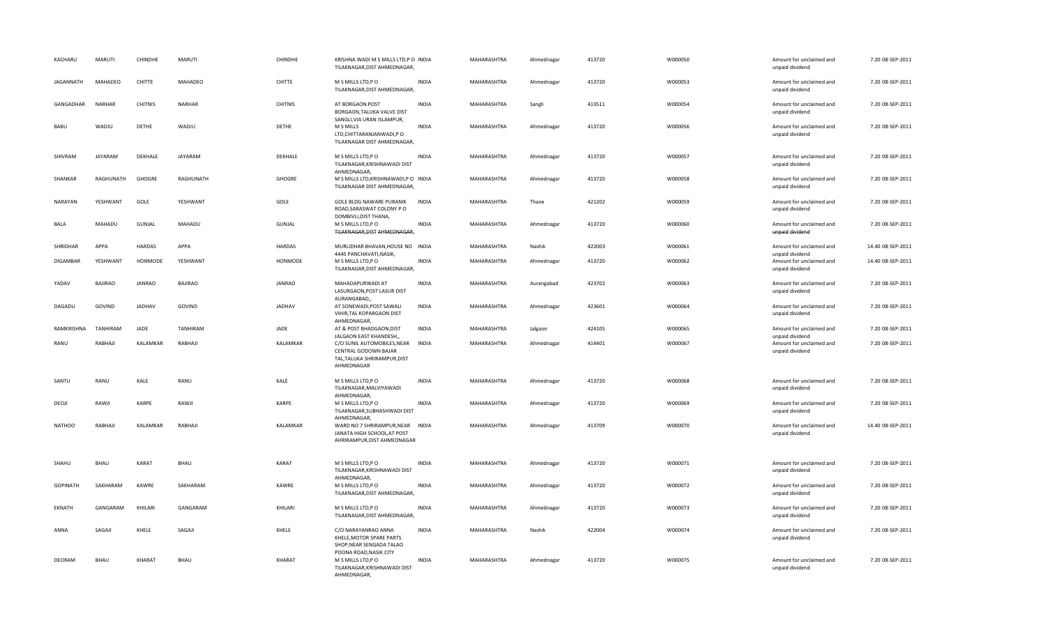| KACHARU | MARUTI | CHINDHE | MARUTI | CHINDHE | KRISHNA WADI M S MILLS LTD,P O TILAKNAGAR,DIST AHMEDNAGAR, | INDIA | MAHARASHTRA | Ahmednagar | 413720 | W000050 | Amount for unclaimed and unpaid dividend | 7.20 | 08-SEP-2011 |
|---|---|---|---|---|---|---|---|---|---|---|---|---|---|
| JAGANNATH | MAHADEO | CHITTE | MAHADEO | CHITTE | M S MILLS LTD,P O TILAKNAGAR,DIST AHMEDNAGAR, | INDIA | MAHARASHTRA | Ahmednagar | 413720 | W000053 | Amount for unclaimed and unpaid dividend | 7.20 | 08-SEP-2011 |
| GANGADHAR | NARHAR | CHITNIS | NARHAR | CHITNIS | AT BORGAON POST BORGAON,TALUKA VALVE DIST SANGLI,VIA URAN ISLAMPUR, | INDIA | MAHARASHTRA | Sangli | 413511 | W000054 | Amount for unclaimed and unpaid dividend | 7.20 | 08-SEP-2011 |
| BABU | WADJU | DETHE | WADJU | DETHE | M S MILLS LTD,CHITTARANJANWADI,P O TILAKNAGAR DIST AHMEDNAGAR, | INDIA | MAHARASHTRA | Ahmednagar | 413720 | W000056 | Amount for unclaimed and unpaid dividend | 7.20 | 08-SEP-2011 |
| SHIVRAM | JAYARAM | DEKHALE | JAYARAM | DEKHALE | M S MILLS LTD,P O TILAKNAGAR,KRISHNAWADI DIST AHMEDNAGAR, | INDIA | MAHARASHTRA | Ahmednagar | 413720 | W000057 | Amount for unclaimed and unpaid dividend | 7.20 | 08-SEP-2011 |
| SHANKAR | RAGHUNATH | GHOGRE | RAGHUNATH | GHOGRE | M S MILLS LTD,KRISHNAWADI,P O TILAKNAGAR DIST AHMEDNAGAR, | INDIA | MAHARASHTRA | Ahmednagar | 413720 | W000058 | Amount for unclaimed and unpaid dividend | 7.20 | 08-SEP-2011 |
| NARAYAN | YESHWANT | GOLE | YESHWANT | GOLE | GOLE BLDG NAWARE PURANIK ROAD,SARASWAT COLONY P O DOMBIVLI,DIST THANA, | INDIA | MAHARASHTRA | Thane | 421202 | W000059 | Amount for unclaimed and unpaid dividend | 7.20 | 08-SEP-2011 |
| BALA | MAHADU | GUNJAL | MAHADU | GUNJAL | M S MILLS LTD,P O TILAKNAGAR,DIST AHMEDNAGAR, | INDIA | MAHARASHTRA | Ahmednagar | 413720 | W000060 | Amount for unclaimed and unpaid dividend | 7.20 | 08-SEP-2011 |
| SHRIDHAR | APPA | HARDAS | APPA | HARDAS | MURLIDHAR BHAVAN,HOUSE NO 4445 PANCHAVATI,NASIK, | INDIA | MAHARASHTRA | Nashik | 422003 | W000061 | Amount for unclaimed and unpaid dividend | 14.40 | 08-SEP-2011 |
| DIGAMBAR | YESHWANT | HONMODE | YESHWANT | HONMODE | M S MILLS LTD,P O TILAKNAGAR,DIST AHMEDNAGAR, | INDIA | MAHARASHTRA | Ahmednagar | 413720 | W000062 | Amount for unclaimed and unpaid dividend | 14.40 | 08-SEP-2011 |
| YADAV | BAJIRAO | JANRAO | BAJIRAO | JANRAO | MAHADAPURWADI AT LASURGAON,POST LASUR DIST AURANGABAD,, | INDIA | MAHARASHTRA | Aurangabad | 423702 | W000063 | Amount for unclaimed and unpaid dividend | 7.20 | 08-SEP-2011 |
| DAGADU | GOVIND | JADHAV | GOVIND | JADHAV | AT SONEWADI,POST SAWALI VIHIR,TAL KOPARGAON DIST AHMEDNAGAR, | INDIA | MAHARASHTRA | Ahmednagar | 423601 | W000064 | Amount for unclaimed and unpaid dividend | 7.20 | 08-SEP-2011 |
| RAMKRISHNA | TANHIRAM | JADE | TANHIRAM | JADE | AT & POST BHADGAON,DIST JALGAON EAST KHANDESH,, | INDIA | MAHARASHTRA | Jalgaon | 424105 | W000065 | Amount for unclaimed and unpaid dividend | 7.20 | 08-SEP-2011 |
| RANU | RABHAJI | KALAMKAR | RABHAJI | KALAMKAR | C/O SUNIL AUTOMOBILES,NEAR CENTRAL GODOWN BAJAR TAL,TALUKA SHRIRAMPUR,DIST AHMEDNAGAR | INDIA | MAHARASHTRA | Ahmednagar | 414401 | W000067 | Amount for unclaimed and unpaid dividend | 7.20 | 08-SEP-2011 |
| SANTU | RANU | KALE | RANU | KALE | M S MILLS LTD,P O TILAKNAGAR,MALVIYAWADI AHMEDNAGAR, | INDIA | MAHARASHTRA | Ahmednagar | 413720 | W000068 | Amount for unclaimed and unpaid dividend | 7.20 | 08-SEP-2011 |
| DEOJI | RAWJI | KARPE | RAWJI | KARPE | M S MILLS LTD,P O TILAKNAGAR,SUBHASHWADI DIST AHMEDNAGAR, | INDIA | MAHARASHTRA | Ahmednagar | 413720 | W000069 | Amount for unclaimed and unpaid dividend | 7.20 | 08-SEP-2011 |
| NATHOO | RABHAJI | KALAMKAR | RABHAJI | KALAMKAR | WARD NO 7 SHRIRAMPUR,NEAR JANATA HIGH SCHOOL,AT POST AHRIRAMPUR,DIST AHMEDNAGAR | INDIA | MAHARASHTRA | Ahmednagar | 413709 | W000070 | Amount for unclaimed and unpaid dividend | 14.40 | 08-SEP-2011 |
| SHAHU | BHAU | KARAT | BHAU | KARAT | M S MILLS LTD,P O TILAKNAGAR,KRISHNAWADI DIST AHMEDNAGAR, | INDIA | MAHARASHTRA | Ahmednagar | 413720 | W000071 | Amount for unclaimed and unpaid dividend | 7.20 | 08-SEP-2011 |
| GOPINATH | SAKHARAM | KAWRE | SAKHARAM | KAWRE | M S MILLS LTD,P O TILAKNAGAR,DIST AHMEDNAGAR, | INDIA | MAHARASHTRA | Ahmednagar | 413720 | W000072 | Amount for unclaimed and unpaid dividend | 7.20 | 08-SEP-2011 |
| EKNATH | GANGARAM | KHILARI | GANGARAM | KHILARI | M S MILLS LTD,P O TILAKNAGAR,DIST AHMEDNAGAR, | INDIA | MAHARASHTRA | Ahmednagar | 413720 | W000073 | Amount for unclaimed and unpaid dividend | 7.20 | 08-SEP-2011 |
| ANNA | SAGAJI | KHELE | SAGAJI | KHELE | C/O NARAYANRAO ANNA KHELE,MOTOR SPARE PARTS SHOP,NEAR SENGADA TALAO POONA ROAD,NASIK CITY | INDIA | MAHARASHTRA | Nashik | 422004 | W000074 | Amount for unclaimed and unpaid dividend | 7.20 | 08-SEP-2011 |
| DEORAM | BHAU | KHARAT | BHAU | KHARAT | M S MILLS LTD,P O TILAKNAGAR,KRISHNAWADI DIST AHMEDNAGAR, | INDIA | MAHARASHTRA | Ahmednagar | 413720 | W000075 | Amount for unclaimed and unpaid dividend | 7.20 | 08-SEP-2011 |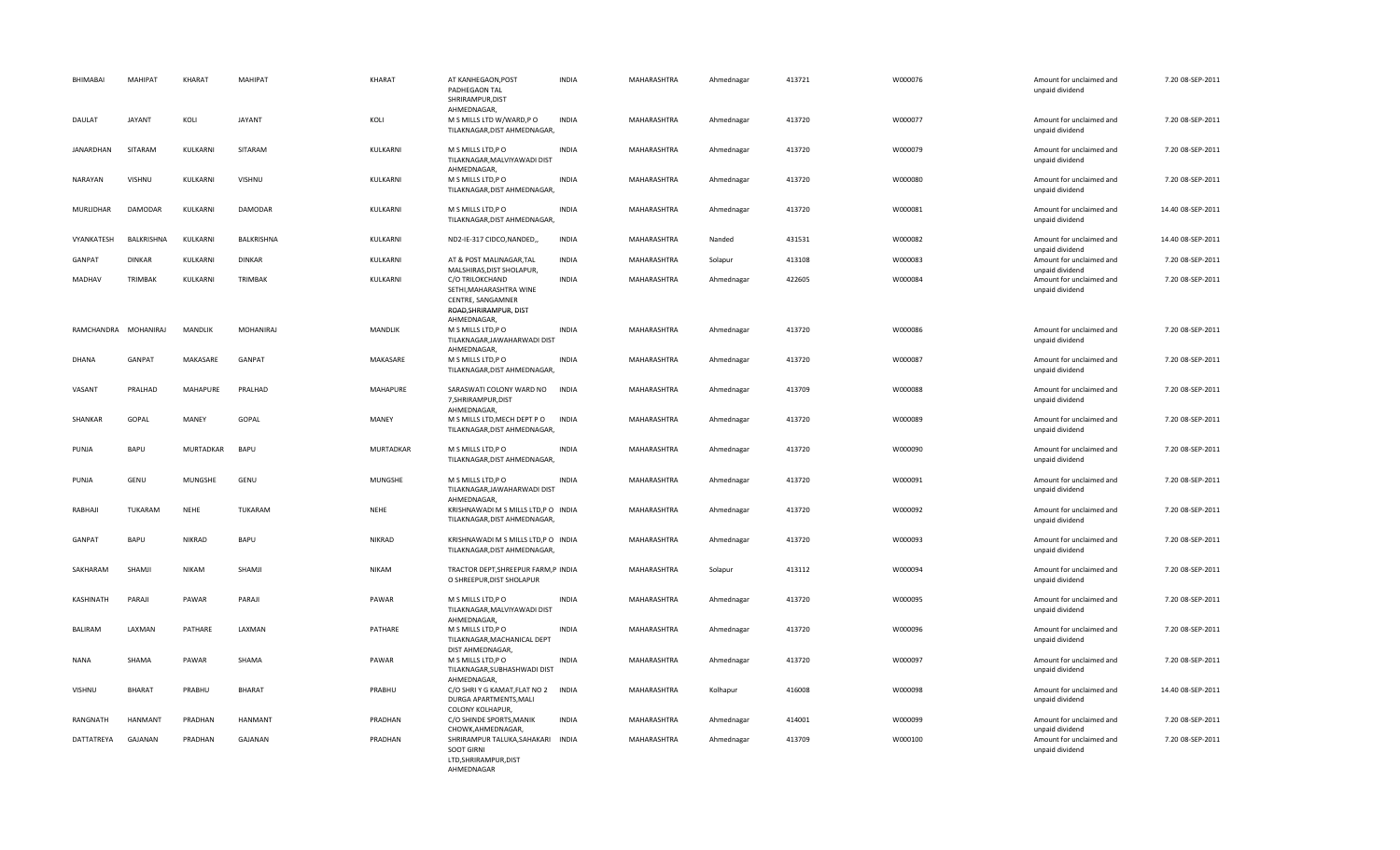| BHIMABAI | MAHIPAT | KHARAT | MAHIPAT | KHARAT | AT KANHEGAON,POST PADHEGAON TAL SHRIRAMPUR,DIST AHMEDNAGAR, | INDIA | MAHARASHTRA | Ahmednagar | 413721 | W000076 | Amount for unclaimed and unpaid dividend | 7.20 | 08-SEP-2011 |
|---|---|---|---|---|---|---|---|---|---|---|---|---|---|
| DAULAT | JAYANT | KOLI | JAYANT | KOLI | M S MILLS LTD W/WARD,P O TILAKNAGAR,DIST AHMEDNAGAR, | INDIA | MAHARASHTRA | Ahmednagar | 413720 | W000077 | Amount for unclaimed and unpaid dividend | 7.20 | 08-SEP-2011 |
| JANARDHAN | SITARAM | KULKARNI | SITARAM | KULKARNI | M S MILLS LTD,P O TILAKNAGAR,MALVIYAWADI DIST AHMEDNAGAR, | INDIA | MAHARASHTRA | Ahmednagar | 413720 | W000079 | Amount for unclaimed and unpaid dividend | 7.20 | 08-SEP-2011 |
| NARAYAN | VISHNU | KULKARNI | VISHNU | KULKARNI | M S MILLS LTD,P O TILAKNAGAR,DIST AHMEDNAGAR, | INDIA | MAHARASHTRA | Ahmednagar | 413720 | W000080 | Amount for unclaimed and unpaid dividend | 7.20 | 08-SEP-2011 |
| MURLIDHAR | DAMODAR | KULKARNI | DAMODAR | KULKARNI | M S MILLS LTD,P O TILAKNAGAR,DIST AHMEDNAGAR, | INDIA | MAHARASHTRA | Ahmednagar | 413720 | W000081 | Amount for unclaimed and unpaid dividend | 14.40 | 08-SEP-2011 |
| VYANKATESH | BALKRISHNA | KULKARNI | BALKRISHNA | KULKARNI | ND2-IE-317 CIDCO,NANDED,, | INDIA | MAHARASHTRA | Nanded | 431531 | W000082 | Amount for unclaimed and unpaid dividend | 14.40 | 08-SEP-2011 |
| GANPAT | DINKAR | KULKARNI | DINKAR | KULKARNI | AT & POST MALINAGAR,TAL MALSHIRAS,DIST SHOLAPUR, | INDIA | MAHARASHTRA | Solapur | 413108 | W000083 | Amount for unclaimed and unpaid dividend | 7.20 | 08-SEP-2011 |
| MADHAV | TRIMBAK | KULKARNI | TRIMBAK | KULKARNI | C/O TRILOKCHAND SETHI,MAHARASHTRA WINE CENTRE, SANGAMNER ROAD,SHRIRAMPUR, DIST AHMEDNAGAR, | INDIA | MAHARASHTRA | Ahmednagar | 422605 | W000084 | Amount for unclaimed and unpaid dividend | 7.20 | 08-SEP-2011 |
| RAMCHANDRA | MOHANIRAJ | MANDLIK | MOHANIRAJ | MANDLIK | M S MILLS LTD,P O TILAKNAGAR,JAWAHARWADI DIST AHMEDNAGAR, | INDIA | MAHARASHTRA | Ahmednagar | 413720 | W000086 | Amount for unclaimed and unpaid dividend | 7.20 | 08-SEP-2011 |
| DHANA | GANPAT | MAKASARE | GANPAT | MAKASARE | M S MILLS LTD,P O TILAKNAGAR,DIST AHMEDNAGAR, | INDIA | MAHARASHTRA | Ahmednagar | 413720 | W000087 | Amount for unclaimed and unpaid dividend | 7.20 | 08-SEP-2011 |
| VASANT | PRALHAD | MAHAPURE | PRALHAD | MAHAPURE | SARASWATI COLONY WARD NO 7,SHRIRAMPUR,DIST AHMEDNAGAR, | INDIA | MAHARASHTRA | Ahmednagar | 413709 | W000088 | Amount for unclaimed and unpaid dividend | 7.20 | 08-SEP-2011 |
| SHANKAR | GOPAL | MANEY | GOPAL | MANEY | M S MILLS LTD,MECH DEPT P O TILAKNAGAR,DIST AHMEDNAGAR, | INDIA | MAHARASHTRA | Ahmednagar | 413720 | W000089 | Amount for unclaimed and unpaid dividend | 7.20 | 08-SEP-2011 |
| PUNJA | BAPU | MURTADKAR | BAPU | MURTADKAR | M S MILLS LTD,P O TILAKNAGAR,DIST AHMEDNAGAR, | INDIA | MAHARASHTRA | Ahmednagar | 413720 | W000090 | Amount for unclaimed and unpaid dividend | 7.20 | 08-SEP-2011 |
| PUNJA | GENU | MUNGSHE | GENU | MUNGSHE | M S MILLS LTD,P O TILAKNAGAR,JAWAHARWADI DIST AHMEDNAGAR, | INDIA | MAHARASHTRA | Ahmednagar | 413720 | W000091 | Amount for unclaimed and unpaid dividend | 7.20 | 08-SEP-2011 |
| RABHAJI | TUKARAM | NEHE | TUKARAM | NEHE | KRISHNAWADI M S MILLS LTD,P O TILAKNAGAR,DIST AHMEDNAGAR, | INDIA | MAHARASHTRA | Ahmednagar | 413720 | W000092 | Amount for unclaimed and unpaid dividend | 7.20 | 08-SEP-2011 |
| GANPAT | BAPU | NIKRAD | BAPU | NIKRAD | KRISHNAWADI M S MILLS LTD,P O TILAKNAGAR,DIST AHMEDNAGAR, | INDIA | MAHARASHTRA | Ahmednagar | 413720 | W000093 | Amount for unclaimed and unpaid dividend | 7.20 | 08-SEP-2011 |
| SAKHARAM | SHAMJI | NIKAM | SHAMJI | NIKAM | TRACTOR DEPT,SHREEPUR FARM,P O SHREEPUR,DIST SHOLAPUR | INDIA | MAHARASHTRA | Solapur | 413112 | W000094 | Amount for unclaimed and unpaid dividend | 7.20 | 08-SEP-2011 |
| KASHINATH | PARAJI | PAWAR | PARAJI | PAWAR | M S MILLS LTD,P O TILAKNAGAR,MALVIYAWADI DIST AHMEDNAGAR, | INDIA | MAHARASHTRA | Ahmednagar | 413720 | W000095 | Amount for unclaimed and unpaid dividend | 7.20 | 08-SEP-2011 |
| BALIRAM | LAXMAN | PATHARE | LAXMAN | PATHARE | M S MILLS LTD,P O TILAKNAGAR,MACHANICAL DEPT DIST AHMEDNAGAR, | INDIA | MAHARASHTRA | Ahmednagar | 413720 | W000096 | Amount for unclaimed and unpaid dividend | 7.20 | 08-SEP-2011 |
| NANA | SHAMA | PAWAR | SHAMA | PAWAR | M S MILLS LTD,P O TILAKNAGAR,SUBHASHWADI DIST AHMEDNAGAR, | INDIA | MAHARASHTRA | Ahmednagar | 413720 | W000097 | Amount for unclaimed and unpaid dividend | 7.20 | 08-SEP-2011 |
| VISHNU | BHARAT | PRABHU | BHARAT | PRABHU | C/O SHRI Y G KAMAT,FLAT NO 2 DURGA APARTMENTS,MALI COLONY KOLHAPUR, | INDIA | MAHARASHTRA | Kolhapur | 416008 | W000098 | Amount for unclaimed and unpaid dividend | 14.40 | 08-SEP-2011 |
| RANGNATH | HANMANT | PRADHAN | HANMANT | PRADHAN | C/O SHINDE SPORTS,MANIK CHOWK,AHMEDNAGAR, | INDIA | MAHARASHTRA | Ahmednagar | 414001 | W000099 | Amount for unclaimed and unpaid dividend | 7.20 | 08-SEP-2011 |
| DATTATREYA | GAJANAN | PRADHAN | GAJANAN | PRADHAN | SHRIRAMPUR TALUKA,SAHAKARI SOOT GIRNI LTD,SHRIRAMPUR,DIST AHMEDNAGAR | INDIA | MAHARASHTRA | Ahmednagar | 413709 | W000100 | Amount for unclaimed and unpaid dividend | 7.20 | 08-SEP-2011 |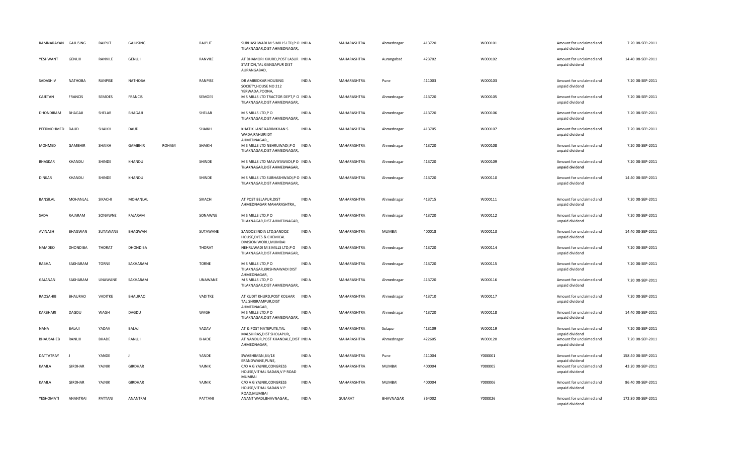| | | | | | | | | | | | | | | | |
|---|---|---|---|---|---|---|---|---|---|---|---|---|---|---|---|
| RAMNARAYAN | GAJUSING | RAJPUT | GAJUSING | | RAJPUT | SUBHASHWADI M S MILLS LTD,P O TILAKNAGAR,DIST AHMEDNAGAR, | INDIA | MAHARASHTRA | Ahmednagar | 413720 | W000101 | Amount for unclaimed and unpaid dividend | 7.20 | 08-SEP-2011 |
| YESHWANT | GENUJI | RANVILE | GENUJI | | RANVILE | AT DHAMORI KHURD,POST LASUR STATION,TAL GANGAPUR DIST AURANGABAD, | INDIA | MAHARASHTRA | Aurangabad | 423702 | W000102 | Amount for unclaimed and unpaid dividend | 14.40 | 08-SEP-2011 |
| SADASHIV | NATHOBA | RANPISE | NATHOBA | | RANPISE | DR AMBEDKAR HOUSING SOCIETY,HOUSE NO 212 YERWADA,POONA, | INDIA | MAHARASHTRA | Pune | 411003 | W000103 | Amount for unclaimed and unpaid dividend | 7.20 | 08-SEP-2011 |
| CAJETAN | FRANCIS | SEMOES | FRANCIS | | SEMOES | M S MILLS LTD TRACTOR DEPT,P O TILAKNAGAR,DIST AHMEDNAGAR, | INDIA | MAHARASHTRA | Ahmednagar | 413720 | W000105 | Amount for unclaimed and unpaid dividend | 7.20 | 08-SEP-2011 |
| DHONDIRAM | BHAGAJI | SHELAR | BHAGAJI | | SHELAR | M S MILLS LTD,P O TILAKNAGAR,DIST AHMEDNAGAR, | INDIA | MAHARASHTRA | Ahmednagar | 413720 | W000106 | Amount for unclaimed and unpaid dividend | 7.20 | 08-SEP-2011 |
| PEERMOHMED | DAUD | SHAIKH | DAUD | | SHAIKH | KHATIK LANE KARIMKHAN S WADA,RAHURI DT AHMEDNAGAR,, | INDIA | MAHARASHTRA | Ahmednagar | 413705 | W000107 | Amount for unclaimed and unpaid dividend | 7.20 | 08-SEP-2011 |
| MOHMED | GAMBHIR | SHAIKH | GAMBHIR | ROHAM | SHAIKH | M S MILLS LTD NEHRUWADI,P O TILAKNAGAR,DIST AHMEDNAGAR, | INDIA | MAHARASHTRA | Ahmednagar | 413720 | W000108 | Amount for unclaimed and unpaid dividend | 7.20 | 08-SEP-2011 |
| BHASKAR | KHANDU | SHINDE | KHANDU | | SHINDE | M S MILLS LTD MALVIYAWADI,P O TILAKNAGAR,DIST AHMEDNAGAR, | INDIA | MAHARASHTRA | Ahmednagar | 413720 | W000109 | Amount for unclaimed and unpaid dividend | 7.20 | 08-SEP-2011 |
| DINKAR | KHANDU | SHINDE | KHANDU | | SHINDE | M S MILLS LTD SUBHASHWADI,P O TILAKNAGAR,DIST AHMEDNAGAR, | INDIA | MAHARASHTRA | Ahmednagar | 413720 | W000110 | Amount for unclaimed and unpaid dividend | 14.40 | 08-SEP-2011 |
| BANSILAL | MOHANLAL | SIKACHI | MOHANLAL | | SIKACHI | AT POST BELAPUR,DIST AHMEDNAGAR MAHARASHTRA,, | INDIA | MAHARASHTRA | Ahmednagar | 413715 | W000111 | Amount for unclaimed and unpaid dividend | 7.20 | 08-SEP-2011 |
| SADA | RAJARAM | SONAWNE | RAJARAM | | SONAWNE | M S MILLS LTD,P O TILAKNAGAR,DIST AHMEDNAGAR, | INDIA | MAHARASHTRA | Ahmednagar | 413720 | W000112 | Amount for unclaimed and unpaid dividend | 7.20 | 08-SEP-2011 |
| AVINASH | BHAGWAN | SUTAWANE | BHAGWAN | | SUTAWANE | SANDOZ INDIA LTD,SANDOZ HOUSE,DYES & CHEMICAL DIVISION WORLI,MUMBAI | INDIA | MAHARASHTRA | MUMBAI | 400018 | W000113 | Amount for unclaimed and unpaid dividend | 14.40 | 08-SEP-2011 |
| NAMDEO | DHONDIBA | THORAT | DHONDIBA | | THORAT | NEHRUWADI M S MILLS LTD,P O TILAKNAGAR,DIST AHMEDNAGAR, | INDIA | MAHARASHTRA | Ahmednagar | 413720 | W000114 | Amount for unclaimed and unpaid dividend | 7.20 | 08-SEP-2011 |
| RABHA | SAKHARAM | TORNE | SAKHARAM | | TORNE | M S MILLS LTD,P O TILAKNAGAR,KRISHNAWADI DIST AHMEDNAGAR, | INDIA | MAHARASHTRA | Ahmednagar | 413720 | W000115 | Amount for unclaimed and unpaid dividend | 7.20 | 08-SEP-2011 |
| GAJANAN | SAKHARAM | UNAWANE | SAKHARAM | | UNAWANE | M S MILLS LTD,P O TILAKNAGAR,DIST AHMEDNAGAR, | INDIA | MAHARASHTRA | Ahmednagar | 413720 | W000116 | Amount for unclaimed and unpaid dividend | 7.20 | 08-SEP-2011 |
| RAOSAHIB | BHAURAO | VADITKE | BHAURAO | | VADITKE | AT KUDIT KHURD,POST KOLHAR TAL SHRIRAMPUR,DIST AHMEDNAGAR, | INDIA | MAHARASHTRA | Ahmednagar | 413710 | W000117 | Amount for unclaimed and unpaid dividend | 7.20 | 08-SEP-2011 |
| KARBHARI | DAGDU | WAGH | DAGDU | | WAGH | M S MILLS LTD,P O TILAKNAGAR,DIST AHMEDNAGAR, | INDIA | MAHARASHTRA | Ahmednagar | 413720 | W000118 | Amount for unclaimed and unpaid dividend | 14.40 | 08-SEP-2011 |
| NANA | BALAJI | YADAV | BALAJI | | YADAV | AT & POST NATEPUTE,TAL MALSHIRAS,DIST SHOLAPUR, | INDIA | MAHARASHTRA | Solapur | 413109 | W000119 | Amount for unclaimed and unpaid dividend | 7.20 | 08-SEP-2011 |
| BHAUSAHEB | RANUJI | BHADE | RANUJI | | BHADE | AT NANDUR,POST KHANDALE,DIST AHMEDNAGAR, | INDIA | MAHARASHTRA | Ahmednagar | 422605 | W000120 | Amount for unclaimed and unpaid dividend | 7.20 | 08-SEP-2011 |
| DATTATRAY | J | YANDE | J | | YANDE | SWABHIMAN,64/18 ERANDWANE,PUNE, | INDIA | MAHARASHTRA | Pune | 411004 | Y000001 | Amount for unclaimed and unpaid dividend | 158.40 | 08-SEP-2011 |
| KAMLA | GIRDHAR | YAJNIK | GIRDHAR | | YAJNIK | C/O A G YAJNIK,CONGRESS HOUSE,VITHAL SADAN,V P ROAD MUMBAI | INDIA | MAHARASHTRA | MUMBAI | 400004 | Y000005 | Amount for unclaimed and unpaid dividend | 43.20 | 08-SEP-2011 |
| KAMLA | GIRDHAR | YAJNIK | GIRDHAR | | YAJNIK | C/O A G YAJNIK,CONGRESS HOUSE,VITHAL SADAN V P ROAD,MUMBAI | INDIA | MAHARASHTRA | MUMBAI | 400004 | Y000006 | Amount for unclaimed and unpaid dividend | 86.40 | 08-SEP-2011 |
| YESHOMATI | ANANTRAI | PATTANI | ANANTRAI | | PATTANI | ANANT WADI,BHAVNAGAR,, | INDIA | GUJARAT | BHAVNAGAR | 364002 | Y000026 | Amount for unclaimed and unpaid dividend | 172.80 | 08-SEP-2011 |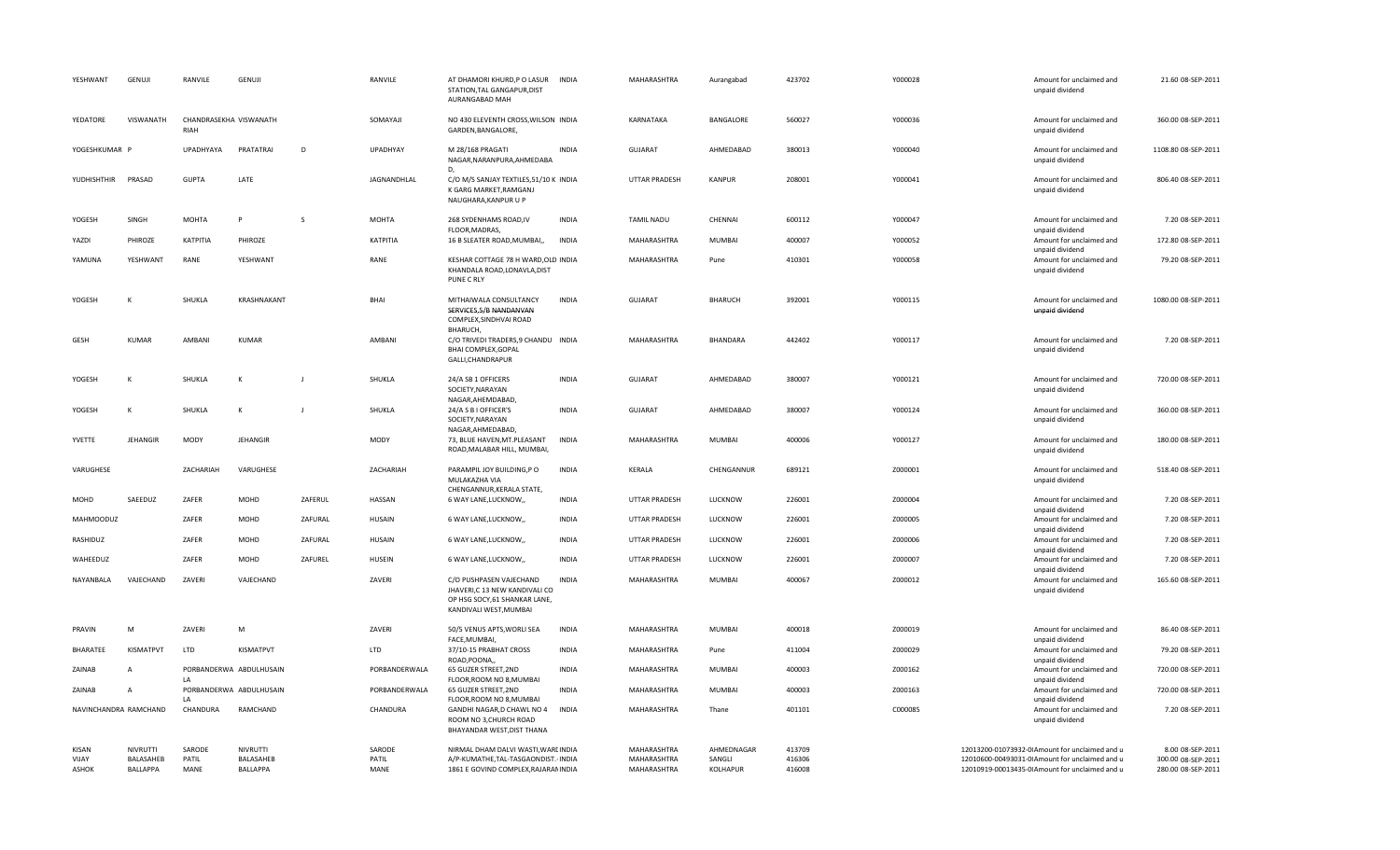| | | | | | | | | | | | | | | | |
|---|---|---|---|---|---|---|---|---|---|---|---|---|---|---|---|
| YESHWANT | GENUJI | RANVILE | GENUJI | | RANVILE | AT DHAMORI KHURD,P O LASUR STATION,TAL GANGAPUR,DIST AURANGABAD MAH | INDIA | MAHARASHTRA | Aurangabad | 423702 | Y000028 | | Amount for unclaimed and unpaid dividend | 21.60 | 08-SEP-2011 |
| YEDATORE | VISWANATH | CHANDRASEKHA RIAH | VISWANATH | | SOMAYAJI | NO 430 ELEVENTH CROSS,WILSON GARDEN,BANGALORE, | INDIA | KARNATAKA | BANGALORE | 560027 | Y000036 | | Amount for unclaimed and unpaid dividend | 360.00 | 08-SEP-2011 |
| YOGESHKUMAR | P | UPADHYAYA | PRATATRAI | D | UPADHYAY | M 28/168 PRAGATI NAGAR,NARANPURA,AHMEDABA D, | INDIA | GUJARAT | AHMEDABAD | 380013 | Y000040 | | Amount for unclaimed and unpaid dividend | 1108.80 | 08-SEP-2011 |
| YUDHISHTHIR | PRASAD | GUPTA | LATE | | JAGNANDHLAL | C/O M/S SANJAY TEXTILES,51/10 K K GARG MARKET,RAMGANJ NAUGHARA,KANPUR U P | INDIA | UTTAR PRADESH | KANPUR | 208001 | Y000041 | | Amount for unclaimed and unpaid dividend | 806.40 | 08-SEP-2011 |
| YOGESH | SINGH | MOHTA | P | S | MOHTA | 268 SYDENHAMS ROAD,IV FLOOR,MADRAS, | INDIA | TAMIL NADU | CHENNAI | 600112 | Y000047 | | Amount for unclaimed and unpaid dividend | 7.20 | 08-SEP-2011 |
| YAZDI | PHIROZE | KATPITIA | PHIROZE | | KATPITIA | 16 B SLEATER ROAD,MUMBAI,, | INDIA | MAHARASHTRA | MUMBAI | 400007 | Y000052 | | Amount for unclaimed and unpaid dividend | 172.80 | 08-SEP-2011 |
| YAMUNA | YESHWANT | RANE | YESHWANT | | RANE | KESHAR COTTAGE 78 H WARD,OLD KHANDALA ROAD,LONAVLA,DIST PUNE C RLY | INDIA | MAHARASHTRA | Pune | 410301 | Y000058 | | Amount for unclaimed and unpaid dividend | 79.20 | 08-SEP-2011 |
| YOGESH | K | SHUKLA | KRASHNAKANT | | BHAI | MITHAIWALA CONSULTANCY SERVICES,5/B NANDANVAN COMPLEX,SINDHVAI ROAD BHARUCH, | INDIA | GUJARAT | BHARUCH | 392001 | Y000115 | | Amount for unclaimed and unpaid dividend | 1080.00 | 08-SEP-2011 |
| GESH | KUMAR | AMBANI | KUMAR | | AMBANI | C/O TRIVEDI TRADERS,9 CHANDU BHAI COMPLEX,GOPAL GALLI,CHANDRAPUR | INDIA | MAHARASHTRA | BHANDARA | 442402 | Y000117 | | Amount for unclaimed and unpaid dividend | 7.20 | 08-SEP-2011 |
| YOGESH | K | SHUKLA | K | J | SHUKLA | 24/A SB 1 OFFICERS SOCIETY,NARAYAN NAGAR,AHEMDABAD, | INDIA | GUJARAT | AHMEDABAD | 380007 | Y000121 | | Amount for unclaimed and unpaid dividend | 720.00 | 08-SEP-2011 |
| YOGESH | K | SHUKLA | K | J | SHUKLA | 24/A S B I OFFICER'S SOCIETY,NARAYAN NAGAR,AHMEDABAD, | INDIA | GUJARAT | AHMEDABAD | 380007 | Y000124 | | Amount for unclaimed and unpaid dividend | 360.00 | 08-SEP-2011 |
| YVETTE | JEHANGIR | MODY | JEHANGIR | | MODY | 73, BLUE HAVEN,MT.PLEASANT ROAD,MALABAR HILL, MUMBAI, | INDIA | MAHARASHTRA | MUMBAI | 400006 | Y000127 | | Amount for unclaimed and unpaid dividend | 180.00 | 08-SEP-2011 |
| VARUGHESE | | ZACHARIAH | VARUGHESE | | ZACHARIAH | PARAMPIL JOY BUILDING,P O MULAKAZHA VIA CHENGANNUR,KERALA STATE, | INDIA | KERALA | CHENGANNUR | 689121 | Z000001 | | Amount for unclaimed and unpaid dividend | 518.40 | 08-SEP-2011 |
| MOHD | SAEEDUZ | ZAFER | MOHD | ZAFERUL | HASSAN | 6 WAY LANE,LUCKNOW,, | INDIA | UTTAR PRADESH | LUCKNOW | 226001 | Z000004 | | Amount for unclaimed and unpaid dividend | 7.20 | 08-SEP-2011 |
| MAHMOODUZ | | ZAFER | MOHD | ZAFURAL | HUSAIN | 6 WAY LANE,LUCKNOW,, | INDIA | UTTAR PRADESH | LUCKNOW | 226001 | Z000005 | | Amount for unclaimed and unpaid dividend | 7.20 | 08-SEP-2011 |
| RASHIDUZ | | ZAFER | MOHD | ZAFURAL | HUSAIN | 6 WAY LANE,LUCKNOW,, | INDIA | UTTAR PRADESH | LUCKNOW | 226001 | Z000006 | | Amount for unclaimed and unpaid dividend | 7.20 | 08-SEP-2011 |
| WAHEEDUZ | | ZAFER | MOHD | ZAFUREL | HUSEIN | 6 WAY LANE,LUCKNOW,, | INDIA | UTTAR PRADESH | LUCKNOW | 226001 | Z000007 | | Amount for unclaimed and unpaid dividend | 7.20 | 08-SEP-2011 |
| NAYANBALA | VAJECHAND | ZAVERI | VAJECHAND | | ZAVERI | C/O PUSHPASEN VAJECHAND JHAVERI,C 13 NEW KANDIVALI CO OP HSG SOCY,61 SHANKAR LANE, KANDIVALI WEST,MUMBAI | INDIA | MAHARASHTRA | MUMBAI | 400067 | Z000012 | | Amount for unclaimed and unpaid dividend | 165.60 | 08-SEP-2011 |
| PRAVIN | M | ZAVERI | M | | ZAVERI | 50/5 VENUS APTS,WORLI SEA FACE,MUMBAI, | INDIA | MAHARASHTRA | MUMBAI | 400018 | Z000019 | | Amount for unclaimed and unpaid dividend | 86.40 | 08-SEP-2011 |
| BHARATEE | KISMATPVT | LTD | KISMATPVT | | LTD | 37/10-15 PRABHAT CROSS ROAD,POONA,, | INDIA | MAHARASHTRA | Pune | 411004 | Z000029 | | Amount for unclaimed and unpaid dividend | 79.20 | 08-SEP-2011 |
| ZAINAB | A | PORBANDERWA LA | ABDULHUSAIN | | PORBANDERWALA | 65 GUZER STREET,2ND FLOOR,ROOM NO 8,MUMBAI | INDIA | MAHARASHTRA | MUMBAI | 400003 | Z000162 | | Amount for unclaimed and unpaid dividend | 720.00 | 08-SEP-2011 |
| ZAINAB | A | PORBANDERWA LA | ABDULHUSAIN | | PORBANDERWALA | 65 GUZER STREET,2ND FLOOR,ROOM NO 8,MUMBAI | INDIA | MAHARASHTRA | MUMBAI | 400003 | Z000163 | | Amount for unclaimed and unpaid dividend | 720.00 | 08-SEP-2011 |
| NAVINCHANDRA | RAMCHAND | CHANDURA | RAMCHAND | | CHANDURA | GANDHI NAGAR,D CHAWL NO 4 ROOM NO 3,CHURCH ROAD BHAYANDAR WEST,DIST THANA | INDIA | MAHARASHTRA | Thane | 401101 | C000085 | | Amount for unclaimed and unpaid dividend | 7.20 | 08-SEP-2011 |
| KISAN | NIVRUTTI | SARODE | NIVRUTTI | | SARODE | NIRMAL DHAM DALVI WASTI,WARI | INDIA | MAHARASHTRA | AHMEDNAGAR | 413709 | | 12013200-01073932-0I | Amount for unclaimed and u | 8.00 | 08-SEP-2011 |
| VIJAY | BALASAHEB | PATIL | BALASAHEB | | PATIL | A/P-KUMATHE,TAL-TASGAONDIST.- | INDIA | MAHARASHTRA | SANGLI | 416306 | | 12010600-00493031-0I | Amount for unclaimed and u | 300.00 | 08-SEP-2011 |
| ASHOK | BALLAPPA | MANE | BALLAPPA | | MANE | 1861 E GOVIND COMPLEX,RAJARAM | INDIA | MAHARASHTRA | KOLHAPUR | 416008 | | 12010919-00013435-0I | Amount for unclaimed and u | 280.00 | 08-SEP-2011 |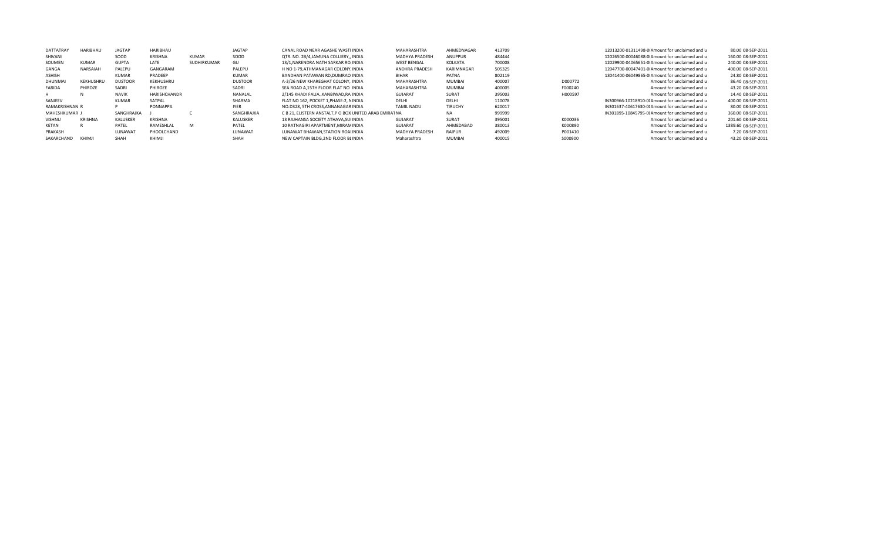| | | | | | | | | | | | | | | | |
|---|---|---|---|---|---|---|---|---|---|---|---|---|---|---|---|
| DATTATRAY | HARIBHAU | JAGTAP | HARIBHAU | | JAGTAP | CANAL ROAD NEAR AGASHE WASTI INDIA | | MAHARASHTRA | AHMEDNAGAR | 413709 | | 12013200-01311498-0IAmount for unclaimed and u | | 80.00 | 08-SEP-2011 |
| SHIVANI | | SOOD | KRISHNA | KUMAR | SOOD | QTR. NO. 28/4,JAMUNA COLLIERY,, INDIA | | MADHYA PRADESH | ANUPPUR | 484444 | | 12026500-00046088-0IAmount for unclaimed and u | | 160.00 | 08-SEP-2011 |
| SOUMEN | KUMAR | GUPTA | LATE | SUDHIRKUMAR | GU | 13/1,NARENDRA NATH SARKAR RO.INDIA | | WEST BENGAL | KOLKATA | 700008 | | 12029900-04065651-0IAmount for unclaimed and u | | 240.00 | 08-SEP-2011 |
| GANGA | NARSAIAH | PALEPU | GANGARAM | | PALEPU | H NO 1-79,ATHMANAGAR COLONY,INDIA | | ANDHRA PRADESH | KARIMNAGAR | 505325 | | 12047700-00047401-0IAmount for unclaimed and u | | 400.00 | 08-SEP-2011 |
| ASHISH | | KUMAR | PRADEEP | | KUMAR | BANDHAN PATAWAN RD,DUMRAO INDIA | | BIHAR | PATNA | 802119 | | 13041400-06049865-0IAmount for unclaimed and u | | 24.80 | 08-SEP-2011 |
| DHUNMAI | KEKHUSHRU | DUSTOOR | KEKHUSHRU | | DUSTOOR | A-3/26 NEW KHAREGHAT COLONY, INDIA | | MAHARASHTRA | MUMBAI | 400007 | D000772 | | Amount for unclaimed and u | 86.40 | 08-SEP-2011 |
| FARIDA | PHIROZE | SADRI | PHIROZE | | SADRI | SEA ROAD A,15TH FLOOR FLAT NO INDIA | | MAHARASHTRA | MUMBAI | 400005 | F000240 | | Amount for unclaimed and u | 43.20 | 08-SEP-2011 |
| H | N | NAVIK | HARISHCHANDR | | NANALAL | 2/145 KHADI FALIA,,KANBIWAD,RA INDIA | | GUJARAT | SURAT | 395003 | H000597 | | Amount for unclaimed and u | 14.40 | 08-SEP-2011 |
| SANJEEV | | KUMAR | SATPAL | | SHARMA | FLAT NO 162, POCKET 1,PHASE-2, NINDIA | | DELHI | DELHI | 110078 | | IN300966-10218910-0(Amount for unclaimed and u | | 400.00 | 08-SEP-2011 |
| RAMAKRISHNAN R | | P | PONNAPPA | | IYER | NO.D328, 5TH CROSS,ANNANAGAR INDIA | | TAMIL NADU | TIRUCHY | 620017 | | IN301637-40617630-0(Amount for unclaimed and u | | 80.00 | 08-SEP-2011 |
| MAHESHKUMAR J | | SANGHRAJKA | J | C | SANGHRAJKA | C B 21, ELISTERN ANSTALT,P O BOX UNITED ARAB EMIRATNA | | | NA | 999999 | | IN301895-10845795-0(Amount for unclaimed and u | | 360.00 | 08-SEP-2011 |
| VISHNU | KRISHNA | KALUSKER | KRISHNA | | KALUSKER | 13 RAJHANSA SOCIETY ATHAVA,SUI INDIA | | GUJARAT | SURAT | 395001 | K000036 | | Amount for unclaimed and u | 201.60 | 08-SEP-2011 |
| KETAN | R | PATEL | RAMESHLAL | M | PATEL | 10 RATNAGIRI APARTMENT,MIRAM INDIA | | GUJARAT | AHMEDABAD | 380013 | K000890 | | Amount for unclaimed and u | 1389.60 | 08-SEP-2011 |
| PRAKASH | | LUNAWAT | PHOOLCHAND | | LUNAWAT | LUNAWAT BHAWAN,STATION ROAI INDIA | | MADHYA PRADESH | RAIPUR | 492009 | P001410 | | Amount for unclaimed and u | 7.20 | 08-SEP-2011 |
| SAKARCHAND | KHIMJI | SHAH | KHIMJI | | SHAH | NEW CAPTAIN BLDG,2ND FLOOR BL INDIA | | Maharashtra | MUMBAI | 400015 | S000900 | | Amount for unclaimed and u | 43.20 | 08-SEP-2011 |